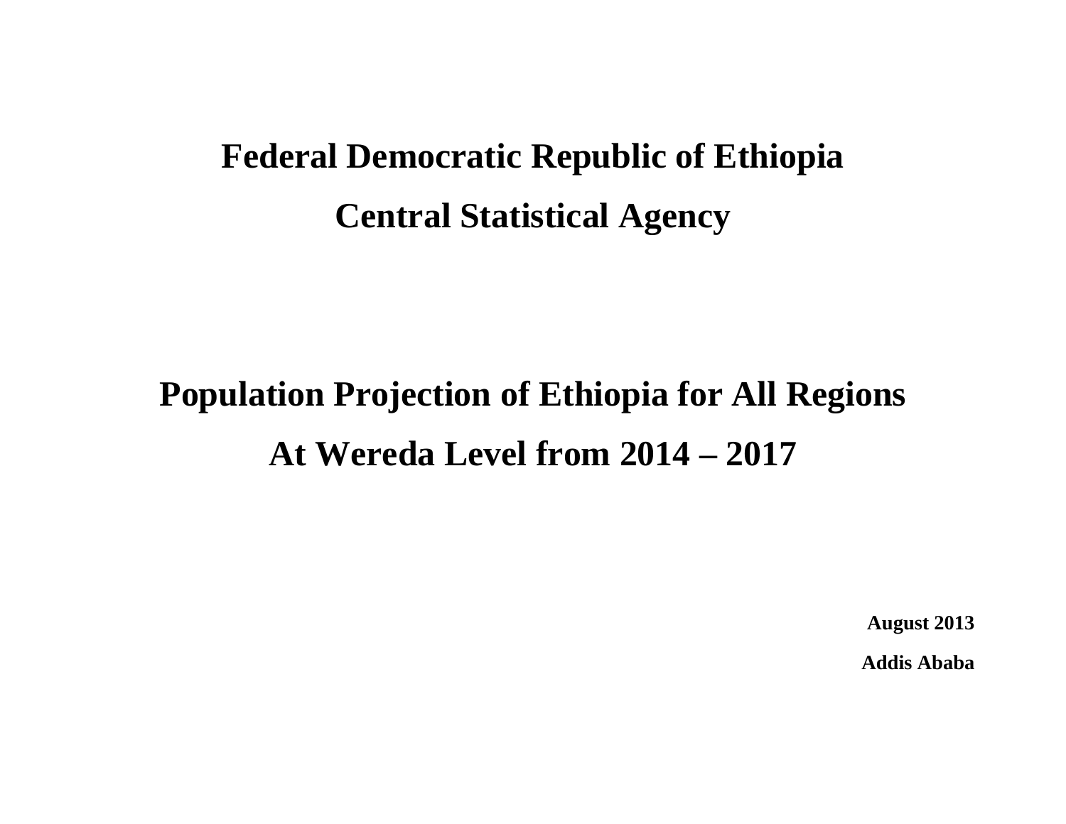# Federal Democratic Republic of Ethiopia

# Central Statistical Agency

# Population Projection of Ethiopia for All Regions

# At Wereda Level from 2014 – 2017

**August 2013**

**Addis Ababa**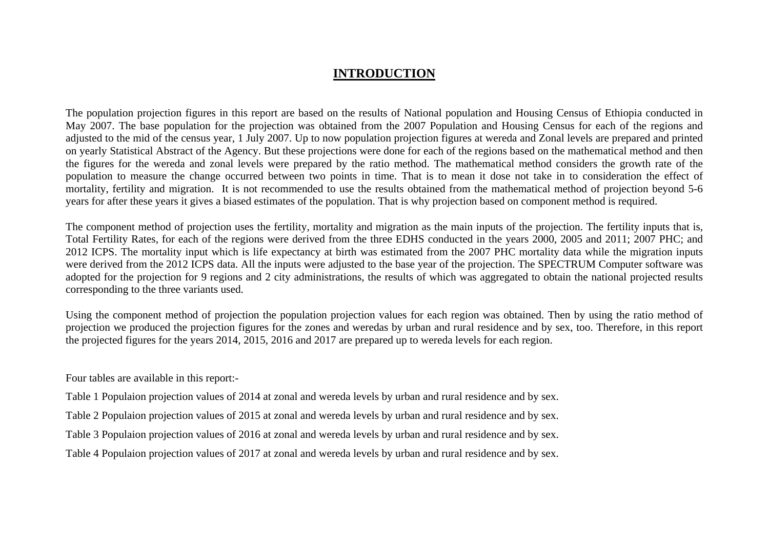# INTRODUCTION

The population projection figures in this report are based on the results of National population and Housing Census of Ethiopia conducted in May 2007. The base population for the projection was obtained from the 2007 Population and Housing Census for each of the regions and adjusted to the mid of the census year, 1 July 2007. Up to now population projection figures at wereda and Zonal levels are prepared and printed on yearly Statistical Abstract of the Agency. But these projections were done for each of the regions based on the mathematical method and then the figures for the wereda and zonal levels were prepared by the ratio method. The mathematical method considers the growth rate of the population to measure the change occurred between two points in time. That is to mean it dose not take in to consideration the effect of mortality, fertility and migration. It is not recommended to use the results obtained from the mathematical method of projection beyond 5-6 years for after these years it gives a biased estimates of the population. That is why projection based on component method is required.

The component method of projection uses the fertility, mortality and migration as the main inputs of the projection. The fertility inputs that is, Total Fertility Rates, for each of the regions were derived from the three EDHS conducted in the years 2000, 2005 and 2011; 2007 PHC; and 2012 ICPS. The mortality input which is life expectancy at birth was estimated from the 2007 PHC mortality data while the migration inputs were derived from the 2012 ICPS data. All the inputs were adjusted to the base year of the projection. The SPECTRUM Computer software was adopted for the projection for 9 regions and 2 city administrations, the results of which was aggregated to obtain the national projected results corresponding to the three variants used.

Using the component method of projection the population projection values for each region was obtained. Then by using the ratio method of projection we produced the projection figures for the zones and weredas by urban and rural residence and by sex, too. Therefore, in this report the projected figures for the years 2014, 2015, 2016 and 2017 are prepared up to wereda levels for each region.

Four tables are available in this report:-

Table 1 Populaion projection values of 2014 at zonal and wereda levels by urban and rural residence and by sex.

Table 2 Populaion projection values of 2015 at zonal and wereda levels by urban and rural residence and by sex.

Table 3 Populaion projection values of 2016 at zonal and wereda levels by urban and rural residence and by sex.

Table 4 Populaion projection values of 2017 at zonal and wereda levels by urban and rural residence and by sex.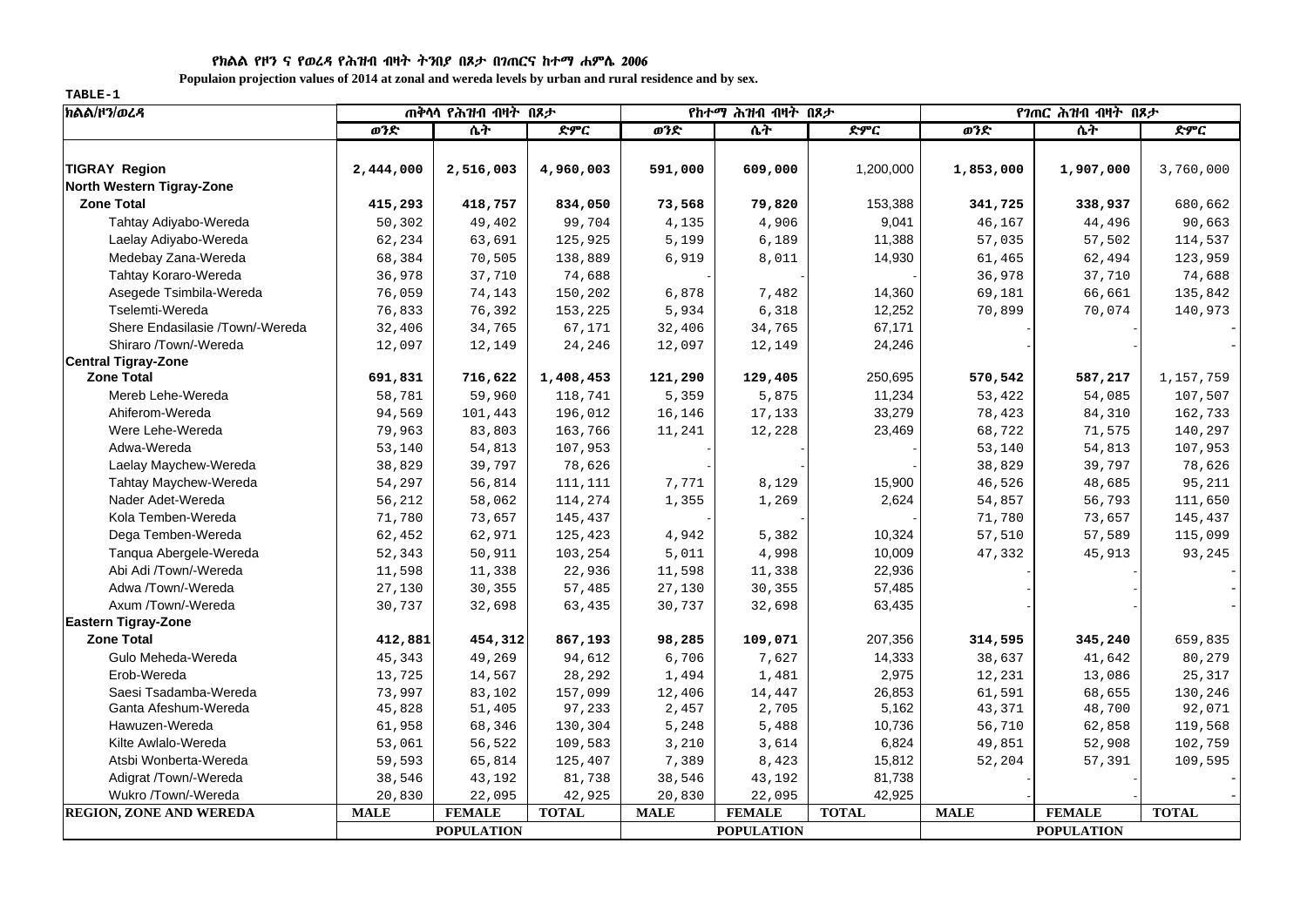የክልል የዞን ና የወረዳ የሕዝብ ብዛት ትንበያ በጾታ በገጠርና ከተማ ሐምሌ 2006

**Populaion projection values of 2014 at zonal and wereda levels by urban and rural residence and by sex.**

TABLE-1

| ክልል/ዞን/ወረዳ | ጠቅላላ የሕዝብ ብዛት በጾታ | | | የከተማ ሕዝብ ብዛት በጾታ | | | የገጠር ሕዝብ ብዛት በጾታ | | |
|---|---|---|---|---|---|---|---|---|---|
| | ወንድ | ሴት | ድምር | ወንድ | ሴት | ድምር | ወንድ | ሴት | ድምር |
| **TIGRAY Region** | **2,444,000** | **2,516,003** | **4,960,003** | **591,000** | **609,000** | 1,200,000 | **1,853,000** | **1,907,000** | 3,760,000 |
| **North Western Tigray-Zone** | | | | | | | | | |
| **Zone Total** | **415,293** | **418,757** | **834,050** | **73,568** | **79,820** | 153,388 | **341,725** | **338,937** | 680,662 |
| Tahtay Adiyabo-Wereda | 50,302 | 49,402 | 99,704 | 4,135 | 4,906 | 9,041 | 46,167 | 44,496 | 90,663 |
| Laelay Adiyabo-Wereda | 62,234 | 63,691 | 125,925 | 5,199 | 6,189 | 11,388 | 57,035 | 57,502 | 114,537 |
| Medebay Zana-Wereda | 68,384 | 70,505 | 138,889 | 6,919 | 8,011 | 14,930 | 61,465 | 62,494 | 123,959 |
| Tahtay Koraro-Wereda | 36,978 | 37,710 | 74,688 | - | - | - | 36,978 | 37,710 | 74,688 |
| Asegede Tsimbila-Wereda | 76,059 | 74,143 | 150,202 | 6,878 | 7,482 | 14,360 | 69,181 | 66,661 | 135,842 |
| Tselemti-Wereda | 76,833 | 76,392 | 153,225 | 5,934 | 6,318 | 12,252 | 70,899 | 70,074 | 140,973 |
| Shere Endasilasie /Town/-Wereda | 32,406 | 34,765 | 67,171 | 32,406 | 34,765 | 67,171 | - | - | - |
| Shiraro /Town/-Wereda | 12,097 | 12,149 | 24,246 | 12,097 | 12,149 | 24,246 | - | - | - |
| **Central Tigray-Zone** | | | | | | | | | |
| **Zone Total** | **691,831** | **716,622** | **1,408,453** | **121,290** | **129,405** | 250,695 | **570,542** | **587,217** | 1,157,759 |
| Mereb Lehe-Wereda | 58,781 | 59,960 | 118,741 | 5,359 | 5,875 | 11,234 | 53,422 | 54,085 | 107,507 |
| Ahiferom-Wereda | 94,569 | 101,443 | 196,012 | 16,146 | 17,133 | 33,279 | 78,423 | 84,310 | 162,733 |
| Were Lehe-Wereda | 79,963 | 83,803 | 163,766 | 11,241 | 12,228 | 23,469 | 68,722 | 71,575 | 140,297 |
| Adwa-Wereda | 53,140 | 54,813 | 107,953 | - | - | - | 53,140 | 54,813 | 107,953 |
| Laelay Maychew-Wereda | 38,829 | 39,797 | 78,626 | - | - | - | 38,829 | 39,797 | 78,626 |
| Tahtay Maychew-Wereda | 54,297 | 56,814 | 111,111 | 7,771 | 8,129 | 15,900 | 46,526 | 48,685 | 95,211 |
| Nader Adet-Wereda | 56,212 | 58,062 | 114,274 | 1,355 | 1,269 | 2,624 | 54,857 | 56,793 | 111,650 |
| Kola Temben-Wereda | 71,780 | 73,657 | 145,437 | - | - | - | 71,780 | 73,657 | 145,437 |
| Dega Temben-Wereda | 62,452 | 62,971 | 125,423 | 4,942 | 5,382 | 10,324 | 57,510 | 57,589 | 115,099 |
| Tanqua Abergele-Wereda | 52,343 | 50,911 | 103,254 | 5,011 | 4,998 | 10,009 | 47,332 | 45,913 | 93,245 |
| Abi Adi /Town/-Wereda | 11,598 | 11,338 | 22,936 | 11,598 | 11,338 | 22,936 | - | - | - |
| Adwa /Town/-Wereda | 27,130 | 30,355 | 57,485 | 27,130 | 30,355 | 57,485 | - | - | - |
| Axum /Town/-Wereda | 30,737 | 32,698 | 63,435 | 30,737 | 32,698 | 63,435 | - | - | - |
| **Eastern Tigray-Zone** | | | | | | | | | |
| **Zone Total** | **412,881** | **454,312** | **867,193** | **98,285** | **109,071** | 207,356 | **314,595** | **345,240** | 659,835 |
| Gulo Meheda-Wereda | 45,343 | 49,269 | 94,612 | 6,706 | 7,627 | 14,333 | 38,637 | 41,642 | 80,279 |
| Erob-Wereda | 13,725 | 14,567 | 28,292 | 1,494 | 1,481 | 2,975 | 12,231 | 13,086 | 25,317 |
| Saesi Tsadamba-Wereda | 73,997 | 83,102 | 157,099 | 12,406 | 14,447 | 26,853 | 61,591 | 68,655 | 130,246 |
| Ganta Afeshum-Wereda | 45,828 | 51,405 | 97,233 | 2,457 | 2,705 | 5,162 | 43,371 | 48,700 | 92,071 |
| Hawuzen-Wereda | 61,958 | 68,346 | 130,304 | 5,248 | 5,488 | 10,736 | 56,710 | 62,858 | 119,568 |
| Kilte Awlalo-Wereda | 53,061 | 56,522 | 109,583 | 3,210 | 3,614 | 6,824 | 49,851 | 52,908 | 102,759 |
| Atsbi Wonberta-Wereda | 59,593 | 65,814 | 125,407 | 7,389 | 8,423 | 15,812 | 52,204 | 57,391 | 109,595 |
| Adigrat /Town/-Wereda | 38,546 | 43,192 | 81,738 | 38,546 | 43,192 | 81,738 | - | - | - |
| Wukro /Town/-Wereda | 20,830 | 22,095 | 42,925 | 20,830 | 22,095 | 42,925 | - | - | - |
| **REGION, ZONE AND WEREDA** | **MALE** | **FEMALE** | **TOTAL** | **MALE** | **FEMALE** | **TOTAL** | **MALE** | **FEMALE** | **TOTAL** |
| | **POPULATION** | | | **POPULATION** | | | **POPULATION** | | |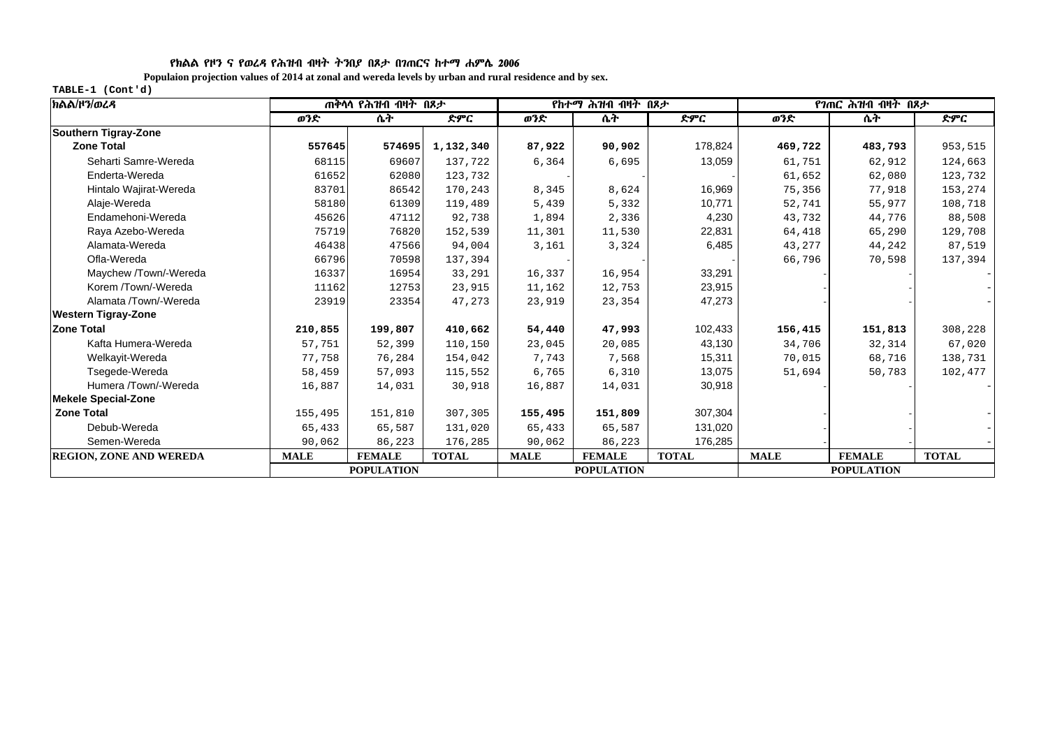የክልል የዞን ና የወረዳ የሕዝብ ብዛት ትንበያ በጾታ በገጠርና ከተማ ሐምሌ 2006

Populaion projection values of 2014 at zonal and wereda levels by urban and rural residence and by sex.

TABLE-1 (Cont'd)

| ክልል/ዞን/ወረዳ | ጠቅላላ የሕዝብ ብዛት በጾታ | | | የከተማ ሕዝብ ብዛት በጾታ | | | የገጠር ሕዝብ ብዛት በጾታ | | |
|---|---|---|---|---|---|---|---|---|---|
| | ወንድ | ሴት | ድምር | ወንድ | ሴት | ድምር | ወንድ | ሴት | ድምር |
| **Southern Tigray-Zone** | | | | | | | | | |
| **Zone Total** | **557645** | **574695** | **1,132,340** | **87,922** | **90,902** | 178,824 | **469,722** | **483,793** | 953,515 |
| Seharti Samre-Wereda | 68115 | 69607 | 137,722 | 6,364 | 6,695 | 13,059 | 61,751 | 62,912 | 124,663 |
| Enderta-Wereda | 61652 | 62080 | 123,732 | - | - | - | 61,652 | 62,080 | 123,732 |
| Hintalo Wajirat-Wereda | 83701 | 86542 | 170,243 | 8,345 | 8,624 | 16,969 | 75,356 | 77,918 | 153,274 |
| Alaje-Wereda | 58180 | 61309 | 119,489 | 5,439 | 5,332 | 10,771 | 52,741 | 55,977 | 108,718 |
| Endamehoni-Wereda | 45626 | 47112 | 92,738 | 1,894 | 2,336 | 4,230 | 43,732 | 44,776 | 88,508 |
| Raya Azebo-Wereda | 75719 | 76820 | 152,539 | 11,301 | 11,530 | 22,831 | 64,418 | 65,290 | 129,708 |
| Alamata-Wereda | 46438 | 47566 | 94,004 | 3,161 | 3,324 | 6,485 | 43,277 | 44,242 | 87,519 |
| Ofla-Wereda | 66796 | 70598 | 137,394 | - | - | - | 66,796 | 70,598 | 137,394 |
| Maychew /Town/-Wereda | 16337 | 16954 | 33,291 | 16,337 | 16,954 | 33,291 | - | - | - |
| Korem /Town/-Wereda | 11162 | 12753 | 23,915 | 11,162 | 12,753 | 23,915 | - | - | - |
| Alamata /Town/-Wereda | 23919 | 23354 | 47,273 | 23,919 | 23,354 | 47,273 | - | - | - |
| **Western Tigray-Zone** | | | | | | | | | |
| **Zone Total** | **210,855** | **199,807** | **410,662** | **54,440** | **47,993** | 102,433 | **156,415** | **151,813** | 308,228 |
| Kafta Humera-Wereda | 57,751 | 52,399 | 110,150 | 23,045 | 20,085 | 43,130 | 34,706 | 32,314 | 67,020 |
| Welkayit-Wereda | 77,758 | 76,284 | 154,042 | 7,743 | 7,568 | 15,311 | 70,015 | 68,716 | 138,731 |
| Tsegede-Wereda | 58,459 | 57,093 | 115,552 | 6,765 | 6,310 | 13,075 | 51,694 | 50,783 | 102,477 |
| Humera /Town/-Wereda | 16,887 | 14,031 | 30,918 | 16,887 | 14,031 | 30,918 | - | - | - |
| **Mekele Special-Zone** | | | | | | | | | |
| **Zone Total** | 155,495 | 151,810 | 307,305 | **155,495** | **151,809** | 307,304 | - | - | - |
| Debub-Wereda | 65,433 | 65,587 | 131,020 | 65,433 | 65,587 | 131,020 | - | - | - |
| Semen-Wereda | 90,062 | 86,223 | 176,285 | 90,062 | 86,223 | 176,285 | - | - | - |
| **REGION, ZONE AND WEREDA** | **MALE** | **FEMALE** | **TOTAL** | **MALE** | **FEMALE** | **TOTAL** | **MALE** | **FEMALE** | **TOTAL** |
| | **POPULATION** | | | **POPULATION** | | | **POPULATION** | | |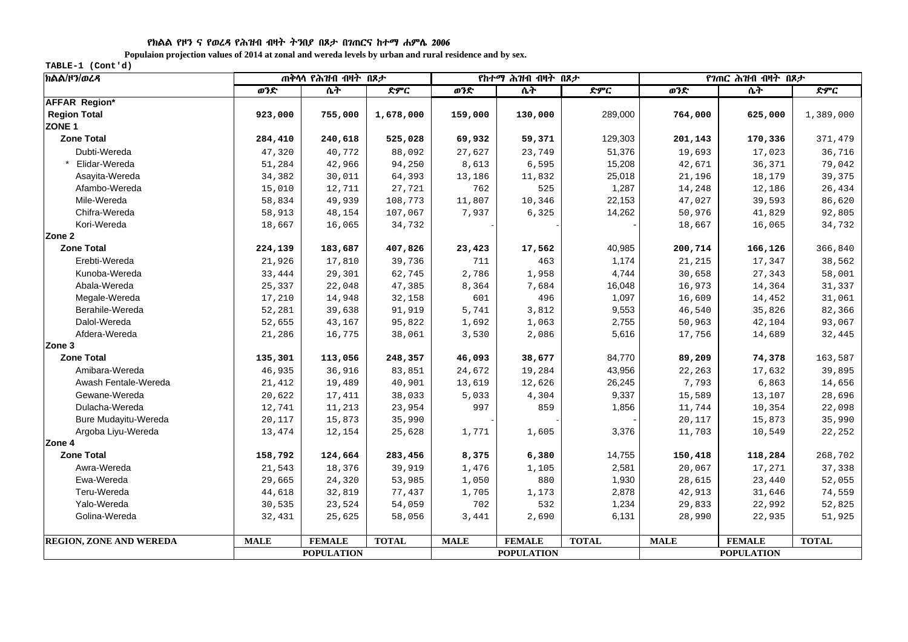**የክልል የዞን ና የወረዳ የሕዝብ ብዛት ትንበያ በጾታ በገጠርና ከተማ ሐምሌ 2006**

**Populaion projection values of 2014 at zonal and wereda levels by urban and rural residence and by sex.**

**TABLE-1 (Cont'd)**

| ክልል/ዞን/ወረዳ | ጠቅላላ የሕዝብ ብዛት በጾታ | | | የከተማ ሕዝብ ብዛት በጾታ | | | የገጠር ሕዝብ ብዛት በጾታ | | |
|---|---|---|---|---|---|---|---|---|---|
| | ወንድ | ሴት | ድምር | ወንድ | ሴት | ድምር | ወንድ | ሴት | ድምር |
| **AFFAR Region*** | | | | | | | | | |
| **Region Total** | **923,000** | **755,000** | **1,678,000** | **159,000** | **130,000** | 289,000 | **764,000** | **625,000** | 1,389,000 |
| **ZONE 1** | | | | | | | | | |
| **Zone Total** | **284,410** | **240,618** | **525,028** | **69,932** | **59,371** | 129,303 | **201,143** | **170,336** | 371,479 |
| Dubti-Wereda | 47,320 | 40,772 | 88,092 | 27,627 | 23,749 | 51,376 | 19,693 | 17,023 | 36,716 |
| * Elidar-Wereda | 51,284 | 42,966 | 94,250 | 8,613 | 6,595 | 15,208 | 42,671 | 36,371 | 79,042 |
| Asayita-Wereda | 34,382 | 30,011 | 64,393 | 13,186 | 11,832 | 25,018 | 21,196 | 18,179 | 39,375 |
| Afambo-Wereda | 15,010 | 12,711 | 27,721 | 762 | 525 | 1,287 | 14,248 | 12,186 | 26,434 |
| Mile-Wereda | 58,834 | 49,939 | 108,773 | 11,807 | 10,346 | 22,153 | 47,027 | 39,593 | 86,620 |
| Chifra-Wereda | 58,913 | 48,154 | 107,067 | 7,937 | 6,325 | 14,262 | 50,976 | 41,829 | 92,805 |
| Kori-Wereda | 18,667 | 16,065 | 34,732 | - | - | - | 18,667 | 16,065 | 34,732 |
| **Zone 2** | | | | | | | | | |
| **Zone Total** | **224,139** | **183,687** | **407,826** | **23,423** | **17,562** | 40,985 | **200,714** | **166,126** | 366,840 |
| Erebti-Wereda | 21,926 | 17,810 | 39,736 | 711 | 463 | 1,174 | 21,215 | 17,347 | 38,562 |
| Kunoba-Wereda | 33,444 | 29,301 | 62,745 | 2,786 | 1,958 | 4,744 | 30,658 | 27,343 | 58,001 |
| Abala-Wereda | 25,337 | 22,048 | 47,385 | 8,364 | 7,684 | 16,048 | 16,973 | 14,364 | 31,337 |
| Megale-Wereda | 17,210 | 14,948 | 32,158 | 601 | 496 | 1,097 | 16,609 | 14,452 | 31,061 |
| Berahile-Wereda | 52,281 | 39,638 | 91,919 | 5,741 | 3,812 | 9,553 | 46,540 | 35,826 | 82,366 |
| Dalol-Wereda | 52,655 | 43,167 | 95,822 | 1,692 | 1,063 | 2,755 | 50,963 | 42,104 | 93,067 |
| Afdera-Wereda | 21,286 | 16,775 | 38,061 | 3,530 | 2,086 | 5,616 | 17,756 | 14,689 | 32,445 |
| **Zone 3** | | | | | | | | | |
| **Zone Total** | **135,301** | **113,056** | **248,357** | **46,093** | **38,677** | 84,770 | **89,209** | **74,378** | 163,587 |
| Amibara-Wereda | 46,935 | 36,916 | 83,851 | 24,672 | 19,284 | 43,956 | 22,263 | 17,632 | 39,895 |
| Awash Fentale-Wereda | 21,412 | 19,489 | 40,901 | 13,619 | 12,626 | 26,245 | 7,793 | 6,863 | 14,656 |
| Gewane-Wereda | 20,622 | 17,411 | 38,033 | 5,033 | 4,304 | 9,337 | 15,589 | 13,107 | 28,696 |
| Dulacha-Wereda | 12,741 | 11,213 | 23,954 | 997 | 859 | 1,856 | 11,744 | 10,354 | 22,098 |
| Bure Mudayitu-Wereda | 20,117 | 15,873 | 35,990 | - | - | - | 20,117 | 15,873 | 35,990 |
| Argoba Liyu-Wereda | 13,474 | 12,154 | 25,628 | 1,771 | 1,605 | 3,376 | 11,703 | 10,549 | 22,252 |
| **Zone 4** | | | | | | | | | |
| **Zone Total** | **158,792** | **124,664** | **283,456** | **8,375** | **6,380** | 14,755 | **150,418** | **118,284** | 268,702 |
| Awra-Wereda | 21,543 | 18,376 | 39,919 | 1,476 | 1,105 | 2,581 | 20,067 | 17,271 | 37,338 |
| Ewa-Wereda | 29,665 | 24,320 | 53,985 | 1,050 | 880 | 1,930 | 28,615 | 23,440 | 52,055 |
| Teru-Wereda | 44,618 | 32,819 | 77,437 | 1,705 | 1,173 | 2,878 | 42,913 | 31,646 | 74,559 |
| Yalo-Wereda | 30,535 | 23,524 | 54,059 | 702 | 532 | 1,234 | 29,833 | 22,992 | 52,825 |
| Golina-Wereda | 32,431 | 25,625 | 58,056 | 3,441 | 2,690 | 6,131 | 28,990 | 22,935 | 51,925 |
| **REGION, ZONE AND WEREDA** | **MALE** | **FEMALE** | **TOTAL** | **MALE** | **FEMALE** | **TOTAL** | **MALE** | **FEMALE** | **TOTAL** |
| | | **POPULATION** | | | **POPULATION** | | | **POPULATION** | |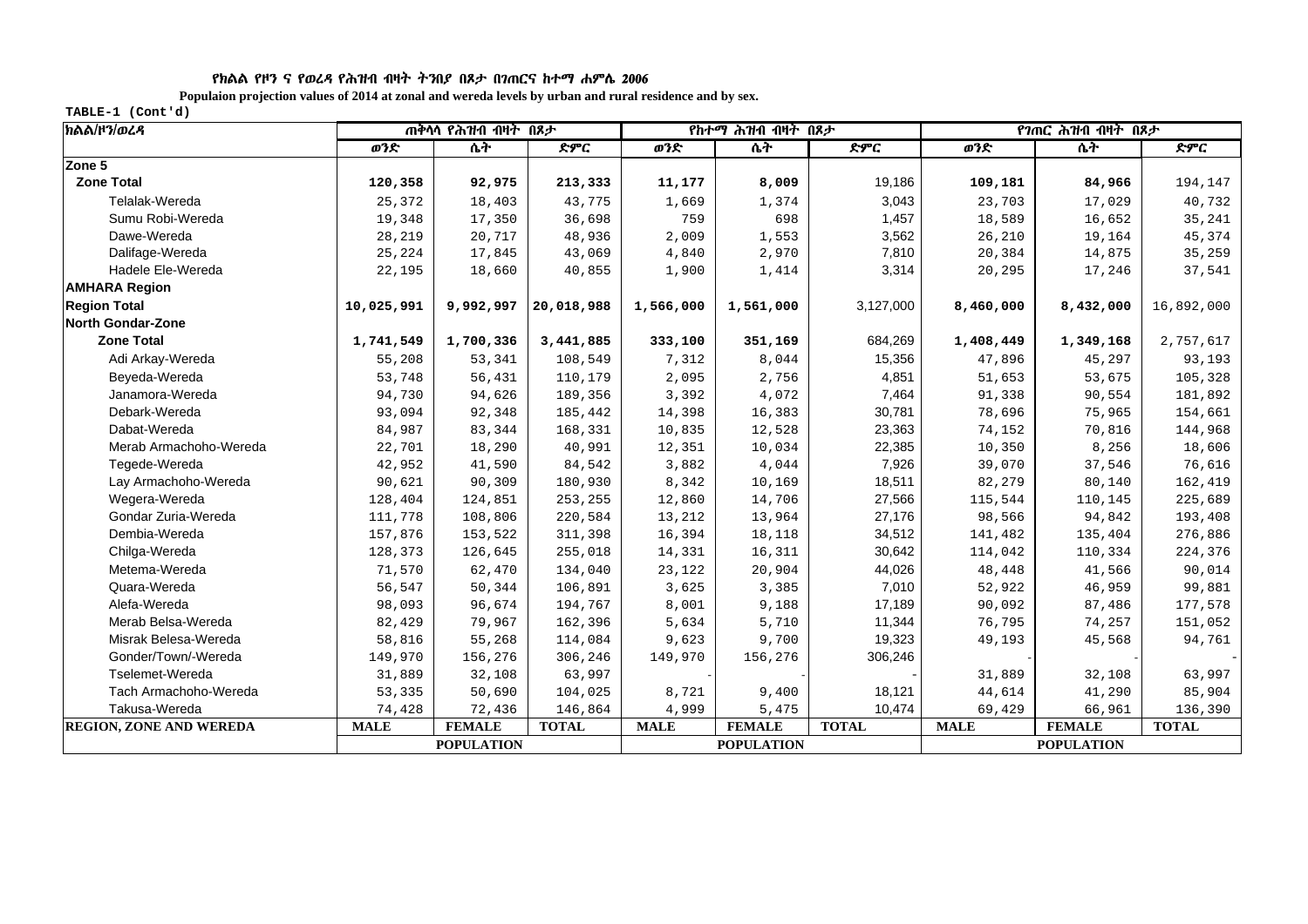የክልል የዞን ና የወረዳ የሕዝብ ብዛት ትንበያ በጾታ በገጠርና ከተማ ሐምሌ 2006

**Populaion projection values of 2014 at zonal and wereda levels by urban and rural residence and by sex.**

TABLE-1 (Cont'd)

| ክልል/ዞን/ወረዳ | ጠቅላላ የሕዝብ ብዛት በጾታ | | | የከተማ ሕዝብ ብዛት በጾታ | | | የገጠር ሕዝብ ብዛት በጾታ | | |
|---|---|---|---|---|---|---|---|---|---|
| | ወንድ | ሴት | ድምር | ወንድ | ሴት | ድምር | ወንድ | ሴት | ድምር |
| **Zone 5** | | | | | | | | | |
| **Zone Total** | **120,358** | **92,975** | **213,333** | **11,177** | **8,009** | 19,186 | **109,181** | **84,966** | 194,147 |
| Telalak-Wereda | 25,372 | 18,403 | 43,775 | 1,669 | 1,374 | 3,043 | 23,703 | 17,029 | 40,732 |
| Sumu Robi-Wereda | 19,348 | 17,350 | 36,698 | 759 | 698 | 1,457 | 18,589 | 16,652 | 35,241 |
| Dawe-Wereda | 28,219 | 20,717 | 48,936 | 2,009 | 1,553 | 3,562 | 26,210 | 19,164 | 45,374 |
| Dalifage-Wereda | 25,224 | 17,845 | 43,069 | 4,840 | 2,970 | 7,810 | 20,384 | 14,875 | 35,259 |
| Hadele Ele-Wereda | 22,195 | 18,660 | 40,855 | 1,900 | 1,414 | 3,314 | 20,295 | 17,246 | 37,541 |
| **AMHARA Region** | | | | | | | | | |
| **Region Total** | **10,025,991** | **9,992,997** | **20,018,988** | **1,566,000** | **1,561,000** | 3,127,000 | **8,460,000** | **8,432,000** | 16,892,000 |
| **North Gondar-Zone** | | | | | | | | | |
| **Zone Total** | **1,741,549** | **1,700,336** | **3,441,885** | **333,100** | **351,169** | 684,269 | **1,408,449** | **1,349,168** | 2,757,617 |
| Adi Arkay-Wereda | 55,208 | 53,341 | 108,549 | 7,312 | 8,044 | 15,356 | 47,896 | 45,297 | 93,193 |
| Beyeda-Wereda | 53,748 | 56,431 | 110,179 | 2,095 | 2,756 | 4,851 | 51,653 | 53,675 | 105,328 |
| Janamora-Wereda | 94,730 | 94,626 | 189,356 | 3,392 | 4,072 | 7,464 | 91,338 | 90,554 | 181,892 |
| Debark-Wereda | 93,094 | 92,348 | 185,442 | 14,398 | 16,383 | 30,781 | 78,696 | 75,965 | 154,661 |
| Dabat-Wereda | 84,987 | 83,344 | 168,331 | 10,835 | 12,528 | 23,363 | 74,152 | 70,816 | 144,968 |
| Merab Armachoho-Wereda | 22,701 | 18,290 | 40,991 | 12,351 | 10,034 | 22,385 | 10,350 | 8,256 | 18,606 |
| Tegede-Wereda | 42,952 | 41,590 | 84,542 | 3,882 | 4,044 | 7,926 | 39,070 | 37,546 | 76,616 |
| Lay Armachoho-Wereda | 90,621 | 90,309 | 180,930 | 8,342 | 10,169 | 18,511 | 82,279 | 80,140 | 162,419 |
| Wegera-Wereda | 128,404 | 124,851 | 253,255 | 12,860 | 14,706 | 27,566 | 115,544 | 110,145 | 225,689 |
| Gondar Zuria-Wereda | 111,778 | 108,806 | 220,584 | 13,212 | 13,964 | 27,176 | 98,566 | 94,842 | 193,408 |
| Dembia-Wereda | 157,876 | 153,522 | 311,398 | 16,394 | 18,118 | 34,512 | 141,482 | 135,404 | 276,886 |
| Chilga-Wereda | 128,373 | 126,645 | 255,018 | 14,331 | 16,311 | 30,642 | 114,042 | 110,334 | 224,376 |
| Metema-Wereda | 71,570 | 62,470 | 134,040 | 23,122 | 20,904 | 44,026 | 48,448 | 41,566 | 90,014 |
| Quara-Wereda | 56,547 | 50,344 | 106,891 | 3,625 | 3,385 | 7,010 | 52,922 | 46,959 | 99,881 |
| Alefa-Wereda | 98,093 | 96,674 | 194,767 | 8,001 | 9,188 | 17,189 | 90,092 | 87,486 | 177,578 |
| Merab Belsa-Wereda | 82,429 | 79,967 | 162,396 | 5,634 | 5,710 | 11,344 | 76,795 | 74,257 | 151,052 |
| Misrak Belesa-Wereda | 58,816 | 55,268 | 114,084 | 9,623 | 9,700 | 19,323 | 49,193 | 45,568 | 94,761 |
| Gonder/Town/-Wereda | 149,970 | 156,276 | 306,246 | 149,970 | 156,276 | 306,246 | - | - | - |
| Tselemet-Wereda | 31,889 | 32,108 | 63,997 | - | - | - | 31,889 | 32,108 | 63,997 |
| Tach Armachoho-Wereda | 53,335 | 50,690 | 104,025 | 8,721 | 9,400 | 18,121 | 44,614 | 41,290 | 85,904 |
| Takusa-Wereda | 74,428 | 72,436 | 146,864 | 4,999 | 5,475 | 10,474 | 69,429 | 66,961 | 136,390 |
| **REGION, ZONE AND WEREDA** | **MALE** | **FEMALE** | **TOTAL** | **MALE** | **FEMALE** | **TOTAL** | **MALE** | **FEMALE** | **TOTAL** |
| | | **POPULATION** | | | **POPULATION** | | | **POPULATION** | |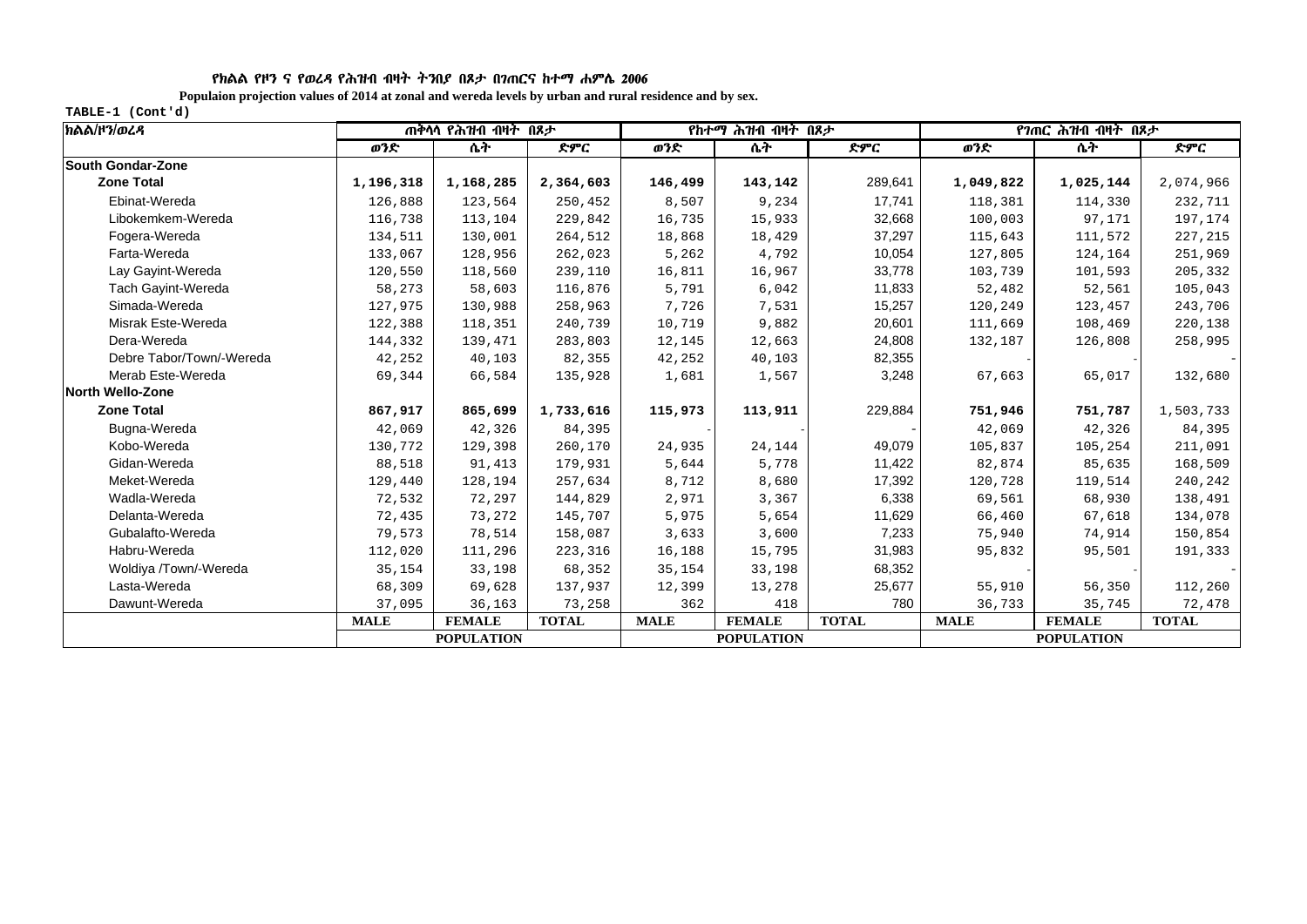# የክልል የዞን ና የወረዳ የሕዝብ ብዛት ትንበያ በጾታ በገጠርና ከተማ ሐምሌ 2006

**Populaion projection values of 2014 at zonal and wereda levels by urban and rural residence and by sex.**

TABLE-1 (Cont'd)

| ክልል/ዞን/ወረዳ | ጠቅላላ የሕዝብ ብዛት በጾታ | | | የከተማ ሕዝብ ብዛት በጾታ | | | የገጠር ሕዝብ ብዛት በጾታ | | |
|---|---|---|---|---|---|---|---|---|---|
| | ወንድ | ሴት | ድምር | ወንድ | ሴት | ድምር | ወንድ | ሴት | ድምር |
| **South Gondar-Zone** | | | | | | | | | |
| **Zone Total** | **1,196,318** | **1,168,285** | **2,364,603** | **146,499** | **143,142** | 289,641 | **1,049,822** | **1,025,144** | 2,074,966 |
| Ebinat-Wereda | 126,888 | 123,564 | 250,452 | 8,507 | 9,234 | 17,741 | 118,381 | 114,330 | 232,711 |
| Libokemkem-Wereda | 116,738 | 113,104 | 229,842 | 16,735 | 15,933 | 32,668 | 100,003 | 97,171 | 197,174 |
| Fogera-Wereda | 134,511 | 130,001 | 264,512 | 18,868 | 18,429 | 37,297 | 115,643 | 111,572 | 227,215 |
| Farta-Wereda | 133,067 | 128,956 | 262,023 | 5,262 | 4,792 | 10,054 | 127,805 | 124,164 | 251,969 |
| Lay Gayint-Wereda | 120,550 | 118,560 | 239,110 | 16,811 | 16,967 | 33,778 | 103,739 | 101,593 | 205,332 |
| Tach Gayint-Wereda | 58,273 | 58,603 | 116,876 | 5,791 | 6,042 | 11,833 | 52,482 | 52,561 | 105,043 |
| Simada-Wereda | 127,975 | 130,988 | 258,963 | 7,726 | 7,531 | 15,257 | 120,249 | 123,457 | 243,706 |
| Misrak Este-Wereda | 122,388 | 118,351 | 240,739 | 10,719 | 9,882 | 20,601 | 111,669 | 108,469 | 220,138 |
| Dera-Wereda | 144,332 | 139,471 | 283,803 | 12,145 | 12,663 | 24,808 | 132,187 | 126,808 | 258,995 |
| Debre Tabor/Town/-Wereda | 42,252 | 40,103 | 82,355 | 42,252 | 40,103 | 82,355 | - | - | - |
| Merab Este-Wereda | 69,344 | 66,584 | 135,928 | 1,681 | 1,567 | 3,248 | 67,663 | 65,017 | 132,680 |
| **North Wello-Zone** | | | | | | | | | |
| **Zone Total** | **867,917** | **865,699** | **1,733,616** | **115,973** | **113,911** | 229,884 | **751,946** | **751,787** | 1,503,733 |
| Bugna-Wereda | 42,069 | 42,326 | 84,395 | - | - | - | 42,069 | 42,326 | 84,395 |
| Kobo-Wereda | 130,772 | 129,398 | 260,170 | 24,935 | 24,144 | 49,079 | 105,837 | 105,254 | 211,091 |
| Gidan-Wereda | 88,518 | 91,413 | 179,931 | 5,644 | 5,778 | 11,422 | 82,874 | 85,635 | 168,509 |
| Meket-Wereda | 129,440 | 128,194 | 257,634 | 8,712 | 8,680 | 17,392 | 120,728 | 119,514 | 240,242 |
| Wadla-Wereda | 72,532 | 72,297 | 144,829 | 2,971 | 3,367 | 6,338 | 69,561 | 68,930 | 138,491 |
| Delanta-Wereda | 72,435 | 73,272 | 145,707 | 5,975 | 5,654 | 11,629 | 66,460 | 67,618 | 134,078 |
| Gubalafto-Wereda | 79,573 | 78,514 | 158,087 | 3,633 | 3,600 | 7,233 | 75,940 | 74,914 | 150,854 |
| Habru-Wereda | 112,020 | 111,296 | 223,316 | 16,188 | 15,795 | 31,983 | 95,832 | 95,501 | 191,333 |
| Woldiya /Town/-Wereda | 35,154 | 33,198 | 68,352 | 35,154 | 33,198 | 68,352 | - | - | - |
| Lasta-Wereda | 68,309 | 69,628 | 137,937 | 12,399 | 13,278 | 25,677 | 55,910 | 56,350 | 112,260 |
| Dawunt-Wereda | 37,095 | 36,163 | 73,258 | 362 | 418 | 780 | 36,733 | 35,745 | 72,478 |
| | **MALE** | **FEMALE** | **TOTAL** | **MALE** | **FEMALE** | **TOTAL** | **MALE** | **FEMALE** | **TOTAL** |
| | **POPULATION** | | | **POPULATION** | | | **POPULATION** | | |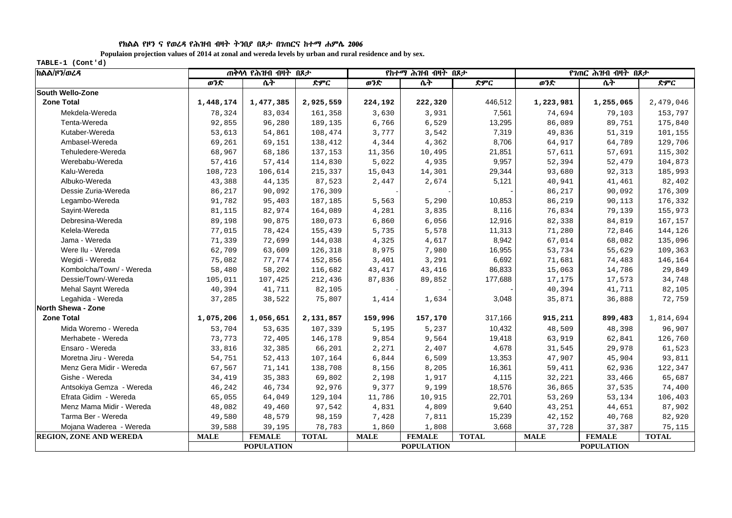የክልል የዞን ና የወረዳ የሕዝብ ብዛት ትንበያ በጾታ በገጠርና ከተማ ሐምሌ 2006

**Populaion projection values of 2014 at zonal and wereda levels by urban and rural residence and by sex.**

TABLE-1 (Cont'd)

| ክልል/ዞን/ወረዳ | ጠቅላላ የሕዝብ ብዛት በጾታ | | | የከተማ ሕዝብ ብዛት በጾታ | | | የገጠር ሕዝብ ብዛት በጾታ | | |
|---|---|---|---|---|---|---|---|---|---|
| | ወንድ | ሴት | ድምር | ወንድ | ሴት | ድምር | ወንድ | ሴት | ድምር |
| **South Wello-Zone** | | | | | | | | | |
| **Zone Total** | **1,448,174** | **1,477,385** | **2,925,559** | **224,192** | **222,320** | 446,512 | **1,223,981** | **1,255,065** | 2,479,046 |
| Mekdela-Wereda | 78,324 | 83,034 | 161,358 | 3,630 | 3,931 | 7,561 | 74,694 | 79,103 | 153,797 |
| Tenta-Wereda | 92,855 | 96,280 | 189,135 | 6,766 | 6,529 | 13,295 | 86,089 | 89,751 | 175,840 |
| Kutaber-Wereda | 53,613 | 54,861 | 108,474 | 3,777 | 3,542 | 7,319 | 49,836 | 51,319 | 101,155 |
| Ambasel-Wereda | 69,261 | 69,151 | 138,412 | 4,344 | 4,362 | 8,706 | 64,917 | 64,789 | 129,706 |
| Tehuledere-Wereda | 68,967 | 68,186 | 137,153 | 11,356 | 10,495 | 21,851 | 57,611 | 57,691 | 115,302 |
| Werebabu-Wereda | 57,416 | 57,414 | 114,830 | 5,022 | 4,935 | 9,957 | 52,394 | 52,479 | 104,873 |
| Kalu-Wereda | 108,723 | 106,614 | 215,337 | 15,043 | 14,301 | 29,344 | 93,680 | 92,313 | 185,993 |
| Albuko-Wereda | 43,388 | 44,135 | 87,523 | 2,447 | 2,674 | 5,121 | 40,941 | 41,461 | 82,402 |
| Dessie Zuria-Wereda | 86,217 | 90,092 | 176,309 | - | - | - | 86,217 | 90,092 | 176,309 |
| Legambo-Wereda | 91,782 | 95,403 | 187,185 | 5,563 | 5,290 | 10,853 | 86,219 | 90,113 | 176,332 |
| Sayint-Wereda | 81,115 | 82,974 | 164,089 | 4,281 | 3,835 | 8,116 | 76,834 | 79,139 | 155,973 |
| Debresina-Wereda | 89,198 | 90,875 | 180,073 | 6,860 | 6,056 | 12,916 | 82,338 | 84,819 | 167,157 |
| Kelela-Wereda | 77,015 | 78,424 | 155,439 | 5,735 | 5,578 | 11,313 | 71,280 | 72,846 | 144,126 |
| Jama - Wereda | 71,339 | 72,699 | 144,038 | 4,325 | 4,617 | 8,942 | 67,014 | 68,082 | 135,096 |
| Were Ilu - Wereda | 62,709 | 63,609 | 126,318 | 8,975 | 7,980 | 16,955 | 53,734 | 55,629 | 109,363 |
| Wegidi - Wereda | 75,082 | 77,774 | 152,856 | 3,401 | 3,291 | 6,692 | 71,681 | 74,483 | 146,164 |
| Kombolcha/Town/ - Wereda | 58,480 | 58,202 | 116,682 | 43,417 | 43,416 | 86,833 | 15,063 | 14,786 | 29,849 |
| Dessie/Town/-Wereda | 105,011 | 107,425 | 212,436 | 87,836 | 89,852 | 177,688 | 17,175 | 17,573 | 34,748 |
| Mehal Saynt Wereda | 40,394 | 41,711 | 82,105 | - | - | - | 40,394 | 41,711 | 82,105 |
| Legahida - Wereda | 37,285 | 38,522 | 75,807 | 1,414 | 1,634 | 3,048 | 35,871 | 36,888 | 72,759 |
| **North Shewa - Zone** | | | | | | | | | |
| **Zone Total** | **1,075,206** | **1,056,651** | **2,131,857** | **159,996** | **157,170** | 317,166 | **915,211** | **899,483** | 1,814,694 |
| Mida Woremo - Wereda | 53,704 | 53,635 | 107,339 | 5,195 | 5,237 | 10,432 | 48,509 | 48,398 | 96,907 |
| Merhabete - Wereda | 73,773 | 72,405 | 146,178 | 9,854 | 9,564 | 19,418 | 63,919 | 62,841 | 126,760 |
| Ensaro - Wereda | 33,816 | 32,385 | 66,201 | 2,271 | 2,407 | 4,678 | 31,545 | 29,978 | 61,523 |
| Moretna Jiru - Wereda | 54,751 | 52,413 | 107,164 | 6,844 | 6,509 | 13,353 | 47,907 | 45,904 | 93,811 |
| Menz Gera Midir - Wereda | 67,567 | 71,141 | 138,708 | 8,156 | 8,205 | 16,361 | 59,411 | 62,936 | 122,347 |
| Gishe - Wereda | 34,419 | 35,383 | 69,802 | 2,198 | 1,917 | 4,115 | 32,221 | 33,466 | 65,687 |
| Antsokiya Gemza - Wereda | 46,242 | 46,734 | 92,976 | 9,377 | 9,199 | 18,576 | 36,865 | 37,535 | 74,400 |
| Efrata Gidim - Wereda | 65,055 | 64,049 | 129,104 | 11,786 | 10,915 | 22,701 | 53,269 | 53,134 | 106,403 |
| Menz Mama Midir - Wereda | 48,082 | 49,460 | 97,542 | 4,831 | 4,809 | 9,640 | 43,251 | 44,651 | 87,902 |
| Tarma Ber - Wereda | 49,580 | 48,579 | 98,159 | 7,428 | 7,811 | 15,239 | 42,152 | 40,768 | 82,920 |
| Mojana Waderea - Wereda | 39,588 | 39,195 | 78,783 | 1,860 | 1,808 | 3,668 | 37,728 | 37,387 | 75,115 |
| **REGION, ZONE AND WEREDA** | **MALE** | **FEMALE** | **TOTAL** | **MALE** | **FEMALE** | **TOTAL** | **MALE** | **FEMALE** | **TOTAL** |
| | | **POPULATION** | | | **POPULATION** | | | **POPULATION** | |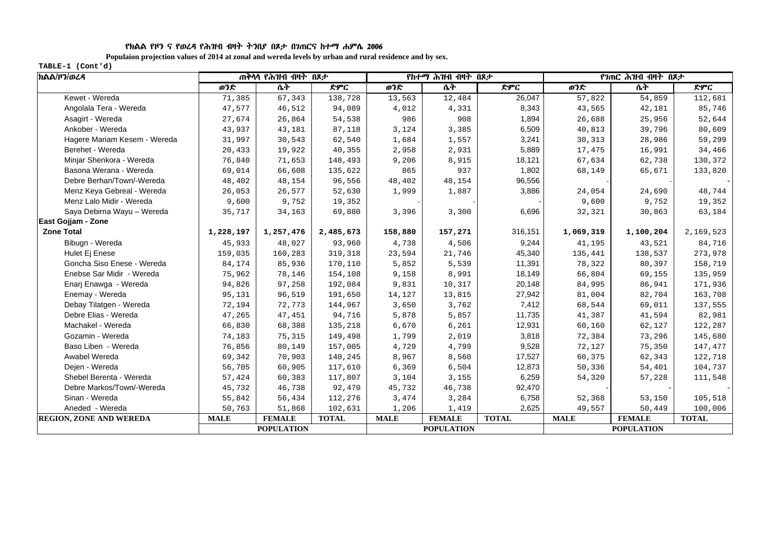**የክልል የዞን ና የወረዳ የሕዝብ ብዛት ትንበያ በጾታ በገጠርና ከተማ ሐምሌ 2006**

**Populaion projection values of 2014 at zonal and wereda levels by urban and rural residence and by sex.**

TABLE-1 (Cont'd)

| ክልል/ዞን/ወረዳ | ጠቅላላ የሕዝብ ብዛት በጾታ | | | የከተማ ሕዝብ ብዛት በጾታ | | | የገጠር ሕዝብ ብዛት በጾታ | | |
|---|---|---|---|---|---|---|---|---|---|
| | ወንድ | ሴት | ድምር | ወንድ | ሴት | ድምር | ወንድ | ሴት | ድምር |
| Kewet - Wereda | 71,385 | 67,343 | 138,728 | 13,563 | 12,484 | 26,047 | 57,822 | 54,859 | 112,681 |
| Angolala Tera - Wereda | 47,577 | 46,512 | 94,089 | 4,012 | 4,331 | 8,343 | 43,565 | 42,181 | 85,746 |
| Asagirt - Wereda | 27,674 | 26,864 | 54,538 | 986 | 908 | 1,894 | 26,688 | 25,956 | 52,644 |
| Ankober - Wereda | 43,937 | 43,181 | 87,118 | 3,124 | 3,385 | 6,509 | 40,813 | 39,796 | 80,609 |
| Hagere Mariam Kesem - Wereda | 31,997 | 30,543 | 62,540 | 1,684 | 1,557 | 3,241 | 30,313 | 28,986 | 59,299 |
| Berehet - Wereda | 20,433 | 19,922 | 40,355 | 2,958 | 2,931 | 5,889 | 17,475 | 16,991 | 34,466 |
| Minjar Shenkora - Wereda | 76,840 | 71,653 | 148,493 | 9,206 | 8,915 | 18,121 | 67,634 | 62,738 | 130,372 |
| Basona Werana - Wereda | 69,014 | 66,608 | 135,622 | 865 | 937 | 1,802 | 68,149 | 65,671 | 133,820 |
| Debre Berhan/Town/-Wereda | 48,402 | 48,154 | 96,556 | 48,402 | 48,154 | 96,556 | - | - | - |
| Menz Keya Gebreal - Wereda | 26,053 | 26,577 | 52,630 | 1,999 | 1,887 | 3,886 | 24,054 | 24,690 | 48,744 |
| Menz Lalo Midir - Wereda | 9,600 | 9,752 | 19,352 | - | - | - | 9,600 | 9,752 | 19,352 |
| Saya Debirna Wayu – Wereda | 35,717 | 34,163 | 69,880 | 3,396 | 3,300 | 6,696 | 32,321 | 30,863 | 63,184 |
| **East Gojjam - Zone** | | | | | | | | | |
| **Zone Total** | **1,228,197** | **1,257,476** | **2,485,673** | **158,880** | **157,271** | 316,151 | **1,069,319** | **1,100,204** | 2,169,523 |
| Bibugn - Wereda | 45,933 | 48,027 | 93,960 | 4,738 | 4,506 | 9,244 | 41,195 | 43,521 | 84,716 |
| Hulet Ej Enese | 159,035 | 160,283 | 319,318 | 23,594 | 21,746 | 45,340 | 135,441 | 138,537 | 273,978 |
| Goncha Siso Enese - Wereda | 84,174 | 85,936 | 170,110 | 5,852 | 5,539 | 11,391 | 78,322 | 80,397 | 158,719 |
| Enebse Sar Midir - Wereda | 75,962 | 78,146 | 154,108 | 9,158 | 8,991 | 18,149 | 66,804 | 69,155 | 135,959 |
| Enarj Enawga - Wereda | 94,826 | 97,258 | 192,084 | 9,831 | 10,317 | 20,148 | 84,995 | 86,941 | 171,936 |
| Enemay - Wereda | 95,131 | 96,519 | 191,650 | 14,127 | 13,815 | 27,942 | 81,004 | 82,704 | 163,708 |
| Debay Tilatgen - Wereda | 72,194 | 72,773 | 144,967 | 3,650 | 3,762 | 7,412 | 68,544 | 69,011 | 137,555 |
| Debre Elias - Wereda | 47,265 | 47,451 | 94,716 | 5,878 | 5,857 | 11,735 | 41,387 | 41,594 | 82,981 |
| Machakel - Wereda | 66,830 | 68,388 | 135,218 | 6,670 | 6,261 | 12,931 | 60,160 | 62,127 | 122,287 |
| Gozamin - Wereda | 74,183 | 75,315 | 149,498 | 1,799 | 2,019 | 3,818 | 72,384 | 73,296 | 145,680 |
| Baso Liben - Wereda | 76,856 | 80,149 | 157,005 | 4,729 | 4,799 | 9,528 | 72,127 | 75,350 | 147,477 |
| Awabel Wereda | 69,342 | 70,903 | 140,245 | 8,967 | 8,560 | 17,527 | 60,375 | 62,343 | 122,718 |
| Dejen - Wereda | 56,705 | 60,905 | 117,610 | 6,369 | 6,504 | 12,873 | 50,336 | 54,401 | 104,737 |
| Shebel Berenta - Wereda | 57,424 | 60,383 | 117,807 | 3,104 | 3,155 | 6,259 | 54,320 | 57,228 | 111,548 |
| Debre Markos/Town/-Wereda | 45,732 | 46,738 | 92,470 | 45,732 | 46,738 | 92,470 | - | - | - |
| Sinan - Wereda | 55,842 | 56,434 | 112,276 | 3,474 | 3,284 | 6,758 | 52,368 | 53,150 | 105,518 |
| Aneded - Wereda | 50,763 | 51,868 | 102,631 | 1,206 | 1,419 | 2,625 | 49,557 | 50,449 | 100,006 |
| **REGION, ZONE AND WEREDA** | **MALE** | **FEMALE** | **TOTAL** | **MALE** | **FEMALE** | **TOTAL** | **MALE** | **FEMALE** | **TOTAL** |
| | | **POPULATION** | | | **POPULATION** | | | **POPULATION** | |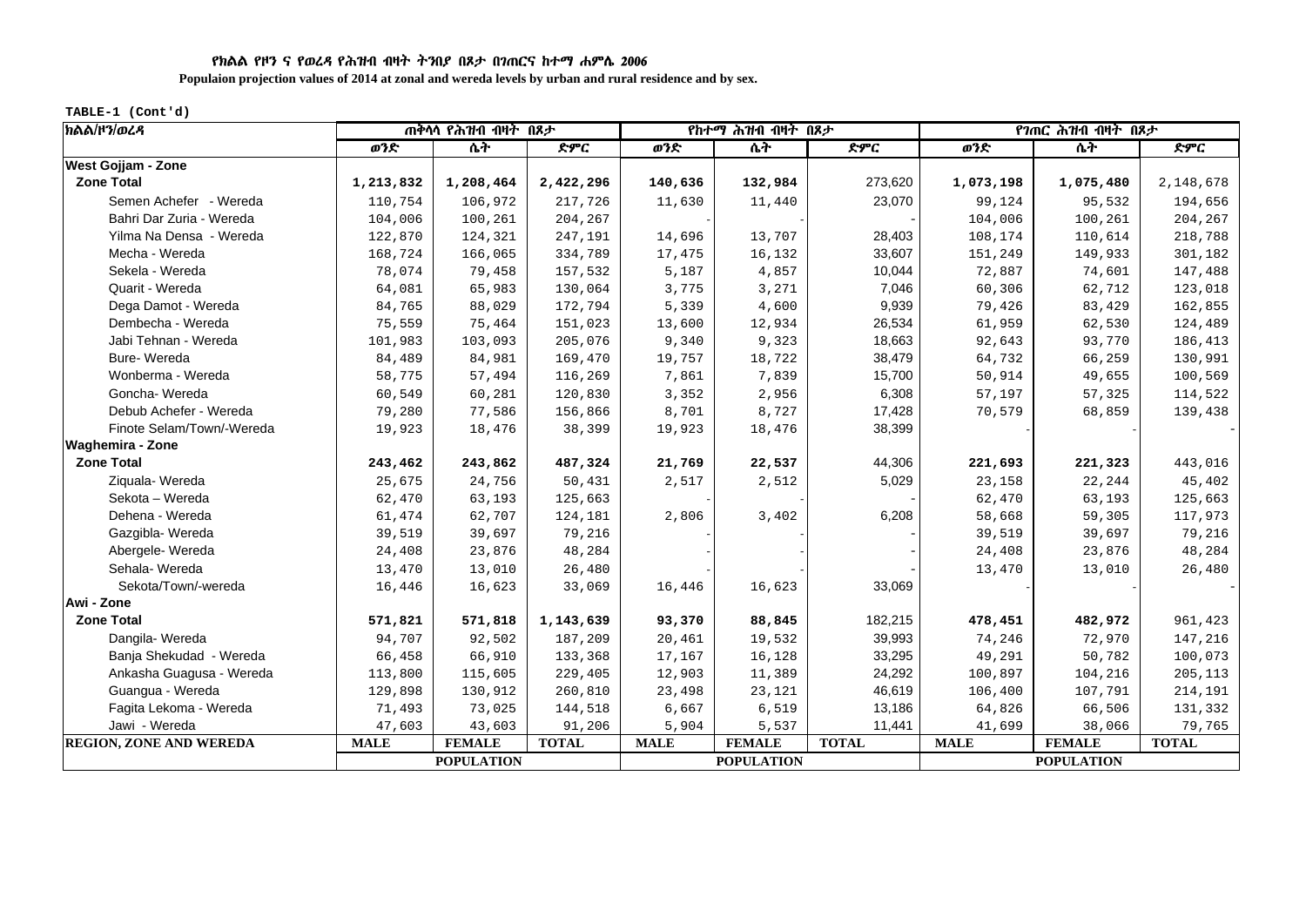የክልል የዞን ና የወረዳ የሕዝብ ብዛት ትንበያ በጾታ በገጠርና ከተማ ሐምሌ 2006

**Populaion projection values of 2014 at zonal and wereda levels by urban and rural residence and by sex.**

TABLE-1 (Cont'd)

| ክልል/ዞን/ወረዳ | ጠቅላላ የሕዝብ ብዛት በጾታ | | | የከተማ ሕዝብ ብዛት በጾታ | | | የገጠር ሕዝብ ብዛት በጾታ | | |
|---|---|---|---|---|---|---|---|---|---|
| | ወንድ | ሴት | ድምር | ወንድ | ሴት | ድምር | ወንድ | ሴት | ድምር |
| **West Gojjam - Zone** | | | | | | | | | |
| **Zone Total** | **1,213,832** | **1,208,464** | **2,422,296** | **140,636** | **132,984** | 273,620 | **1,073,198** | **1,075,480** | 2,148,678 |
| Semen Achefer - Wereda | 110,754 | 106,972 | 217,726 | 11,630 | 11,440 | 23,070 | 99,124 | 95,532 | 194,656 |
| Bahri Dar Zuria - Wereda | 104,006 | 100,261 | 204,267 | - | - | - | 104,006 | 100,261 | 204,267 |
| Yilma Na Densa - Wereda | 122,870 | 124,321 | 247,191 | 14,696 | 13,707 | 28,403 | 108,174 | 110,614 | 218,788 |
| Mecha - Wereda | 168,724 | 166,065 | 334,789 | 17,475 | 16,132 | 33,607 | 151,249 | 149,933 | 301,182 |
| Sekela - Wereda | 78,074 | 79,458 | 157,532 | 5,187 | 4,857 | 10,044 | 72,887 | 74,601 | 147,488 |
| Quarit - Wereda | 64,081 | 65,983 | 130,064 | 3,775 | 3,271 | 7,046 | 60,306 | 62,712 | 123,018 |
| Dega Damot - Wereda | 84,765 | 88,029 | 172,794 | 5,339 | 4,600 | 9,939 | 79,426 | 83,429 | 162,855 |
| Dembecha - Wereda | 75,559 | 75,464 | 151,023 | 13,600 | 12,934 | 26,534 | 61,959 | 62,530 | 124,489 |
| Jabi Tehnan - Wereda | 101,983 | 103,093 | 205,076 | 9,340 | 9,323 | 18,663 | 92,643 | 93,770 | 186,413 |
| Bure- Wereda | 84,489 | 84,981 | 169,470 | 19,757 | 18,722 | 38,479 | 64,732 | 66,259 | 130,991 |
| Wonberma - Wereda | 58,775 | 57,494 | 116,269 | 7,861 | 7,839 | 15,700 | 50,914 | 49,655 | 100,569 |
| Goncha- Wereda | 60,549 | 60,281 | 120,830 | 3,352 | 2,956 | 6,308 | 57,197 | 57,325 | 114,522 |
| Debub Achefer - Wereda | 79,280 | 77,586 | 156,866 | 8,701 | 8,727 | 17,428 | 70,579 | 68,859 | 139,438 |
| Finote Selam/Town/-Wereda | 19,923 | 18,476 | 38,399 | 19,923 | 18,476 | 38,399 | - | - | - |
| **Waghemira - Zone** | | | | | | | | | |
| **Zone Total** | **243,462** | **243,862** | **487,324** | **21,769** | **22,537** | 44,306 | **221,693** | **221,323** | 443,016 |
| Ziquala- Wereda | 25,675 | 24,756 | 50,431 | 2,517 | 2,512 | 5,029 | 23,158 | 22,244 | 45,402 |
| Sekota – Wereda | 62,470 | 63,193 | 125,663 | - | - | - | 62,470 | 63,193 | 125,663 |
| Dehena - Wereda | 61,474 | 62,707 | 124,181 | 2,806 | 3,402 | 6,208 | 58,668 | 59,305 | 117,973 |
| Gazgibla- Wereda | 39,519 | 39,697 | 79,216 | - | - | - | 39,519 | 39,697 | 79,216 |
| Abergele- Wereda | 24,408 | 23,876 | 48,284 | - | - | - | 24,408 | 23,876 | 48,284 |
| Sehala- Wereda | 13,470 | 13,010 | 26,480 | - | - | - | 13,470 | 13,010 | 26,480 |
| Sekota/Town/-wereda | 16,446 | 16,623 | 33,069 | 16,446 | 16,623 | 33,069 | - | - | - |
| **Awi - Zone** | | | | | | | | | |
| **Zone Total** | **571,821** | **571,818** | **1,143,639** | **93,370** | **88,845** | 182,215 | **478,451** | **482,972** | 961,423 |
| Dangila- Wereda | 94,707 | 92,502 | 187,209 | 20,461 | 19,532 | 39,993 | 74,246 | 72,970 | 147,216 |
| Banja Shekudad - Wereda | 66,458 | 66,910 | 133,368 | 17,167 | 16,128 | 33,295 | 49,291 | 50,782 | 100,073 |
| Ankasha Guagusa - Wereda | 113,800 | 115,605 | 229,405 | 12,903 | 11,389 | 24,292 | 100,897 | 104,216 | 205,113 |
| Guangua - Wereda | 129,898 | 130,912 | 260,810 | 23,498 | 23,121 | 46,619 | 106,400 | 107,791 | 214,191 |
| Fagita Lekoma - Wereda | 71,493 | 73,025 | 144,518 | 6,667 | 6,519 | 13,186 | 64,826 | 66,506 | 131,332 |
| Jawi - Wereda | 47,603 | 43,603 | 91,206 | 5,904 | 5,537 | 11,441 | 41,699 | 38,066 | 79,765 |
| **REGION, ZONE AND WEREDA** | **MALE** | **FEMALE** | **TOTAL** | **MALE** | **FEMALE** | **TOTAL** | **MALE** | **FEMALE** | **TOTAL** |
| | | **POPULATION** | | | **POPULATION** | | | **POPULATION** | |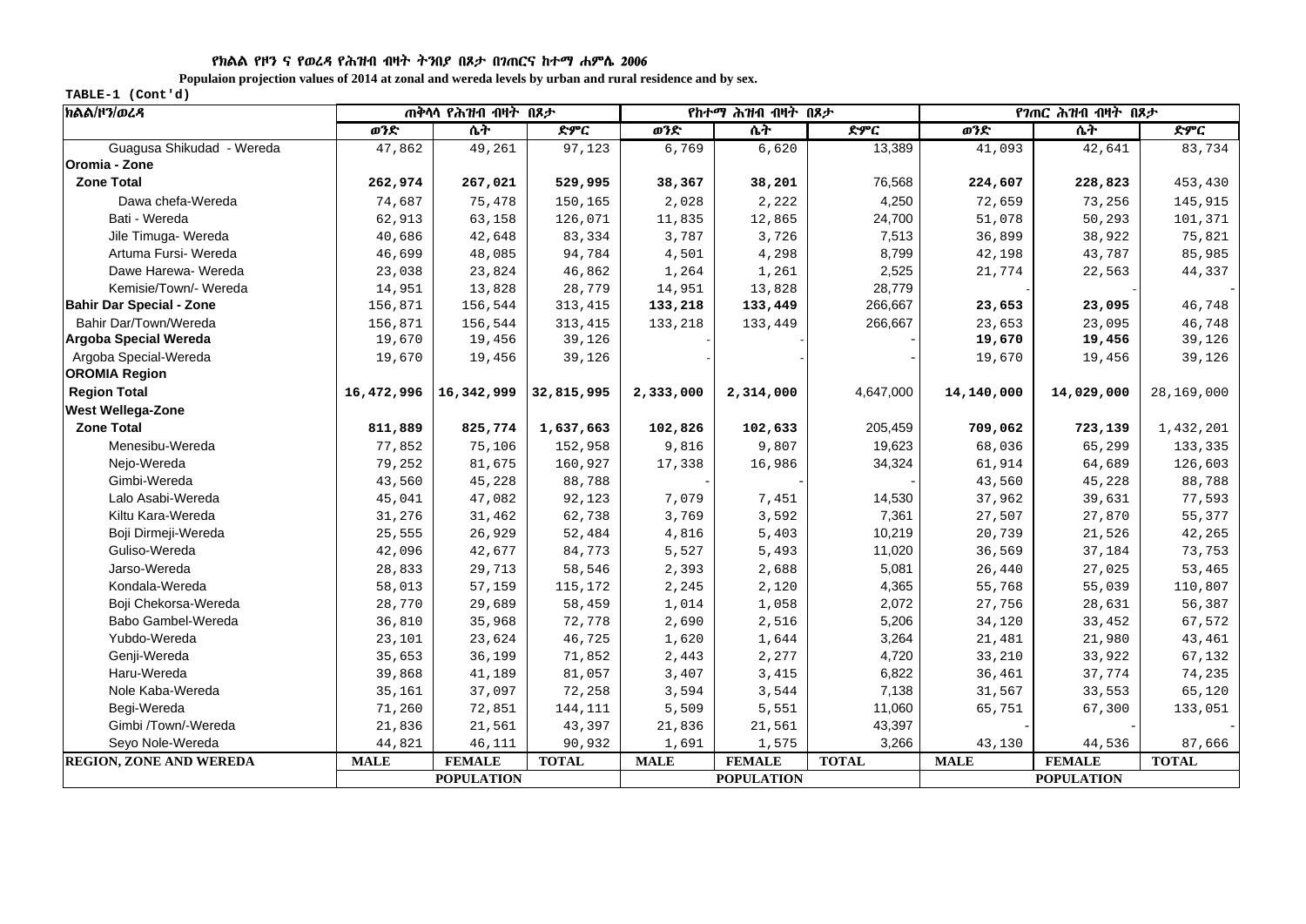**የክልል የዞን ና የወረዳ የሕዝብ ብዛት ትንበያ በጾታ በገጠርና ከተማ ሐምሌ 2006**

**Populaion projection values of 2014 at zonal and wereda levels by urban and rural residence and by sex.**

**TABLE-1 (Cont'd)**

| ክልል/ዞን/ወረዳ | ጠቅላላ የሕዝብ ብዛት በጾታ | | | የከተማ ሕዝብ ብዛት በጾታ | | | የገጠር ሕዝብ ብዛት በጾታ | | |
|---|---|---|---|---|---|---|---|---|---|
| | ወንድ | ሴት | ድምር | ወንድ | ሴት | ድምር | ወንድ | ሴት | ድምር |
| Guagusa Shikudad - Wereda | 47,862 | 49,261 | 97,123 | 6,769 | 6,620 | 13,389 | 41,093 | 42,641 | 83,734 |
| **Oromia - Zone** | | | | | | | | | |
| **Zone Total** | **262,974** | **267,021** | **529,995** | **38,367** | **38,201** | 76,568 | **224,607** | **228,823** | 453,430 |
| Dawa chefa-Wereda | 74,687 | 75,478 | 150,165 | 2,028 | 2,222 | 4,250 | 72,659 | 73,256 | 145,915 |
| Bati - Wereda | 62,913 | 63,158 | 126,071 | 11,835 | 12,865 | 24,700 | 51,078 | 50,293 | 101,371 |
| Jile Timuga- Wereda | 40,686 | 42,648 | 83,334 | 3,787 | 3,726 | 7,513 | 36,899 | 38,922 | 75,821 |
| Artuma Fursi- Wereda | 46,699 | 48,085 | 94,784 | 4,501 | 4,298 | 8,799 | 42,198 | 43,787 | 85,985 |
| Dawe Harewa- Wereda | 23,038 | 23,824 | 46,862 | 1,264 | 1,261 | 2,525 | 21,774 | 22,563 | 44,337 |
| Kemisie/Town/- Wereda | 14,951 | 13,828 | 28,779 | 14,951 | 13,828 | 28,779 | - | - | - |
| **Bahir Dar Special - Zone** | 156,871 | 156,544 | 313,415 | **133,218** | **133,449** | 266,667 | **23,653** | **23,095** | 46,748 |
| Bahir Dar/Town/Wereda | 156,871 | 156,544 | 313,415 | 133,218 | 133,449 | 266,667 | 23,653 | 23,095 | 46,748 |
| **Argoba Special Wereda** | 19,670 | 19,456 | 39,126 | - | - | - | **19,670** | **19,456** | 39,126 |
| Argoba Special-Wereda | 19,670 | 19,456 | 39,126 | - | - | - | 19,670 | 19,456 | 39,126 |
| **OROMIA Region** | | | | | | | | | |
| **Region Total** | **16,472,996** | **16,342,999** | **32,815,995** | **2,333,000** | **2,314,000** | 4,647,000 | **14,140,000** | **14,029,000** | 28,169,000 |
| **West Wellega-Zone** | | | | | | | | | |
| **Zone Total** | **811,889** | **825,774** | **1,637,663** | **102,826** | **102,633** | 205,459 | **709,062** | **723,139** | 1,432,201 |
| Menesibu-Wereda | 77,852 | 75,106 | 152,958 | 9,816 | 9,807 | 19,623 | 68,036 | 65,299 | 133,335 |
| Nejo-Wereda | 79,252 | 81,675 | 160,927 | 17,338 | 16,986 | 34,324 | 61,914 | 64,689 | 126,603 |
| Gimbi-Wereda | 43,560 | 45,228 | 88,788 | - | - | - | 43,560 | 45,228 | 88,788 |
| Lalo Asabi-Wereda | 45,041 | 47,082 | 92,123 | 7,079 | 7,451 | 14,530 | 37,962 | 39,631 | 77,593 |
| Kiltu Kara-Wereda | 31,276 | 31,462 | 62,738 | 3,769 | 3,592 | 7,361 | 27,507 | 27,870 | 55,377 |
| Boji Dirmeji-Wereda | 25,555 | 26,929 | 52,484 | 4,816 | 5,403 | 10,219 | 20,739 | 21,526 | 42,265 |
| Guliso-Wereda | 42,096 | 42,677 | 84,773 | 5,527 | 5,493 | 11,020 | 36,569 | 37,184 | 73,753 |
| Jarso-Wereda | 28,833 | 29,713 | 58,546 | 2,393 | 2,688 | 5,081 | 26,440 | 27,025 | 53,465 |
| Kondala-Wereda | 58,013 | 57,159 | 115,172 | 2,245 | 2,120 | 4,365 | 55,768 | 55,039 | 110,807 |
| Boji Chekorsa-Wereda | 28,770 | 29,689 | 58,459 | 1,014 | 1,058 | 2,072 | 27,756 | 28,631 | 56,387 |
| Babo Gambel-Wereda | 36,810 | 35,968 | 72,778 | 2,690 | 2,516 | 5,206 | 34,120 | 33,452 | 67,572 |
| Yubdo-Wereda | 23,101 | 23,624 | 46,725 | 1,620 | 1,644 | 3,264 | 21,481 | 21,980 | 43,461 |
| Genji-Wereda | 35,653 | 36,199 | 71,852 | 2,443 | 2,277 | 4,720 | 33,210 | 33,922 | 67,132 |
| Haru-Wereda | 39,868 | 41,189 | 81,057 | 3,407 | 3,415 | 6,822 | 36,461 | 37,774 | 74,235 |
| Nole Kaba-Wereda | 35,161 | 37,097 | 72,258 | 3,594 | 3,544 | 7,138 | 31,567 | 33,553 | 65,120 |
| Begi-Wereda | 71,260 | 72,851 | 144,111 | 5,509 | 5,551 | 11,060 | 65,751 | 67,300 | 133,051 |
| Gimbi /Town/-Wereda | 21,836 | 21,561 | 43,397 | 21,836 | 21,561 | 43,397 | - | - | - |
| Seyo Nole-Wereda | 44,821 | 46,111 | 90,932 | 1,691 | 1,575 | 3,266 | 43,130 | 44,536 | 87,666 |
| **REGION, ZONE AND WEREDA** | **MALE** | **FEMALE** | **TOTAL** | **MALE** | **FEMALE** | **TOTAL** | **MALE** | **FEMALE** | **TOTAL** |
| | | **POPULATION** | | | **POPULATION** | | | **POPULATION** | |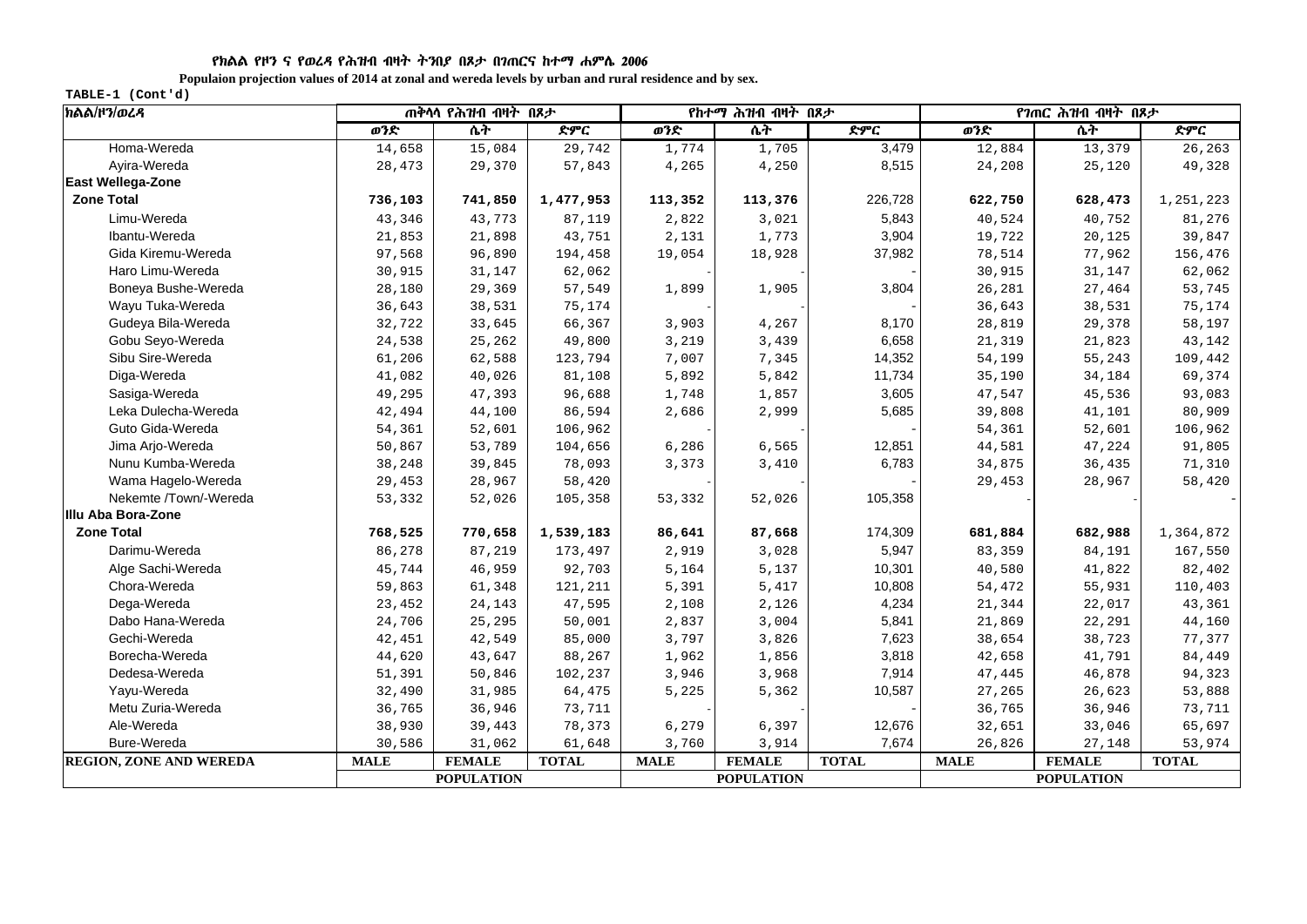የክልል የዞን ና የወረዳ የሕዝብ ብዛት ትንበያ በጾታ በገጠርና ከተማ ሐምሌ 2006

**Populaion projection values of 2014 at zonal and wereda levels by urban and rural residence and by sex.**

TABLE-1 (Cont'd)

| ክልል/ዞን/ወረዳ | ጠቅላላ የሕዝብ ብዛት በጾታ | | | የከተማ ሕዝብ ብዛት በጾታ | | | የገጠር ሕዝብ ብዛት በጾታ | | |
|---|---|---|---|---|---|---|---|---|---|
| | ወንድ | ሴት | ድምር | ወንድ | ሴት | ድምር | ወንድ | ሴት | ድምር |
| Homa-Wereda | 14,658 | 15,084 | 29,742 | 1,774 | 1,705 | 3,479 | 12,884 | 13,379 | 26,263 |
| Ayira-Wereda | 28,473 | 29,370 | 57,843 | 4,265 | 4,250 | 8,515 | 24,208 | 25,120 | 49,328 |
| **East Wellega-Zone** | | | | | | | | | |
| **Zone Total** | **736,103** | **741,850** | **1,477,953** | **113,352** | **113,376** | 226,728 | **622,750** | **628,473** | 1,251,223 |
| Limu-Wereda | 43,346 | 43,773 | 87,119 | 2,822 | 3,021 | 5,843 | 40,524 | 40,752 | 81,276 |
| Ibantu-Wereda | 21,853 | 21,898 | 43,751 | 2,131 | 1,773 | 3,904 | 19,722 | 20,125 | 39,847 |
| Gida Kiremu-Wereda | 97,568 | 96,890 | 194,458 | 19,054 | 18,928 | 37,982 | 78,514 | 77,962 | 156,476 |
| Haro Limu-Wereda | 30,915 | 31,147 | 62,062 | - | - | - | 30,915 | 31,147 | 62,062 |
| Boneya Bushe-Wereda | 28,180 | 29,369 | 57,549 | 1,899 | 1,905 | 3,804 | 26,281 | 27,464 | 53,745 |
| Wayu Tuka-Wereda | 36,643 | 38,531 | 75,174 | - | - | - | 36,643 | 38,531 | 75,174 |
| Gudeya Bila-Wereda | 32,722 | 33,645 | 66,367 | 3,903 | 4,267 | 8,170 | 28,819 | 29,378 | 58,197 |
| Gobu Seyo-Wereda | 24,538 | 25,262 | 49,800 | 3,219 | 3,439 | 6,658 | 21,319 | 21,823 | 43,142 |
| Sibu Sire-Wereda | 61,206 | 62,588 | 123,794 | 7,007 | 7,345 | 14,352 | 54,199 | 55,243 | 109,442 |
| Diga-Wereda | 41,082 | 40,026 | 81,108 | 5,892 | 5,842 | 11,734 | 35,190 | 34,184 | 69,374 |
| Sasiga-Wereda | 49,295 | 47,393 | 96,688 | 1,748 | 1,857 | 3,605 | 47,547 | 45,536 | 93,083 |
| Leka Dulecha-Wereda | 42,494 | 44,100 | 86,594 | 2,686 | 2,999 | 5,685 | 39,808 | 41,101 | 80,909 |
| Guto Gida-Wereda | 54,361 | 52,601 | 106,962 | - | - | - | 54,361 | 52,601 | 106,962 |
| Jima Arjo-Wereda | 50,867 | 53,789 | 104,656 | 6,286 | 6,565 | 12,851 | 44,581 | 47,224 | 91,805 |
| Nunu Kumba-Wereda | 38,248 | 39,845 | 78,093 | 3,373 | 3,410 | 6,783 | 34,875 | 36,435 | 71,310 |
| Wama Hagelo-Wereda | 29,453 | 28,967 | 58,420 | - | - | - | 29,453 | 28,967 | 58,420 |
| Nekemte /Town/-Wereda | 53,332 | 52,026 | 105,358 | 53,332 | 52,026 | 105,358 | - | - | - |
| **Illu Aba Bora-Zone** | | | | | | | | | |
| **Zone Total** | **768,525** | **770,658** | **1,539,183** | **86,641** | **87,668** | 174,309 | **681,884** | **682,988** | 1,364,872 |
| Darimu-Wereda | 86,278 | 87,219 | 173,497 | 2,919 | 3,028 | 5,947 | 83,359 | 84,191 | 167,550 |
| Alge Sachi-Wereda | 45,744 | 46,959 | 92,703 | 5,164 | 5,137 | 10,301 | 40,580 | 41,822 | 82,402 |
| Chora-Wereda | 59,863 | 61,348 | 121,211 | 5,391 | 5,417 | 10,808 | 54,472 | 55,931 | 110,403 |
| Dega-Wereda | 23,452 | 24,143 | 47,595 | 2,108 | 2,126 | 4,234 | 21,344 | 22,017 | 43,361 |
| Dabo Hana-Wereda | 24,706 | 25,295 | 50,001 | 2,837 | 3,004 | 5,841 | 21,869 | 22,291 | 44,160 |
| Gechi-Wereda | 42,451 | 42,549 | 85,000 | 3,797 | 3,826 | 7,623 | 38,654 | 38,723 | 77,377 |
| Borecha-Wereda | 44,620 | 43,647 | 88,267 | 1,962 | 1,856 | 3,818 | 42,658 | 41,791 | 84,449 |
| Dedesa-Wereda | 51,391 | 50,846 | 102,237 | 3,946 | 3,968 | 7,914 | 47,445 | 46,878 | 94,323 |
| Yayu-Wereda | 32,490 | 31,985 | 64,475 | 5,225 | 5,362 | 10,587 | 27,265 | 26,623 | 53,888 |
| Metu Zuria-Wereda | 36,765 | 36,946 | 73,711 | - | - | - | 36,765 | 36,946 | 73,711 |
| Ale-Wereda | 38,930 | 39,443 | 78,373 | 6,279 | 6,397 | 12,676 | 32,651 | 33,046 | 65,697 |
| Bure-Wereda | 30,586 | 31,062 | 61,648 | 3,760 | 3,914 | 7,674 | 26,826 | 27,148 | 53,974 |
| **REGION, ZONE AND WEREDA** | **MALE** | **FEMALE** | **TOTAL** | **MALE** | **FEMALE** | **TOTAL** | **MALE** | **FEMALE** | **TOTAL** |
| | | **POPULATION** | | | **POPULATION** | | | **POPULATION** | |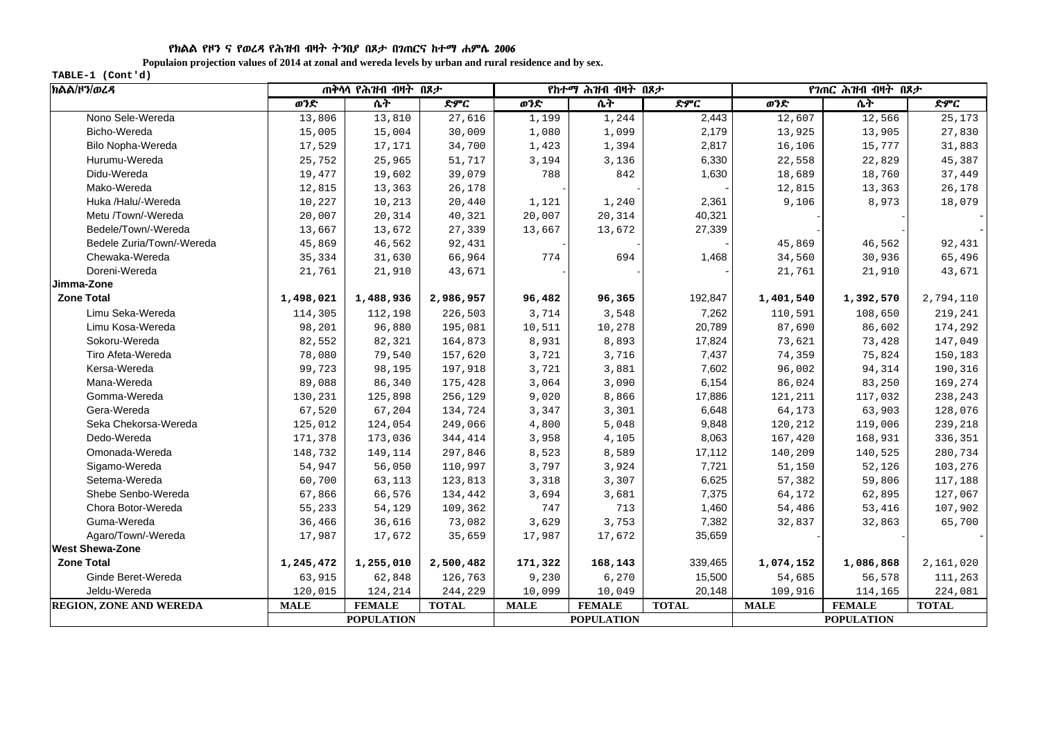የክልል የዞን ና የወረዳ የሕዝብ ብዛት ትንበያ በጾታ በገጠርና ከተማ ሐምሌ 2006

**Populaion projection values of 2014 at zonal and wereda levels by urban and rural residence and by sex.**

TABLE-1 (Cont'd)

| ክልል/ዞን/ወረዳ | ጠቅላላ የሕዝብ ብዛት በጾታ | | | የከተማ ሕዝብ ብዛት በጾታ | | | የገጠር ሕዝብ ብዛት በጾታ | | |
|---|---|---|---|---|---|---|---|---|---|
| | ወንድ | ሴት | ድምር | ወንድ | ሴት | ድምር | ወንድ | ሴት | ድምር |
| Nono Sele-Wereda | 13,806 | 13,810 | 27,616 | 1,199 | 1,244 | 2,443 | 12,607 | 12,566 | 25,173 |
| Bicho-Wereda | 15,005 | 15,004 | 30,009 | 1,080 | 1,099 | 2,179 | 13,925 | 13,905 | 27,830 |
| Bilo Nopha-Wereda | 17,529 | 17,171 | 34,700 | 1,423 | 1,394 | 2,817 | 16,106 | 15,777 | 31,883 |
| Hurumu-Wereda | 25,752 | 25,965 | 51,717 | 3,194 | 3,136 | 6,330 | 22,558 | 22,829 | 45,387 |
| Didu-Wereda | 19,477 | 19,602 | 39,079 | 788 | 842 | 1,630 | 18,689 | 18,760 | 37,449 |
| Mako-Wereda | 12,815 | 13,363 | 26,178 | - | - | - | 12,815 | 13,363 | 26,178 |
| Huka /Halu/-Wereda | 10,227 | 10,213 | 20,440 | 1,121 | 1,240 | 2,361 | 9,106 | 8,973 | 18,079 |
| Metu /Town/-Wereda | 20,007 | 20,314 | 40,321 | 20,007 | 20,314 | 40,321 | - | - | - |
| Bedele/Town/-Wereda | 13,667 | 13,672 | 27,339 | 13,667 | 13,672 | 27,339 | - | - | - |
| Bedele Zuria/Town/-Wereda | 45,869 | 46,562 | 92,431 | - | - | - | 45,869 | 46,562 | 92,431 |
| Chewaka-Wereda | 35,334 | 31,630 | 66,964 | 774 | 694 | 1,468 | 34,560 | 30,936 | 65,496 |
| Doreni-Wereda | 21,761 | 21,910 | 43,671 | - | - | - | 21,761 | 21,910 | 43,671 |
| **Jimma-Zone** | | | | | | | | | |
| **Zone Total** | **1,498,021** | **1,488,936** | **2,986,957** | **96,482** | **96,365** | 192,847 | **1,401,540** | **1,392,570** | 2,794,110 |
| Limu Seka-Wereda | 114,305 | 112,198 | 226,503 | 3,714 | 3,548 | 7,262 | 110,591 | 108,650 | 219,241 |
| Limu Kosa-Wereda | 98,201 | 96,880 | 195,081 | 10,511 | 10,278 | 20,789 | 87,690 | 86,602 | 174,292 |
| Sokoru-Wereda | 82,552 | 82,321 | 164,873 | 8,931 | 8,893 | 17,824 | 73,621 | 73,428 | 147,049 |
| Tiro Afeta-Wereda | 78,080 | 79,540 | 157,620 | 3,721 | 3,716 | 7,437 | 74,359 | 75,824 | 150,183 |
| Kersa-Wereda | 99,723 | 98,195 | 197,918 | 3,721 | 3,881 | 7,602 | 96,002 | 94,314 | 190,316 |
| Mana-Wereda | 89,088 | 86,340 | 175,428 | 3,064 | 3,090 | 6,154 | 86,024 | 83,250 | 169,274 |
| Gomma-Wereda | 130,231 | 125,898 | 256,129 | 9,020 | 8,866 | 17,886 | 121,211 | 117,032 | 238,243 |
| Gera-Wereda | 67,520 | 67,204 | 134,724 | 3,347 | 3,301 | 6,648 | 64,173 | 63,903 | 128,076 |
| Seka Chekorsa-Wereda | 125,012 | 124,054 | 249,066 | 4,800 | 5,048 | 9,848 | 120,212 | 119,006 | 239,218 |
| Dedo-Wereda | 171,378 | 173,036 | 344,414 | 3,958 | 4,105 | 8,063 | 167,420 | 168,931 | 336,351 |
| Omonada-Wereda | 148,732 | 149,114 | 297,846 | 8,523 | 8,589 | 17,112 | 140,209 | 140,525 | 280,734 |
| Sigamo-Wereda | 54,947 | 56,050 | 110,997 | 3,797 | 3,924 | 7,721 | 51,150 | 52,126 | 103,276 |
| Setema-Wereda | 60,700 | 63,113 | 123,813 | 3,318 | 3,307 | 6,625 | 57,382 | 59,806 | 117,188 |
| Shebe Senbo-Wereda | 67,866 | 66,576 | 134,442 | 3,694 | 3,681 | 7,375 | 64,172 | 62,895 | 127,067 |
| Chora Botor-Wereda | 55,233 | 54,129 | 109,362 | 747 | 713 | 1,460 | 54,486 | 53,416 | 107,902 |
| Guma-Wereda | 36,466 | 36,616 | 73,082 | 3,629 | 3,753 | 7,382 | 32,837 | 32,863 | 65,700 |
| Agaro/Town/-Wereda | 17,987 | 17,672 | 35,659 | 17,987 | 17,672 | 35,659 | - | - | - |
| **West Shewa-Zone** | | | | | | | | | |
| **Zone Total** | **1,245,472** | **1,255,010** | **2,500,482** | **171,322** | **168,143** | 339,465 | **1,074,152** | **1,086,868** | 2,161,020 |
| Ginde Beret-Wereda | 63,915 | 62,848 | 126,763 | 9,230 | 6,270 | 15,500 | 54,685 | 56,578 | 111,263 |
| Jeldu-Wereda | 120,015 | 124,214 | 244,229 | 10,099 | 10,049 | 20,148 | 109,916 | 114,165 | 224,081 |
| **REGION, ZONE AND WEREDA** | **MALE** | **FEMALE** | **TOTAL** | **MALE** | **FEMALE** | **TOTAL** | **MALE** | **FEMALE** | **TOTAL** |
| | | **POPULATION** | | | **POPULATION** | | | **POPULATION** | |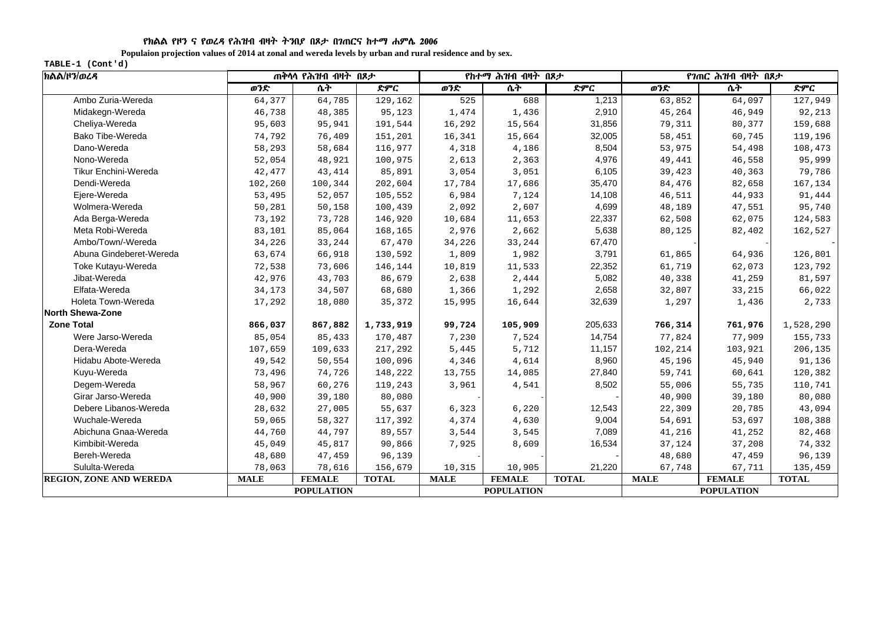የክልል የዞን ና የወረዳ የሕዝብ ብዛት ትንበያ በጾታ በገጠርና ከተማ ሐምሌ 2006

**Populaion projection values of 2014 at zonal and wereda levels by urban and rural residence and by sex.**

TABLE-1 (Cont'd)

| ክልል/ዞን/ወረዳ | ጠቅላላ የሕዝብ ብዛት በጾታ | | | የከተማ ሕዝብ ብዛት በጾታ | | | የገጠር ሕዝብ ብዛት በጾታ | | |
|---|---|---|---|---|---|---|---|---|---|
| | ወንድ | ሴት | ድምር | ወንድ | ሴት | ድምር | ወንድ | ሴት | ድምር |
| Ambo Zuria-Wereda | 64,377 | 64,785 | 129,162 | 525 | 688 | 1,213 | 63,852 | 64,097 | 127,949 |
| Midakegn-Wereda | 46,738 | 48,385 | 95,123 | 1,474 | 1,436 | 2,910 | 45,264 | 46,949 | 92,213 |
| Cheliya-Wereda | 95,603 | 95,941 | 191,544 | 16,292 | 15,564 | 31,856 | 79,311 | 80,377 | 159,688 |
| Bako Tibe-Wereda | 74,792 | 76,409 | 151,201 | 16,341 | 15,664 | 32,005 | 58,451 | 60,745 | 119,196 |
| Dano-Wereda | 58,293 | 58,684 | 116,977 | 4,318 | 4,186 | 8,504 | 53,975 | 54,498 | 108,473 |
| Nono-Wereda | 52,054 | 48,921 | 100,975 | 2,613 | 2,363 | 4,976 | 49,441 | 46,558 | 95,999 |
| Tikur Enchini-Wereda | 42,477 | 43,414 | 85,891 | 3,054 | 3,051 | 6,105 | 39,423 | 40,363 | 79,786 |
| Dendi-Wereda | 102,260 | 100,344 | 202,604 | 17,784 | 17,686 | 35,470 | 84,476 | 82,658 | 167,134 |
| Ejere-Wereda | 53,495 | 52,057 | 105,552 | 6,984 | 7,124 | 14,108 | 46,511 | 44,933 | 91,444 |
| Wolmera-Wereda | 50,281 | 50,158 | 100,439 | 2,092 | 2,607 | 4,699 | 48,189 | 47,551 | 95,740 |
| Ada Berga-Wereda | 73,192 | 73,728 | 146,920 | 10,684 | 11,653 | 22,337 | 62,508 | 62,075 | 124,583 |
| Meta Robi-Wereda | 83,101 | 85,064 | 168,165 | 2,976 | 2,662 | 5,638 | 80,125 | 82,402 | 162,527 |
| Ambo/Town/-Wereda | 34,226 | 33,244 | 67,470 | 34,226 | 33,244 | 67,470 | - | - | - |
| Abuna Gindeberet-Wereda | 63,674 | 66,918 | 130,592 | 1,809 | 1,982 | 3,791 | 61,865 | 64,936 | 126,801 |
| Toke Kutayu-Wereda | 72,538 | 73,606 | 146,144 | 10,819 | 11,533 | 22,352 | 61,719 | 62,073 | 123,792 |
| Jibat-Wereda | 42,976 | 43,703 | 86,679 | 2,638 | 2,444 | 5,082 | 40,338 | 41,259 | 81,597 |
| Elfata-Wereda | 34,173 | 34,507 | 68,680 | 1,366 | 1,292 | 2,658 | 32,807 | 33,215 | 66,022 |
| Holeta Town-Wereda | 17,292 | 18,080 | 35,372 | 15,995 | 16,644 | 32,639 | 1,297 | 1,436 | 2,733 |
| **North Shewa-Zone** | | | | | | | | | |
| **Zone Total** | **866,037** | **867,882** | **1,733,919** | **99,724** | **105,909** | 205,633 | **766,314** | **761,976** | 1,528,290 |
| Were Jarso-Wereda | 85,054 | 85,433 | 170,487 | 7,230 | 7,524 | 14,754 | 77,824 | 77,909 | 155,733 |
| Dera-Wereda | 107,659 | 109,633 | 217,292 | 5,445 | 5,712 | 11,157 | 102,214 | 103,921 | 206,135 |
| Hidabu Abote-Wereda | 49,542 | 50,554 | 100,096 | 4,346 | 4,614 | 8,960 | 45,196 | 45,940 | 91,136 |
| Kuyu-Wereda | 73,496 | 74,726 | 148,222 | 13,755 | 14,085 | 27,840 | 59,741 | 60,641 | 120,382 |
| Degem-Wereda | 58,967 | 60,276 | 119,243 | 3,961 | 4,541 | 8,502 | 55,006 | 55,735 | 110,741 |
| Girar Jarso-Wereda | 40,900 | 39,180 | 80,080 | - | - | - | 40,900 | 39,180 | 80,080 |
| Debere Libanos-Wereda | 28,632 | 27,005 | 55,637 | 6,323 | 6,220 | 12,543 | 22,309 | 20,785 | 43,094 |
| Wuchale-Wereda | 59,065 | 58,327 | 117,392 | 4,374 | 4,630 | 9,004 | 54,691 | 53,697 | 108,388 |
| Abichuna Gnaa-Wereda | 44,760 | 44,797 | 89,557 | 3,544 | 3,545 | 7,089 | 41,216 | 41,252 | 82,468 |
| Kimbibit-Wereda | 45,049 | 45,817 | 90,866 | 7,925 | 8,609 | 16,534 | 37,124 | 37,208 | 74,332 |
| Bereh-Wereda | 48,680 | 47,459 | 96,139 | - | - | - | 48,680 | 47,459 | 96,139 |
| Sululta-Wereda | 78,063 | 78,616 | 156,679 | 10,315 | 10,905 | 21,220 | 67,748 | 67,711 | 135,459 |
| **REGION, ZONE AND WEREDA** | **MALE** | **FEMALE** | **TOTAL** | **MALE** | **FEMALE** | **TOTAL** | **MALE** | **FEMALE** | **TOTAL** |
| | | **POPULATION** | | | **POPULATION** | | | **POPULATION** | |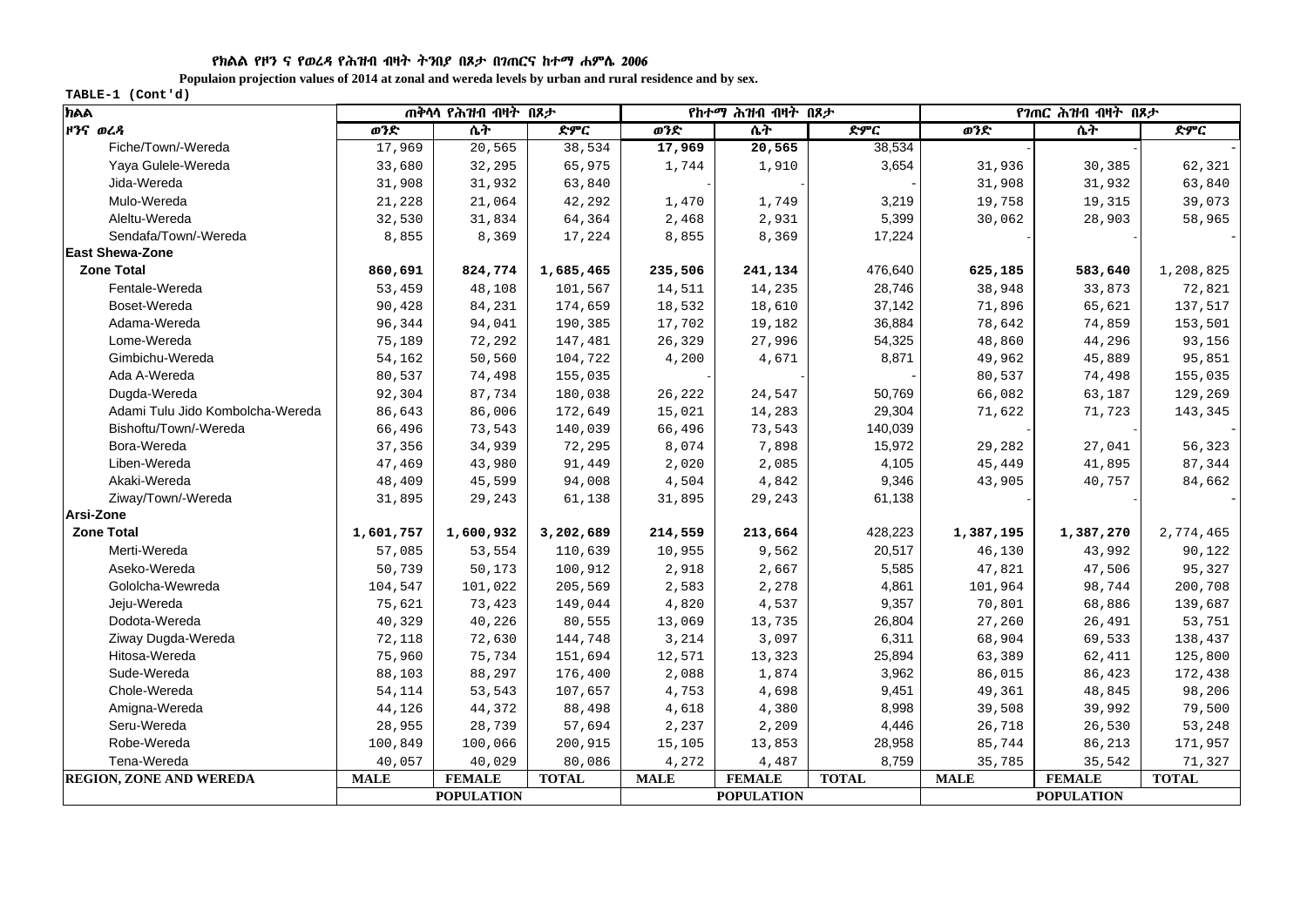የክልል የዞን ና የወረዳ የሕዝብ ብዛት ትንበያ በጾታ በገጠርና ከተማ ሐምሌ 2006

**Populaion projection values of 2014 at zonal and wereda levels by urban and rural residence and by sex.**

TABLE-1 (Cont'd)

| ክልል | ጠቅላላ የሕዝብ ብዛት በጾታ | | | የከተማ ሕዝብ ብዛት በጾታ | | | የገጠር ሕዝብ ብዛት በጾታ | | |
|---|---|---|---|---|---|---|---|---|---|
| ዞንና ወረዳ | ወንድ | ሴት | ድምር | ወንድ | ሴት | ድምር | ወንድ | ሴት | ድምር |
| Fiche/Town/-Wereda | 17,969 | 20,565 | 38,534 | **17,969** | **20,565** | 38,534 | - | - | - |
| Yaya Gulele-Wereda | 33,680 | 32,295 | 65,975 | 1,744 | 1,910 | 3,654 | 31,936 | 30,385 | 62,321 |
| Jida-Wereda | 31,908 | 31,932 | 63,840 | - | - | - | 31,908 | 31,932 | 63,840 |
| Mulo-Wereda | 21,228 | 21,064 | 42,292 | 1,470 | 1,749 | 3,219 | 19,758 | 19,315 | 39,073 |
| Aleltu-Wereda | 32,530 | 31,834 | 64,364 | 2,468 | 2,931 | 5,399 | 30,062 | 28,903 | 58,965 |
| Sendafa/Town/-Wereda | 8,855 | 8,369 | 17,224 | 8,855 | 8,369 | 17,224 | - | - | - |
| **East Shewa-Zone** | | | | | | | | | |
| **Zone Total** | **860,691** | **824,774** | **1,685,465** | **235,506** | **241,134** | 476,640 | **625,185** | **583,640** | 1,208,825 |
| Fentale-Wereda | 53,459 | 48,108 | 101,567 | 14,511 | 14,235 | 28,746 | 38,948 | 33,873 | 72,821 |
| Boset-Wereda | 90,428 | 84,231 | 174,659 | 18,532 | 18,610 | 37,142 | 71,896 | 65,621 | 137,517 |
| Adama-Wereda | 96,344 | 94,041 | 190,385 | 17,702 | 19,182 | 36,884 | 78,642 | 74,859 | 153,501 |
| Lome-Wereda | 75,189 | 72,292 | 147,481 | 26,329 | 27,996 | 54,325 | 48,860 | 44,296 | 93,156 |
| Gimbichu-Wereda | 54,162 | 50,560 | 104,722 | 4,200 | 4,671 | 8,871 | 49,962 | 45,889 | 95,851 |
| Ada A-Wereda | 80,537 | 74,498 | 155,035 | - | - | - | 80,537 | 74,498 | 155,035 |
| Dugda-Wereda | 92,304 | 87,734 | 180,038 | 26,222 | 24,547 | 50,769 | 66,082 | 63,187 | 129,269 |
| Adami Tulu Jido Kombolcha-Wereda | 86,643 | 86,006 | 172,649 | 15,021 | 14,283 | 29,304 | 71,622 | 71,723 | 143,345 |
| Bishoftu/Town/-Wereda | 66,496 | 73,543 | 140,039 | 66,496 | 73,543 | 140,039 | - | - | - |
| Bora-Wereda | 37,356 | 34,939 | 72,295 | 8,074 | 7,898 | 15,972 | 29,282 | 27,041 | 56,323 |
| Liben-Wereda | 47,469 | 43,980 | 91,449 | 2,020 | 2,085 | 4,105 | 45,449 | 41,895 | 87,344 |
| Akaki-Wereda | 48,409 | 45,599 | 94,008 | 4,504 | 4,842 | 9,346 | 43,905 | 40,757 | 84,662 |
| Ziway/Town/-Wereda | 31,895 | 29,243 | 61,138 | 31,895 | 29,243 | 61,138 | - | - | - |
| **Arsi-Zone** | | | | | | | | | |
| **Zone Total** | **1,601,757** | **1,600,932** | **3,202,689** | **214,559** | **213,664** | 428,223 | **1,387,195** | **1,387,270** | 2,774,465 |
| Merti-Wereda | 57,085 | 53,554 | 110,639 | 10,955 | 9,562 | 20,517 | 46,130 | 43,992 | 90,122 |
| Aseko-Wereda | 50,739 | 50,173 | 100,912 | 2,918 | 2,667 | 5,585 | 47,821 | 47,506 | 95,327 |
| Gololcha-Wewreda | 104,547 | 101,022 | 205,569 | 2,583 | 2,278 | 4,861 | 101,964 | 98,744 | 200,708 |
| Jeju-Wereda | 75,621 | 73,423 | 149,044 | 4,820 | 4,537 | 9,357 | 70,801 | 68,886 | 139,687 |
| Dodota-Wereda | 40,329 | 40,226 | 80,555 | 13,069 | 13,735 | 26,804 | 27,260 | 26,491 | 53,751 |
| Ziway Dugda-Wereda | 72,118 | 72,630 | 144,748 | 3,214 | 3,097 | 6,311 | 68,904 | 69,533 | 138,437 |
| Hitosa-Wereda | 75,960 | 75,734 | 151,694 | 12,571 | 13,323 | 25,894 | 63,389 | 62,411 | 125,800 |
| Sude-Wereda | 88,103 | 88,297 | 176,400 | 2,088 | 1,874 | 3,962 | 86,015 | 86,423 | 172,438 |
| Chole-Wereda | 54,114 | 53,543 | 107,657 | 4,753 | 4,698 | 9,451 | 49,361 | 48,845 | 98,206 |
| Amigna-Wereda | 44,126 | 44,372 | 88,498 | 4,618 | 4,380 | 8,998 | 39,508 | 39,992 | 79,500 |
| Seru-Wereda | 28,955 | 28,739 | 57,694 | 2,237 | 2,209 | 4,446 | 26,718 | 26,530 | 53,248 |
| Robe-Wereda | 100,849 | 100,066 | 200,915 | 15,105 | 13,853 | 28,958 | 85,744 | 86,213 | 171,957 |
| Tena-Wereda | 40,057 | 40,029 | 80,086 | 4,272 | 4,487 | 8,759 | 35,785 | 35,542 | 71,327 |
| **REGION, ZONE AND WEREDA** | **MALE** | **FEMALE** | **TOTAL** | **MALE** | **FEMALE** | **TOTAL** | **MALE** | **FEMALE** | **TOTAL** |
| | **POPULATION** | | | **POPULATION** | | | **POPULATION** | | |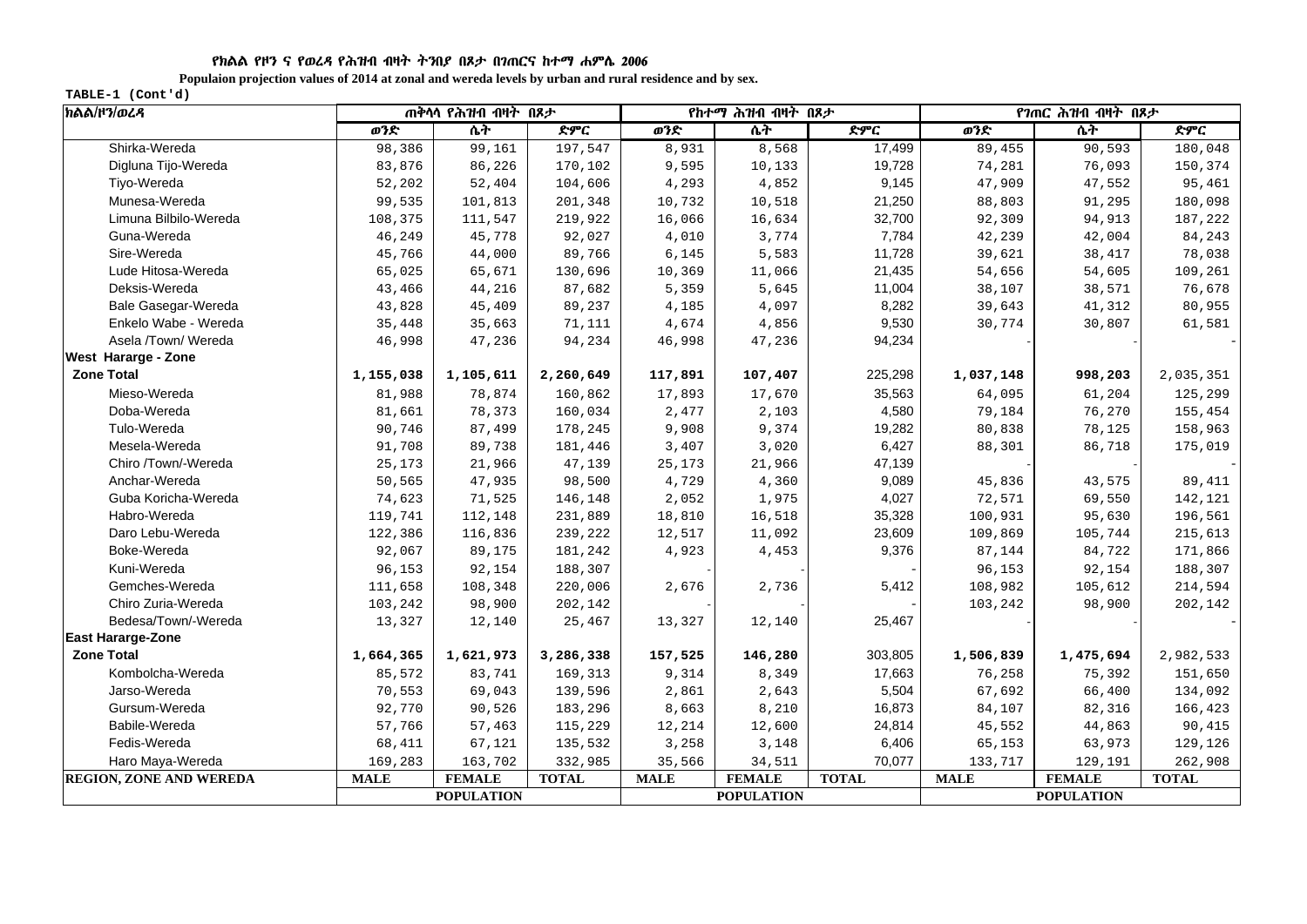#### የክልል የዞን ና የወረዳ የሕዝብ ብዛት ትንበያ በጾታ በገጠርና ከተማ ሐምሌ 2006

**Populaion projection values of 2014 at zonal and wereda levels by urban and rural residence and by sex.**

**TABLE-1 (Cont'd)**

| ክልል/ዞን/ወረዳ | ጠቅላላ የሕዝብ ብዛት በጾታ | | | የከተማ ሕዝብ ብዛት በጾታ | | | የገጠር ሕዝብ ብዛት በጾታ | | |
|---|---|---|---|---|---|---|---|---|---|
| | ወንድ | ሴት | ድምር | ወንድ | ሴት | ድምር | ወንድ | ሴት | ድምር |
| Shirka-Wereda | 98,386 | 99,161 | 197,547 | 8,931 | 8,568 | 17,499 | 89,455 | 90,593 | 180,048 |
| Digluna Tijo-Wereda | 83,876 | 86,226 | 170,102 | 9,595 | 10,133 | 19,728 | 74,281 | 76,093 | 150,374 |
| Tiyo-Wereda | 52,202 | 52,404 | 104,606 | 4,293 | 4,852 | 9,145 | 47,909 | 47,552 | 95,461 |
| Munesa-Wereda | 99,535 | 101,813 | 201,348 | 10,732 | 10,518 | 21,250 | 88,803 | 91,295 | 180,098 |
| Limuna Bilbilo-Wereda | 108,375 | 111,547 | 219,922 | 16,066 | 16,634 | 32,700 | 92,309 | 94,913 | 187,222 |
| Guna-Wereda | 46,249 | 45,778 | 92,027 | 4,010 | 3,774 | 7,784 | 42,239 | 42,004 | 84,243 |
| Sire-Wereda | 45,766 | 44,000 | 89,766 | 6,145 | 5,583 | 11,728 | 39,621 | 38,417 | 78,038 |
| Lude Hitosa-Wereda | 65,025 | 65,671 | 130,696 | 10,369 | 11,066 | 21,435 | 54,656 | 54,605 | 109,261 |
| Deksis-Wereda | 43,466 | 44,216 | 87,682 | 5,359 | 5,645 | 11,004 | 38,107 | 38,571 | 76,678 |
| Bale Gasegar-Wereda | 43,828 | 45,409 | 89,237 | 4,185 | 4,097 | 8,282 | 39,643 | 41,312 | 80,955 |
| Enkelo Wabe - Wereda | 35,448 | 35,663 | 71,111 | 4,674 | 4,856 | 9,530 | 30,774 | 30,807 | 61,581 |
| Asela /Town/ Wereda | 46,998 | 47,236 | 94,234 | 46,998 | 47,236 | 94,234 | - | - | - |
| **West Hararge - Zone** | | | | | | | | | |
| **Zone Total** | **1,155,038** | **1,105,611** | **2,260,649** | **117,891** | **107,407** | 225,298 | **1,037,148** | **998,203** | 2,035,351 |
| Mieso-Wereda | 81,988 | 78,874 | 160,862 | 17,893 | 17,670 | 35,563 | 64,095 | 61,204 | 125,299 |
| Doba-Wereda | 81,661 | 78,373 | 160,034 | 2,477 | 2,103 | 4,580 | 79,184 | 76,270 | 155,454 |
| Tulo-Wereda | 90,746 | 87,499 | 178,245 | 9,908 | 9,374 | 19,282 | 80,838 | 78,125 | 158,963 |
| Mesela-Wereda | 91,708 | 89,738 | 181,446 | 3,407 | 3,020 | 6,427 | 88,301 | 86,718 | 175,019 |
| Chiro /Town/-Wereda | 25,173 | 21,966 | 47,139 | 25,173 | 21,966 | 47,139 | - | - | - |
| Anchar-Wereda | 50,565 | 47,935 | 98,500 | 4,729 | 4,360 | 9,089 | 45,836 | 43,575 | 89,411 |
| Guba Koricha-Wereda | 74,623 | 71,525 | 146,148 | 2,052 | 1,975 | 4,027 | 72,571 | 69,550 | 142,121 |
| Habro-Wereda | 119,741 | 112,148 | 231,889 | 18,810 | 16,518 | 35,328 | 100,931 | 95,630 | 196,561 |
| Daro Lebu-Wereda | 122,386 | 116,836 | 239,222 | 12,517 | 11,092 | 23,609 | 109,869 | 105,744 | 215,613 |
| Boke-Wereda | 92,067 | 89,175 | 181,242 | 4,923 | 4,453 | 9,376 | 87,144 | 84,722 | 171,866 |
| Kuni-Wereda | 96,153 | 92,154 | 188,307 | - | - | - | 96,153 | 92,154 | 188,307 |
| Gemches-Wereda | 111,658 | 108,348 | 220,006 | 2,676 | 2,736 | 5,412 | 108,982 | 105,612 | 214,594 |
| Chiro Zuria-Wereda | 103,242 | 98,900 | 202,142 | - | - | - | 103,242 | 98,900 | 202,142 |
| Bedesa/Town/-Wereda | 13,327 | 12,140 | 25,467 | 13,327 | 12,140 | 25,467 | - | - | - |
| **East Hararge-Zone** | | | | | | | | | |
| **Zone Total** | **1,664,365** | **1,621,973** | **3,286,338** | **157,525** | **146,280** | 303,805 | **1,506,839** | **1,475,694** | 2,982,533 |
| Kombolcha-Wereda | 85,572 | 83,741 | 169,313 | 9,314 | 8,349 | 17,663 | 76,258 | 75,392 | 151,650 |
| Jarso-Wereda | 70,553 | 69,043 | 139,596 | 2,861 | 2,643 | 5,504 | 67,692 | 66,400 | 134,092 |
| Gursum-Wereda | 92,770 | 90,526 | 183,296 | 8,663 | 8,210 | 16,873 | 84,107 | 82,316 | 166,423 |
| Babile-Wereda | 57,766 | 57,463 | 115,229 | 12,214 | 12,600 | 24,814 | 45,552 | 44,863 | 90,415 |
| Fedis-Wereda | 68,411 | 67,121 | 135,532 | 3,258 | 3,148 | 6,406 | 65,153 | 63,973 | 129,126 |
| Haro Maya-Wereda | 169,283 | 163,702 | 332,985 | 35,566 | 34,511 | 70,077 | 133,717 | 129,191 | 262,908 |
| **REGION, ZONE AND WEREDA** | **MALE** | **FEMALE** | **TOTAL** | **MALE** | **FEMALE** | **TOTAL** | **MALE** | **FEMALE** | **TOTAL** |
| | | **POPULATION** | | | **POPULATION** | | | **POPULATION** | |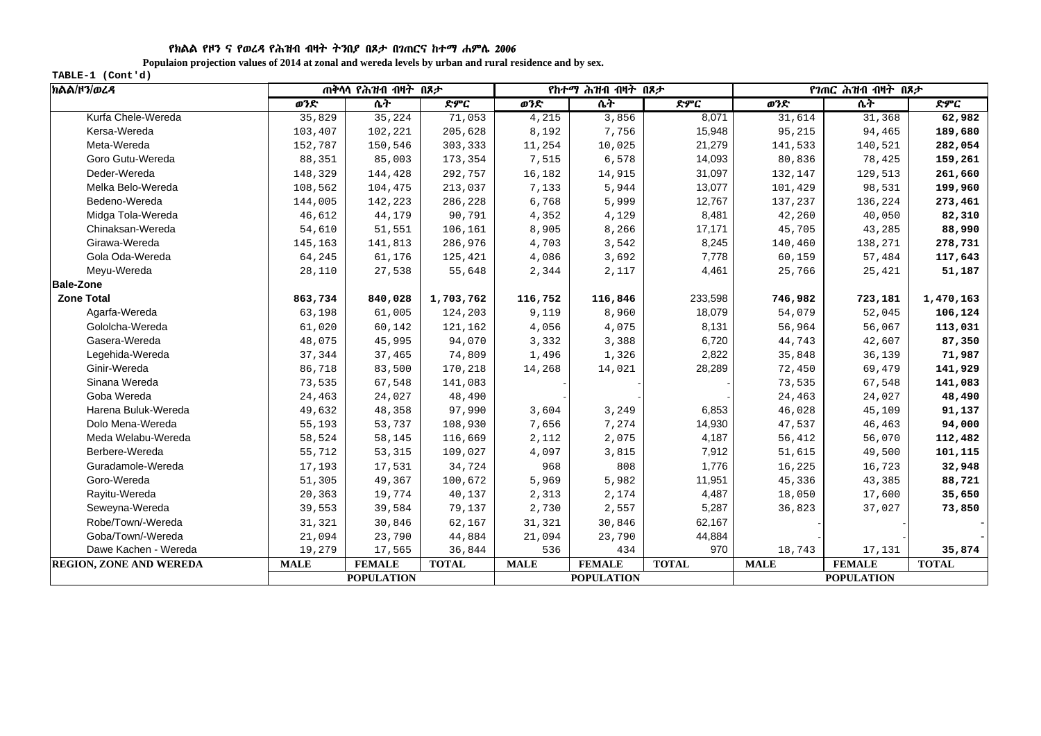### የክልል የዞን ና የወረዳ የሕዝብ ብዛት ትንበያ በጾታ በገጠርና ከተማ ሐምሌ 2006

**Populaion projection values of 2014 at zonal and wereda levels by urban and rural residence and by sex.**

TABLE-1 (Cont'd)

| ክልል/ዞን/ወረዳ | ጠቅላላ የሕዝብ ብዛት በጾታ | | | የከተማ ሕዝብ ብዛት በጾታ | | | የገጠር ሕዝብ ብዛት በጾታ | | |
|---|---|---|---|---|---|---|---|---|---|
| | ወንድ | ሴት | ድምር | ወንድ | ሴት | ድምር | ወንድ | ሴት | ድምር |
| Kurfa Chele-Wereda | 35,829 | 35,224 | 71,053 | 4,215 | 3,856 | 8,071 | 31,614 | 31,368 | **62,982** |
| Kersa-Wereda | 103,407 | 102,221 | 205,628 | 8,192 | 7,756 | 15,948 | 95,215 | 94,465 | **189,680** |
| Meta-Wereda | 152,787 | 150,546 | 303,333 | 11,254 | 10,025 | 21,279 | 141,533 | 140,521 | **282,054** |
| Goro Gutu-Wereda | 88,351 | 85,003 | 173,354 | 7,515 | 6,578 | 14,093 | 80,836 | 78,425 | **159,261** |
| Deder-Wereda | 148,329 | 144,428 | 292,757 | 16,182 | 14,915 | 31,097 | 132,147 | 129,513 | **261,660** |
| Melka Belo-Wereda | 108,562 | 104,475 | 213,037 | 7,133 | 5,944 | 13,077 | 101,429 | 98,531 | **199,960** |
| Bedeno-Wereda | 144,005 | 142,223 | 286,228 | 6,768 | 5,999 | 12,767 | 137,237 | 136,224 | **273,461** |
| Midga Tola-Wereda | 46,612 | 44,179 | 90,791 | 4,352 | 4,129 | 8,481 | 42,260 | 40,050 | **82,310** |
| Chinaksan-Wereda | 54,610 | 51,551 | 106,161 | 8,905 | 8,266 | 17,171 | 45,705 | 43,285 | **88,990** |
| Girawa-Wereda | 145,163 | 141,813 | 286,976 | 4,703 | 3,542 | 8,245 | 140,460 | 138,271 | **278,731** |
| Gola Oda-Wereda | 64,245 | 61,176 | 125,421 | 4,086 | 3,692 | 7,778 | 60,159 | 57,484 | **117,643** |
| Meyu-Wereda | 28,110 | 27,538 | 55,648 | 2,344 | 2,117 | 4,461 | 25,766 | 25,421 | **51,187** |
| **Bale-Zone** | | | | | | | | | |
| **Zone Total** | **863,734** | **840,028** | **1,703,762** | **116,752** | **116,846** | 233,598 | **746,982** | **723,181** | **1,470,163** |
| Agarfa-Wereda | 63,198 | 61,005 | 124,203 | 9,119 | 8,960 | 18,079 | 54,079 | 52,045 | **106,124** |
| Gololcha-Wereda | 61,020 | 60,142 | 121,162 | 4,056 | 4,075 | 8,131 | 56,964 | 56,067 | **113,031** |
| Gasera-Wereda | 48,075 | 45,995 | 94,070 | 3,332 | 3,388 | 6,720 | 44,743 | 42,607 | **87,350** |
| Legehida-Wereda | 37,344 | 37,465 | 74,809 | 1,496 | 1,326 | 2,822 | 35,848 | 36,139 | **71,987** |
| Ginir-Wereda | 86,718 | 83,500 | 170,218 | 14,268 | 14,021 | 28,289 | 72,450 | 69,479 | **141,929** |
| Sinana Wereda | 73,535 | 67,548 | 141,083 | - | - | - | 73,535 | 67,548 | **141,083** |
| Goba Wereda | 24,463 | 24,027 | 48,490 | - | - | - | 24,463 | 24,027 | **48,490** |
| Harena Buluk-Wereda | 49,632 | 48,358 | 97,990 | 3,604 | 3,249 | 6,853 | 46,028 | 45,109 | **91,137** |
| Dolo Mena-Wereda | 55,193 | 53,737 | 108,930 | 7,656 | 7,274 | 14,930 | 47,537 | 46,463 | **94,000** |
| Meda Welabu-Wereda | 58,524 | 58,145 | 116,669 | 2,112 | 2,075 | 4,187 | 56,412 | 56,070 | **112,482** |
| Berbere-Wereda | 55,712 | 53,315 | 109,027 | 4,097 | 3,815 | 7,912 | 51,615 | 49,500 | **101,115** |
| Guradamole-Wereda | 17,193 | 17,531 | 34,724 | 968 | 808 | 1,776 | 16,225 | 16,723 | **32,948** |
| Goro-Wereda | 51,305 | 49,367 | 100,672 | 5,969 | 5,982 | 11,951 | 45,336 | 43,385 | **88,721** |
| Rayitu-Wereda | 20,363 | 19,774 | 40,137 | 2,313 | 2,174 | 4,487 | 18,050 | 17,600 | **35,650** |
| Seweyna-Wereda | 39,553 | 39,584 | 79,137 | 2,730 | 2,557 | 5,287 | 36,823 | 37,027 | **73,850** |
| Robe/Town/-Wereda | 31,321 | 30,846 | 62,167 | 31,321 | 30,846 | 62,167 | - | - | - |
| Goba/Town/-Wereda | 21,094 | 23,790 | 44,884 | 21,094 | 23,790 | 44,884 | - | - | - |
| Dawe Kachen - Wereda | 19,279 | 17,565 | 36,844 | 536 | 434 | 970 | 18,743 | 17,131 | **35,874** |
| **REGION, ZONE AND WEREDA** | **MALE** | **FEMALE** | **TOTAL** | **MALE** | **FEMALE** | **TOTAL** | **MALE** | **FEMALE** | **TOTAL** |
| | | **POPULATION** | | | **POPULATION** | | | **POPULATION** | |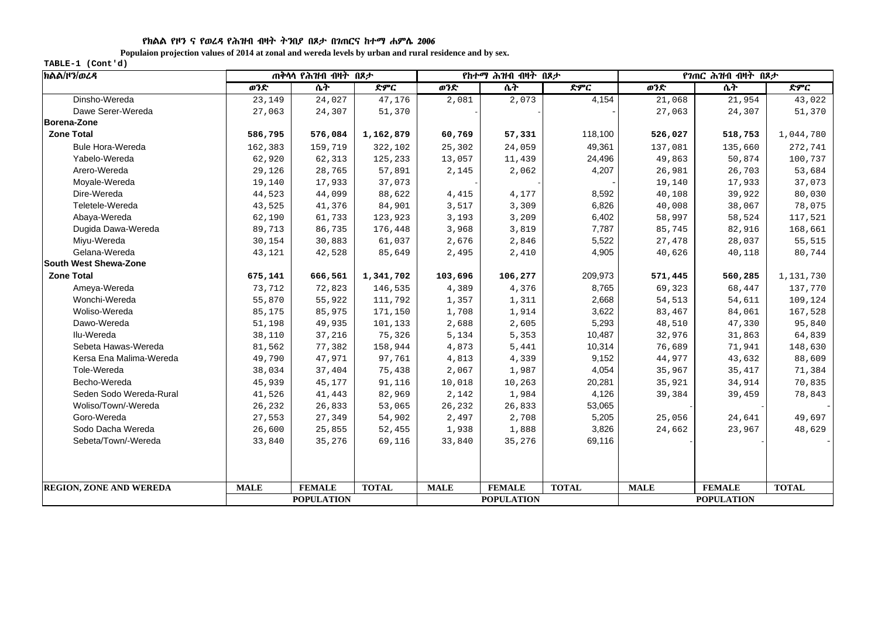የክልል የዞን ና የወረዳ የሕዝብ ብዛት ትንበያ በጾታ በገጠርና ከተማ ሐምሌ 2006

**Populaion projection values of 2014 at zonal and wereda levels by urban and rural residence and by sex.**

TABLE-1 (Cont'd)

| ክልል/ዞን/ወረዳ | ጠቅላላ የሕዝብ ብዛት በጾታ | | | የከተማ ሕዝብ ብዛት በጾታ | | | የገጠር ሕዝብ ብዛት በጾታ | | |
|---|---|---|---|---|---|---|---|---|---|
| | ወንድ | ሴት | ድምር | ወንድ | ሴት | ድምር | ወንድ | ሴት | ድምር |
| Dinsho-Wereda | 23,149 | 24,027 | 47,176 | 2,081 | 2,073 | 4,154 | 21,068 | 21,954 | 43,022 |
| Dawe Serer-Wereda | 27,063 | 24,307 | 51,370 | - | - | - | 27,063 | 24,307 | 51,370 |
| **Borena-Zone** | | | | | | | | | |
| **Zone Total** | **586,795** | **576,084** | **1,162,879** | **60,769** | **57,331** | 118,100 | **526,027** | **518,753** | 1,044,780 |
| Bule Hora-Wereda | 162,383 | 159,719 | 322,102 | 25,302 | 24,059 | 49,361 | 137,081 | 135,660 | 272,741 |
| Yabelo-Wereda | 62,920 | 62,313 | 125,233 | 13,057 | 11,439 | 24,496 | 49,863 | 50,874 | 100,737 |
| Arero-Wereda | 29,126 | 28,765 | 57,891 | 2,145 | 2,062 | 4,207 | 26,981 | 26,703 | 53,684 |
| Moyale-Wereda | 19,140 | 17,933 | 37,073 | - | - | - | 19,140 | 17,933 | 37,073 |
| Dire-Wereda | 44,523 | 44,099 | 88,622 | 4,415 | 4,177 | 8,592 | 40,108 | 39,922 | 80,030 |
| Teletele-Wereda | 43,525 | 41,376 | 84,901 | 3,517 | 3,309 | 6,826 | 40,008 | 38,067 | 78,075 |
| Abaya-Wereda | 62,190 | 61,733 | 123,923 | 3,193 | 3,209 | 6,402 | 58,997 | 58,524 | 117,521 |
| Dugida Dawa-Wereda | 89,713 | 86,735 | 176,448 | 3,968 | 3,819 | 7,787 | 85,745 | 82,916 | 168,661 |
| Miyu-Wereda | 30,154 | 30,883 | 61,037 | 2,676 | 2,846 | 5,522 | 27,478 | 28,037 | 55,515 |
| Gelana-Wereda | 43,121 | 42,528 | 85,649 | 2,495 | 2,410 | 4,905 | 40,626 | 40,118 | 80,744 |
| **South West Shewa-Zone** | | | | | | | | | |
| **Zone Total** | **675,141** | **666,561** | **1,341,702** | **103,696** | **106,277** | 209,973 | **571,445** | **560,285** | 1,131,730 |
| Ameya-Wereda | 73,712 | 72,823 | 146,535 | 4,389 | 4,376 | 8,765 | 69,323 | 68,447 | 137,770 |
| Wonchi-Wereda | 55,870 | 55,922 | 111,792 | 1,357 | 1,311 | 2,668 | 54,513 | 54,611 | 109,124 |
| Woliso-Wereda | 85,175 | 85,975 | 171,150 | 1,708 | 1,914 | 3,622 | 83,467 | 84,061 | 167,528 |
| Dawo-Wereda | 51,198 | 49,935 | 101,133 | 2,688 | 2,605 | 5,293 | 48,510 | 47,330 | 95,840 |
| Ilu-Wereda | 38,110 | 37,216 | 75,326 | 5,134 | 5,353 | 10,487 | 32,976 | 31,863 | 64,839 |
| Sebeta Hawas-Wereda | 81,562 | 77,382 | 158,944 | 4,873 | 5,441 | 10,314 | 76,689 | 71,941 | 148,630 |
| Kersa Ena Malima-Wereda | 49,790 | 47,971 | 97,761 | 4,813 | 4,339 | 9,152 | 44,977 | 43,632 | 88,609 |
| Tole-Wereda | 38,034 | 37,404 | 75,438 | 2,067 | 1,987 | 4,054 | 35,967 | 35,417 | 71,384 |
| Becho-Wereda | 45,939 | 45,177 | 91,116 | 10,018 | 10,263 | 20,281 | 35,921 | 34,914 | 70,835 |
| Seden Sodo Wereda-Rural | 41,526 | 41,443 | 82,969 | 2,142 | 1,984 | 4,126 | 39,384 | 39,459 | 78,843 |
| Woliso/Town/-Wereda | 26,232 | 26,833 | 53,065 | 26,232 | 26,833 | 53,065 | - | - | - |
| Goro-Wereda | 27,553 | 27,349 | 54,902 | 2,497 | 2,708 | 5,205 | 25,056 | 24,641 | 49,697 |
| Sodo Dacha Wereda | 26,600 | 25,855 | 52,455 | 1,938 | 1,888 | 3,826 | 24,662 | 23,967 | 48,629 |
| Sebeta/Town/-Wereda | 33,840 | 35,276 | 69,116 | 33,840 | 35,276 | 69,116 | - | - | - |
| **REGION, ZONE AND WEREDA** | **MALE** | **FEMALE** | **TOTAL** | **MALE** | **FEMALE** | **TOTAL** | **MALE** | **FEMALE** | **TOTAL** |
| | **POPULATION** | | | **POPULATION** | | | **POPULATION** | | |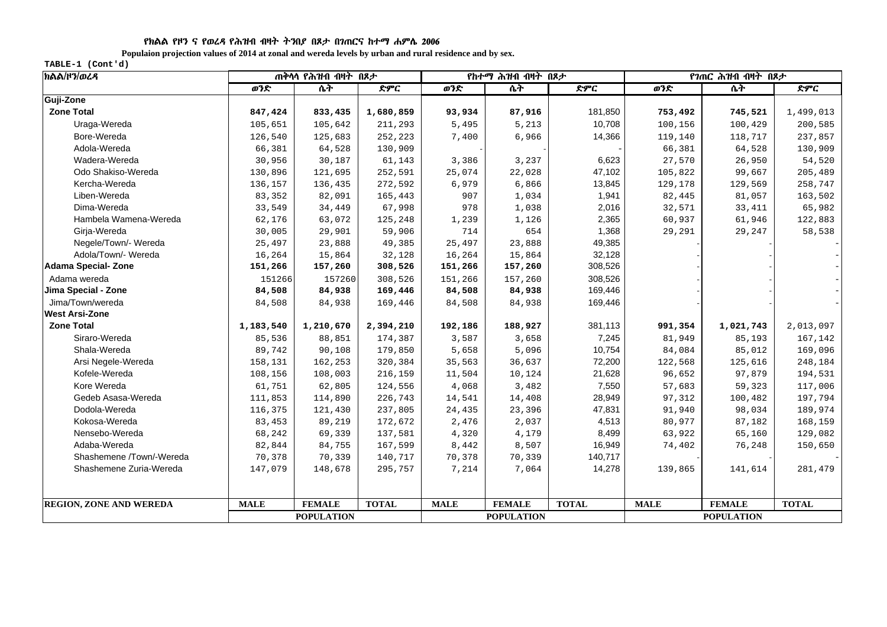የክልል የዞን ና የወረዳ የሕዝብ ብዛት ትንበያ በጾታ በገጠርና ከተማ ሐምሌ 2006

**Populaion projection values of 2014 at zonal and wereda levels by urban and rural residence and by sex.**

TABLE-1 (Cont'd)

| ክልል/ዞን/ወረዳ | ጠቅላላ የሕዝብ ብዛት በጾታ | | | የከተማ ሕዝብ ብዛት በጾታ | | | የገጠር ሕዝብ ብዛት በጾታ | | |
|---|---|---|---|---|---|---|---|---|---|
| | ወንድ | ሴት | ድምር | ወንድ | ሴት | ድምር | ወንድ | ሴት | ድምር |
| **Guji-Zone** | | | | | | | | | |
| **Zone Total** | **847,424** | **833,435** | **1,680,859** | **93,934** | **87,916** | 181,850 | **753,492** | **745,521** | 1,499,013 |
| Uraga-Wereda | 105,651 | 105,642 | 211,293 | 5,495 | 5,213 | 10,708 | 100,156 | 100,429 | 200,585 |
| Bore-Wereda | 126,540 | 125,683 | 252,223 | 7,400 | 6,966 | 14,366 | 119,140 | 118,717 | 237,857 |
| Adola-Wereda | 66,381 | 64,528 | 130,909 | - | - | - | 66,381 | 64,528 | 130,909 |
| Wadera-Wereda | 30,956 | 30,187 | 61,143 | 3,386 | 3,237 | 6,623 | 27,570 | 26,950 | 54,520 |
| Odo Shakiso-Wereda | 130,896 | 121,695 | 252,591 | 25,074 | 22,028 | 47,102 | 105,822 | 99,667 | 205,489 |
| Kercha-Wereda | 136,157 | 136,435 | 272,592 | 6,979 | 6,866 | 13,845 | 129,178 | 129,569 | 258,747 |
| Liben-Wereda | 83,352 | 82,091 | 165,443 | 907 | 1,034 | 1,941 | 82,445 | 81,057 | 163,502 |
| Dima-Wereda | 33,549 | 34,449 | 67,998 | 978 | 1,038 | 2,016 | 32,571 | 33,411 | 65,982 |
| Hambela Wamena-Wereda | 62,176 | 63,072 | 125,248 | 1,239 | 1,126 | 2,365 | 60,937 | 61,946 | 122,883 |
| Girja-Wereda | 30,005 | 29,901 | 59,906 | 714 | 654 | 1,368 | 29,291 | 29,247 | 58,538 |
| Negele/Town/- Wereda | 25,497 | 23,888 | 49,385 | 25,497 | 23,888 | 49,385 | - | - | - |
| Adola/Town/- Wereda | 16,264 | 15,864 | 32,128 | 16,264 | 15,864 | 32,128 | - | - | - |
| **Adama Special- Zone** | **151,266** | **157,260** | **308,526** | **151,266** | **157,260** | 308,526 | - | - | - |
| Adama wereda | 151266 | 157260 | 308,526 | 151,266 | 157,260 | 308,526 | - | - | - |
| **Jima Special - Zone** | **84,508** | **84,938** | **169,446** | **84,508** | **84,938** | 169,446 | - | - | - |
| Jima/Town/wereda | 84,508 | 84,938 | 169,446 | 84,508 | 84,938 | 169,446 | - | - | - |
| **West Arsi-Zone** | | | | | | | | | |
| **Zone Total** | **1,183,540** | **1,210,670** | **2,394,210** | **192,186** | **188,927** | 381,113 | **991,354** | **1,021,743** | 2,013,097 |
| Siraro-Wereda | 85,536 | 88,851 | 174,387 | 3,587 | 3,658 | 7,245 | 81,949 | 85,193 | 167,142 |
| Shala-Wereda | 89,742 | 90,108 | 179,850 | 5,658 | 5,096 | 10,754 | 84,084 | 85,012 | 169,096 |
| Arsi Negele-Wereda | 158,131 | 162,253 | 320,384 | 35,563 | 36,637 | 72,200 | 122,568 | 125,616 | 248,184 |
| Kofele-Wereda | 108,156 | 108,003 | 216,159 | 11,504 | 10,124 | 21,628 | 96,652 | 97,879 | 194,531 |
| Kore Wereda | 61,751 | 62,805 | 124,556 | 4,068 | 3,482 | 7,550 | 57,683 | 59,323 | 117,006 |
| Gedeb Asasa-Wereda | 111,853 | 114,890 | 226,743 | 14,541 | 14,408 | 28,949 | 97,312 | 100,482 | 197,794 |
| Dodola-Wereda | 116,375 | 121,430 | 237,805 | 24,435 | 23,396 | 47,831 | 91,940 | 98,034 | 189,974 |
| Kokosa-Wereda | 83,453 | 89,219 | 172,672 | 2,476 | 2,037 | 4,513 | 80,977 | 87,182 | 168,159 |
| Nensebo-Wereda | 68,242 | 69,339 | 137,581 | 4,320 | 4,179 | 8,499 | 63,922 | 65,160 | 129,082 |
| Adaba-Wereda | 82,844 | 84,755 | 167,599 | 8,442 | 8,507 | 16,949 | 74,402 | 76,248 | 150,650 |
| Shashemene /Town/-Wereda | 70,378 | 70,339 | 140,717 | 70,378 | 70,339 | 140,717 | - | - | - |
| Shashemene Zuria-Wereda | 147,079 | 148,678 | 295,757 | 7,214 | 7,064 | 14,278 | 139,865 | 141,614 | 281,479 |
| **REGION, ZONE AND WEREDA** | **MALE** | **FEMALE** | **TOTAL** | **MALE** | **FEMALE** | **TOTAL** | **MALE** | **FEMALE** | **TOTAL** |
| | **POPULATION** | | | **POPULATION** | | | **POPULATION** | | |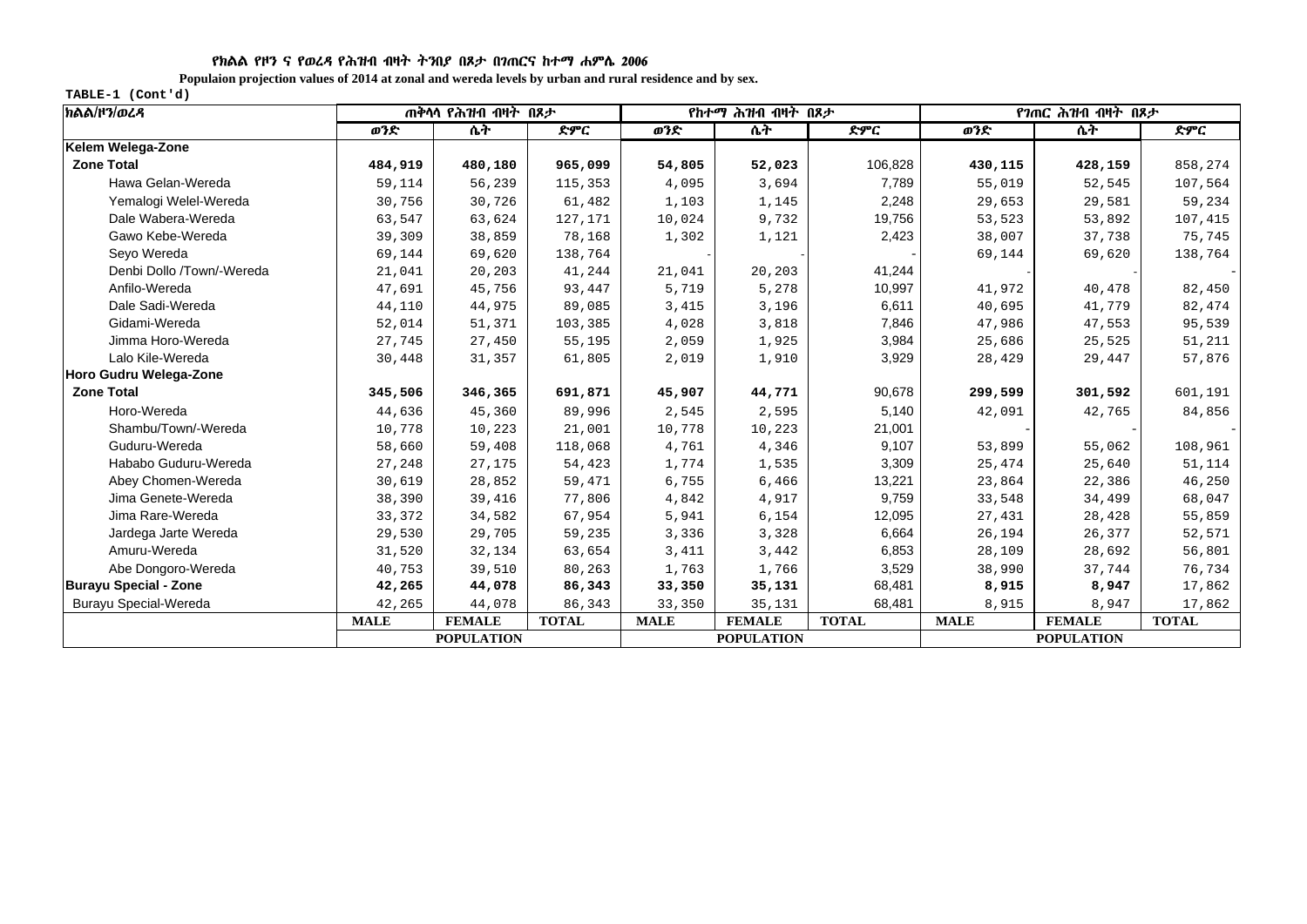**የክልል የዞን ና የወረዳ የሕዝብ ብዛት ትንበያ በጾታ በገጠርና ከተማ ሐምሌ 2006**

**Populaion projection values of 2014 at zonal and wereda levels by urban and rural residence and by sex.**

**TABLE-1 (Cont'd)**

| ክልል/ዞን/ወረዳ | ጠቅላላ የሕዝብ ብዛት በጾታ | | | የከተማ ሕዝብ ብዛት በጾታ | | | የገጠር ሕዝብ ብዛት በጾታ | | |
|---|---|---|---|---|---|---|---|---|---|
| | ወንድ | ሴት | ድምር | ወንድ | ሴት | ድምር | ወንድ | ሴት | ድምር |
| **Kelem Welega-Zone** | | | | | | | | | |
| **Zone Total** | **484,919** | **480,180** | **965,099** | **54,805** | **52,023** | 106,828 | **430,115** | **428,159** | 858,274 |
| Hawa Gelan-Wereda | 59,114 | 56,239 | 115,353 | 4,095 | 3,694 | 7,789 | 55,019 | 52,545 | 107,564 |
| Yemalogi Welel-Wereda | 30,756 | 30,726 | 61,482 | 1,103 | 1,145 | 2,248 | 29,653 | 29,581 | 59,234 |
| Dale Wabera-Wereda | 63,547 | 63,624 | 127,171 | 10,024 | 9,732 | 19,756 | 53,523 | 53,892 | 107,415 |
| Gawo Kebe-Wereda | 39,309 | 38,859 | 78,168 | 1,302 | 1,121 | 2,423 | 38,007 | 37,738 | 75,745 |
| Seyo Wereda | 69,144 | 69,620 | 138,764 | - | - | - | 69,144 | 69,620 | 138,764 |
| Denbi Dollo /Town/-Wereda | 21,041 | 20,203 | 41,244 | 21,041 | 20,203 | 41,244 | - | - | - |
| Anfilo-Wereda | 47,691 | 45,756 | 93,447 | 5,719 | 5,278 | 10,997 | 41,972 | 40,478 | 82,450 |
| Dale Sadi-Wereda | 44,110 | 44,975 | 89,085 | 3,415 | 3,196 | 6,611 | 40,695 | 41,779 | 82,474 |
| Gidami-Wereda | 52,014 | 51,371 | 103,385 | 4,028 | 3,818 | 7,846 | 47,986 | 47,553 | 95,539 |
| Jimma Horo-Wereda | 27,745 | 27,450 | 55,195 | 2,059 | 1,925 | 3,984 | 25,686 | 25,525 | 51,211 |
| Lalo Kile-Wereda | 30,448 | 31,357 | 61,805 | 2,019 | 1,910 | 3,929 | 28,429 | 29,447 | 57,876 |
| **Horo Gudru Welega-Zone** | | | | | | | | | |
| **Zone Total** | **345,506** | **346,365** | **691,871** | **45,907** | **44,771** | 90,678 | **299,599** | **301,592** | 601,191 |
| Horo-Wereda | 44,636 | 45,360 | 89,996 | 2,545 | 2,595 | 5,140 | 42,091 | 42,765 | 84,856 |
| Shambu/Town/-Wereda | 10,778 | 10,223 | 21,001 | 10,778 | 10,223 | 21,001 | - | - | - |
| Guduru-Wereda | 58,660 | 59,408 | 118,068 | 4,761 | 4,346 | 9,107 | 53,899 | 55,062 | 108,961 |
| Hababo Guduru-Wereda | 27,248 | 27,175 | 54,423 | 1,774 | 1,535 | 3,309 | 25,474 | 25,640 | 51,114 |
| Abey Chomen-Wereda | 30,619 | 28,852 | 59,471 | 6,755 | 6,466 | 13,221 | 23,864 | 22,386 | 46,250 |
| Jima Genete-Wereda | 38,390 | 39,416 | 77,806 | 4,842 | 4,917 | 9,759 | 33,548 | 34,499 | 68,047 |
| Jima Rare-Wereda | 33,372 | 34,582 | 67,954 | 5,941 | 6,154 | 12,095 | 27,431 | 28,428 | 55,859 |
| Jardega Jarte Wereda | 29,530 | 29,705 | 59,235 | 3,336 | 3,328 | 6,664 | 26,194 | 26,377 | 52,571 |
| Amuru-Wereda | 31,520 | 32,134 | 63,654 | 3,411 | 3,442 | 6,853 | 28,109 | 28,692 | 56,801 |
| Abe Dongoro-Wereda | 40,753 | 39,510 | 80,263 | 1,763 | 1,766 | 3,529 | 38,990 | 37,744 | 76,734 |
| **Burayu Special - Zone** | **42,265** | **44,078** | **86,343** | **33,350** | **35,131** | 68,481 | **8,915** | **8,947** | 17,862 |
| Burayu Special-Wereda | 42,265 | 44,078 | 86,343 | 33,350 | 35,131 | 68,481 | 8,915 | 8,947 | 17,862 |
| | **MALE** | **FEMALE** | **TOTAL** | **MALE** | **FEMALE** | **TOTAL** | **MALE** | **FEMALE** | **TOTAL** |
| | **POPULATION** | | | **POPULATION** | | | **POPULATION** | | |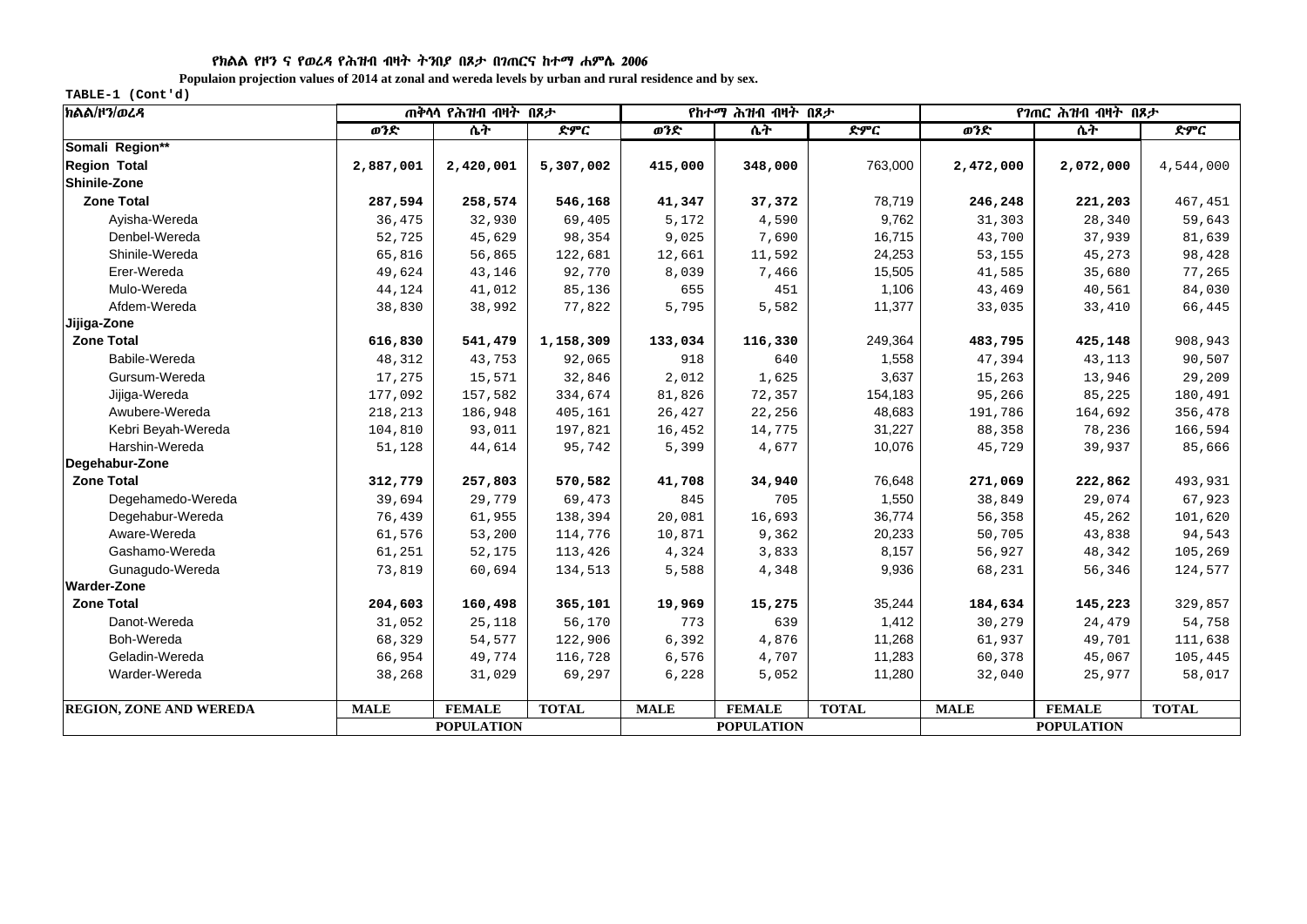የክልል የዞን ና የወረዳ የሕዝብ ብዛት ትንበያ በጾታ በገጠርና ከተማ ሐምሌ 2006

**Populaion projection values of 2014 at zonal and wereda levels by urban and rural residence and by sex.**

**TABLE-1 (Cont'd)**

| ክልል/ዞን/ወረዳ | ጠቅላላ የሕዝብ ብዛት በጾታ | | | የከተማ ሕዝብ ብዛት በጾታ | | | የገጠር ሕዝብ ብዛት በጾታ | | |
|---|---|---|---|---|---|---|---|---|---|
| | ወንድ | ሴት | ድምር | ወንድ | ሴት | ድምር | ወንድ | ሴት | ድምር |
| **Somali Region**** | | | | | | | | | |
| **Region Total** | **2,887,001** | **2,420,001** | **5,307,002** | **415,000** | **348,000** | 763,000 | **2,472,000** | **2,072,000** | 4,544,000 |
| **Shinile-Zone** | | | | | | | | | |
| **Zone Total** | **287,594** | **258,574** | **546,168** | **41,347** | **37,372** | 78,719 | **246,248** | **221,203** | 467,451 |
| Ayisha-Wereda | 36,475 | 32,930 | 69,405 | 5,172 | 4,590 | 9,762 | 31,303 | 28,340 | 59,643 |
| Denbel-Wereda | 52,725 | 45,629 | 98,354 | 9,025 | 7,690 | 16,715 | 43,700 | 37,939 | 81,639 |
| Shinile-Wereda | 65,816 | 56,865 | 122,681 | 12,661 | 11,592 | 24,253 | 53,155 | 45,273 | 98,428 |
| Erer-Wereda | 49,624 | 43,146 | 92,770 | 8,039 | 7,466 | 15,505 | 41,585 | 35,680 | 77,265 |
| Mulo-Wereda | 44,124 | 41,012 | 85,136 | 655 | 451 | 1,106 | 43,469 | 40,561 | 84,030 |
| Afdem-Wereda | 38,830 | 38,992 | 77,822 | 5,795 | 5,582 | 11,377 | 33,035 | 33,410 | 66,445 |
| **Jijiga-Zone** | | | | | | | | | |
| **Zone Total** | **616,830** | **541,479** | **1,158,309** | **133,034** | **116,330** | 249,364 | **483,795** | **425,148** | 908,943 |
| Babile-Wereda | 48,312 | 43,753 | 92,065 | 918 | 640 | 1,558 | 47,394 | 43,113 | 90,507 |
| Gursum-Wereda | 17,275 | 15,571 | 32,846 | 2,012 | 1,625 | 3,637 | 15,263 | 13,946 | 29,209 |
| Jijiga-Wereda | 177,092 | 157,582 | 334,674 | 81,826 | 72,357 | 154,183 | 95,266 | 85,225 | 180,491 |
| Awubere-Wereda | 218,213 | 186,948 | 405,161 | 26,427 | 22,256 | 48,683 | 191,786 | 164,692 | 356,478 |
| Kebri Beyah-Wereda | 104,810 | 93,011 | 197,821 | 16,452 | 14,775 | 31,227 | 88,358 | 78,236 | 166,594 |
| Harshin-Wereda | 51,128 | 44,614 | 95,742 | 5,399 | 4,677 | 10,076 | 45,729 | 39,937 | 85,666 |
| **Degehabur-Zone** | | | | | | | | | |
| **Zone Total** | **312,779** | **257,803** | **570,582** | **41,708** | **34,940** | 76,648 | **271,069** | **222,862** | 493,931 |
| Degehamedo-Wereda | 39,694 | 29,779 | 69,473 | 845 | 705 | 1,550 | 38,849 | 29,074 | 67,923 |
| Degehabur-Wereda | 76,439 | 61,955 | 138,394 | 20,081 | 16,693 | 36,774 | 56,358 | 45,262 | 101,620 |
| Aware-Wereda | 61,576 | 53,200 | 114,776 | 10,871 | 9,362 | 20,233 | 50,705 | 43,838 | 94,543 |
| Gashamo-Wereda | 61,251 | 52,175 | 113,426 | 4,324 | 3,833 | 8,157 | 56,927 | 48,342 | 105,269 |
| Gunagudo-Wereda | 73,819 | 60,694 | 134,513 | 5,588 | 4,348 | 9,936 | 68,231 | 56,346 | 124,577 |
| **Warder-Zone** | | | | | | | | | |
| **Zone Total** | **204,603** | **160,498** | **365,101** | **19,969** | **15,275** | 35,244 | **184,634** | **145,223** | 329,857 |
| Danot-Wereda | 31,052 | 25,118 | 56,170 | 773 | 639 | 1,412 | 30,279 | 24,479 | 54,758 |
| Boh-Wereda | 68,329 | 54,577 | 122,906 | 6,392 | 4,876 | 11,268 | 61,937 | 49,701 | 111,638 |
| Geladin-Wereda | 66,954 | 49,774 | 116,728 | 6,576 | 4,707 | 11,283 | 60,378 | 45,067 | 105,445 |
| Warder-Wereda | 38,268 | 31,029 | 69,297 | 6,228 | 5,052 | 11,280 | 32,040 | 25,977 | 58,017 |
| **REGION, ZONE AND WEREDA** | **MALE** | **FEMALE** | **TOTAL** | **MALE** | **FEMALE** | **TOTAL** | **MALE** | **FEMALE** | **TOTAL** |
| | **POPULATION** | | | **POPULATION** | | | **POPULATION** | | |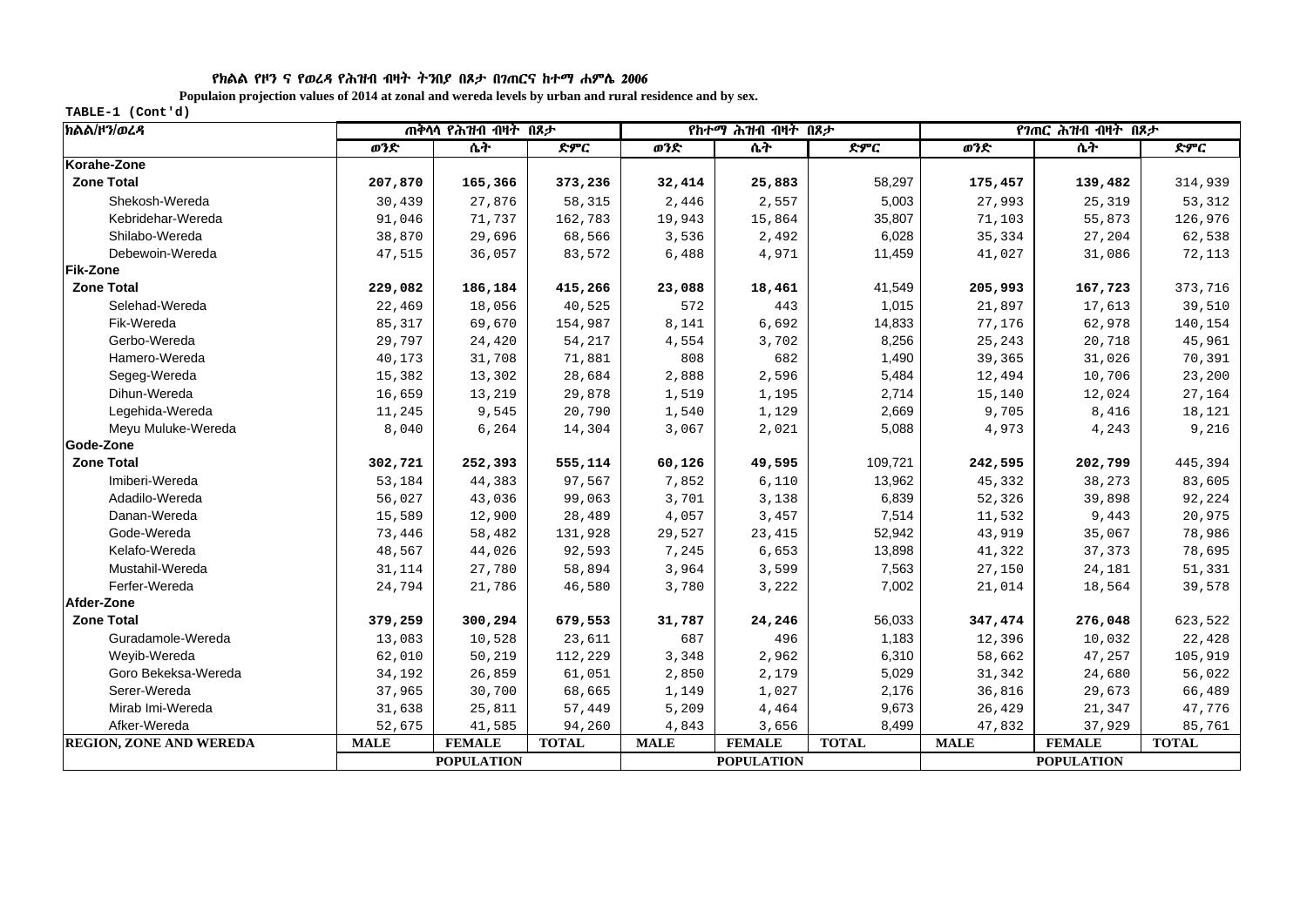**የክልል የዞን ና የወረዳ የሕዝብ ብዛት ትንበያ በጾታ በገጠርና ከተማ ሐምሌ 2006**

**Populaion projection values of 2014 at zonal and wereda levels by urban and rural residence and by sex.**

**TABLE-1 (Cont'd)**

| ክልል/ዞን/ወረዳ | ጠቅላላ የሕዝብ ብዛት በጾታ | | | የከተማ ሕዝብ ብዛት በጾታ | | | የገጠር ሕዝብ ብዛት በጾታ | | |
|---|---|---|---|---|---|---|---|---|---|
| | ወንድ | ሴት | ድምር | ወንድ | ሴት | ድምር | ወንድ | ሴት | ድምር |
| **Korahe-Zone** | | | | | | | | | |
| **Zone Total** | **207,870** | **165,366** | **373,236** | **32,414** | **25,883** | 58,297 | **175,457** | **139,482** | 314,939 |
| Shekosh-Wereda | 30,439 | 27,876 | 58,315 | 2,446 | 2,557 | 5,003 | 27,993 | 25,319 | 53,312 |
| Kebridehar-Wereda | 91,046 | 71,737 | 162,783 | 19,943 | 15,864 | 35,807 | 71,103 | 55,873 | 126,976 |
| Shilabo-Wereda | 38,870 | 29,696 | 68,566 | 3,536 | 2,492 | 6,028 | 35,334 | 27,204 | 62,538 |
| Debewoin-Wereda | 47,515 | 36,057 | 83,572 | 6,488 | 4,971 | 11,459 | 41,027 | 31,086 | 72,113 |
| **Fik-Zone** | | | | | | | | | |
| **Zone Total** | **229,082** | **186,184** | **415,266** | **23,088** | **18,461** | 41,549 | **205,993** | **167,723** | 373,716 |
| Selehad-Wereda | 22,469 | 18,056 | 40,525 | 572 | 443 | 1,015 | 21,897 | 17,613 | 39,510 |
| Fik-Wereda | 85,317 | 69,670 | 154,987 | 8,141 | 6,692 | 14,833 | 77,176 | 62,978 | 140,154 |
| Gerbo-Wereda | 29,797 | 24,420 | 54,217 | 4,554 | 3,702 | 8,256 | 25,243 | 20,718 | 45,961 |
| Hamero-Wereda | 40,173 | 31,708 | 71,881 | 808 | 682 | 1,490 | 39,365 | 31,026 | 70,391 |
| Segeg-Wereda | 15,382 | 13,302 | 28,684 | 2,888 | 2,596 | 5,484 | 12,494 | 10,706 | 23,200 |
| Dihun-Wereda | 16,659 | 13,219 | 29,878 | 1,519 | 1,195 | 2,714 | 15,140 | 12,024 | 27,164 |
| Legehida-Wereda | 11,245 | 9,545 | 20,790 | 1,540 | 1,129 | 2,669 | 9,705 | 8,416 | 18,121 |
| Meyu Muluke-Wereda | 8,040 | 6,264 | 14,304 | 3,067 | 2,021 | 5,088 | 4,973 | 4,243 | 9,216 |
| **Gode-Zone** | | | | | | | | | |
| **Zone Total** | **302,721** | **252,393** | **555,114** | **60,126** | **49,595** | 109,721 | **242,595** | **202,799** | 445,394 |
| Imiberi-Wereda | 53,184 | 44,383 | 97,567 | 7,852 | 6,110 | 13,962 | 45,332 | 38,273 | 83,605 |
| Adadilo-Wereda | 56,027 | 43,036 | 99,063 | 3,701 | 3,138 | 6,839 | 52,326 | 39,898 | 92,224 |
| Danan-Wereda | 15,589 | 12,900 | 28,489 | 4,057 | 3,457 | 7,514 | 11,532 | 9,443 | 20,975 |
| Gode-Wereda | 73,446 | 58,482 | 131,928 | 29,527 | 23,415 | 52,942 | 43,919 | 35,067 | 78,986 |
| Kelafo-Wereda | 48,567 | 44,026 | 92,593 | 7,245 | 6,653 | 13,898 | 41,322 | 37,373 | 78,695 |
| Mustahil-Wereda | 31,114 | 27,780 | 58,894 | 3,964 | 3,599 | 7,563 | 27,150 | 24,181 | 51,331 |
| Ferfer-Wereda | 24,794 | 21,786 | 46,580 | 3,780 | 3,222 | 7,002 | 21,014 | 18,564 | 39,578 |
| **Afder-Zone** | | | | | | | | | |
| **Zone Total** | **379,259** | **300,294** | **679,553** | **31,787** | **24,246** | 56,033 | **347,474** | **276,048** | 623,522 |
| Guradamole-Wereda | 13,083 | 10,528 | 23,611 | 687 | 496 | 1,183 | 12,396 | 10,032 | 22,428 |
| Weyib-Wereda | 62,010 | 50,219 | 112,229 | 3,348 | 2,962 | 6,310 | 58,662 | 47,257 | 105,919 |
| Goro Bekeksa-Wereda | 34,192 | 26,859 | 61,051 | 2,850 | 2,179 | 5,029 | 31,342 | 24,680 | 56,022 |
| Serer-Wereda | 37,965 | 30,700 | 68,665 | 1,149 | 1,027 | 2,176 | 36,816 | 29,673 | 66,489 |
| Mirab Imi-Wereda | 31,638 | 25,811 | 57,449 | 5,209 | 4,464 | 9,673 | 26,429 | 21,347 | 47,776 |
| Afker-Wereda | 52,675 | 41,585 | 94,260 | 4,843 | 3,656 | 8,499 | 47,832 | 37,929 | 85,761 |
| **REGION, ZONE AND WEREDA** | **MALE** | **FEMALE** | **TOTAL** | **MALE** | **FEMALE** | **TOTAL** | **MALE** | **FEMALE** | **TOTAL** |
| | **POPULATION** | | | **POPULATION** | | | **POPULATION** | | |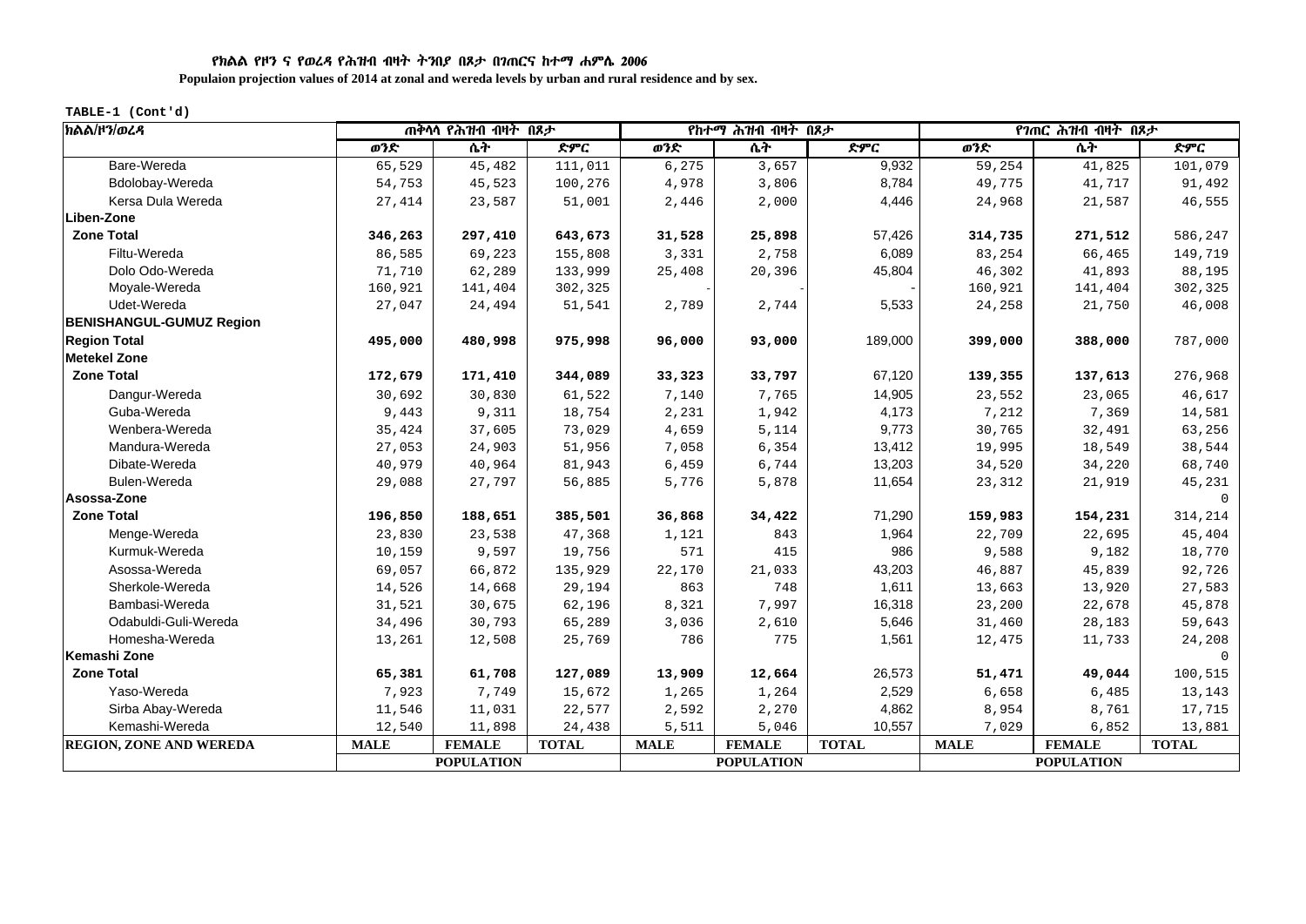**የክልል የዞን ና የወረዳ የሕዝብ ብዛት ትንበያ በጾታ በገጠርና ከተማ ሐምሌ 2006**

**Populaion projection values of 2014 at zonal and wereda levels by urban and rural residence and by sex.**

**TABLE-1 (Cont'd)**

| ክልል/ዞን/ወረዳ | ጠቅላላ የሕዝብ ብዛት በጾታ | | | የከተማ ሕዝብ ብዛት በጾታ | | | የገጠር ሕዝብ ብዛት በጾታ | | |
|---|---|---|---|---|---|---|---|---|---|
| | ወንድ | ሴት | ድምር | ወንድ | ሴት | ድምር | ወንድ | ሴት | ድምር |
| Bare-Wereda | 65,529 | 45,482 | 111,011 | 6,275 | 3,657 | 9,932 | 59,254 | 41,825 | 101,079 |
| Bdolobay-Wereda | 54,753 | 45,523 | 100,276 | 4,978 | 3,806 | 8,784 | 49,775 | 41,717 | 91,492 |
| Kersa Dula Wereda | 27,414 | 23,587 | 51,001 | 2,446 | 2,000 | 4,446 | 24,968 | 21,587 | 46,555 |
| **Liben-Zone** | | | | | | | | | |
| **Zone Total** | **346,263** | **297,410** | **643,673** | **31,528** | **25,898** | 57,426 | **314,735** | **271,512** | 586,247 |
| Filtu-Wereda | 86,585 | 69,223 | 155,808 | 3,331 | 2,758 | 6,089 | 83,254 | 66,465 | 149,719 |
| Dolo Odo-Wereda | 71,710 | 62,289 | 133,999 | 25,408 | 20,396 | 45,804 | 46,302 | 41,893 | 88,195 |
| Moyale-Wereda | 160,921 | 141,404 | 302,325 | - | - | - | 160,921 | 141,404 | 302,325 |
| Udet-Wereda | 27,047 | 24,494 | 51,541 | 2,789 | 2,744 | 5,533 | 24,258 | 21,750 | 46,008 |
| **BENISHANGUL-GUMUZ Region** | | | | | | | | | |
| **Region Total** | **495,000** | **480,998** | **975,998** | **96,000** | **93,000** | 189,000 | **399,000** | **388,000** | 787,000 |
| **Metekel Zone** | | | | | | | | | |
| **Zone Total** | **172,679** | **171,410** | **344,089** | **33,323** | **33,797** | 67,120 | **139,355** | **137,613** | 276,968 |
| Dangur-Wereda | 30,692 | 30,830 | 61,522 | 7,140 | 7,765 | 14,905 | 23,552 | 23,065 | 46,617 |
| Guba-Wereda | 9,443 | 9,311 | 18,754 | 2,231 | 1,942 | 4,173 | 7,212 | 7,369 | 14,581 |
| Wenbera-Wereda | 35,424 | 37,605 | 73,029 | 4,659 | 5,114 | 9,773 | 30,765 | 32,491 | 63,256 |
| Mandura-Wereda | 27,053 | 24,903 | 51,956 | 7,058 | 6,354 | 13,412 | 19,995 | 18,549 | 38,544 |
| Dibate-Wereda | 40,979 | 40,964 | 81,943 | 6,459 | 6,744 | 13,203 | 34,520 | 34,220 | 68,740 |
| Bulen-Wereda | 29,088 | 27,797 | 56,885 | 5,776 | 5,878 | 11,654 | 23,312 | 21,919 | 45,231 |
| **Asossa-Zone** | | | | | | | | | 0 |
| **Zone Total** | **196,850** | **188,651** | **385,501** | **36,868** | **34,422** | 71,290 | **159,983** | **154,231** | 314,214 |
| Menge-Wereda | 23,830 | 23,538 | 47,368 | 1,121 | 843 | 1,964 | 22,709 | 22,695 | 45,404 |
| Kurmuk-Wereda | 10,159 | 9,597 | 19,756 | 571 | 415 | 986 | 9,588 | 9,182 | 18,770 |
| Asossa-Wereda | 69,057 | 66,872 | 135,929 | 22,170 | 21,033 | 43,203 | 46,887 | 45,839 | 92,726 |
| Sherkole-Wereda | 14,526 | 14,668 | 29,194 | 863 | 748 | 1,611 | 13,663 | 13,920 | 27,583 |
| Bambasi-Wereda | 31,521 | 30,675 | 62,196 | 8,321 | 7,997 | 16,318 | 23,200 | 22,678 | 45,878 |
| Odabuldi-Guli-Wereda | 34,496 | 30,793 | 65,289 | 3,036 | 2,610 | 5,646 | 31,460 | 28,183 | 59,643 |
| Homesha-Wereda | 13,261 | 12,508 | 25,769 | 786 | 775 | 1,561 | 12,475 | 11,733 | 24,208 |
| **Kemashi Zone** | | | | | | | | | 0 |
| **Zone Total** | **65,381** | **61,708** | **127,089** | **13,909** | **12,664** | 26,573 | **51,471** | **49,044** | 100,515 |
| Yaso-Wereda | 7,923 | 7,749 | 15,672 | 1,265 | 1,264 | 2,529 | 6,658 | 6,485 | 13,143 |
| Sirba Abay-Wereda | 11,546 | 11,031 | 22,577 | 2,592 | 2,270 | 4,862 | 8,954 | 8,761 | 17,715 |
| Kemashi-Wereda | 12,540 | 11,898 | 24,438 | 5,511 | 5,046 | 10,557 | 7,029 | 6,852 | 13,881 |
| **REGION, ZONE AND WEREDA** | **MALE** | **FEMALE** | **TOTAL** | **MALE** | **FEMALE** | **TOTAL** | **MALE** | **FEMALE** | **TOTAL** |
| | | **POPULATION** | | | **POPULATION** | | | **POPULATION** | |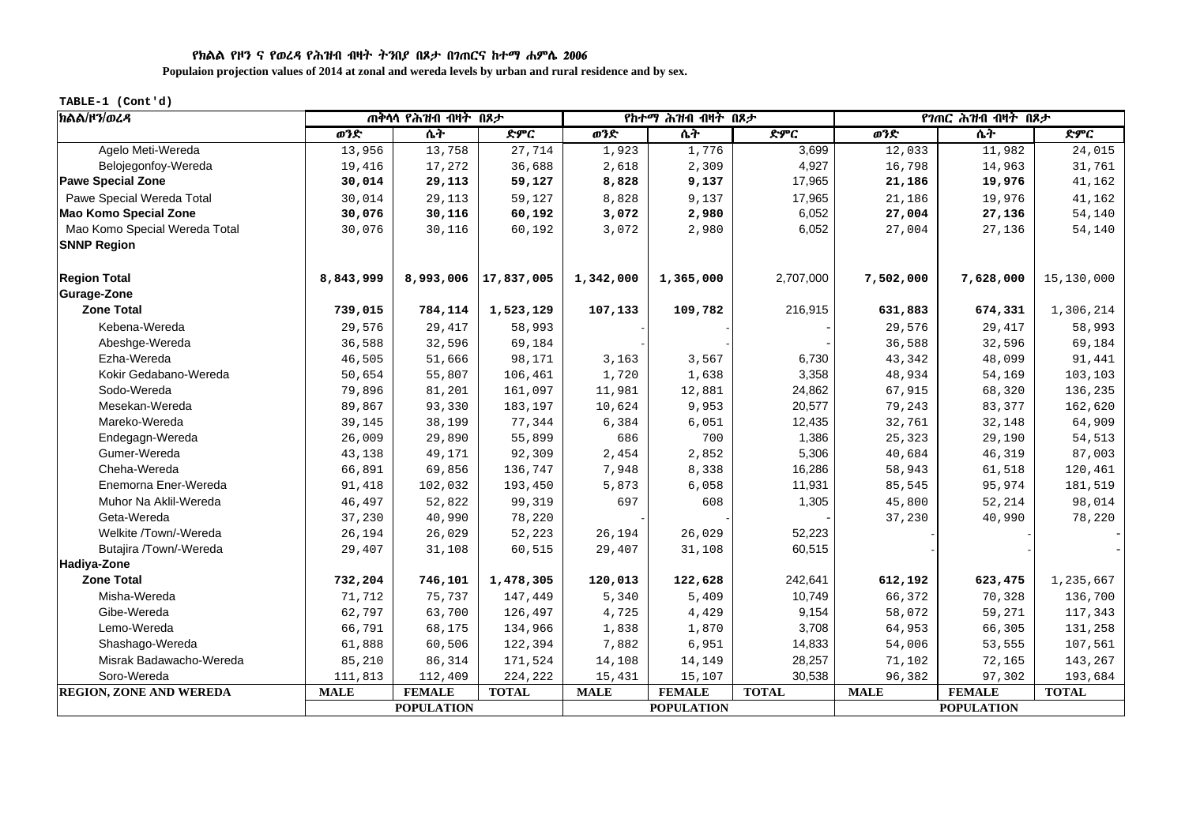የክልል የዞን ና የወረዳ የሕዝብ ብዛት ትንበያ በጾታ በገጠርና ከተማ ሐምሌ 2006

**Populaion projection values of 2014 at zonal and wereda levels by urban and rural residence and by sex.**

TABLE-1 (Cont'd)

| ክልል/ዞን/ወረዳ | ጠቅላላ የሕዝብ ብዛት በጾታ | | | የከተማ ሕዝብ ብዛት በጾታ | | | የገጠር ሕዝብ ብዛት በጾታ | | |
|---|---|---|---|---|---|---|---|---|---|
| | ወንድ | ሴት | ድምር | ወንድ | ሴት | ድምር | ወንድ | ሴት | ድምር |
| Agelo Meti-Wereda | 13,956 | 13,758 | 27,714 | 1,923 | 1,776 | 3,699 | 12,033 | 11,982 | 24,015 |
| Belojegonfoy-Wereda | 19,416 | 17,272 | 36,688 | 2,618 | 2,309 | 4,927 | 16,798 | 14,963 | 31,761 |
| **Pawe Special Zone** | **30,014** | **29,113** | **59,127** | **8,828** | **9,137** | 17,965 | **21,186** | **19,976** | 41,162 |
| Pawe Special Wereda Total | 30,014 | 29,113 | 59,127 | 8,828 | 9,137 | 17,965 | 21,186 | 19,976 | 41,162 |
| **Mao Komo Special Zone** | **30,076** | **30,116** | **60,192** | **3,072** | **2,980** | 6,052 | **27,004** | **27,136** | 54,140 |
| Mao Komo Special Wereda Total | 30,076 | 30,116 | 60,192 | 3,072 | 2,980 | 6,052 | 27,004 | 27,136 | 54,140 |
| **SNNP Region** | | | | | | | | | |
| **Region Total** | **8,843,999** | **8,993,006** | **17,837,005** | **1,342,000** | **1,365,000** | 2,707,000 | **7,502,000** | **7,628,000** | 15,130,000 |
| **Gurage-Zone** | | | | | | | | | |
| **Zone Total** | **739,015** | **784,114** | **1,523,129** | **107,133** | **109,782** | 216,915 | **631,883** | **674,331** | 1,306,214 |
| Kebena-Wereda | 29,576 | 29,417 | 58,993 | - | - | - | 29,576 | 29,417 | 58,993 |
| Abeshge-Wereda | 36,588 | 32,596 | 69,184 | - | - | - | 36,588 | 32,596 | 69,184 |
| Ezha-Wereda | 46,505 | 51,666 | 98,171 | 3,163 | 3,567 | 6,730 | 43,342 | 48,099 | 91,441 |
| Kokir Gedabano-Wereda | 50,654 | 55,807 | 106,461 | 1,720 | 1,638 | 3,358 | 48,934 | 54,169 | 103,103 |
| Sodo-Wereda | 79,896 | 81,201 | 161,097 | 11,981 | 12,881 | 24,862 | 67,915 | 68,320 | 136,235 |
| Mesekan-Wereda | 89,867 | 93,330 | 183,197 | 10,624 | 9,953 | 20,577 | 79,243 | 83,377 | 162,620 |
| Mareko-Wereda | 39,145 | 38,199 | 77,344 | 6,384 | 6,051 | 12,435 | 32,761 | 32,148 | 64,909 |
| Endegagn-Wereda | 26,009 | 29,890 | 55,899 | 686 | 700 | 1,386 | 25,323 | 29,190 | 54,513 |
| Gumer-Wereda | 43,138 | 49,171 | 92,309 | 2,454 | 2,852 | 5,306 | 40,684 | 46,319 | 87,003 |
| Cheha-Wereda | 66,891 | 69,856 | 136,747 | 7,948 | 8,338 | 16,286 | 58,943 | 61,518 | 120,461 |
| Enemorna Ener-Wereda | 91,418 | 102,032 | 193,450 | 5,873 | 6,058 | 11,931 | 85,545 | 95,974 | 181,519 |
| Muhor Na Aklil-Wereda | 46,497 | 52,822 | 99,319 | 697 | 608 | 1,305 | 45,800 | 52,214 | 98,014 |
| Geta-Wereda | 37,230 | 40,990 | 78,220 | - | - | - | 37,230 | 40,990 | 78,220 |
| Welkite /Town/-Wereda | 26,194 | 26,029 | 52,223 | 26,194 | 26,029 | 52,223 | - | - | - |
| Butajira /Town/-Wereda | 29,407 | 31,108 | 60,515 | 29,407 | 31,108 | 60,515 | - | - | - |
| **Hadiya-Zone** | | | | | | | | | |
| **Zone Total** | **732,204** | **746,101** | **1,478,305** | **120,013** | **122,628** | 242,641 | **612,192** | **623,475** | 1,235,667 |
| Misha-Wereda | 71,712 | 75,737 | 147,449 | 5,340 | 5,409 | 10,749 | 66,372 | 70,328 | 136,700 |
| Gibe-Wereda | 62,797 | 63,700 | 126,497 | 4,725 | 4,429 | 9,154 | 58,072 | 59,271 | 117,343 |
| Lemo-Wereda | 66,791 | 68,175 | 134,966 | 1,838 | 1,870 | 3,708 | 64,953 | 66,305 | 131,258 |
| Shashago-Wereda | 61,888 | 60,506 | 122,394 | 7,882 | 6,951 | 14,833 | 54,006 | 53,555 | 107,561 |
| Misrak Badawacho-Wereda | 85,210 | 86,314 | 171,524 | 14,108 | 14,149 | 28,257 | 71,102 | 72,165 | 143,267 |
| Soro-Wereda | 111,813 | 112,409 | 224,222 | 15,431 | 15,107 | 30,538 | 96,382 | 97,302 | 193,684 |
| **REGION, ZONE AND WEREDA** | **MALE** | **FEMALE** | **TOTAL** | **MALE** | **FEMALE** | **TOTAL** | **MALE** | **FEMALE** | **TOTAL** |
| | **POPULATION** | | | **POPULATION** | | | **POPULATION** | | |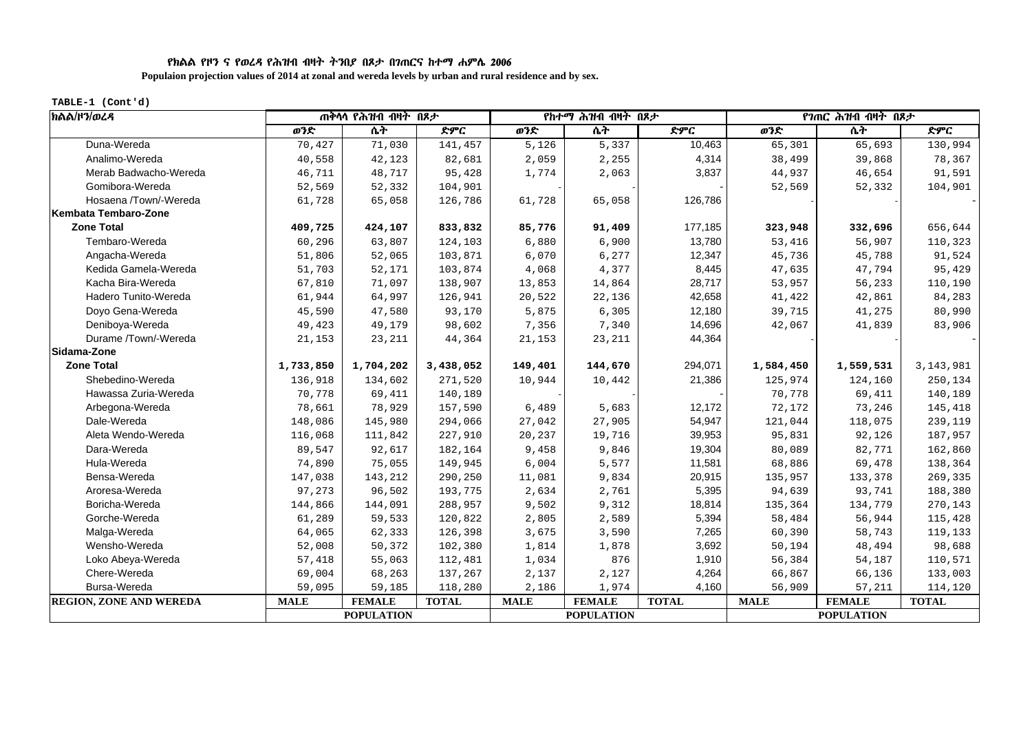**የክልል የዞን ና የወረዳ የሕዝብ ብዛት ትንበያ በጾታ በገጠርና ከተማ ሐምሌ 2006**

**Populaion projection values of 2014 at zonal and wereda levels by urban and rural residence and by sex.**

**TABLE-1 (Cont'd)**

| ክልል/ዞን/ወረዳ | ጠቅላላ የሕዝብ ብዛት በጾታ | | | የከተማ ሕዝብ ብዛት በጾታ | | | የገጠር ሕዝብ ብዛት በጾታ | | |
|---|---|---|---|---|---|---|---|---|---|
| | ወንድ | ሴት | ድምር | ወንድ | ሴት | ድምር | ወንድ | ሴት | ድምር |
| Duna-Wereda | 70,427 | 71,030 | 141,457 | 5,126 | 5,337 | 10,463 | 65,301 | 65,693 | 130,994 |
| Analimo-Wereda | 40,558 | 42,123 | 82,681 | 2,059 | 2,255 | 4,314 | 38,499 | 39,868 | 78,367 |
| Merab Badwacho-Wereda | 46,711 | 48,717 | 95,428 | 1,774 | 2,063 | 3,837 | 44,937 | 46,654 | 91,591 |
| Gomibora-Wereda | 52,569 | 52,332 | 104,901 | - | - | - | 52,569 | 52,332 | 104,901 |
| Hosaena /Town/-Wereda | 61,728 | 65,058 | 126,786 | 61,728 | 65,058 | 126,786 | - | - | - |
| **Kembata Tembaro-Zone** | | | | | | | | | |
| **Zone Total** | **409,725** | **424,107** | **833,832** | **85,776** | **91,409** | 177,185 | **323,948** | **332,696** | 656,644 |
| Tembaro-Wereda | 60,296 | 63,807 | 124,103 | 6,880 | 6,900 | 13,780 | 53,416 | 56,907 | 110,323 |
| Angacha-Wereda | 51,806 | 52,065 | 103,871 | 6,070 | 6,277 | 12,347 | 45,736 | 45,788 | 91,524 |
| Kedida Gamela-Wereda | 51,703 | 52,171 | 103,874 | 4,068 | 4,377 | 8,445 | 47,635 | 47,794 | 95,429 |
| Kacha Bira-Wereda | 67,810 | 71,097 | 138,907 | 13,853 | 14,864 | 28,717 | 53,957 | 56,233 | 110,190 |
| Hadero Tunito-Wereda | 61,944 | 64,997 | 126,941 | 20,522 | 22,136 | 42,658 | 41,422 | 42,861 | 84,283 |
| Doyo Gena-Wereda | 45,590 | 47,580 | 93,170 | 5,875 | 6,305 | 12,180 | 39,715 | 41,275 | 80,990 |
| Deniboya-Wereda | 49,423 | 49,179 | 98,602 | 7,356 | 7,340 | 14,696 | 42,067 | 41,839 | 83,906 |
| Durame /Town/-Wereda | 21,153 | 23,211 | 44,364 | 21,153 | 23,211 | 44,364 | - | - | - |
| **Sidama-Zone** | | | | | | | | | |
| **Zone Total** | **1,733,850** | **1,704,202** | **3,438,052** | **149,401** | **144,670** | 294,071 | **1,584,450** | **1,559,531** | 3,143,981 |
| Shebedino-Wereda | 136,918 | 134,602 | 271,520 | 10,944 | 10,442 | 21,386 | 125,974 | 124,160 | 250,134 |
| Hawassa Zuria-Wereda | 70,778 | 69,411 | 140,189 | - | - | - | 70,778 | 69,411 | 140,189 |
| Arbegona-Wereda | 78,661 | 78,929 | 157,590 | 6,489 | 5,683 | 12,172 | 72,172 | 73,246 | 145,418 |
| Dale-Wereda | 148,086 | 145,980 | 294,066 | 27,042 | 27,905 | 54,947 | 121,044 | 118,075 | 239,119 |
| Aleta Wendo-Wereda | 116,068 | 111,842 | 227,910 | 20,237 | 19,716 | 39,953 | 95,831 | 92,126 | 187,957 |
| Dara-Wereda | 89,547 | 92,617 | 182,164 | 9,458 | 9,846 | 19,304 | 80,089 | 82,771 | 162,860 |
| Hula-Wereda | 74,890 | 75,055 | 149,945 | 6,004 | 5,577 | 11,581 | 68,886 | 69,478 | 138,364 |
| Bensa-Wereda | 147,038 | 143,212 | 290,250 | 11,081 | 9,834 | 20,915 | 135,957 | 133,378 | 269,335 |
| Aroresa-Wereda | 97,273 | 96,502 | 193,775 | 2,634 | 2,761 | 5,395 | 94,639 | 93,741 | 188,380 |
| Boricha-Wereda | 144,866 | 144,091 | 288,957 | 9,502 | 9,312 | 18,814 | 135,364 | 134,779 | 270,143 |
| Gorche-Wereda | 61,289 | 59,533 | 120,822 | 2,805 | 2,589 | 5,394 | 58,484 | 56,944 | 115,428 |
| Malga-Wereda | 64,065 | 62,333 | 126,398 | 3,675 | 3,590 | 7,265 | 60,390 | 58,743 | 119,133 |
| Wensho-Wereda | 52,008 | 50,372 | 102,380 | 1,814 | 1,878 | 3,692 | 50,194 | 48,494 | 98,688 |
| Loko Abeya-Wereda | 57,418 | 55,063 | 112,481 | 1,034 | 876 | 1,910 | 56,384 | 54,187 | 110,571 |
| Chere-Wereda | 69,004 | 68,263 | 137,267 | 2,137 | 2,127 | 4,264 | 66,867 | 66,136 | 133,003 |
| Bursa-Wereda | 59,095 | 59,185 | 118,280 | 2,186 | 1,974 | 4,160 | 56,909 | 57,211 | 114,120 |
| **REGION, ZONE AND WEREDA** | **MALE** | **FEMALE** | **TOTAL** | **MALE** | **FEMALE** | **TOTAL** | **MALE** | **FEMALE** | **TOTAL** |
| | | **POPULATION** | | | **POPULATION** | | | **POPULATION** | |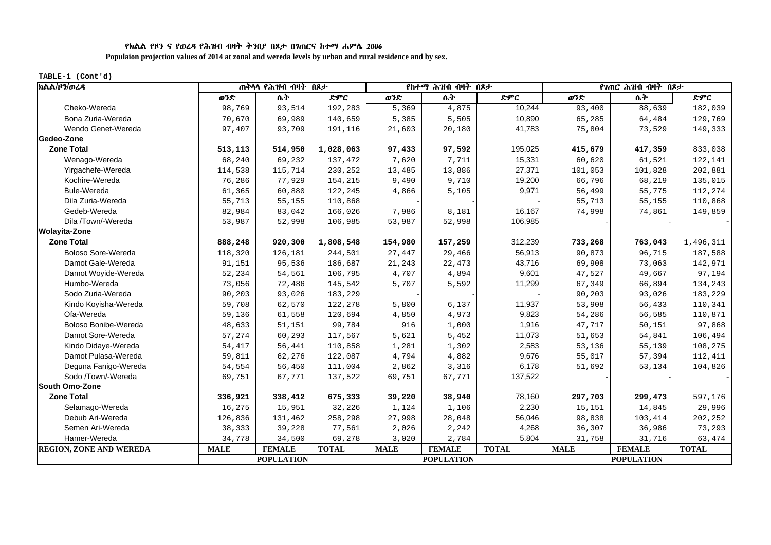የክልል የዞን ና የወረዳ የሕዝብ ብዛት ትንበያ በጾታ በገጠርና ከተማ ሐምሌ 2006

**Populaion projection values of 2014 at zonal and wereda levels by urban and rural residence and by sex.**

TABLE-1 (Cont'd)

| ክልል/ዞን/ወረዳ | ጠቅላላ የሕዝብ ብዛት በጾታ | | | የከተማ ሕዝብ ብዛት በጾታ | | | የገጠር ሕዝብ ብዛት በጾታ | | |
|---|---|---|---|---|---|---|---|---|---|
| | ወንድ | ሴት | ድምር | ወንድ | ሴት | ድምር | ወንድ | ሴት | ድምር |
| Cheko-Wereda | 98,769 | 93,514 | 192,283 | 5,369 | 4,875 | 10,244 | 93,400 | 88,639 | 182,039 |
| Bona Zuria-Wereda | 70,670 | 69,989 | 140,659 | 5,385 | 5,505 | 10,890 | 65,285 | 64,484 | 129,769 |
| Wendo Genet-Wereda | 97,407 | 93,709 | 191,116 | 21,603 | 20,180 | 41,783 | 75,804 | 73,529 | 149,333 |
| **Gedeo-Zone** | | | | | | | | | |
| **Zone Total** | **513,113** | **514,950** | **1,028,063** | **97,433** | **97,592** | 195,025 | **415,679** | **417,359** | 833,038 |
| Wenago-Wereda | 68,240 | 69,232 | 137,472 | 7,620 | 7,711 | 15,331 | 60,620 | 61,521 | 122,141 |
| Yirgachefe-Wereda | 114,538 | 115,714 | 230,252 | 13,485 | 13,886 | 27,371 | 101,053 | 101,828 | 202,881 |
| Kochire-Wereda | 76,286 | 77,929 | 154,215 | 9,490 | 9,710 | 19,200 | 66,796 | 68,219 | 135,015 |
| Bule-Wereda | 61,365 | 60,880 | 122,245 | 4,866 | 5,105 | 9,971 | 56,499 | 55,775 | 112,274 |
| Dila Zuria-Wereda | 55,713 | 55,155 | 110,868 | - | - | - | 55,713 | 55,155 | 110,868 |
| Gedeb-Wereda | 82,984 | 83,042 | 166,026 | 7,986 | 8,181 | 16,167 | 74,998 | 74,861 | 149,859 |
| Dila /Town/-Wereda | 53,987 | 52,998 | 106,985 | 53,987 | 52,998 | 106,985 | - | - | - |
| **Wolayita-Zone** | | | | | | | | | |
| **Zone Total** | **888,248** | **920,300** | **1,808,548** | **154,980** | **157,259** | 312,239 | **733,268** | **763,043** | 1,496,311 |
| Boloso Sore-Wereda | 118,320 | 126,181 | 244,501 | 27,447 | 29,466 | 56,913 | 90,873 | 96,715 | 187,588 |
| Damot Gale-Wereda | 91,151 | 95,536 | 186,687 | 21,243 | 22,473 | 43,716 | 69,908 | 73,063 | 142,971 |
| Damot Woyide-Wereda | 52,234 | 54,561 | 106,795 | 4,707 | 4,894 | 9,601 | 47,527 | 49,667 | 97,194 |
| Humbo-Wereda | 73,056 | 72,486 | 145,542 | 5,707 | 5,592 | 11,299 | 67,349 | 66,894 | 134,243 |
| Sodo Zuria-Wereda | 90,203 | 93,026 | 183,229 | - | - | - | 90,203 | 93,026 | 183,229 |
| Kindo Koyisha-Wereda | 59,708 | 62,570 | 122,278 | 5,800 | 6,137 | 11,937 | 53,908 | 56,433 | 110,341 |
| Ofa-Wereda | 59,136 | 61,558 | 120,694 | 4,850 | 4,973 | 9,823 | 54,286 | 56,585 | 110,871 |
| Boloso Bonibe-Wereda | 48,633 | 51,151 | 99,784 | 916 | 1,000 | 1,916 | 47,717 | 50,151 | 97,868 |
| Damot Sore-Wereda | 57,274 | 60,293 | 117,567 | 5,621 | 5,452 | 11,073 | 51,653 | 54,841 | 106,494 |
| Kindo Didaye-Wereda | 54,417 | 56,441 | 110,858 | 1,281 | 1,302 | 2,583 | 53,136 | 55,139 | 108,275 |
| Damot Pulasa-Wereda | 59,811 | 62,276 | 122,087 | 4,794 | 4,882 | 9,676 | 55,017 | 57,394 | 112,411 |
| Deguna Fanigo-Wereda | 54,554 | 56,450 | 111,004 | 2,862 | 3,316 | 6,178 | 51,692 | 53,134 | 104,826 |
| Sodo /Town/-Wereda | 69,751 | 67,771 | 137,522 | 69,751 | 67,771 | 137,522 | - | - | - |
| **South Omo-Zone** | | | | | | | | | |
| **Zone Total** | **336,921** | **338,412** | **675,333** | **39,220** | **38,940** | 78,160 | **297,703** | **299,473** | 597,176 |
| Selamago-Wereda | 16,275 | 15,951 | 32,226 | 1,124 | 1,106 | 2,230 | 15,151 | 14,845 | 29,996 |
| Debub Ari-Wereda | 126,836 | 131,462 | 258,298 | 27,998 | 28,048 | 56,046 | 98,838 | 103,414 | 202,252 |
| Semen Ari-Wereda | 38,333 | 39,228 | 77,561 | 2,026 | 2,242 | 4,268 | 36,307 | 36,986 | 73,293 |
| Hamer-Wereda | 34,778 | 34,500 | 69,278 | 3,020 | 2,784 | 5,804 | 31,758 | 31,716 | 63,474 |
| **REGION, ZONE AND WEREDA** | **MALE** | **FEMALE** | **TOTAL** | **MALE** | **FEMALE** | **TOTAL** | **MALE** | **FEMALE** | **TOTAL** |
| | | **POPULATION** | | | **POPULATION** | | | **POPULATION** | |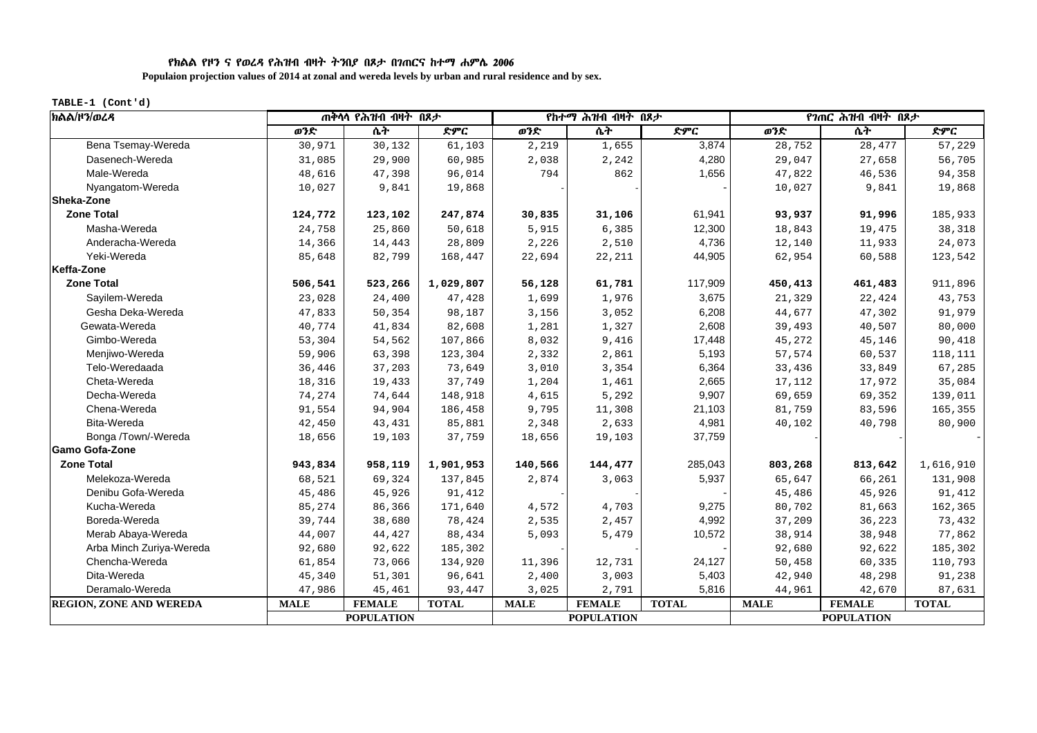**የክልል የዞን ና የወረዳ የሕዝብ ብዛት ትንበያ በጾታ በገጠርና ከተማ ሐምሌ 2006**

**Populaion projection values of 2014 at zonal and wereda levels by urban and rural residence and by sex.**

**TABLE-1 (Cont'd)**

| ክልል/ዞን/ወረዳ | ጠቅላላ የሕዝብ ብዛት በጾታ | | | የከተማ ሕዝብ ብዛት በጾታ | | | የገጠር ሕዝብ ብዛት በጾታ | | |
|---|---|---|---|---|---|---|---|---|---|
| | ወንድ | ሴት | ድምር | ወንድ | ሴት | ድምር | ወንድ | ሴት | ድምር |
| Bena Tsemay-Wereda | 30,971 | 30,132 | 61,103 | 2,219 | 1,655 | 3,874 | 28,752 | 28,477 | 57,229 |
| Dasenech-Wereda | 31,085 | 29,900 | 60,985 | 2,038 | 2,242 | 4,280 | 29,047 | 27,658 | 56,705 |
| Male-Wereda | 48,616 | 47,398 | 96,014 | 794 | 862 | 1,656 | 47,822 | 46,536 | 94,358 |
| Nyangatom-Wereda | 10,027 | 9,841 | 19,868 | - | - | - | 10,027 | 9,841 | 19,868 |
| **Sheka-Zone** | | | | | | | | | |
| **Zone Total** | **124,772** | **123,102** | **247,874** | **30,835** | **31,106** | 61,941 | **93,937** | **91,996** | 185,933 |
| Masha-Wereda | 24,758 | 25,860 | 50,618 | 5,915 | 6,385 | 12,300 | 18,843 | 19,475 | 38,318 |
| Anderacha-Wereda | 14,366 | 14,443 | 28,809 | 2,226 | 2,510 | 4,736 | 12,140 | 11,933 | 24,073 |
| Yeki-Wereda | 85,648 | 82,799 | 168,447 | 22,694 | 22,211 | 44,905 | 62,954 | 60,588 | 123,542 |
| **Keffa-Zone** | | | | | | | | | |
| **Zone Total** | **506,541** | **523,266** | **1,029,807** | **56,128** | **61,781** | 117,909 | **450,413** | **461,483** | 911,896 |
| Sayilem-Wereda | 23,028 | 24,400 | 47,428 | 1,699 | 1,976 | 3,675 | 21,329 | 22,424 | 43,753 |
| Gesha Deka-Wereda | 47,833 | 50,354 | 98,187 | 3,156 | 3,052 | 6,208 | 44,677 | 47,302 | 91,979 |
| Gewata-Wereda | 40,774 | 41,834 | 82,608 | 1,281 | 1,327 | 2,608 | 39,493 | 40,507 | 80,000 |
| Gimbo-Wereda | 53,304 | 54,562 | 107,866 | 8,032 | 9,416 | 17,448 | 45,272 | 45,146 | 90,418 |
| Menjiwo-Wereda | 59,906 | 63,398 | 123,304 | 2,332 | 2,861 | 5,193 | 57,574 | 60,537 | 118,111 |
| Telo-Weredaada | 36,446 | 37,203 | 73,649 | 3,010 | 3,354 | 6,364 | 33,436 | 33,849 | 67,285 |
| Cheta-Wereda | 18,316 | 19,433 | 37,749 | 1,204 | 1,461 | 2,665 | 17,112 | 17,972 | 35,084 |
| Decha-Wereda | 74,274 | 74,644 | 148,918 | 4,615 | 5,292 | 9,907 | 69,659 | 69,352 | 139,011 |
| Chena-Wereda | 91,554 | 94,904 | 186,458 | 9,795 | 11,308 | 21,103 | 81,759 | 83,596 | 165,355 |
| Bita-Wereda | 42,450 | 43,431 | 85,881 | 2,348 | 2,633 | 4,981 | 40,102 | 40,798 | 80,900 |
| Bonga /Town/-Wereda | 18,656 | 19,103 | 37,759 | 18,656 | 19,103 | 37,759 | - | - | - |
| **Gamo Gofa-Zone** | | | | | | | | | |
| **Zone Total** | **943,834** | **958,119** | **1,901,953** | **140,566** | **144,477** | 285,043 | **803,268** | **813,642** | 1,616,910 |
| Melekoza-Wereda | 68,521 | 69,324 | 137,845 | 2,874 | 3,063 | 5,937 | 65,647 | 66,261 | 131,908 |
| Denibu Gofa-Wereda | 45,486 | 45,926 | 91,412 | - | - | - | 45,486 | 45,926 | 91,412 |
| Kucha-Wereda | 85,274 | 86,366 | 171,640 | 4,572 | 4,703 | 9,275 | 80,702 | 81,663 | 162,365 |
| Boreda-Wereda | 39,744 | 38,680 | 78,424 | 2,535 | 2,457 | 4,992 | 37,209 | 36,223 | 73,432 |
| Merab Abaya-Wereda | 44,007 | 44,427 | 88,434 | 5,093 | 5,479 | 10,572 | 38,914 | 38,948 | 77,862 |
| Arba Minch Zuriya-Wereda | 92,680 | 92,622 | 185,302 | - | - | - | 92,680 | 92,622 | 185,302 |
| Chencha-Wereda | 61,854 | 73,066 | 134,920 | 11,396 | 12,731 | 24,127 | 50,458 | 60,335 | 110,793 |
| Dita-Wereda | 45,340 | 51,301 | 96,641 | 2,400 | 3,003 | 5,403 | 42,940 | 48,298 | 91,238 |
| Deramalo-Wereda | 47,986 | 45,461 | 93,447 | 3,025 | 2,791 | 5,816 | 44,961 | 42,670 | 87,631 |
| **REGION, ZONE AND WEREDA** | **MALE** | **FEMALE** | **TOTAL** | **MALE** | **FEMALE** | **TOTAL** | **MALE** | **FEMALE** | **TOTAL** |
| | **POPULATION** | | | **POPULATION** | | | **POPULATION** | | |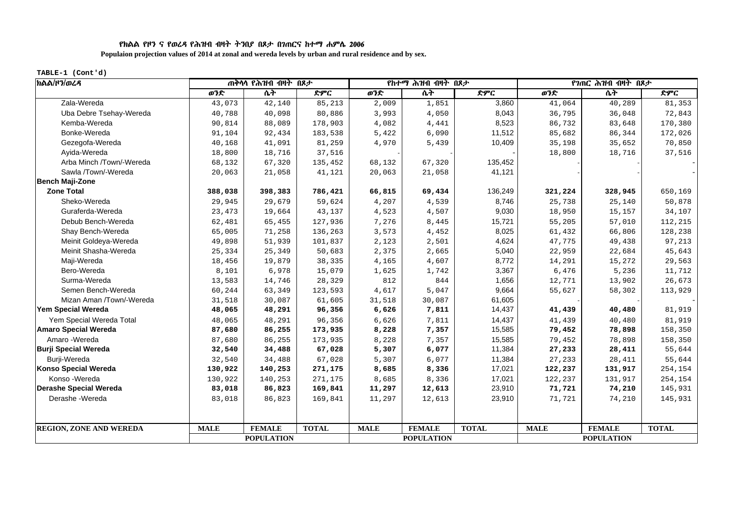**የክልል የዞን ና የወረዳ የሕዝብ ብዛት ትንበያ በጾታ በገጠርና ከተማ ሐምሌ 2006**

**Populaion projection values of 2014 at zonal and wereda levels by urban and rural residence and by sex.**

**TABLE-1 (Cont'd)**

| ክልል/ዞን/ወረዳ | ጠቅላላ የሕዝብ ብዛት በጾታ | | | የከተማ ሕዝብ ብዛት በጾታ | | | የገጠር ሕዝብ ብዛት በጾታ | | |
|---|---|---|---|---|---|---|---|---|---|
| | ወንድ | ሴት | ድምር | ወንድ | ሴት | ድምር | ወንድ | ሴት | ድምር |
| Zala-Wereda | 43,073 | 42,140 | 85,213 | 2,009 | 1,851 | 3,860 | 41,064 | 40,289 | 81,353 |
| Uba Debre Tsehay-Wereda | 40,788 | 40,098 | 80,886 | 3,993 | 4,050 | 8,043 | 36,795 | 36,048 | 72,843 |
| Kemba-Wereda | 90,814 | 88,089 | 178,903 | 4,082 | 4,441 | 8,523 | 86,732 | 83,648 | 170,380 |
| Bonke-Wereda | 91,104 | 92,434 | 183,538 | 5,422 | 6,090 | 11,512 | 85,682 | 86,344 | 172,026 |
| Gezegofa-Wereda | 40,168 | 41,091 | 81,259 | 4,970 | 5,439 | 10,409 | 35,198 | 35,652 | 70,850 |
| Ayida-Wereda | 18,800 | 18,716 | 37,516 | - | - | - | 18,800 | 18,716 | 37,516 |
| Arba Minch /Town/-Wereda | 68,132 | 67,320 | 135,452 | 68,132 | 67,320 | 135,452 | - | - | - |
| Sawla /Town/-Wereda | 20,063 | 21,058 | 41,121 | 20,063 | 21,058 | 41,121 | - | - | - |
| **Bench Maji-Zone** | | | | | | | | | |
| **Zone Total** | **388,038** | **398,383** | **786,421** | **66,815** | **69,434** | 136,249 | **321,224** | **328,945** | 650,169 |
| Sheko-Wereda | 29,945 | 29,679 | 59,624 | 4,207 | 4,539 | 8,746 | 25,738 | 25,140 | 50,878 |
| Guraferda-Wereda | 23,473 | 19,664 | 43,137 | 4,523 | 4,507 | 9,030 | 18,950 | 15,157 | 34,107 |
| Debub Bench-Wereda | 62,481 | 65,455 | 127,936 | 7,276 | 8,445 | 15,721 | 55,205 | 57,010 | 112,215 |
| Shay Bench-Wereda | 65,005 | 71,258 | 136,263 | 3,573 | 4,452 | 8,025 | 61,432 | 66,806 | 128,238 |
| Meinit Goldeya-Wereda | 49,898 | 51,939 | 101,837 | 2,123 | 2,501 | 4,624 | 47,775 | 49,438 | 97,213 |
| Meinit Shasha-Wereda | 25,334 | 25,349 | 50,683 | 2,375 | 2,665 | 5,040 | 22,959 | 22,684 | 45,643 |
| Maji-Wereda | 18,456 | 19,879 | 38,335 | 4,165 | 4,607 | 8,772 | 14,291 | 15,272 | 29,563 |
| Bero-Wereda | 8,101 | 6,978 | 15,079 | 1,625 | 1,742 | 3,367 | 6,476 | 5,236 | 11,712 |
| Surma-Wereda | 13,583 | 14,746 | 28,329 | 812 | 844 | 1,656 | 12,771 | 13,902 | 26,673 |
| Semen Bench-Wereda | 60,244 | 63,349 | 123,593 | 4,617 | 5,047 | 9,664 | 55,627 | 58,302 | 113,929 |
| Mizan Aman /Town/-Wereda | 31,518 | 30,087 | 61,605 | 31,518 | 30,087 | 61,605 | - | - | - |
| **Yem Special Wereda** | **48,065** | **48,291** | **96,356** | **6,626** | **7,811** | 14,437 | **41,439** | **40,480** | 81,919 |
| Yem Special Wereda Total | 48,065 | 48,291 | 96,356 | 6,626 | 7,811 | 14,437 | 41,439 | 40,480 | 81,919 |
| **Amaro Special Wereda** | **87,680** | **86,255** | **173,935** | **8,228** | **7,357** | 15,585 | **79,452** | **78,898** | 158,350 |
| Amaro -Wereda | 87,680 | 86,255 | 173,935 | 8,228 | 7,357 | 15,585 | 79,452 | 78,898 | 158,350 |
| **Burji Special Wereda** | **32,540** | **34,488** | **67,028** | **5,307** | **6,077** | 11,384 | **27,233** | **28,411** | 55,644 |
| Burji-Wereda | 32,540 | 34,488 | 67,028 | 5,307 | 6,077 | 11,384 | 27,233 | 28,411 | 55,644 |
| **Konso Special Wereda** | **130,922** | **140,253** | **271,175** | **8,685** | **8,336** | 17,021 | **122,237** | **131,917** | 254,154 |
| Konso -Wereda | 130,922 | 140,253 | 271,175 | 8,685 | 8,336 | 17,021 | 122,237 | 131,917 | 254,154 |
| **Derashe Special Wereda** | **83,018** | **86,823** | **169,841** | **11,297** | **12,613** | 23,910 | **71,721** | **74,210** | 145,931 |
| Derashe -Wereda | 83,018 | 86,823 | 169,841 | 11,297 | 12,613 | 23,910 | 71,721 | 74,210 | 145,931 |
| **REGION, ZONE AND WEREDA** | **MALE** | **FEMALE** | **TOTAL** | **MALE** | **FEMALE** | **TOTAL** | **MALE** | **FEMALE** | **TOTAL** |
| | | **POPULATION** | | | **POPULATION** | | | **POPULATION** | |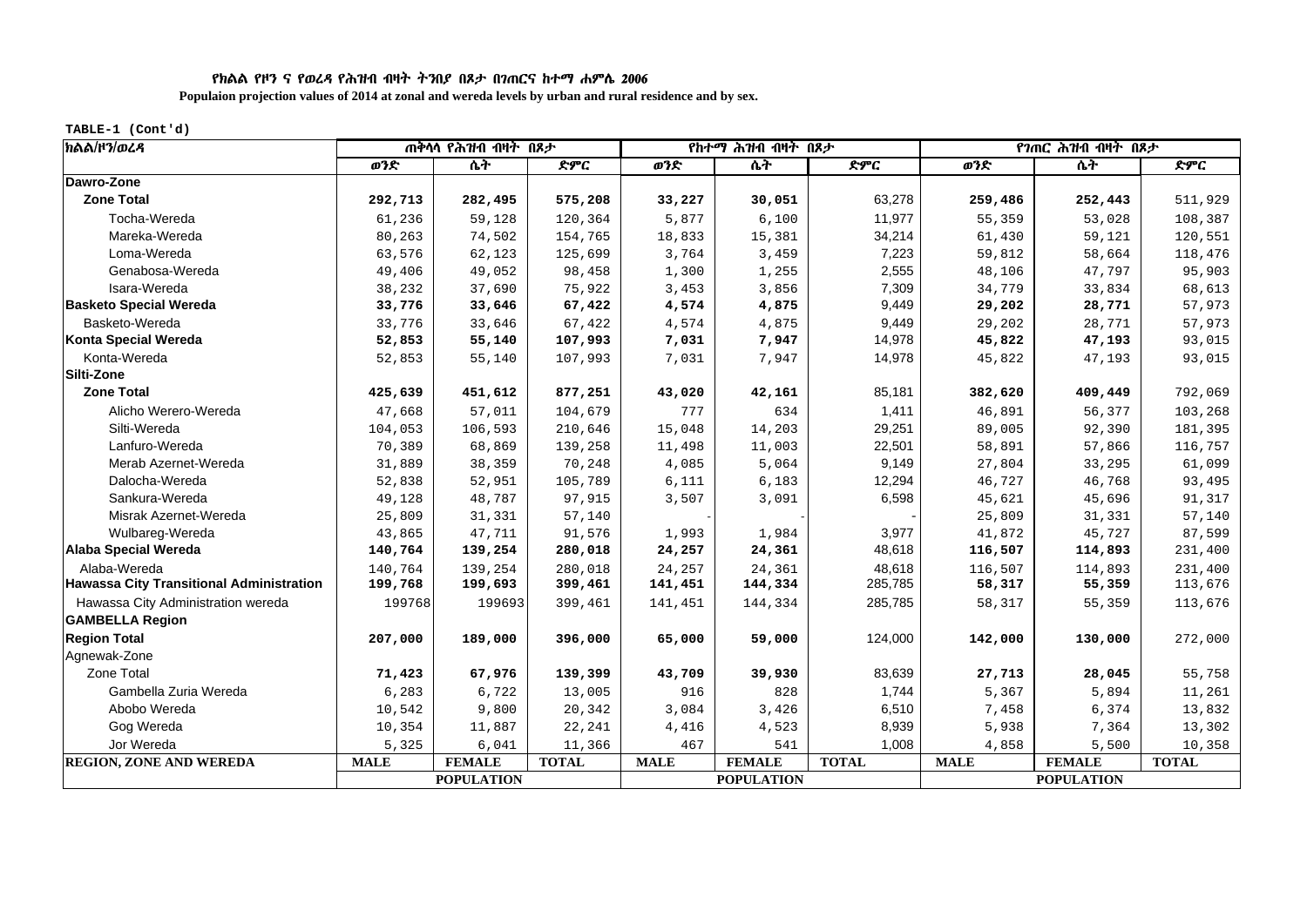የክልል የዞን ና የወረዳ የሕዝብ ብዛት ትንበያ በጾታ በገጠርና ከተማ ሐምሌ 2006

**Populaion projection values of 2014 at zonal and wereda levels by urban and rural residence and by sex.**

TABLE-1 (Cont'd)

| ክልል/ዞን/ወረዳ | ጠቅላላ የሕዝብ ብዛት በጾታ | | | የከተማ ሕዝብ ብዛት በጾታ | | | የገጠር ሕዝብ ብዛት በጾታ | | |
|---|---|---|---|---|---|---|---|---|---|
| | ወንድ | ሴት | ድምር | ወንድ | ሴት | ድምር | ወንድ | ሴት | ድምር |
| **Dawro-Zone** | | | | | | | | | |
| **Zone Total** | **292,713** | **282,495** | **575,208** | **33,227** | **30,051** | 63,278 | **259,486** | **252,443** | 511,929 |
| Tocha-Wereda | 61,236 | 59,128 | 120,364 | 5,877 | 6,100 | 11,977 | 55,359 | 53,028 | 108,387 |
| Mareka-Wereda | 80,263 | 74,502 | 154,765 | 18,833 | 15,381 | 34,214 | 61,430 | 59,121 | 120,551 |
| Loma-Wereda | 63,576 | 62,123 | 125,699 | 3,764 | 3,459 | 7,223 | 59,812 | 58,664 | 118,476 |
| Genabosa-Wereda | 49,406 | 49,052 | 98,458 | 1,300 | 1,255 | 2,555 | 48,106 | 47,797 | 95,903 |
| Isara-Wereda | 38,232 | 37,690 | 75,922 | 3,453 | 3,856 | 7,309 | 34,779 | 33,834 | 68,613 |
| **Basketo Special Wereda** | **33,776** | **33,646** | **67,422** | **4,574** | **4,875** | 9,449 | **29,202** | **28,771** | 57,973 |
| Basketo-Wereda | 33,776 | 33,646 | 67,422 | 4,574 | 4,875 | 9,449 | 29,202 | 28,771 | 57,973 |
| **Konta Special Wereda** | **52,853** | **55,140** | **107,993** | **7,031** | **7,947** | 14,978 | **45,822** | **47,193** | 93,015 |
| Konta-Wereda | 52,853 | 55,140 | 107,993 | 7,031 | 7,947 | 14,978 | 45,822 | 47,193 | 93,015 |
| **Silti-Zone** | | | | | | | | | |
| **Zone Total** | **425,639** | **451,612** | **877,251** | **43,020** | **42,161** | 85,181 | **382,620** | **409,449** | 792,069 |
| Alicho Werero-Wereda | 47,668 | 57,011 | 104,679 | 777 | 634 | 1,411 | 46,891 | 56,377 | 103,268 |
| Silti-Wereda | 104,053 | 106,593 | 210,646 | 15,048 | 14,203 | 29,251 | 89,005 | 92,390 | 181,395 |
| Lanfuro-Wereda | 70,389 | 68,869 | 139,258 | 11,498 | 11,003 | 22,501 | 58,891 | 57,866 | 116,757 |
| Merab Azernet-Wereda | 31,889 | 38,359 | 70,248 | 4,085 | 5,064 | 9,149 | 27,804 | 33,295 | 61,099 |
| Dalocha-Wereda | 52,838 | 52,951 | 105,789 | 6,111 | 6,183 | 12,294 | 46,727 | 46,768 | 93,495 |
| Sankura-Wereda | 49,128 | 48,787 | 97,915 | 3,507 | 3,091 | 6,598 | 45,621 | 45,696 | 91,317 |
| Misrak Azernet-Wereda | 25,809 | 31,331 | 57,140 | - | - | - | 25,809 | 31,331 | 57,140 |
| Wulbareg-Wereda | 43,865 | 47,711 | 91,576 | 1,993 | 1,984 | 3,977 | 41,872 | 45,727 | 87,599 |
| **Alaba Special Wereda** | **140,764** | **139,254** | **280,018** | **24,257** | **24,361** | 48,618 | **116,507** | **114,893** | 231,400 |
| Alaba-Wereda | 140,764 | 139,254 | 280,018 | 24,257 | 24,361 | 48,618 | 116,507 | 114,893 | 231,400 |
| **Hawassa City Transitional Administration** | **199,768** | **199,693** | **399,461** | **141,451** | **144,334** | 285,785 | **58,317** | **55,359** | 113,676 |
| Hawassa City Administration wereda | 199768 | 199693 | 399,461 | 141,451 | 144,334 | 285,785 | 58,317 | 55,359 | 113,676 |
| **GAMBELLA Region** | | | | | | | | | |
| **Region Total** | **207,000** | **189,000** | **396,000** | **65,000** | **59,000** | 124,000 | **142,000** | **130,000** | 272,000 |
| Agnewak-Zone | | | | | | | | | |
| Zone Total | **71,423** | **67,976** | **139,399** | **43,709** | **39,930** | 83,639 | **27,713** | **28,045** | 55,758 |
| Gambella Zuria Wereda | 6,283 | 6,722 | 13,005 | 916 | 828 | 1,744 | 5,367 | 5,894 | 11,261 |
| Abobo Wereda | 10,542 | 9,800 | 20,342 | 3,084 | 3,426 | 6,510 | 7,458 | 6,374 | 13,832 |
| Gog Wereda | 10,354 | 11,887 | 22,241 | 4,416 | 4,523 | 8,939 | 5,938 | 7,364 | 13,302 |
| Jor Wereda | 5,325 | 6,041 | 11,366 | 467 | 541 | 1,008 | 4,858 | 5,500 | 10,358 |
| **REGION, ZONE AND WEREDA** | **MALE** | **FEMALE** | **TOTAL** | **MALE** | **FEMALE** | **TOTAL** | **MALE** | **FEMALE** | **TOTAL** |
| | | **POPULATION** | | | **POPULATION** | | | **POPULATION** | |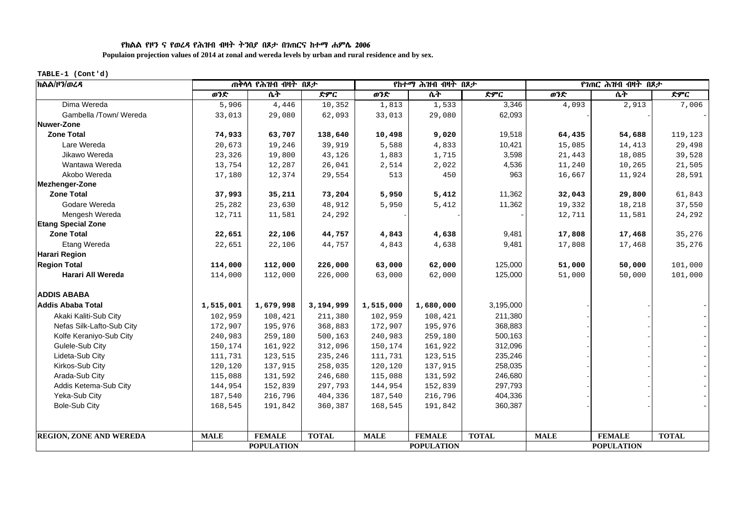**የክልል የዞን ና የወረዳ የሕዝብ ብዛት ትንበያ በጾታ በገጠርና ከተማ ሐምሌ 2006**

**Populaion projection values of 2014 at zonal and wereda levels by urban and rural residence and by sex.**

**TABLE-1 (Cont'd)**

| ክልል/ዞን/ወረዳ | ጠቅላላ የሕዝብ ብዛት በጾታ | | | የከተማ ሕዝብ ብዛት በጾታ | | | የገጠር ሕዝብ ብዛት በጾታ | | |
|---|---|---|---|---|---|---|---|---|---|
| | ወንድ | ሴት | ድምር | ወንድ | ሴት | ድምር | ወንድ | ሴት | ድምር |
| Dima Wereda | 5,906 | 4,446 | 10,352 | 1,813 | 1,533 | 3,346 | 4,093 | 2,913 | 7,006 |
| Gambella /Town/ Wereda | 33,013 | 29,080 | 62,093 | 33,013 | 29,080 | 62,093 | - | - | - |
| **Nuwer-Zone** | | | | | | | | | |
| **Zone Total** | **74,933** | **63,707** | **138,640** | **10,498** | **9,020** | 19,518 | **64,435** | **54,688** | 119,123 |
| Lare Wereda | 20,673 | 19,246 | 39,919 | 5,588 | 4,833 | 10,421 | 15,085 | 14,413 | 29,498 |
| Jikawo Wereda | 23,326 | 19,800 | 43,126 | 1,883 | 1,715 | 3,598 | 21,443 | 18,085 | 39,528 |
| Wantawa Wereda | 13,754 | 12,287 | 26,041 | 2,514 | 2,022 | 4,536 | 11,240 | 10,265 | 21,505 |
| Akobo Wereda | 17,180 | 12,374 | 29,554 | 513 | 450 | 963 | 16,667 | 11,924 | 28,591 |
| **Mezhenger-Zone** | | | | | | | | | |
| **Zone Total** | **37,993** | **35,211** | **73,204** | **5,950** | **5,412** | 11,362 | **32,043** | **29,800** | 61,843 |
| Godare Wereda | 25,282 | 23,630 | 48,912 | 5,950 | 5,412 | 11,362 | 19,332 | 18,218 | 37,550 |
| Mengesh Wereda | 12,711 | 11,581 | 24,292 | - | - | - | 12,711 | 11,581 | 24,292 |
| **Etang Special Zone** | | | | | | | | | |
| **Zone Total** | **22,651** | **22,106** | **44,757** | **4,843** | **4,638** | 9,481 | **17,808** | **17,468** | 35,276 |
| Etang Wereda | 22,651 | 22,106 | 44,757 | 4,843 | 4,638 | 9,481 | 17,808 | 17,468 | 35,276 |
| **Harari Region** | | | | | | | | | |
| **Region Total** | **114,000** | **112,000** | **226,000** | **63,000** | **62,000** | 125,000 | **51,000** | **50,000** | 101,000 |
| **Harari All Wereda** | 114,000 | 112,000 | 226,000 | 63,000 | 62,000 | 125,000 | 51,000 | 50,000 | 101,000 |
| **ADDIS ABABA** | | | | | | | | | |
| **Addis Ababa Total** | **1,515,001** | **1,679,998** | **3,194,999** | **1,515,000** | **1,680,000** | 3,195,000 | - | - | - |
| Akaki Kaliti-Sub City | 102,959 | 108,421 | 211,380 | 102,959 | 108,421 | 211,380 | - | - | - |
| Nefas Silk-Lafto-Sub City | 172,907 | 195,976 | 368,883 | 172,907 | 195,976 | 368,883 | - | - | - |
| Kolfe Keraniyo-Sub City | 240,983 | 259,180 | 500,163 | 240,983 | 259,180 | 500,163 | - | - | - |
| Gulele-Sub City | 150,174 | 161,922 | 312,096 | 150,174 | 161,922 | 312,096 | - | - | - |
| Lideta-Sub City | 111,731 | 123,515 | 235,246 | 111,731 | 123,515 | 235,246 | - | - | - |
| Kirkos-Sub City | 120,120 | 137,915 | 258,035 | 120,120 | 137,915 | 258,035 | - | - | - |
| Arada-Sub City | 115,088 | 131,592 | 246,680 | 115,088 | 131,592 | 246,680 | - | - | - |
| Addis Ketema-Sub City | 144,954 | 152,839 | 297,793 | 144,954 | 152,839 | 297,793 | - | - | - |
| Yeka-Sub City | 187,540 | 216,796 | 404,336 | 187,540 | 216,796 | 404,336 | - | - | - |
| Bole-Sub City | 168,545 | 191,842 | 360,387 | 168,545 | 191,842 | 360,387 | - | - | - |
| **REGION, ZONE AND WEREDA** | **MALE** | **FEMALE** | **TOTAL** | **MALE** | **FEMALE** | **TOTAL** | **MALE** | **FEMALE** | **TOTAL** |
| | **POPULATION** | | | **POPULATION** | | | **POPULATION** | | |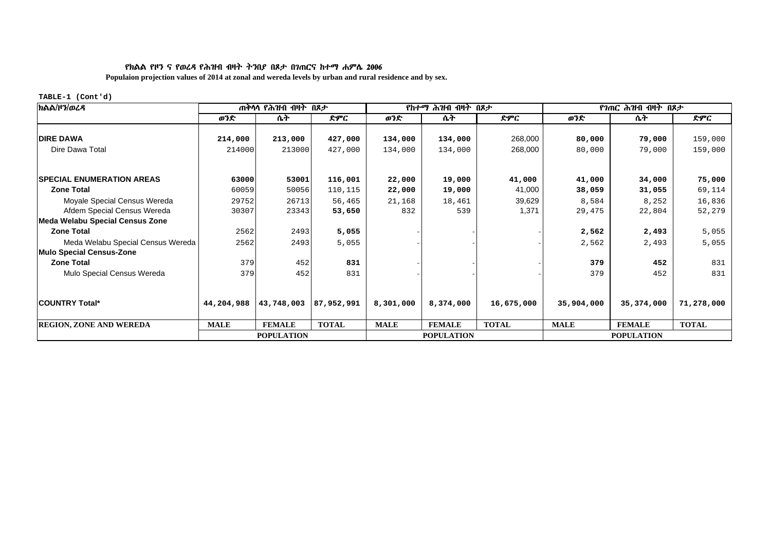**የክልል የዞን ና የወረዳ የሕዝብ ብዛት ትንበያ በጾታ በገጠርና ከተማ ሐምሌ 2006**

**Populaion projection values of 2014 at zonal and wereda levels by urban and rural residence and by sex.**

TABLE-1 (Cont'd)

| ክልል/ዞን/ወረዳ | ጠቅላላ የሕዝብ ብዛት በጾታ | | | የከተማ ሕዝብ ብዛት በጾታ | | | የገጠር ሕዝብ ብዛት በጾታ | | |
|---|---|---|---|---|---|---|---|---|---|
| | ወንድ | ሴት | ድምር | ወንድ | ሴት | ድምር | ወንድ | ሴት | ድምር |
| **DIRE DAWA** | **214,000** | **213,000** | **427,000** | **134,000** | **134,000** | 268,000 | **80,000** | **79,000** | 159,000 |
| Dire Dawa Total | 214000 | 213000 | 427,000 | 134,000 | 134,000 | 268,000 | 80,000 | 79,000 | 159,000 |
| **SPECIAL ENUMERATION AREAS** | **63000** | **53001** | **116,001** | **22,000** | **19,000** | **41,000** | **41,000** | **34,000** | **75,000** |
| **Zone Total** | 60059 | 50056 | 110,115 | **22,000** | **19,000** | 41,000 | **38,059** | **31,055** | 69,114 |
| Moyale Special Census Wereda | 29752 | 26713 | 56,465 | 21,168 | 18,461 | 39,629 | 8,584 | 8,252 | 16,836 |
| Afdem Special Census Wereda | 30307 | 23343 | **53,650** | 832 | 539 | 1,371 | 29,475 | 22,804 | 52,279 |
| **Meda Welabu Special Census Zone** | | | | | | | | | |
| **Zone Total** | 2562 | 2493 | **5,055** | - | - | - | **2,562** | **2,493** | 5,055 |
| Meda Welabu Special Census Wereda | 2562 | 2493 | 5,055 | - | - | - | 2,562 | 2,493 | 5,055 |
| **Mulo Special Census-Zone** | | | | | | | | | |
| **Zone Total** | 379 | 452 | **831** | - | - | - | **379** | **452** | 831 |
| Mulo Special Census Wereda | 379 | 452 | 831 | - | - | - | 379 | 452 | 831 |
| **COUNTRY Total*** | **44,204,988** | **43,748,003** | **87,952,991** | **8,301,000** | **8,374,000** | **16,675,000** | **35,904,000** | **35,374,000** | **71,278,000** |
| **REGION, ZONE AND WEREDA** | **MALE** | **FEMALE** | **TOTAL** | **MALE** | **FEMALE** | **TOTAL** | **MALE** | **FEMALE** | **TOTAL** |
| | | **POPULATION** | | | **POPULATION** | | | **POPULATION** | |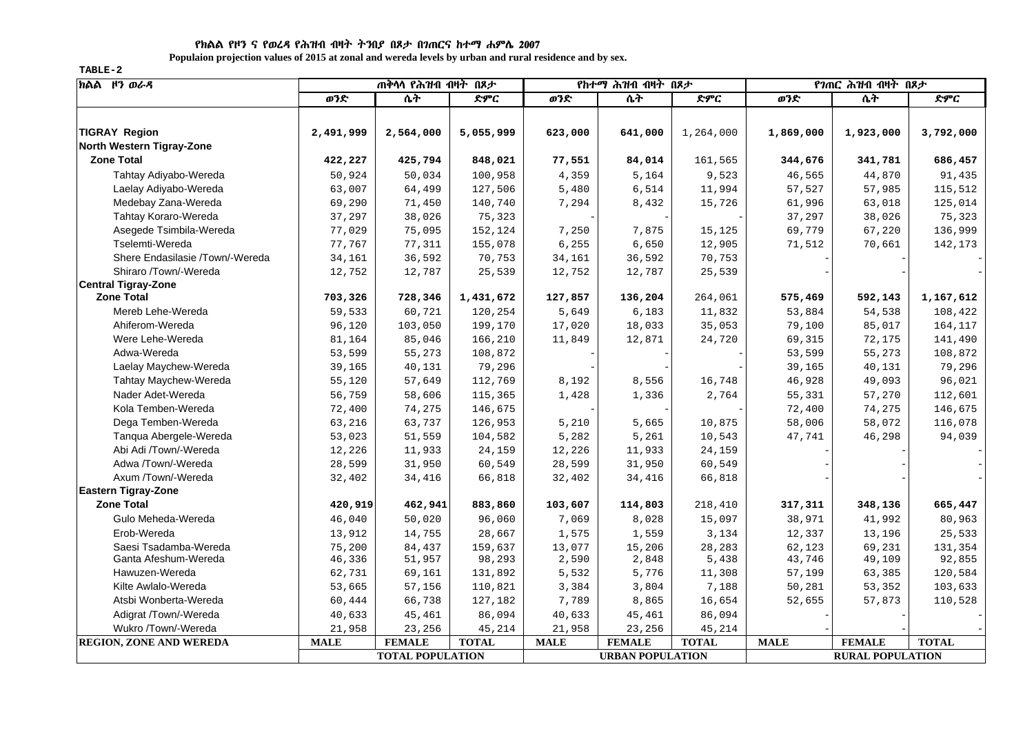**የክልል የዞን ና የወረዳ የሕዝብ ብዛት ትንበያ በጾታ በገጠርና ከተማ ሐምሌ 2007**

**Populaion projection values of 2015 at zonal and wereda levels by urban and rural residence and by sex.**

TABLE-2

| ክልል ዞን ወራዳ | ጠቅላላ የሕዝብ ብዛት በጾታ | | | የከተማ ሕዝብ ብዛት በጾታ | | | የገጠር ሕዝብ ብዛት በጾታ | | |
|---|---|---|---|---|---|---|---|---|---|
| | ወንድ | ሴት | ድምር | ወንድ | ሴት | ድምር | ወንድ | ሴት | ድምር |
| **TIGRAY Region** | **2,491,999** | **2,564,000** | **5,055,999** | **623,000** | **641,000** | 1,264,000 | **1,869,000** | **1,923,000** | **3,792,000** |
| **North Western Tigray-Zone** | | | | | | | | | |
| **Zone Total** | **422,227** | **425,794** | **848,021** | **77,551** | **84,014** | 161,565 | **344,676** | **341,781** | **686,457** |
| Tahtay Adiyabo-Wereda | 50,924 | 50,034 | 100,958 | 4,359 | 5,164 | 9,523 | 46,565 | 44,870 | 91,435 |
| Laelay Adiyabo-Wereda | 63,007 | 64,499 | 127,506 | 5,480 | 6,514 | 11,994 | 57,527 | 57,985 | 115,512 |
| Medebay Zana-Wereda | 69,290 | 71,450 | 140,740 | 7,294 | 8,432 | 15,726 | 61,996 | 63,018 | 125,014 |
| Tahtay Koraro-Wereda | 37,297 | 38,026 | 75,323 | - | - | - | 37,297 | 38,026 | 75,323 |
| Asegede Tsimbila-Wereda | 77,029 | 75,095 | 152,124 | 7,250 | 7,875 | 15,125 | 69,779 | 67,220 | 136,999 |
| Tselemti-Wereda | 77,767 | 77,311 | 155,078 | 6,255 | 6,650 | 12,905 | 71,512 | 70,661 | 142,173 |
| Shere Endasilasie /Town/-Wereda | 34,161 | 36,592 | 70,753 | 34,161 | 36,592 | 70,753 | - | - | - |
| Shiraro /Town/-Wereda | 12,752 | 12,787 | 25,539 | 12,752 | 12,787 | 25,539 | - | - | - |
| **Central Tigray-Zone** | | | | | | | | | |
| **Zone Total** | **703,326** | **728,346** | **1,431,672** | **127,857** | **136,204** | 264,061 | **575,469** | **592,143** | **1,167,612** |
| Mereb Lehe-Wereda | 59,533 | 60,721 | 120,254 | 5,649 | 6,183 | 11,832 | 53,884 | 54,538 | 108,422 |
| Ahiferom-Wereda | 96,120 | 103,050 | 199,170 | 17,020 | 18,033 | 35,053 | 79,100 | 85,017 | 164,117 |
| Were Lehe-Wereda | 81,164 | 85,046 | 166,210 | 11,849 | 12,871 | 24,720 | 69,315 | 72,175 | 141,490 |
| Adwa-Wereda | 53,599 | 55,273 | 108,872 | - | - | - | 53,599 | 55,273 | 108,872 |
| Laelay Maychew-Wereda | 39,165 | 40,131 | 79,296 | - | - | - | 39,165 | 40,131 | 79,296 |
| Tahtay Maychew-Wereda | 55,120 | 57,649 | 112,769 | 8,192 | 8,556 | 16,748 | 46,928 | 49,093 | 96,021 |
| Nader Adet-Wereda | 56,759 | 58,606 | 115,365 | 1,428 | 1,336 | 2,764 | 55,331 | 57,270 | 112,601 |
| Kola Temben-Wereda | 72,400 | 74,275 | 146,675 | - | - | - | 72,400 | 74,275 | 146,675 |
| Dega Temben-Wereda | 63,216 | 63,737 | 126,953 | 5,210 | 5,665 | 10,875 | 58,006 | 58,072 | 116,078 |
| Tanqua Abergele-Wereda | 53,023 | 51,559 | 104,582 | 5,282 | 5,261 | 10,543 | 47,741 | 46,298 | 94,039 |
| Abi Adi /Town/-Wereda | 12,226 | 11,933 | 24,159 | 12,226 | 11,933 | 24,159 | - | - | - |
| Adwa /Town/-Wereda | 28,599 | 31,950 | 60,549 | 28,599 | 31,950 | 60,549 | - | - | - |
| Axum /Town/-Wereda | 32,402 | 34,416 | 66,818 | 32,402 | 34,416 | 66,818 | - | - | - |
| **Eastern Tigray-Zone** | | | | | | | | | |
| **Zone Total** | **420,919** | **462,941** | **883,860** | **103,607** | **114,803** | 218,410 | **317,311** | **348,136** | **665,447** |
| Gulo Meheda-Wereda | 46,040 | 50,020 | 96,060 | 7,069 | 8,028 | 15,097 | 38,971 | 41,992 | 80,963 |
| Erob-Wereda | 13,912 | 14,755 | 28,667 | 1,575 | 1,559 | 3,134 | 12,337 | 13,196 | 25,533 |
| Saesi Tsadamba-Wereda | 75,200 | 84,437 | 159,637 | 13,077 | 15,206 | 28,283 | 62,123 | 69,231 | 131,354 |
| Ganta Afeshum-Wereda | 46,336 | 51,957 | 98,293 | 2,590 | 2,848 | 5,438 | 43,746 | 49,109 | 92,855 |
| Hawuzen-Wereda | 62,731 | 69,161 | 131,892 | 5,532 | 5,776 | 11,308 | 57,199 | 63,385 | 120,584 |
| Kilte Awlalo-Wereda | 53,665 | 57,156 | 110,821 | 3,384 | 3,804 | 7,188 | 50,281 | 53,352 | 103,633 |
| Atsbi Wonberta-Wereda | 60,444 | 66,738 | 127,182 | 7,789 | 8,865 | 16,654 | 52,655 | 57,873 | 110,528 |
| Adigrat /Town/-Wereda | 40,633 | 45,461 | 86,094 | 40,633 | 45,461 | 86,094 | - | - | - |
| Wukro /Town/-Wereda | 21,958 | 23,256 | 45,214 | 21,958 | 23,256 | 45,214 | - | - | - |
| **REGION, ZONE AND WEREDA** | **MALE** | **FEMALE** | **TOTAL** | **MALE** | **FEMALE** | **TOTAL** | **MALE** | **FEMALE** | **TOTAL** |
| | **TOTAL POPULATION** | | | **URBAN POPULATION** | | | **RURAL POPULATION** | | |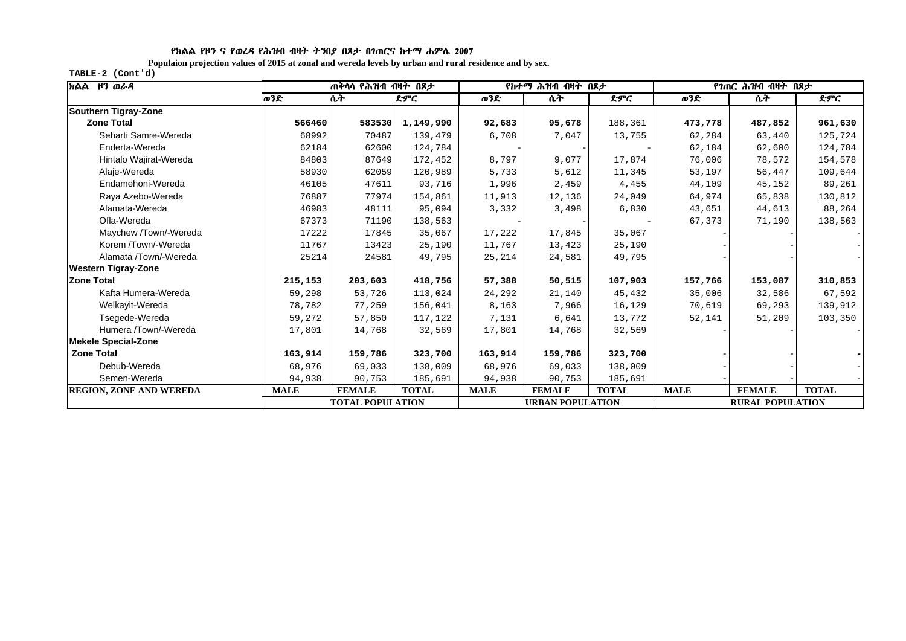የክልል የዞን ና የወረዳ የሕዝብ ብዛት ትንበያ በጾታ በገጠርና ከተማ ሐምሌ 2007

**Populaion projection values of 2015 at zonal and wereda levels by urban and rural residence and by sex.**

TABLE-2 (Cont'd)

| ክልል ዞን ወራዳ | ጠቅላላ የሕዝብ ብዛት በጾታ | | | የከተማ ሕዝብ ብዛት በጾታ | | | የገጠር ሕዝብ ብዛት በጾታ | | |
|---|---|---|---|---|---|---|---|---|---|
| | ወንድ | ሴት | ድምር | ወንድ | ሴት | ድምር | ወንድ | ሴት | ድምር |
| **Southern Tigray-Zone** | | | | | | | | | |
| **Zone Total** | **566460** | **583530** | **1,149,990** | **92,683** | **95,678** | 188,361 | **473,778** | **487,852** | **961,630** |
| Seharti Samre-Wereda | 68992 | 70487 | 139,479 | 6,708 | 7,047 | 13,755 | 62,284 | 63,440 | 125,724 |
| Enderta-Wereda | 62184 | 62600 | 124,784 | - | - | - | 62,184 | 62,600 | 124,784 |
| Hintalo Wajirat-Wereda | 84803 | 87649 | 172,452 | 8,797 | 9,077 | 17,874 | 76,006 | 78,572 | 154,578 |
| Alaje-Wereda | 58930 | 62059 | 120,989 | 5,733 | 5,612 | 11,345 | 53,197 | 56,447 | 109,644 |
| Endamehoni-Wereda | 46105 | 47611 | 93,716 | 1,996 | 2,459 | 4,455 | 44,109 | 45,152 | 89,261 |
| Raya Azebo-Wereda | 76887 | 77974 | 154,861 | 11,913 | 12,136 | 24,049 | 64,974 | 65,838 | 130,812 |
| Alamata-Wereda | 46983 | 48111 | 95,094 | 3,332 | 3,498 | 6,830 | 43,651 | 44,613 | 88,264 |
| Ofla-Wereda | 67373 | 71190 | 138,563 | - | - | - | 67,373 | 71,190 | 138,563 |
| Maychew /Town/-Wereda | 17222 | 17845 | 35,067 | 17,222 | 17,845 | 35,067 | - | - | - |
| Korem /Town/-Wereda | 11767 | 13423 | 25,190 | 11,767 | 13,423 | 25,190 | - | - | - |
| Alamata /Town/-Wereda | 25214 | 24581 | 49,795 | 25,214 | 24,581 | 49,795 | - | - | - |
| **Western Tigray-Zone** | | | | | | | | | |
| **Zone Total** | **215,153** | **203,603** | **418,756** | **57,388** | **50,515** | **107,903** | **157,766** | **153,087** | **310,853** |
| Kafta Humera-Wereda | 59,298 | 53,726 | 113,024 | 24,292 | 21,140 | 45,432 | 35,006 | 32,586 | 67,592 |
| Welkayit-Wereda | 78,782 | 77,259 | 156,041 | 8,163 | 7,966 | 16,129 | 70,619 | 69,293 | 139,912 |
| Tsegede-Wereda | 59,272 | 57,850 | 117,122 | 7,131 | 6,641 | 13,772 | 52,141 | 51,209 | 103,350 |
| Humera /Town/-Wereda | 17,801 | 14,768 | 32,569 | 17,801 | 14,768 | 32,569 | - | - | - |
| **Mekele Special-Zone** | | | | | | | | | |
| **Zone Total** | **163,914** | **159,786** | **323,700** | **163,914** | **159,786** | **323,700** | - | - | **-** |
| Debub-Wereda | 68,976 | 69,033 | 138,009 | 68,976 | 69,033 | 138,009 | - | - | - |
| Semen-Wereda | 94,938 | 90,753 | 185,691 | 94,938 | 90,753 | 185,691 | - | - | - |
| **REGION, ZONE AND WEREDA** | **MALE** | **FEMALE** | **TOTAL** | **MALE** | **FEMALE** | **TOTAL** | **MALE** | **FEMALE** | **TOTAL** |
| | **TOTAL POPULATION** | | | **URBAN POPULATION** | | | **RURAL POPULATION** | | |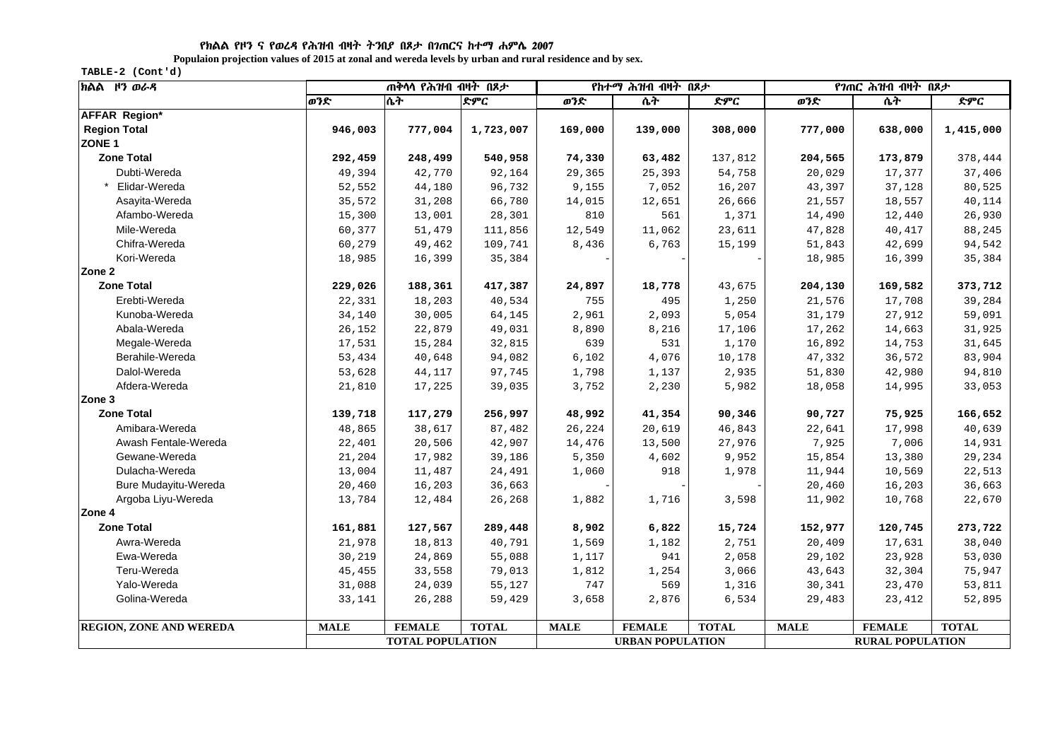**የክልል የዞን ና የወረዳ የሕዝብ ብዛት ትንበያ በጾታ በገጠርና ከተማ ሐምሌ 2007**

**Populaion projection values of 2015 at zonal and wereda levels by urban and rural residence and by sex.**

**TABLE-2 (Cont'd)**

| ክልል ዞን ወራዳ | ጠቅላላ የሕዝብ ብዛት በጾታ | | | የከተማ ሕዝብ ብዛት በጾታ | | | የገጠር ሕዝብ ብዛት በጾታ | | |
|---|---|---|---|---|---|---|---|---|---|
| | ወንድ | ሴት | ድምር | ወንድ | ሴት | ድምር | ወንድ | ሴት | ድምር |
| **AFFAR Region*** | | | | | | | | | |
| **Region Total** | **946,003** | **777,004** | **1,723,007** | **169,000** | **139,000** | **308,000** | **777,000** | **638,000** | **1,415,000** |
| **ZONE 1** | | | | | | | | | |
| **Zone Total** | **292,459** | **248,499** | **540,958** | **74,330** | **63,482** | 137,812 | **204,565** | **173,879** | 378,444 |
| Dubti-Wereda | 49,394 | 42,770 | 92,164 | 29,365 | 25,393 | 54,758 | 20,029 | 17,377 | 37,406 |
| * Elidar-Wereda | 52,552 | 44,180 | 96,732 | 9,155 | 7,052 | 16,207 | 43,397 | 37,128 | 80,525 |
| Asayita-Wereda | 35,572 | 31,208 | 66,780 | 14,015 | 12,651 | 26,666 | 21,557 | 18,557 | 40,114 |
| Afambo-Wereda | 15,300 | 13,001 | 28,301 | 810 | 561 | 1,371 | 14,490 | 12,440 | 26,930 |
| Mile-Wereda | 60,377 | 51,479 | 111,856 | 12,549 | 11,062 | 23,611 | 47,828 | 40,417 | 88,245 |
| Chifra-Wereda | 60,279 | 49,462 | 109,741 | 8,436 | 6,763 | 15,199 | 51,843 | 42,699 | 94,542 |
| Kori-Wereda | 18,985 | 16,399 | 35,384 | - | - | - | 18,985 | 16,399 | 35,384 |
| **Zone 2** | | | | | | | | | |
| **Zone Total** | **229,026** | **188,361** | **417,387** | **24,897** | **18,778** | 43,675 | **204,130** | **169,582** | **373,712** |
| Erebti-Wereda | 22,331 | 18,203 | 40,534 | 755 | 495 | 1,250 | 21,576 | 17,708 | 39,284 |
| Kunoba-Wereda | 34,140 | 30,005 | 64,145 | 2,961 | 2,093 | 5,054 | 31,179 | 27,912 | 59,091 |
| Abala-Wereda | 26,152 | 22,879 | 49,031 | 8,890 | 8,216 | 17,106 | 17,262 | 14,663 | 31,925 |
| Megale-Wereda | 17,531 | 15,284 | 32,815 | 639 | 531 | 1,170 | 16,892 | 14,753 | 31,645 |
| Berahile-Wereda | 53,434 | 40,648 | 94,082 | 6,102 | 4,076 | 10,178 | 47,332 | 36,572 | 83,904 |
| Dalol-Wereda | 53,628 | 44,117 | 97,745 | 1,798 | 1,137 | 2,935 | 51,830 | 42,980 | 94,810 |
| Afdera-Wereda | 21,810 | 17,225 | 39,035 | 3,752 | 2,230 | 5,982 | 18,058 | 14,995 | 33,053 |
| **Zone 3** | | | | | | | | | |
| **Zone Total** | **139,718** | **117,279** | **256,997** | **48,992** | **41,354** | **90,346** | **90,727** | **75,925** | **166,652** |
| Amibara-Wereda | 48,865 | 38,617 | 87,482 | 26,224 | 20,619 | 46,843 | 22,641 | 17,998 | 40,639 |
| Awash Fentale-Wereda | 22,401 | 20,506 | 42,907 | 14,476 | 13,500 | 27,976 | 7,925 | 7,006 | 14,931 |
| Gewane-Wereda | 21,204 | 17,982 | 39,186 | 5,350 | 4,602 | 9,952 | 15,854 | 13,380 | 29,234 |
| Dulacha-Wereda | 13,004 | 11,487 | 24,491 | 1,060 | 918 | 1,978 | 11,944 | 10,569 | 22,513 |
| Bure Mudayitu-Wereda | 20,460 | 16,203 | 36,663 | - | - | - | 20,460 | 16,203 | 36,663 |
| Argoba Liyu-Wereda | 13,784 | 12,484 | 26,268 | 1,882 | 1,716 | 3,598 | 11,902 | 10,768 | 22,670 |
| **Zone 4** | | | | | | | | | |
| **Zone Total** | **161,881** | **127,567** | **289,448** | **8,902** | **6,822** | **15,724** | **152,977** | **120,745** | **273,722** |
| Awra-Wereda | 21,978 | 18,813 | 40,791 | 1,569 | 1,182 | 2,751 | 20,409 | 17,631 | 38,040 |
| Ewa-Wereda | 30,219 | 24,869 | 55,088 | 1,117 | 941 | 2,058 | 29,102 | 23,928 | 53,030 |
| Teru-Wereda | 45,455 | 33,558 | 79,013 | 1,812 | 1,254 | 3,066 | 43,643 | 32,304 | 75,947 |
| Yalo-Wereda | 31,088 | 24,039 | 55,127 | 747 | 569 | 1,316 | 30,341 | 23,470 | 53,811 |
| Golina-Wereda | 33,141 | 26,288 | 59,429 | 3,658 | 2,876 | 6,534 | 29,483 | 23,412 | 52,895 |
| **REGION, ZONE AND WEREDA** | **MALE** | **FEMALE** | **TOTAL** | **MALE** | **FEMALE** | **TOTAL** | **MALE** | **FEMALE** | **TOTAL** |
| | **TOTAL POPULATION** | | | **URBAN POPULATION** | | | **RURAL POPULATION** | | |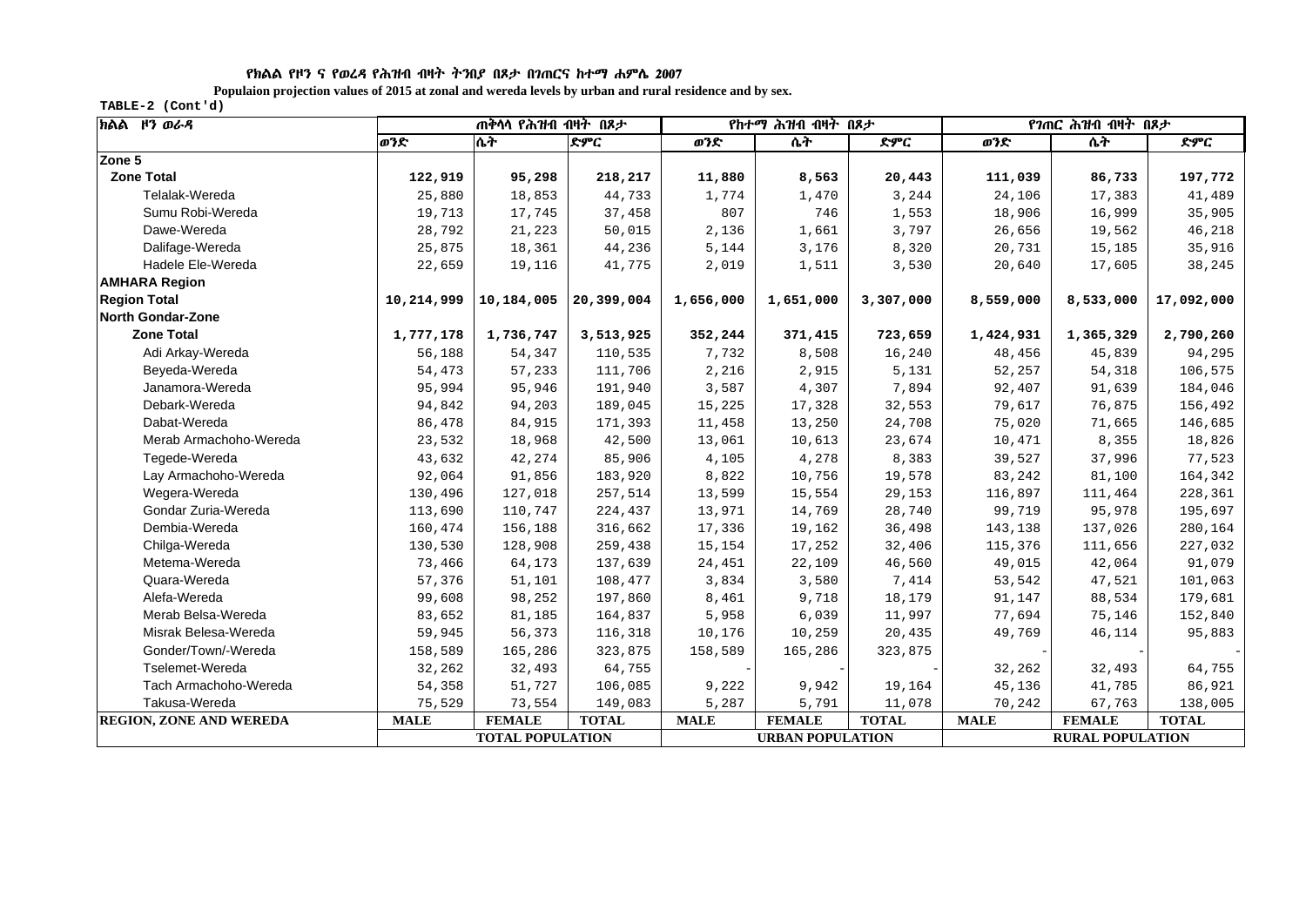የክልል የዞን ና የወረዳ የሕዝብ ብዛት ትንበያ በጾታ በገጠርና ከተማ ሐምሌ 2007

**Populaion projection values of 2015 at zonal and wereda levels by urban and rural residence and by sex.**

**TABLE-2 (Cont'd)**

| ክልል ዞን ወራዳ | ጠቅላላ የሕዝብ ብዛት በጾታ | | | የከተማ ሕዝብ ብዛት በጾታ | | | የገጠር ሕዝብ ብዛት በጾታ | | |
|---|---|---|---|---|---|---|---|---|---|
| | ወንድ | ሴት | ድምር | ወንድ | ሴት | ድምር | ወንድ | ሴት | ድምር |
| **Zone 5** | | | | | | | | | |
| **Zone Total** | **122,919** | **95,298** | **218,217** | **11,880** | **8,563** | **20,443** | **111,039** | **86,733** | **197,772** |
| Telalak-Wereda | 25,880 | 18,853 | 44,733 | 1,774 | 1,470 | 3,244 | 24,106 | 17,383 | 41,489 |
| Sumu Robi-Wereda | 19,713 | 17,745 | 37,458 | 807 | 746 | 1,553 | 18,906 | 16,999 | 35,905 |
| Dawe-Wereda | 28,792 | 21,223 | 50,015 | 2,136 | 1,661 | 3,797 | 26,656 | 19,562 | 46,218 |
| Dalifage-Wereda | 25,875 | 18,361 | 44,236 | 5,144 | 3,176 | 8,320 | 20,731 | 15,185 | 35,916 |
| Hadele Ele-Wereda | 22,659 | 19,116 | 41,775 | 2,019 | 1,511 | 3,530 | 20,640 | 17,605 | 38,245 |
| **AMHARA Region** | | | | | | | | | |
| **Region Total** | **10,214,999** | **10,184,005** | **20,399,004** | **1,656,000** | **1,651,000** | **3,307,000** | **8,559,000** | **8,533,000** | **17,092,000** |
| **North Gondar-Zone** | | | | | | | | | |
| **Zone Total** | **1,777,178** | **1,736,747** | **3,513,925** | **352,244** | **371,415** | **723,659** | **1,424,931** | **1,365,329** | **2,790,260** |
| Adi Arkay-Wereda | 56,188 | 54,347 | 110,535 | 7,732 | 8,508 | 16,240 | 48,456 | 45,839 | 94,295 |
| Beyeda-Wereda | 54,473 | 57,233 | 111,706 | 2,216 | 2,915 | 5,131 | 52,257 | 54,318 | 106,575 |
| Janamora-Wereda | 95,994 | 95,946 | 191,940 | 3,587 | 4,307 | 7,894 | 92,407 | 91,639 | 184,046 |
| Debark-Wereda | 94,842 | 94,203 | 189,045 | 15,225 | 17,328 | 32,553 | 79,617 | 76,875 | 156,492 |
| Dabat-Wereda | 86,478 | 84,915 | 171,393 | 11,458 | 13,250 | 24,708 | 75,020 | 71,665 | 146,685 |
| Merab Armachoho-Wereda | 23,532 | 18,968 | 42,500 | 13,061 | 10,613 | 23,674 | 10,471 | 8,355 | 18,826 |
| Tegede-Wereda | 43,632 | 42,274 | 85,906 | 4,105 | 4,278 | 8,383 | 39,527 | 37,996 | 77,523 |
| Lay Armachoho-Wereda | 92,064 | 91,856 | 183,920 | 8,822 | 10,756 | 19,578 | 83,242 | 81,100 | 164,342 |
| Wegera-Wereda | 130,496 | 127,018 | 257,514 | 13,599 | 15,554 | 29,153 | 116,897 | 111,464 | 228,361 |
| Gondar Zuria-Wereda | 113,690 | 110,747 | 224,437 | 13,971 | 14,769 | 28,740 | 99,719 | 95,978 | 195,697 |
| Dembia-Wereda | 160,474 | 156,188 | 316,662 | 17,336 | 19,162 | 36,498 | 143,138 | 137,026 | 280,164 |
| Chilga-Wereda | 130,530 | 128,908 | 259,438 | 15,154 | 17,252 | 32,406 | 115,376 | 111,656 | 227,032 |
| Metema-Wereda | 73,466 | 64,173 | 137,639 | 24,451 | 22,109 | 46,560 | 49,015 | 42,064 | 91,079 |
| Quara-Wereda | 57,376 | 51,101 | 108,477 | 3,834 | 3,580 | 7,414 | 53,542 | 47,521 | 101,063 |
| Alefa-Wereda | 99,608 | 98,252 | 197,860 | 8,461 | 9,718 | 18,179 | 91,147 | 88,534 | 179,681 |
| Merab Belsa-Wereda | 83,652 | 81,185 | 164,837 | 5,958 | 6,039 | 11,997 | 77,694 | 75,146 | 152,840 |
| Misrak Belesa-Wereda | 59,945 | 56,373 | 116,318 | 10,176 | 10,259 | 20,435 | 49,769 | 46,114 | 95,883 |
| Gonder/Town/-Wereda | 158,589 | 165,286 | 323,875 | 158,589 | 165,286 | 323,875 | - | - | - |
| Tselemet-Wereda | 32,262 | 32,493 | 64,755 | - | - | - | 32,262 | 32,493 | 64,755 |
| Tach Armachoho-Wereda | 54,358 | 51,727 | 106,085 | 9,222 | 9,942 | 19,164 | 45,136 | 41,785 | 86,921 |
| Takusa-Wereda | 75,529 | 73,554 | 149,083 | 5,287 | 5,791 | 11,078 | 70,242 | 67,763 | 138,005 |
| **REGION, ZONE AND WEREDA** | **MALE** | **FEMALE** | **TOTAL** | **MALE** | **FEMALE** | **TOTAL** | **MALE** | **FEMALE** | **TOTAL** |
| | **TOTAL POPULATION** | | | **URBAN POPULATION** | | | **RURAL POPULATION** | | |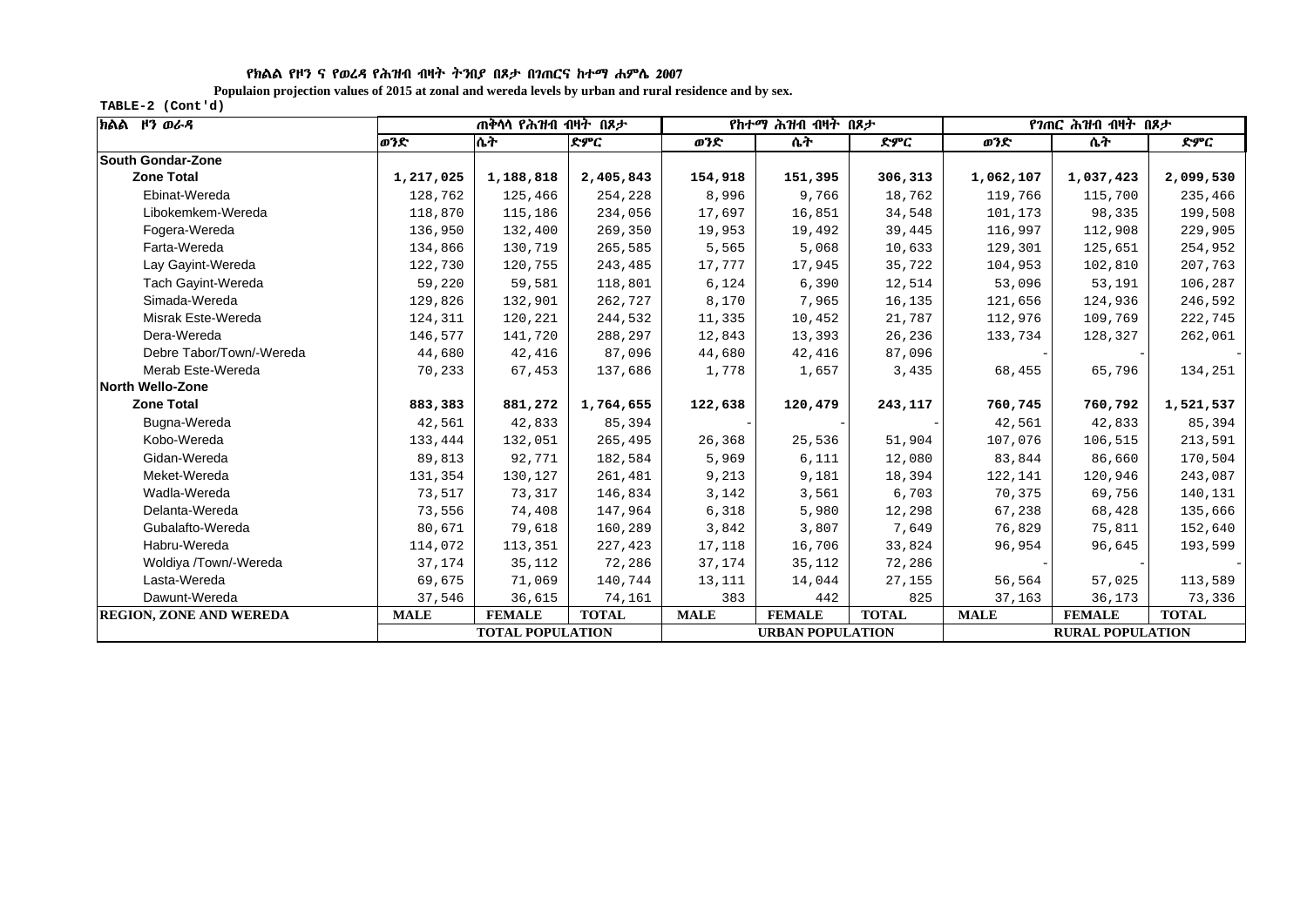የክልል የዞን ና የወረዳ የሕዝብ ብዛት ትንበያ በጾታ በገጠርና ከተማ ሐምሌ 2007

**Populaion projection values of 2015 at zonal and wereda levels by urban and rural residence and by sex.**

TABLE-2 (Cont'd)

| ክልል ዞን ወራዳ | ጠቅላላ የሕዝብ ብዛት በጾታ | | | የከተማ ሕዝብ ብዛት በጾታ | | | የገጠር ሕዝብ ብዛት በጾታ | | |
|---|---|---|---|---|---|---|---|---|---|
| | ወንድ | ሴት | ድምር | ወንድ | ሴት | ድምር | ወንድ | ሴት | ድምር |
| **South Gondar-Zone** | | | | | | | | | |
| **Zone Total** | **1,217,025** | **1,188,818** | **2,405,843** | **154,918** | **151,395** | **306,313** | **1,062,107** | **1,037,423** | **2,099,530** |
| Ebinat-Wereda | 128,762 | 125,466 | 254,228 | 8,996 | 9,766 | 18,762 | 119,766 | 115,700 | 235,466 |
| Libokemkem-Wereda | 118,870 | 115,186 | 234,056 | 17,697 | 16,851 | 34,548 | 101,173 | 98,335 | 199,508 |
| Fogera-Wereda | 136,950 | 132,400 | 269,350 | 19,953 | 19,492 | 39,445 | 116,997 | 112,908 | 229,905 |
| Farta-Wereda | 134,866 | 130,719 | 265,585 | 5,565 | 5,068 | 10,633 | 129,301 | 125,651 | 254,952 |
| Lay Gayint-Wereda | 122,730 | 120,755 | 243,485 | 17,777 | 17,945 | 35,722 | 104,953 | 102,810 | 207,763 |
| Tach Gayint-Wereda | 59,220 | 59,581 | 118,801 | 6,124 | 6,390 | 12,514 | 53,096 | 53,191 | 106,287 |
| Simada-Wereda | 129,826 | 132,901 | 262,727 | 8,170 | 7,965 | 16,135 | 121,656 | 124,936 | 246,592 |
| Misrak Este-Wereda | 124,311 | 120,221 | 244,532 | 11,335 | 10,452 | 21,787 | 112,976 | 109,769 | 222,745 |
| Dera-Wereda | 146,577 | 141,720 | 288,297 | 12,843 | 13,393 | 26,236 | 133,734 | 128,327 | 262,061 |
| Debre Tabor/Town/-Wereda | 44,680 | 42,416 | 87,096 | 44,680 | 42,416 | 87,096 | - | - | - |
| Merab Este-Wereda | 70,233 | 67,453 | 137,686 | 1,778 | 1,657 | 3,435 | 68,455 | 65,796 | 134,251 |
| **North Wello-Zone** | | | | | | | | | |
| **Zone Total** | **883,383** | **881,272** | **1,764,655** | **122,638** | **120,479** | **243,117** | **760,745** | **760,792** | **1,521,537** |
| Bugna-Wereda | 42,561 | 42,833 | 85,394 | - | - | - | 42,561 | 42,833 | 85,394 |
| Kobo-Wereda | 133,444 | 132,051 | 265,495 | 26,368 | 25,536 | 51,904 | 107,076 | 106,515 | 213,591 |
| Gidan-Wereda | 89,813 | 92,771 | 182,584 | 5,969 | 6,111 | 12,080 | 83,844 | 86,660 | 170,504 |
| Meket-Wereda | 131,354 | 130,127 | 261,481 | 9,213 | 9,181 | 18,394 | 122,141 | 120,946 | 243,087 |
| Wadla-Wereda | 73,517 | 73,317 | 146,834 | 3,142 | 3,561 | 6,703 | 70,375 | 69,756 | 140,131 |
| Delanta-Wereda | 73,556 | 74,408 | 147,964 | 6,318 | 5,980 | 12,298 | 67,238 | 68,428 | 135,666 |
| Gubalafto-Wereda | 80,671 | 79,618 | 160,289 | 3,842 | 3,807 | 7,649 | 76,829 | 75,811 | 152,640 |
| Habru-Wereda | 114,072 | 113,351 | 227,423 | 17,118 | 16,706 | 33,824 | 96,954 | 96,645 | 193,599 |
| Woldiya /Town/-Wereda | 37,174 | 35,112 | 72,286 | 37,174 | 35,112 | 72,286 | - | - | - |
| Lasta-Wereda | 69,675 | 71,069 | 140,744 | 13,111 | 14,044 | 27,155 | 56,564 | 57,025 | 113,589 |
| Dawunt-Wereda | 37,546 | 36,615 | 74,161 | 383 | 442 | 825 | 37,163 | 36,173 | 73,336 |
| **REGION, ZONE AND WEREDA** | **MALE** | **FEMALE** | **TOTAL** | **MALE** | **FEMALE** | **TOTAL** | **MALE** | **FEMALE** | **TOTAL** |
| | **TOTAL POPULATION** | | | **URBAN POPULATION** | | | **RURAL POPULATION** | | |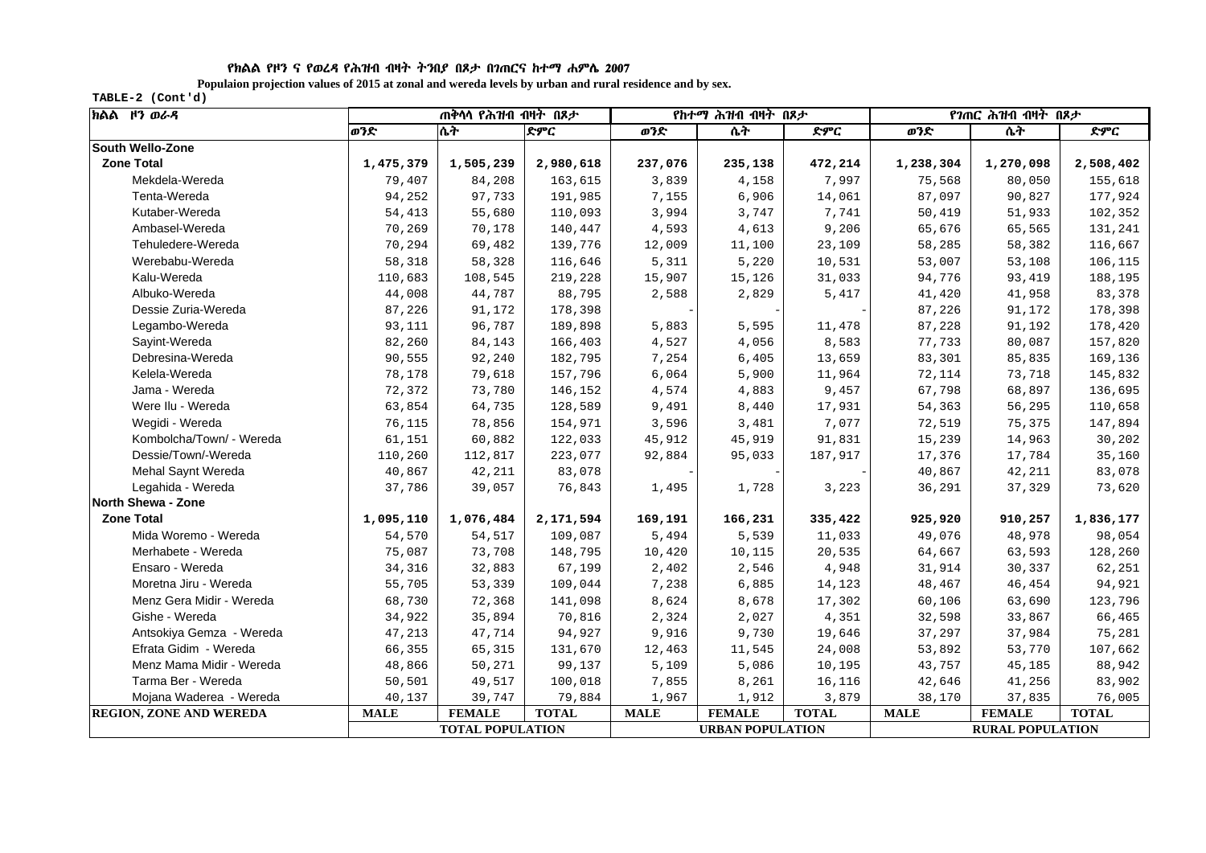የክልል የዞን ና የወረዳ የሕዝብ ብዛት ትንበያ በጾታ በገጠርና ከተማ ሐምሌ 2007

**Populaion projection values of 2015 at zonal and wereda levels by urban and rural residence and by sex.**

**TABLE-2 (Cont'd)**

| ክልል ዞን ወረዳ | ጠቅላላ የሕዝብ ብዛት በጾታ | | | የከተማ ሕዝብ ብዛት በጾታ | | | የገጠር ሕዝብ ብዛት በጾታ | | |
|---|---|---|---|---|---|---|---|---|---|
| | ወንድ | ሴት | ድምር | ወንድ | ሴት | ድምር | ወንድ | ሴት | ድምር |
| **South Wello-Zone** | | | | | | | | | |
| **Zone Total** | **1,475,379** | **1,505,239** | **2,980,618** | **237,076** | **235,138** | **472,214** | **1,238,304** | **1,270,098** | **2,508,402** |
| Mekdela-Wereda | 79,407 | 84,208 | 163,615 | 3,839 | 4,158 | 7,997 | 75,568 | 80,050 | 155,618 |
| Tenta-Wereda | 94,252 | 97,733 | 191,985 | 7,155 | 6,906 | 14,061 | 87,097 | 90,827 | 177,924 |
| Kutaber-Wereda | 54,413 | 55,680 | 110,093 | 3,994 | 3,747 | 7,741 | 50,419 | 51,933 | 102,352 |
| Ambasel-Wereda | 70,269 | 70,178 | 140,447 | 4,593 | 4,613 | 9,206 | 65,676 | 65,565 | 131,241 |
| Tehuledere-Wereda | 70,294 | 69,482 | 139,776 | 12,009 | 11,100 | 23,109 | 58,285 | 58,382 | 116,667 |
| Werebabu-Wereda | 58,318 | 58,328 | 116,646 | 5,311 | 5,220 | 10,531 | 53,007 | 53,108 | 106,115 |
| Kalu-Wereda | 110,683 | 108,545 | 219,228 | 15,907 | 15,126 | 31,033 | 94,776 | 93,419 | 188,195 |
| Albuko-Wereda | 44,008 | 44,787 | 88,795 | 2,588 | 2,829 | 5,417 | 41,420 | 41,958 | 83,378 |
| Dessie Zuria-Wereda | 87,226 | 91,172 | 178,398 | - | - | - | 87,226 | 91,172 | 178,398 |
| Legambo-Wereda | 93,111 | 96,787 | 189,898 | 5,883 | 5,595 | 11,478 | 87,228 | 91,192 | 178,420 |
| Sayint-Wereda | 82,260 | 84,143 | 166,403 | 4,527 | 4,056 | 8,583 | 77,733 | 80,087 | 157,820 |
| Debresina-Wereda | 90,555 | 92,240 | 182,795 | 7,254 | 6,405 | 13,659 | 83,301 | 85,835 | 169,136 |
| Kelela-Wereda | 78,178 | 79,618 | 157,796 | 6,064 | 5,900 | 11,964 | 72,114 | 73,718 | 145,832 |
| Jama - Wereda | 72,372 | 73,780 | 146,152 | 4,574 | 4,883 | 9,457 | 67,798 | 68,897 | 136,695 |
| Were Ilu - Wereda | 63,854 | 64,735 | 128,589 | 9,491 | 8,440 | 17,931 | 54,363 | 56,295 | 110,658 |
| Wegidi - Wereda | 76,115 | 78,856 | 154,971 | 3,596 | 3,481 | 7,077 | 72,519 | 75,375 | 147,894 |
| Kombolcha/Town/ - Wereda | 61,151 | 60,882 | 122,033 | 45,912 | 45,919 | 91,831 | 15,239 | 14,963 | 30,202 |
| Dessie/Town/-Wereda | 110,260 | 112,817 | 223,077 | 92,884 | 95,033 | 187,917 | 17,376 | 17,784 | 35,160 |
| Mehal Saynt Wereda | 40,867 | 42,211 | 83,078 | - | - | - | 40,867 | 42,211 | 83,078 |
| Legahida - Wereda | 37,786 | 39,057 | 76,843 | 1,495 | 1,728 | 3,223 | 36,291 | 37,329 | 73,620 |
| **North Shewa - Zone** | | | | | | | | | |
| **Zone Total** | **1,095,110** | **1,076,484** | **2,171,594** | **169,191** | **166,231** | **335,422** | **925,920** | **910,257** | **1,836,177** |
| Mida Woremo - Wereda | 54,570 | 54,517 | 109,087 | 5,494 | 5,539 | 11,033 | 49,076 | 48,978 | 98,054 |
| Merhabete - Wereda | 75,087 | 73,708 | 148,795 | 10,420 | 10,115 | 20,535 | 64,667 | 63,593 | 128,260 |
| Ensaro - Wereda | 34,316 | 32,883 | 67,199 | 2,402 | 2,546 | 4,948 | 31,914 | 30,337 | 62,251 |
| Moretna Jiru - Wereda | 55,705 | 53,339 | 109,044 | 7,238 | 6,885 | 14,123 | 48,467 | 46,454 | 94,921 |
| Menz Gera Midir - Wereda | 68,730 | 72,368 | 141,098 | 8,624 | 8,678 | 17,302 | 60,106 | 63,690 | 123,796 |
| Gishe - Wereda | 34,922 | 35,894 | 70,816 | 2,324 | 2,027 | 4,351 | 32,598 | 33,867 | 66,465 |
| Antsokiya Gemza - Wereda | 47,213 | 47,714 | 94,927 | 9,916 | 9,730 | 19,646 | 37,297 | 37,984 | 75,281 |
| Efrata Gidim - Wereda | 66,355 | 65,315 | 131,670 | 12,463 | 11,545 | 24,008 | 53,892 | 53,770 | 107,662 |
| Menz Mama Midir - Wereda | 48,866 | 50,271 | 99,137 | 5,109 | 5,086 | 10,195 | 43,757 | 45,185 | 88,942 |
| Tarma Ber - Wereda | 50,501 | 49,517 | 100,018 | 7,855 | 8,261 | 16,116 | 42,646 | 41,256 | 83,902 |
| Mojana Waderea - Wereda | 40,137 | 39,747 | 79,884 | 1,967 | 1,912 | 3,879 | 38,170 | 37,835 | 76,005 |
| **REGION, ZONE AND WEREDA** | **MALE** | **FEMALE** | **TOTAL** | **MALE** | **FEMALE** | **TOTAL** | **MALE** | **FEMALE** | **TOTAL** |
| | **TOTAL POPULATION** | | | **URBAN POPULATION** | | | **RURAL POPULATION** | | |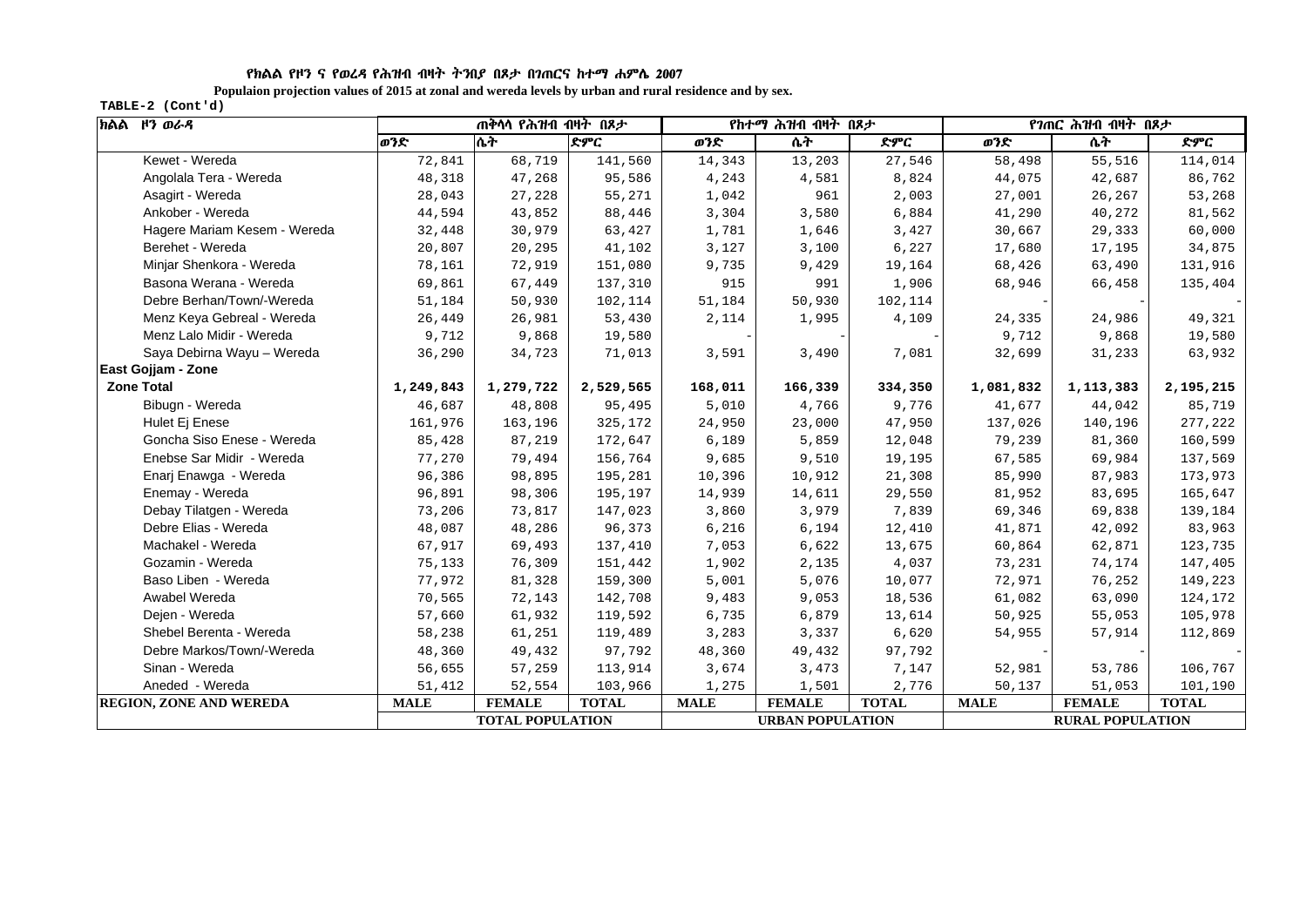የክልል የዞን ና የወረዳ የሕዝብ ብዛት ትንበያ በጾታ በገጠርና ከተማ ሐምሌ 2007

**Populaion projection values of 2015 at zonal and wereda levels by urban and rural residence and by sex.**

**TABLE-2 (Cont'd)**

| ክልል ዞን ወረዳ | ጠቅላላ የሕዝብ ብዛት በጾታ | | | የከተማ ሕዝብ ብዛት በጾታ | | | የገጠር ሕዝብ ብዛት በጾታ | | |
|---|---|---|---|---|---|---|---|---|---|
| | ወንድ | ሴት | ድምር | ወንድ | ሴት | ድምር | ወንድ | ሴት | ድምር |
| Kewet - Wereda | 72,841 | 68,719 | 141,560 | 14,343 | 13,203 | 27,546 | 58,498 | 55,516 | 114,014 |
| Angolala Tera - Wereda | 48,318 | 47,268 | 95,586 | 4,243 | 4,581 | 8,824 | 44,075 | 42,687 | 86,762 |
| Asagirt - Wereda | 28,043 | 27,228 | 55,271 | 1,042 | 961 | 2,003 | 27,001 | 26,267 | 53,268 |
| Ankober - Wereda | 44,594 | 43,852 | 88,446 | 3,304 | 3,580 | 6,884 | 41,290 | 40,272 | 81,562 |
| Hagere Mariam Kesem - Wereda | 32,448 | 30,979 | 63,427 | 1,781 | 1,646 | 3,427 | 30,667 | 29,333 | 60,000 |
| Berehet - Wereda | 20,807 | 20,295 | 41,102 | 3,127 | 3,100 | 6,227 | 17,680 | 17,195 | 34,875 |
| Minjar Shenkora - Wereda | 78,161 | 72,919 | 151,080 | 9,735 | 9,429 | 19,164 | 68,426 | 63,490 | 131,916 |
| Basona Werana - Wereda | 69,861 | 67,449 | 137,310 | 915 | 991 | 1,906 | 68,946 | 66,458 | 135,404 |
| Debre Berhan/Town/-Wereda | 51,184 | 50,930 | 102,114 | 51,184 | 50,930 | 102,114 | - | - | - |
| Menz Keya Gebreal - Wereda | 26,449 | 26,981 | 53,430 | 2,114 | 1,995 | 4,109 | 24,335 | 24,986 | 49,321 |
| Menz Lalo Midir - Wereda | 9,712 | 9,868 | 19,580 | - | - | - | 9,712 | 9,868 | 19,580 |
| Saya Debirna Wayu – Wereda | 36,290 | 34,723 | 71,013 | 3,591 | 3,490 | 7,081 | 32,699 | 31,233 | 63,932 |
| **East Gojjam - Zone** | | | | | | | | | |
| **Zone Total** | **1,249,843** | **1,279,722** | **2,529,565** | **168,011** | **166,339** | **334,350** | **1,081,832** | **1,113,383** | **2,195,215** |
| Bibugn - Wereda | 46,687 | 48,808 | 95,495 | 5,010 | 4,766 | 9,776 | 41,677 | 44,042 | 85,719 |
| Hulet Ej Enese | 161,976 | 163,196 | 325,172 | 24,950 | 23,000 | 47,950 | 137,026 | 140,196 | 277,222 |
| Goncha Siso Enese - Wereda | 85,428 | 87,219 | 172,647 | 6,189 | 5,859 | 12,048 | 79,239 | 81,360 | 160,599 |
| Enebse Sar Midir - Wereda | 77,270 | 79,494 | 156,764 | 9,685 | 9,510 | 19,195 | 67,585 | 69,984 | 137,569 |
| Enarj Enawga - Wereda | 96,386 | 98,895 | 195,281 | 10,396 | 10,912 | 21,308 | 85,990 | 87,983 | 173,973 |
| Enemay - Wereda | 96,891 | 98,306 | 195,197 | 14,939 | 14,611 | 29,550 | 81,952 | 83,695 | 165,647 |
| Debay Tilatgen - Wereda | 73,206 | 73,817 | 147,023 | 3,860 | 3,979 | 7,839 | 69,346 | 69,838 | 139,184 |
| Debre Elias - Wereda | 48,087 | 48,286 | 96,373 | 6,216 | 6,194 | 12,410 | 41,871 | 42,092 | 83,963 |
| Machakel - Wereda | 67,917 | 69,493 | 137,410 | 7,053 | 6,622 | 13,675 | 60,864 | 62,871 | 123,735 |
| Gozamin - Wereda | 75,133 | 76,309 | 151,442 | 1,902 | 2,135 | 4,037 | 73,231 | 74,174 | 147,405 |
| Baso Liben - Wereda | 77,972 | 81,328 | 159,300 | 5,001 | 5,076 | 10,077 | 72,971 | 76,252 | 149,223 |
| Awabel Wereda | 70,565 | 72,143 | 142,708 | 9,483 | 9,053 | 18,536 | 61,082 | 63,090 | 124,172 |
| Dejen - Wereda | 57,660 | 61,932 | 119,592 | 6,735 | 6,879 | 13,614 | 50,925 | 55,053 | 105,978 |
| Shebel Berenta - Wereda | 58,238 | 61,251 | 119,489 | 3,283 | 3,337 | 6,620 | 54,955 | 57,914 | 112,869 |
| Debre Markos/Town/-Wereda | 48,360 | 49,432 | 97,792 | 48,360 | 49,432 | 97,792 | - | - | - |
| Sinan - Wereda | 56,655 | 57,259 | 113,914 | 3,674 | 3,473 | 7,147 | 52,981 | 53,786 | 106,767 |
| Aneded - Wereda | 51,412 | 52,554 | 103,966 | 1,275 | 1,501 | 2,776 | 50,137 | 51,053 | 101,190 |
| **REGION, ZONE AND WEREDA** | **MALE** | **FEMALE** | **TOTAL** | **MALE** | **FEMALE** | **TOTAL** | **MALE** | **FEMALE** | **TOTAL** |
| | **TOTAL POPULATION** | | | **URBAN POPULATION** | | | **RURAL POPULATION** | | |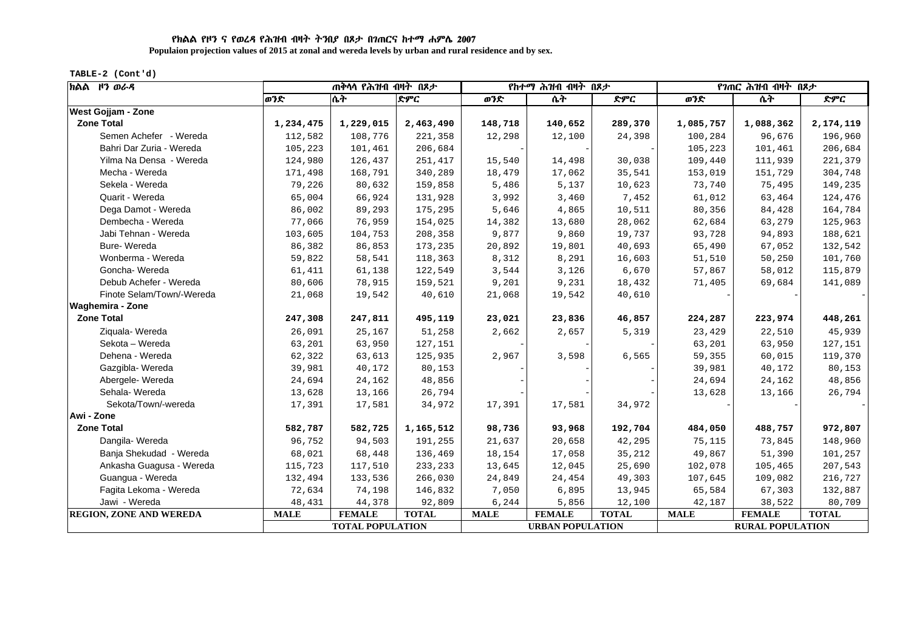### የክልል የዞን ና የወረዳ የሕዝብ ብዛት ትንበያ በጾታ በገጠርና ከተማ ሐምሌ 2007

**Populaion projection values of 2015 at zonal and wereda levels by urban and rural residence and by sex.**

**TABLE-2 (Cont'd)**

| ክልል ዞን ወራዳ | ጠቅላላ የሕዝብ ብዛት በጾታ | | | የከተማ ሕዝብ ብዛት በጾታ | | | የገጠር ሕዝብ ብዛት በጾታ | | |
|---|---|---|---|---|---|---|---|---|---|
| | ወንድ | ሴት | ድምር | ወንድ | ሴት | ድምር | ወንድ | ሴት | ድምር |
| **West Gojjam - Zone** | | | | | | | | | |
| **Zone Total** | **1,234,475** | **1,229,015** | **2,463,490** | **148,718** | **140,652** | **289,370** | **1,085,757** | **1,088,362** | **2,174,119** |
| Semen Achefer - Wereda | 112,582 | 108,776 | 221,358 | 12,298 | 12,100 | 24,398 | 100,284 | 96,676 | 196,960 |
| Bahri Dar Zuria - Wereda | 105,223 | 101,461 | 206,684 | - | - | - | 105,223 | 101,461 | 206,684 |
| Yilma Na Densa - Wereda | 124,980 | 126,437 | 251,417 | 15,540 | 14,498 | 30,038 | 109,440 | 111,939 | 221,379 |
| Mecha - Wereda | 171,498 | 168,791 | 340,289 | 18,479 | 17,062 | 35,541 | 153,019 | 151,729 | 304,748 |
| Sekela - Wereda | 79,226 | 80,632 | 159,858 | 5,486 | 5,137 | 10,623 | 73,740 | 75,495 | 149,235 |
| Quarit - Wereda | 65,004 | 66,924 | 131,928 | 3,992 | 3,460 | 7,452 | 61,012 | 63,464 | 124,476 |
| Dega Damot - Wereda | 86,002 | 89,293 | 175,295 | 5,646 | 4,865 | 10,511 | 80,356 | 84,428 | 164,784 |
| Dembecha - Wereda | 77,066 | 76,959 | 154,025 | 14,382 | 13,680 | 28,062 | 62,684 | 63,279 | 125,963 |
| Jabi Tehnan - Wereda | 103,605 | 104,753 | 208,358 | 9,877 | 9,860 | 19,737 | 93,728 | 94,893 | 188,621 |
| Bure- Wereda | 86,382 | 86,853 | 173,235 | 20,892 | 19,801 | 40,693 | 65,490 | 67,052 | 132,542 |
| Wonberma - Wereda | 59,822 | 58,541 | 118,363 | 8,312 | 8,291 | 16,603 | 51,510 | 50,250 | 101,760 |
| Goncha- Wereda | 61,411 | 61,138 | 122,549 | 3,544 | 3,126 | 6,670 | 57,867 | 58,012 | 115,879 |
| Debub Achefer - Wereda | 80,606 | 78,915 | 159,521 | 9,201 | 9,231 | 18,432 | 71,405 | 69,684 | 141,089 |
| Finote Selam/Town/-Wereda | 21,068 | 19,542 | 40,610 | 21,068 | 19,542 | 40,610 | - | - | - |
| **Waghemira - Zone** | | | | | | | | | |
| **Zone Total** | **247,308** | **247,811** | **495,119** | **23,021** | **23,836** | **46,857** | **224,287** | **223,974** | **448,261** |
| Ziquala- Wereda | 26,091 | 25,167 | 51,258 | 2,662 | 2,657 | 5,319 | 23,429 | 22,510 | 45,939 |
| Sekota – Wereda | 63,201 | 63,950 | 127,151 | - | - | - | 63,201 | 63,950 | 127,151 |
| Dehena - Wereda | 62,322 | 63,613 | 125,935 | 2,967 | 3,598 | 6,565 | 59,355 | 60,015 | 119,370 |
| Gazgibla- Wereda | 39,981 | 40,172 | 80,153 | - | - | - | 39,981 | 40,172 | 80,153 |
| Abergele- Wereda | 24,694 | 24,162 | 48,856 | - | - | - | 24,694 | 24,162 | 48,856 |
| Sehala- Wereda | 13,628 | 13,166 | 26,794 | - | - | - | 13,628 | 13,166 | 26,794 |
| Sekota/Town/-wereda | 17,391 | 17,581 | 34,972 | 17,391 | 17,581 | 34,972 | - | - | - |
| **Awi - Zone** | | | | | | | | | |
| **Zone Total** | **582,787** | **582,725** | **1,165,512** | **98,736** | **93,968** | **192,704** | **484,050** | **488,757** | **972,807** |
| Dangila- Wereda | 96,752 | 94,503 | 191,255 | 21,637 | 20,658 | 42,295 | 75,115 | 73,845 | 148,960 |
| Banja Shekudad - Wereda | 68,021 | 68,448 | 136,469 | 18,154 | 17,058 | 35,212 | 49,867 | 51,390 | 101,257 |
| Ankasha Guagusa - Wereda | 115,723 | 117,510 | 233,233 | 13,645 | 12,045 | 25,690 | 102,078 | 105,465 | 207,543 |
| Guangua - Wereda | 132,494 | 133,536 | 266,030 | 24,849 | 24,454 | 49,303 | 107,645 | 109,082 | 216,727 |
| Fagita Lekoma - Wereda | 72,634 | 74,198 | 146,832 | 7,050 | 6,895 | 13,945 | 65,584 | 67,303 | 132,887 |
| Jawi - Wereda | 48,431 | 44,378 | 92,809 | 6,244 | 5,856 | 12,100 | 42,187 | 38,522 | 80,709 |
| **REGION, ZONE AND WEREDA** | **MALE** | **FEMALE** | **TOTAL** | **MALE** | **FEMALE** | **TOTAL** | **MALE** | **FEMALE** | **TOTAL** |
| | **TOTAL POPULATION** | | | **URBAN POPULATION** | | | **RURAL POPULATION** | | |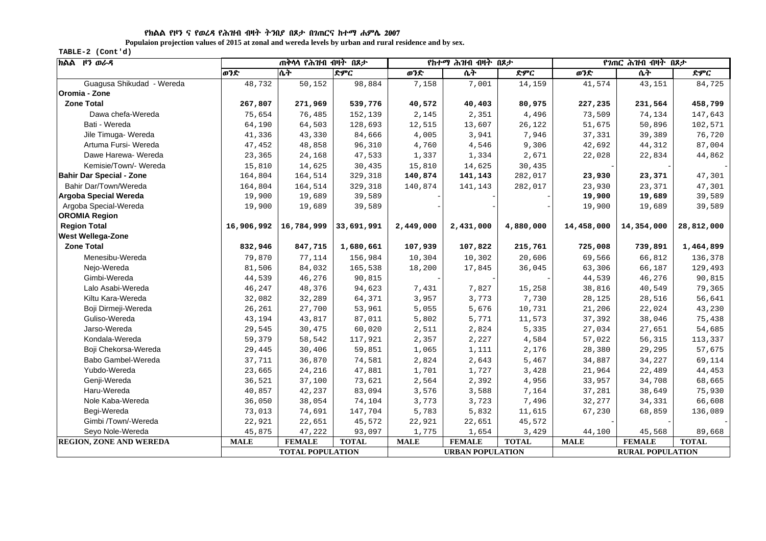የክልል የዞን ና የወረዳ የሕዝብ ብዛት ትንበያ በጾታ በገጠርና ከተማ ሐምሌ 2007

**Populaion projection values of 2015 at zonal and wereda levels by urban and rural residence and by sex.**

TABLE-2 (Cont'd)

| ክልል ዞን ወረዳ | ጠቅላላ የሕዝብ ብዛት በጾታ | | | የከተማ ሕዝብ ብዛት በጾታ | | | የገጠር ሕዝብ ብዛት በጾታ | | |
|---|---|---|---|---|---|---|---|---|---|
| | ወንድ | ሴት | ድምር | ወንድ | ሴት | ድምር | ወንድ | ሴት | ድምር |
| Guagusa Shikudad - Wereda | 48,732 | 50,152 | 98,884 | 7,158 | 7,001 | 14,159 | 41,574 | 43,151 | 84,725 |
| **Oromia - Zone** | | | | | | | | | |
| **Zone Total** | **267,807** | **271,969** | **539,776** | **40,572** | **40,403** | **80,975** | **227,235** | **231,564** | **458,799** |
| Dawa chefa-Wereda | 75,654 | 76,485 | 152,139 | 2,145 | 2,351 | 4,496 | 73,509 | 74,134 | 147,643 |
| Bati - Wereda | 64,190 | 64,503 | 128,693 | 12,515 | 13,607 | 26,122 | 51,675 | 50,896 | 102,571 |
| Jile Timuga- Wereda | 41,336 | 43,330 | 84,666 | 4,005 | 3,941 | 7,946 | 37,331 | 39,389 | 76,720 |
| Artuma Fursi- Wereda | 47,452 | 48,858 | 96,310 | 4,760 | 4,546 | 9,306 | 42,692 | 44,312 | 87,004 |
| Dawe Harewa- Wereda | 23,365 | 24,168 | 47,533 | 1,337 | 1,334 | 2,671 | 22,028 | 22,834 | 44,862 |
| Kemisie/Town/- Wereda | 15,810 | 14,625 | 30,435 | 15,810 | 14,625 | 30,435 | - | - | - |
| **Bahir Dar Special - Zone** | 164,804 | 164,514 | 329,318 | **140,874** | **141,143** | 282,017 | **23,930** | **23,371** | 47,301 |
| Bahir Dar/Town/Wereda | 164,804 | 164,514 | 329,318 | 140,874 | 141,143 | 282,017 | 23,930 | 23,371 | 47,301 |
| **Argoba Special Wereda** | 19,900 | 19,689 | 39,589 | - | - | - | **19,900** | **19,689** | 39,589 |
| Argoba Special-Wereda | 19,900 | 19,689 | 39,589 | - | - | - | 19,900 | 19,689 | 39,589 |
| **OROMIA Region** | | | | | | | | | |
| **Region Total** | **16,906,992** | **16,784,999** | **33,691,991** | **2,449,000** | **2,431,000** | **4,880,000** | **14,458,000** | **14,354,000** | **28,812,000** |
| **West Wellega-Zone** | | | | | | | | | |
| **Zone Total** | **832,946** | **847,715** | **1,680,661** | **107,939** | **107,822** | **215,761** | **725,008** | **739,891** | **1,464,899** |
| Menesibu-Wereda | 79,870 | 77,114 | 156,984 | 10,304 | 10,302 | 20,606 | 69,566 | 66,812 | 136,378 |
| Nejo-Wereda | 81,506 | 84,032 | 165,538 | 18,200 | 17,845 | 36,045 | 63,306 | 66,187 | 129,493 |
| Gimbi-Wereda | 44,539 | 46,276 | 90,815 | - | - | - | 44,539 | 46,276 | 90,815 |
| Lalo Asabi-Wereda | 46,247 | 48,376 | 94,623 | 7,431 | 7,827 | 15,258 | 38,816 | 40,549 | 79,365 |
| Kiltu Kara-Wereda | 32,082 | 32,289 | 64,371 | 3,957 | 3,773 | 7,730 | 28,125 | 28,516 | 56,641 |
| Boji Dirmeji-Wereda | 26,261 | 27,700 | 53,961 | 5,055 | 5,676 | 10,731 | 21,206 | 22,024 | 43,230 |
| Guliso-Wereda | 43,194 | 43,817 | 87,011 | 5,802 | 5,771 | 11,573 | 37,392 | 38,046 | 75,438 |
| Jarso-Wereda | 29,545 | 30,475 | 60,020 | 2,511 | 2,824 | 5,335 | 27,034 | 27,651 | 54,685 |
| Kondala-Wereda | 59,379 | 58,542 | 117,921 | 2,357 | 2,227 | 4,584 | 57,022 | 56,315 | 113,337 |
| Boji Chekorsa-Wereda | 29,445 | 30,406 | 59,851 | 1,065 | 1,111 | 2,176 | 28,380 | 29,295 | 57,675 |
| Babo Gambel-Wereda | 37,711 | 36,870 | 74,581 | 2,824 | 2,643 | 5,467 | 34,887 | 34,227 | 69,114 |
| Yubdo-Wereda | 23,665 | 24,216 | 47,881 | 1,701 | 1,727 | 3,428 | 21,964 | 22,489 | 44,453 |
| Genji-Wereda | 36,521 | 37,100 | 73,621 | 2,564 | 2,392 | 4,956 | 33,957 | 34,708 | 68,665 |
| Haru-Wereda | 40,857 | 42,237 | 83,094 | 3,576 | 3,588 | 7,164 | 37,281 | 38,649 | 75,930 |
| Nole Kaba-Wereda | 36,050 | 38,054 | 74,104 | 3,773 | 3,723 | 7,496 | 32,277 | 34,331 | 66,608 |
| Begi-Wereda | 73,013 | 74,691 | 147,704 | 5,783 | 5,832 | 11,615 | 67,230 | 68,859 | 136,089 |
| Gimbi /Town/-Wereda | 22,921 | 22,651 | 45,572 | 22,921 | 22,651 | 45,572 | - | - | - |
| Seyo Nole-Wereda | 45,875 | 47,222 | 93,097 | 1,775 | 1,654 | 3,429 | 44,100 | 45,568 | 89,668 |
| **REGION, ZONE AND WEREDA** | **MALE** | **FEMALE** | **TOTAL** | **MALE** | **FEMALE** | **TOTAL** | **MALE** | **FEMALE** | **TOTAL** |
| | **TOTAL POPULATION** | | | **URBAN POPULATION** | | | **RURAL POPULATION** | | |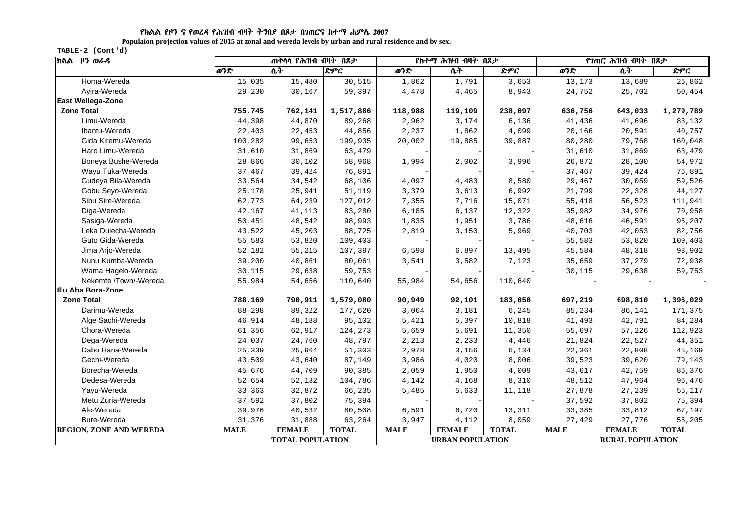የክልል የዞን ና የወረዳ የሕዝብ ብዛት ትንበያ በጾታ በገጠርና ከተማ ሐምሌ 2007

**Populaion projection values of 2015 at zonal and wereda levels by urban and rural residence and by sex.**

TABLE-2 (Cont'd)

| ክልል ዞን ወራዳ | ጠቅላላ የሕዝብ ብዛት በጾታ | | | የከተማ ሕዝብ ብዛት በጾታ | | | የገጠር ሕዝብ ብዛት በጾታ | | |
|---|---|---|---|---|---|---|---|---|---|
| | ወንድ | ሴት | ድምር | ወንድ | ሴት | ድምር | ወንድ | ሴት | ድምር |
| Homa-Wereda | 15,035 | 15,480 | 30,515 | 1,862 | 1,791 | 3,653 | 13,173 | 13,689 | 26,862 |
| Ayira-Wereda | 29,230 | 30,167 | 59,397 | 4,478 | 4,465 | 8,943 | 24,752 | 25,702 | 50,454 |
| **East Wellega-Zone** | | | | | | | | | |
| **Zone Total** | **755,745** | **762,141** | **1,517,886** | **118,988** | **119,109** | **238,097** | **636,756** | **643,033** | **1,279,789** |
| Limu-Wereda | 44,398 | 44,870 | 89,268 | 2,962 | 3,174 | 6,136 | 41,436 | 41,696 | 83,132 |
| Ibantu-Wereda | 22,403 | 22,453 | 44,856 | 2,237 | 1,862 | 4,099 | 20,166 | 20,591 | 40,757 |
| Gida Kiremu-Wereda | 100,282 | 99,653 | 199,935 | 20,002 | 19,885 | 39,887 | 80,280 | 79,768 | 160,048 |
| Haro Limu-Wereda | 31,610 | 31,869 | 63,479 | - | - | - | 31,610 | 31,869 | 63,479 |
| Boneya Bushe-Wereda | 28,866 | 30,102 | 58,968 | 1,994 | 2,002 | 3,996 | 26,872 | 28,100 | 54,972 |
| Wayu Tuka-Wereda | 37,467 | 39,424 | 76,891 | - | - | - | 37,467 | 39,424 | 76,891 |
| Gudeya Bila-Wereda | 33,564 | 34,542 | 68,106 | 4,097 | 4,483 | 8,580 | 29,467 | 30,059 | 59,526 |
| Gobu Seyo-Wereda | 25,178 | 25,941 | 51,119 | 3,379 | 3,613 | 6,992 | 21,799 | 22,328 | 44,127 |
| Sibu Sire-Wereda | 62,773 | 64,239 | 127,012 | 7,355 | 7,716 | 15,071 | 55,418 | 56,523 | 111,941 |
| Diga-Wereda | 42,167 | 41,113 | 83,280 | 6,185 | 6,137 | 12,322 | 35,982 | 34,976 | 70,958 |
| Sasiga-Wereda | 50,451 | 48,542 | 98,993 | 1,835 | 1,951 | 3,786 | 48,616 | 46,591 | 95,207 |
| Leka Dulecha-Wereda | 43,522 | 45,203 | 88,725 | 2,819 | 3,150 | 5,969 | 40,703 | 42,053 | 82,756 |
| Guto Gida-Wereda | 55,583 | 53,820 | 109,403 | - | - | - | 55,583 | 53,820 | 109,403 |
| Jima Arjo-Wereda | 52,182 | 55,215 | 107,397 | 6,598 | 6,897 | 13,495 | 45,584 | 48,318 | 93,902 |
| Nunu Kumba-Wereda | 39,200 | 40,861 | 80,061 | 3,541 | 3,582 | 7,123 | 35,659 | 37,279 | 72,938 |
| Wama Hagelo-Wereda | 30,115 | 29,638 | 59,753 | - | - | - | 30,115 | 29,638 | 59,753 |
| Nekemte /Town/-Wereda | 55,984 | 54,656 | 110,640 | 55,984 | 54,656 | 110,640 | - | - | - |
| **Illu Aba Bora-Zone** | | | | | | | | | |
| **Zone Total** | **788,169** | **790,911** | **1,579,080** | **90,949** | **92,101** | **183,050** | **697,219** | **698,810** | **1,396,029** |
| Darimu-Wereda | 88,298 | 89,322 | 177,620 | 3,064 | 3,181 | 6,245 | 85,234 | 86,141 | 171,375 |
| Alge Sachi-Wereda | 46,914 | 48,188 | 95,102 | 5,421 | 5,397 | 10,818 | 41,493 | 42,791 | 84,284 |
| Chora-Wereda | 61,356 | 62,917 | 124,273 | 5,659 | 5,691 | 11,350 | 55,697 | 57,226 | 112,923 |
| Dega-Wereda | 24,037 | 24,760 | 48,797 | 2,213 | 2,233 | 4,446 | 21,824 | 22,527 | 44,351 |
| Dabo Hana-Wereda | 25,339 | 25,964 | 51,303 | 2,978 | 3,156 | 6,134 | 22,361 | 22,808 | 45,169 |
| Gechi-Wereda | 43,509 | 43,640 | 87,149 | 3,986 | 4,020 | 8,006 | 39,523 | 39,620 | 79,143 |
| Borecha-Wereda | 45,676 | 44,709 | 90,385 | 2,059 | 1,950 | 4,009 | 43,617 | 42,759 | 86,376 |
| Dedesa-Wereda | 52,654 | 52,132 | 104,786 | 4,142 | 4,168 | 8,310 | 48,512 | 47,964 | 96,476 |
| Yayu-Wereda | 33,363 | 32,872 | 66,235 | 5,485 | 5,633 | 11,118 | 27,878 | 27,239 | 55,117 |
| Metu Zuria-Wereda | 37,592 | 37,802 | 75,394 | - | - | - | 37,592 | 37,802 | 75,394 |
| Ale-Wereda | 39,976 | 40,532 | 80,508 | 6,591 | 6,720 | 13,311 | 33,385 | 33,812 | 67,197 |
| Bure-Wereda | 31,376 | 31,888 | 63,264 | 3,947 | 4,112 | 8,059 | 27,429 | 27,776 | 55,205 |
| **REGION, ZONE AND WEREDA** | **MALE** | **FEMALE** | **TOTAL** | **MALE** | **FEMALE** | **TOTAL** | **MALE** | **FEMALE** | **TOTAL** |
| | **TOTAL POPULATION** | | | **URBAN POPULATION** | | | **RURAL POPULATION** | | |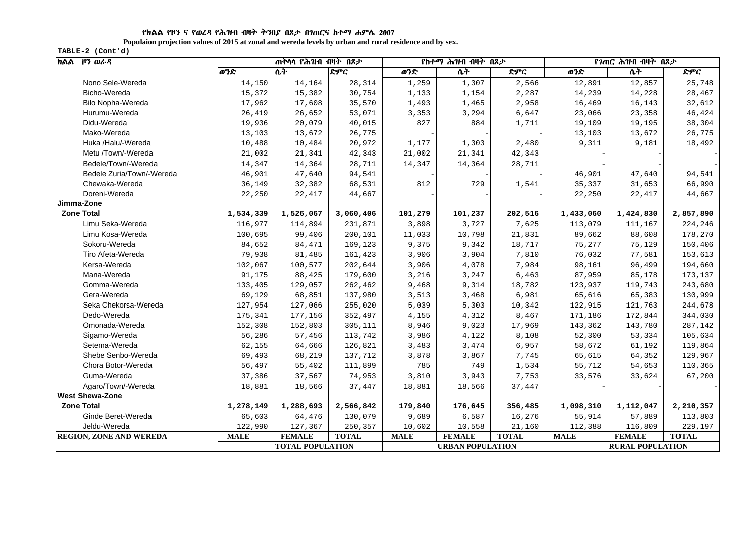የክልል የዞን ና የወረዳ የሕዝብ ብዛት ትንበያ በጾታ በገጠርና ከተማ ሐምሌ 2007

**Populaion projection values of 2015 at zonal and wereda levels by urban and rural residence and by sex.**

**TABLE-2 (Cont'd)**

| ክልል ዞን ወራዳ | ጠቅላላ የሕዝብ ብዛት በጾታ | | | የከተማ ሕዝብ ብዛት በጾታ | | | የገጠር ሕዝብ ብዛት በጾታ | | |
|---|---|---|---|---|---|---|---|---|---|
| | ወንድ | ሴት | ድምር | ወንድ | ሴት | ድምር | ወንድ | ሴት | ድምር |
| Nono Sele-Wereda | 14,150 | 14,164 | 28,314 | 1,259 | 1,307 | 2,566 | 12,891 | 12,857 | 25,748 |
| Bicho-Wereda | 15,372 | 15,382 | 30,754 | 1,133 | 1,154 | 2,287 | 14,239 | 14,228 | 28,467 |
| Bilo Nopha-Wereda | 17,962 | 17,608 | 35,570 | 1,493 | 1,465 | 2,958 | 16,469 | 16,143 | 32,612 |
| Hurumu-Wereda | 26,419 | 26,652 | 53,071 | 3,353 | 3,294 | 6,647 | 23,066 | 23,358 | 46,424 |
| Didu-Wereda | 19,936 | 20,079 | 40,015 | 827 | 884 | 1,711 | 19,109 | 19,195 | 38,304 |
| Mako-Wereda | 13,103 | 13,672 | 26,775 | - | - | - | 13,103 | 13,672 | 26,775 |
| Huka /Halu/-Wereda | 10,488 | 10,484 | 20,972 | 1,177 | 1,303 | 2,480 | 9,311 | 9,181 | 18,492 |
| Metu /Town/-Wereda | 21,002 | 21,341 | 42,343 | 21,002 | 21,341 | 42,343 | - | - | - |
| Bedele/Town/-Wereda | 14,347 | 14,364 | 28,711 | 14,347 | 14,364 | 28,711 | - | - | - |
| Bedele Zuria/Town/-Wereda | 46,901 | 47,640 | 94,541 | - | - | - | 46,901 | 47,640 | 94,541 |
| Chewaka-Wereda | 36,149 | 32,382 | 68,531 | 812 | 729 | 1,541 | 35,337 | 31,653 | 66,990 |
| Doreni-Wereda | 22,250 | 22,417 | 44,667 | - | - | - | 22,250 | 22,417 | 44,667 |
| **Jimma-Zone** | | | | | | | | | |
| **Zone Total** | **1,534,339** | **1,526,067** | **3,060,406** | **101,279** | **101,237** | **202,516** | **1,433,060** | **1,424,830** | **2,857,890** |
| Limu Seka-Wereda | 116,977 | 114,894 | 231,871 | 3,898 | 3,727 | 7,625 | 113,079 | 111,167 | 224,246 |
| Limu Kosa-Wereda | 100,695 | 99,406 | 200,101 | 11,033 | 10,798 | 21,831 | 89,662 | 88,608 | 178,270 |
| Sokoru-Wereda | 84,652 | 84,471 | 169,123 | 9,375 | 9,342 | 18,717 | 75,277 | 75,129 | 150,406 |
| Tiro Afeta-Wereda | 79,938 | 81,485 | 161,423 | 3,906 | 3,904 | 7,810 | 76,032 | 77,581 | 153,613 |
| Kersa-Wereda | 102,067 | 100,577 | 202,644 | 3,906 | 4,078 | 7,984 | 98,161 | 96,499 | 194,660 |
| Mana-Wereda | 91,175 | 88,425 | 179,600 | 3,216 | 3,247 | 6,463 | 87,959 | 85,178 | 173,137 |
| Gomma-Wereda | 133,405 | 129,057 | 262,462 | 9,468 | 9,314 | 18,782 | 123,937 | 119,743 | 243,680 |
| Gera-Wereda | 69,129 | 68,851 | 137,980 | 3,513 | 3,468 | 6,981 | 65,616 | 65,383 | 130,999 |
| Seka Chekorsa-Wereda | 127,954 | 127,066 | 255,020 | 5,039 | 5,303 | 10,342 | 122,915 | 121,763 | 244,678 |
| Dedo-Wereda | 175,341 | 177,156 | 352,497 | 4,155 | 4,312 | 8,467 | 171,186 | 172,844 | 344,030 |
| Omonada-Wereda | 152,308 | 152,803 | 305,111 | 8,946 | 9,023 | 17,969 | 143,362 | 143,780 | 287,142 |
| Sigamo-Wereda | 56,286 | 57,456 | 113,742 | 3,986 | 4,122 | 8,108 | 52,300 | 53,334 | 105,634 |
| Setema-Wereda | 62,155 | 64,666 | 126,821 | 3,483 | 3,474 | 6,957 | 58,672 | 61,192 | 119,864 |
| Shebe Senbo-Wereda | 69,493 | 68,219 | 137,712 | 3,878 | 3,867 | 7,745 | 65,615 | 64,352 | 129,967 |
| Chora Botor-Wereda | 56,497 | 55,402 | 111,899 | 785 | 749 | 1,534 | 55,712 | 54,653 | 110,365 |
| Guma-Wereda | 37,386 | 37,567 | 74,953 | 3,810 | 3,943 | 7,753 | 33,576 | 33,624 | 67,200 |
| Agaro/Town/-Wereda | 18,881 | 18,566 | 37,447 | 18,881 | 18,566 | 37,447 | - | - | - |
| **West Shewa-Zone** | | | | | | | | | |
| **Zone Total** | **1,278,149** | **1,288,693** | **2,566,842** | **179,840** | **176,645** | **356,485** | **1,098,310** | **1,112,047** | **2,210,357** |
| Ginde Beret-Wereda | 65,603 | 64,476 | 130,079 | 9,689 | 6,587 | 16,276 | 55,914 | 57,889 | 113,803 |
| Jeldu-Wereda | 122,990 | 127,367 | 250,357 | 10,602 | 10,558 | 21,160 | 112,388 | 116,809 | 229,197 |
| **REGION, ZONE AND WEREDA** | **MALE** | **FEMALE** | **TOTAL** | **MALE** | **FEMALE** | **TOTAL** | **MALE** | **FEMALE** | **TOTAL** |
| | **TOTAL POPULATION** | | | **URBAN POPULATION** | | | **RURAL POPULATION** | | |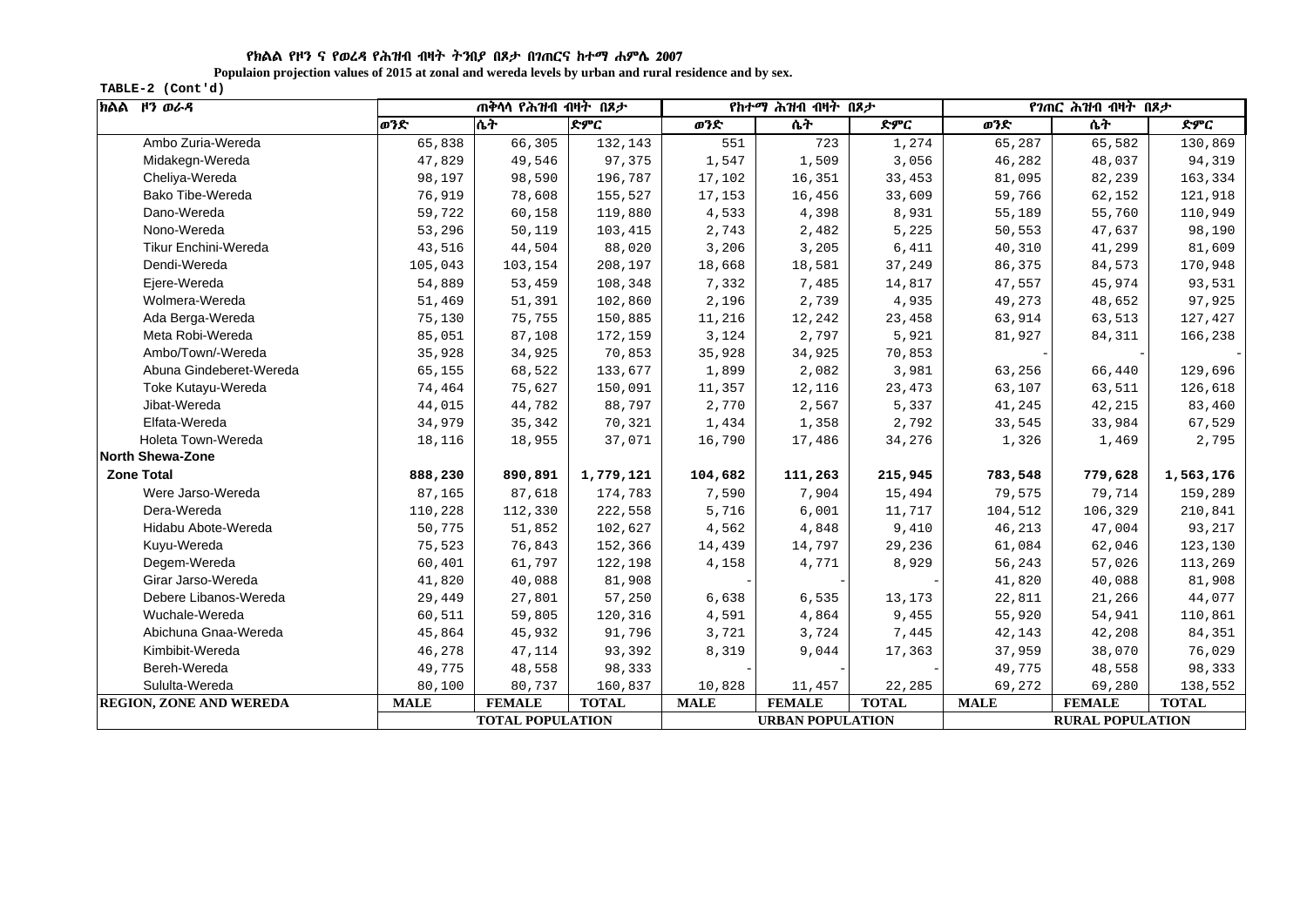የክልል የዞን ና የወረዳ የሕዝብ ብዛት ትንበያ በጾታ በገጠርና ከተማ ሐምሌ 2007

**Populaion projection values of 2015 at zonal and wereda levels by urban and rural residence and by sex.**

TABLE-2 (Cont'd)

| ክልል ዞን ወራዳ | ጠቅላላ የሕዝብ ብዛት በጾታ | | | የከተማ ሕዝብ ብዛት በጾታ | | | የገጠር ሕዝብ ብዛት በጾታ | | |
|---|---|---|---|---|---|---|---|---|---|
| | ወንድ | ሴት | ድምር | ወንድ | ሴት | ድምር | ወንድ | ሴት | ድምር |
| Ambo Zuria-Wereda | 65,838 | 66,305 | 132,143 | 551 | 723 | 1,274 | 65,287 | 65,582 | 130,869 |
| Midakegn-Wereda | 47,829 | 49,546 | 97,375 | 1,547 | 1,509 | 3,056 | 46,282 | 48,037 | 94,319 |
| Cheliya-Wereda | 98,197 | 98,590 | 196,787 | 17,102 | 16,351 | 33,453 | 81,095 | 82,239 | 163,334 |
| Bako Tibe-Wereda | 76,919 | 78,608 | 155,527 | 17,153 | 16,456 | 33,609 | 59,766 | 62,152 | 121,918 |
| Dano-Wereda | 59,722 | 60,158 | 119,880 | 4,533 | 4,398 | 8,931 | 55,189 | 55,760 | 110,949 |
| Nono-Wereda | 53,296 | 50,119 | 103,415 | 2,743 | 2,482 | 5,225 | 50,553 | 47,637 | 98,190 |
| Tikur Enchini-Wereda | 43,516 | 44,504 | 88,020 | 3,206 | 3,205 | 6,411 | 40,310 | 41,299 | 81,609 |
| Dendi-Wereda | 105,043 | 103,154 | 208,197 | 18,668 | 18,581 | 37,249 | 86,375 | 84,573 | 170,948 |
| Ejere-Wereda | 54,889 | 53,459 | 108,348 | 7,332 | 7,485 | 14,817 | 47,557 | 45,974 | 93,531 |
| Wolmera-Wereda | 51,469 | 51,391 | 102,860 | 2,196 | 2,739 | 4,935 | 49,273 | 48,652 | 97,925 |
| Ada Berga-Wereda | 75,130 | 75,755 | 150,885 | 11,216 | 12,242 | 23,458 | 63,914 | 63,513 | 127,427 |
| Meta Robi-Wereda | 85,051 | 87,108 | 172,159 | 3,124 | 2,797 | 5,921 | 81,927 | 84,311 | 166,238 |
| Ambo/Town/-Wereda | 35,928 | 34,925 | 70,853 | 35,928 | 34,925 | 70,853 | - | - | - |
| Abuna Gindeberet-Wereda | 65,155 | 68,522 | 133,677 | 1,899 | 2,082 | 3,981 | 63,256 | 66,440 | 129,696 |
| Toke Kutayu-Wereda | 74,464 | 75,627 | 150,091 | 11,357 | 12,116 | 23,473 | 63,107 | 63,511 | 126,618 |
| Jibat-Wereda | 44,015 | 44,782 | 88,797 | 2,770 | 2,567 | 5,337 | 41,245 | 42,215 | 83,460 |
| Elfata-Wereda | 34,979 | 35,342 | 70,321 | 1,434 | 1,358 | 2,792 | 33,545 | 33,984 | 67,529 |
| Holeta Town-Wereda | 18,116 | 18,955 | 37,071 | 16,790 | 17,486 | 34,276 | 1,326 | 1,469 | 2,795 |
| **North Shewa-Zone** | | | | | | | | | |
| **Zone Total** | **888,230** | **890,891** | **1,779,121** | **104,682** | **111,263** | **215,945** | **783,548** | **779,628** | **1,563,176** |
| Were Jarso-Wereda | 87,165 | 87,618 | 174,783 | 7,590 | 7,904 | 15,494 | 79,575 | 79,714 | 159,289 |
| Dera-Wereda | 110,228 | 112,330 | 222,558 | 5,716 | 6,001 | 11,717 | 104,512 | 106,329 | 210,841 |
| Hidabu Abote-Wereda | 50,775 | 51,852 | 102,627 | 4,562 | 4,848 | 9,410 | 46,213 | 47,004 | 93,217 |
| Kuyu-Wereda | 75,523 | 76,843 | 152,366 | 14,439 | 14,797 | 29,236 | 61,084 | 62,046 | 123,130 |
| Degem-Wereda | 60,401 | 61,797 | 122,198 | 4,158 | 4,771 | 8,929 | 56,243 | 57,026 | 113,269 |
| Girar Jarso-Wereda | 41,820 | 40,088 | 81,908 | - | - | - | 41,820 | 40,088 | 81,908 |
| Debere Libanos-Wereda | 29,449 | 27,801 | 57,250 | 6,638 | 6,535 | 13,173 | 22,811 | 21,266 | 44,077 |
| Wuchale-Wereda | 60,511 | 59,805 | 120,316 | 4,591 | 4,864 | 9,455 | 55,920 | 54,941 | 110,861 |
| Abichuna Gnaa-Wereda | 45,864 | 45,932 | 91,796 | 3,721 | 3,724 | 7,445 | 42,143 | 42,208 | 84,351 |
| Kimbibit-Wereda | 46,278 | 47,114 | 93,392 | 8,319 | 9,044 | 17,363 | 37,959 | 38,070 | 76,029 |
| Bereh-Wereda | 49,775 | 48,558 | 98,333 | - | - | - | 49,775 | 48,558 | 98,333 |
| Sululta-Wereda | 80,100 | 80,737 | 160,837 | 10,828 | 11,457 | 22,285 | 69,272 | 69,280 | 138,552 |
| **REGION, ZONE AND WEREDA** | **MALE** | **FEMALE** | **TOTAL** | **MALE** | **FEMALE** | **TOTAL** | **MALE** | **FEMALE** | **TOTAL** |
| | **TOTAL POPULATION** | | | **URBAN POPULATION** | | | **RURAL POPULATION** | | |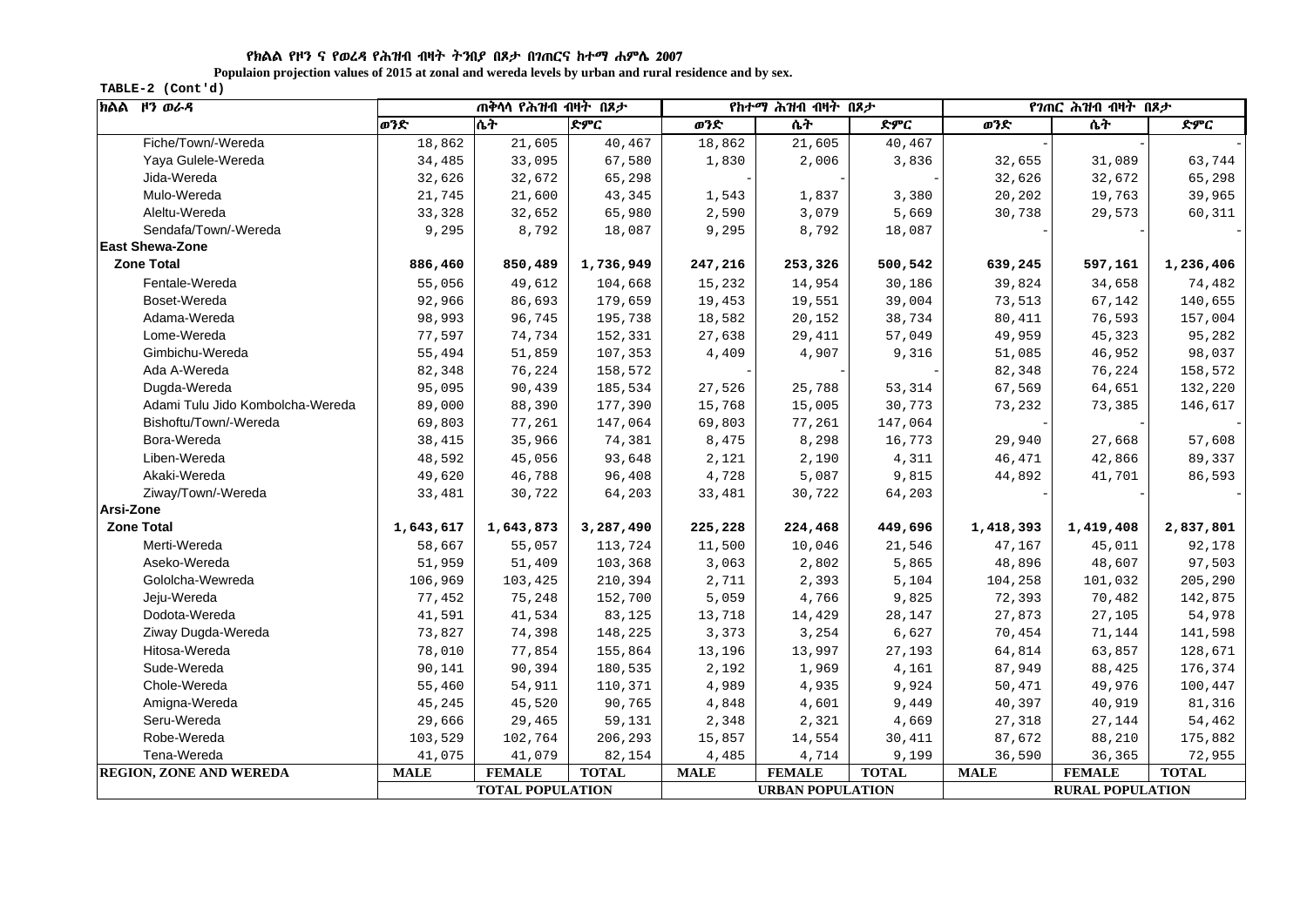**የክልል የዞን ና የወረዳ የሕዝብ ብዛት ትንበያ በጾታ በገጠርና ከተማ ሐምሌ 2007**

**Populaion projection values of 2015 at zonal and wereda levels by urban and rural residence and by sex.**

**TABLE-2 (Cont'd)**

| ክልል ዞን ወረዳ | ጠቅላላ የሕዝብ ብዛት በጾታ | | | የከተማ ሕዝብ ብዛት በጾታ | | | የገጠር ሕዝብ ብዛት በጾታ | | |
|---|---|---|---|---|---|---|---|---|---|
| | ወንድ | ሴት | ድምር | ወንድ | ሴት | ድምር | ወንድ | ሴት | ድምር |
| Fiche/Town/-Wereda | 18,862 | 21,605 | 40,467 | 18,862 | 21,605 | 40,467 | - | - | - |
| Yaya Gulele-Wereda | 34,485 | 33,095 | 67,580 | 1,830 | 2,006 | 3,836 | 32,655 | 31,089 | 63,744 |
| Jida-Wereda | 32,626 | 32,672 | 65,298 | - | - | - | 32,626 | 32,672 | 65,298 |
| Mulo-Wereda | 21,745 | 21,600 | 43,345 | 1,543 | 1,837 | 3,380 | 20,202 | 19,763 | 39,965 |
| Aleltu-Wereda | 33,328 | 32,652 | 65,980 | 2,590 | 3,079 | 5,669 | 30,738 | 29,573 | 60,311 |
| Sendafa/Town/-Wereda | 9,295 | 8,792 | 18,087 | 9,295 | 8,792 | 18,087 | - | - | - |
| **East Shewa-Zone** | | | | | | | | | |
| **Zone Total** | **886,460** | **850,489** | **1,736,949** | **247,216** | **253,326** | **500,542** | **639,245** | **597,161** | **1,236,406** |
| Fentale-Wereda | 55,056 | 49,612 | 104,668 | 15,232 | 14,954 | 30,186 | 39,824 | 34,658 | 74,482 |
| Boset-Wereda | 92,966 | 86,693 | 179,659 | 19,453 | 19,551 | 39,004 | 73,513 | 67,142 | 140,655 |
| Adama-Wereda | 98,993 | 96,745 | 195,738 | 18,582 | 20,152 | 38,734 | 80,411 | 76,593 | 157,004 |
| Lome-Wereda | 77,597 | 74,734 | 152,331 | 27,638 | 29,411 | 57,049 | 49,959 | 45,323 | 95,282 |
| Gimbichu-Wereda | 55,494 | 51,859 | 107,353 | 4,409 | 4,907 | 9,316 | 51,085 | 46,952 | 98,037 |
| Ada A-Wereda | 82,348 | 76,224 | 158,572 | - | - | - | 82,348 | 76,224 | 158,572 |
| Dugda-Wereda | 95,095 | 90,439 | 185,534 | 27,526 | 25,788 | 53,314 | 67,569 | 64,651 | 132,220 |
| Adami Tulu Jido Kombolcha-Wereda | 89,000 | 88,390 | 177,390 | 15,768 | 15,005 | 30,773 | 73,232 | 73,385 | 146,617 |
| Bishoftu/Town/-Wereda | 69,803 | 77,261 | 147,064 | 69,803 | 77,261 | 147,064 | - | - | - |
| Bora-Wereda | 38,415 | 35,966 | 74,381 | 8,475 | 8,298 | 16,773 | 29,940 | 27,668 | 57,608 |
| Liben-Wereda | 48,592 | 45,056 | 93,648 | 2,121 | 2,190 | 4,311 | 46,471 | 42,866 | 89,337 |
| Akaki-Wereda | 49,620 | 46,788 | 96,408 | 4,728 | 5,087 | 9,815 | 44,892 | 41,701 | 86,593 |
| Ziway/Town/-Wereda | 33,481 | 30,722 | 64,203 | 33,481 | 30,722 | 64,203 | - | - | - |
| **Arsi-Zone** | | | | | | | | | |
| **Zone Total** | **1,643,617** | **1,643,873** | **3,287,490** | **225,228** | **224,468** | **449,696** | **1,418,393** | **1,419,408** | **2,837,801** |
| Merti-Wereda | 58,667 | 55,057 | 113,724 | 11,500 | 10,046 | 21,546 | 47,167 | 45,011 | 92,178 |
| Aseko-Wereda | 51,959 | 51,409 | 103,368 | 3,063 | 2,802 | 5,865 | 48,896 | 48,607 | 97,503 |
| Gololcha-Wewreda | 106,969 | 103,425 | 210,394 | 2,711 | 2,393 | 5,104 | 104,258 | 101,032 | 205,290 |
| Jeju-Wereda | 77,452 | 75,248 | 152,700 | 5,059 | 4,766 | 9,825 | 72,393 | 70,482 | 142,875 |
| Dodota-Wereda | 41,591 | 41,534 | 83,125 | 13,718 | 14,429 | 28,147 | 27,873 | 27,105 | 54,978 |
| Ziway Dugda-Wereda | 73,827 | 74,398 | 148,225 | 3,373 | 3,254 | 6,627 | 70,454 | 71,144 | 141,598 |
| Hitosa-Wereda | 78,010 | 77,854 | 155,864 | 13,196 | 13,997 | 27,193 | 64,814 | 63,857 | 128,671 |
| Sude-Wereda | 90,141 | 90,394 | 180,535 | 2,192 | 1,969 | 4,161 | 87,949 | 88,425 | 176,374 |
| Chole-Wereda | 55,460 | 54,911 | 110,371 | 4,989 | 4,935 | 9,924 | 50,471 | 49,976 | 100,447 |
| Amigna-Wereda | 45,245 | 45,520 | 90,765 | 4,848 | 4,601 | 9,449 | 40,397 | 40,919 | 81,316 |
| Seru-Wereda | 29,666 | 29,465 | 59,131 | 2,348 | 2,321 | 4,669 | 27,318 | 27,144 | 54,462 |
| Robe-Wereda | 103,529 | 102,764 | 206,293 | 15,857 | 14,554 | 30,411 | 87,672 | 88,210 | 175,882 |
| Tena-Wereda | 41,075 | 41,079 | 82,154 | 4,485 | 4,714 | 9,199 | 36,590 | 36,365 | 72,955 |
| **REGION, ZONE AND WEREDA** | **MALE** | **FEMALE** | **TOTAL** | **MALE** | **FEMALE** | **TOTAL** | **MALE** | **FEMALE** | **TOTAL** |
| | **TOTAL POPULATION** | | | **URBAN POPULATION** | | | **RURAL POPULATION** | | |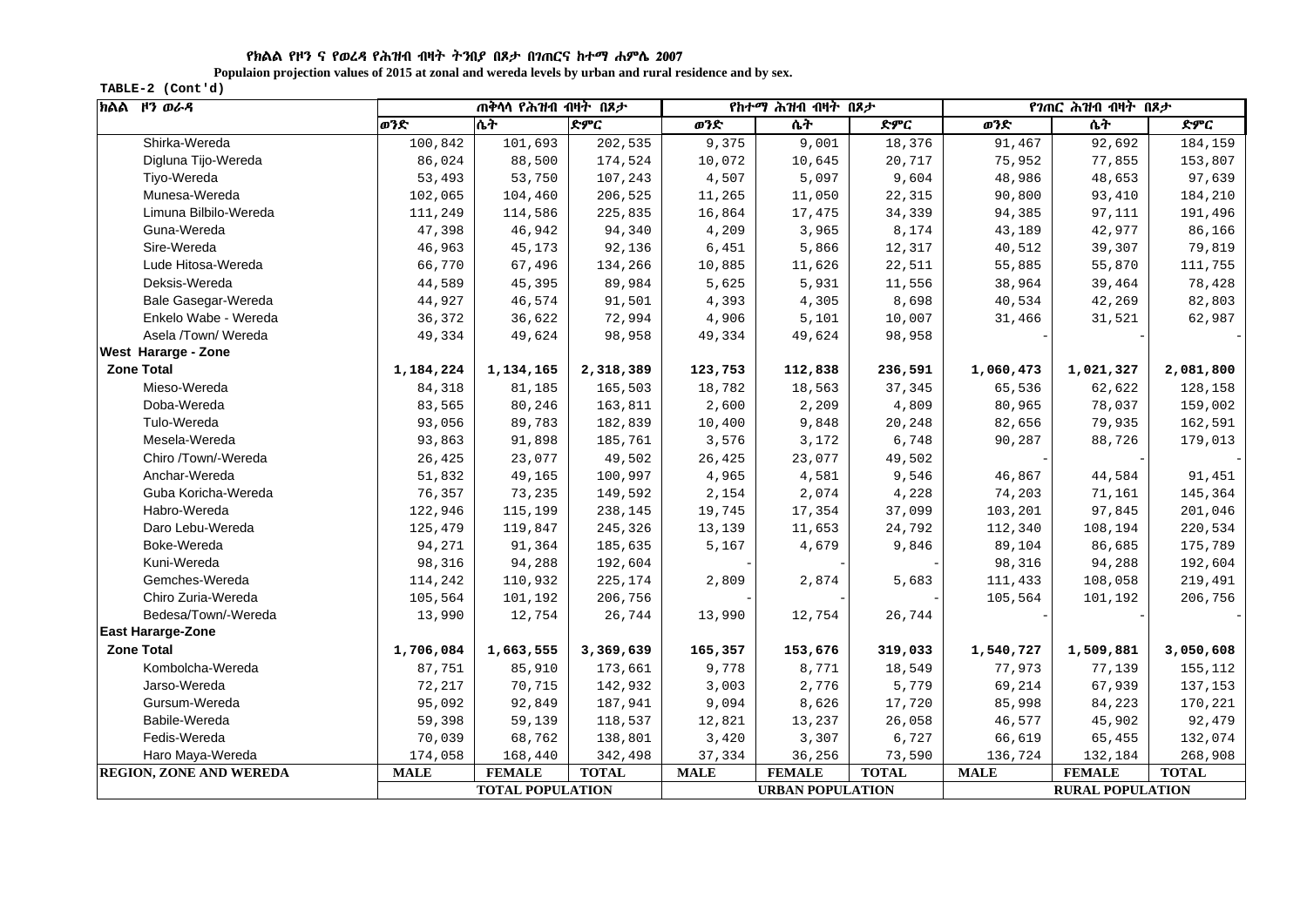የክልል የዞን ና የወረዳ የሕዝብ ብዛት ትንበያ በጾታ በገጠርና ከተማ ሐምሌ 2007

**Populaion projection values of 2015 at zonal and wereda levels by urban and rural residence and by sex.**

TABLE-2 (Cont'd)

| ክልል ዞን ወራዳ | ጠቅላላ የሕዝብ ብዛት በጾታ | | | የከተማ ሕዝብ ብዛት በጾታ | | | የገጠር ሕዝብ ብዛት በጾታ | | |
|---|---|---|---|---|---|---|---|---|---|
| | ወንድ | ሴት | ድምር | ወንድ | ሴት | ድምር | ወንድ | ሴት | ድምር |
| Shirka-Wereda | 100,842 | 101,693 | 202,535 | 9,375 | 9,001 | 18,376 | 91,467 | 92,692 | 184,159 |
| Digluna Tijo-Wereda | 86,024 | 88,500 | 174,524 | 10,072 | 10,645 | 20,717 | 75,952 | 77,855 | 153,807 |
| Tiyo-Wereda | 53,493 | 53,750 | 107,243 | 4,507 | 5,097 | 9,604 | 48,986 | 48,653 | 97,639 |
| Munesa-Wereda | 102,065 | 104,460 | 206,525 | 11,265 | 11,050 | 22,315 | 90,800 | 93,410 | 184,210 |
| Limuna Bilbilo-Wereda | 111,249 | 114,586 | 225,835 | 16,864 | 17,475 | 34,339 | 94,385 | 97,111 | 191,496 |
| Guna-Wereda | 47,398 | 46,942 | 94,340 | 4,209 | 3,965 | 8,174 | 43,189 | 42,977 | 86,166 |
| Sire-Wereda | 46,963 | 45,173 | 92,136 | 6,451 | 5,866 | 12,317 | 40,512 | 39,307 | 79,819 |
| Lude Hitosa-Wereda | 66,770 | 67,496 | 134,266 | 10,885 | 11,626 | 22,511 | 55,885 | 55,870 | 111,755 |
| Deksis-Wereda | 44,589 | 45,395 | 89,984 | 5,625 | 5,931 | 11,556 | 38,964 | 39,464 | 78,428 |
| Bale Gasegar-Wereda | 44,927 | 46,574 | 91,501 | 4,393 | 4,305 | 8,698 | 40,534 | 42,269 | 82,803 |
| Enkelo Wabe - Wereda | 36,372 | 36,622 | 72,994 | 4,906 | 5,101 | 10,007 | 31,466 | 31,521 | 62,987 |
| Asela /Town/ Wereda | 49,334 | 49,624 | 98,958 | 49,334 | 49,624 | 98,958 | - | - | - |
| **West Hararge - Zone** | | | | | | | | | |
| **Zone Total** | **1,184,224** | **1,134,165** | **2,318,389** | **123,753** | **112,838** | **236,591** | **1,060,473** | **1,021,327** | **2,081,800** |
| Mieso-Wereda | 84,318 | 81,185 | 165,503 | 18,782 | 18,563 | 37,345 | 65,536 | 62,622 | 128,158 |
| Doba-Wereda | 83,565 | 80,246 | 163,811 | 2,600 | 2,209 | 4,809 | 80,965 | 78,037 | 159,002 |
| Tulo-Wereda | 93,056 | 89,783 | 182,839 | 10,400 | 9,848 | 20,248 | 82,656 | 79,935 | 162,591 |
| Mesela-Wereda | 93,863 | 91,898 | 185,761 | 3,576 | 3,172 | 6,748 | 90,287 | 88,726 | 179,013 |
| Chiro /Town/-Wereda | 26,425 | 23,077 | 49,502 | 26,425 | 23,077 | 49,502 | - | - | - |
| Anchar-Wereda | 51,832 | 49,165 | 100,997 | 4,965 | 4,581 | 9,546 | 46,867 | 44,584 | 91,451 |
| Guba Koricha-Wereda | 76,357 | 73,235 | 149,592 | 2,154 | 2,074 | 4,228 | 74,203 | 71,161 | 145,364 |
| Habro-Wereda | 122,946 | 115,199 | 238,145 | 19,745 | 17,354 | 37,099 | 103,201 | 97,845 | 201,046 |
| Daro Lebu-Wereda | 125,479 | 119,847 | 245,326 | 13,139 | 11,653 | 24,792 | 112,340 | 108,194 | 220,534 |
| Boke-Wereda | 94,271 | 91,364 | 185,635 | 5,167 | 4,679 | 9,846 | 89,104 | 86,685 | 175,789 |
| Kuni-Wereda | 98,316 | 94,288 | 192,604 | - | - | - | 98,316 | 94,288 | 192,604 |
| Gemches-Wereda | 114,242 | 110,932 | 225,174 | 2,809 | 2,874 | 5,683 | 111,433 | 108,058 | 219,491 |
| Chiro Zuria-Wereda | 105,564 | 101,192 | 206,756 | - | - | - | 105,564 | 101,192 | 206,756 |
| Bedesa/Town/-Wereda | 13,990 | 12,754 | 26,744 | 13,990 | 12,754 | 26,744 | - | - | - |
| **East Hararge-Zone** | | | | | | | | | |
| **Zone Total** | **1,706,084** | **1,663,555** | **3,369,639** | **165,357** | **153,676** | **319,033** | **1,540,727** | **1,509,881** | **3,050,608** |
| Kombolcha-Wereda | 87,751 | 85,910 | 173,661 | 9,778 | 8,771 | 18,549 | 77,973 | 77,139 | 155,112 |
| Jarso-Wereda | 72,217 | 70,715 | 142,932 | 3,003 | 2,776 | 5,779 | 69,214 | 67,939 | 137,153 |
| Gursum-Wereda | 95,092 | 92,849 | 187,941 | 9,094 | 8,626 | 17,720 | 85,998 | 84,223 | 170,221 |
| Babile-Wereda | 59,398 | 59,139 | 118,537 | 12,821 | 13,237 | 26,058 | 46,577 | 45,902 | 92,479 |
| Fedis-Wereda | 70,039 | 68,762 | 138,801 | 3,420 | 3,307 | 6,727 | 66,619 | 65,455 | 132,074 |
| Haro Maya-Wereda | 174,058 | 168,440 | 342,498 | 37,334 | 36,256 | 73,590 | 136,724 | 132,184 | 268,908 |
| **REGION, ZONE AND WEREDA** | **MALE** | **FEMALE** | **TOTAL** | **MALE** | **FEMALE** | **TOTAL** | **MALE** | **FEMALE** | **TOTAL** |
| | **TOTAL POPULATION** | | | **URBAN POPULATION** | | | **RURAL POPULATION** | | |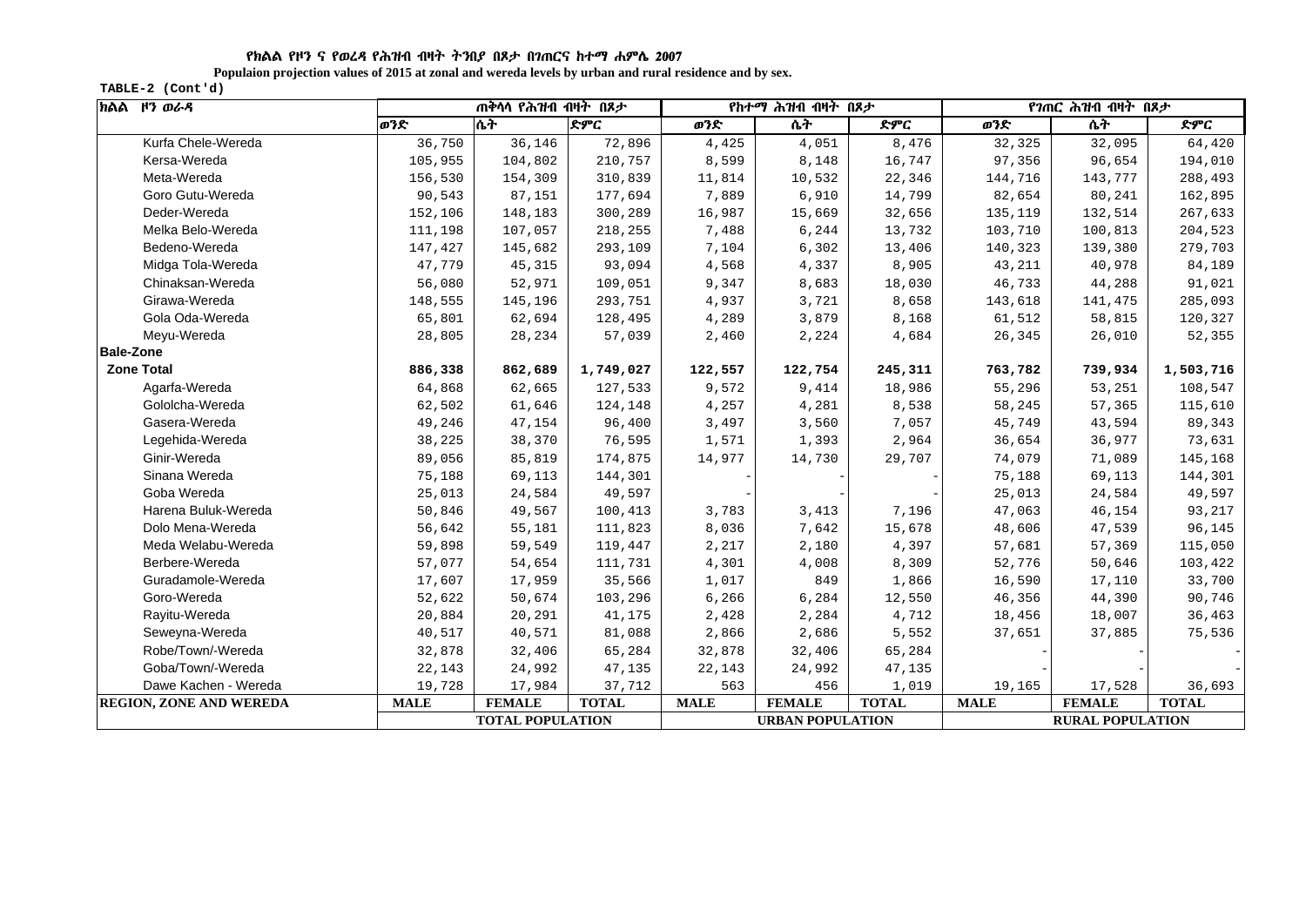**የክልል የዞን ና የወረዳ የሕዝብ ብዛት ትንበያ በጾታ በገጠርና ከተማ ሐምሌ 2007**

**Populaion projection values of 2015 at zonal and wereda levels by urban and rural residence and by sex.**

**TABLE-2 (Cont'd)**

| ክልል ዞን ወራዳ | ጠቅላላ የሕዝብ ብዛት በጾታ | | | የከተማ ሕዝብ ብዛት በጾታ | | | የገጠር ሕዝብ ብዛት በጾታ | | |
|---|---|---|---|---|---|---|---|---|---|
| | ወንድ | ሴት | ድምር | ወንድ | ሴት | ድምር | ወንድ | ሴት | ድምር |
| Kurfa Chele-Wereda | 36,750 | 36,146 | 72,896 | 4,425 | 4,051 | 8,476 | 32,325 | 32,095 | 64,420 |
| Kersa-Wereda | 105,955 | 104,802 | 210,757 | 8,599 | 8,148 | 16,747 | 97,356 | 96,654 | 194,010 |
| Meta-Wereda | 156,530 | 154,309 | 310,839 | 11,814 | 10,532 | 22,346 | 144,716 | 143,777 | 288,493 |
| Goro Gutu-Wereda | 90,543 | 87,151 | 177,694 | 7,889 | 6,910 | 14,799 | 82,654 | 80,241 | 162,895 |
| Deder-Wereda | 152,106 | 148,183 | 300,289 | 16,987 | 15,669 | 32,656 | 135,119 | 132,514 | 267,633 |
| Melka Belo-Wereda | 111,198 | 107,057 | 218,255 | 7,488 | 6,244 | 13,732 | 103,710 | 100,813 | 204,523 |
| Bedeno-Wereda | 147,427 | 145,682 | 293,109 | 7,104 | 6,302 | 13,406 | 140,323 | 139,380 | 279,703 |
| Midga Tola-Wereda | 47,779 | 45,315 | 93,094 | 4,568 | 4,337 | 8,905 | 43,211 | 40,978 | 84,189 |
| Chinaksan-Wereda | 56,080 | 52,971 | 109,051 | 9,347 | 8,683 | 18,030 | 46,733 | 44,288 | 91,021 |
| Girawa-Wereda | 148,555 | 145,196 | 293,751 | 4,937 | 3,721 | 8,658 | 143,618 | 141,475 | 285,093 |
| Gola Oda-Wereda | 65,801 | 62,694 | 128,495 | 4,289 | 3,879 | 8,168 | 61,512 | 58,815 | 120,327 |
| Meyu-Wereda | 28,805 | 28,234 | 57,039 | 2,460 | 2,224 | 4,684 | 26,345 | 26,010 | 52,355 |
| **Bale-Zone** | | | | | | | | | |
| **Zone Total** | **886,338** | **862,689** | **1,749,027** | **122,557** | **122,754** | **245,311** | **763,782** | **739,934** | **1,503,716** |
| Agarfa-Wereda | 64,868 | 62,665 | 127,533 | 9,572 | 9,414 | 18,986 | 55,296 | 53,251 | 108,547 |
| Gololcha-Wereda | 62,502 | 61,646 | 124,148 | 4,257 | 4,281 | 8,538 | 58,245 | 57,365 | 115,610 |
| Gasera-Wereda | 49,246 | 47,154 | 96,400 | 3,497 | 3,560 | 7,057 | 45,749 | 43,594 | 89,343 |
| Legehida-Wereda | 38,225 | 38,370 | 76,595 | 1,571 | 1,393 | 2,964 | 36,654 | 36,977 | 73,631 |
| Ginir-Wereda | 89,056 | 85,819 | 174,875 | 14,977 | 14,730 | 29,707 | 74,079 | 71,089 | 145,168 |
| Sinana Wereda | 75,188 | 69,113 | 144,301 | - | - | - | 75,188 | 69,113 | 144,301 |
| Goba Wereda | 25,013 | 24,584 | 49,597 | - | - | - | 25,013 | 24,584 | 49,597 |
| Harena Buluk-Wereda | 50,846 | 49,567 | 100,413 | 3,783 | 3,413 | 7,196 | 47,063 | 46,154 | 93,217 |
| Dolo Mena-Wereda | 56,642 | 55,181 | 111,823 | 8,036 | 7,642 | 15,678 | 48,606 | 47,539 | 96,145 |
| Meda Welabu-Wereda | 59,898 | 59,549 | 119,447 | 2,217 | 2,180 | 4,397 | 57,681 | 57,369 | 115,050 |
| Berbere-Wereda | 57,077 | 54,654 | 111,731 | 4,301 | 4,008 | 8,309 | 52,776 | 50,646 | 103,422 |
| Guradamole-Wereda | 17,607 | 17,959 | 35,566 | 1,017 | 849 | 1,866 | 16,590 | 17,110 | 33,700 |
| Goro-Wereda | 52,622 | 50,674 | 103,296 | 6,266 | 6,284 | 12,550 | 46,356 | 44,390 | 90,746 |
| Rayitu-Wereda | 20,884 | 20,291 | 41,175 | 2,428 | 2,284 | 4,712 | 18,456 | 18,007 | 36,463 |
| Seweyna-Wereda | 40,517 | 40,571 | 81,088 | 2,866 | 2,686 | 5,552 | 37,651 | 37,885 | 75,536 |
| Robe/Town/-Wereda | 32,878 | 32,406 | 65,284 | 32,878 | 32,406 | 65,284 | - | - | - |
| Goba/Town/-Wereda | 22,143 | 24,992 | 47,135 | 22,143 | 24,992 | 47,135 | - | - | - |
| Dawe Kachen - Wereda | 19,728 | 17,984 | 37,712 | 563 | 456 | 1,019 | 19,165 | 17,528 | 36,693 |
| **REGION, ZONE AND WEREDA** | **MALE** | **FEMALE** | **TOTAL** | **MALE** | **FEMALE** | **TOTAL** | **MALE** | **FEMALE** | **TOTAL** |
| | **TOTAL POPULATION** | | | **URBAN POPULATION** | | | **RURAL POPULATION** | | |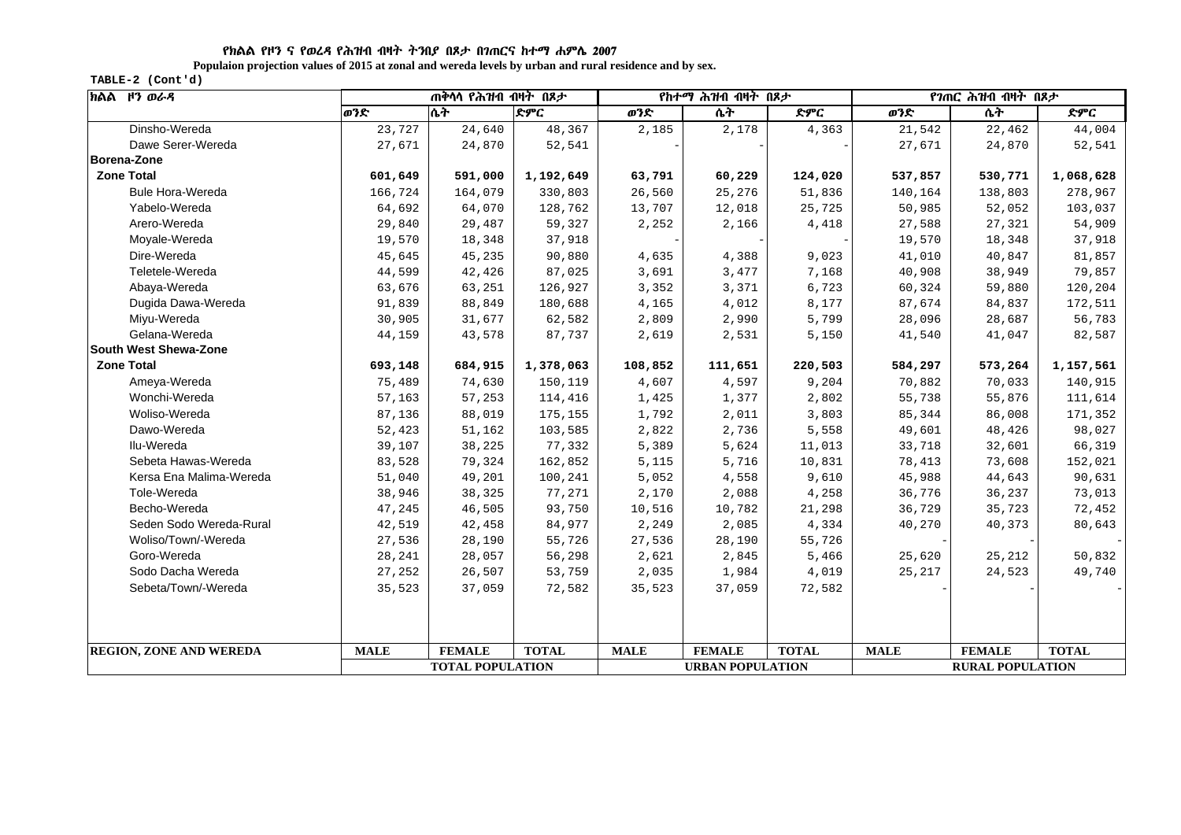**የክልል የዞን ና የወረዳ የሕዝብ ብዛት ትንበያ በጾታ በገጠርና ከተማ ሐምሌ 2007**

**Populaion projection values of 2015 at zonal and wereda levels by urban and rural residence and by sex.**

**TABLE-2 (Cont'd)**

| ክልል ዞን ወራዳ | ጠቅላላ የሕዝብ ብዛት በጾታ | | | የከተማ ሕዝብ ብዛት በጾታ | | | የገጠር ሕዝብ ብዛት በጾታ | | |
|---|---|---|---|---|---|---|---|---|---|
| | ወንድ | ሴት | ድምር | ወንድ | ሴት | ድምር | ወንድ | ሴት | ድምር |
| Dinsho-Wereda | 23,727 | 24,640 | 48,367 | 2,185 | 2,178 | 4,363 | 21,542 | 22,462 | 44,004 |
| Dawe Serer-Wereda | 27,671 | 24,870 | 52,541 | - | - | - | 27,671 | 24,870 | 52,541 |
| **Borena-Zone** | | | | | | | | | |
| **Zone Total** | **601,649** | **591,000** | **1,192,649** | **63,791** | **60,229** | **124,020** | **537,857** | **530,771** | **1,068,628** |
| Bule Hora-Wereda | 166,724 | 164,079 | 330,803 | 26,560 | 25,276 | 51,836 | 140,164 | 138,803 | 278,967 |
| Yabelo-Wereda | 64,692 | 64,070 | 128,762 | 13,707 | 12,018 | 25,725 | 50,985 | 52,052 | 103,037 |
| Arero-Wereda | 29,840 | 29,487 | 59,327 | 2,252 | 2,166 | 4,418 | 27,588 | 27,321 | 54,909 |
| Moyale-Wereda | 19,570 | 18,348 | 37,918 | - | - | - | 19,570 | 18,348 | 37,918 |
| Dire-Wereda | 45,645 | 45,235 | 90,880 | 4,635 | 4,388 | 9,023 | 41,010 | 40,847 | 81,857 |
| Teletele-Wereda | 44,599 | 42,426 | 87,025 | 3,691 | 3,477 | 7,168 | 40,908 | 38,949 | 79,857 |
| Abaya-Wereda | 63,676 | 63,251 | 126,927 | 3,352 | 3,371 | 6,723 | 60,324 | 59,880 | 120,204 |
| Dugida Dawa-Wereda | 91,839 | 88,849 | 180,688 | 4,165 | 4,012 | 8,177 | 87,674 | 84,837 | 172,511 |
| Miyu-Wereda | 30,905 | 31,677 | 62,582 | 2,809 | 2,990 | 5,799 | 28,096 | 28,687 | 56,783 |
| Gelana-Wereda | 44,159 | 43,578 | 87,737 | 2,619 | 2,531 | 5,150 | 41,540 | 41,047 | 82,587 |
| **South West Shewa-Zone** | | | | | | | | | |
| **Zone Total** | **693,148** | **684,915** | **1,378,063** | **108,852** | **111,651** | **220,503** | **584,297** | **573,264** | **1,157,561** |
| Ameya-Wereda | 75,489 | 74,630 | 150,119 | 4,607 | 4,597 | 9,204 | 70,882 | 70,033 | 140,915 |
| Wonchi-Wereda | 57,163 | 57,253 | 114,416 | 1,425 | 1,377 | 2,802 | 55,738 | 55,876 | 111,614 |
| Woliso-Wereda | 87,136 | 88,019 | 175,155 | 1,792 | 2,011 | 3,803 | 85,344 | 86,008 | 171,352 |
| Dawo-Wereda | 52,423 | 51,162 | 103,585 | 2,822 | 2,736 | 5,558 | 49,601 | 48,426 | 98,027 |
| Ilu-Wereda | 39,107 | 38,225 | 77,332 | 5,389 | 5,624 | 11,013 | 33,718 | 32,601 | 66,319 |
| Sebeta Hawas-Wereda | 83,528 | 79,324 | 162,852 | 5,115 | 5,716 | 10,831 | 78,413 | 73,608 | 152,021 |
| Kersa Ena Malima-Wereda | 51,040 | 49,201 | 100,241 | 5,052 | 4,558 | 9,610 | 45,988 | 44,643 | 90,631 |
| Tole-Wereda | 38,946 | 38,325 | 77,271 | 2,170 | 2,088 | 4,258 | 36,776 | 36,237 | 73,013 |
| Becho-Wereda | 47,245 | 46,505 | 93,750 | 10,516 | 10,782 | 21,298 | 36,729 | 35,723 | 72,452 |
| Seden Sodo Wereda-Rural | 42,519 | 42,458 | 84,977 | 2,249 | 2,085 | 4,334 | 40,270 | 40,373 | 80,643 |
| Woliso/Town/-Wereda | 27,536 | 28,190 | 55,726 | 27,536 | 28,190 | 55,726 | - | - | - |
| Goro-Wereda | 28,241 | 28,057 | 56,298 | 2,621 | 2,845 | 5,466 | 25,620 | 25,212 | 50,832 |
| Sodo Dacha Wereda | 27,252 | 26,507 | 53,759 | 2,035 | 1,984 | 4,019 | 25,217 | 24,523 | 49,740 |
| Sebeta/Town/-Wereda | 35,523 | 37,059 | 72,582 | 35,523 | 37,059 | 72,582 | - | - | - |
| **REGION, ZONE AND WEREDA** | **MALE** | **FEMALE** | **TOTAL** | **MALE** | **FEMALE** | **TOTAL** | **MALE** | **FEMALE** | **TOTAL** |
| | **TOTAL POPULATION** | | | **URBAN POPULATION** | | | **RURAL POPULATION** | | |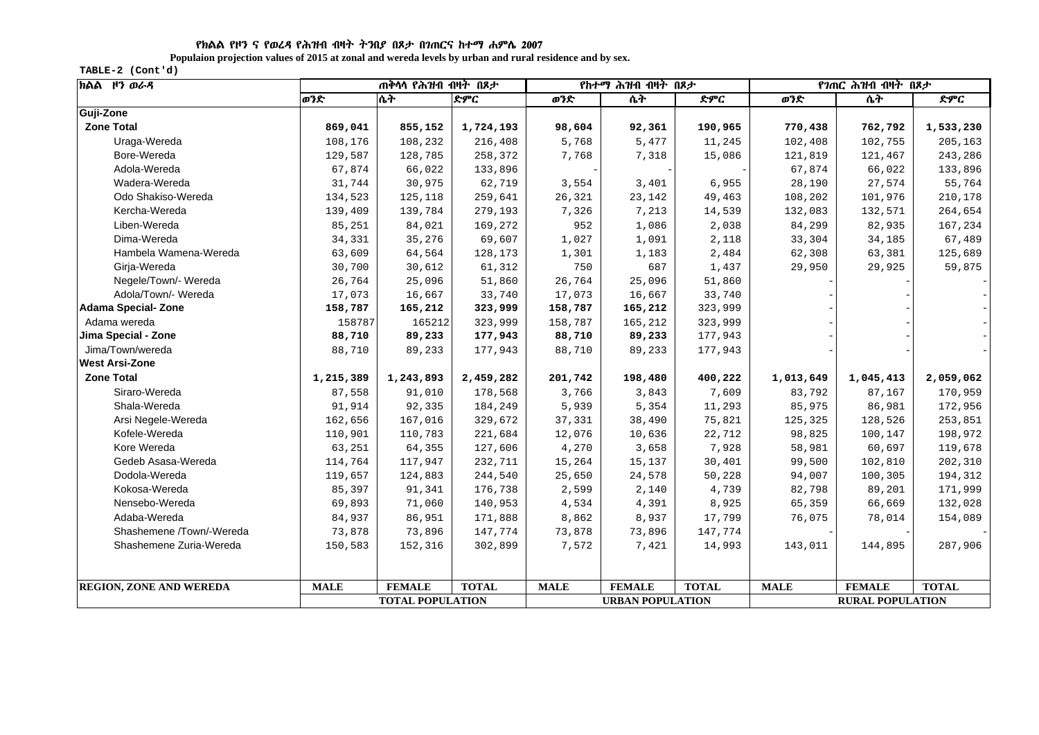የክልል የዞን ና የወረዳ የሕዝብ ብዛት ትንበያ በጾታ በገጠርና ከተማ ሐምሌ 2007

**Populaion projection values of 2015 at zonal and wereda levels by urban and rural residence and by sex.**

TABLE-2 (Cont'd)

| ክልል ዞን ወራዳ | ጠቅላላ የሕዝብ ብዛት በጾታ | | | የከተማ ሕዝብ ብዛት በጾታ | | | የገጠር ሕዝብ ብዛት በጾታ | | |
|---|---|---|---|---|---|---|---|---|---|
| | ወንድ | ሴት | ድምር | ወንድ | ሴት | ድምር | ወንድ | ሴት | ድምር |
| **Guji-Zone** | | | | | | | | | |
| **Zone Total** | **869,041** | **855,152** | **1,724,193** | **98,604** | **92,361** | **190,965** | **770,438** | **762,792** | **1,533,230** |
| Uraga-Wereda | 108,176 | 108,232 | 216,408 | 5,768 | 5,477 | 11,245 | 102,408 | 102,755 | 205,163 |
| Bore-Wereda | 129,587 | 128,785 | 258,372 | 7,768 | 7,318 | 15,086 | 121,819 | 121,467 | 243,286 |
| Adola-Wereda | 67,874 | 66,022 | 133,896 | - | - | - | 67,874 | 66,022 | 133,896 |
| Wadera-Wereda | 31,744 | 30,975 | 62,719 | 3,554 | 3,401 | 6,955 | 28,190 | 27,574 | 55,764 |
| Odo Shakiso-Wereda | 134,523 | 125,118 | 259,641 | 26,321 | 23,142 | 49,463 | 108,202 | 101,976 | 210,178 |
| Kercha-Wereda | 139,409 | 139,784 | 279,193 | 7,326 | 7,213 | 14,539 | 132,083 | 132,571 | 264,654 |
| Liben-Wereda | 85,251 | 84,021 | 169,272 | 952 | 1,086 | 2,038 | 84,299 | 82,935 | 167,234 |
| Dima-Wereda | 34,331 | 35,276 | 69,607 | 1,027 | 1,091 | 2,118 | 33,304 | 34,185 | 67,489 |
| Hambela Wamena-Wereda | 63,609 | 64,564 | 128,173 | 1,301 | 1,183 | 2,484 | 62,308 | 63,381 | 125,689 |
| Girja-Wereda | 30,700 | 30,612 | 61,312 | 750 | 687 | 1,437 | 29,950 | 29,925 | 59,875 |
| Negele/Town/- Wereda | 26,764 | 25,096 | 51,860 | 26,764 | 25,096 | 51,860 | - | - | - |
| Adola/Town/- Wereda | 17,073 | 16,667 | 33,740 | 17,073 | 16,667 | 33,740 | - | - | - |
| **Adama Special- Zone** | **158,787** | **165,212** | **323,999** | **158,787** | **165,212** | 323,999 | - | - | - |
| Adama wereda | 158787 | 165212 | 323,999 | 158,787 | 165,212 | 323,999 | - | - | - |
| **Jima Special - Zone** | **88,710** | **89,233** | **177,943** | **88,710** | **89,233** | 177,943 | - | - | - |
| Jima/Town/wereda | 88,710 | 89,233 | 177,943 | 88,710 | 89,233 | 177,943 | - | - | - |
| **West Arsi-Zone** | | | | | | | | | |
| **Zone Total** | **1,215,389** | **1,243,893** | **2,459,282** | **201,742** | **198,480** | **400,222** | **1,013,649** | **1,045,413** | **2,059,062** |
| Siraro-Wereda | 87,558 | 91,010 | 178,568 | 3,766 | 3,843 | 7,609 | 83,792 | 87,167 | 170,959 |
| Shala-Wereda | 91,914 | 92,335 | 184,249 | 5,939 | 5,354 | 11,293 | 85,975 | 86,981 | 172,956 |
| Arsi Negele-Wereda | 162,656 | 167,016 | 329,672 | 37,331 | 38,490 | 75,821 | 125,325 | 128,526 | 253,851 |
| Kofele-Wereda | 110,901 | 110,783 | 221,684 | 12,076 | 10,636 | 22,712 | 98,825 | 100,147 | 198,972 |
| Kore Wereda | 63,251 | 64,355 | 127,606 | 4,270 | 3,658 | 7,928 | 58,981 | 60,697 | 119,678 |
| Gedeb Asasa-Wereda | 114,764 | 117,947 | 232,711 | 15,264 | 15,137 | 30,401 | 99,500 | 102,810 | 202,310 |
| Dodola-Wereda | 119,657 | 124,883 | 244,540 | 25,650 | 24,578 | 50,228 | 94,007 | 100,305 | 194,312 |
| Kokosa-Wereda | 85,397 | 91,341 | 176,738 | 2,599 | 2,140 | 4,739 | 82,798 | 89,201 | 171,999 |
| Nensebo-Wereda | 69,893 | 71,060 | 140,953 | 4,534 | 4,391 | 8,925 | 65,359 | 66,669 | 132,028 |
| Adaba-Wereda | 84,937 | 86,951 | 171,888 | 8,862 | 8,937 | 17,799 | 76,075 | 78,014 | 154,089 |
| Shashemene /Town/-Wereda | 73,878 | 73,896 | 147,774 | 73,878 | 73,896 | 147,774 | - | - | - |
| Shashemene Zuria-Wereda | 150,583 | 152,316 | 302,899 | 7,572 | 7,421 | 14,993 | 143,011 | 144,895 | 287,906 |
| **REGION, ZONE AND WEREDA** | **MALE** | **FEMALE** | **TOTAL** | **MALE** | **FEMALE** | **TOTAL** | **MALE** | **FEMALE** | **TOTAL** |
| | **TOTAL POPULATION** | | | **URBAN POPULATION** | | | **RURAL POPULATION** | | |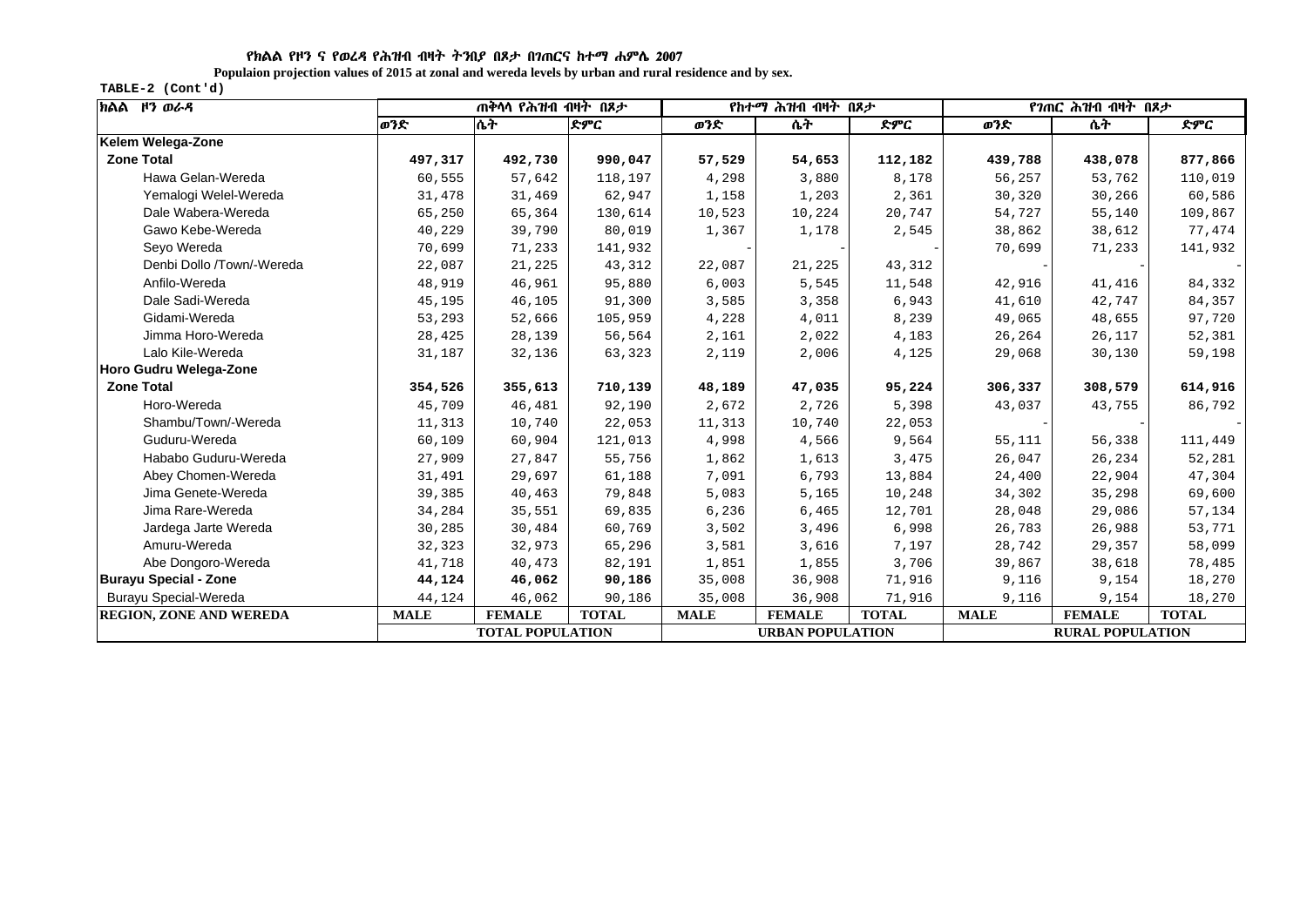**የክልል የዞን ና የወረዳ የሕዝብ ብዛት ትንበያ በጾታ በገጠርና ከተማ ሐምሌ 2007**

**Populaion projection values of 2015 at zonal and wereda levels by urban and rural residence and by sex.**

TABLE-2 (Cont'd)

| ክልል ዞን ወራዳ | ጠቅላላ የሕዝብ ብዛት በጾታ | | | የከተማ ሕዝብ ብዛት በጾታ | | | የገጠር ሕዝብ ብዛት በጾታ | | |
|---|---|---|---|---|---|---|---|---|---|
| | ወንድ | ሴት | ድምር | ወንድ | ሴት | ድምር | ወንድ | ሴት | ድምር |
| **Kelem Welega-Zone** | | | | | | | | | |
| **Zone Total** | **497,317** | **492,730** | **990,047** | **57,529** | **54,653** | **112,182** | **439,788** | **438,078** | **877,866** |
| Hawa Gelan-Wereda | 60,555 | 57,642 | 118,197 | 4,298 | 3,880 | 8,178 | 56,257 | 53,762 | 110,019 |
| Yemalogi Welel-Wereda | 31,478 | 31,469 | 62,947 | 1,158 | 1,203 | 2,361 | 30,320 | 30,266 | 60,586 |
| Dale Wabera-Wereda | 65,250 | 65,364 | 130,614 | 10,523 | 10,224 | 20,747 | 54,727 | 55,140 | 109,867 |
| Gawo Kebe-Wereda | 40,229 | 39,790 | 80,019 | 1,367 | 1,178 | 2,545 | 38,862 | 38,612 | 77,474 |
| Seyo Wereda | 70,699 | 71,233 | 141,932 | - | - | - | 70,699 | 71,233 | 141,932 |
| Denbi Dollo /Town/-Wereda | 22,087 | 21,225 | 43,312 | 22,087 | 21,225 | 43,312 | - | - | - |
| Anfilo-Wereda | 48,919 | 46,961 | 95,880 | 6,003 | 5,545 | 11,548 | 42,916 | 41,416 | 84,332 |
| Dale Sadi-Wereda | 45,195 | 46,105 | 91,300 | 3,585 | 3,358 | 6,943 | 41,610 | 42,747 | 84,357 |
| Gidami-Wereda | 53,293 | 52,666 | 105,959 | 4,228 | 4,011 | 8,239 | 49,065 | 48,655 | 97,720 |
| Jimma Horo-Wereda | 28,425 | 28,139 | 56,564 | 2,161 | 2,022 | 4,183 | 26,264 | 26,117 | 52,381 |
| Lalo Kile-Wereda | 31,187 | 32,136 | 63,323 | 2,119 | 2,006 | 4,125 | 29,068 | 30,130 | 59,198 |
| **Horo Gudru Welega-Zone** | | | | | | | | | |
| **Zone Total** | **354,526** | **355,613** | **710,139** | **48,189** | **47,035** | **95,224** | **306,337** | **308,579** | **614,916** |
| Horo-Wereda | 45,709 | 46,481 | 92,190 | 2,672 | 2,726 | 5,398 | 43,037 | 43,755 | 86,792 |
| Shambu/Town/-Wereda | 11,313 | 10,740 | 22,053 | 11,313 | 10,740 | 22,053 | - | - | - |
| Guduru-Wereda | 60,109 | 60,904 | 121,013 | 4,998 | 4,566 | 9,564 | 55,111 | 56,338 | 111,449 |
| Hababo Guduru-Wereda | 27,909 | 27,847 | 55,756 | 1,862 | 1,613 | 3,475 | 26,047 | 26,234 | 52,281 |
| Abey Chomen-Wereda | 31,491 | 29,697 | 61,188 | 7,091 | 6,793 | 13,884 | 24,400 | 22,904 | 47,304 |
| Jima Genete-Wereda | 39,385 | 40,463 | 79,848 | 5,083 | 5,165 | 10,248 | 34,302 | 35,298 | 69,600 |
| Jima Rare-Wereda | 34,284 | 35,551 | 69,835 | 6,236 | 6,465 | 12,701 | 28,048 | 29,086 | 57,134 |
| Jardega Jarte Wereda | 30,285 | 30,484 | 60,769 | 3,502 | 3,496 | 6,998 | 26,783 | 26,988 | 53,771 |
| Amuru-Wereda | 32,323 | 32,973 | 65,296 | 3,581 | 3,616 | 7,197 | 28,742 | 29,357 | 58,099 |
| Abe Dongoro-Wereda | 41,718 | 40,473 | 82,191 | 1,851 | 1,855 | 3,706 | 39,867 | 38,618 | 78,485 |
| **Burayu Special - Zone** | **44,124** | **46,062** | **90,186** | 35,008 | 36,908 | 71,916 | 9,116 | 9,154 | 18,270 |
| Burayu Special-Wereda | 44,124 | 46,062 | 90,186 | 35,008 | 36,908 | 71,916 | 9,116 | 9,154 | 18,270 |
| **REGION, ZONE AND WEREDA** | **MALE** | **FEMALE** | **TOTAL** | **MALE** | **FEMALE** | **TOTAL** | **MALE** | **FEMALE** | **TOTAL** |
| | **TOTAL POPULATION** | | | **URBAN POPULATION** | | | **RURAL POPULATION** | | |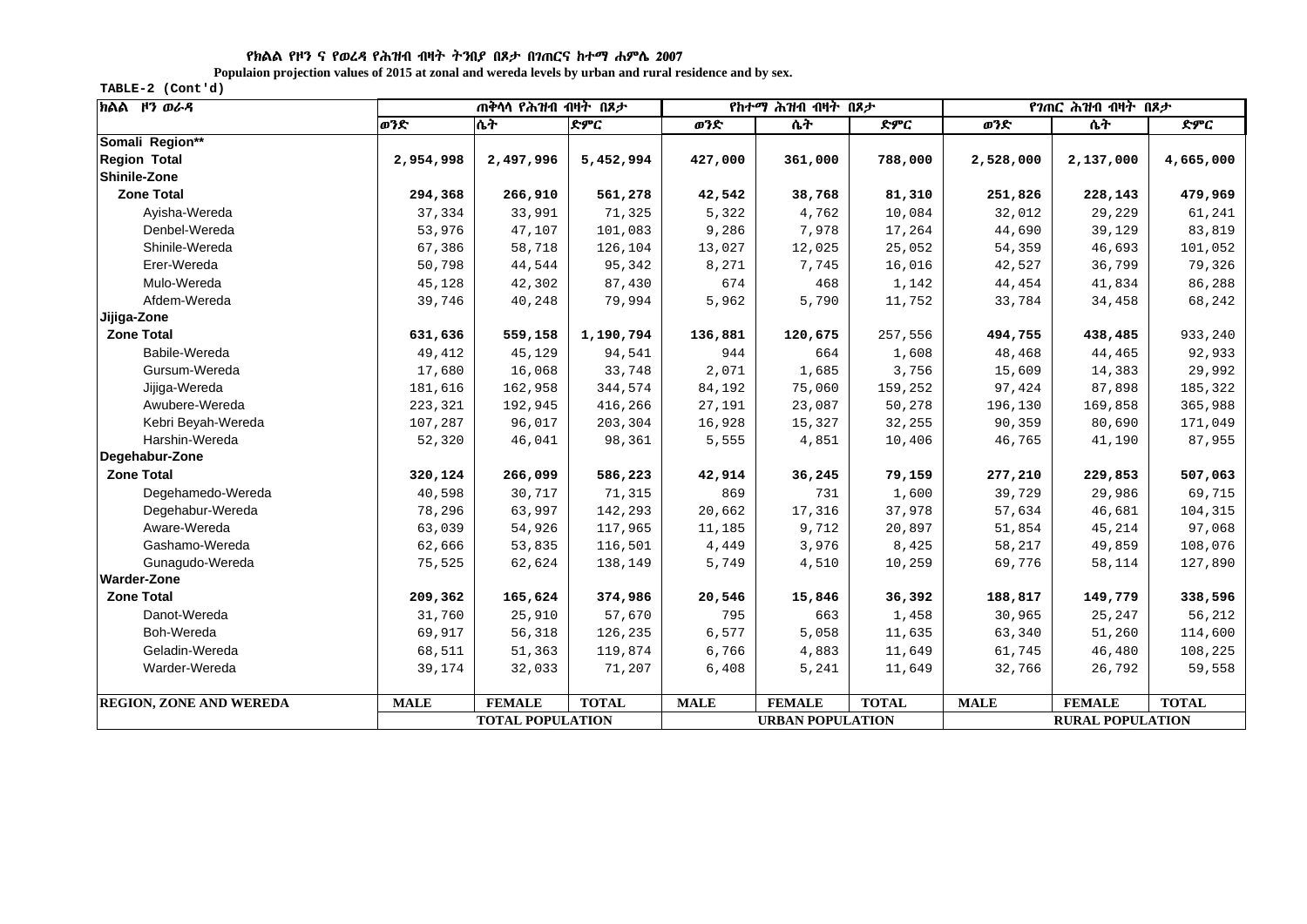የክልል የዞን ና የወረዳ የሕዝብ ብዛት ትንበያ በጾታ በገጠርና ከተማ ሐምሌ 2007

Populaion projection values of 2015 at zonal and wereda levels by urban and rural residence and by sex.

TABLE-2 (Cont'd)

| ክልል ዞን ወራዳ | ጠቅላላ የሕዝብ ብዛት በጾታ | | | የከተማ ሕዝብ ብዛት በጾታ | | | የገጠር ሕዝብ ብዛት በጾታ | | |
|---|---|---|---|---|---|---|---|---|---|
| | ወንድ | ሴት | ድምር | ወንድ | ሴት | ድምር | ወንድ | ሴት | ድምር |
| **Somali Region**** | | | | | | | | | |
| **Region Total** | **2,954,998** | **2,497,996** | **5,452,994** | **427,000** | **361,000** | **788,000** | **2,528,000** | **2,137,000** | **4,665,000** |
| **Shinile-Zone** | | | | | | | | | |
| **Zone Total** | **294,368** | **266,910** | **561,278** | **42,542** | **38,768** | **81,310** | **251,826** | **228,143** | **479,969** |
| Ayisha-Wereda | 37,334 | 33,991 | 71,325 | 5,322 | 4,762 | 10,084 | 32,012 | 29,229 | 61,241 |
| Denbel-Wereda | 53,976 | 47,107 | 101,083 | 9,286 | 7,978 | 17,264 | 44,690 | 39,129 | 83,819 |
| Shinile-Wereda | 67,386 | 58,718 | 126,104 | 13,027 | 12,025 | 25,052 | 54,359 | 46,693 | 101,052 |
| Erer-Wereda | 50,798 | 44,544 | 95,342 | 8,271 | 7,745 | 16,016 | 42,527 | 36,799 | 79,326 |
| Mulo-Wereda | 45,128 | 42,302 | 87,430 | 674 | 468 | 1,142 | 44,454 | 41,834 | 86,288 |
| Afdem-Wereda | 39,746 | 40,248 | 79,994 | 5,962 | 5,790 | 11,752 | 33,784 | 34,458 | 68,242 |
| **Jijiga-Zone** | | | | | | | | | |
| **Zone Total** | **631,636** | **559,158** | **1,190,794** | **136,881** | **120,675** | 257,556 | **494,755** | **438,485** | 933,240 |
| Babile-Wereda | 49,412 | 45,129 | 94,541 | 944 | 664 | 1,608 | 48,468 | 44,465 | 92,933 |
| Gursum-Wereda | 17,680 | 16,068 | 33,748 | 2,071 | 1,685 | 3,756 | 15,609 | 14,383 | 29,992 |
| Jijiga-Wereda | 181,616 | 162,958 | 344,574 | 84,192 | 75,060 | 159,252 | 97,424 | 87,898 | 185,322 |
| Awubere-Wereda | 223,321 | 192,945 | 416,266 | 27,191 | 23,087 | 50,278 | 196,130 | 169,858 | 365,988 |
| Kebri Beyah-Wereda | 107,287 | 96,017 | 203,304 | 16,928 | 15,327 | 32,255 | 90,359 | 80,690 | 171,049 |
| Harshin-Wereda | 52,320 | 46,041 | 98,361 | 5,555 | 4,851 | 10,406 | 46,765 | 41,190 | 87,955 |
| **Degehabur-Zone** | | | | | | | | | |
| **Zone Total** | **320,124** | **266,099** | **586,223** | **42,914** | **36,245** | **79,159** | **277,210** | **229,853** | **507,063** |
| Degehamedo-Wereda | 40,598 | 30,717 | 71,315 | 869 | 731 | 1,600 | 39,729 | 29,986 | 69,715 |
| Degehabur-Wereda | 78,296 | 63,997 | 142,293 | 20,662 | 17,316 | 37,978 | 57,634 | 46,681 | 104,315 |
| Aware-Wereda | 63,039 | 54,926 | 117,965 | 11,185 | 9,712 | 20,897 | 51,854 | 45,214 | 97,068 |
| Gashamo-Wereda | 62,666 | 53,835 | 116,501 | 4,449 | 3,976 | 8,425 | 58,217 | 49,859 | 108,076 |
| Gunagudo-Wereda | 75,525 | 62,624 | 138,149 | 5,749 | 4,510 | 10,259 | 69,776 | 58,114 | 127,890 |
| **Warder-Zone** | | | | | | | | | |
| **Zone Total** | **209,362** | **165,624** | **374,986** | **20,546** | **15,846** | **36,392** | **188,817** | **149,779** | **338,596** |
| Danot-Wereda | 31,760 | 25,910 | 57,670 | 795 | 663 | 1,458 | 30,965 | 25,247 | 56,212 |
| Boh-Wereda | 69,917 | 56,318 | 126,235 | 6,577 | 5,058 | 11,635 | 63,340 | 51,260 | 114,600 |
| Geladin-Wereda | 68,511 | 51,363 | 119,874 | 6,766 | 4,883 | 11,649 | 61,745 | 46,480 | 108,225 |
| Warder-Wereda | 39,174 | 32,033 | 71,207 | 6,408 | 5,241 | 11,649 | 32,766 | 26,792 | 59,558 |
| **REGION, ZONE AND WEREDA** | **MALE** | **FEMALE** | **TOTAL** | **MALE** | **FEMALE** | **TOTAL** | **MALE** | **FEMALE** | **TOTAL** |
| | **TOTAL POPULATION** | | | **URBAN POPULATION** | | | **RURAL POPULATION** | | |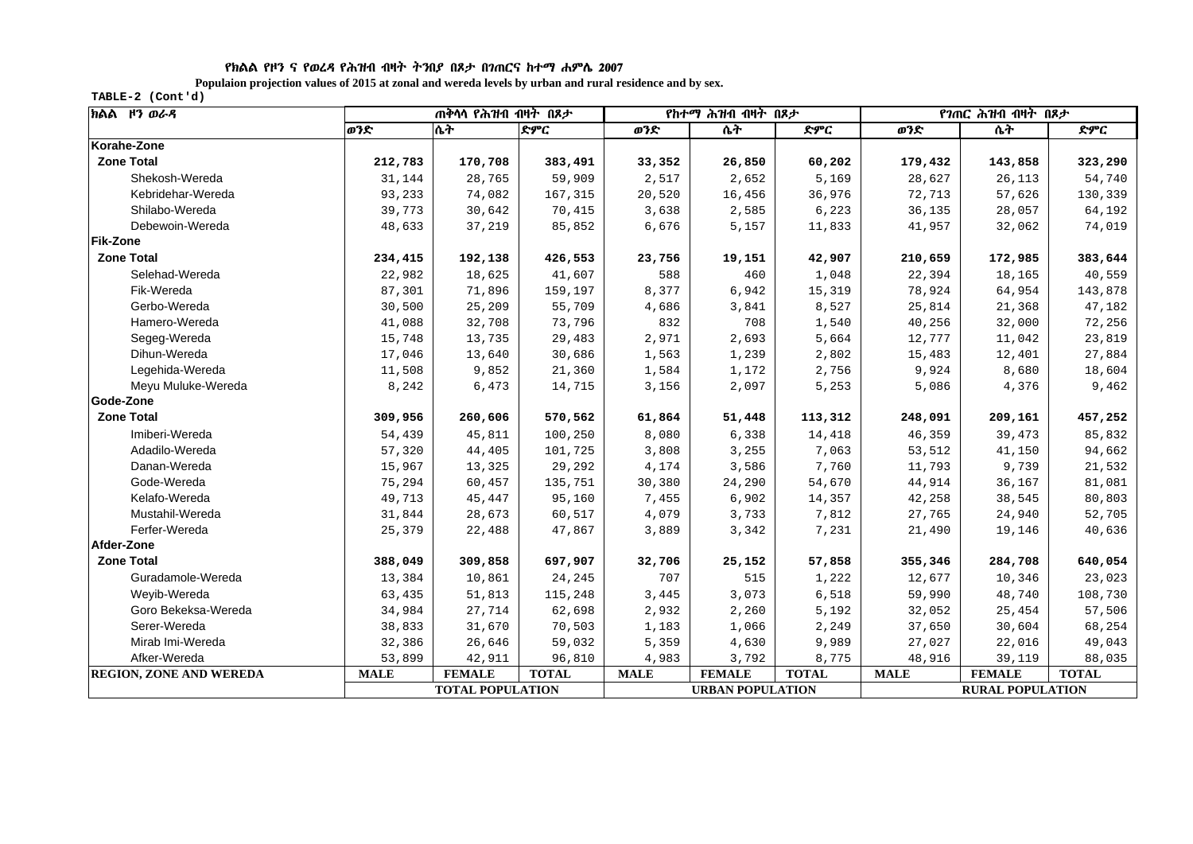የክልል የዞን ና የወረዳ የሕዝብ ብዛት ትንበያ በጾታ በገጠርና ከተማ ሐምሌ 2007

**Populaion projection values of 2015 at zonal and wereda levels by urban and rural residence and by sex.**

TABLE-2 (Cont'd)

| ክልል ዞን ወረዳ | ጠቅላላ የሕዝብ ብዛት በጾታ | | | የከተማ ሕዝብ ብዛት በጾታ | | | የገጠር ሕዝብ ብዛት በጾታ | | |
|---|---|---|---|---|---|---|---|---|---|
| | ወንድ | ሴት | ድምር | ወንድ | ሴት | ድምር | ወንድ | ሴት | ድምር |
| **Korahe-Zone** | | | | | | | | | |
| **Zone Total** | **212,783** | **170,708** | **383,491** | **33,352** | **26,850** | **60,202** | **179,432** | **143,858** | **323,290** |
| Shekosh-Wereda | 31,144 | 28,765 | 59,909 | 2,517 | 2,652 | 5,169 | 28,627 | 26,113 | 54,740 |
| Kebridehar-Wereda | 93,233 | 74,082 | 167,315 | 20,520 | 16,456 | 36,976 | 72,713 | 57,626 | 130,339 |
| Shilabo-Wereda | 39,773 | 30,642 | 70,415 | 3,638 | 2,585 | 6,223 | 36,135 | 28,057 | 64,192 |
| Debewoin-Wereda | 48,633 | 37,219 | 85,852 | 6,676 | 5,157 | 11,833 | 41,957 | 32,062 | 74,019 |
| **Fik-Zone** | | | | | | | | | |
| **Zone Total** | **234,415** | **192,138** | **426,553** | **23,756** | **19,151** | **42,907** | **210,659** | **172,985** | **383,644** |
| Selehad-Wereda | 22,982 | 18,625 | 41,607 | 588 | 460 | 1,048 | 22,394 | 18,165 | 40,559 |
| Fik-Wereda | 87,301 | 71,896 | 159,197 | 8,377 | 6,942 | 15,319 | 78,924 | 64,954 | 143,878 |
| Gerbo-Wereda | 30,500 | 25,209 | 55,709 | 4,686 | 3,841 | 8,527 | 25,814 | 21,368 | 47,182 |
| Hamero-Wereda | 41,088 | 32,708 | 73,796 | 832 | 708 | 1,540 | 40,256 | 32,000 | 72,256 |
| Segeg-Wereda | 15,748 | 13,735 | 29,483 | 2,971 | 2,693 | 5,664 | 12,777 | 11,042 | 23,819 |
| Dihun-Wereda | 17,046 | 13,640 | 30,686 | 1,563 | 1,239 | 2,802 | 15,483 | 12,401 | 27,884 |
| Legehida-Wereda | 11,508 | 9,852 | 21,360 | 1,584 | 1,172 | 2,756 | 9,924 | 8,680 | 18,604 |
| Meyu Muluke-Wereda | 8,242 | 6,473 | 14,715 | 3,156 | 2,097 | 5,253 | 5,086 | 4,376 | 9,462 |
| **Gode-Zone** | | | | | | | | | |
| **Zone Total** | **309,956** | **260,606** | **570,562** | **61,864** | **51,448** | **113,312** | **248,091** | **209,161** | **457,252** |
| Imiberi-Wereda | 54,439 | 45,811 | 100,250 | 8,080 | 6,338 | 14,418 | 46,359 | 39,473 | 85,832 |
| Adadilo-Wereda | 57,320 | 44,405 | 101,725 | 3,808 | 3,255 | 7,063 | 53,512 | 41,150 | 94,662 |
| Danan-Wereda | 15,967 | 13,325 | 29,292 | 4,174 | 3,586 | 7,760 | 11,793 | 9,739 | 21,532 |
| Gode-Wereda | 75,294 | 60,457 | 135,751 | 30,380 | 24,290 | 54,670 | 44,914 | 36,167 | 81,081 |
| Kelafo-Wereda | 49,713 | 45,447 | 95,160 | 7,455 | 6,902 | 14,357 | 42,258 | 38,545 | 80,803 |
| Mustahil-Wereda | 31,844 | 28,673 | 60,517 | 4,079 | 3,733 | 7,812 | 27,765 | 24,940 | 52,705 |
| Ferfer-Wereda | 25,379 | 22,488 | 47,867 | 3,889 | 3,342 | 7,231 | 21,490 | 19,146 | 40,636 |
| **Afder-Zone** | | | | | | | | | |
| **Zone Total** | **388,049** | **309,858** | **697,907** | **32,706** | **25,152** | **57,858** | **355,346** | **284,708** | **640,054** |
| Guradamole-Wereda | 13,384 | 10,861 | 24,245 | 707 | 515 | 1,222 | 12,677 | 10,346 | 23,023 |
| Weyib-Wereda | 63,435 | 51,813 | 115,248 | 3,445 | 3,073 | 6,518 | 59,990 | 48,740 | 108,730 |
| Goro Bekeksa-Wereda | 34,984 | 27,714 | 62,698 | 2,932 | 2,260 | 5,192 | 32,052 | 25,454 | 57,506 |
| Serer-Wereda | 38,833 | 31,670 | 70,503 | 1,183 | 1,066 | 2,249 | 37,650 | 30,604 | 68,254 |
| Mirab Imi-Wereda | 32,386 | 26,646 | 59,032 | 5,359 | 4,630 | 9,989 | 27,027 | 22,016 | 49,043 |
| Afker-Wereda | 53,899 | 42,911 | 96,810 | 4,983 | 3,792 | 8,775 | 48,916 | 39,119 | 88,035 |
| **REGION, ZONE AND WEREDA** | **MALE** | **FEMALE** | **TOTAL** | **MALE** | **FEMALE** | **TOTAL** | **MALE** | **FEMALE** | **TOTAL** |
| | **TOTAL POPULATION** | | | **URBAN POPULATION** | | | **RURAL POPULATION** | | |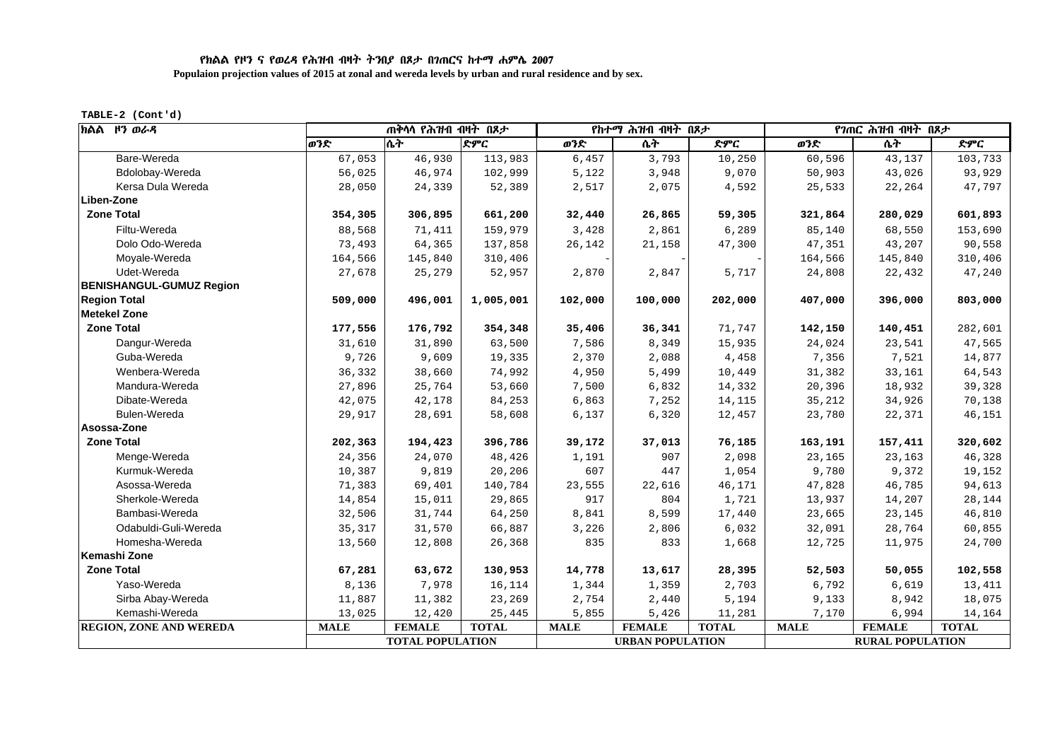**የክልል የዞን ና የወረዳ የሕዝብ ብዛት ትንበያ በጾታ በገጠርና ከተማ ሐምሌ 2007**

**Populaion projection values of 2015 at zonal and wereda levels by urban and rural residence and by sex.**

**TABLE-2 (Cont'd)**

| ክልል ዞን ወራዳ | ጠቅላላ የሕዝብ ብዛት በጾታ | | | የከተማ ሕዝብ ብዛት በጾታ | | | የገጠር ሕዝብ ብዛት በጾታ | | |
|---|---|---|---|---|---|---|---|---|---|
| | ወንድ | ሴት | ድምር | ወንድ | ሴት | ድምር | ወንድ | ሴት | ድምር |
| Bare-Wereda | 67,053 | 46,930 | 113,983 | 6,457 | 3,793 | 10,250 | 60,596 | 43,137 | 103,733 |
| Bdolobay-Wereda | 56,025 | 46,974 | 102,999 | 5,122 | 3,948 | 9,070 | 50,903 | 43,026 | 93,929 |
| Kersa Dula Wereda | 28,050 | 24,339 | 52,389 | 2,517 | 2,075 | 4,592 | 25,533 | 22,264 | 47,797 |
| **Liben-Zone** | | | | | | | | | |
| **Zone Total** | **354,305** | **306,895** | **661,200** | **32,440** | **26,865** | **59,305** | **321,864** | **280,029** | **601,893** |
| Filtu-Wereda | 88,568 | 71,411 | 159,979 | 3,428 | 2,861 | 6,289 | 85,140 | 68,550 | 153,690 |
| Dolo Odo-Wereda | 73,493 | 64,365 | 137,858 | 26,142 | 21,158 | 47,300 | 47,351 | 43,207 | 90,558 |
| Moyale-Wereda | 164,566 | 145,840 | 310,406 | - | - | - | 164,566 | 145,840 | 310,406 |
| Udet-Wereda | 27,678 | 25,279 | 52,957 | 2,870 | 2,847 | 5,717 | 24,808 | 22,432 | 47,240 |
| **BENISHANGUL-GUMUZ Region** | | | | | | | | | |
| **Region Total** | **509,000** | **496,001** | **1,005,001** | **102,000** | **100,000** | **202,000** | **407,000** | **396,000** | **803,000** |
| **Metekel Zone** | | | | | | | | | |
| **Zone Total** | **177,556** | **176,792** | **354,348** | **35,406** | **36,341** | 71,747 | **142,150** | **140,451** | 282,601 |
| Dangur-Wereda | 31,610 | 31,890 | 63,500 | 7,586 | 8,349 | 15,935 | 24,024 | 23,541 | 47,565 |
| Guba-Wereda | 9,726 | 9,609 | 19,335 | 2,370 | 2,088 | 4,458 | 7,356 | 7,521 | 14,877 |
| Wenbera-Wereda | 36,332 | 38,660 | 74,992 | 4,950 | 5,499 | 10,449 | 31,382 | 33,161 | 64,543 |
| Mandura-Wereda | 27,896 | 25,764 | 53,660 | 7,500 | 6,832 | 14,332 | 20,396 | 18,932 | 39,328 |
| Dibate-Wereda | 42,075 | 42,178 | 84,253 | 6,863 | 7,252 | 14,115 | 35,212 | 34,926 | 70,138 |
| Bulen-Wereda | 29,917 | 28,691 | 58,608 | 6,137 | 6,320 | 12,457 | 23,780 | 22,371 | 46,151 |
| **Asossa-Zone** | | | | | | | | | |
| **Zone Total** | **202,363** | **194,423** | **396,786** | **39,172** | **37,013** | **76,185** | **163,191** | **157,411** | **320,602** |
| Menge-Wereda | 24,356 | 24,070 | 48,426 | 1,191 | 907 | 2,098 | 23,165 | 23,163 | 46,328 |
| Kurmuk-Wereda | 10,387 | 9,819 | 20,206 | 607 | 447 | 1,054 | 9,780 | 9,372 | 19,152 |
| Asossa-Wereda | 71,383 | 69,401 | 140,784 | 23,555 | 22,616 | 46,171 | 47,828 | 46,785 | 94,613 |
| Sherkole-Wereda | 14,854 | 15,011 | 29,865 | 917 | 804 | 1,721 | 13,937 | 14,207 | 28,144 |
| Bambasi-Wereda | 32,506 | 31,744 | 64,250 | 8,841 | 8,599 | 17,440 | 23,665 | 23,145 | 46,810 |
| Odabuldi-Guli-Wereda | 35,317 | 31,570 | 66,887 | 3,226 | 2,806 | 6,032 | 32,091 | 28,764 | 60,855 |
| Homesha-Wereda | 13,560 | 12,808 | 26,368 | 835 | 833 | 1,668 | 12,725 | 11,975 | 24,700 |
| **Kemashi Zone** | | | | | | | | | |
| **Zone Total** | **67,281** | **63,672** | **130,953** | **14,778** | **13,617** | **28,395** | **52,503** | **50,055** | **102,558** |
| Yaso-Wereda | 8,136 | 7,978 | 16,114 | 1,344 | 1,359 | 2,703 | 6,792 | 6,619 | 13,411 |
| Sirba Abay-Wereda | 11,887 | 11,382 | 23,269 | 2,754 | 2,440 | 5,194 | 9,133 | 8,942 | 18,075 |
| Kemashi-Wereda | 13,025 | 12,420 | 25,445 | 5,855 | 5,426 | 11,281 | 7,170 | 6,994 | 14,164 |
| **REGION, ZONE AND WEREDA** | **MALE** | **FEMALE** | **TOTAL** | **MALE** | **FEMALE** | **TOTAL** | **MALE** | **FEMALE** | **TOTAL** |
| | **TOTAL POPULATION** | | | **URBAN POPULATION** | | | **RURAL POPULATION** | | |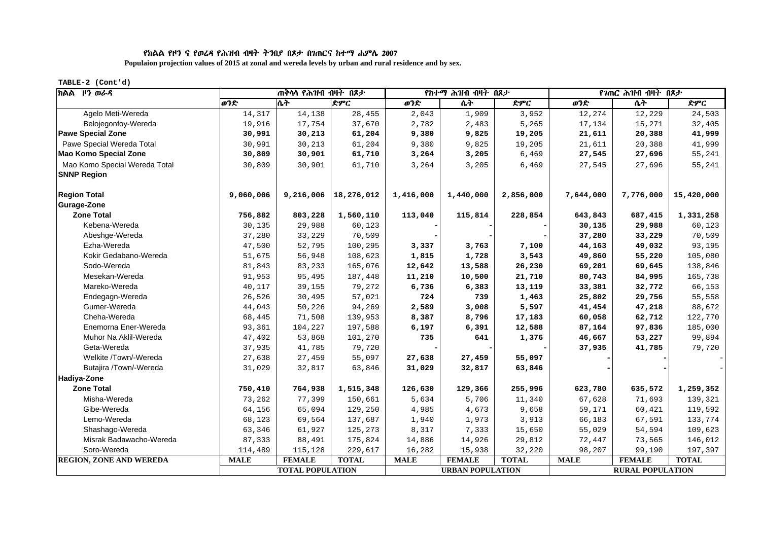የክልል የዞን ና የወረዳ የሕዝብ ብዛት ትንበያ በጾታ በገጠርና ከተማ ሐምሌ 2007

**Populaion projection values of 2015 at zonal and wereda levels by urban and rural residence and by sex.**

**TABLE-2 (Cont'd)**

| ክልል ዞን ወራዳ | ጠቅላላ የሕዝብ ብዛት በጾታ | | | የከተማ ሕዝብ ብዛት በጾታ | | | የገጠር ሕዝብ ብዛት በጾታ | | |
|---|---|---|---|---|---|---|---|---|---|
| | ወንድ | ሴት | ድምር | ወንድ | ሴት | ድምር | ወንድ | ሴት | ድምር |
| Agelo Meti-Wereda | 14,317 | 14,138 | 28,455 | 2,043 | 1,909 | 3,952 | 12,274 | 12,229 | 24,503 |
| Belojegonfoy-Wereda | 19,916 | 17,754 | 37,670 | 2,782 | 2,483 | 5,265 | 17,134 | 15,271 | 32,405 |
| **Pawe Special Zone** | **30,991** | **30,213** | **61,204** | **9,380** | **9,825** | **19,205** | **21,611** | **20,388** | **41,999** |
| Pawe Special Wereda Total | 30,991 | 30,213 | 61,204 | 9,380 | 9,825 | 19,205 | 21,611 | 20,388 | 41,999 |
| **Mao Komo Special Zone** | **30,809** | **30,901** | **61,710** | **3,264** | **3,205** | 6,469 | 27,545 | 27,696 | 55,241 |
| Mao Komo Special Wereda Total | 30,809 | 30,901 | 61,710 | 3,264 | 3,205 | 6,469 | 27,545 | 27,696 | 55,241 |
| **SNNP Region** | | | | | | | | | |
| **Region Total** | **9,060,006** | **9,216,006** | **18,276,012** | **1,416,000** | **1,440,000** | **2,856,000** | **7,644,000** | **7,776,000** | **15,420,000** |
| **Gurage-Zone** | | | | | | | | | |
| **Zone Total** | **756,882** | **803,228** | **1,560,110** | **113,040** | **115,814** | **228,854** | **643,843** | **687,415** | **1,331,258** |
| Kebena-Wereda | 30,135 | 29,988 | 60,123 | - | - | - | **30,135** | **29,988** | 60,123 |
| Abeshge-Wereda | 37,280 | 33,229 | 70,509 | - | - | - | **37,280** | **33,229** | 70,509 |
| Ezha-Wereda | 47,500 | 52,795 | 100,295 | **3,337** | **3,763** | **7,100** | **44,163** | **49,032** | 93,195 |
| Kokir Gedabano-Wereda | 51,675 | 56,948 | 108,623 | **1,815** | **1,728** | **3,543** | **49,860** | **55,220** | 105,080 |
| Sodo-Wereda | 81,843 | 83,233 | 165,076 | **12,642** | **13,588** | **26,230** | **69,201** | **69,645** | 138,846 |
| Mesekan-Wereda | 91,953 | 95,495 | 187,448 | **11,210** | **10,500** | **21,710** | **80,743** | **84,995** | 165,738 |
| Mareko-Wereda | 40,117 | 39,155 | 79,272 | **6,736** | **6,383** | **13,119** | **33,381** | **32,772** | 66,153 |
| Endegagn-Wereda | 26,526 | 30,495 | 57,021 | **724** | **739** | **1,463** | **25,802** | **29,756** | 55,558 |
| Gumer-Wereda | 44,043 | 50,226 | 94,269 | **2,589** | **3,008** | **5,597** | **41,454** | **47,218** | 88,672 |
| Cheha-Wereda | 68,445 | 71,508 | 139,953 | **8,387** | **8,796** | **17,183** | **60,058** | **62,712** | 122,770 |
| Enemorna Ener-Wereda | 93,361 | 104,227 | 197,588 | **6,197** | **6,391** | **12,588** | **87,164** | **97,836** | 185,000 |
| Muhor Na Aklil-Wereda | 47,402 | 53,868 | 101,270 | **735** | **641** | **1,376** | **46,667** | **53,227** | 99,894 |
| Geta-Wereda | 37,935 | 41,785 | 79,720 | - | - | - | **37,935** | **41,785** | 79,720 |
| Welkite /Town/-Wereda | 27,638 | 27,459 | 55,097 | **27,638** | **27,459** | **55,097** | - | - | - |
| Butajira /Town/-Wereda | 31,029 | 32,817 | 63,846 | **31,029** | **32,817** | **63,846** | - | - | - |
| **Hadiya-Zone** | | | | | | | | | |
| **Zone Total** | **750,410** | **764,938** | **1,515,348** | **126,630** | **129,366** | **255,996** | **623,780** | **635,572** | **1,259,352** |
| Misha-Wereda | 73,262 | 77,399 | 150,661 | 5,634 | 5,706 | 11,340 | 67,628 | 71,693 | 139,321 |
| Gibe-Wereda | 64,156 | 65,094 | 129,250 | 4,985 | 4,673 | 9,658 | 59,171 | 60,421 | 119,592 |
| Lemo-Wereda | 68,123 | 69,564 | 137,687 | 1,940 | 1,973 | 3,913 | 66,183 | 67,591 | 133,774 |
| Shashago-Wereda | 63,346 | 61,927 | 125,273 | 8,317 | 7,333 | 15,650 | 55,029 | 54,594 | 109,623 |
| Misrak Badawacho-Wereda | 87,333 | 88,491 | 175,824 | 14,886 | 14,926 | 29,812 | 72,447 | 73,565 | 146,012 |
| Soro-Wereda | 114,489 | 115,128 | 229,617 | 16,282 | 15,938 | 32,220 | 98,207 | 99,190 | 197,397 |
| **REGION, ZONE AND WEREDA** | **MALE** | **FEMALE** | **TOTAL** | **MALE** | **FEMALE** | **TOTAL** | **MALE** | **FEMALE** | **TOTAL** |
| | **TOTAL POPULATION** | | | **URBAN POPULATION** | | | **RURAL POPULATION** | | |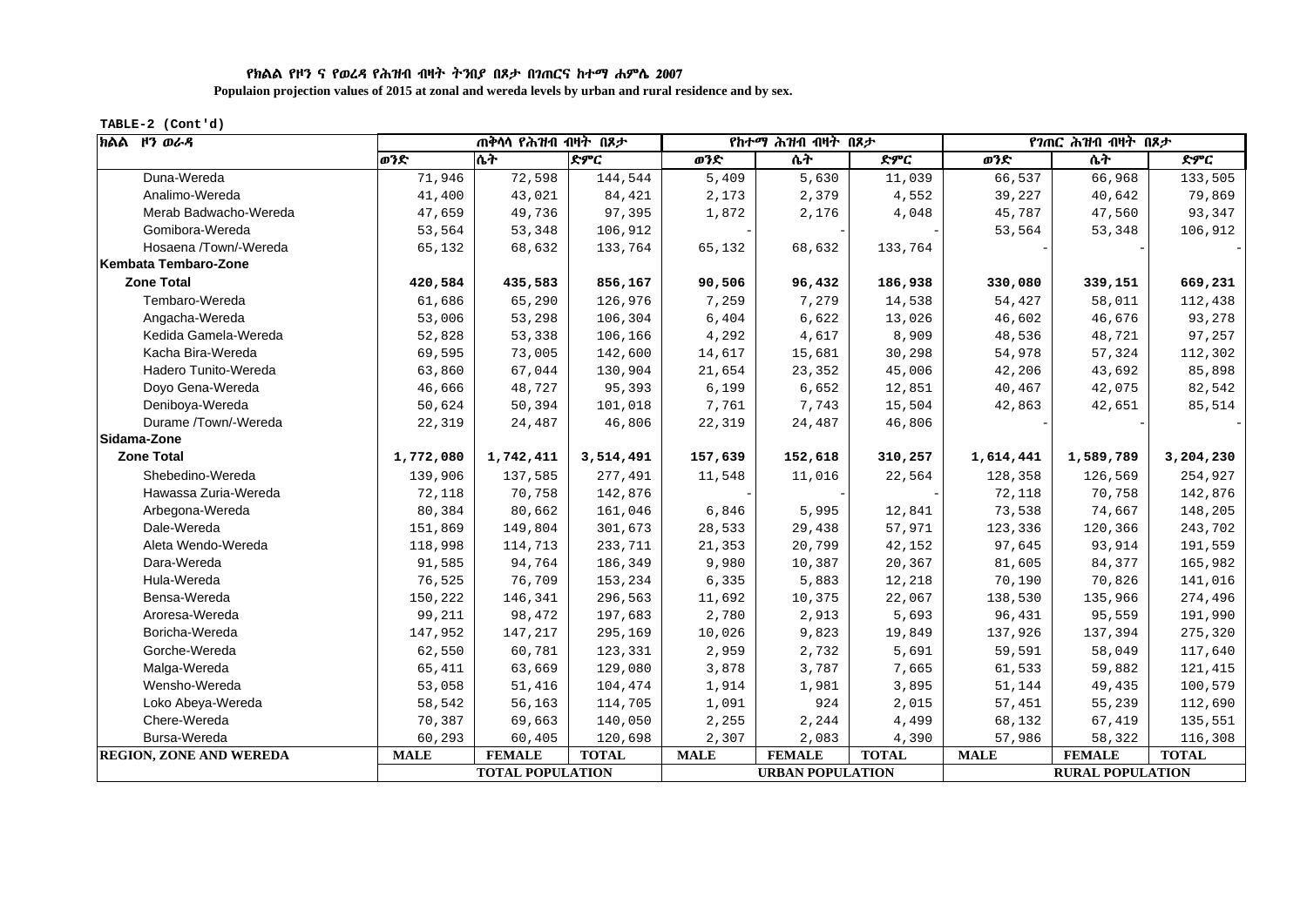**የክልል የዞን ና የወረዳ የሕዝብ ብዛት ትንበያ በጾታ በገጠርና ከተማ ሐምሌ 2007**

**Populaion projection values of 2015 at zonal and wereda levels by urban and rural residence and by sex.**

**TABLE-2 (Cont'd)**

| ክልል ዞን ወራዳ | ጠቅላላ የሕዝብ ብዛት በጾታ | | | የከተማ ሕዝብ ብዛት በጾታ | | | የገጠር ሕዝብ ብዛት በጾታ | | |
|---|---|---|---|---|---|---|---|---|---|
| | ወንድ | ሴት | ድምር | ወንድ | ሴት | ድምር | ወንድ | ሴት | ድምር |
| Duna-Wereda | 71,946 | 72,598 | 144,544 | 5,409 | 5,630 | 11,039 | 66,537 | 66,968 | 133,505 |
| Analimo-Wereda | 41,400 | 43,021 | 84,421 | 2,173 | 2,379 | 4,552 | 39,227 | 40,642 | 79,869 |
| Merab Badwacho-Wereda | 47,659 | 49,736 | 97,395 | 1,872 | 2,176 | 4,048 | 45,787 | 47,560 | 93,347 |
| Gomibora-Wereda | 53,564 | 53,348 | 106,912 | - | - | - | 53,564 | 53,348 | 106,912 |
| Hosaena /Town/-Wereda | 65,132 | 68,632 | 133,764 | 65,132 | 68,632 | 133,764 | - | - | - |
| **Kembata Tembaro-Zone** | | | | | | | | | |
| **Zone Total** | **420,584** | **435,583** | **856,167** | **90,506** | **96,432** | **186,938** | **330,080** | **339,151** | **669,231** |
| Tembaro-Wereda | 61,686 | 65,290 | 126,976 | 7,259 | 7,279 | 14,538 | 54,427 | 58,011 | 112,438 |
| Angacha-Wereda | 53,006 | 53,298 | 106,304 | 6,404 | 6,622 | 13,026 | 46,602 | 46,676 | 93,278 |
| Kedida Gamela-Wereda | 52,828 | 53,338 | 106,166 | 4,292 | 4,617 | 8,909 | 48,536 | 48,721 | 97,257 |
| Kacha Bira-Wereda | 69,595 | 73,005 | 142,600 | 14,617 | 15,681 | 30,298 | 54,978 | 57,324 | 112,302 |
| Hadero Tunito-Wereda | 63,860 | 67,044 | 130,904 | 21,654 | 23,352 | 45,006 | 42,206 | 43,692 | 85,898 |
| Doyo Gena-Wereda | 46,666 | 48,727 | 95,393 | 6,199 | 6,652 | 12,851 | 40,467 | 42,075 | 82,542 |
| Deniboya-Wereda | 50,624 | 50,394 | 101,018 | 7,761 | 7,743 | 15,504 | 42,863 | 42,651 | 85,514 |
| Durame /Town/-Wereda | 22,319 | 24,487 | 46,806 | 22,319 | 24,487 | 46,806 | - | - | - |
| **Sidama-Zone** | | | | | | | | | |
| **Zone Total** | **1,772,080** | **1,742,411** | **3,514,491** | **157,639** | **152,618** | **310,257** | **1,614,441** | **1,589,789** | **3,204,230** |
| Shebedino-Wereda | 139,906 | 137,585 | 277,491 | 11,548 | 11,016 | 22,564 | 128,358 | 126,569 | 254,927 |
| Hawassa Zuria-Wereda | 72,118 | 70,758 | 142,876 | - | - | - | 72,118 | 70,758 | 142,876 |
| Arbegona-Wereda | 80,384 | 80,662 | 161,046 | 6,846 | 5,995 | 12,841 | 73,538 | 74,667 | 148,205 |
| Dale-Wereda | 151,869 | 149,804 | 301,673 | 28,533 | 29,438 | 57,971 | 123,336 | 120,366 | 243,702 |
| Aleta Wendo-Wereda | 118,998 | 114,713 | 233,711 | 21,353 | 20,799 | 42,152 | 97,645 | 93,914 | 191,559 |
| Dara-Wereda | 91,585 | 94,764 | 186,349 | 9,980 | 10,387 | 20,367 | 81,605 | 84,377 | 165,982 |
| Hula-Wereda | 76,525 | 76,709 | 153,234 | 6,335 | 5,883 | 12,218 | 70,190 | 70,826 | 141,016 |
| Bensa-Wereda | 150,222 | 146,341 | 296,563 | 11,692 | 10,375 | 22,067 | 138,530 | 135,966 | 274,496 |
| Aroresa-Wereda | 99,211 | 98,472 | 197,683 | 2,780 | 2,913 | 5,693 | 96,431 | 95,559 | 191,990 |
| Boricha-Wereda | 147,952 | 147,217 | 295,169 | 10,026 | 9,823 | 19,849 | 137,926 | 137,394 | 275,320 |
| Gorche-Wereda | 62,550 | 60,781 | 123,331 | 2,959 | 2,732 | 5,691 | 59,591 | 58,049 | 117,640 |
| Malga-Wereda | 65,411 | 63,669 | 129,080 | 3,878 | 3,787 | 7,665 | 61,533 | 59,882 | 121,415 |
| Wensho-Wereda | 53,058 | 51,416 | 104,474 | 1,914 | 1,981 | 3,895 | 51,144 | 49,435 | 100,579 |
| Loko Abeya-Wereda | 58,542 | 56,163 | 114,705 | 1,091 | 924 | 2,015 | 57,451 | 55,239 | 112,690 |
| Chere-Wereda | 70,387 | 69,663 | 140,050 | 2,255 | 2,244 | 4,499 | 68,132 | 67,419 | 135,551 |
| Bursa-Wereda | 60,293 | 60,405 | 120,698 | 2,307 | 2,083 | 4,390 | 57,986 | 58,322 | 116,308 |
| **REGION, ZONE AND WEREDA** | **MALE** | **FEMALE** | **TOTAL** | **MALE** | **FEMALE** | **TOTAL** | **MALE** | **FEMALE** | **TOTAL** |
| | **TOTAL POPULATION** | | | **URBAN POPULATION** | | | **RURAL POPULATION** | | |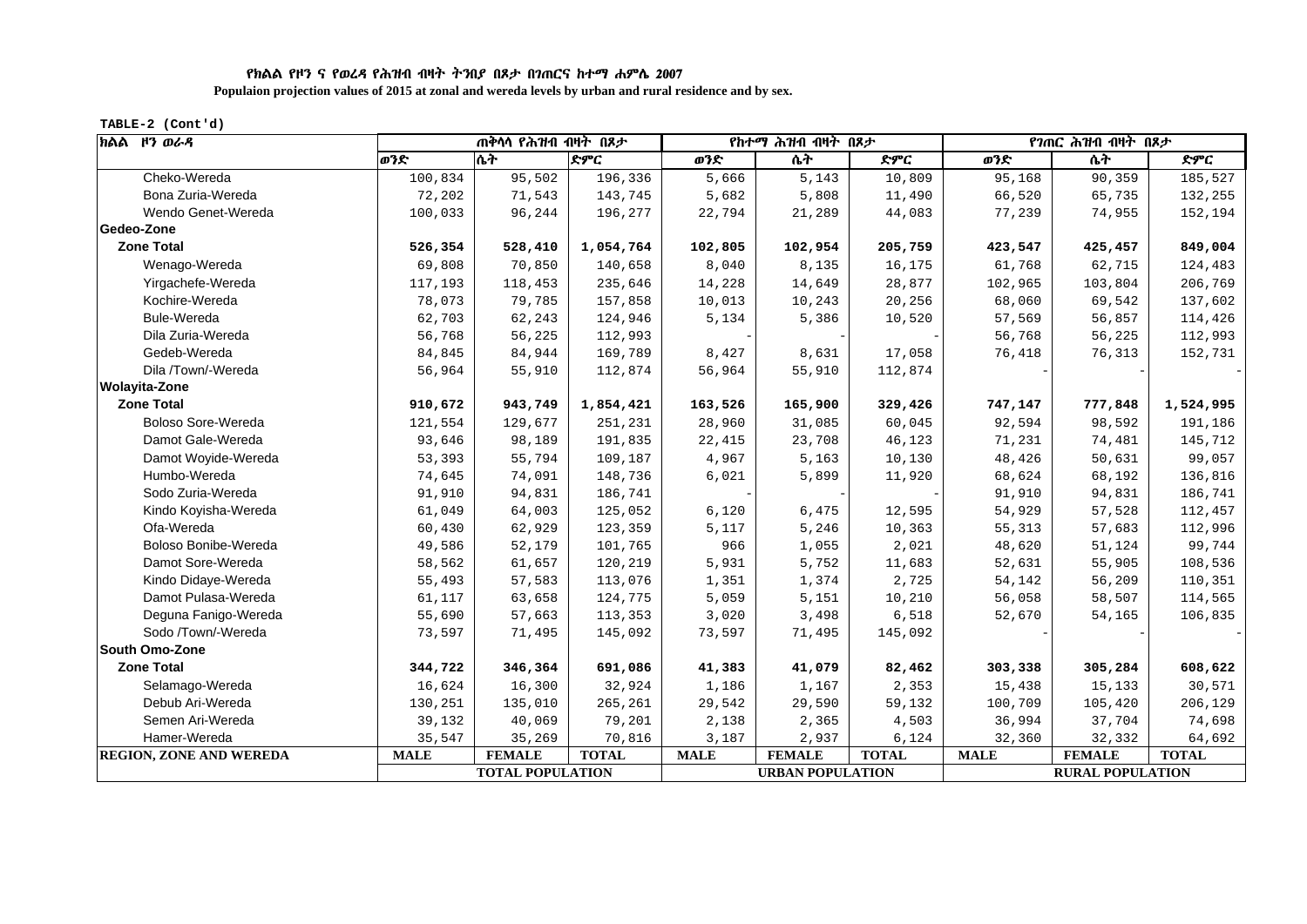**የክልል የዞን ና የወረዳ የሕዝብ ብዛት ትንበያ በጾታ በገጠርና ከተማ ሐምሌ 2007**

**Populaion projection values of 2015 at zonal and wereda levels by urban and rural residence and by sex.**

TABLE-2 (Cont'd)

| ክልል ዞን ወራዳ | ጠቅላላ የሕዝብ ብዛት በጾታ | | | የከተማ ሕዝብ ብዛት በጾታ | | | የገጠር ሕዝብ ብዛት በጾታ | | |
|---|---|---|---|---|---|---|---|---|---|
| | ወንድ | ሴት | ድምር | ወንድ | ሴት | ድምር | ወንድ | ሴት | ድምር |
| Cheko-Wereda | 100,834 | 95,502 | 196,336 | 5,666 | 5,143 | 10,809 | 95,168 | 90,359 | 185,527 |
| Bona Zuria-Wereda | 72,202 | 71,543 | 143,745 | 5,682 | 5,808 | 11,490 | 66,520 | 65,735 | 132,255 |
| Wendo Genet-Wereda | 100,033 | 96,244 | 196,277 | 22,794 | 21,289 | 44,083 | 77,239 | 74,955 | 152,194 |
| **Gedeo-Zone** | | | | | | | | | |
| **Zone Total** | **526,354** | **528,410** | **1,054,764** | **102,805** | **102,954** | **205,759** | **423,547** | **425,457** | **849,004** |
| Wenago-Wereda | 69,808 | 70,850 | 140,658 | 8,040 | 8,135 | 16,175 | 61,768 | 62,715 | 124,483 |
| Yirgachefe-Wereda | 117,193 | 118,453 | 235,646 | 14,228 | 14,649 | 28,877 | 102,965 | 103,804 | 206,769 |
| Kochire-Wereda | 78,073 | 79,785 | 157,858 | 10,013 | 10,243 | 20,256 | 68,060 | 69,542 | 137,602 |
| Bule-Wereda | 62,703 | 62,243 | 124,946 | 5,134 | 5,386 | 10,520 | 57,569 | 56,857 | 114,426 |
| Dila Zuria-Wereda | 56,768 | 56,225 | 112,993 | - | - | - | 56,768 | 56,225 | 112,993 |
| Gedeb-Wereda | 84,845 | 84,944 | 169,789 | 8,427 | 8,631 | 17,058 | 76,418 | 76,313 | 152,731 |
| Dila /Town/-Wereda | 56,964 | 55,910 | 112,874 | 56,964 | 55,910 | 112,874 | - | - | - |
| **Wolayita-Zone** | | | | | | | | | |
| **Zone Total** | **910,672** | **943,749** | **1,854,421** | **163,526** | **165,900** | **329,426** | **747,147** | **777,848** | **1,524,995** |
| Boloso Sore-Wereda | 121,554 | 129,677 | 251,231 | 28,960 | 31,085 | 60,045 | 92,594 | 98,592 | 191,186 |
| Damot Gale-Wereda | 93,646 | 98,189 | 191,835 | 22,415 | 23,708 | 46,123 | 71,231 | 74,481 | 145,712 |
| Damot Woyide-Wereda | 53,393 | 55,794 | 109,187 | 4,967 | 5,163 | 10,130 | 48,426 | 50,631 | 99,057 |
| Humbo-Wereda | 74,645 | 74,091 | 148,736 | 6,021 | 5,899 | 11,920 | 68,624 | 68,192 | 136,816 |
| Sodo Zuria-Wereda | 91,910 | 94,831 | 186,741 | - | - | - | 91,910 | 94,831 | 186,741 |
| Kindo Koyisha-Wereda | 61,049 | 64,003 | 125,052 | 6,120 | 6,475 | 12,595 | 54,929 | 57,528 | 112,457 |
| Ofa-Wereda | 60,430 | 62,929 | 123,359 | 5,117 | 5,246 | 10,363 | 55,313 | 57,683 | 112,996 |
| Boloso Bonibe-Wereda | 49,586 | 52,179 | 101,765 | 966 | 1,055 | 2,021 | 48,620 | 51,124 | 99,744 |
| Damot Sore-Wereda | 58,562 | 61,657 | 120,219 | 5,931 | 5,752 | 11,683 | 52,631 | 55,905 | 108,536 |
| Kindo Didaye-Wereda | 55,493 | 57,583 | 113,076 | 1,351 | 1,374 | 2,725 | 54,142 | 56,209 | 110,351 |
| Damot Pulasa-Wereda | 61,117 | 63,658 | 124,775 | 5,059 | 5,151 | 10,210 | 56,058 | 58,507 | 114,565 |
| Deguna Fanigo-Wereda | 55,690 | 57,663 | 113,353 | 3,020 | 3,498 | 6,518 | 52,670 | 54,165 | 106,835 |
| Sodo /Town/-Wereda | 73,597 | 71,495 | 145,092 | 73,597 | 71,495 | 145,092 | - | - | - |
| **South Omo-Zone** | | | | | | | | | |
| **Zone Total** | **344,722** | **346,364** | **691,086** | **41,383** | **41,079** | **82,462** | **303,338** | **305,284** | **608,622** |
| Selamago-Wereda | 16,624 | 16,300 | 32,924 | 1,186 | 1,167 | 2,353 | 15,438 | 15,133 | 30,571 |
| Debub Ari-Wereda | 130,251 | 135,010 | 265,261 | 29,542 | 29,590 | 59,132 | 100,709 | 105,420 | 206,129 |
| Semen Ari-Wereda | 39,132 | 40,069 | 79,201 | 2,138 | 2,365 | 4,503 | 36,994 | 37,704 | 74,698 |
| Hamer-Wereda | 35,547 | 35,269 | 70,816 | 3,187 | 2,937 | 6,124 | 32,360 | 32,332 | 64,692 |
| **REGION, ZONE AND WEREDA** | **MALE** | **FEMALE** | **TOTAL** | **MALE** | **FEMALE** | **TOTAL** | **MALE** | **FEMALE** | **TOTAL** |
| | **TOTAL POPULATION** | | | **URBAN POPULATION** | | | **RURAL POPULATION** | | |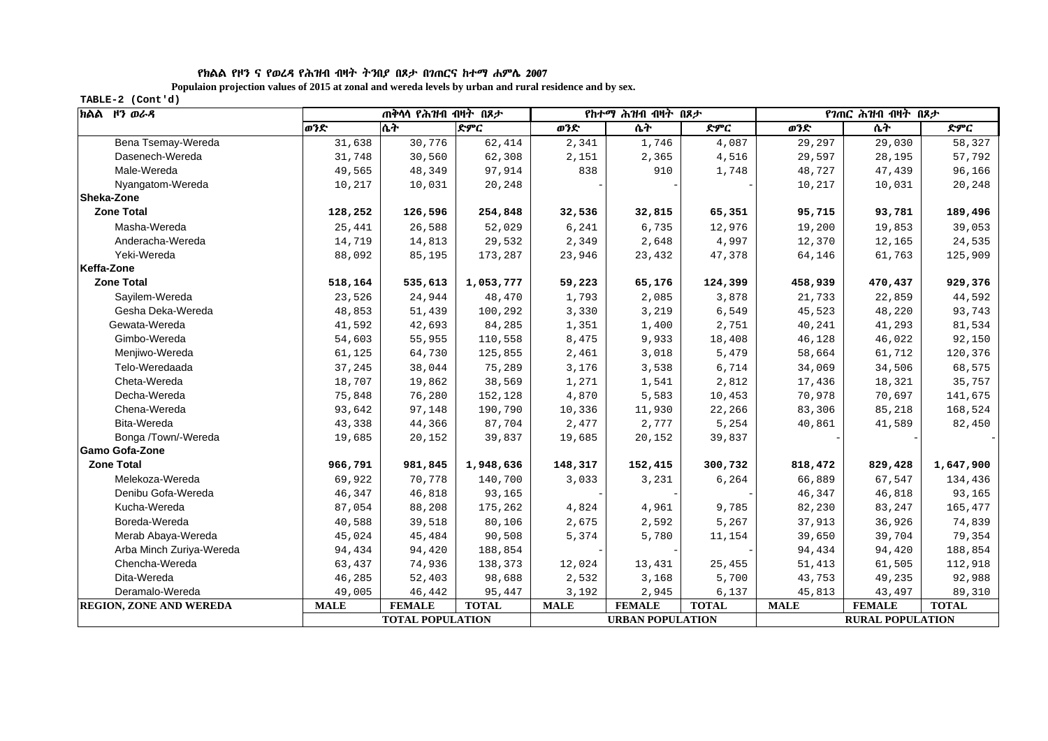የክልል የዞን ና የወረዳ የሕዝብ ብዛት ትንበያ በጾታ በገጠርና ከተማ ሐምሌ 2007

**Populaion projection values of 2015 at zonal and wereda levels by urban and rural residence and by sex.**

TABLE-2 (Cont'd)

| ክልል ዞን ወራዳ | ጠቅላላ የሕዝብ ብዛት በጾታ | | | የከተማ ሕዝብ ብዛት በጾታ | | | የገጠር ሕዝብ ብዛት በጾታ | | |
|---|---|---|---|---|---|---|---|---|---|
| | ወንድ | ሴት | ድምር | ወንድ | ሴት | ድምር | ወንድ | ሴት | ድምር |
| Bena Tsemay-Wereda | 31,638 | 30,776 | 62,414 | 2,341 | 1,746 | 4,087 | 29,297 | 29,030 | 58,327 |
| Dasenech-Wereda | 31,748 | 30,560 | 62,308 | 2,151 | 2,365 | 4,516 | 29,597 | 28,195 | 57,792 |
| Male-Wereda | 49,565 | 48,349 | 97,914 | 838 | 910 | 1,748 | 48,727 | 47,439 | 96,166 |
| Nyangatom-Wereda | 10,217 | 10,031 | 20,248 | - | - | - | 10,217 | 10,031 | 20,248 |
| **Sheka-Zone** | | | | | | | | | |
| **Zone Total** | **128,252** | **126,596** | **254,848** | **32,536** | **32,815** | **65,351** | **95,715** | **93,781** | **189,496** |
| Masha-Wereda | 25,441 | 26,588 | 52,029 | 6,241 | 6,735 | 12,976 | 19,200 | 19,853 | 39,053 |
| Anderacha-Wereda | 14,719 | 14,813 | 29,532 | 2,349 | 2,648 | 4,997 | 12,370 | 12,165 | 24,535 |
| Yeki-Wereda | 88,092 | 85,195 | 173,287 | 23,946 | 23,432 | 47,378 | 64,146 | 61,763 | 125,909 |
| **Keffa-Zone** | | | | | | | | | |
| **Zone Total** | **518,164** | **535,613** | **1,053,777** | **59,223** | **65,176** | **124,399** | **458,939** | **470,437** | **929,376** |
| Sayilem-Wereda | 23,526 | 24,944 | 48,470 | 1,793 | 2,085 | 3,878 | 21,733 | 22,859 | 44,592 |
| Gesha Deka-Wereda | 48,853 | 51,439 | 100,292 | 3,330 | 3,219 | 6,549 | 45,523 | 48,220 | 93,743 |
| Gewata-Wereda | 41,592 | 42,693 | 84,285 | 1,351 | 1,400 | 2,751 | 40,241 | 41,293 | 81,534 |
| Gimbo-Wereda | 54,603 | 55,955 | 110,558 | 8,475 | 9,933 | 18,408 | 46,128 | 46,022 | 92,150 |
| Menjiwo-Wereda | 61,125 | 64,730 | 125,855 | 2,461 | 3,018 | 5,479 | 58,664 | 61,712 | 120,376 |
| Telo-Weredaada | 37,245 | 38,044 | 75,289 | 3,176 | 3,538 | 6,714 | 34,069 | 34,506 | 68,575 |
| Cheta-Wereda | 18,707 | 19,862 | 38,569 | 1,271 | 1,541 | 2,812 | 17,436 | 18,321 | 35,757 |
| Decha-Wereda | 75,848 | 76,280 | 152,128 | 4,870 | 5,583 | 10,453 | 70,978 | 70,697 | 141,675 |
| Chena-Wereda | 93,642 | 97,148 | 190,790 | 10,336 | 11,930 | 22,266 | 83,306 | 85,218 | 168,524 |
| Bita-Wereda | 43,338 | 44,366 | 87,704 | 2,477 | 2,777 | 5,254 | 40,861 | 41,589 | 82,450 |
| Bonga /Town/-Wereda | 19,685 | 20,152 | 39,837 | 19,685 | 20,152 | 39,837 | - | - | - |
| **Gamo Gofa-Zone** | | | | | | | | | |
| **Zone Total** | **966,791** | **981,845** | **1,948,636** | **148,317** | **152,415** | **300,732** | **818,472** | **829,428** | **1,647,900** |
| Melekoza-Wereda | 69,922 | 70,778 | 140,700 | 3,033 | 3,231 | 6,264 | 66,889 | 67,547 | 134,436 |
| Denibu Gofa-Wereda | 46,347 | 46,818 | 93,165 | - | - | - | 46,347 | 46,818 | 93,165 |
| Kucha-Wereda | 87,054 | 88,208 | 175,262 | 4,824 | 4,961 | 9,785 | 82,230 | 83,247 | 165,477 |
| Boreda-Wereda | 40,588 | 39,518 | 80,106 | 2,675 | 2,592 | 5,267 | 37,913 | 36,926 | 74,839 |
| Merab Abaya-Wereda | 45,024 | 45,484 | 90,508 | 5,374 | 5,780 | 11,154 | 39,650 | 39,704 | 79,354 |
| Arba Minch Zuriya-Wereda | 94,434 | 94,420 | 188,854 | - | - | - | 94,434 | 94,420 | 188,854 |
| Chencha-Wereda | 63,437 | 74,936 | 138,373 | 12,024 | 13,431 | 25,455 | 51,413 | 61,505 | 112,918 |
| Dita-Wereda | 46,285 | 52,403 | 98,688 | 2,532 | 3,168 | 5,700 | 43,753 | 49,235 | 92,988 |
| Deramalo-Wereda | 49,005 | 46,442 | 95,447 | 3,192 | 2,945 | 6,137 | 45,813 | 43,497 | 89,310 |
| **REGION, ZONE AND WEREDA** | **MALE** | **FEMALE** | **TOTAL** | **MALE** | **FEMALE** | **TOTAL** | **MALE** | **FEMALE** | **TOTAL** |
| | **TOTAL POPULATION** | | | **URBAN POPULATION** | | | **RURAL POPULATION** | | |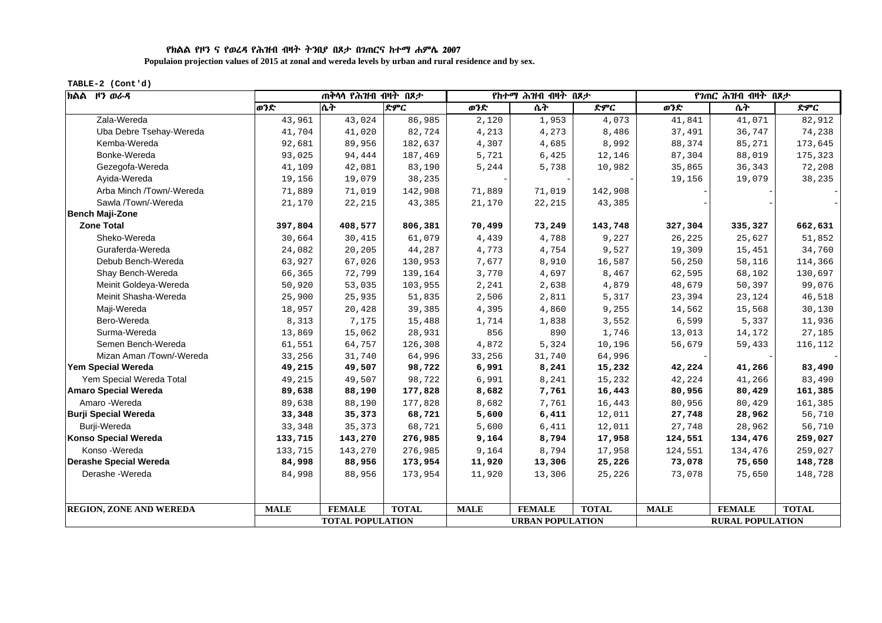የክልል የዞን ና የወረዳ የሕዝብ ብዛት ትንበያ በጾታ በገጠርና ከተማ ሐምሌ 2007

**Populaion projection values of 2015 at zonal and wereda levels by urban and rural residence and by sex.**

TABLE-2 (Cont'd)

| ክልል ዞን ወራዳ | ጠቅላላ የሕዝብ ብዛት በጾታ | | | የከተማ ሕዝብ ብዛት በጾታ | | | የገጠር ሕዝብ ብዛት በጾታ | | |
|---|---|---|---|---|---|---|---|---|---|
| | ወንድ | ሴት | ድምር | ወንድ | ሴት | ድምር | ወንድ | ሴት | ድምር |
| Zala-Wereda | 43,961 | 43,024 | 86,985 | 2,120 | 1,953 | 4,073 | 41,841 | 41,071 | 82,912 |
| Uba Debre Tsehay-Wereda | 41,704 | 41,020 | 82,724 | 4,213 | 4,273 | 8,486 | 37,491 | 36,747 | 74,238 |
| Kemba-Wereda | 92,681 | 89,956 | 182,637 | 4,307 | 4,685 | 8,992 | 88,374 | 85,271 | 173,645 |
| Bonke-Wereda | 93,025 | 94,444 | 187,469 | 5,721 | 6,425 | 12,146 | 87,304 | 88,019 | 175,323 |
| Gezegofa-Wereda | 41,109 | 42,081 | 83,190 | 5,244 | 5,738 | 10,982 | 35,865 | 36,343 | 72,208 |
| Ayida-Wereda | 19,156 | 19,079 | 38,235 | - | - | - | 19,156 | 19,079 | 38,235 |
| Arba Minch /Town/-Wereda | 71,889 | 71,019 | 142,908 | 71,889 | 71,019 | 142,908 | - | - | - |
| Sawla /Town/-Wereda | 21,170 | 22,215 | 43,385 | 21,170 | 22,215 | 43,385 | - | - | - |
| **Bench Maji-Zone** | | | | | | | | | |
| **Zone Total** | **397,804** | **408,577** | **806,381** | **70,499** | **73,249** | **143,748** | **327,304** | **335,327** | **662,631** |
| Sheko-Wereda | 30,664 | 30,415 | 61,079 | 4,439 | 4,788 | 9,227 | 26,225 | 25,627 | 51,852 |
| Guraferda-Wereda | 24,082 | 20,205 | 44,287 | 4,773 | 4,754 | 9,527 | 19,309 | 15,451 | 34,760 |
| Debub Bench-Wereda | 63,927 | 67,026 | 130,953 | 7,677 | 8,910 | 16,587 | 56,250 | 58,116 | 114,366 |
| Shay Bench-Wereda | 66,365 | 72,799 | 139,164 | 3,770 | 4,697 | 8,467 | 62,595 | 68,102 | 130,697 |
| Meinit Goldeya-Wereda | 50,920 | 53,035 | 103,955 | 2,241 | 2,638 | 4,879 | 48,679 | 50,397 | 99,076 |
| Meinit Shasha-Wereda | 25,900 | 25,935 | 51,835 | 2,506 | 2,811 | 5,317 | 23,394 | 23,124 | 46,518 |
| Maji-Wereda | 18,957 | 20,428 | 39,385 | 4,395 | 4,860 | 9,255 | 14,562 | 15,568 | 30,130 |
| Bero-Wereda | 8,313 | 7,175 | 15,488 | 1,714 | 1,838 | 3,552 | 6,599 | 5,337 | 11,936 |
| Surma-Wereda | 13,869 | 15,062 | 28,931 | 856 | 890 | 1,746 | 13,013 | 14,172 | 27,185 |
| Semen Bench-Wereda | 61,551 | 64,757 | 126,308 | 4,872 | 5,324 | 10,196 | 56,679 | 59,433 | 116,112 |
| Mizan Aman /Town/-Wereda | 33,256 | 31,740 | 64,996 | 33,256 | 31,740 | 64,996 | - | - | - |
| **Yem Special Wereda** | **49,215** | **49,507** | **98,722** | **6,991** | **8,241** | **15,232** | **42,224** | **41,266** | **83,490** |
| Yem Special Wereda Total | 49,215 | 49,507 | 98,722 | 6,991 | 8,241 | 15,232 | 42,224 | 41,266 | 83,490 |
| **Amaro Special Wereda** | **89,638** | **88,190** | **177,828** | **8,682** | **7,761** | **16,443** | **80,956** | **80,429** | **161,385** |
| Amaro -Wereda | 89,638 | 88,190 | 177,828 | 8,682 | 7,761 | 16,443 | 80,956 | 80,429 | 161,385 |
| **Burji Special Wereda** | **33,348** | **35,373** | **68,721** | **5,600** | **6,411** | **12,011** | **27,748** | **28,962** | **56,710** |
| Burji-Wereda | 33,348 | 35,373 | 68,721 | 5,600 | 6,411 | 12,011 | 27,748 | 28,962 | 56,710 |
| **Konso Special Wereda** | **133,715** | **143,270** | **276,985** | **9,164** | **8,794** | **17,958** | **124,551** | **134,476** | **259,027** |
| Konso -Wereda | 133,715 | 143,270 | 276,985 | 9,164 | 8,794 | 17,958 | 124,551 | 134,476 | 259,027 |
| **Derashe Special Wereda** | **84,998** | **88,956** | **173,954** | **11,920** | **13,306** | **25,226** | **73,078** | **75,650** | **148,728** |
| Derashe -Wereda | 84,998 | 88,956 | 173,954 | 11,920 | 13,306 | 25,226 | 73,078 | 75,650 | 148,728 |
| **REGION, ZONE AND WEREDA** | **MALE** | **FEMALE** | **TOTAL** | **MALE** | **FEMALE** | **TOTAL** | **MALE** | **FEMALE** | **TOTAL** |
| | **TOTAL POPULATION** | | | **URBAN POPULATION** | | | **RURAL POPULATION** | | |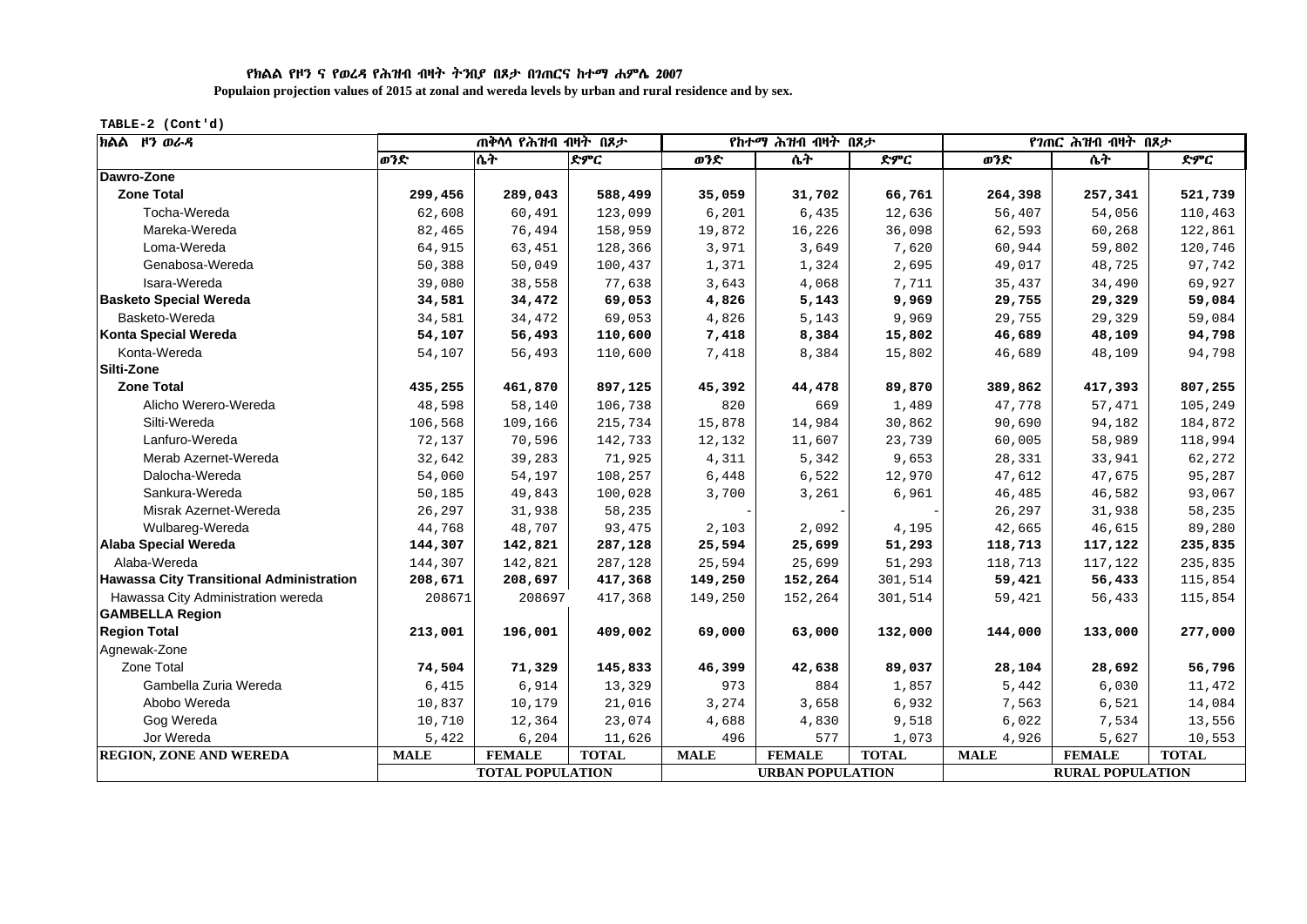የክልል የዞን ና የወረዳ የሕዝብ ብዛት ትንበያ በጾታ በገጠርና ከተማ ሐምሌ 2007

**Populaion projection values of 2015 at zonal and wereda levels by urban and rural residence and by sex.**

TABLE-2 (Cont'd)

| ክልል ዞን ወራዳ | ጠቅላላ የሕዝብ ብዛት በጾታ | | | የከተማ ሕዝብ ብዛት በጾታ | | | የገጠር ሕዝብ ብዛት በጾታ | | |
|---|---|---|---|---|---|---|---|---|---|
| | ወንድ | ሴት | ድምር | ወንድ | ሴት | ድምር | ወንድ | ሴት | ድምር |
| **Dawro-Zone** | | | | | | | | | |
| **Zone Total** | **299,456** | **289,043** | **588,499** | **35,059** | **31,702** | **66,761** | **264,398** | **257,341** | **521,739** |
| Tocha-Wereda | 62,608 | 60,491 | 123,099 | 6,201 | 6,435 | 12,636 | 56,407 | 54,056 | 110,463 |
| Mareka-Wereda | 82,465 | 76,494 | 158,959 | 19,872 | 16,226 | 36,098 | 62,593 | 60,268 | 122,861 |
| Loma-Wereda | 64,915 | 63,451 | 128,366 | 3,971 | 3,649 | 7,620 | 60,944 | 59,802 | 120,746 |
| Genabosa-Wereda | 50,388 | 50,049 | 100,437 | 1,371 | 1,324 | 2,695 | 49,017 | 48,725 | 97,742 |
| Isara-Wereda | 39,080 | 38,558 | 77,638 | 3,643 | 4,068 | 7,711 | 35,437 | 34,490 | 69,927 |
| **Basketo Special Wereda** | **34,581** | **34,472** | **69,053** | **4,826** | **5,143** | **9,969** | **29,755** | **29,329** | **59,084** |
| Basketo-Wereda | 34,581 | 34,472 | 69,053 | 4,826 | 5,143 | 9,969 | 29,755 | 29,329 | 59,084 |
| **Konta Special Wereda** | **54,107** | **56,493** | **110,600** | **7,418** | **8,384** | **15,802** | **46,689** | **48,109** | **94,798** |
| Konta-Wereda | 54,107 | 56,493 | 110,600 | 7,418 | 8,384 | 15,802 | 46,689 | 48,109 | 94,798 |
| **Silti-Zone** | | | | | | | | | |
| **Zone Total** | **435,255** | **461,870** | **897,125** | **45,392** | **44,478** | **89,870** | **389,862** | **417,393** | **807,255** |
| Alicho Werero-Wereda | 48,598 | 58,140 | 106,738 | 820 | 669 | 1,489 | 47,778 | 57,471 | 105,249 |
| Silti-Wereda | 106,568 | 109,166 | 215,734 | 15,878 | 14,984 | 30,862 | 90,690 | 94,182 | 184,872 |
| Lanfuro-Wereda | 72,137 | 70,596 | 142,733 | 12,132 | 11,607 | 23,739 | 60,005 | 58,989 | 118,994 |
| Merab Azernet-Wereda | 32,642 | 39,283 | 71,925 | 4,311 | 5,342 | 9,653 | 28,331 | 33,941 | 62,272 |
| Dalocha-Wereda | 54,060 | 54,197 | 108,257 | 6,448 | 6,522 | 12,970 | 47,612 | 47,675 | 95,287 |
| Sankura-Wereda | 50,185 | 49,843 | 100,028 | 3,700 | 3,261 | 6,961 | 46,485 | 46,582 | 93,067 |
| Misrak Azernet-Wereda | 26,297 | 31,938 | 58,235 | - | - | - | 26,297 | 31,938 | 58,235 |
| Wulbareg-Wereda | 44,768 | 48,707 | 93,475 | 2,103 | 2,092 | 4,195 | 42,665 | 46,615 | 89,280 |
| **Alaba Special Wereda** | **144,307** | **142,821** | **287,128** | **25,594** | **25,699** | **51,293** | **118,713** | **117,122** | **235,835** |
| Alaba-Wereda | 144,307 | 142,821 | 287,128 | 25,594 | 25,699 | 51,293 | 118,713 | 117,122 | 235,835 |
| **Hawassa City Transitional Administration** | **208,671** | **208,697** | **417,368** | **149,250** | **152,264** | 301,514 | **59,421** | **56,433** | 115,854 |
| Hawassa City Administration wereda | 208671 | 208697 | 417,368 | 149,250 | 152,264 | 301,514 | 59,421 | 56,433 | 115,854 |
| **GAMBELLA Region** | | | | | | | | | |
| **Region Total** | **213,001** | **196,001** | **409,002** | **69,000** | **63,000** | **132,000** | **144,000** | **133,000** | **277,000** |
| Agnewak-Zone | | | | | | | | | |
| Zone Total | **74,504** | **71,329** | **145,833** | **46,399** | **42,638** | **89,037** | **28,104** | **28,692** | **56,796** |
| Gambella Zuria Wereda | 6,415 | 6,914 | 13,329 | 973 | 884 | 1,857 | 5,442 | 6,030 | 11,472 |
| Abobo Wereda | 10,837 | 10,179 | 21,016 | 3,274 | 3,658 | 6,932 | 7,563 | 6,521 | 14,084 |
| Gog Wereda | 10,710 | 12,364 | 23,074 | 4,688 | 4,830 | 9,518 | 6,022 | 7,534 | 13,556 |
| Jor Wereda | 5,422 | 6,204 | 11,626 | 496 | 577 | 1,073 | 4,926 | 5,627 | 10,553 |
| **REGION, ZONE AND WEREDA** | **MALE** | **FEMALE** | **TOTAL** | **MALE** | **FEMALE** | **TOTAL** | **MALE** | **FEMALE** | **TOTAL** |
| | **TOTAL POPULATION** | | | **URBAN POPULATION** | | | **RURAL POPULATION** | | |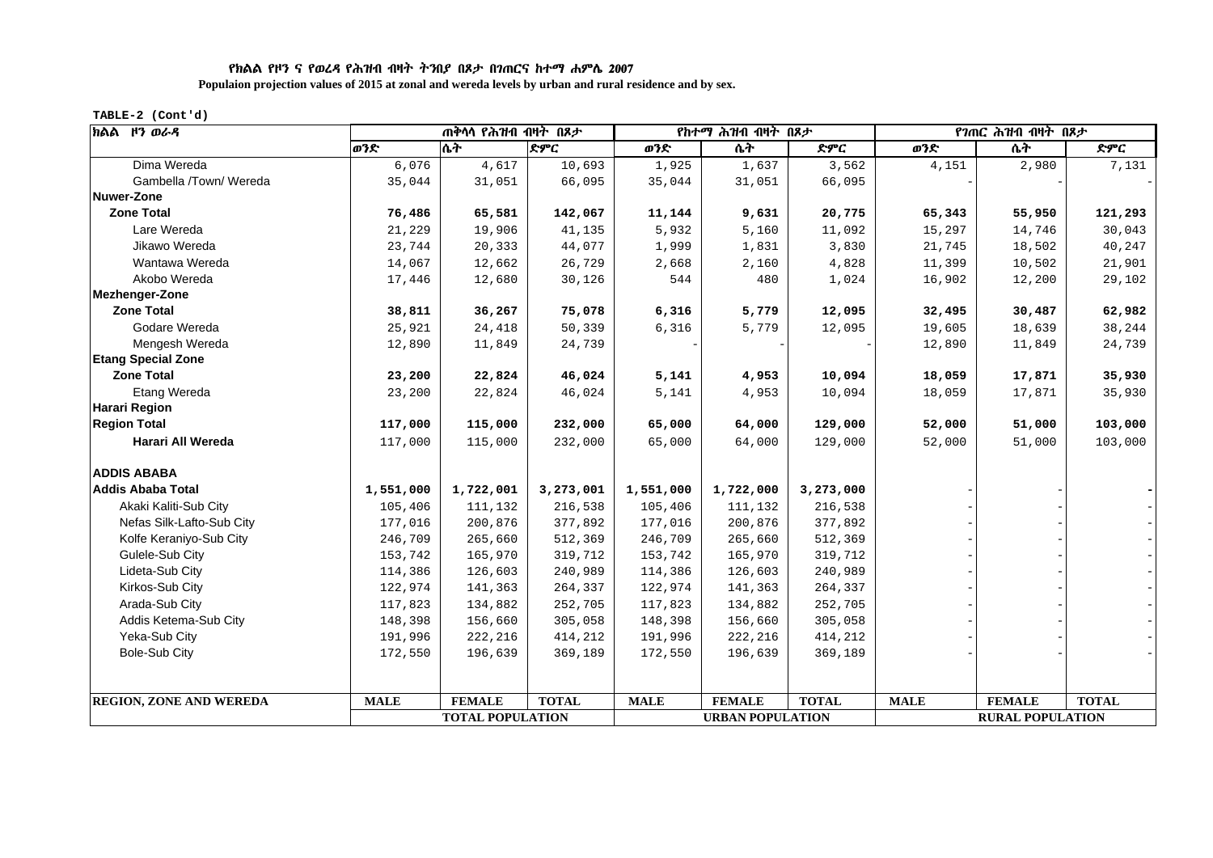**የክልል የዞን ና የወረዳ የሕዝብ ብዛት ትንበያ በጾታ በገጠርና ከተማ ሐምሌ 2007**

**Populaion projection values of 2015 at zonal and wereda levels by urban and rural residence and by sex.**

**TABLE-2 (Cont'd)**

| ክልል ዞን ወረዳ | ጠቅላላ የሕዝብ ብዛት በጾታ | | | የከተማ ሕዝብ ብዛት በጾታ | | | የገጠር ሕዝብ ብዛት በጾታ | | |
|---|---|---|---|---|---|---|---|---|---|
| | ወንድ | ሴት | ድምር | ወንድ | ሴት | ድምር | ወንድ | ሴት | ድምር |
| Dima Wereda | 6,076 | 4,617 | 10,693 | 1,925 | 1,637 | 3,562 | 4,151 | 2,980 | 7,131 |
| Gambella /Town/ Wereda | 35,044 | 31,051 | 66,095 | 35,044 | 31,051 | 66,095 | - | - | - |
| **Nuwer-Zone** | | | | | | | | | |
| **Zone Total** | **76,486** | **65,581** | **142,067** | **11,144** | **9,631** | **20,775** | **65,343** | **55,950** | **121,293** |
| Lare Wereda | 21,229 | 19,906 | 41,135 | 5,932 | 5,160 | 11,092 | 15,297 | 14,746 | 30,043 |
| Jikawo Wereda | 23,744 | 20,333 | 44,077 | 1,999 | 1,831 | 3,830 | 21,745 | 18,502 | 40,247 |
| Wantawa Wereda | 14,067 | 12,662 | 26,729 | 2,668 | 2,160 | 4,828 | 11,399 | 10,502 | 21,901 |
| Akobo Wereda | 17,446 | 12,680 | 30,126 | 544 | 480 | 1,024 | 16,902 | 12,200 | 29,102 |
| **Mezhenger-Zone** | | | | | | | | | |
| **Zone Total** | **38,811** | **36,267** | **75,078** | **6,316** | **5,779** | **12,095** | **32,495** | **30,487** | **62,982** |
| Godare Wereda | 25,921 | 24,418 | 50,339 | 6,316 | 5,779 | 12,095 | 19,605 | 18,639 | 38,244 |
| Mengesh Wereda | 12,890 | 11,849 | 24,739 | - | - | - | 12,890 | 11,849 | 24,739 |
| **Etang Special Zone** | | | | | | | | | |
| **Zone Total** | **23,200** | **22,824** | **46,024** | **5,141** | **4,953** | **10,094** | **18,059** | **17,871** | **35,930** |
| Etang Wereda | 23,200 | 22,824 | 46,024 | 5,141 | 4,953 | 10,094 | 18,059 | 17,871 | 35,930 |
| **Harari Region** | | | | | | | | | |
| **Region Total** | **117,000** | **115,000** | **232,000** | **65,000** | **64,000** | **129,000** | **52,000** | **51,000** | **103,000** |
| **Harari All Wereda** | 117,000 | 115,000 | 232,000 | 65,000 | 64,000 | 129,000 | 52,000 | 51,000 | 103,000 |
| **ADDIS ABABA** | | | | | | | | | |
| **Addis Ababa Total** | **1,551,000** | **1,722,001** | **3,273,001** | **1,551,000** | **1,722,000** | **3,273,000** | - | - | **-** |
| Akaki Kaliti-Sub City | 105,406 | 111,132 | 216,538 | 105,406 | 111,132 | 216,538 | - | - | - |
| Nefas Silk-Lafto-Sub City | 177,016 | 200,876 | 377,892 | 177,016 | 200,876 | 377,892 | - | - | - |
| Kolfe Keraniyo-Sub City | 246,709 | 265,660 | 512,369 | 246,709 | 265,660 | 512,369 | - | - | - |
| Gulele-Sub City | 153,742 | 165,970 | 319,712 | 153,742 | 165,970 | 319,712 | - | - | - |
| Lideta-Sub City | 114,386 | 126,603 | 240,989 | 114,386 | 126,603 | 240,989 | - | - | - |
| Kirkos-Sub City | 122,974 | 141,363 | 264,337 | 122,974 | 141,363 | 264,337 | - | - | - |
| Arada-Sub City | 117,823 | 134,882 | 252,705 | 117,823 | 134,882 | 252,705 | - | - | - |
| Addis Ketema-Sub City | 148,398 | 156,660 | 305,058 | 148,398 | 156,660 | 305,058 | - | - | - |
| Yeka-Sub City | 191,996 | 222,216 | 414,212 | 191,996 | 222,216 | 414,212 | - | - | - |
| Bole-Sub City | 172,550 | 196,639 | 369,189 | 172,550 | 196,639 | 369,189 | - | - | - |
| **REGION, ZONE AND WEREDA** | **MALE** | **FEMALE** | **TOTAL** | **MALE** | **FEMALE** | **TOTAL** | **MALE** | **FEMALE** | **TOTAL** |
| | **TOTAL POPULATION** | | | **URBAN POPULATION** | | | **RURAL POPULATION** | | |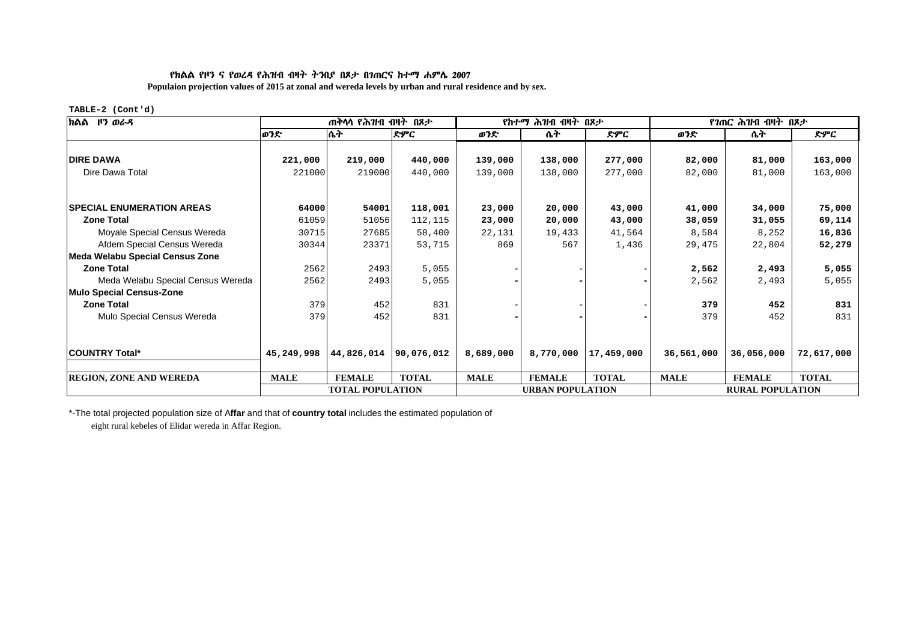### የክልል የዞን ና የወረዳ የሕዝብ ብዛት ትንበያ በጾታ በገጠርና ከተማ ሐምሌ 2007

**Populaion projection values of 2015 at zonal and wereda levels by urban and rural residence and by sex.**

TABLE-2 (Cont'd)

| ክልል ዞን ወራዳ | ጠቅላላ የሕዝብ ብዛት በጾታ | | | የከተማ ሕዝብ ብዛት በጾታ | | | የገጠር ሕዝብ ብዛት በጾታ | | |
|---|---|---|---|---|---|---|---|---|---|
| | ወንድ | ሴት | ድምር | ወንድ | ሴት | ድምር | ወንድ | ሴት | ድምር |
| **DIRE DAWA** | **221,000** | **219,000** | **440,000** | **139,000** | **138,000** | **277,000** | **82,000** | **81,000** | **163,000** |
| Dire Dawa Total | 221000 | 219000 | 440,000 | 139,000 | 138,000 | 277,000 | 82,000 | 81,000 | 163,000 |
| **SPECIAL ENUMERATION AREAS** | **64000** | **54001** | **118,001** | **23,000** | **20,000** | **43,000** | **41,000** | **34,000** | **75,000** |
| **Zone Total** | 61059 | 51056 | 112,115 | **23,000** | **20,000** | **43,000** | **38,059** | **31,055** | **69,114** |
| Moyale Special Census Wereda | 30715 | 27685 | 58,400 | 22,131 | 19,433 | 41,564 | 8,584 | 8,252 | **16,836** |
| Afdem Special Census Wereda | 30344 | 23371 | 53,715 | 869 | 567 | 1,436 | 29,475 | 22,804 | **52,279** |
| **Meda Welabu Special Census Zone** | | | | | | | | | |
| **Zone Total** | 2562 | 2493 | 5,055 | - | - | - | **2,562** | **2,493** | **5,055** |
| Meda Welabu Special Census Wereda | 2562 | 2493 | 5,055 | **-** | **-** | **-** | 2,562 | 2,493 | 5,055 |
| **Mulo Special Census-Zone** | | | | | | | | | |
| **Zone Total** | 379 | 452 | 831 | - | - | - | **379** | **452** | **831** |
| Mulo Special Census Wereda | 379 | 452 | 831 | **-** | **-** | **-** | 379 | 452 | 831 |
| **COUNTRY Total*** | **45,249,998** | **44,826,014** | **90,076,012** | **8,689,000** | **8,770,000** | **17,459,000** | **36,561,000** | **36,056,000** | **72,617,000** |
| **REGION, ZONE AND WEREDA** | **MALE** | **FEMALE** | **TOTAL** | **MALE** | **FEMALE** | **TOTAL** | **MALE** | **FEMALE** | **TOTAL** |
| | **TOTAL POPULATION** | | | **URBAN POPULATION** | | | **RURAL POPULATION** | | |

*-The total projected population size of A**ffar** and that of **country total** includes the estimated population of eight rural kebeles of Elidar wereda in Affar Region.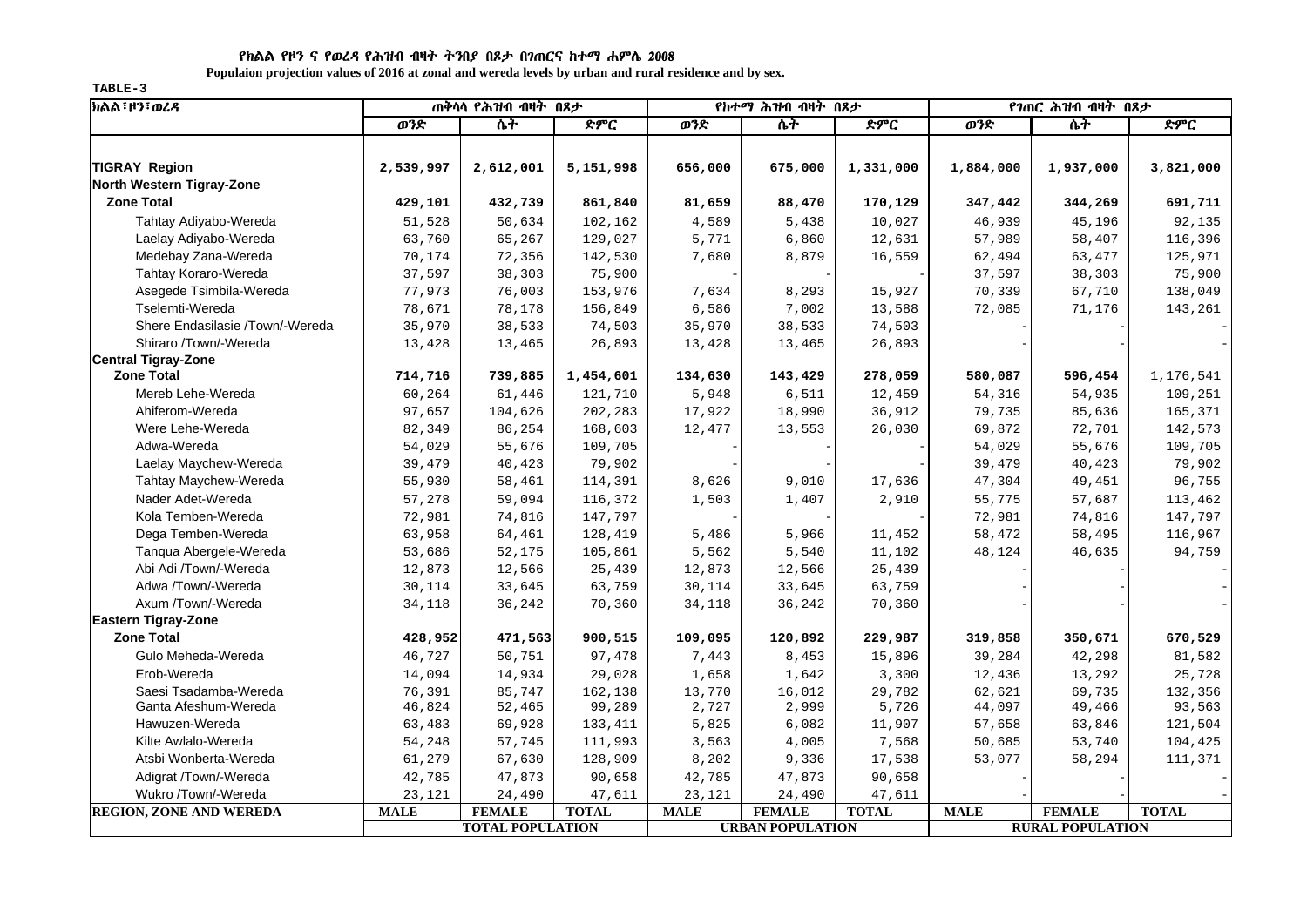**የክልል የዞን ና የወረዳ የሕዝብ ብዛት ትንበያ በጾታ በገጠርና ከተማ ሐምሌ 2008**

**Populaion projection values of 2016 at zonal and wereda levels by urban and rural residence and by sex.**

**TABLE-3**

| ክልል፣ዞን፣ወረዳ | ጠቅላላ የሕዝብ ብዛት በጾታ | | | የከተማ ሕዝብ ብዛት በጾታ | | | የገጠር ሕዝብ ብዛት በጾታ | | |
|---|---|---|---|---|---|---|---|---|---|
| | ወንድ | ሴት | ድምር | ወንድ | ሴት | ድምር | ወንድ | ሴት | ድምር |
| **TIGRAY Region** | **2,539,997** | **2,612,001** | **5,151,998** | **656,000** | **675,000** | **1,331,000** | **1,884,000** | **1,937,000** | **3,821,000** |
| **North Western Tigray-Zone** | | | | | | | | | |
| **Zone Total** | **429,101** | **432,739** | **861,840** | **81,659** | **88,470** | **170,129** | **347,442** | **344,269** | **691,711** |
| Tahtay Adiyabo-Wereda | 51,528 | 50,634 | 102,162 | 4,589 | 5,438 | 10,027 | 46,939 | 45,196 | 92,135 |
| Laelay Adiyabo-Wereda | 63,760 | 65,267 | 129,027 | 5,771 | 6,860 | 12,631 | 57,989 | 58,407 | 116,396 |
| Medebay Zana-Wereda | 70,174 | 72,356 | 142,530 | 7,680 | 8,879 | 16,559 | 62,494 | 63,477 | 125,971 |
| Tahtay Koraro-Wereda | 37,597 | 38,303 | 75,900 | - | - | - | 37,597 | 38,303 | 75,900 |
| Asegede Tsimbila-Wereda | 77,973 | 76,003 | 153,976 | 7,634 | 8,293 | 15,927 | 70,339 | 67,710 | 138,049 |
| Tselemti-Wereda | 78,671 | 78,178 | 156,849 | 6,586 | 7,002 | 13,588 | 72,085 | 71,176 | 143,261 |
| Shere Endasilasie /Town/-Wereda | 35,970 | 38,533 | 74,503 | 35,970 | 38,533 | 74,503 | - | - | - |
| Shiraro /Town/-Wereda | 13,428 | 13,465 | 26,893 | 13,428 | 13,465 | 26,893 | - | - | - |
| **Central Tigray-Zone** | | | | | | | | | |
| **Zone Total** | **714,716** | **739,885** | **1,454,601** | **134,630** | **143,429** | **278,059** | **580,087** | **596,454** | 1,176,541 |
| Mereb Lehe-Wereda | 60,264 | 61,446 | 121,710 | 5,948 | 6,511 | 12,459 | 54,316 | 54,935 | 109,251 |
| Ahiferom-Wereda | 97,657 | 104,626 | 202,283 | 17,922 | 18,990 | 36,912 | 79,735 | 85,636 | 165,371 |
| Were Lehe-Wereda | 82,349 | 86,254 | 168,603 | 12,477 | 13,553 | 26,030 | 69,872 | 72,701 | 142,573 |
| Adwa-Wereda | 54,029 | 55,676 | 109,705 | - | - | - | 54,029 | 55,676 | 109,705 |
| Laelay Maychew-Wereda | 39,479 | 40,423 | 79,902 | - | - | - | 39,479 | 40,423 | 79,902 |
| Tahtay Maychew-Wereda | 55,930 | 58,461 | 114,391 | 8,626 | 9,010 | 17,636 | 47,304 | 49,451 | 96,755 |
| Nader Adet-Wereda | 57,278 | 59,094 | 116,372 | 1,503 | 1,407 | 2,910 | 55,775 | 57,687 | 113,462 |
| Kola Temben-Wereda | 72,981 | 74,816 | 147,797 | - | - | - | 72,981 | 74,816 | 147,797 |
| Dega Temben-Wereda | 63,958 | 64,461 | 128,419 | 5,486 | 5,966 | 11,452 | 58,472 | 58,495 | 116,967 |
| Tanqua Abergele-Wereda | 53,686 | 52,175 | 105,861 | 5,562 | 5,540 | 11,102 | 48,124 | 46,635 | 94,759 |
| Abi Adi /Town/-Wereda | 12,873 | 12,566 | 25,439 | 12,873 | 12,566 | 25,439 | - | - | - |
| Adwa /Town/-Wereda | 30,114 | 33,645 | 63,759 | 30,114 | 33,645 | 63,759 | - | - | - |
| Axum /Town/-Wereda | 34,118 | 36,242 | 70,360 | 34,118 | 36,242 | 70,360 | - | - | - |
| **Eastern Tigray-Zone** | | | | | | | | | |
| **Zone Total** | **428,952** | **471,563** | **900,515** | **109,095** | **120,892** | **229,987** | **319,858** | **350,671** | **670,529** |
| Gulo Meheda-Wereda | 46,727 | 50,751 | 97,478 | 7,443 | 8,453 | 15,896 | 39,284 | 42,298 | 81,582 |
| Erob-Wereda | 14,094 | 14,934 | 29,028 | 1,658 | 1,642 | 3,300 | 12,436 | 13,292 | 25,728 |
| Saesi Tsadamba-Wereda | 76,391 | 85,747 | 162,138 | 13,770 | 16,012 | 29,782 | 62,621 | 69,735 | 132,356 |
| Ganta Afeshum-Wereda | 46,824 | 52,465 | 99,289 | 2,727 | 2,999 | 5,726 | 44,097 | 49,466 | 93,563 |
| Hawuzen-Wereda | 63,483 | 69,928 | 133,411 | 5,825 | 6,082 | 11,907 | 57,658 | 63,846 | 121,504 |
| Kilte Awlalo-Wereda | 54,248 | 57,745 | 111,993 | 3,563 | 4,005 | 7,568 | 50,685 | 53,740 | 104,425 |
| Atsbi Wonberta-Wereda | 61,279 | 67,630 | 128,909 | 8,202 | 9,336 | 17,538 | 53,077 | 58,294 | 111,371 |
| Adigrat /Town/-Wereda | 42,785 | 47,873 | 90,658 | 42,785 | 47,873 | 90,658 | - | - | - |
| Wukro /Town/-Wereda | 23,121 | 24,490 | 47,611 | 23,121 | 24,490 | 47,611 | - | - | - |
| **REGION, ZONE AND WEREDA** | **MALE** | **FEMALE** | **TOTAL** | **MALE** | **FEMALE** | **TOTAL** | **MALE** | **FEMALE** | **TOTAL** |
| | **TOTAL POPULATION** | | | **URBAN POPULATION** | | | **RURAL POPULATION** | | |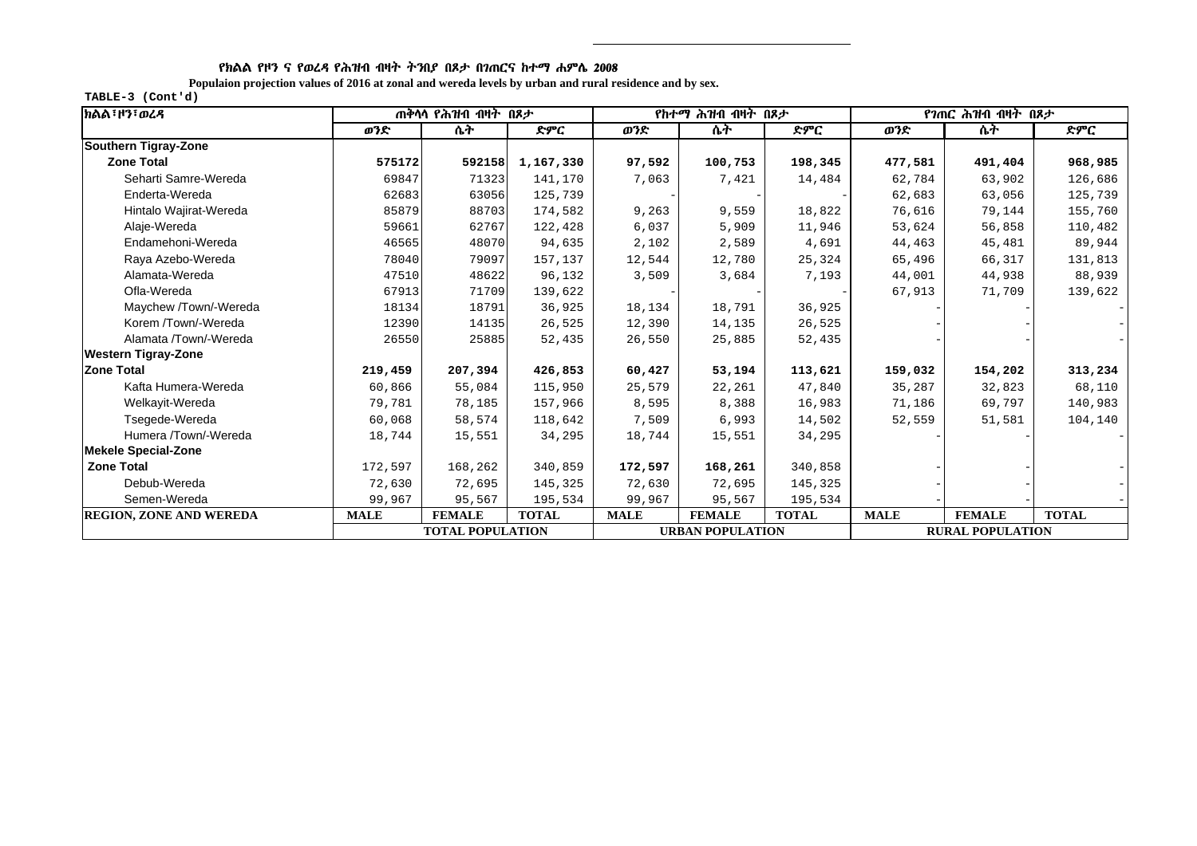**የክልል የዞን ና የወረዳ የሕዝብ ብዛት ትንበያ በጾታ በገጠርና ከተማ ሐምሌ 2008**

**Populaion projection values of 2016 at zonal and wereda levels by urban and rural residence and by sex.**

TABLE-3 (Cont'd)

| ክልል፣ዞን፣ወረዳ | ጠቅላላ የሕዝብ ብዛት በጾታ | | | የከተማ ሕዝብ ብዛት በጾታ | | | የገጠር ሕዝብ ብዛት በጾታ | | |
|---|---|---|---|---|---|---|---|---|---|
| | ወንድ | ሴት | ድምር | ወንድ | ሴት | ድምር | ወንድ | ሴት | ድምር |
| **Southern Tigray-Zone** | | | | | | | | | |
| **Zone Total** | **575172** | **592158** | **1,167,330** | **97,592** | **100,753** | **198,345** | **477,581** | **491,404** | **968,985** |
| Seharti Samre-Wereda | 69847 | 71323 | 141,170 | 7,063 | 7,421 | 14,484 | 62,784 | 63,902 | 126,686 |
| Enderta-Wereda | 62683 | 63056 | 125,739 | - | - | - | 62,683 | 63,056 | 125,739 |
| Hintalo Wajirat-Wereda | 85879 | 88703 | 174,582 | 9,263 | 9,559 | 18,822 | 76,616 | 79,144 | 155,760 |
| Alaje-Wereda | 59661 | 62767 | 122,428 | 6,037 | 5,909 | 11,946 | 53,624 | 56,858 | 110,482 |
| Endamehoni-Wereda | 46565 | 48070 | 94,635 | 2,102 | 2,589 | 4,691 | 44,463 | 45,481 | 89,944 |
| Raya Azebo-Wereda | 78040 | 79097 | 157,137 | 12,544 | 12,780 | 25,324 | 65,496 | 66,317 | 131,813 |
| Alamata-Wereda | 47510 | 48622 | 96,132 | 3,509 | 3,684 | 7,193 | 44,001 | 44,938 | 88,939 |
| Ofla-Wereda | 67913 | 71709 | 139,622 | - | - | - | 67,913 | 71,709 | 139,622 |
| Maychew /Town/-Wereda | 18134 | 18791 | 36,925 | 18,134 | 18,791 | 36,925 | - | - | - |
| Korem /Town/-Wereda | 12390 | 14135 | 26,525 | 12,390 | 14,135 | 26,525 | - | - | - |
| Alamata /Town/-Wereda | 26550 | 25885 | 52,435 | 26,550 | 25,885 | 52,435 | - | - | - |
| **Western Tigray-Zone** | | | | | | | | | |
| **Zone Total** | **219,459** | **207,394** | **426,853** | **60,427** | **53,194** | **113,621** | **159,032** | **154,202** | **313,234** |
| Kafta Humera-Wereda | 60,866 | 55,084 | 115,950 | 25,579 | 22,261 | 47,840 | 35,287 | 32,823 | 68,110 |
| Welkayit-Wereda | 79,781 | 78,185 | 157,966 | 8,595 | 8,388 | 16,983 | 71,186 | 69,797 | 140,983 |
| Tsegede-Wereda | 60,068 | 58,574 | 118,642 | 7,509 | 6,993 | 14,502 | 52,559 | 51,581 | 104,140 |
| Humera /Town/-Wereda | 18,744 | 15,551 | 34,295 | 18,744 | 15,551 | 34,295 | - | - | - |
| **Mekele Special-Zone** | | | | | | | | | |
| **Zone Total** | 172,597 | 168,262 | 340,859 | **172,597** | **168,261** | 340,858 | - | - | - |
| Debub-Wereda | 72,630 | 72,695 | 145,325 | 72,630 | 72,695 | 145,325 | - | - | - |
| Semen-Wereda | 99,967 | 95,567 | 195,534 | 99,967 | 95,567 | 195,534 | - | - | - |
| **REGION, ZONE AND WEREDA** | **MALE** | **FEMALE** | **TOTAL** | **MALE** | **FEMALE** | **TOTAL** | **MALE** | **FEMALE** | **TOTAL** |
| | **TOTAL POPULATION** | | | **URBAN POPULATION** | | | **RURAL POPULATION** | | |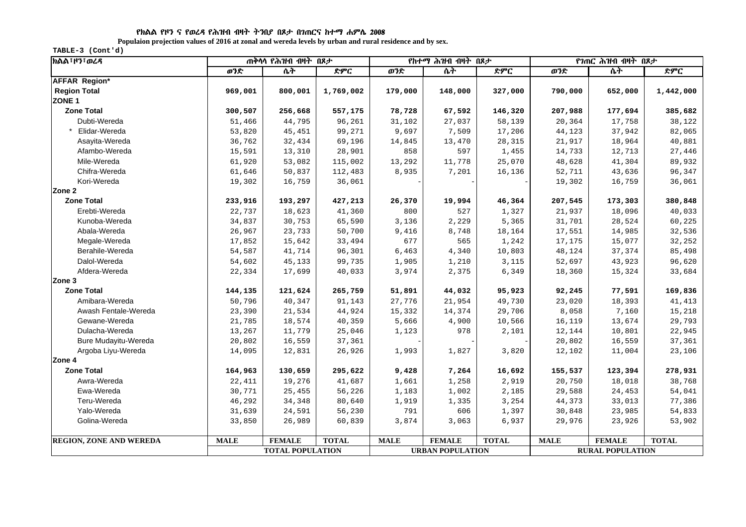**የክልል የዞን ና የወረዳ የሕዝብ ብዛት ትንበያ በጾታ በገጠርና ከተማ ሐምሌ 2008**

**Populaion projection values of 2016 at zonal and wereda levels by urban and rural residence and by sex.**

TABLE-3 (Cont'd)

| ክልል፣ዞን፣ወረዳ | ጠቅላላ የሕዝብ ብዛት በጾታ | | | የከተማ ሕዝብ ብዛት በጾታ | | | የገጠር ሕዝብ ብዛት በጾታ | | |
|---|---|---|---|---|---|---|---|---|---|
| | ወንድ | ሴት | ድምር | ወንድ | ሴት | ድምር | ወንድ | ሴት | ድምር |
| **AFFAR Region*** | | | | | | | | | |
| **Region Total** | **969,001** | **800,001** | **1,769,002** | **179,000** | **148,000** | **327,000** | **790,000** | **652,000** | **1,442,000** |
| **ZONE 1** | | | | | | | | | |
| **Zone Total** | **300,507** | **256,668** | **557,175** | **78,728** | **67,592** | **146,320** | **207,988** | **177,694** | **385,682** |
| Dubti-Wereda | 51,466 | 44,795 | 96,261 | 31,102 | 27,037 | 58,139 | 20,364 | 17,758 | 38,122 |
| * Elidar-Wereda | 53,820 | 45,451 | 99,271 | 9,697 | 7,509 | 17,206 | 44,123 | 37,942 | 82,065 |
| Asayita-Wereda | 36,762 | 32,434 | 69,196 | 14,845 | 13,470 | 28,315 | 21,917 | 18,964 | 40,881 |
| Afambo-Wereda | 15,591 | 13,310 | 28,901 | 858 | 597 | 1,455 | 14,733 | 12,713 | 27,446 |
| Mile-Wereda | 61,920 | 53,082 | 115,002 | 13,292 | 11,778 | 25,070 | 48,628 | 41,304 | 89,932 |
| Chifra-Wereda | 61,646 | 50,837 | 112,483 | 8,935 | 7,201 | 16,136 | 52,711 | 43,636 | 96,347 |
| Kori-Wereda | 19,302 | 16,759 | 36,061 | - | - | - | 19,302 | 16,759 | 36,061 |
| **Zone 2** | | | | | | | | | |
| **Zone Total** | **233,916** | **193,297** | **427,213** | **26,370** | **19,994** | **46,364** | **207,545** | **173,303** | **380,848** |
| Erebti-Wereda | 22,737 | 18,623 | 41,360 | 800 | 527 | 1,327 | 21,937 | 18,096 | 40,033 |
| Kunoba-Wereda | 34,837 | 30,753 | 65,590 | 3,136 | 2,229 | 5,365 | 31,701 | 28,524 | 60,225 |
| Abala-Wereda | 26,967 | 23,733 | 50,700 | 9,416 | 8,748 | 18,164 | 17,551 | 14,985 | 32,536 |
| Megale-Wereda | 17,852 | 15,642 | 33,494 | 677 | 565 | 1,242 | 17,175 | 15,077 | 32,252 |
| Berahile-Wereda | 54,587 | 41,714 | 96,301 | 6,463 | 4,340 | 10,803 | 48,124 | 37,374 | 85,498 |
| Dalol-Wereda | 54,602 | 45,133 | 99,735 | 1,905 | 1,210 | 3,115 | 52,697 | 43,923 | 96,620 |
| Afdera-Wereda | 22,334 | 17,699 | 40,033 | 3,974 | 2,375 | 6,349 | 18,360 | 15,324 | 33,684 |
| **Zone 3** | | | | | | | | | |
| **Zone Total** | **144,135** | **121,624** | **265,759** | **51,891** | **44,032** | **95,923** | **92,245** | **77,591** | **169,836** |
| Amibara-Wereda | 50,796 | 40,347 | 91,143 | 27,776 | 21,954 | 49,730 | 23,020 | 18,393 | 41,413 |
| Awash Fentale-Wereda | 23,390 | 21,534 | 44,924 | 15,332 | 14,374 | 29,706 | 8,058 | 7,160 | 15,218 |
| Gewane-Wereda | 21,785 | 18,574 | 40,359 | 5,666 | 4,900 | 10,566 | 16,119 | 13,674 | 29,793 |
| Dulacha-Wereda | 13,267 | 11,779 | 25,046 | 1,123 | 978 | 2,101 | 12,144 | 10,801 | 22,945 |
| Bure Mudayitu-Wereda | 20,802 | 16,559 | 37,361 | - | - | - | 20,802 | 16,559 | 37,361 |
| Argoba Liyu-Wereda | 14,095 | 12,831 | 26,926 | 1,993 | 1,827 | 3,820 | 12,102 | 11,004 | 23,106 |
| **Zone 4** | | | | | | | | | |
| **Zone Total** | **164,963** | **130,659** | **295,622** | **9,428** | **7,264** | **16,692** | **155,537** | **123,394** | **278,931** |
| Awra-Wereda | 22,411 | 19,276 | 41,687 | 1,661 | 1,258 | 2,919 | 20,750 | 18,018 | 38,768 |
| Ewa-Wereda | 30,771 | 25,455 | 56,226 | 1,183 | 1,002 | 2,185 | 29,588 | 24,453 | 54,041 |
| Teru-Wereda | 46,292 | 34,348 | 80,640 | 1,919 | 1,335 | 3,254 | 44,373 | 33,013 | 77,386 |
| Yalo-Wereda | 31,639 | 24,591 | 56,230 | 791 | 606 | 1,397 | 30,848 | 23,985 | 54,833 |
| Golina-Wereda | 33,850 | 26,989 | 60,839 | 3,874 | 3,063 | 6,937 | 29,976 | 23,926 | 53,902 |
| **REGION, ZONE AND WEREDA** | **MALE** | **FEMALE** | **TOTAL** | **MALE** | **FEMALE** | **TOTAL** | **MALE** | **FEMALE** | **TOTAL** |
| | **TOTAL POPULATION** | | | **URBAN POPULATION** | | | **RURAL POPULATION** | | |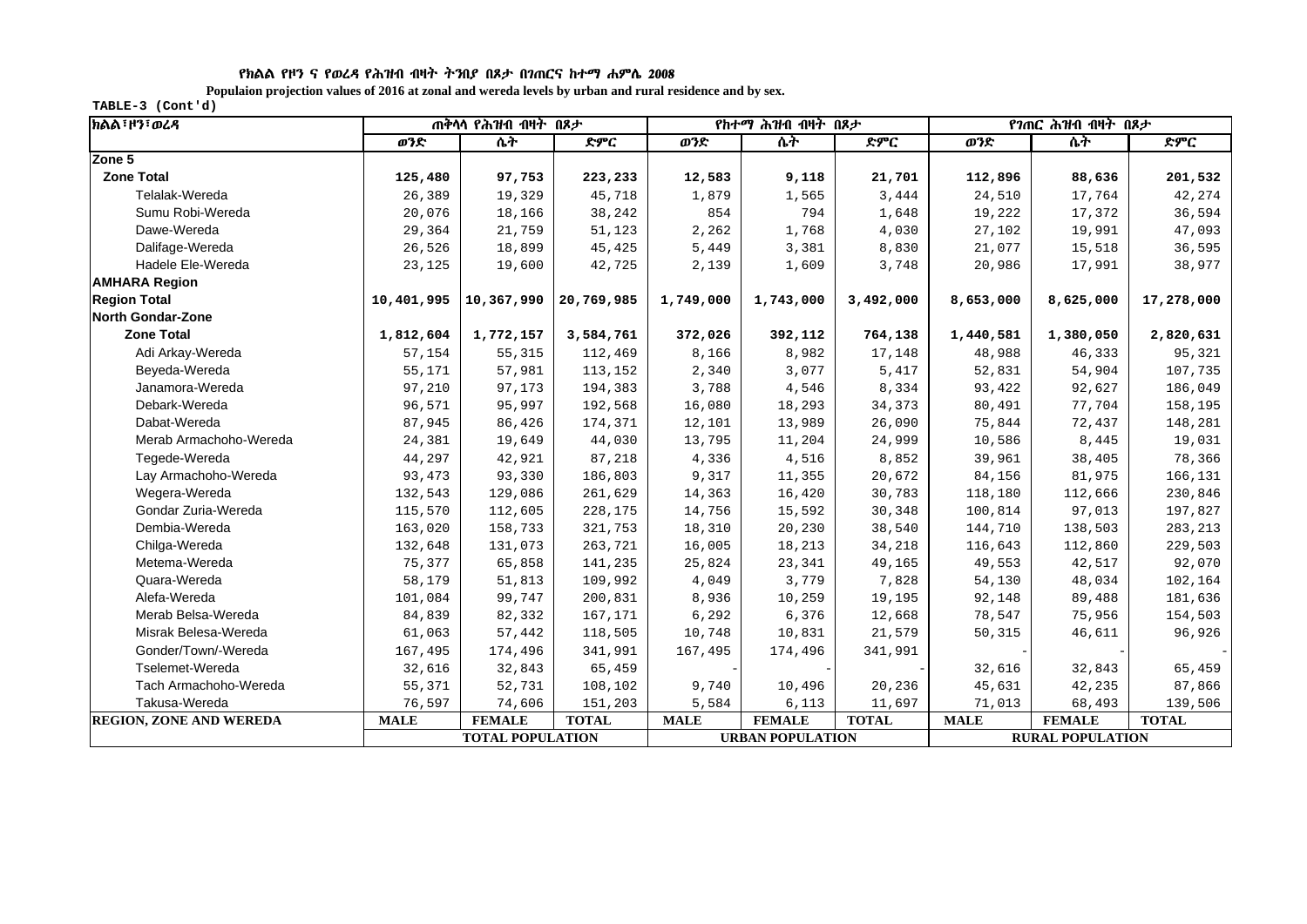የክልል የዞን ና የወረዳ የሕዝብ ብዛት ትንበያ በጾታ በገጠርና ከተማ ሐምሌ 2008

Populaion projection values of 2016 at zonal and wereda levels by urban and rural residence and by sex.

TABLE-3 (Cont'd)

| ክልል፣ዞን፣ወረዳ | ጠቅላላ የሕዝብ ብዛት በጾታ | | | የከተማ ሕዝብ ብዛት በጾታ | | | የገጠር ሕዝብ ብዛት በጾታ | | |
|---|---|---|---|---|---|---|---|---|---|
| | ወንድ | ሴት | ድምር | ወንድ | ሴት | ድምር | ወንድ | ሴት | ድምር |
| **Zone 5** | | | | | | | | | |
| **Zone Total** | **125,480** | **97,753** | **223,233** | **12,583** | **9,118** | **21,701** | **112,896** | **88,636** | **201,532** |
| Telalak-Wereda | 26,389 | 19,329 | 45,718 | 1,879 | 1,565 | 3,444 | 24,510 | 17,764 | 42,274 |
| Sumu Robi-Wereda | 20,076 | 18,166 | 38,242 | 854 | 794 | 1,648 | 19,222 | 17,372 | 36,594 |
| Dawe-Wereda | 29,364 | 21,759 | 51,123 | 2,262 | 1,768 | 4,030 | 27,102 | 19,991 | 47,093 |
| Dalifage-Wereda | 26,526 | 18,899 | 45,425 | 5,449 | 3,381 | 8,830 | 21,077 | 15,518 | 36,595 |
| Hadele Ele-Wereda | 23,125 | 19,600 | 42,725 | 2,139 | 1,609 | 3,748 | 20,986 | 17,991 | 38,977 |
| **AMHARA Region** | | | | | | | | | |
| **Region Total** | **10,401,995** | **10,367,990** | **20,769,985** | **1,749,000** | **1,743,000** | **3,492,000** | **8,653,000** | **8,625,000** | **17,278,000** |
| **North Gondar-Zone** | | | | | | | | | |
| **Zone Total** | **1,812,604** | **1,772,157** | **3,584,761** | **372,026** | **392,112** | **764,138** | **1,440,581** | **1,380,050** | **2,820,631** |
| Adi Arkay-Wereda | 57,154 | 55,315 | 112,469 | 8,166 | 8,982 | 17,148 | 48,988 | 46,333 | 95,321 |
| Beyeda-Wereda | 55,171 | 57,981 | 113,152 | 2,340 | 3,077 | 5,417 | 52,831 | 54,904 | 107,735 |
| Janamora-Wereda | 97,210 | 97,173 | 194,383 | 3,788 | 4,546 | 8,334 | 93,422 | 92,627 | 186,049 |
| Debark-Wereda | 96,571 | 95,997 | 192,568 | 16,080 | 18,293 | 34,373 | 80,491 | 77,704 | 158,195 |
| Dabat-Wereda | 87,945 | 86,426 | 174,371 | 12,101 | 13,989 | 26,090 | 75,844 | 72,437 | 148,281 |
| Merab Armachoho-Wereda | 24,381 | 19,649 | 44,030 | 13,795 | 11,204 | 24,999 | 10,586 | 8,445 | 19,031 |
| Tegede-Wereda | 44,297 | 42,921 | 87,218 | 4,336 | 4,516 | 8,852 | 39,961 | 38,405 | 78,366 |
| Lay Armachoho-Wereda | 93,473 | 93,330 | 186,803 | 9,317 | 11,355 | 20,672 | 84,156 | 81,975 | 166,131 |
| Wegera-Wereda | 132,543 | 129,086 | 261,629 | 14,363 | 16,420 | 30,783 | 118,180 | 112,666 | 230,846 |
| Gondar Zuria-Wereda | 115,570 | 112,605 | 228,175 | 14,756 | 15,592 | 30,348 | 100,814 | 97,013 | 197,827 |
| Dembia-Wereda | 163,020 | 158,733 | 321,753 | 18,310 | 20,230 | 38,540 | 144,710 | 138,503 | 283,213 |
| Chilga-Wereda | 132,648 | 131,073 | 263,721 | 16,005 | 18,213 | 34,218 | 116,643 | 112,860 | 229,503 |
| Metema-Wereda | 75,377 | 65,858 | 141,235 | 25,824 | 23,341 | 49,165 | 49,553 | 42,517 | 92,070 |
| Quara-Wereda | 58,179 | 51,813 | 109,992 | 4,049 | 3,779 | 7,828 | 54,130 | 48,034 | 102,164 |
| Alefa-Wereda | 101,084 | 99,747 | 200,831 | 8,936 | 10,259 | 19,195 | 92,148 | 89,488 | 181,636 |
| Merab Belsa-Wereda | 84,839 | 82,332 | 167,171 | 6,292 | 6,376 | 12,668 | 78,547 | 75,956 | 154,503 |
| Misrak Belesa-Wereda | 61,063 | 57,442 | 118,505 | 10,748 | 10,831 | 21,579 | 50,315 | 46,611 | 96,926 |
| Gonder/Town/-Wereda | 167,495 | 174,496 | 341,991 | 167,495 | 174,496 | 341,991 | - | - | - |
| Tselemet-Wereda | 32,616 | 32,843 | 65,459 | - | - | - | 32,616 | 32,843 | 65,459 |
| Tach Armachoho-Wereda | 55,371 | 52,731 | 108,102 | 9,740 | 10,496 | 20,236 | 45,631 | 42,235 | 87,866 |
| Takusa-Wereda | 76,597 | 74,606 | 151,203 | 5,584 | 6,113 | 11,697 | 71,013 | 68,493 | 139,506 |
| **REGION, ZONE AND WEREDA** | **MALE** | **FEMALE** | **TOTAL** | **MALE** | **FEMALE** | **TOTAL** | **MALE** | **FEMALE** | **TOTAL** |
| | **TOTAL POPULATION** | | | **URBAN POPULATION** | | | **RURAL POPULATION** | | |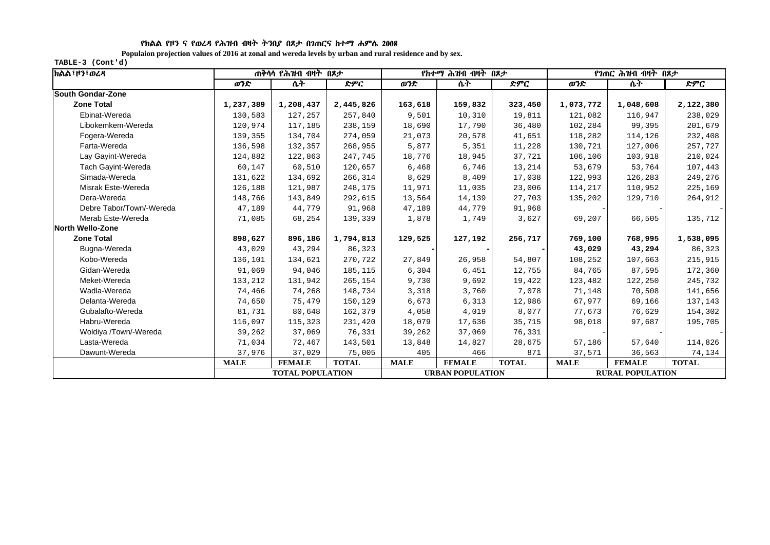**የክልል የዞን ና የወረዳ የሕዝብ ብዛት ትንበያ በጾታ በገጠርና ከተማ ሐምሌ 2008**

**Populaion projection values of 2016 at zonal and wereda levels by urban and rural residence and by sex.**

**TABLE-3 (Cont'd)**

| ክልል፣ዞን፣ወረዳ | ጠቅላላ የሕዝብ ብዛት በጾታ | | | የከተማ ሕዝብ ብዛት በጾታ | | | የገጠር ሕዝብ ብዛት በጾታ | | |
|---|---|---|---|---|---|---|---|---|---|
| | ወንድ | ሴት | ድምር | ወንድ | ሴት | ድምር | ወንድ | ሴት | ድምር |
| **South Gondar-Zone** | | | | | | | | | |
| **Zone Total** | **1,237,389** | **1,208,437** | **2,445,826** | **163,618** | **159,832** | **323,450** | **1,073,772** | **1,048,608** | **2,122,380** |
| Ebinat-Wereda | 130,583 | 127,257 | 257,840 | 9,501 | 10,310 | 19,811 | 121,082 | 116,947 | 238,029 |
| Libokemkem-Wereda | 120,974 | 117,185 | 238,159 | 18,690 | 17,790 | 36,480 | 102,284 | 99,395 | 201,679 |
| Fogera-Wereda | 139,355 | 134,704 | 274,059 | 21,073 | 20,578 | 41,651 | 118,282 | 114,126 | 232,408 |
| Farta-Wereda | 136,598 | 132,357 | 268,955 | 5,877 | 5,351 | 11,228 | 130,721 | 127,006 | 257,727 |
| Lay Gayint-Wereda | 124,882 | 122,863 | 247,745 | 18,776 | 18,945 | 37,721 | 106,106 | 103,918 | 210,024 |
| Tach Gayint-Wereda | 60,147 | 60,510 | 120,657 | 6,468 | 6,746 | 13,214 | 53,679 | 53,764 | 107,443 |
| Simada-Wereda | 131,622 | 134,692 | 266,314 | 8,629 | 8,409 | 17,038 | 122,993 | 126,283 | 249,276 |
| Misrak Este-Wereda | 126,188 | 121,987 | 248,175 | 11,971 | 11,035 | 23,006 | 114,217 | 110,952 | 225,169 |
| Dera-Wereda | 148,766 | 143,849 | 292,615 | 13,564 | 14,139 | 27,703 | 135,202 | 129,710 | 264,912 |
| Debre Tabor/Town/-Wereda | 47,189 | 44,779 | 91,968 | 47,189 | 44,779 | 91,968 | - | - | - |
| Merab Este-Wereda | 71,085 | 68,254 | 139,339 | 1,878 | 1,749 | 3,627 | 69,207 | 66,505 | 135,712 |
| **North Wello-Zone** | | | | | | | | | |
| **Zone Total** | **898,627** | **896,186** | **1,794,813** | **129,525** | **127,192** | **256,717** | **769,100** | **768,995** | **1,538,095** |
| Bugna-Wereda | 43,029 | 43,294 | 86,323 | - | - | - | **43,029** | **43,294** | 86,323 |
| Kobo-Wereda | 136,101 | 134,621 | 270,722 | 27,849 | 26,958 | 54,807 | 108,252 | 107,663 | 215,915 |
| Gidan-Wereda | 91,069 | 94,046 | 185,115 | 6,304 | 6,451 | 12,755 | 84,765 | 87,595 | 172,360 |
| Meket-Wereda | 133,212 | 131,942 | 265,154 | 9,730 | 9,692 | 19,422 | 123,482 | 122,250 | 245,732 |
| Wadla-Wereda | 74,466 | 74,268 | 148,734 | 3,318 | 3,760 | 7,078 | 71,148 | 70,508 | 141,656 |
| Delanta-Wereda | 74,650 | 75,479 | 150,129 | 6,673 | 6,313 | 12,986 | 67,977 | 69,166 | 137,143 |
| Gubalafto-Wereda | 81,731 | 80,648 | 162,379 | 4,058 | 4,019 | 8,077 | 77,673 | 76,629 | 154,302 |
| Habru-Wereda | 116,097 | 115,323 | 231,420 | 18,079 | 17,636 | 35,715 | 98,018 | 97,687 | 195,705 |
| Woldiya /Town/-Wereda | 39,262 | 37,069 | 76,331 | 39,262 | 37,069 | 76,331 | - | - | - |
| Lasta-Wereda | 71,034 | 72,467 | 143,501 | 13,848 | 14,827 | 28,675 | 57,186 | 57,640 | 114,826 |
| Dawunt-Wereda | 37,976 | 37,029 | 75,005 | 405 | 466 | 871 | 37,571 | 36,563 | 74,134 |
| | **MALE** | **FEMALE** | **TOTAL** | **MALE** | **FEMALE** | **TOTAL** | **MALE** | **FEMALE** | **TOTAL** |
| | **TOTAL POPULATION** | | | **URBAN POPULATION** | | | **RURAL POPULATION** | | |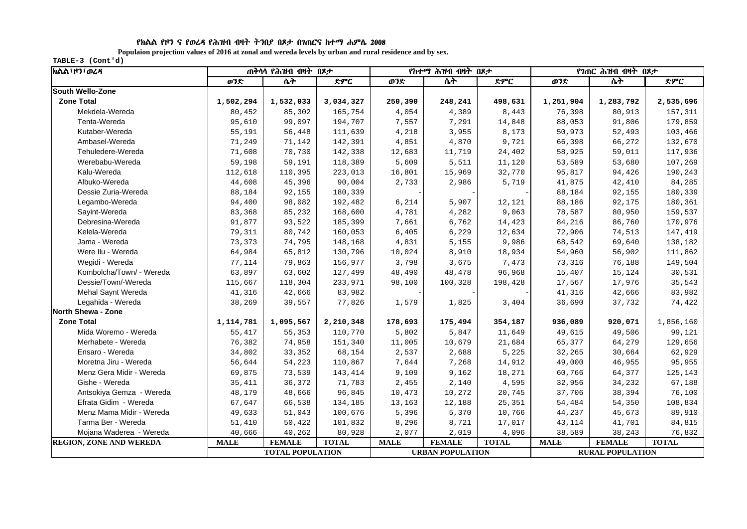**የክልል የዞን ና የወረዳ የሕዝብ ብዛት ትንበያ በጾታ በገጠርና ከተማ ሐምሌ 2008**

**Populaion projection values of 2016 at zonal and wereda levels by urban and rural residence and by sex.**

**TABLE-3 (Cont'd)**

| ክልል፣ዞን፣ወረዳ | ጠቅላላ የሕዝብ ብዛት በጾታ | | | የከተማ ሕዝብ ብዛት በጾታ | | | የገጠር ሕዝብ ብዛት በጾታ | | |
|---|---|---|---|---|---|---|---|---|---|
| | ወንድ | ሴት | ድምር | ወንድ | ሴት | ድምር | ወንድ | ሴት | ድምር |
| **South Wello-Zone** | | | | | | | | | |
| **Zone Total** | **1,502,294** | **1,532,033** | **3,034,327** | **250,390** | **248,241** | **498,631** | **1,251,904** | **1,283,792** | **2,535,696** |
| Mekdela-Wereda | 80,452 | 85,302 | 165,754 | 4,054 | 4,389 | 8,443 | 76,398 | 80,913 | 157,311 |
| Tenta-Wereda | 95,610 | 99,097 | 194,707 | 7,557 | 7,291 | 14,848 | 88,053 | 91,806 | 179,859 |
| Kutaber-Wereda | 55,191 | 56,448 | 111,639 | 4,218 | 3,955 | 8,173 | 50,973 | 52,493 | 103,466 |
| Ambasel-Wereda | 71,249 | 71,142 | 142,391 | 4,851 | 4,870 | 9,721 | 66,398 | 66,272 | 132,670 |
| Tehuledere-Wereda | 71,608 | 70,730 | 142,338 | 12,683 | 11,719 | 24,402 | 58,925 | 59,011 | 117,936 |
| Werebabu-Wereda | 59,198 | 59,191 | 118,389 | 5,609 | 5,511 | 11,120 | 53,589 | 53,680 | 107,269 |
| Kalu-Wereda | 112,618 | 110,395 | 223,013 | 16,801 | 15,969 | 32,770 | 95,817 | 94,426 | 190,243 |
| Albuko-Wereda | 44,608 | 45,396 | 90,004 | 2,733 | 2,986 | 5,719 | 41,875 | 42,410 | 84,285 |
| Dessie Zuria-Wereda | 88,184 | 92,155 | 180,339 | - | - | - | 88,184 | 92,155 | 180,339 |
| Legambo-Wereda | 94,400 | 98,082 | 192,482 | 6,214 | 5,907 | 12,121 | 88,186 | 92,175 | 180,361 |
| Sayint-Wereda | 83,368 | 85,232 | 168,600 | 4,781 | 4,282 | 9,063 | 78,587 | 80,950 | 159,537 |
| Debresina-Wereda | 91,877 | 93,522 | 185,399 | 7,661 | 6,762 | 14,423 | 84,216 | 86,760 | 170,976 |
| Kelela-Wereda | 79,311 | 80,742 | 160,053 | 6,405 | 6,229 | 12,634 | 72,906 | 74,513 | 147,419 |
| Jama - Wereda | 73,373 | 74,795 | 148,168 | 4,831 | 5,155 | 9,986 | 68,542 | 69,640 | 138,182 |
| Were Ilu - Wereda | 64,984 | 65,812 | 130,796 | 10,024 | 8,910 | 18,934 | 54,960 | 56,902 | 111,862 |
| Wegidi - Wereda | 77,114 | 79,863 | 156,977 | 3,798 | 3,675 | 7,473 | 73,316 | 76,188 | 149,504 |
| Kombolcha/Town/ - Wereda | 63,897 | 63,602 | 127,499 | 48,490 | 48,478 | 96,968 | 15,407 | 15,124 | 30,531 |
| Dessie/Town/-Wereda | 115,667 | 118,304 | 233,971 | 98,100 | 100,328 | 198,428 | 17,567 | 17,976 | 35,543 |
| Mehal Saynt Wereda | 41,316 | 42,666 | 83,982 | - | - | - | 41,316 | 42,666 | 83,982 |
| Legahida - Wereda | 38,269 | 39,557 | 77,826 | 1,579 | 1,825 | 3,404 | 36,690 | 37,732 | 74,422 |
| **North Shewa - Zone** | | | | | | | | | |
| **Zone Total** | **1,114,781** | **1,095,567** | **2,210,348** | **178,693** | **175,494** | **354,187** | **936,089** | **920,071** | 1,856,160 |
| Mida Woremo - Wereda | 55,417 | 55,353 | 110,770 | 5,802 | 5,847 | 11,649 | 49,615 | 49,506 | 99,121 |
| Merhabete - Wereda | 76,382 | 74,958 | 151,340 | 11,005 | 10,679 | 21,684 | 65,377 | 64,279 | 129,656 |
| Ensaro - Wereda | 34,802 | 33,352 | 68,154 | 2,537 | 2,688 | 5,225 | 32,265 | 30,664 | 62,929 |
| Moretna Jiru - Wereda | 56,644 | 54,223 | 110,867 | 7,644 | 7,268 | 14,912 | 49,000 | 46,955 | 95,955 |
| Menz Gera Midir - Wereda | 69,875 | 73,539 | 143,414 | 9,109 | 9,162 | 18,271 | 60,766 | 64,377 | 125,143 |
| Gishe - Wereda | 35,411 | 36,372 | 71,783 | 2,455 | 2,140 | 4,595 | 32,956 | 34,232 | 67,188 |
| Antsokiya Gemza - Wereda | 48,179 | 48,666 | 96,845 | 10,473 | 10,272 | 20,745 | 37,706 | 38,394 | 76,100 |
| Efrata Gidim - Wereda | 67,647 | 66,538 | 134,185 | 13,163 | 12,188 | 25,351 | 54,484 | 54,350 | 108,834 |
| Menz Mama Midir - Wereda | 49,633 | 51,043 | 100,676 | 5,396 | 5,370 | 10,766 | 44,237 | 45,673 | 89,910 |
| Tarma Ber - Wereda | 51,410 | 50,422 | 101,832 | 8,296 | 8,721 | 17,017 | 43,114 | 41,701 | 84,815 |
| Mojana Waderea - Wereda | 40,666 | 40,262 | 80,928 | 2,077 | 2,019 | 4,096 | 38,589 | 38,243 | 76,832 |
| **REGION, ZONE AND WEREDA** | **MALE** | **FEMALE** | **TOTAL** | **MALE** | **FEMALE** | **TOTAL** | **MALE** | **FEMALE** | **TOTAL** |
| | **TOTAL POPULATION** | | | **URBAN POPULATION** | | | **RURAL POPULATION** | | |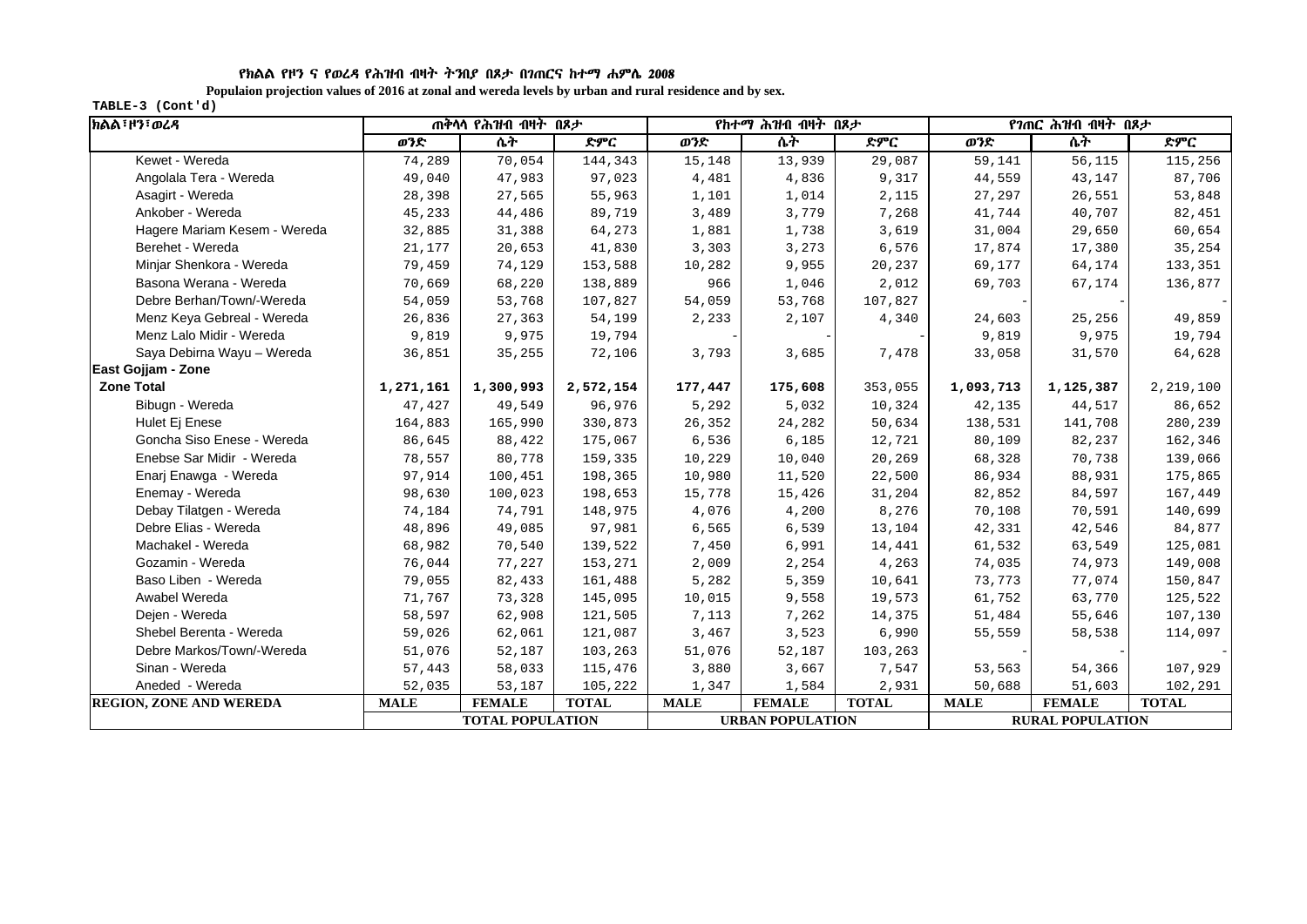የክልል የዞን ና የወረዳ የሕዝብ ብዛት ትንበያ በጾታ በገጠርና ከተማ ሐምሌ 2008

**Populaion projection values of 2016 at zonal and wereda levels by urban and rural residence and by sex.**

**TABLE-3 (Cont'd)**

| ክልል፣ዞን፣ወረዳ | ጠቅላላ የሕዝብ ብዛት በጾታ | | | የከተማ ሕዝብ ብዛት በጾታ | | | የገጠር ሕዝብ ብዛት በጾታ | | |
|---|---|---|---|---|---|---|---|---|---|
| | ወንድ | ሴት | ድምር | ወንድ | ሴት | ድምር | ወንድ | ሴት | ድምር |
| Kewet - Wereda | 74,289 | 70,054 | 144,343 | 15,148 | 13,939 | 29,087 | 59,141 | 56,115 | 115,256 |
| Angolala Tera - Wereda | 49,040 | 47,983 | 97,023 | 4,481 | 4,836 | 9,317 | 44,559 | 43,147 | 87,706 |
| Asagirt - Wereda | 28,398 | 27,565 | 55,963 | 1,101 | 1,014 | 2,115 | 27,297 | 26,551 | 53,848 |
| Ankober - Wereda | 45,233 | 44,486 | 89,719 | 3,489 | 3,779 | 7,268 | 41,744 | 40,707 | 82,451 |
| Hagere Mariam Kesem - Wereda | 32,885 | 31,388 | 64,273 | 1,881 | 1,738 | 3,619 | 31,004 | 29,650 | 60,654 |
| Berehet - Wereda | 21,177 | 20,653 | 41,830 | 3,303 | 3,273 | 6,576 | 17,874 | 17,380 | 35,254 |
| Minjar Shenkora - Wereda | 79,459 | 74,129 | 153,588 | 10,282 | 9,955 | 20,237 | 69,177 | 64,174 | 133,351 |
| Basona Werana - Wereda | 70,669 | 68,220 | 138,889 | 966 | 1,046 | 2,012 | 69,703 | 67,174 | 136,877 |
| Debre Berhan/Town/-Wereda | 54,059 | 53,768 | 107,827 | 54,059 | 53,768 | 107,827 | - | - | - |
| Menz Keya Gebreal - Wereda | 26,836 | 27,363 | 54,199 | 2,233 | 2,107 | 4,340 | 24,603 | 25,256 | 49,859 |
| Menz Lalo Midir - Wereda | 9,819 | 9,975 | 19,794 | - | - | - | 9,819 | 9,975 | 19,794 |
| Saya Debirna Wayu – Wereda | 36,851 | 35,255 | 72,106 | 3,793 | 3,685 | 7,478 | 33,058 | 31,570 | 64,628 |
| **East Gojjam - Zone** | | | | | | | | | |
| **Zone Total** | **1,271,161** | **1,300,993** | **2,572,154** | **177,447** | **175,608** | 353,055 | **1,093,713** | **1,125,387** | 2,219,100 |
| Bibugn - Wereda | 47,427 | 49,549 | 96,976 | 5,292 | 5,032 | 10,324 | 42,135 | 44,517 | 86,652 |
| Hulet Ej Enese | 164,883 | 165,990 | 330,873 | 26,352 | 24,282 | 50,634 | 138,531 | 141,708 | 280,239 |
| Goncha Siso Enese - Wereda | 86,645 | 88,422 | 175,067 | 6,536 | 6,185 | 12,721 | 80,109 | 82,237 | 162,346 |
| Enebse Sar Midir - Wereda | 78,557 | 80,778 | 159,335 | 10,229 | 10,040 | 20,269 | 68,328 | 70,738 | 139,066 |
| Enarj Enawga - Wereda | 97,914 | 100,451 | 198,365 | 10,980 | 11,520 | 22,500 | 86,934 | 88,931 | 175,865 |
| Enemay - Wereda | 98,630 | 100,023 | 198,653 | 15,778 | 15,426 | 31,204 | 82,852 | 84,597 | 167,449 |
| Debay Tilatgen - Wereda | 74,184 | 74,791 | 148,975 | 4,076 | 4,200 | 8,276 | 70,108 | 70,591 | 140,699 |
| Debre Elias - Wereda | 48,896 | 49,085 | 97,981 | 6,565 | 6,539 | 13,104 | 42,331 | 42,546 | 84,877 |
| Machakel - Wereda | 68,982 | 70,540 | 139,522 | 7,450 | 6,991 | 14,441 | 61,532 | 63,549 | 125,081 |
| Gozamin - Wereda | 76,044 | 77,227 | 153,271 | 2,009 | 2,254 | 4,263 | 74,035 | 74,973 | 149,008 |
| Baso Liben - Wereda | 79,055 | 82,433 | 161,488 | 5,282 | 5,359 | 10,641 | 73,773 | 77,074 | 150,847 |
| Awabel Wereda | 71,767 | 73,328 | 145,095 | 10,015 | 9,558 | 19,573 | 61,752 | 63,770 | 125,522 |
| Dejen - Wereda | 58,597 | 62,908 | 121,505 | 7,113 | 7,262 | 14,375 | 51,484 | 55,646 | 107,130 |
| Shebel Berenta - Wereda | 59,026 | 62,061 | 121,087 | 3,467 | 3,523 | 6,990 | 55,559 | 58,538 | 114,097 |
| Debre Markos/Town/-Wereda | 51,076 | 52,187 | 103,263 | 51,076 | 52,187 | 103,263 | - | - | - |
| Sinan - Wereda | 57,443 | 58,033 | 115,476 | 3,880 | 3,667 | 7,547 | 53,563 | 54,366 | 107,929 |
| Aneded - Wereda | 52,035 | 53,187 | 105,222 | 1,347 | 1,584 | 2,931 | 50,688 | 51,603 | 102,291 |
| **REGION, ZONE AND WEREDA** | **MALE** | **FEMALE** | **TOTAL** | **MALE** | **FEMALE** | **TOTAL** | **MALE** | **FEMALE** | **TOTAL** |
| | **TOTAL POPULATION** | | | **URBAN POPULATION** | | | **RURAL POPULATION** | | |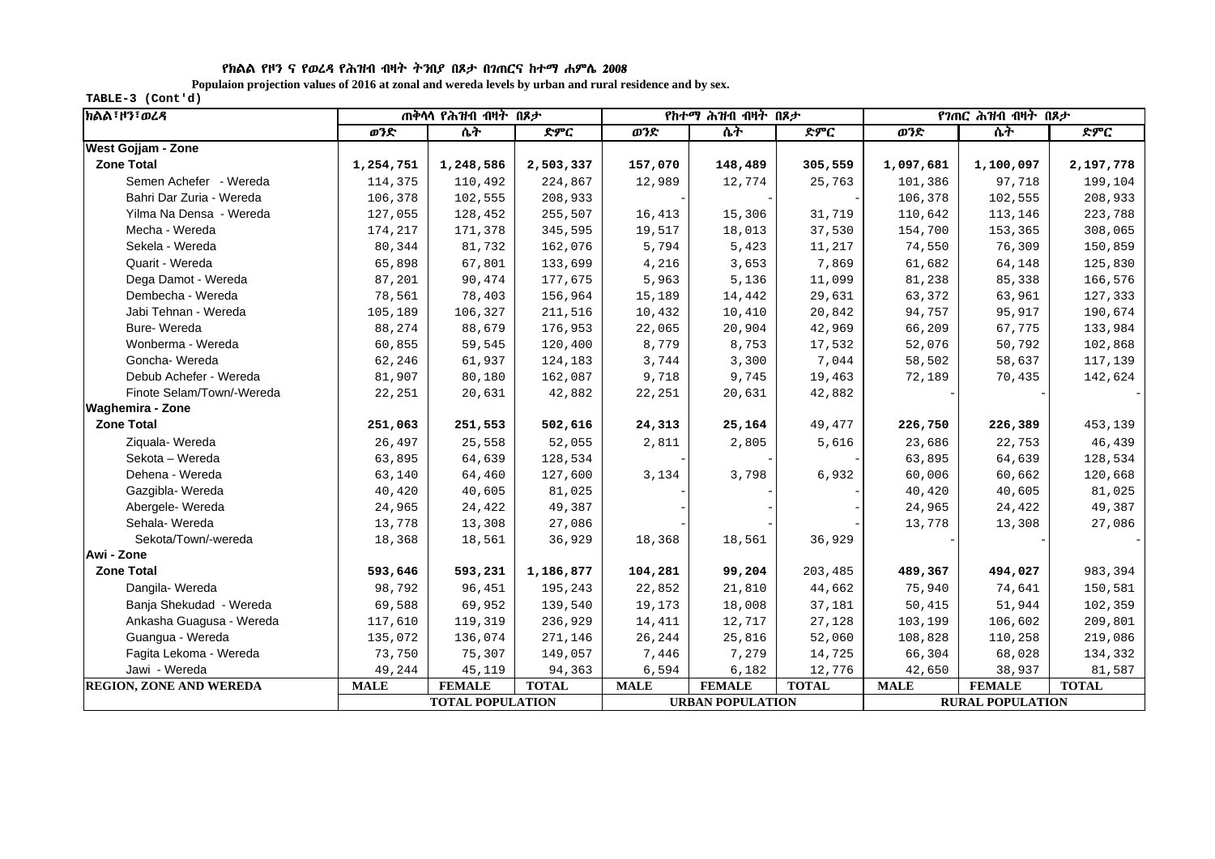**የክልል የዞን ና የወረዳ የሕዝብ ብዛት ትንበያ በጾታ በገጠርና ከተማ ሐምሌ 2008**

**Populaion projection values of 2016 at zonal and wereda levels by urban and rural residence and by sex.**

**TABLE-3 (Cont'd)**

| ክልል፣ዞን፣ወረዳ | ጠቅላላ የሕዝብ ብዛት በጾታ | | | የከተማ ሕዝብ ብዛት በጾታ | | | የገጠር ሕዝብ ብዛት በጾታ | | |
|---|---|---|---|---|---|---|---|---|---|
| | ወንድ | ሴት | ድምር | ወንድ | ሴት | ድምር | ወንድ | ሴት | ድምር |
| **West Gojjam - Zone** | | | | | | | | | |
| **Zone Total** | **1,254,751** | **1,248,586** | **2,503,337** | **157,070** | **148,489** | **305,559** | **1,097,681** | **1,100,097** | **2,197,778** |
| Semen Achefer - Wereda | 114,375 | 110,492 | 224,867 | 12,989 | 12,774 | 25,763 | 101,386 | 97,718 | 199,104 |
| Bahri Dar Zuria - Wereda | 106,378 | 102,555 | 208,933 | - | - | - | 106,378 | 102,555 | 208,933 |
| Yilma Na Densa - Wereda | 127,055 | 128,452 | 255,507 | 16,413 | 15,306 | 31,719 | 110,642 | 113,146 | 223,788 |
| Mecha - Wereda | 174,217 | 171,378 | 345,595 | 19,517 | 18,013 | 37,530 | 154,700 | 153,365 | 308,065 |
| Sekela - Wereda | 80,344 | 81,732 | 162,076 | 5,794 | 5,423 | 11,217 | 74,550 | 76,309 | 150,859 |
| Quarit - Wereda | 65,898 | 67,801 | 133,699 | 4,216 | 3,653 | 7,869 | 61,682 | 64,148 | 125,830 |
| Dega Damot - Wereda | 87,201 | 90,474 | 177,675 | 5,963 | 5,136 | 11,099 | 81,238 | 85,338 | 166,576 |
| Dembecha - Wereda | 78,561 | 78,403 | 156,964 | 15,189 | 14,442 | 29,631 | 63,372 | 63,961 | 127,333 |
| Jabi Tehnan - Wereda | 105,189 | 106,327 | 211,516 | 10,432 | 10,410 | 20,842 | 94,757 | 95,917 | 190,674 |
| Bure- Wereda | 88,274 | 88,679 | 176,953 | 22,065 | 20,904 | 42,969 | 66,209 | 67,775 | 133,984 |
| Wonberma - Wereda | 60,855 | 59,545 | 120,400 | 8,779 | 8,753 | 17,532 | 52,076 | 50,792 | 102,868 |
| Goncha- Wereda | 62,246 | 61,937 | 124,183 | 3,744 | 3,300 | 7,044 | 58,502 | 58,637 | 117,139 |
| Debub Achefer - Wereda | 81,907 | 80,180 | 162,087 | 9,718 | 9,745 | 19,463 | 72,189 | 70,435 | 142,624 |
| Finote Selam/Town/-Wereda | 22,251 | 20,631 | 42,882 | 22,251 | 20,631 | 42,882 | - | - | - |
| **Waghemira - Zone** | | | | | | | | | |
| **Zone Total** | **251,063** | **251,553** | **502,616** | **24,313** | **25,164** | 49,477 | **226,750** | **226,389** | 453,139 |
| Ziquala- Wereda | 26,497 | 25,558 | 52,055 | 2,811 | 2,805 | 5,616 | 23,686 | 22,753 | 46,439 |
| Sekota – Wereda | 63,895 | 64,639 | 128,534 | - | - | - | 63,895 | 64,639 | 128,534 |
| Dehena - Wereda | 63,140 | 64,460 | 127,600 | 3,134 | 3,798 | 6,932 | 60,006 | 60,662 | 120,668 |
| Gazgibla- Wereda | 40,420 | 40,605 | 81,025 | - | - | - | 40,420 | 40,605 | 81,025 |
| Abergele- Wereda | 24,965 | 24,422 | 49,387 | - | - | - | 24,965 | 24,422 | 49,387 |
| Sehala- Wereda | 13,778 | 13,308 | 27,086 | - | - | - | 13,778 | 13,308 | 27,086 |
| Sekota/Town/-wereda | 18,368 | 18,561 | 36,929 | 18,368 | 18,561 | 36,929 | - | - | - |
| **Awi - Zone** | | | | | | | | | |
| **Zone Total** | **593,646** | **593,231** | **1,186,877** | **104,281** | **99,204** | 203,485 | **489,367** | **494,027** | 983,394 |
| Dangila- Wereda | 98,792 | 96,451 | 195,243 | 22,852 | 21,810 | 44,662 | 75,940 | 74,641 | 150,581 |
| Banja Shekudad - Wereda | 69,588 | 69,952 | 139,540 | 19,173 | 18,008 | 37,181 | 50,415 | 51,944 | 102,359 |
| Ankasha Guagusa - Wereda | 117,610 | 119,319 | 236,929 | 14,411 | 12,717 | 27,128 | 103,199 | 106,602 | 209,801 |
| Guangua - Wereda | 135,072 | 136,074 | 271,146 | 26,244 | 25,816 | 52,060 | 108,828 | 110,258 | 219,086 |
| Fagita Lekoma - Wereda | 73,750 | 75,307 | 149,057 | 7,446 | 7,279 | 14,725 | 66,304 | 68,028 | 134,332 |
| Jawi - Wereda | 49,244 | 45,119 | 94,363 | 6,594 | 6,182 | 12,776 | 42,650 | 38,937 | 81,587 |
| **REGION, ZONE AND WEREDA** | **MALE** | **FEMALE** | **TOTAL** | **MALE** | **FEMALE** | **TOTAL** | **MALE** | **FEMALE** | **TOTAL** |
| | **TOTAL POPULATION** | | | **URBAN POPULATION** | | | **RURAL POPULATION** | | |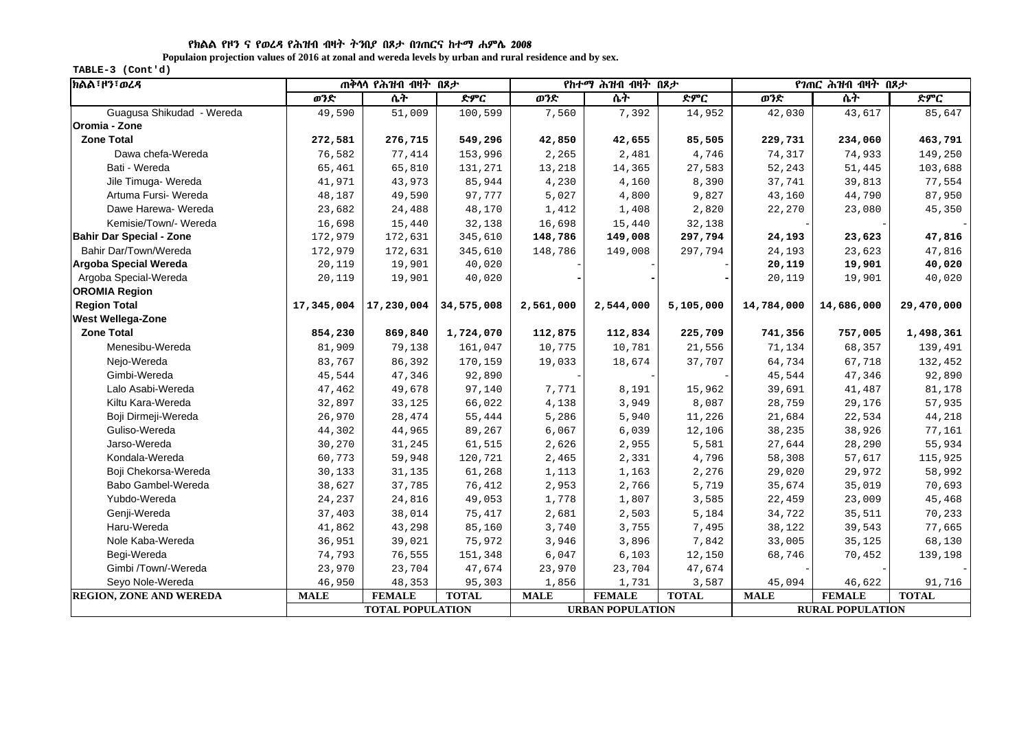የክልል የዞን ና የወረዳ የሕዝብ ብዛት ትንበያ በጾታ በገጠርና ከተማ ሐምሌ 2008

**Populaion projection values of 2016 at zonal and wereda levels by urban and rural residence and by sex.**

TABLE-3 (Cont'd)

| ክልል፣ዞን፣ወረዳ | ጠቅላላ የሕዝብ ብዛት በጾታ | | | የከተማ ሕዝብ ብዛት በጾታ | | | የገጠር ሕዝብ ብዛት በጾታ | | |
|---|---|---|---|---|---|---|---|---|---|
| | ወንድ | ሴት | ድምር | ወንድ | ሴት | ድምር | ወንድ | ሴት | ድምር |
| Guagusa Shikudad - Wereda | 49,590 | 51,009 | 100,599 | 7,560 | 7,392 | 14,952 | 42,030 | 43,617 | 85,647 |
| **Oromia - Zone** | | | | | | | | | |
| **Zone Total** | **272,581** | **276,715** | **549,296** | **42,850** | **42,655** | **85,505** | **229,731** | **234,060** | **463,791** |
| Dawa chefa-Wereda | 76,582 | 77,414 | 153,996 | 2,265 | 2,481 | 4,746 | 74,317 | 74,933 | 149,250 |
| Bati - Wereda | 65,461 | 65,810 | 131,271 | 13,218 | 14,365 | 27,583 | 52,243 | 51,445 | 103,688 |
| Jile Timuga- Wereda | 41,971 | 43,973 | 85,944 | 4,230 | 4,160 | 8,390 | 37,741 | 39,813 | 77,554 |
| Artuma Fursi- Wereda | 48,187 | 49,590 | 97,777 | 5,027 | 4,800 | 9,827 | 43,160 | 44,790 | 87,950 |
| Dawe Harewa- Wereda | 23,682 | 24,488 | 48,170 | 1,412 | 1,408 | 2,820 | 22,270 | 23,080 | 45,350 |
| Kemisie/Town/- Wereda | 16,698 | 15,440 | 32,138 | 16,698 | 15,440 | 32,138 | - | - | - |
| **Bahir Dar Special - Zone** | 172,979 | 172,631 | 345,610 | **148,786** | **149,008** | **297,794** | **24,193** | **23,623** | **47,816** |
| Bahir Dar/Town/Wereda | 172,979 | 172,631 | 345,610 | 148,786 | 149,008 | 297,794 | 24,193 | 23,623 | 47,816 |
| **Argoba Special Wereda** | 20,119 | 19,901 | 40,020 | - | - | - | **20,119** | **19,901** | **40,020** |
| Argoba Special-Wereda | 20,119 | 19,901 | 40,020 | - | - | - | 20,119 | 19,901 | 40,020 |
| **OROMIA Region** | | | | | | | | | |
| **Region Total** | **17,345,004** | **17,230,004** | **34,575,008** | **2,561,000** | **2,544,000** | **5,105,000** | **14,784,000** | **14,686,000** | **29,470,000** |
| **West Wellega-Zone** | | | | | | | | | |
| **Zone Total** | **854,230** | **869,840** | **1,724,070** | **112,875** | **112,834** | **225,709** | **741,356** | **757,005** | **1,498,361** |
| Menesibu-Wereda | 81,909 | 79,138 | 161,047 | 10,775 | 10,781 | 21,556 | 71,134 | 68,357 | 139,491 |
| Nejo-Wereda | 83,767 | 86,392 | 170,159 | 19,033 | 18,674 | 37,707 | 64,734 | 67,718 | 132,452 |
| Gimbi-Wereda | 45,544 | 47,346 | 92,890 | - | - | - | 45,544 | 47,346 | 92,890 |
| Lalo Asabi-Wereda | 47,462 | 49,678 | 97,140 | 7,771 | 8,191 | 15,962 | 39,691 | 41,487 | 81,178 |
| Kiltu Kara-Wereda | 32,897 | 33,125 | 66,022 | 4,138 | 3,949 | 8,087 | 28,759 | 29,176 | 57,935 |
| Boji Dirmeji-Wereda | 26,970 | 28,474 | 55,444 | 5,286 | 5,940 | 11,226 | 21,684 | 22,534 | 44,218 |
| Guliso-Wereda | 44,302 | 44,965 | 89,267 | 6,067 | 6,039 | 12,106 | 38,235 | 38,926 | 77,161 |
| Jarso-Wereda | 30,270 | 31,245 | 61,515 | 2,626 | 2,955 | 5,581 | 27,644 | 28,290 | 55,934 |
| Kondala-Wereda | 60,773 | 59,948 | 120,721 | 2,465 | 2,331 | 4,796 | 58,308 | 57,617 | 115,925 |
| Boji Chekorsa-Wereda | 30,133 | 31,135 | 61,268 | 1,113 | 1,163 | 2,276 | 29,020 | 29,972 | 58,992 |
| Babo Gambel-Wereda | 38,627 | 37,785 | 76,412 | 2,953 | 2,766 | 5,719 | 35,674 | 35,019 | 70,693 |
| Yubdo-Wereda | 24,237 | 24,816 | 49,053 | 1,778 | 1,807 | 3,585 | 22,459 | 23,009 | 45,468 |
| Genji-Wereda | 37,403 | 38,014 | 75,417 | 2,681 | 2,503 | 5,184 | 34,722 | 35,511 | 70,233 |
| Haru-Wereda | 41,862 | 43,298 | 85,160 | 3,740 | 3,755 | 7,495 | 38,122 | 39,543 | 77,665 |
| Nole Kaba-Wereda | 36,951 | 39,021 | 75,972 | 3,946 | 3,896 | 7,842 | 33,005 | 35,125 | 68,130 |
| Begi-Wereda | 74,793 | 76,555 | 151,348 | 6,047 | 6,103 | 12,150 | 68,746 | 70,452 | 139,198 |
| Gimbi /Town/-Wereda | 23,970 | 23,704 | 47,674 | 23,970 | 23,704 | 47,674 | - | - | - |
| Seyo Nole-Wereda | 46,950 | 48,353 | 95,303 | 1,856 | 1,731 | 3,587 | 45,094 | 46,622 | 91,716 |
| **REGION, ZONE AND WEREDA** | **MALE** | **FEMALE** | **TOTAL** | **MALE** | **FEMALE** | **TOTAL** | **MALE** | **FEMALE** | **TOTAL** |
| | **TOTAL POPULATION** | | | **URBAN POPULATION** | | | **RURAL POPULATION** | | |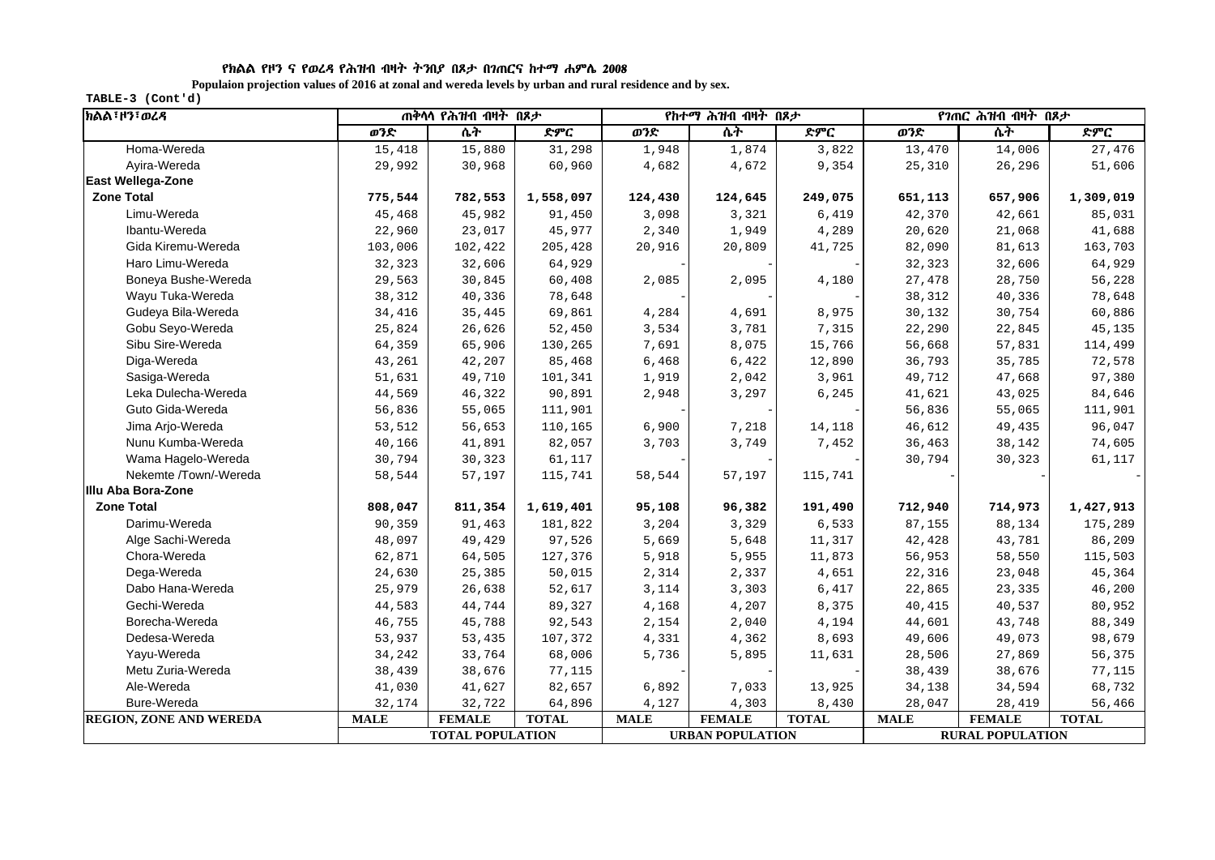### የክልል የዞን ና የወረዳ የሕዝብ ብዛት ትንበያ በጾታ በገጠርና ከተማ ሐምሌ 2008

**Populaion projection values of 2016 at zonal and wereda levels by urban and rural residence and by sex.**

TABLE-3 (Cont'd)

| ክልል፣ዞን፣ወረዳ | ጠቅላላ የሕዝብ ብዛት በጾታ | | | የከተማ ሕዝብ ብዛት በጾታ | | | የገጠር ሕዝብ ብዛት በጾታ | | |
|---|---|---|---|---|---|---|---|---|---|
| | ወንድ | ሴት | ድምር | ወንድ | ሴት | ድምር | ወንድ | ሴት | ድምር |
| Homa-Wereda | 15,418 | 15,880 | 31,298 | 1,948 | 1,874 | 3,822 | 13,470 | 14,006 | 27,476 |
| Ayira-Wereda | 29,992 | 30,968 | 60,960 | 4,682 | 4,672 | 9,354 | 25,310 | 26,296 | 51,606 |
| **East Wellega-Zone** | | | | | | | | | |
| **Zone Total** | **775,544** | **782,553** | **1,558,097** | **124,430** | **124,645** | **249,075** | **651,113** | **657,906** | **1,309,019** |
| Limu-Wereda | 45,468 | 45,982 | 91,450 | 3,098 | 3,321 | 6,419 | 42,370 | 42,661 | 85,031 |
| Ibantu-Wereda | 22,960 | 23,017 | 45,977 | 2,340 | 1,949 | 4,289 | 20,620 | 21,068 | 41,688 |
| Gida Kiremu-Wereda | 103,006 | 102,422 | 205,428 | 20,916 | 20,809 | 41,725 | 82,090 | 81,613 | 163,703 |
| Haro Limu-Wereda | 32,323 | 32,606 | 64,929 | - | - | - | 32,323 | 32,606 | 64,929 |
| Boneya Bushe-Wereda | 29,563 | 30,845 | 60,408 | 2,085 | 2,095 | 4,180 | 27,478 | 28,750 | 56,228 |
| Wayu Tuka-Wereda | 38,312 | 40,336 | 78,648 | - | - | - | 38,312 | 40,336 | 78,648 |
| Gudeya Bila-Wereda | 34,416 | 35,445 | 69,861 | 4,284 | 4,691 | 8,975 | 30,132 | 30,754 | 60,886 |
| Gobu Seyo-Wereda | 25,824 | 26,626 | 52,450 | 3,534 | 3,781 | 7,315 | 22,290 | 22,845 | 45,135 |
| Sibu Sire-Wereda | 64,359 | 65,906 | 130,265 | 7,691 | 8,075 | 15,766 | 56,668 | 57,831 | 114,499 |
| Diga-Wereda | 43,261 | 42,207 | 85,468 | 6,468 | 6,422 | 12,890 | 36,793 | 35,785 | 72,578 |
| Sasiga-Wereda | 51,631 | 49,710 | 101,341 | 1,919 | 2,042 | 3,961 | 49,712 | 47,668 | 97,380 |
| Leka Dulecha-Wereda | 44,569 | 46,322 | 90,891 | 2,948 | 3,297 | 6,245 | 41,621 | 43,025 | 84,646 |
| Guto Gida-Wereda | 56,836 | 55,065 | 111,901 | - | - | - | 56,836 | 55,065 | 111,901 |
| Jima Arjo-Wereda | 53,512 | 56,653 | 110,165 | 6,900 | 7,218 | 14,118 | 46,612 | 49,435 | 96,047 |
| Nunu Kumba-Wereda | 40,166 | 41,891 | 82,057 | 3,703 | 3,749 | 7,452 | 36,463 | 38,142 | 74,605 |
| Wama Hagelo-Wereda | 30,794 | 30,323 | 61,117 | - | - | - | 30,794 | 30,323 | 61,117 |
| Nekemte /Town/-Wereda | 58,544 | 57,197 | 115,741 | 58,544 | 57,197 | 115,741 | - | - | - |
| **Illu Aba Bora-Zone** | | | | | | | | | |
| **Zone Total** | **808,047** | **811,354** | **1,619,401** | **95,108** | **96,382** | **191,490** | **712,940** | **714,973** | **1,427,913** |
| Darimu-Wereda | 90,359 | 91,463 | 181,822 | 3,204 | 3,329 | 6,533 | 87,155 | 88,134 | 175,289 |
| Alge Sachi-Wereda | 48,097 | 49,429 | 97,526 | 5,669 | 5,648 | 11,317 | 42,428 | 43,781 | 86,209 |
| Chora-Wereda | 62,871 | 64,505 | 127,376 | 5,918 | 5,955 | 11,873 | 56,953 | 58,550 | 115,503 |
| Dega-Wereda | 24,630 | 25,385 | 50,015 | 2,314 | 2,337 | 4,651 | 22,316 | 23,048 | 45,364 |
| Dabo Hana-Wereda | 25,979 | 26,638 | 52,617 | 3,114 | 3,303 | 6,417 | 22,865 | 23,335 | 46,200 |
| Gechi-Wereda | 44,583 | 44,744 | 89,327 | 4,168 | 4,207 | 8,375 | 40,415 | 40,537 | 80,952 |
| Borecha-Wereda | 46,755 | 45,788 | 92,543 | 2,154 | 2,040 | 4,194 | 44,601 | 43,748 | 88,349 |
| Dedesa-Wereda | 53,937 | 53,435 | 107,372 | 4,331 | 4,362 | 8,693 | 49,606 | 49,073 | 98,679 |
| Yayu-Wereda | 34,242 | 33,764 | 68,006 | 5,736 | 5,895 | 11,631 | 28,506 | 27,869 | 56,375 |
| Metu Zuria-Wereda | 38,439 | 38,676 | 77,115 | - | - | - | 38,439 | 38,676 | 77,115 |
| Ale-Wereda | 41,030 | 41,627 | 82,657 | 6,892 | 7,033 | 13,925 | 34,138 | 34,594 | 68,732 |
| Bure-Wereda | 32,174 | 32,722 | 64,896 | 4,127 | 4,303 | 8,430 | 28,047 | 28,419 | 56,466 |
| **REGION, ZONE AND WEREDA** | **MALE** | **FEMALE** | **TOTAL** | **MALE** | **FEMALE** | **TOTAL** | **MALE** | **FEMALE** | **TOTAL** |
| | **TOTAL POPULATION** | | | **URBAN POPULATION** | | | **RURAL POPULATION** | | |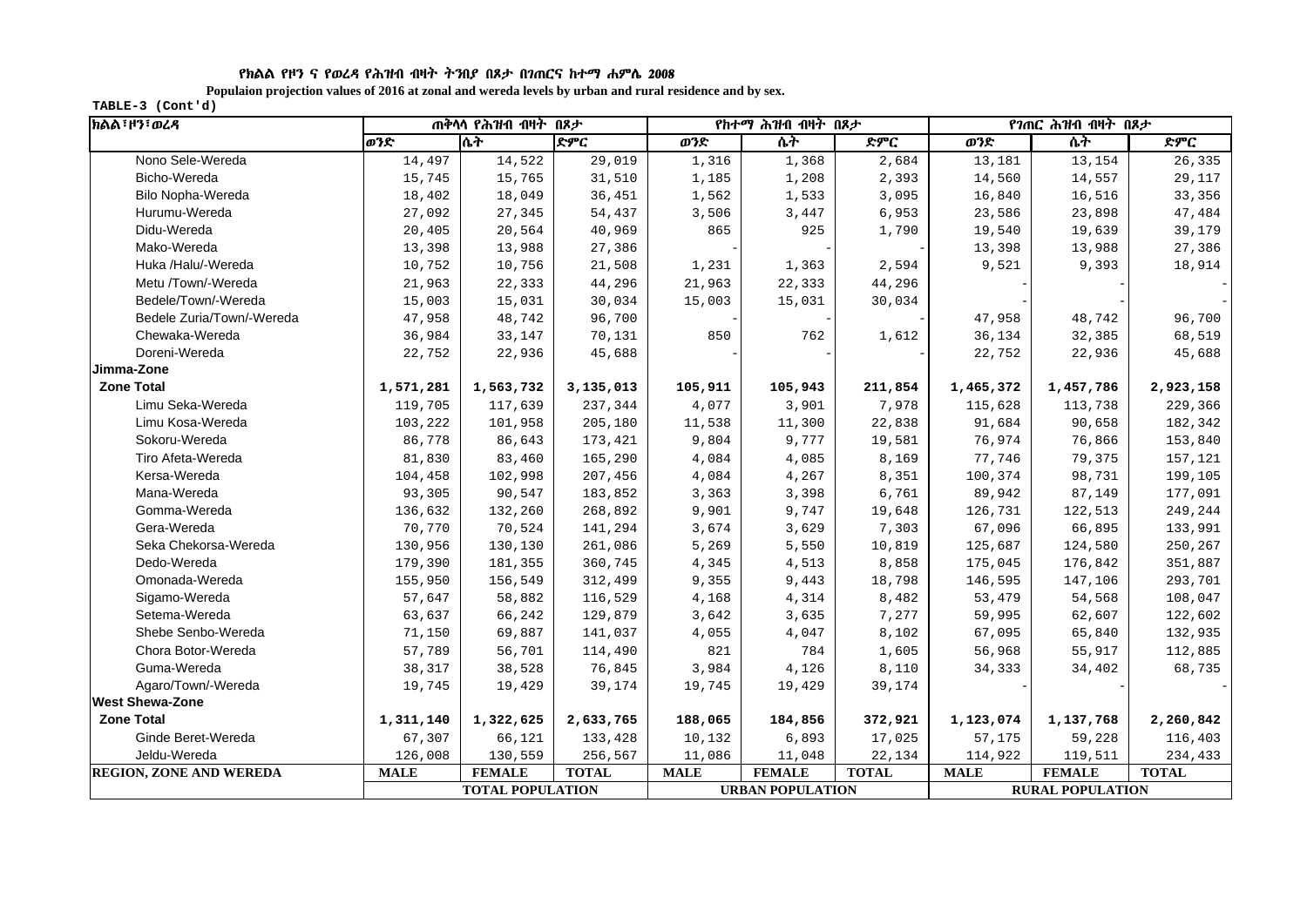የክልል የዞን ና የወረዳ የሕዝብ ብዛት ትንበያ በጾታ በገጠርና ከተማ ሐምሌ 2008

Populaion projection values of 2016 at zonal and wereda levels by urban and rural residence and by sex.

TABLE-3 (Cont'd)

| ክልል፣ዞን፣ወረዳ | ጠቅላላ የሕዝብ ብዛት በጾታ | | | የከተማ ሕዝብ ብዛት በጾታ | | | የገጠር ሕዝብ ብዛት በጾታ | | |
|---|---|---|---|---|---|---|---|---|---|
| | ወንድ | ሴት | ድምር | ወንድ | ሴት | ድምር | ወንድ | ሴት | ድምር |
| Nono Sele-Wereda | 14,497 | 14,522 | 29,019 | 1,316 | 1,368 | 2,684 | 13,181 | 13,154 | 26,335 |
| Bicho-Wereda | 15,745 | 15,765 | 31,510 | 1,185 | 1,208 | 2,393 | 14,560 | 14,557 | 29,117 |
| Bilo Nopha-Wereda | 18,402 | 18,049 | 36,451 | 1,562 | 1,533 | 3,095 | 16,840 | 16,516 | 33,356 |
| Hurumu-Wereda | 27,092 | 27,345 | 54,437 | 3,506 | 3,447 | 6,953 | 23,586 | 23,898 | 47,484 |
| Didu-Wereda | 20,405 | 20,564 | 40,969 | 865 | 925 | 1,790 | 19,540 | 19,639 | 39,179 |
| Mako-Wereda | 13,398 | 13,988 | 27,386 | - | - | - | 13,398 | 13,988 | 27,386 |
| Huka /Halu/-Wereda | 10,752 | 10,756 | 21,508 | 1,231 | 1,363 | 2,594 | 9,521 | 9,393 | 18,914 |
| Metu /Town/-Wereda | 21,963 | 22,333 | 44,296 | 21,963 | 22,333 | 44,296 | - | - | - |
| Bedele/Town/-Wereda | 15,003 | 15,031 | 30,034 | 15,003 | 15,031 | 30,034 | - | - | - |
| Bedele Zuria/Town/-Wereda | 47,958 | 48,742 | 96,700 | - | - | - | 47,958 | 48,742 | 96,700 |
| Chewaka-Wereda | 36,984 | 33,147 | 70,131 | 850 | 762 | 1,612 | 36,134 | 32,385 | 68,519 |
| Doreni-Wereda | 22,752 | 22,936 | 45,688 | - | - | - | 22,752 | 22,936 | 45,688 |
| **Jimma-Zone** | | | | | | | | | |
| **Zone Total** | **1,571,281** | **1,563,732** | **3,135,013** | **105,911** | **105,943** | **211,854** | **1,465,372** | **1,457,786** | **2,923,158** |
| Limu Seka-Wereda | 119,705 | 117,639 | 237,344 | 4,077 | 3,901 | 7,978 | 115,628 | 113,738 | 229,366 |
| Limu Kosa-Wereda | 103,222 | 101,958 | 205,180 | 11,538 | 11,300 | 22,838 | 91,684 | 90,658 | 182,342 |
| Sokoru-Wereda | 86,778 | 86,643 | 173,421 | 9,804 | 9,777 | 19,581 | 76,974 | 76,866 | 153,840 |
| Tiro Afeta-Wereda | 81,830 | 83,460 | 165,290 | 4,084 | 4,085 | 8,169 | 77,746 | 79,375 | 157,121 |
| Kersa-Wereda | 104,458 | 102,998 | 207,456 | 4,084 | 4,267 | 8,351 | 100,374 | 98,731 | 199,105 |
| Mana-Wereda | 93,305 | 90,547 | 183,852 | 3,363 | 3,398 | 6,761 | 89,942 | 87,149 | 177,091 |
| Gomma-Wereda | 136,632 | 132,260 | 268,892 | 9,901 | 9,747 | 19,648 | 126,731 | 122,513 | 249,244 |
| Gera-Wereda | 70,770 | 70,524 | 141,294 | 3,674 | 3,629 | 7,303 | 67,096 | 66,895 | 133,991 |
| Seka Chekorsa-Wereda | 130,956 | 130,130 | 261,086 | 5,269 | 5,550 | 10,819 | 125,687 | 124,580 | 250,267 |
| Dedo-Wereda | 179,390 | 181,355 | 360,745 | 4,345 | 4,513 | 8,858 | 175,045 | 176,842 | 351,887 |
| Omonada-Wereda | 155,950 | 156,549 | 312,499 | 9,355 | 9,443 | 18,798 | 146,595 | 147,106 | 293,701 |
| Sigamo-Wereda | 57,647 | 58,882 | 116,529 | 4,168 | 4,314 | 8,482 | 53,479 | 54,568 | 108,047 |
| Setema-Wereda | 63,637 | 66,242 | 129,879 | 3,642 | 3,635 | 7,277 | 59,995 | 62,607 | 122,602 |
| Shebe Senbo-Wereda | 71,150 | 69,887 | 141,037 | 4,055 | 4,047 | 8,102 | 67,095 | 65,840 | 132,935 |
| Chora Botor-Wereda | 57,789 | 56,701 | 114,490 | 821 | 784 | 1,605 | 56,968 | 55,917 | 112,885 |
| Guma-Wereda | 38,317 | 38,528 | 76,845 | 3,984 | 4,126 | 8,110 | 34,333 | 34,402 | 68,735 |
| Agaro/Town/-Wereda | 19,745 | 19,429 | 39,174 | 19,745 | 19,429 | 39,174 | - | - | - |
| **West Shewa-Zone** | | | | | | | | | |
| **Zone Total** | **1,311,140** | **1,322,625** | **2,633,765** | **188,065** | **184,856** | **372,921** | **1,123,074** | **1,137,768** | **2,260,842** |
| Ginde Beret-Wereda | 67,307 | 66,121 | 133,428 | 10,132 | 6,893 | 17,025 | 57,175 | 59,228 | 116,403 |
| Jeldu-Wereda | 126,008 | 130,559 | 256,567 | 11,086 | 11,048 | 22,134 | 114,922 | 119,511 | 234,433 |
| **REGION, ZONE AND WEREDA** | **MALE** | **FEMALE** | **TOTAL** | **MALE** | **FEMALE** | **TOTAL** | **MALE** | **FEMALE** | **TOTAL** |
| | **TOTAL POPULATION** | | | **URBAN POPULATION** | | | **RURAL POPULATION** | | |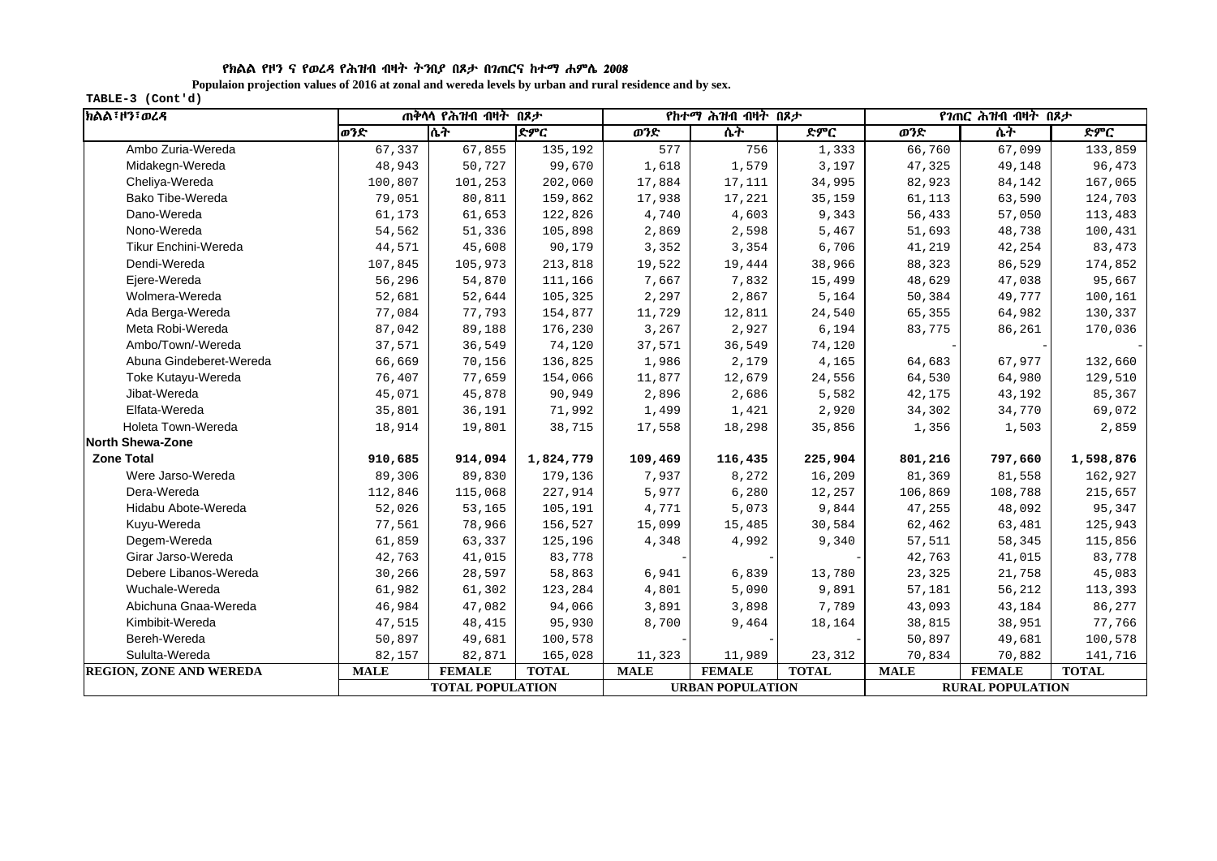**የክልል የዞን ና የወረዳ የሕዝብ ብዛት ትንበያ በጾታ በገጠርና ከተማ ሐምሌ 2008**

**Populaion projection values of 2016 at zonal and wereda levels by urban and rural residence and by sex.**

TABLE-3 (Cont'd)

| ክልል፣ዞን፣ወረዳ | ጠቅላላ የሕዝብ ብዛት በጾታ | | | የከተማ ሕዝብ ብዛት በጾታ | | | የገጠር ሕዝብ ብዛት በጾታ | | |
|---|---|---|---|---|---|---|---|---|---|
| | ወንድ | ሴት | ድምር | ወንድ | ሴት | ድምር | ወንድ | ሴት | ድምር |
| Ambo Zuria-Wereda | 67,337 | 67,855 | 135,192 | 577 | 756 | 1,333 | 66,760 | 67,099 | 133,859 |
| Midakegn-Wereda | 48,943 | 50,727 | 99,670 | 1,618 | 1,579 | 3,197 | 47,325 | 49,148 | 96,473 |
| Cheliya-Wereda | 100,807 | 101,253 | 202,060 | 17,884 | 17,111 | 34,995 | 82,923 | 84,142 | 167,065 |
| Bako Tibe-Wereda | 79,051 | 80,811 | 159,862 | 17,938 | 17,221 | 35,159 | 61,113 | 63,590 | 124,703 |
| Dano-Wereda | 61,173 | 61,653 | 122,826 | 4,740 | 4,603 | 9,343 | 56,433 | 57,050 | 113,483 |
| Nono-Wereda | 54,562 | 51,336 | 105,898 | 2,869 | 2,598 | 5,467 | 51,693 | 48,738 | 100,431 |
| Tikur Enchini-Wereda | 44,571 | 45,608 | 90,179 | 3,352 | 3,354 | 6,706 | 41,219 | 42,254 | 83,473 |
| Dendi-Wereda | 107,845 | 105,973 | 213,818 | 19,522 | 19,444 | 38,966 | 88,323 | 86,529 | 174,852 |
| Ejere-Wereda | 56,296 | 54,870 | 111,166 | 7,667 | 7,832 | 15,499 | 48,629 | 47,038 | 95,667 |
| Wolmera-Wereda | 52,681 | 52,644 | 105,325 | 2,297 | 2,867 | 5,164 | 50,384 | 49,777 | 100,161 |
| Ada Berga-Wereda | 77,084 | 77,793 | 154,877 | 11,729 | 12,811 | 24,540 | 65,355 | 64,982 | 130,337 |
| Meta Robi-Wereda | 87,042 | 89,188 | 176,230 | 3,267 | 2,927 | 6,194 | 83,775 | 86,261 | 170,036 |
| Ambo/Town/-Wereda | 37,571 | 36,549 | 74,120 | 37,571 | 36,549 | 74,120 | - | - | - |
| Abuna Gindeberet-Wereda | 66,669 | 70,156 | 136,825 | 1,986 | 2,179 | 4,165 | 64,683 | 67,977 | 132,660 |
| Toke Kutayu-Wereda | 76,407 | 77,659 | 154,066 | 11,877 | 12,679 | 24,556 | 64,530 | 64,980 | 129,510 |
| Jibat-Wereda | 45,071 | 45,878 | 90,949 | 2,896 | 2,686 | 5,582 | 42,175 | 43,192 | 85,367 |
| Elfata-Wereda | 35,801 | 36,191 | 71,992 | 1,499 | 1,421 | 2,920 | 34,302 | 34,770 | 69,072 |
| Holeta Town-Wereda | 18,914 | 19,801 | 38,715 | 17,558 | 18,298 | 35,856 | 1,356 | 1,503 | 2,859 |
| **North Shewa-Zone** | | | | | | | | | |
| **Zone Total** | **910,685** | **914,094** | **1,824,779** | **109,469** | **116,435** | **225,904** | **801,216** | **797,660** | **1,598,876** |
| Were Jarso-Wereda | 89,306 | 89,830 | 179,136 | 7,937 | 8,272 | 16,209 | 81,369 | 81,558 | 162,927 |
| Dera-Wereda | 112,846 | 115,068 | 227,914 | 5,977 | 6,280 | 12,257 | 106,869 | 108,788 | 215,657 |
| Hidabu Abote-Wereda | 52,026 | 53,165 | 105,191 | 4,771 | 5,073 | 9,844 | 47,255 | 48,092 | 95,347 |
| Kuyu-Wereda | 77,561 | 78,966 | 156,527 | 15,099 | 15,485 | 30,584 | 62,462 | 63,481 | 125,943 |
| Degem-Wereda | 61,859 | 63,337 | 125,196 | 4,348 | 4,992 | 9,340 | 57,511 | 58,345 | 115,856 |
| Girar Jarso-Wereda | 42,763 | 41,015 | 83,778 | - | - | - | 42,763 | 41,015 | 83,778 |
| Debere Libanos-Wereda | 30,266 | 28,597 | 58,863 | 6,941 | 6,839 | 13,780 | 23,325 | 21,758 | 45,083 |
| Wuchale-Wereda | 61,982 | 61,302 | 123,284 | 4,801 | 5,090 | 9,891 | 57,181 | 56,212 | 113,393 |
| Abichuna Gnaa-Wereda | 46,984 | 47,082 | 94,066 | 3,891 | 3,898 | 7,789 | 43,093 | 43,184 | 86,277 |
| Kimbibit-Wereda | 47,515 | 48,415 | 95,930 | 8,700 | 9,464 | 18,164 | 38,815 | 38,951 | 77,766 |
| Bereh-Wereda | 50,897 | 49,681 | 100,578 | - | - | - | 50,897 | 49,681 | 100,578 |
| Sululta-Wereda | 82,157 | 82,871 | 165,028 | 11,323 | 11,989 | 23,312 | 70,834 | 70,882 | 141,716 |
| **REGION, ZONE AND WEREDA** | **MALE** | **FEMALE** | **TOTAL** | **MALE** | **FEMALE** | **TOTAL** | **MALE** | **FEMALE** | **TOTAL** |
| | **TOTAL POPULATION** | | | **URBAN POPULATION** | | | **RURAL POPULATION** | | |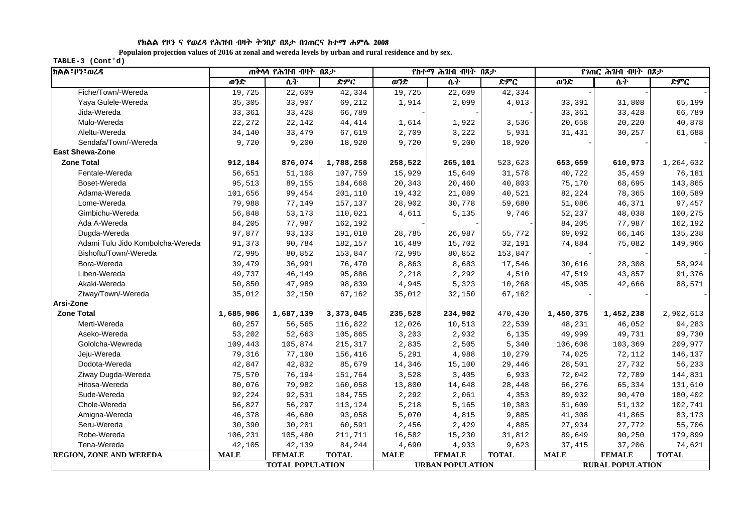**የክልል የዞን ና የወረዳ የሕዝብ ብዛት ትንበያ በጾታ በገጠርና ከተማ ሐምሌ 2008**

**Populaion projection values of 2016 at zonal and wereda levels by urban and rural residence and by sex.**

**TABLE-3 (Cont'd)**

| ክልል፣ዞን፣ወረዳ | ጠቅላላ የሕዝብ ብዛት በጾታ | | | የከተማ ሕዝብ ብዛት በጾታ | | | የገጠር ሕዝብ ብዛት በጾታ | | |
|---|---|---|---|---|---|---|---|---|---|
| | ወንድ | ሴት | ድምር | ወንድ | ሴት | ድምር | ወንድ | ሴት | ድምር |
| Fiche/Town/-Wereda | 19,725 | 22,609 | 42,334 | 19,725 | 22,609 | 42,334 | - | - | - |
| Yaya Gulele-Wereda | 35,305 | 33,907 | 69,212 | 1,914 | 2,099 | 4,013 | 33,391 | 31,808 | 65,199 |
| Jida-Wereda | 33,361 | 33,428 | 66,789 | - | - | - | 33,361 | 33,428 | 66,789 |
| Mulo-Wereda | 22,272 | 22,142 | 44,414 | 1,614 | 1,922 | 3,536 | 20,658 | 20,220 | 40,878 |
| Aleltu-Wereda | 34,140 | 33,479 | 67,619 | 2,709 | 3,222 | 5,931 | 31,431 | 30,257 | 61,688 |
| Sendafa/Town/-Wereda | 9,720 | 9,200 | 18,920 | 9,720 | 9,200 | 18,920 | - | - | - |
| **East Shewa-Zone** | | | | | | | | | |
| **Zone Total** | **912,184** | **876,074** | **1,788,258** | **258,522** | **265,101** | 523,623 | **653,659** | **610,973** | 1,264,632 |
| Fentale-Wereda | 56,651 | 51,108 | 107,759 | 15,929 | 15,649 | 31,578 | 40,722 | 35,459 | 76,181 |
| Boset-Wereda | 95,513 | 89,155 | 184,668 | 20,343 | 20,460 | 40,803 | 75,170 | 68,695 | 143,865 |
| Adama-Wereda | 101,656 | 99,454 | 201,110 | 19,432 | 21,089 | 40,521 | 82,224 | 78,365 | 160,589 |
| Lome-Wereda | 79,988 | 77,149 | 157,137 | 28,902 | 30,778 | 59,680 | 51,086 | 46,371 | 97,457 |
| Gimbichu-Wereda | 56,848 | 53,173 | 110,021 | 4,611 | 5,135 | 9,746 | 52,237 | 48,038 | 100,275 |
| Ada A-Wereda | 84,205 | 77,987 | 162,192 | - | - | - | 84,205 | 77,987 | 162,192 |
| Dugda-Wereda | 97,877 | 93,133 | 191,010 | 28,785 | 26,987 | 55,772 | 69,092 | 66,146 | 135,238 |
| Adami Tulu Jido Kombolcha-Wereda | 91,373 | 90,784 | 182,157 | 16,489 | 15,702 | 32,191 | 74,884 | 75,082 | 149,966 |
| Bishoftu/Town/-Wereda | 72,995 | 80,852 | 153,847 | 72,995 | 80,852 | 153,847 | - | - | - |
| Bora-Wereda | 39,479 | 36,991 | 76,470 | 8,863 | 8,683 | 17,546 | 30,616 | 28,308 | 58,924 |
| Liben-Wereda | 49,737 | 46,149 | 95,886 | 2,218 | 2,292 | 4,510 | 47,519 | 43,857 | 91,376 |
| Akaki-Wereda | 50,850 | 47,989 | 98,839 | 4,945 | 5,323 | 10,268 | 45,905 | 42,666 | 88,571 |
| Ziway/Town/-Wereda | 35,012 | 32,150 | 67,162 | 35,012 | 32,150 | 67,162 | - | - | - |
| **Arsi-Zone** | | | | | | | | | |
| **Zone Total** | **1,685,906** | **1,687,139** | **3,373,045** | **235,528** | **234,902** | 470,430 | **1,450,375** | **1,452,238** | 2,902,613 |
| Merti-Wereda | 60,257 | 56,565 | 116,822 | 12,026 | 10,513 | 22,539 | 48,231 | 46,052 | 94,283 |
| Aseko-Wereda | 53,202 | 52,663 | 105,865 | 3,203 | 2,932 | 6,135 | 49,999 | 49,731 | 99,730 |
| Gololcha-Wewreda | 109,443 | 105,874 | 215,317 | 2,835 | 2,505 | 5,340 | 106,608 | 103,369 | 209,977 |
| Jeju-Wereda | 79,316 | 77,100 | 156,416 | 5,291 | 4,988 | 10,279 | 74,025 | 72,112 | 146,137 |
| Dodota-Wereda | 42,847 | 42,832 | 85,679 | 14,346 | 15,100 | 29,446 | 28,501 | 27,732 | 56,233 |
| Ziway Dugda-Wereda | 75,570 | 76,194 | 151,764 | 3,528 | 3,405 | 6,933 | 72,042 | 72,789 | 144,831 |
| Hitosa-Wereda | 80,076 | 79,982 | 160,058 | 13,800 | 14,648 | 28,448 | 66,276 | 65,334 | 131,610 |
| Sude-Wereda | 92,224 | 92,531 | 184,755 | 2,292 | 2,061 | 4,353 | 89,932 | 90,470 | 180,402 |
| Chole-Wereda | 56,827 | 56,297 | 113,124 | 5,218 | 5,165 | 10,383 | 51,609 | 51,132 | 102,741 |
| Amigna-Wereda | 46,378 | 46,680 | 93,058 | 5,070 | 4,815 | 9,885 | 41,308 | 41,865 | 83,173 |
| Seru-Wereda | 30,390 | 30,201 | 60,591 | 2,456 | 2,429 | 4,885 | 27,934 | 27,772 | 55,706 |
| Robe-Wereda | 106,231 | 105,480 | 211,711 | 16,582 | 15,230 | 31,812 | 89,649 | 90,250 | 179,899 |
| Tena-Wereda | 42,105 | 42,139 | 84,244 | 4,690 | 4,933 | 9,623 | 37,415 | 37,206 | 74,621 |
| **REGION, ZONE AND WEREDA** | **MALE** | **FEMALE** | **TOTAL** | **MALE** | **FEMALE** | **TOTAL** | **MALE** | **FEMALE** | **TOTAL** |
| | **TOTAL POPULATION** | | | **URBAN POPULATION** | | | **RURAL POPULATION** | | |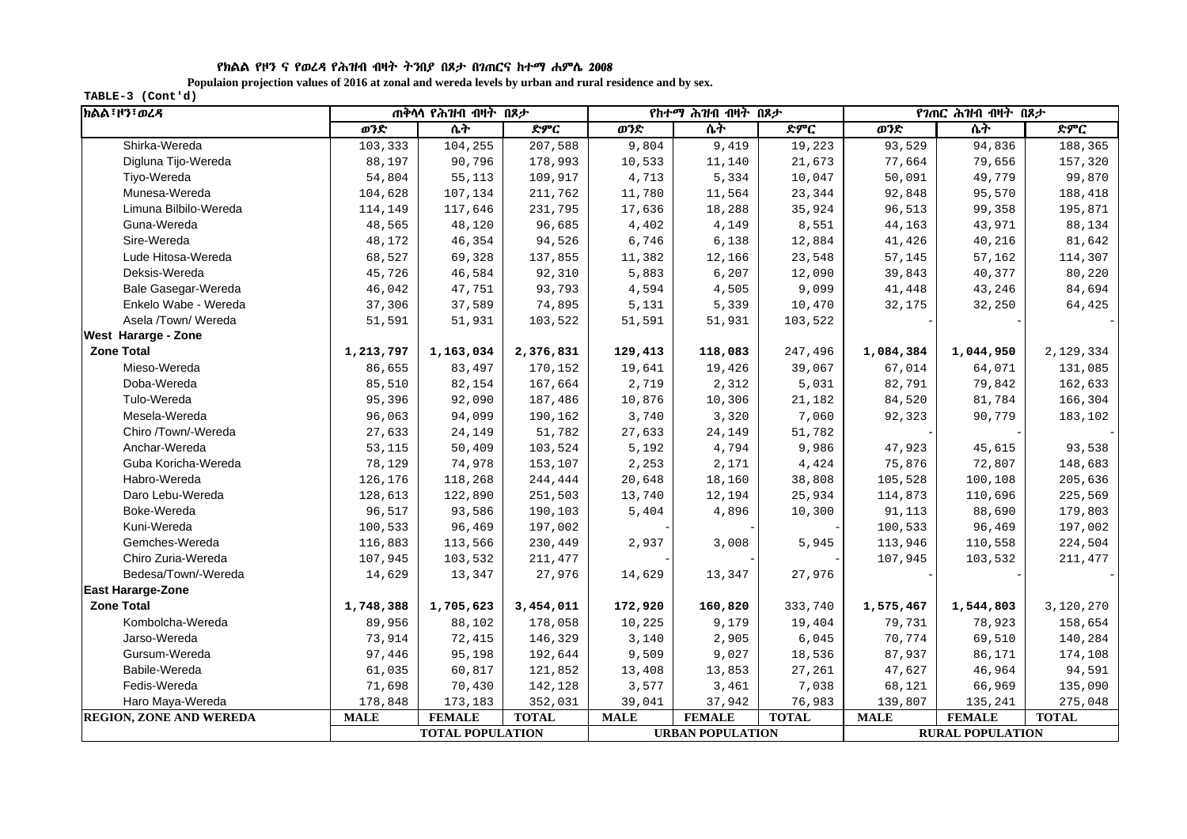የክልል የዞን ና የወረዳ የሕዝብ ብዛት ትንበያ በጾታ በገጠርና ከተማ ሐምሌ 2008

Populaion projection values of 2016 at zonal and wereda levels by urban and rural residence and by sex.

TABLE-3 (Cont'd)

| ክልል፣ዞን፣ወረዳ | ጠቅላላ የሕዝብ ብዛት በጾታ | | | የከተማ ሕዝብ ብዛት በጾታ | | | የገጠር ሕዝብ ብዛት በጾታ | | |
|---|---|---|---|---|---|---|---|---|---|
| | ወንድ | ሴት | ድምር | ወንድ | ሴት | ድምር | ወንድ | ሴት | ድምር |
| Shirka-Wereda | 103,333 | 104,255 | 207,588 | 9,804 | 9,419 | 19,223 | 93,529 | 94,836 | 188,365 |
| Digluna Tijo-Wereda | 88,197 | 90,796 | 178,993 | 10,533 | 11,140 | 21,673 | 77,664 | 79,656 | 157,320 |
| Tiyo-Wereda | 54,804 | 55,113 | 109,917 | 4,713 | 5,334 | 10,047 | 50,091 | 49,779 | 99,870 |
| Munesa-Wereda | 104,628 | 107,134 | 211,762 | 11,780 | 11,564 | 23,344 | 92,848 | 95,570 | 188,418 |
| Limuna Bilbilo-Wereda | 114,149 | 117,646 | 231,795 | 17,636 | 18,288 | 35,924 | 96,513 | 99,358 | 195,871 |
| Guna-Wereda | 48,565 | 48,120 | 96,685 | 4,402 | 4,149 | 8,551 | 44,163 | 43,971 | 88,134 |
| Sire-Wereda | 48,172 | 46,354 | 94,526 | 6,746 | 6,138 | 12,884 | 41,426 | 40,216 | 81,642 |
| Lude Hitosa-Wereda | 68,527 | 69,328 | 137,855 | 11,382 | 12,166 | 23,548 | 57,145 | 57,162 | 114,307 |
| Deksis-Wereda | 45,726 | 46,584 | 92,310 | 5,883 | 6,207 | 12,090 | 39,843 | 40,377 | 80,220 |
| Bale Gasegar-Wereda | 46,042 | 47,751 | 93,793 | 4,594 | 4,505 | 9,099 | 41,448 | 43,246 | 84,694 |
| Enkelo Wabe - Wereda | 37,306 | 37,589 | 74,895 | 5,131 | 5,339 | 10,470 | 32,175 | 32,250 | 64,425 |
| Asela /Town/ Wereda | 51,591 | 51,931 | 103,522 | 51,591 | 51,931 | 103,522 | - | - | - |
| **West Hararge - Zone** | | | | | | | | | |
| **Zone Total** | **1,213,797** | **1,163,034** | **2,376,831** | **129,413** | **118,083** | 247,496 | **1,084,384** | **1,044,950** | 2,129,334 |
| Mieso-Wereda | 86,655 | 83,497 | 170,152 | 19,641 | 19,426 | 39,067 | 67,014 | 64,071 | 131,085 |
| Doba-Wereda | 85,510 | 82,154 | 167,664 | 2,719 | 2,312 | 5,031 | 82,791 | 79,842 | 162,633 |
| Tulo-Wereda | 95,396 | 92,090 | 187,486 | 10,876 | 10,306 | 21,182 | 84,520 | 81,784 | 166,304 |
| Mesela-Wereda | 96,063 | 94,099 | 190,162 | 3,740 | 3,320 | 7,060 | 92,323 | 90,779 | 183,102 |
| Chiro /Town/-Wereda | 27,633 | 24,149 | 51,782 | 27,633 | 24,149 | 51,782 | - | - | - |
| Anchar-Wereda | 53,115 | 50,409 | 103,524 | 5,192 | 4,794 | 9,986 | 47,923 | 45,615 | 93,538 |
| Guba Koricha-Wereda | 78,129 | 74,978 | 153,107 | 2,253 | 2,171 | 4,424 | 75,876 | 72,807 | 148,683 |
| Habro-Wereda | 126,176 | 118,268 | 244,444 | 20,648 | 18,160 | 38,808 | 105,528 | 100,108 | 205,636 |
| Daro Lebu-Wereda | 128,613 | 122,890 | 251,503 | 13,740 | 12,194 | 25,934 | 114,873 | 110,696 | 225,569 |
| Boke-Wereda | 96,517 | 93,586 | 190,103 | 5,404 | 4,896 | 10,300 | 91,113 | 88,690 | 179,803 |
| Kuni-Wereda | 100,533 | 96,469 | 197,002 | - | - | - | 100,533 | 96,469 | 197,002 |
| Gemches-Wereda | 116,883 | 113,566 | 230,449 | 2,937 | 3,008 | 5,945 | 113,946 | 110,558 | 224,504 |
| Chiro Zuria-Wereda | 107,945 | 103,532 | 211,477 | - | - | - | 107,945 | 103,532 | 211,477 |
| Bedesa/Town/-Wereda | 14,629 | 13,347 | 27,976 | 14,629 | 13,347 | 27,976 | - | - | - |
| **East Hararge-Zone** | | | | | | | | | |
| **Zone Total** | **1,748,388** | **1,705,623** | **3,454,011** | **172,920** | **160,820** | 333,740 | **1,575,467** | **1,544,803** | 3,120,270 |
| Kombolcha-Wereda | 89,956 | 88,102 | 178,058 | 10,225 | 9,179 | 19,404 | 79,731 | 78,923 | 158,654 |
| Jarso-Wereda | 73,914 | 72,415 | 146,329 | 3,140 | 2,905 | 6,045 | 70,774 | 69,510 | 140,284 |
| Gursum-Wereda | 97,446 | 95,198 | 192,644 | 9,509 | 9,027 | 18,536 | 87,937 | 86,171 | 174,108 |
| Babile-Wereda | 61,035 | 60,817 | 121,852 | 13,408 | 13,853 | 27,261 | 47,627 | 46,964 | 94,591 |
| Fedis-Wereda | 71,698 | 70,430 | 142,128 | 3,577 | 3,461 | 7,038 | 68,121 | 66,969 | 135,090 |
| Haro Maya-Wereda | 178,848 | 173,183 | 352,031 | 39,041 | 37,942 | 76,983 | 139,807 | 135,241 | 275,048 |
| **REGION, ZONE AND WEREDA** | **MALE** | **FEMALE** | **TOTAL** | **MALE** | **FEMALE** | **TOTAL** | **MALE** | **FEMALE** | **TOTAL** |
| | **TOTAL POPULATION** | | | **URBAN POPULATION** | | | **RURAL POPULATION** | | |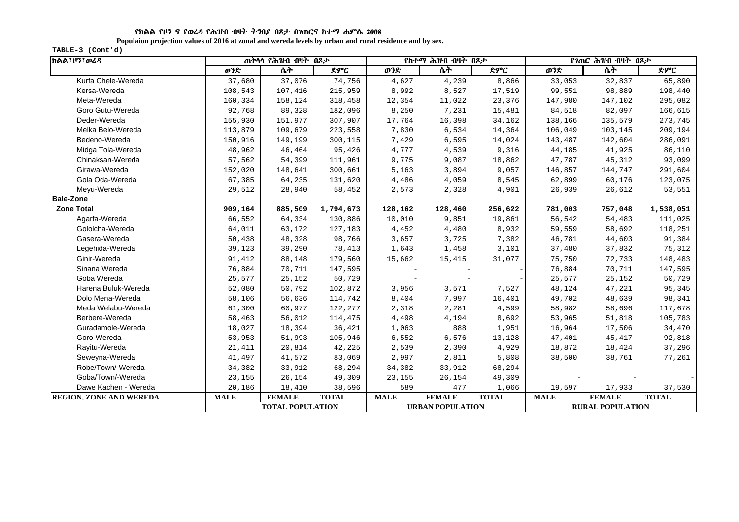የክልል የዞን ና የወረዳ የሕዝብ ብዛት ትንበያ በጾታ በገጠርና ከተማ ሐምሌ 2008

**Populaion projection values of 2016 at zonal and wereda levels by urban and rural residence and by sex.**

TABLE-3 (Cont'd)

| ክልል፣ዞን፣ወረዳ | ጠቅላላ የሕዝብ ብዛት በጾታ | | | የከተማ ሕዝብ ብዛት በጾታ | | | የገጠር ሕዝብ ብዛት በጾታ | | |
|---|---|---|---|---|---|---|---|---|---|
| | ወንድ | ሴት | ድምር | ወንድ | ሴት | ድምር | ወንድ | ሴት | ድምር |
| Kurfa Chele-Wereda | 37,680 | 37,076 | 74,756 | 4,627 | 4,239 | 8,866 | 33,053 | 32,837 | 65,890 |
| Kersa-Wereda | 108,543 | 107,416 | 215,959 | 8,992 | 8,527 | 17,519 | 99,551 | 98,889 | 198,440 |
| Meta-Wereda | 160,334 | 158,124 | 318,458 | 12,354 | 11,022 | 23,376 | 147,980 | 147,102 | 295,082 |
| Goro Gutu-Wereda | 92,768 | 89,328 | 182,096 | 8,250 | 7,231 | 15,481 | 84,518 | 82,097 | 166,615 |
| Deder-Wereda | 155,930 | 151,977 | 307,907 | 17,764 | 16,398 | 34,162 | 138,166 | 135,579 | 273,745 |
| Melka Belo-Wereda | 113,879 | 109,679 | 223,558 | 7,830 | 6,534 | 14,364 | 106,049 | 103,145 | 209,194 |
| Bedeno-Wereda | 150,916 | 149,199 | 300,115 | 7,429 | 6,595 | 14,024 | 143,487 | 142,604 | 286,091 |
| Midga Tola-Wereda | 48,962 | 46,464 | 95,426 | 4,777 | 4,539 | 9,316 | 44,185 | 41,925 | 86,110 |
| Chinaksan-Wereda | 57,562 | 54,399 | 111,961 | 9,775 | 9,087 | 18,862 | 47,787 | 45,312 | 93,099 |
| Girawa-Wereda | 152,020 | 148,641 | 300,661 | 5,163 | 3,894 | 9,057 | 146,857 | 144,747 | 291,604 |
| Gola Oda-Wereda | 67,385 | 64,235 | 131,620 | 4,486 | 4,059 | 8,545 | 62,899 | 60,176 | 123,075 |
| Meyu-Wereda | 29,512 | 28,940 | 58,452 | 2,573 | 2,328 | 4,901 | 26,939 | 26,612 | 53,551 |
| **Bale-Zone** | | | | | | | | | |
| **Zone Total** | **909,164** | **885,509** | **1,794,673** | **128,162** | **128,460** | **256,622** | **781,003** | **757,048** | **1,538,051** |
| Agarfa-Wereda | 66,552 | 64,334 | 130,886 | 10,010 | 9,851 | 19,861 | 56,542 | 54,483 | 111,025 |
| Gololcha-Wereda | 64,011 | 63,172 | 127,183 | 4,452 | 4,480 | 8,932 | 59,559 | 58,692 | 118,251 |
| Gasera-Wereda | 50,438 | 48,328 | 98,766 | 3,657 | 3,725 | 7,382 | 46,781 | 44,603 | 91,384 |
| Legehida-Wereda | 39,123 | 39,290 | 78,413 | 1,643 | 1,458 | 3,101 | 37,480 | 37,832 | 75,312 |
| Ginir-Wereda | 91,412 | 88,148 | 179,560 | 15,662 | 15,415 | 31,077 | 75,750 | 72,733 | 148,483 |
| Sinana Wereda | 76,884 | 70,711 | 147,595 | - | - | - | 76,884 | 70,711 | 147,595 |
| Goba Wereda | 25,577 | 25,152 | 50,729 | - | - | - | 25,577 | 25,152 | 50,729 |
| Harena Buluk-Wereda | 52,080 | 50,792 | 102,872 | 3,956 | 3,571 | 7,527 | 48,124 | 47,221 | 95,345 |
| Dolo Mena-Wereda | 58,106 | 56,636 | 114,742 | 8,404 | 7,997 | 16,401 | 49,702 | 48,639 | 98,341 |
| Meda Welabu-Wereda | 61,300 | 60,977 | 122,277 | 2,318 | 2,281 | 4,599 | 58,982 | 58,696 | 117,678 |
| Berbere-Wereda | 58,463 | 56,012 | 114,475 | 4,498 | 4,194 | 8,692 | 53,965 | 51,818 | 105,783 |
| Guradamole-Wereda | 18,027 | 18,394 | 36,421 | 1,063 | 888 | 1,951 | 16,964 | 17,506 | 34,470 |
| Goro-Wereda | 53,953 | 51,993 | 105,946 | 6,552 | 6,576 | 13,128 | 47,401 | 45,417 | 92,818 |
| Rayitu-Wereda | 21,411 | 20,814 | 42,225 | 2,539 | 2,390 | 4,929 | 18,872 | 18,424 | 37,296 |
| Seweyna-Wereda | 41,497 | 41,572 | 83,069 | 2,997 | 2,811 | 5,808 | 38,500 | 38,761 | 77,261 |
| Robe/Town/-Wereda | 34,382 | 33,912 | 68,294 | 34,382 | 33,912 | 68,294 | - | - | - |
| Goba/Town/-Wereda | 23,155 | 26,154 | 49,309 | 23,155 | 26,154 | 49,309 | - | - | - |
| Dawe Kachen - Wereda | 20,186 | 18,410 | 38,596 | 589 | 477 | 1,066 | 19,597 | 17,933 | 37,530 |
| **REGION, ZONE AND WEREDA** | **MALE** | **FEMALE** | **TOTAL** | **MALE** | **FEMALE** | **TOTAL** | **MALE** | **FEMALE** | **TOTAL** |
| | **TOTAL POPULATION** | | | **URBAN POPULATION** | | | **RURAL POPULATION** | | |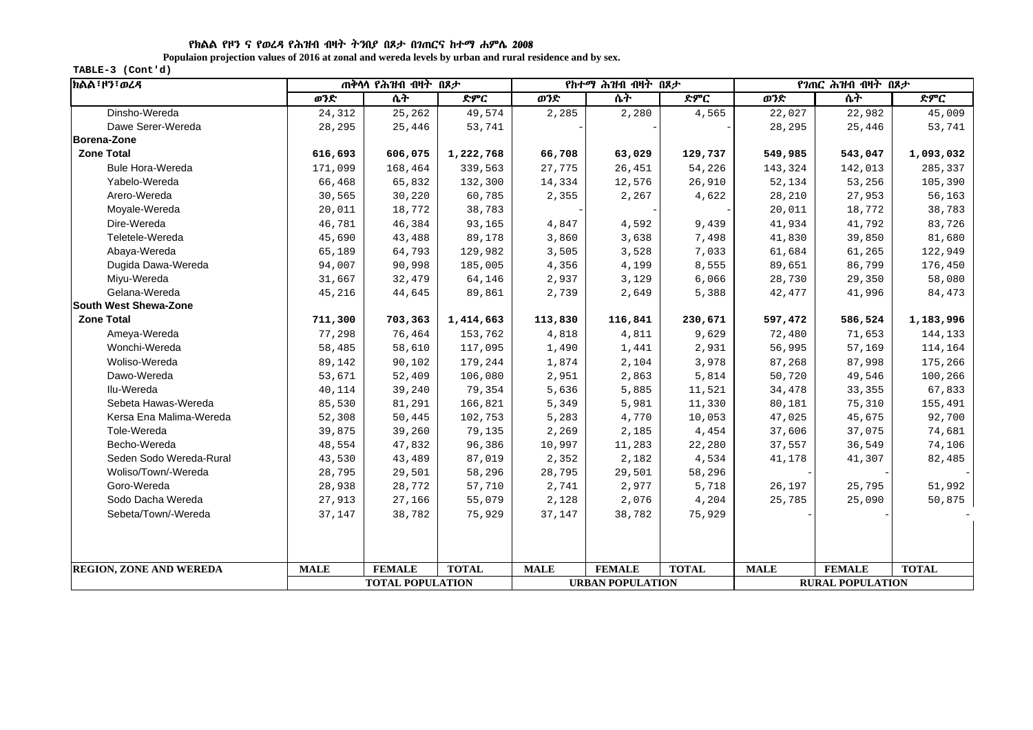የክልል የዞን ና የወረዳ የሕዝብ ብዛት ትንበያ በጾታ በገጠርና ከተማ ሐምሌ 2008

**Populaion projection values of 2016 at zonal and wereda levels by urban and rural residence and by sex.**

**TABLE-3 (Cont'd)**

| ክልል፣ዞን፣ወረዳ | ጠቅላላ የሕዝብ ብዛት በጾታ | | | የከተማ ሕዝብ ብዛት በጾታ | | | የገጠር ሕዝብ ብዛት በጾታ | | |
|---|---|---|---|---|---|---|---|---|---|
| | ወንድ | ሴት | ድምር | ወንድ | ሴት | ድምር | ወንድ | ሴት | ድምር |
| Dinsho-Wereda | 24,312 | 25,262 | 49,574 | 2,285 | 2,280 | 4,565 | 22,027 | 22,982 | 45,009 |
| Dawe Serer-Wereda | 28,295 | 25,446 | 53,741 | - | - | - | 28,295 | 25,446 | 53,741 |
| **Borena-Zone** | | | | | | | | | |
| **Zone Total** | **616,693** | **606,075** | **1,222,768** | **66,708** | **63,029** | **129,737** | **549,985** | **543,047** | **1,093,032** |
| Bule Hora-Wereda | 171,099 | 168,464 | 339,563 | 27,775 | 26,451 | 54,226 | 143,324 | 142,013 | 285,337 |
| Yabelo-Wereda | 66,468 | 65,832 | 132,300 | 14,334 | 12,576 | 26,910 | 52,134 | 53,256 | 105,390 |
| Arero-Wereda | 30,565 | 30,220 | 60,785 | 2,355 | 2,267 | 4,622 | 28,210 | 27,953 | 56,163 |
| Moyale-Wereda | 20,011 | 18,772 | 38,783 | - | - | - | 20,011 | 18,772 | 38,783 |
| Dire-Wereda | 46,781 | 46,384 | 93,165 | 4,847 | 4,592 | 9,439 | 41,934 | 41,792 | 83,726 |
| Teletele-Wereda | 45,690 | 43,488 | 89,178 | 3,860 | 3,638 | 7,498 | 41,830 | 39,850 | 81,680 |
| Abaya-Wereda | 65,189 | 64,793 | 129,982 | 3,505 | 3,528 | 7,033 | 61,684 | 61,265 | 122,949 |
| Dugida Dawa-Wereda | 94,007 | 90,998 | 185,005 | 4,356 | 4,199 | 8,555 | 89,651 | 86,799 | 176,450 |
| Miyu-Wereda | 31,667 | 32,479 | 64,146 | 2,937 | 3,129 | 6,066 | 28,730 | 29,350 | 58,080 |
| Gelana-Wereda | 45,216 | 44,645 | 89,861 | 2,739 | 2,649 | 5,388 | 42,477 | 41,996 | 84,473 |
| **South West Shewa-Zone** | | | | | | | | | |
| **Zone Total** | **711,300** | **703,363** | **1,414,663** | **113,830** | **116,841** | **230,671** | **597,472** | **586,524** | **1,183,996** |
| Ameya-Wereda | 77,298 | 76,464 | 153,762 | 4,818 | 4,811 | 9,629 | 72,480 | 71,653 | 144,133 |
| Wonchi-Wereda | 58,485 | 58,610 | 117,095 | 1,490 | 1,441 | 2,931 | 56,995 | 57,169 | 114,164 |
| Woliso-Wereda | 89,142 | 90,102 | 179,244 | 1,874 | 2,104 | 3,978 | 87,268 | 87,998 | 175,266 |
| Dawo-Wereda | 53,671 | 52,409 | 106,080 | 2,951 | 2,863 | 5,814 | 50,720 | 49,546 | 100,266 |
| Ilu-Wereda | 40,114 | 39,240 | 79,354 | 5,636 | 5,885 | 11,521 | 34,478 | 33,355 | 67,833 |
| Sebeta Hawas-Wereda | 85,530 | 81,291 | 166,821 | 5,349 | 5,981 | 11,330 | 80,181 | 75,310 | 155,491 |
| Kersa Ena Malima-Wereda | 52,308 | 50,445 | 102,753 | 5,283 | 4,770 | 10,053 | 47,025 | 45,675 | 92,700 |
| Tole-Wereda | 39,875 | 39,260 | 79,135 | 2,269 | 2,185 | 4,454 | 37,606 | 37,075 | 74,681 |
| Becho-Wereda | 48,554 | 47,832 | 96,386 | 10,997 | 11,283 | 22,280 | 37,557 | 36,549 | 74,106 |
| Seden Sodo Wereda-Rural | 43,530 | 43,489 | 87,019 | 2,352 | 2,182 | 4,534 | 41,178 | 41,307 | 82,485 |
| Woliso/Town/-Wereda | 28,795 | 29,501 | 58,296 | 28,795 | 29,501 | 58,296 | - | - | - |
| Goro-Wereda | 28,938 | 28,772 | 57,710 | 2,741 | 2,977 | 5,718 | 26,197 | 25,795 | 51,992 |
| Sodo Dacha Wereda | 27,913 | 27,166 | 55,079 | 2,128 | 2,076 | 4,204 | 25,785 | 25,090 | 50,875 |
| Sebeta/Town/-Wereda | 37,147 | 38,782 | 75,929 | 37,147 | 38,782 | 75,929 | - | - | - |
| **REGION, ZONE AND WEREDA** | **MALE** | **FEMALE** | **TOTAL** | **MALE** | **FEMALE** | **TOTAL** | **MALE** | **FEMALE** | **TOTAL** |
| | **TOTAL POPULATION** | | | **URBAN POPULATION** | | | **RURAL POPULATION** | | |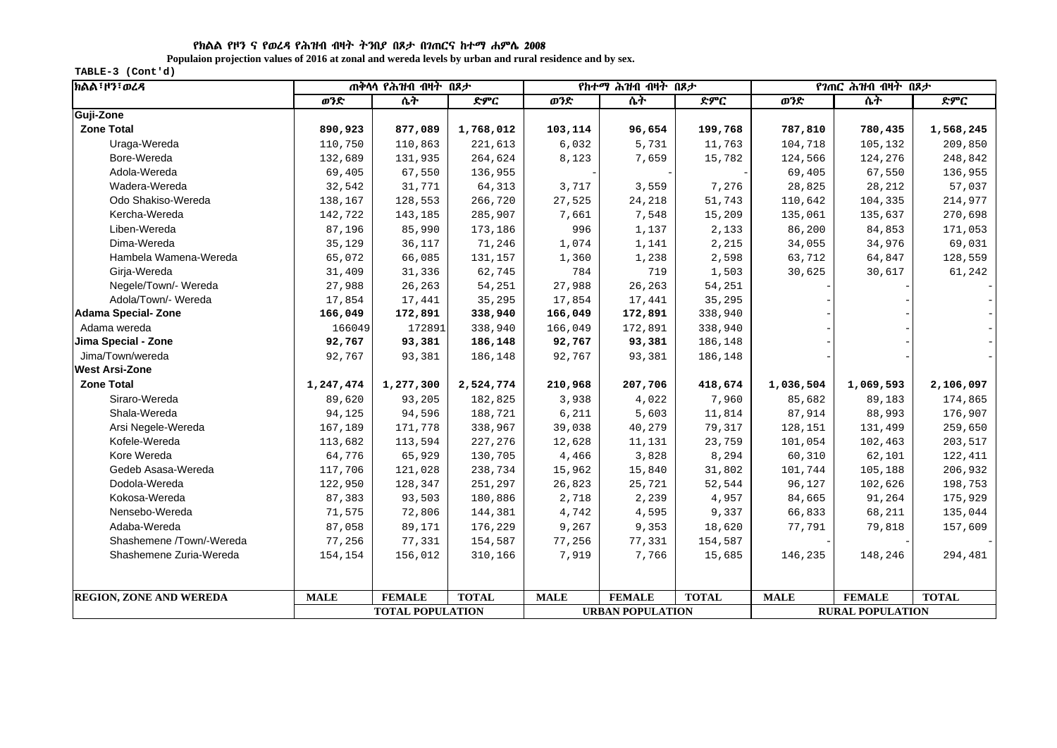የክልል የዞን ና የወረዳ የሕዝብ ብዛት ትንበያ በጾታ በገጠርና ከተማ ሐምሌ 2008

**Populaion projection values of 2016 at zonal and wereda levels by urban and rural residence and by sex.**

**TABLE-3 (Cont'd)**

| ክልል፣ዞን፣ወረዳ | ጠቅላላ የሕዝብ ብዛት በጾታ | | | የከተማ ሕዝብ ብዛት በጾታ | | | የገጠር ሕዝብ ብዛት በጾታ | | |
|---|---|---|---|---|---|---|---|---|---|
| | ወንድ | ሴት | ድምር | ወንድ | ሴት | ድምር | ወንድ | ሴት | ድምር |
| **Guji-Zone** | | | | | | | | | |
| **Zone Total** | **890,923** | **877,089** | **1,768,012** | **103,114** | **96,654** | **199,768** | **787,810** | **780,435** | **1,568,245** |
| Uraga-Wereda | 110,750 | 110,863 | 221,613 | 6,032 | 5,731 | 11,763 | 104,718 | 105,132 | 209,850 |
| Bore-Wereda | 132,689 | 131,935 | 264,624 | 8,123 | 7,659 | 15,782 | 124,566 | 124,276 | 248,842 |
| Adola-Wereda | 69,405 | 67,550 | 136,955 | - | - | - | 69,405 | 67,550 | 136,955 |
| Wadera-Wereda | 32,542 | 31,771 | 64,313 | 3,717 | 3,559 | 7,276 | 28,825 | 28,212 | 57,037 |
| Odo Shakiso-Wereda | 138,167 | 128,553 | 266,720 | 27,525 | 24,218 | 51,743 | 110,642 | 104,335 | 214,977 |
| Kercha-Wereda | 142,722 | 143,185 | 285,907 | 7,661 | 7,548 | 15,209 | 135,061 | 135,637 | 270,698 |
| Liben-Wereda | 87,196 | 85,990 | 173,186 | 996 | 1,137 | 2,133 | 86,200 | 84,853 | 171,053 |
| Dima-Wereda | 35,129 | 36,117 | 71,246 | 1,074 | 1,141 | 2,215 | 34,055 | 34,976 | 69,031 |
| Hambela Wamena-Wereda | 65,072 | 66,085 | 131,157 | 1,360 | 1,238 | 2,598 | 63,712 | 64,847 | 128,559 |
| Girja-Wereda | 31,409 | 31,336 | 62,745 | 784 | 719 | 1,503 | 30,625 | 30,617 | 61,242 |
| Negele/Town/- Wereda | 27,988 | 26,263 | 54,251 | 27,988 | 26,263 | 54,251 | - | - | - |
| Adola/Town/- Wereda | 17,854 | 17,441 | 35,295 | 17,854 | 17,441 | 35,295 | - | - | - |
| **Adama Special- Zone** | **166,049** | **172,891** | **338,940** | **166,049** | **172,891** | 338,940 | - | - | - |
| Adama wereda | 166049 | 172891 | 338,940 | 166,049 | 172,891 | 338,940 | - | - | - |
| **Jima Special - Zone** | **92,767** | **93,381** | **186,148** | **92,767** | **93,381** | 186,148 | - | - | - |
| Jima/Town/wereda | 92,767 | 93,381 | 186,148 | 92,767 | 93,381 | 186,148 | - | - | - |
| **West Arsi-Zone** | | | | | | | | | |
| **Zone Total** | **1,247,474** | **1,277,300** | **2,524,774** | **210,968** | **207,706** | **418,674** | **1,036,504** | **1,069,593** | **2,106,097** |
| Siraro-Wereda | 89,620 | 93,205 | 182,825 | 3,938 | 4,022 | 7,960 | 85,682 | 89,183 | 174,865 |
| Shala-Wereda | 94,125 | 94,596 | 188,721 | 6,211 | 5,603 | 11,814 | 87,914 | 88,993 | 176,907 |
| Arsi Negele-Wereda | 167,189 | 171,778 | 338,967 | 39,038 | 40,279 | 79,317 | 128,151 | 131,499 | 259,650 |
| Kofele-Wereda | 113,682 | 113,594 | 227,276 | 12,628 | 11,131 | 23,759 | 101,054 | 102,463 | 203,517 |
| Kore Wereda | 64,776 | 65,929 | 130,705 | 4,466 | 3,828 | 8,294 | 60,310 | 62,101 | 122,411 |
| Gedeb Asasa-Wereda | 117,706 | 121,028 | 238,734 | 15,962 | 15,840 | 31,802 | 101,744 | 105,188 | 206,932 |
| Dodola-Wereda | 122,950 | 128,347 | 251,297 | 26,823 | 25,721 | 52,544 | 96,127 | 102,626 | 198,753 |
| Kokosa-Wereda | 87,383 | 93,503 | 180,886 | 2,718 | 2,239 | 4,957 | 84,665 | 91,264 | 175,929 |
| Nensebo-Wereda | 71,575 | 72,806 | 144,381 | 4,742 | 4,595 | 9,337 | 66,833 | 68,211 | 135,044 |
| Adaba-Wereda | 87,058 | 89,171 | 176,229 | 9,267 | 9,353 | 18,620 | 77,791 | 79,818 | 157,609 |
| Shashemene /Town/-Wereda | 77,256 | 77,331 | 154,587 | 77,256 | 77,331 | 154,587 | - | - | - |
| Shashemene Zuria-Wereda | 154,154 | 156,012 | 310,166 | 7,919 | 7,766 | 15,685 | 146,235 | 148,246 | 294,481 |
| **REGION, ZONE AND WEREDA** | **MALE** | **FEMALE** | **TOTAL** | **MALE** | **FEMALE** | **TOTAL** | **MALE** | **FEMALE** | **TOTAL** |
| | **TOTAL POPULATION** | | | **URBAN POPULATION** | | | **RURAL POPULATION** | | |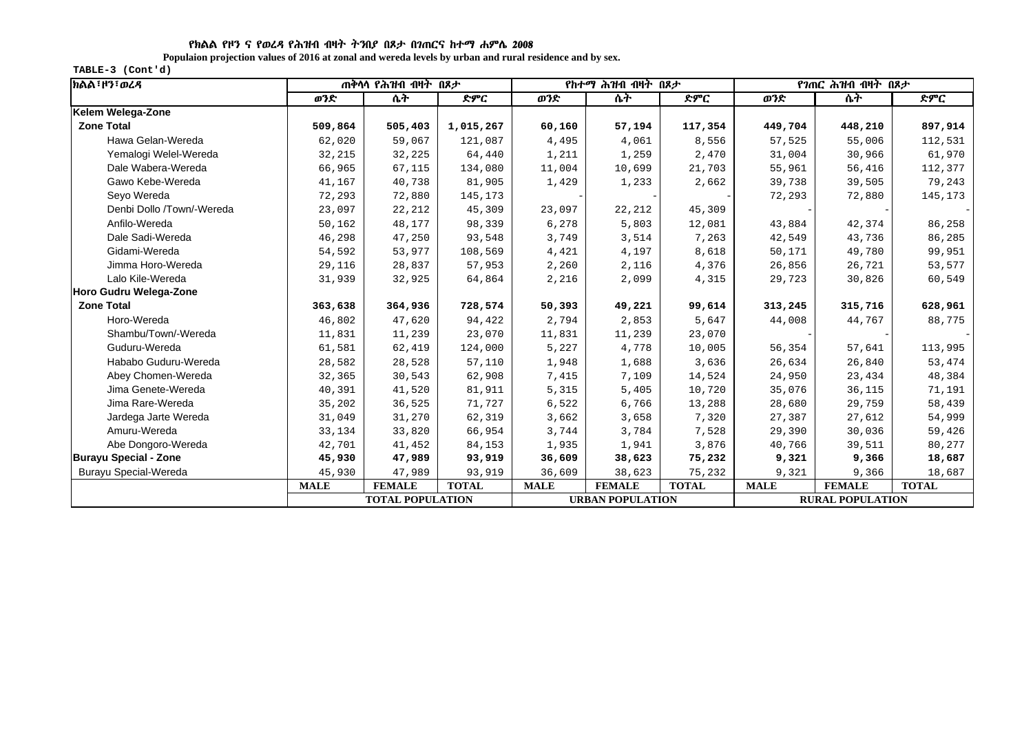የክልል የዞን ና የወረዳ የሕዝብ ብዛት ትንበያ በጾታ በገጠርና ከተማ ሐምሌ 2008

Populaion projection values of 2016 at zonal and wereda levels by urban and rural residence and by sex.

TABLE-3 (Cont'd)

| ክልል፣ዞን፣ወረዳ | ጠቅላላ የሕዝብ ብዛት በጾታ | | | የከተማ ሕዝብ ብዛት በጾታ | | | የገጠር ሕዝብ ብዛት በጾታ | | |
|---|---|---|---|---|---|---|---|---|---|
| | ወንድ | ሴት | ድምር | ወንድ | ሴት | ድምር | ወንድ | ሴት | ድምር |
| **Kelem Welega-Zone** | | | | | | | | | |
| **Zone Total** | **509,864** | **505,403** | **1,015,267** | **60,160** | **57,194** | **117,354** | **449,704** | **448,210** | **897,914** |
| Hawa Gelan-Wereda | 62,020 | 59,067 | 121,087 | 4,495 | 4,061 | 8,556 | 57,525 | 55,006 | 112,531 |
| Yemalogi Welel-Wereda | 32,215 | 32,225 | 64,440 | 1,211 | 1,259 | 2,470 | 31,004 | 30,966 | 61,970 |
| Dale Wabera-Wereda | 66,965 | 67,115 | 134,080 | 11,004 | 10,699 | 21,703 | 55,961 | 56,416 | 112,377 |
| Gawo Kebe-Wereda | 41,167 | 40,738 | 81,905 | 1,429 | 1,233 | 2,662 | 39,738 | 39,505 | 79,243 |
| Seyo Wereda | 72,293 | 72,880 | 145,173 | - | - | - | 72,293 | 72,880 | 145,173 |
| Denbi Dollo /Town/-Wereda | 23,097 | 22,212 | 45,309 | 23,097 | 22,212 | 45,309 | - | - | - |
| Anfilo-Wereda | 50,162 | 48,177 | 98,339 | 6,278 | 5,803 | 12,081 | 43,884 | 42,374 | 86,258 |
| Dale Sadi-Wereda | 46,298 | 47,250 | 93,548 | 3,749 | 3,514 | 7,263 | 42,549 | 43,736 | 86,285 |
| Gidami-Wereda | 54,592 | 53,977 | 108,569 | 4,421 | 4,197 | 8,618 | 50,171 | 49,780 | 99,951 |
| Jimma Horo-Wereda | 29,116 | 28,837 | 57,953 | 2,260 | 2,116 | 4,376 | 26,856 | 26,721 | 53,577 |
| Lalo Kile-Wereda | 31,939 | 32,925 | 64,864 | 2,216 | 2,099 | 4,315 | 29,723 | 30,826 | 60,549 |
| **Horo Gudru Welega-Zone** | | | | | | | | | |
| **Zone Total** | **363,638** | **364,936** | **728,574** | **50,393** | **49,221** | **99,614** | **313,245** | **315,716** | **628,961** |
| Horo-Wereda | 46,802 | 47,620 | 94,422 | 2,794 | 2,853 | 5,647 | 44,008 | 44,767 | 88,775 |
| Shambu/Town/-Wereda | 11,831 | 11,239 | 23,070 | 11,831 | 11,239 | 23,070 | - | - | - |
| Guduru-Wereda | 61,581 | 62,419 | 124,000 | 5,227 | 4,778 | 10,005 | 56,354 | 57,641 | 113,995 |
| Hababo Guduru-Wereda | 28,582 | 28,528 | 57,110 | 1,948 | 1,688 | 3,636 | 26,634 | 26,840 | 53,474 |
| Abey Chomen-Wereda | 32,365 | 30,543 | 62,908 | 7,415 | 7,109 | 14,524 | 24,950 | 23,434 | 48,384 |
| Jima Genete-Wereda | 40,391 | 41,520 | 81,911 | 5,315 | 5,405 | 10,720 | 35,076 | 36,115 | 71,191 |
| Jima Rare-Wereda | 35,202 | 36,525 | 71,727 | 6,522 | 6,766 | 13,288 | 28,680 | 29,759 | 58,439 |
| Jardega Jarte Wereda | 31,049 | 31,270 | 62,319 | 3,662 | 3,658 | 7,320 | 27,387 | 27,612 | 54,999 |
| Amuru-Wereda | 33,134 | 33,820 | 66,954 | 3,744 | 3,784 | 7,528 | 29,390 | 30,036 | 59,426 |
| Abe Dongoro-Wereda | 42,701 | 41,452 | 84,153 | 1,935 | 1,941 | 3,876 | 40,766 | 39,511 | 80,277 |
| **Burayu Special - Zone** | **45,930** | **47,989** | **93,919** | **36,609** | **38,623** | **75,232** | **9,321** | **9,366** | **18,687** |
| Burayu Special-Wereda | 45,930 | 47,989 | 93,919 | 36,609 | 38,623 | 75,232 | 9,321 | 9,366 | 18,687 |
| | **MALE** | **FEMALE** | **TOTAL** | **MALE** | **FEMALE** | **TOTAL** | **MALE** | **FEMALE** | **TOTAL** |
| | **TOTAL POPULATION** | | | **URBAN POPULATION** | | | **RURAL POPULATION** | | |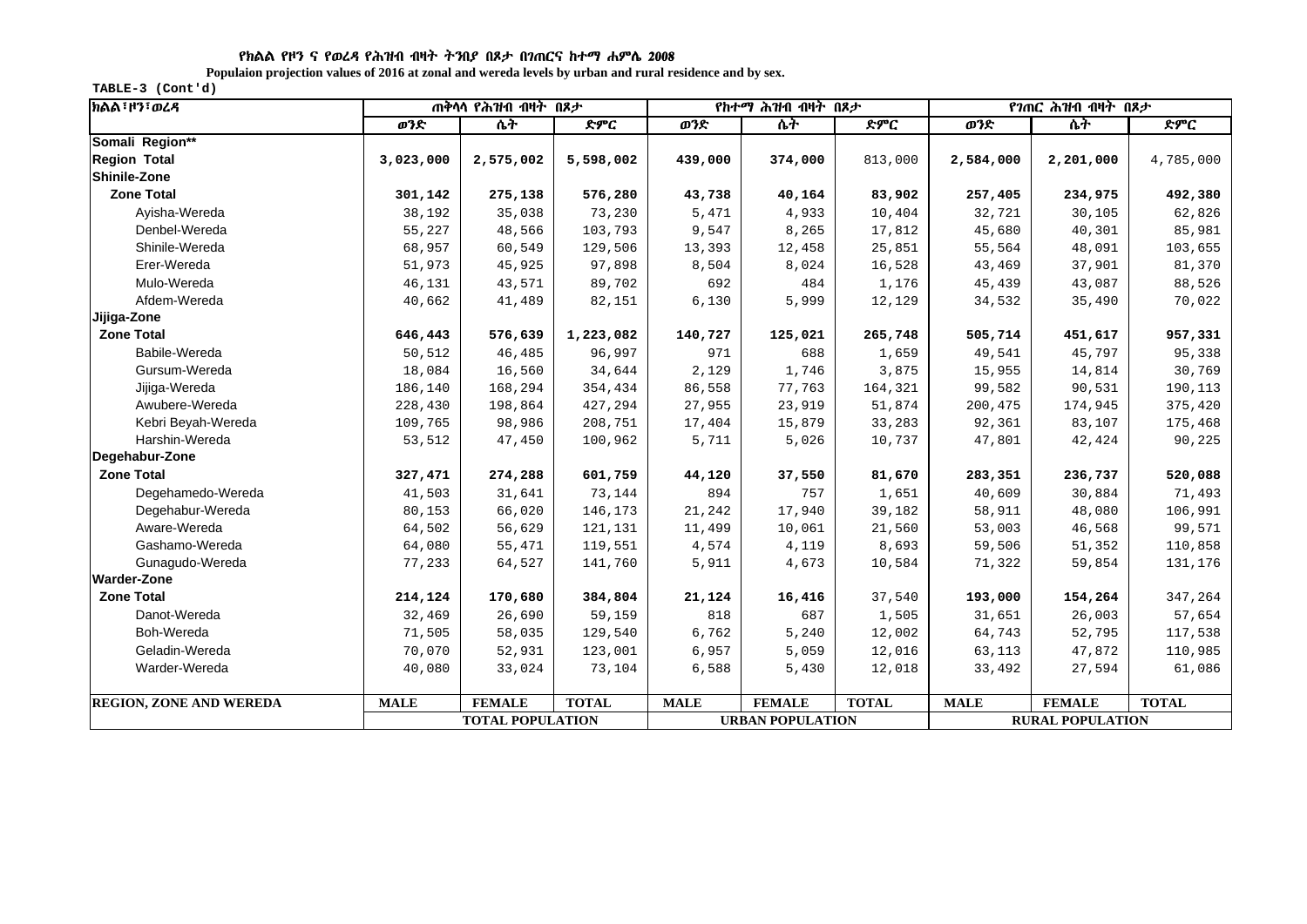የክልል የዞን ና የወረዳ የሕዝብ ብዛት ትንበያ በጾታ በገጠርና ከተማ ሐምሌ 2008

**Populaion projection values of 2016 at zonal and wereda levels by urban and rural residence and by sex.**

**TABLE-3 (Cont'd)**

| ክልል፣ዞን፣ወረዳ | ጠቅላላ የሕዝብ ብዛት በጾታ | | | የከተማ ሕዝብ ብዛት በጾታ | | | የገጠር ሕዝብ ብዛት በጾታ | | |
|---|---|---|---|---|---|---|---|---|---|
| | ወንድ | ሴት | ድምር | ወንድ | ሴት | ድምር | ወንድ | ሴት | ድምር |
| **Somali Region**** | | | | | | | | | |
| **Region Total** | **3,023,000** | **2,575,002** | **5,598,002** | **439,000** | **374,000** | 813,000 | **2,584,000** | **2,201,000** | 4,785,000 |
| **Shinile-Zone** | | | | | | | | | |
| **Zone Total** | **301,142** | **275,138** | **576,280** | **43,738** | **40,164** | **83,902** | **257,405** | **234,975** | **492,380** |
| Ayisha-Wereda | 38,192 | 35,038 | 73,230 | 5,471 | 4,933 | 10,404 | 32,721 | 30,105 | 62,826 |
| Denbel-Wereda | 55,227 | 48,566 | 103,793 | 9,547 | 8,265 | 17,812 | 45,680 | 40,301 | 85,981 |
| Shinile-Wereda | 68,957 | 60,549 | 129,506 | 13,393 | 12,458 | 25,851 | 55,564 | 48,091 | 103,655 |
| Erer-Wereda | 51,973 | 45,925 | 97,898 | 8,504 | 8,024 | 16,528 | 43,469 | 37,901 | 81,370 |
| Mulo-Wereda | 46,131 | 43,571 | 89,702 | 692 | 484 | 1,176 | 45,439 | 43,087 | 88,526 |
| Afdem-Wereda | 40,662 | 41,489 | 82,151 | 6,130 | 5,999 | 12,129 | 34,532 | 35,490 | 70,022 |
| **Jijiga-Zone** | | | | | | | | | |
| **Zone Total** | **646,443** | **576,639** | **1,223,082** | **140,727** | **125,021** | **265,748** | **505,714** | **451,617** | **957,331** |
| Babile-Wereda | 50,512 | 46,485 | 96,997 | 971 | 688 | 1,659 | 49,541 | 45,797 | 95,338 |
| Gursum-Wereda | 18,084 | 16,560 | 34,644 | 2,129 | 1,746 | 3,875 | 15,955 | 14,814 | 30,769 |
| Jijiga-Wereda | 186,140 | 168,294 | 354,434 | 86,558 | 77,763 | 164,321 | 99,582 | 90,531 | 190,113 |
| Awubere-Wereda | 228,430 | 198,864 | 427,294 | 27,955 | 23,919 | 51,874 | 200,475 | 174,945 | 375,420 |
| Kebri Beyah-Wereda | 109,765 | 98,986 | 208,751 | 17,404 | 15,879 | 33,283 | 92,361 | 83,107 | 175,468 |
| Harshin-Wereda | 53,512 | 47,450 | 100,962 | 5,711 | 5,026 | 10,737 | 47,801 | 42,424 | 90,225 |
| **Degehabur-Zone** | | | | | | | | | |
| **Zone Total** | **327,471** | **274,288** | **601,759** | **44,120** | **37,550** | **81,670** | **283,351** | **236,737** | **520,088** |
| Degehamedo-Wereda | 41,503 | 31,641 | 73,144 | 894 | 757 | 1,651 | 40,609 | 30,884 | 71,493 |
| Degehabur-Wereda | 80,153 | 66,020 | 146,173 | 21,242 | 17,940 | 39,182 | 58,911 | 48,080 | 106,991 |
| Aware-Wereda | 64,502 | 56,629 | 121,131 | 11,499 | 10,061 | 21,560 | 53,003 | 46,568 | 99,571 |
| Gashamo-Wereda | 64,080 | 55,471 | 119,551 | 4,574 | 4,119 | 8,693 | 59,506 | 51,352 | 110,858 |
| Gunagudo-Wereda | 77,233 | 64,527 | 141,760 | 5,911 | 4,673 | 10,584 | 71,322 | 59,854 | 131,176 |
| **Warder-Zone** | | | | | | | | | |
| **Zone Total** | **214,124** | **170,680** | **384,804** | **21,124** | **16,416** | 37,540 | **193,000** | **154,264** | 347,264 |
| Danot-Wereda | 32,469 | 26,690 | 59,159 | 818 | 687 | 1,505 | 31,651 | 26,003 | 57,654 |
| Boh-Wereda | 71,505 | 58,035 | 129,540 | 6,762 | 5,240 | 12,002 | 64,743 | 52,795 | 117,538 |
| Geladin-Wereda | 70,070 | 52,931 | 123,001 | 6,957 | 5,059 | 12,016 | 63,113 | 47,872 | 110,985 |
| Warder-Wereda | 40,080 | 33,024 | 73,104 | 6,588 | 5,430 | 12,018 | 33,492 | 27,594 | 61,086 |
| **REGION, ZONE AND WEREDA** | **MALE** | **FEMALE** | **TOTAL** | **MALE** | **FEMALE** | **TOTAL** | **MALE** | **FEMALE** | **TOTAL** |
| | **TOTAL POPULATION** | | | **URBAN POPULATION** | | | **RURAL POPULATION** | | |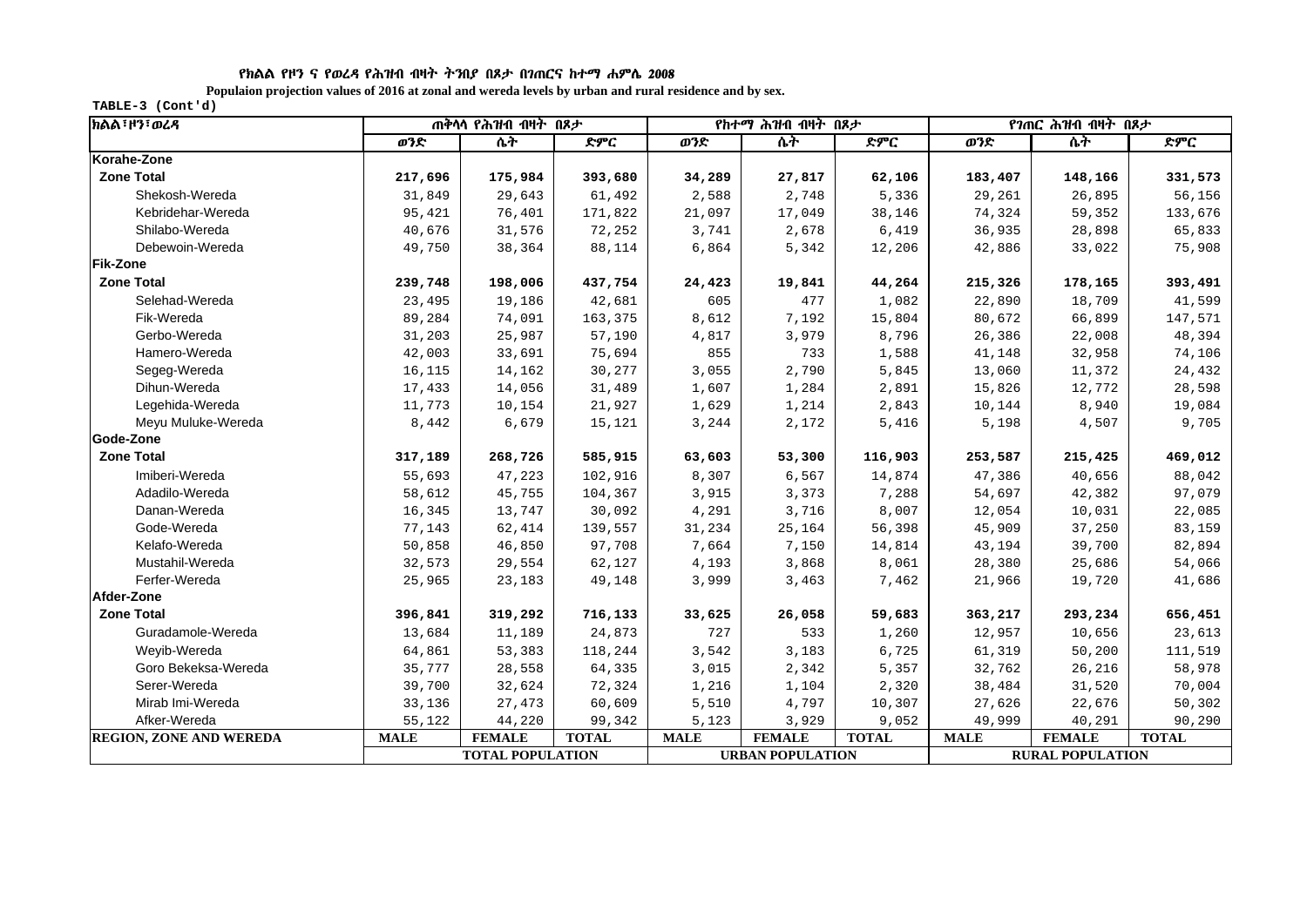የክልል የዞን ና የወረዳ የሕዝብ ብዛት ትንበያ በጾታ በገጠርና ከተማ ሐምሌ 2008

Populaion projection values of 2016 at zonal and wereda levels by urban and rural residence and by sex.

TABLE-3 (Cont'd)

| ክልል፣ዞን፣ወረዳ | ጠቅላላ የሕዝብ ብዛት በጾታ | | | የከተማ ሕዝብ ብዛት በጾታ | | | የገጠር ሕዝብ ብዛት በጾታ | | |
|---|---|---|---|---|---|---|---|---|---|
| | ወንድ | ሴት | ድምር | ወንድ | ሴት | ድምር | ወንድ | ሴት | ድምር |
| **Korahe-Zone** | | | | | | | | | |
| **Zone Total** | **217,696** | **175,984** | **393,680** | **34,289** | **27,817** | **62,106** | **183,407** | **148,166** | **331,573** |
| Shekosh-Wereda | 31,849 | 29,643 | 61,492 | 2,588 | 2,748 | 5,336 | 29,261 | 26,895 | 56,156 |
| Kebridehar-Wereda | 95,421 | 76,401 | 171,822 | 21,097 | 17,049 | 38,146 | 74,324 | 59,352 | 133,676 |
| Shilabo-Wereda | 40,676 | 31,576 | 72,252 | 3,741 | 2,678 | 6,419 | 36,935 | 28,898 | 65,833 |
| Debewoin-Wereda | 49,750 | 38,364 | 88,114 | 6,864 | 5,342 | 12,206 | 42,886 | 33,022 | 75,908 |
| **Fik-Zone** | | | | | | | | | |
| **Zone Total** | **239,748** | **198,006** | **437,754** | **24,423** | **19,841** | **44,264** | **215,326** | **178,165** | **393,491** |
| Selehad-Wereda | 23,495 | 19,186 | 42,681 | 605 | 477 | 1,082 | 22,890 | 18,709 | 41,599 |
| Fik-Wereda | 89,284 | 74,091 | 163,375 | 8,612 | 7,192 | 15,804 | 80,672 | 66,899 | 147,571 |
| Gerbo-Wereda | 31,203 | 25,987 | 57,190 | 4,817 | 3,979 | 8,796 | 26,386 | 22,008 | 48,394 |
| Hamero-Wereda | 42,003 | 33,691 | 75,694 | 855 | 733 | 1,588 | 41,148 | 32,958 | 74,106 |
| Segeg-Wereda | 16,115 | 14,162 | 30,277 | 3,055 | 2,790 | 5,845 | 13,060 | 11,372 | 24,432 |
| Dihun-Wereda | 17,433 | 14,056 | 31,489 | 1,607 | 1,284 | 2,891 | 15,826 | 12,772 | 28,598 |
| Legehida-Wereda | 11,773 | 10,154 | 21,927 | 1,629 | 1,214 | 2,843 | 10,144 | 8,940 | 19,084 |
| Meyu Muluke-Wereda | 8,442 | 6,679 | 15,121 | 3,244 | 2,172 | 5,416 | 5,198 | 4,507 | 9,705 |
| **Gode-Zone** | | | | | | | | | |
| **Zone Total** | **317,189** | **268,726** | **585,915** | **63,603** | **53,300** | **116,903** | **253,587** | **215,425** | **469,012** |
| Imiberi-Wereda | 55,693 | 47,223 | 102,916 | 8,307 | 6,567 | 14,874 | 47,386 | 40,656 | 88,042 |
| Adadilo-Wereda | 58,612 | 45,755 | 104,367 | 3,915 | 3,373 | 7,288 | 54,697 | 42,382 | 97,079 |
| Danan-Wereda | 16,345 | 13,747 | 30,092 | 4,291 | 3,716 | 8,007 | 12,054 | 10,031 | 22,085 |
| Gode-Wereda | 77,143 | 62,414 | 139,557 | 31,234 | 25,164 | 56,398 | 45,909 | 37,250 | 83,159 |
| Kelafo-Wereda | 50,858 | 46,850 | 97,708 | 7,664 | 7,150 | 14,814 | 43,194 | 39,700 | 82,894 |
| Mustahil-Wereda | 32,573 | 29,554 | 62,127 | 4,193 | 3,868 | 8,061 | 28,380 | 25,686 | 54,066 |
| Ferfer-Wereda | 25,965 | 23,183 | 49,148 | 3,999 | 3,463 | 7,462 | 21,966 | 19,720 | 41,686 |
| **Afder-Zone** | | | | | | | | | |
| **Zone Total** | **396,841** | **319,292** | **716,133** | **33,625** | **26,058** | **59,683** | **363,217** | **293,234** | **656,451** |
| Guradamole-Wereda | 13,684 | 11,189 | 24,873 | 727 | 533 | 1,260 | 12,957 | 10,656 | 23,613 |
| Weyib-Wereda | 64,861 | 53,383 | 118,244 | 3,542 | 3,183 | 6,725 | 61,319 | 50,200 | 111,519 |
| Goro Bekeksa-Wereda | 35,777 | 28,558 | 64,335 | 3,015 | 2,342 | 5,357 | 32,762 | 26,216 | 58,978 |
| Serer-Wereda | 39,700 | 32,624 | 72,324 | 1,216 | 1,104 | 2,320 | 38,484 | 31,520 | 70,004 |
| Mirab Imi-Wereda | 33,136 | 27,473 | 60,609 | 5,510 | 4,797 | 10,307 | 27,626 | 22,676 | 50,302 |
| Afker-Wereda | 55,122 | 44,220 | 99,342 | 5,123 | 3,929 | 9,052 | 49,999 | 40,291 | 90,290 |
| **REGION, ZONE AND WEREDA** | **MALE** | **FEMALE** | **TOTAL** | **MALE** | **FEMALE** | **TOTAL** | **MALE** | **FEMALE** | **TOTAL** |
| | **TOTAL POPULATION** | | | **URBAN POPULATION** | | | **RURAL POPULATION** | | |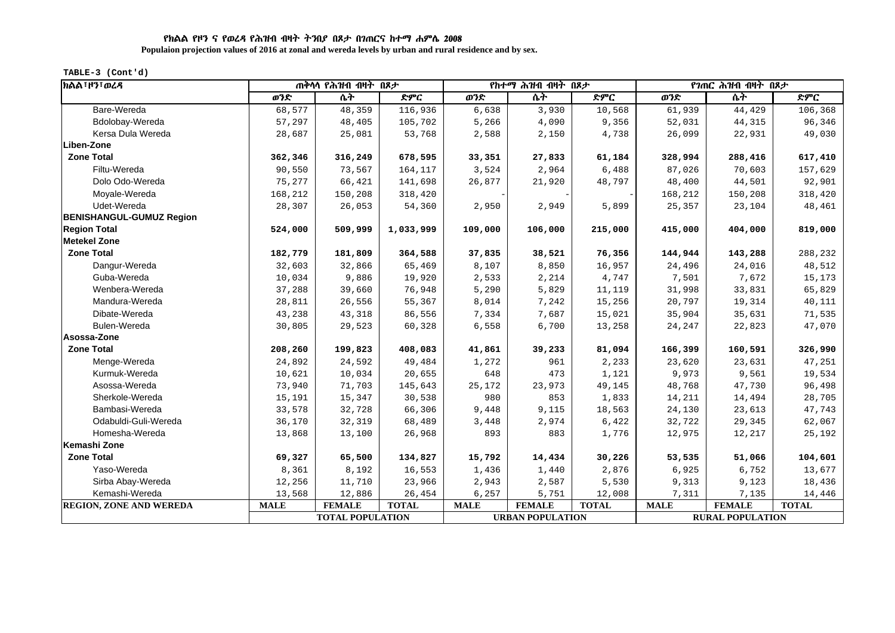የክልል የዞን ና የወረዳ የሕዝብ ብዛት ትንበያ በጾታ በገጠርና ከተማ ሐምሌ 2008

**Populaion projection values of 2016 at zonal and wereda levels by urban and rural residence and by sex.**

**TABLE-3 (Cont'd)**

| ክልል፣ዞን፣ወረዳ | ጠቅላላ የሕዝብ ብዛት በጾታ | | | የከተማ ሕዝብ ብዛት በጾታ | | | የገጠር ሕዝብ ብዛት በጾታ | | |
|---|---|---|---|---|---|---|---|---|---|
| | ወንድ | ሴት | ድምር | ወንድ | ሴት | ድምር | ወንድ | ሴት | ድምር |
| Bare-Wereda | 68,577 | 48,359 | 116,936 | 6,638 | 3,930 | 10,568 | 61,939 | 44,429 | 106,368 |
| Bdolobay-Wereda | 57,297 | 48,405 | 105,702 | 5,266 | 4,090 | 9,356 | 52,031 | 44,315 | 96,346 |
| Kersa Dula Wereda | 28,687 | 25,081 | 53,768 | 2,588 | 2,150 | 4,738 | 26,099 | 22,931 | 49,030 |
| **Liben-Zone** | | | | | | | | | |
| **Zone Total** | **362,346** | **316,249** | **678,595** | **33,351** | **27,833** | **61,184** | **328,994** | **288,416** | **617,410** |
| Filtu-Wereda | 90,550 | 73,567 | 164,117 | 3,524 | 2,964 | 6,488 | 87,026 | 70,603 | 157,629 |
| Dolo Odo-Wereda | 75,277 | 66,421 | 141,698 | 26,877 | 21,920 | 48,797 | 48,400 | 44,501 | 92,901 |
| Moyale-Wereda | 168,212 | 150,208 | 318,420 | - | - | - | 168,212 | 150,208 | 318,420 |
| Udet-Wereda | 28,307 | 26,053 | 54,360 | 2,950 | 2,949 | 5,899 | 25,357 | 23,104 | 48,461 |
| **BENISHANGUL-GUMUZ Region** | | | | | | | | | |
| **Region Total** | **524,000** | **509,999** | **1,033,999** | **109,000** | **106,000** | **215,000** | **415,000** | **404,000** | **819,000** |
| **Metekel Zone** | | | | | | | | | |
| **Zone Total** | **182,779** | **181,809** | **364,588** | **37,835** | **38,521** | **76,356** | **144,944** | **143,288** | 288,232 |
| Dangur-Wereda | 32,603 | 32,866 | 65,469 | 8,107 | 8,850 | 16,957 | 24,496 | 24,016 | 48,512 |
| Guba-Wereda | 10,034 | 9,886 | 19,920 | 2,533 | 2,214 | 4,747 | 7,501 | 7,672 | 15,173 |
| Wenbera-Wereda | 37,288 | 39,660 | 76,948 | 5,290 | 5,829 | 11,119 | 31,998 | 33,831 | 65,829 |
| Mandura-Wereda | 28,811 | 26,556 | 55,367 | 8,014 | 7,242 | 15,256 | 20,797 | 19,314 | 40,111 |
| Dibate-Wereda | 43,238 | 43,318 | 86,556 | 7,334 | 7,687 | 15,021 | 35,904 | 35,631 | 71,535 |
| Bulen-Wereda | 30,805 | 29,523 | 60,328 | 6,558 | 6,700 | 13,258 | 24,247 | 22,823 | 47,070 |
| **Asossa-Zone** | | | | | | | | | |
| **Zone Total** | **208,260** | **199,823** | **408,083** | **41,861** | **39,233** | **81,094** | **166,399** | **160,591** | **326,990** |
| Menge-Wereda | 24,892 | 24,592 | 49,484 | 1,272 | 961 | 2,233 | 23,620 | 23,631 | 47,251 |
| Kurmuk-Wereda | 10,621 | 10,034 | 20,655 | 648 | 473 | 1,121 | 9,973 | 9,561 | 19,534 |
| Asossa-Wereda | 73,940 | 71,703 | 145,643 | 25,172 | 23,973 | 49,145 | 48,768 | 47,730 | 96,498 |
| Sherkole-Wereda | 15,191 | 15,347 | 30,538 | 980 | 853 | 1,833 | 14,211 | 14,494 | 28,705 |
| Bambasi-Wereda | 33,578 | 32,728 | 66,306 | 9,448 | 9,115 | 18,563 | 24,130 | 23,613 | 47,743 |
| Odabuldi-Guli-Wereda | 36,170 | 32,319 | 68,489 | 3,448 | 2,974 | 6,422 | 32,722 | 29,345 | 62,067 |
| Homesha-Wereda | 13,868 | 13,100 | 26,968 | 893 | 883 | 1,776 | 12,975 | 12,217 | 25,192 |
| **Kemashi Zone** | | | | | | | | | |
| **Zone Total** | **69,327** | **65,500** | **134,827** | **15,792** | **14,434** | **30,226** | **53,535** | **51,066** | **104,601** |
| Yaso-Wereda | 8,361 | 8,192 | 16,553 | 1,436 | 1,440 | 2,876 | 6,925 | 6,752 | 13,677 |
| Sirba Abay-Wereda | 12,256 | 11,710 | 23,966 | 2,943 | 2,587 | 5,530 | 9,313 | 9,123 | 18,436 |
| Kemashi-Wereda | 13,568 | 12,886 | 26,454 | 6,257 | 5,751 | 12,008 | 7,311 | 7,135 | 14,446 |
| **REGION, ZONE AND WEREDA** | **MALE** | **FEMALE** | **TOTAL** | **MALE** | **FEMALE** | **TOTAL** | **MALE** | **FEMALE** | **TOTAL** |
| | **TOTAL POPULATION** | | | **URBAN POPULATION** | | | **RURAL POPULATION** | | |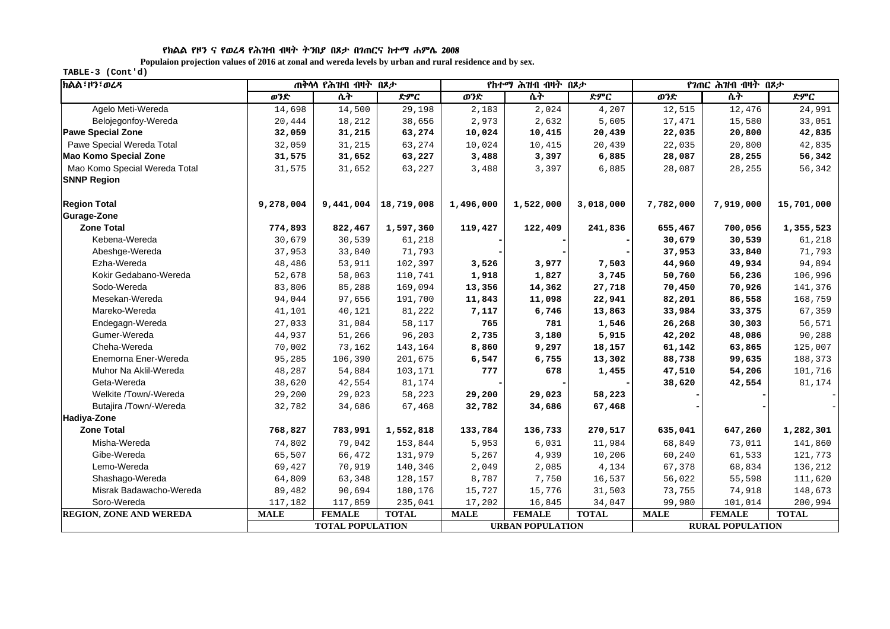የክልል የዞን ና የወረዳ የሕዝብ ብዛት ትንበያ በጾታ በገጠርና ከተማ ሐምሌ 2008

Populaion projection values of 2016 at zonal and wereda levels by urban and rural residence and by sex.

TABLE-3 (Cont'd)

| ክልል፣ዞን፣ወረዳ | ጠቅላላ የሕዝብ ብዛት በጾታ | | | የከተማ ሕዝብ ብዛት በጾታ | | | የገጠር ሕዝብ ብዛት በጾታ | | |
|---|---|---|---|---|---|---|---|---|---|
| | ወንድ | ሴት | ድምር | ወንድ | ሴት | ድምር | ወንድ | ሴት | ድምር |
| Agelo Meti-Wereda | 14,698 | 14,500 | 29,198 | 2,183 | 2,024 | 4,207 | 12,515 | 12,476 | 24,991 |
| Belojegonfoy-Wereda | 20,444 | 18,212 | 38,656 | 2,973 | 2,632 | 5,605 | 17,471 | 15,580 | 33,051 |
| **Pawe Special Zone** | **32,059** | **31,215** | **63,274** | **10,024** | **10,415** | **20,439** | **22,035** | **20,800** | **42,835** |
| Pawe Special Wereda Total | 32,059 | 31,215 | 63,274 | 10,024 | 10,415 | 20,439 | 22,035 | 20,800 | 42,835 |
| **Mao Komo Special Zone** | **31,575** | **31,652** | **63,227** | **3,488** | **3,397** | **6,885** | **28,087** | **28,255** | **56,342** |
| Mao Komo Special Wereda Total | 31,575 | 31,652 | 63,227 | 3,488 | 3,397 | 6,885 | 28,087 | 28,255 | 56,342 |
| **SNNP Region** | | | | | | | | | |
| **Region Total** | **9,278,004** | **9,441,004** | **18,719,008** | **1,496,000** | **1,522,000** | **3,018,000** | **7,782,000** | **7,919,000** | **15,701,000** |
| **Gurage-Zone** | | | | | | | | | |
| **Zone Total** | **774,893** | **822,467** | **1,597,360** | **119,427** | **122,409** | **241,836** | **655,467** | **700,056** | **1,355,523** |
| Kebena-Wereda | 30,679 | 30,539 | 61,218 | - | - | - | **30,679** | **30,539** | 61,218 |
| Abeshge-Wereda | 37,953 | 33,840 | 71,793 | - | - | - | **37,953** | **33,840** | 71,793 |
| Ezha-Wereda | 48,486 | 53,911 | 102,397 | **3,526** | **3,977** | **7,503** | **44,960** | **49,934** | 94,894 |
| Kokir Gedabano-Wereda | 52,678 | 58,063 | 110,741 | **1,918** | **1,827** | **3,745** | **50,760** | **56,236** | 106,996 |
| Sodo-Wereda | 83,806 | 85,288 | 169,094 | **13,356** | **14,362** | **27,718** | **70,450** | **70,926** | 141,376 |
| Mesekan-Wereda | 94,044 | 97,656 | 191,700 | **11,843** | **11,098** | **22,941** | **82,201** | **86,558** | 168,759 |
| Mareko-Wereda | 41,101 | 40,121 | 81,222 | **7,117** | **6,746** | **13,863** | **33,984** | **33,375** | 67,359 |
| Endegagn-Wereda | 27,033 | 31,084 | 58,117 | **765** | **781** | **1,546** | **26,268** | **30,303** | 56,571 |
| Gumer-Wereda | 44,937 | 51,266 | 96,203 | **2,735** | **3,180** | **5,915** | **42,202** | **48,086** | 90,288 |
| Cheha-Wereda | 70,002 | 73,162 | 143,164 | **8,860** | **9,297** | **18,157** | **61,142** | **63,865** | 125,007 |
| Enemorna Ener-Wereda | 95,285 | 106,390 | 201,675 | **6,547** | **6,755** | **13,302** | **88,738** | **99,635** | 188,373 |
| Muhor Na Aklil-Wereda | 48,287 | 54,884 | 103,171 | **777** | **678** | **1,455** | **47,510** | **54,206** | 101,716 |
| Geta-Wereda | 38,620 | 42,554 | 81,174 | - | - | - | **38,620** | **42,554** | 81,174 |
| Welkite /Town/-Wereda | 29,200 | 29,023 | 58,223 | **29,200** | **29,023** | **58,223** | - | - | - |
| Butajira /Town/-Wereda | 32,782 | 34,686 | 67,468 | **32,782** | **34,686** | **67,468** | - | - | - |
| **Hadiya-Zone** | | | | | | | | | |
| **Zone Total** | **768,827** | **783,991** | **1,552,818** | **133,784** | **136,733** | **270,517** | **635,041** | **647,260** | **1,282,301** |
| Misha-Wereda | 74,802 | 79,042 | 153,844 | 5,953 | 6,031 | 11,984 | 68,849 | 73,011 | 141,860 |
| Gibe-Wereda | 65,507 | 66,472 | 131,979 | 5,267 | 4,939 | 10,206 | 60,240 | 61,533 | 121,773 |
| Lemo-Wereda | 69,427 | 70,919 | 140,346 | 2,049 | 2,085 | 4,134 | 67,378 | 68,834 | 136,212 |
| Shashago-Wereda | 64,809 | 63,348 | 128,157 | 8,787 | 7,750 | 16,537 | 56,022 | 55,598 | 111,620 |
| Misrak Badawacho-Wereda | 89,482 | 90,694 | 180,176 | 15,727 | 15,776 | 31,503 | 73,755 | 74,918 | 148,673 |
| Soro-Wereda | 117,182 | 117,859 | 235,041 | 17,202 | 16,845 | 34,047 | 99,980 | 101,014 | 200,994 |
| **REGION, ZONE AND WEREDA** | **MALE** | **FEMALE** | **TOTAL** | **MALE** | **FEMALE** | **TOTAL** | **MALE** | **FEMALE** | **TOTAL** |
| | **TOTAL POPULATION** | | | **URBAN POPULATION** | | | **RURAL POPULATION** | | |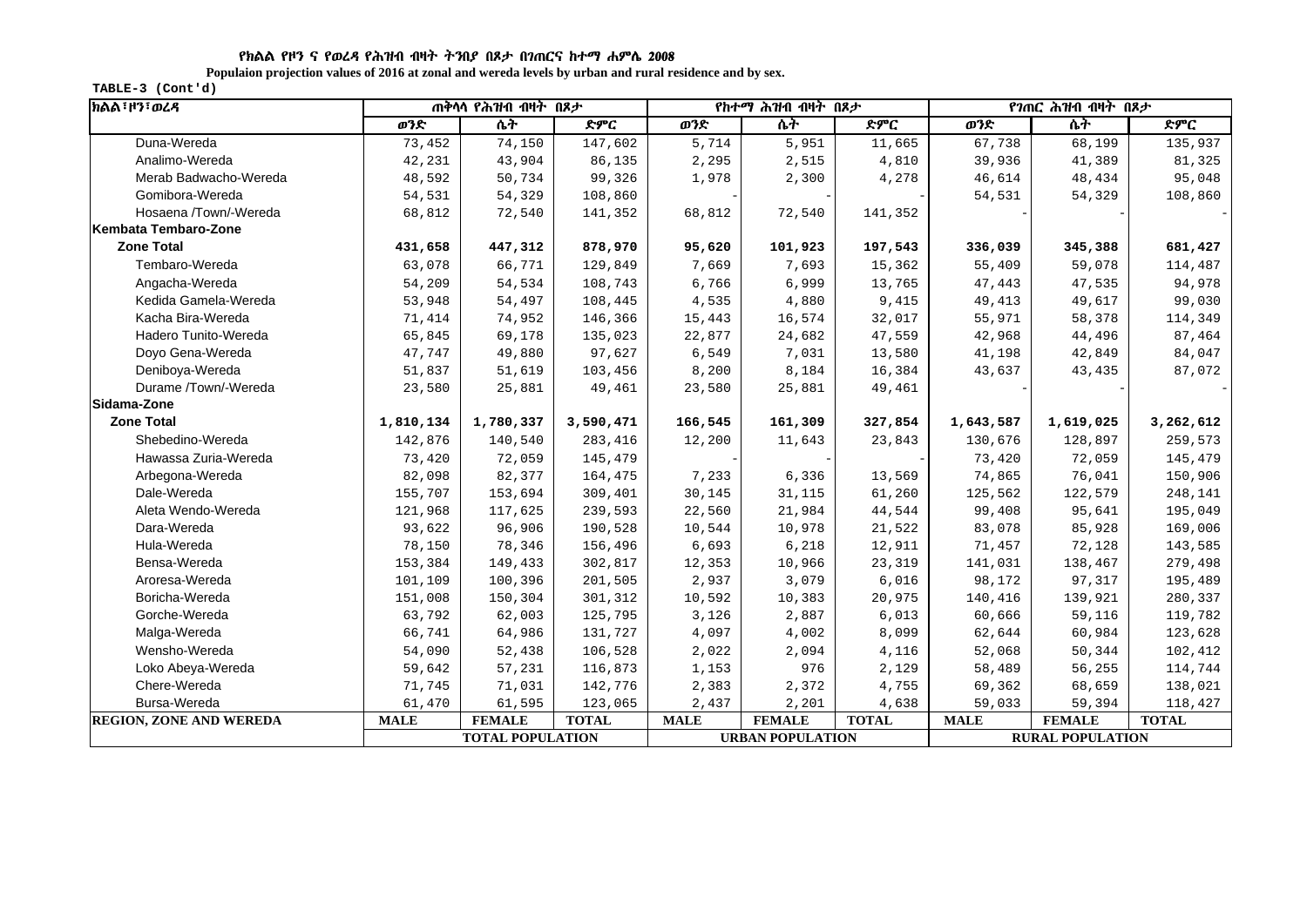የክልል የዞን ና የወረዳ የሕዝብ ብዛት ትንበያ በጾታ በገጠርና ከተማ ሐምሌ 2008

**Populaion projection values of 2016 at zonal and wereda levels by urban and rural residence and by sex.**

TABLE-3 (Cont'd)

| ክልል፣ዞን፣ወረዳ | ጠቅላላ የሕዝብ ብዛት በጾታ | | | የከተማ ሕዝብ ብዛት በጾታ | | | የገጠር ሕዝብ ብዛት በጾታ | | |
|---|---|---|---|---|---|---|---|---|---|
| | ወንድ | ሴት | ድምር | ወንድ | ሴት | ድምር | ወንድ | ሴት | ድምር |
| Duna-Wereda | 73,452 | 74,150 | 147,602 | 5,714 | 5,951 | 11,665 | 67,738 | 68,199 | 135,937 |
| Analimo-Wereda | 42,231 | 43,904 | 86,135 | 2,295 | 2,515 | 4,810 | 39,936 | 41,389 | 81,325 |
| Merab Badwacho-Wereda | 48,592 | 50,734 | 99,326 | 1,978 | 2,300 | 4,278 | 46,614 | 48,434 | 95,048 |
| Gomibora-Wereda | 54,531 | 54,329 | 108,860 | - | - | - | 54,531 | 54,329 | 108,860 |
| Hosaena /Town/-Wereda | 68,812 | 72,540 | 141,352 | 68,812 | 72,540 | 141,352 | - | - | - |
| **Kembata Tembaro-Zone** | | | | | | | | | |
| **Zone Total** | **431,658** | **447,312** | **878,970** | **95,620** | **101,923** | **197,543** | **336,039** | **345,388** | **681,427** |
| Tembaro-Wereda | 63,078 | 66,771 | 129,849 | 7,669 | 7,693 | 15,362 | 55,409 | 59,078 | 114,487 |
| Angacha-Wereda | 54,209 | 54,534 | 108,743 | 6,766 | 6,999 | 13,765 | 47,443 | 47,535 | 94,978 |
| Kedida Gamela-Wereda | 53,948 | 54,497 | 108,445 | 4,535 | 4,880 | 9,415 | 49,413 | 49,617 | 99,030 |
| Kacha Bira-Wereda | 71,414 | 74,952 | 146,366 | 15,443 | 16,574 | 32,017 | 55,971 | 58,378 | 114,349 |
| Hadero Tunito-Wereda | 65,845 | 69,178 | 135,023 | 22,877 | 24,682 | 47,559 | 42,968 | 44,496 | 87,464 |
| Doyo Gena-Wereda | 47,747 | 49,880 | 97,627 | 6,549 | 7,031 | 13,580 | 41,198 | 42,849 | 84,047 |
| Deniboya-Wereda | 51,837 | 51,619 | 103,456 | 8,200 | 8,184 | 16,384 | 43,637 | 43,435 | 87,072 |
| Durame /Town/-Wereda | 23,580 | 25,881 | 49,461 | 23,580 | 25,881 | 49,461 | - | - | - |
| **Sidama-Zone** | | | | | | | | | |
| **Zone Total** | **1,810,134** | **1,780,337** | **3,590,471** | **166,545** | **161,309** | **327,854** | **1,643,587** | **1,619,025** | **3,262,612** |
| Shebedino-Wereda | 142,876 | 140,540 | 283,416 | 12,200 | 11,643 | 23,843 | 130,676 | 128,897 | 259,573 |
| Hawassa Zuria-Wereda | 73,420 | 72,059 | 145,479 | - | - | - | 73,420 | 72,059 | 145,479 |
| Arbegona-Wereda | 82,098 | 82,377 | 164,475 | 7,233 | 6,336 | 13,569 | 74,865 | 76,041 | 150,906 |
| Dale-Wereda | 155,707 | 153,694 | 309,401 | 30,145 | 31,115 | 61,260 | 125,562 | 122,579 | 248,141 |
| Aleta Wendo-Wereda | 121,968 | 117,625 | 239,593 | 22,560 | 21,984 | 44,544 | 99,408 | 95,641 | 195,049 |
| Dara-Wereda | 93,622 | 96,906 | 190,528 | 10,544 | 10,978 | 21,522 | 83,078 | 85,928 | 169,006 |
| Hula-Wereda | 78,150 | 78,346 | 156,496 | 6,693 | 6,218 | 12,911 | 71,457 | 72,128 | 143,585 |
| Bensa-Wereda | 153,384 | 149,433 | 302,817 | 12,353 | 10,966 | 23,319 | 141,031 | 138,467 | 279,498 |
| Aroresa-Wereda | 101,109 | 100,396 | 201,505 | 2,937 | 3,079 | 6,016 | 98,172 | 97,317 | 195,489 |
| Boricha-Wereda | 151,008 | 150,304 | 301,312 | 10,592 | 10,383 | 20,975 | 140,416 | 139,921 | 280,337 |
| Gorche-Wereda | 63,792 | 62,003 | 125,795 | 3,126 | 2,887 | 6,013 | 60,666 | 59,116 | 119,782 |
| Malga-Wereda | 66,741 | 64,986 | 131,727 | 4,097 | 4,002 | 8,099 | 62,644 | 60,984 | 123,628 |
| Wensho-Wereda | 54,090 | 52,438 | 106,528 | 2,022 | 2,094 | 4,116 | 52,068 | 50,344 | 102,412 |
| Loko Abeya-Wereda | 59,642 | 57,231 | 116,873 | 1,153 | 976 | 2,129 | 58,489 | 56,255 | 114,744 |
| Chere-Wereda | 71,745 | 71,031 | 142,776 | 2,383 | 2,372 | 4,755 | 69,362 | 68,659 | 138,021 |
| Bursa-Wereda | 61,470 | 61,595 | 123,065 | 2,437 | 2,201 | 4,638 | 59,033 | 59,394 | 118,427 |
| **REGION, ZONE AND WEREDA** | **MALE** | **FEMALE** | **TOTAL** | **MALE** | **FEMALE** | **TOTAL** | **MALE** | **FEMALE** | **TOTAL** |
| | **TOTAL POPULATION** | | | **URBAN POPULATION** | | | **RURAL POPULATION** | | |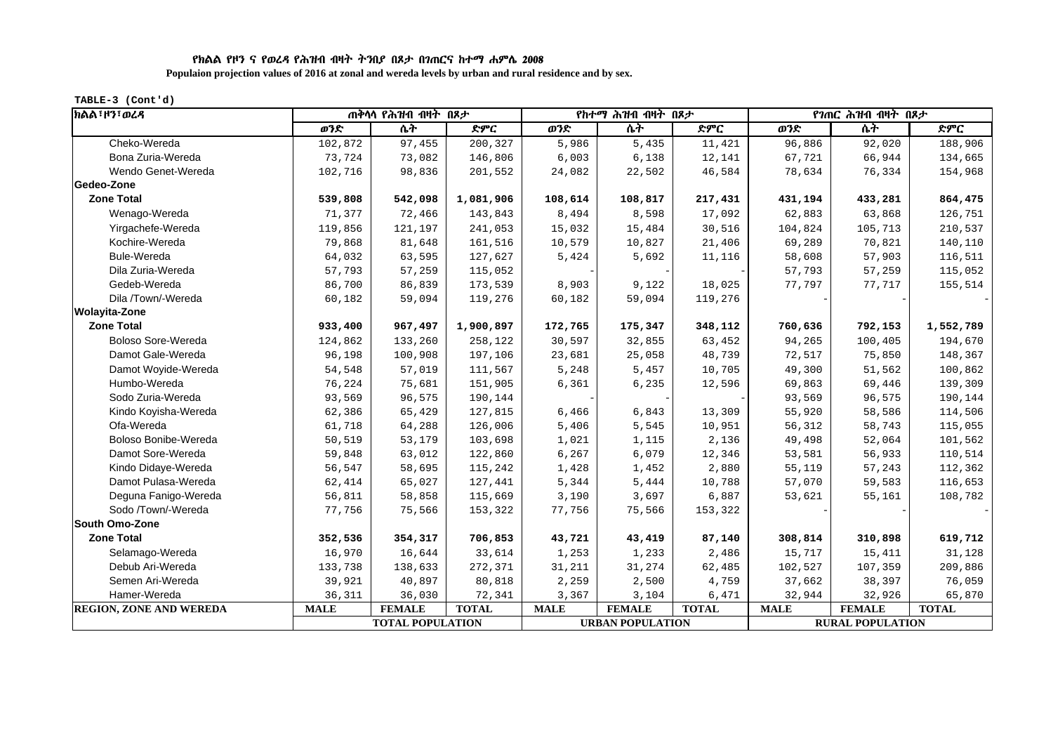**የክልል የዞን ና የወረዳ የሕዝብ ብዛት ትንበያ በጾታ በገጠርና ከተማ ሐምሌ 2008**

**Populaion projection values of 2016 at zonal and wereda levels by urban and rural residence and by sex.**

**TABLE-3 (Cont'd)**

| ክልል፣ዞን፣ወረዳ | ጠቅላላ የሕዝብ ብዛት በጾታ | | | የከተማ ሕዝብ ብዛት በጾታ | | | የገጠር ሕዝብ ብዛት በጾታ | | |
|---|---|---|---|---|---|---|---|---|---|
| | ወንድ | ሴት | ድምር | ወንድ | ሴት | ድምር | ወንድ | ሴት | ድምር |
| Cheko-Wereda | 102,872 | 97,455 | 200,327 | 5,986 | 5,435 | 11,421 | 96,886 | 92,020 | 188,906 |
| Bona Zuria-Wereda | 73,724 | 73,082 | 146,806 | 6,003 | 6,138 | 12,141 | 67,721 | 66,944 | 134,665 |
| Wendo Genet-Wereda | 102,716 | 98,836 | 201,552 | 24,082 | 22,502 | 46,584 | 78,634 | 76,334 | 154,968 |
| **Gedeo-Zone** | | | | | | | | | |
| **Zone Total** | **539,808** | **542,098** | **1,081,906** | **108,614** | **108,817** | **217,431** | **431,194** | **433,281** | **864,475** |
| Wenago-Wereda | 71,377 | 72,466 | 143,843 | 8,494 | 8,598 | 17,092 | 62,883 | 63,868 | 126,751 |
| Yirgachefe-Wereda | 119,856 | 121,197 | 241,053 | 15,032 | 15,484 | 30,516 | 104,824 | 105,713 | 210,537 |
| Kochire-Wereda | 79,868 | 81,648 | 161,516 | 10,579 | 10,827 | 21,406 | 69,289 | 70,821 | 140,110 |
| Bule-Wereda | 64,032 | 63,595 | 127,627 | 5,424 | 5,692 | 11,116 | 58,608 | 57,903 | 116,511 |
| Dila Zuria-Wereda | 57,793 | 57,259 | 115,052 | - | - | - | 57,793 | 57,259 | 115,052 |
| Gedeb-Wereda | 86,700 | 86,839 | 173,539 | 8,903 | 9,122 | 18,025 | 77,797 | 77,717 | 155,514 |
| Dila /Town/-Wereda | 60,182 | 59,094 | 119,276 | 60,182 | 59,094 | 119,276 | - | - | - |
| **Wolayita-Zone** | | | | | | | | | |
| **Zone Total** | **933,400** | **967,497** | **1,900,897** | **172,765** | **175,347** | **348,112** | **760,636** | **792,153** | **1,552,789** |
| Boloso Sore-Wereda | 124,862 | 133,260 | 258,122 | 30,597 | 32,855 | 63,452 | 94,265 | 100,405 | 194,670 |
| Damot Gale-Wereda | 96,198 | 100,908 | 197,106 | 23,681 | 25,058 | 48,739 | 72,517 | 75,850 | 148,367 |
| Damot Woyide-Wereda | 54,548 | 57,019 | 111,567 | 5,248 | 5,457 | 10,705 | 49,300 | 51,562 | 100,862 |
| Humbo-Wereda | 76,224 | 75,681 | 151,905 | 6,361 | 6,235 | 12,596 | 69,863 | 69,446 | 139,309 |
| Sodo Zuria-Wereda | 93,569 | 96,575 | 190,144 | - | - | - | 93,569 | 96,575 | 190,144 |
| Kindo Koyisha-Wereda | 62,386 | 65,429 | 127,815 | 6,466 | 6,843 | 13,309 | 55,920 | 58,586 | 114,506 |
| Ofa-Wereda | 61,718 | 64,288 | 126,006 | 5,406 | 5,545 | 10,951 | 56,312 | 58,743 | 115,055 |
| Boloso Bonibe-Wereda | 50,519 | 53,179 | 103,698 | 1,021 | 1,115 | 2,136 | 49,498 | 52,064 | 101,562 |
| Damot Sore-Wereda | 59,848 | 63,012 | 122,860 | 6,267 | 6,079 | 12,346 | 53,581 | 56,933 | 110,514 |
| Kindo Didaye-Wereda | 56,547 | 58,695 | 115,242 | 1,428 | 1,452 | 2,880 | 55,119 | 57,243 | 112,362 |
| Damot Pulasa-Wereda | 62,414 | 65,027 | 127,441 | 5,344 | 5,444 | 10,788 | 57,070 | 59,583 | 116,653 |
| Deguna Fanigo-Wereda | 56,811 | 58,858 | 115,669 | 3,190 | 3,697 | 6,887 | 53,621 | 55,161 | 108,782 |
| Sodo /Town/-Wereda | 77,756 | 75,566 | 153,322 | 77,756 | 75,566 | 153,322 | - | - | - |
| **South Omo-Zone** | | | | | | | | | |
| **Zone Total** | **352,536** | **354,317** | **706,853** | **43,721** | **43,419** | **87,140** | **308,814** | **310,898** | **619,712** |
| Selamago-Wereda | 16,970 | 16,644 | 33,614 | 1,253 | 1,233 | 2,486 | 15,717 | 15,411 | 31,128 |
| Debub Ari-Wereda | 133,738 | 138,633 | 272,371 | 31,211 | 31,274 | 62,485 | 102,527 | 107,359 | 209,886 |
| Semen Ari-Wereda | 39,921 | 40,897 | 80,818 | 2,259 | 2,500 | 4,759 | 37,662 | 38,397 | 76,059 |
| Hamer-Wereda | 36,311 | 36,030 | 72,341 | 3,367 | 3,104 | 6,471 | 32,944 | 32,926 | 65,870 |
| **REGION, ZONE AND WEREDA** | **MALE** | **FEMALE** | **TOTAL** | **MALE** | **FEMALE** | **TOTAL** | **MALE** | **FEMALE** | **TOTAL** |
| | **TOTAL POPULATION** | | | **URBAN POPULATION** | | | **RURAL POPULATION** | | |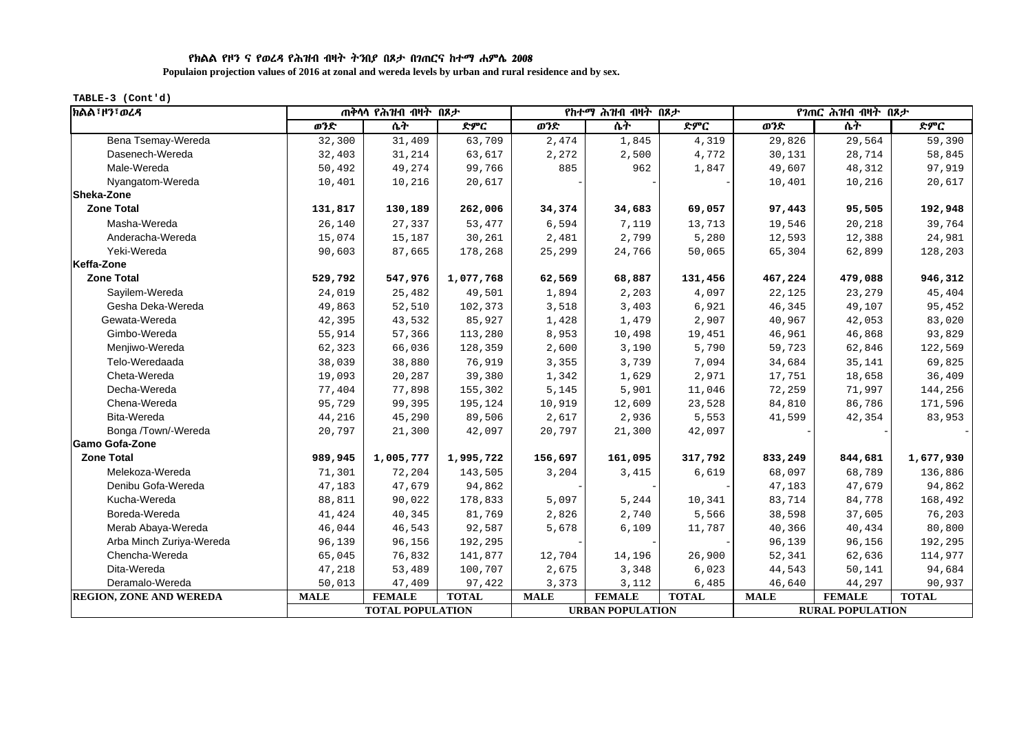**የክልል የዞን ና የወረዳ የሕዝብ ብዛት ትንበያ በጾታ በገጠርና ከተማ ሐምሌ 2008**

**Populaion projection values of 2016 at zonal and wereda levels by urban and rural residence and by sex.**

**TABLE-3 (Cont'd)**

| ክልል፣ዞን፣ወረዳ | ጠቅላላ የሕዝብ ብዛት በጾታ | | | የከተማ ሕዝብ ብዛት በጾታ | | | የገጠር ሕዝብ ብዛት በጾታ | | |
|---|---|---|---|---|---|---|---|---|---|
| | ወንድ | ሴት | ድምር | ወንድ | ሴት | ድምር | ወንድ | ሴት | ድምር |
| Bena Tsemay-Wereda | 32,300 | 31,409 | 63,709 | 2,474 | 1,845 | 4,319 | 29,826 | 29,564 | 59,390 |
| Dasenech-Wereda | 32,403 | 31,214 | 63,617 | 2,272 | 2,500 | 4,772 | 30,131 | 28,714 | 58,845 |
| Male-Wereda | 50,492 | 49,274 | 99,766 | 885 | 962 | 1,847 | 49,607 | 48,312 | 97,919 |
| Nyangatom-Wereda | 10,401 | 10,216 | 20,617 | - | - | - | 10,401 | 10,216 | 20,617 |
| **Sheka-Zone** | | | | | | | | | |
| **Zone Total** | **131,817** | **130,189** | **262,006** | **34,374** | **34,683** | **69,057** | **97,443** | **95,505** | **192,948** |
| Masha-Wereda | 26,140 | 27,337 | 53,477 | 6,594 | 7,119 | 13,713 | 19,546 | 20,218 | 39,764 |
| Anderacha-Wereda | 15,074 | 15,187 | 30,261 | 2,481 | 2,799 | 5,280 | 12,593 | 12,388 | 24,981 |
| Yeki-Wereda | 90,603 | 87,665 | 178,268 | 25,299 | 24,766 | 50,065 | 65,304 | 62,899 | 128,203 |
| **Keffa-Zone** | | | | | | | | | |
| **Zone Total** | **529,792** | **547,976** | **1,077,768** | **62,569** | **68,887** | **131,456** | **467,224** | **479,088** | **946,312** |
| Sayilem-Wereda | 24,019 | 25,482 | 49,501 | 1,894 | 2,203 | 4,097 | 22,125 | 23,279 | 45,404 |
| Gesha Deka-Wereda | 49,863 | 52,510 | 102,373 | 3,518 | 3,403 | 6,921 | 46,345 | 49,107 | 95,452 |
| Gewata-Wereda | 42,395 | 43,532 | 85,927 | 1,428 | 1,479 | 2,907 | 40,967 | 42,053 | 83,020 |
| Gimbo-Wereda | 55,914 | 57,366 | 113,280 | 8,953 | 10,498 | 19,451 | 46,961 | 46,868 | 93,829 |
| Menjiwo-Wereda | 62,323 | 66,036 | 128,359 | 2,600 | 3,190 | 5,790 | 59,723 | 62,846 | 122,569 |
| Telo-Weredaada | 38,039 | 38,880 | 76,919 | 3,355 | 3,739 | 7,094 | 34,684 | 35,141 | 69,825 |
| Cheta-Wereda | 19,093 | 20,287 | 39,380 | 1,342 | 1,629 | 2,971 | 17,751 | 18,658 | 36,409 |
| Decha-Wereda | 77,404 | 77,898 | 155,302 | 5,145 | 5,901 | 11,046 | 72,259 | 71,997 | 144,256 |
| Chena-Wereda | 95,729 | 99,395 | 195,124 | 10,919 | 12,609 | 23,528 | 84,810 | 86,786 | 171,596 |
| Bita-Wereda | 44,216 | 45,290 | 89,506 | 2,617 | 2,936 | 5,553 | 41,599 | 42,354 | 83,953 |
| Bonga /Town/-Wereda | 20,797 | 21,300 | 42,097 | 20,797 | 21,300 | 42,097 | - | - | - |
| **Gamo Gofa-Zone** | | | | | | | | | |
| **Zone Total** | **989,945** | **1,005,777** | **1,995,722** | **156,697** | **161,095** | **317,792** | **833,249** | **844,681** | **1,677,930** |
| Melekoza-Wereda | 71,301 | 72,204 | 143,505 | 3,204 | 3,415 | 6,619 | 68,097 | 68,789 | 136,886 |
| Denibu Gofa-Wereda | 47,183 | 47,679 | 94,862 | - | - | - | 47,183 | 47,679 | 94,862 |
| Kucha-Wereda | 88,811 | 90,022 | 178,833 | 5,097 | 5,244 | 10,341 | 83,714 | 84,778 | 168,492 |
| Boreda-Wereda | 41,424 | 40,345 | 81,769 | 2,826 | 2,740 | 5,566 | 38,598 | 37,605 | 76,203 |
| Merab Abaya-Wereda | 46,044 | 46,543 | 92,587 | 5,678 | 6,109 | 11,787 | 40,366 | 40,434 | 80,800 |
| Arba Minch Zuriya-Wereda | 96,139 | 96,156 | 192,295 | - | - | - | 96,139 | 96,156 | 192,295 |
| Chencha-Wereda | 65,045 | 76,832 | 141,877 | 12,704 | 14,196 | 26,900 | 52,341 | 62,636 | 114,977 |
| Dita-Wereda | 47,218 | 53,489 | 100,707 | 2,675 | 3,348 | 6,023 | 44,543 | 50,141 | 94,684 |
| Deramalo-Wereda | 50,013 | 47,409 | 97,422 | 3,373 | 3,112 | 6,485 | 46,640 | 44,297 | 90,937 |
| **REGION, ZONE AND WEREDA** | **MALE** | **FEMALE** | **TOTAL** | **MALE** | **FEMALE** | **TOTAL** | **MALE** | **FEMALE** | **TOTAL** |
| | **TOTAL POPULATION** | | | **URBAN POPULATION** | | | **RURAL POPULATION** | | |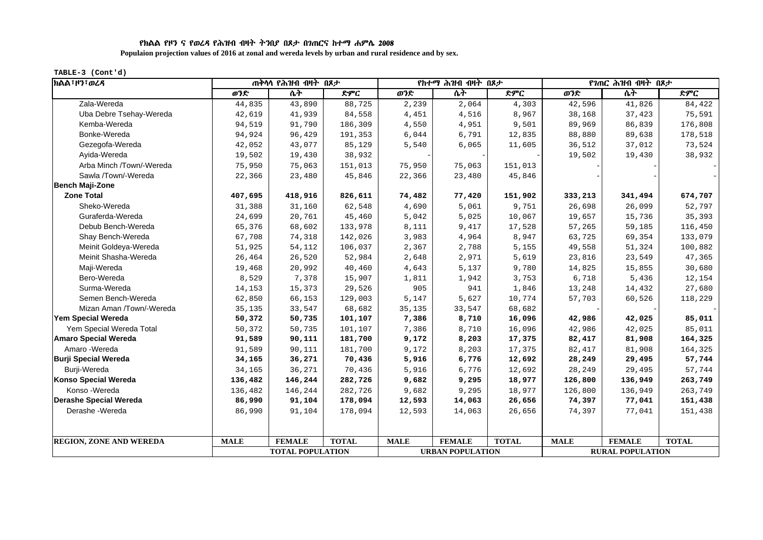**የክልል የዞን ና የወረዳ የሕዝብ ብዛት ትንበያ በጾታ በገጠርና ከተማ ሐምሌ 2008**

**Populaion projection values of 2016 at zonal and wereda levels by urban and rural residence and by sex.**

**TABLE-3 (Cont'd)**

| ክልል፣ዞን፣ወረዳ | ጠቅላላ የሕዝብ ብዛት በጾታ | | | የከተማ ሕዝብ ብዛት በጾታ | | | የገጠር ሕዝብ ብዛት በጾታ | | |
|---|---|---|---|---|---|---|---|---|---|
| | ወንድ | ሴት | ድምር | ወንድ | ሴት | ድምር | ወንድ | ሴት | ድምር |
| Zala-Wereda | 44,835 | 43,890 | 88,725 | 2,239 | 2,064 | 4,303 | 42,596 | 41,826 | 84,422 |
| Uba Debre Tsehay-Wereda | 42,619 | 41,939 | 84,558 | 4,451 | 4,516 | 8,967 | 38,168 | 37,423 | 75,591 |
| Kemba-Wereda | 94,519 | 91,790 | 186,309 | 4,550 | 4,951 | 9,501 | 89,969 | 86,839 | 176,808 |
| Bonke-Wereda | 94,924 | 96,429 | 191,353 | 6,044 | 6,791 | 12,835 | 88,880 | 89,638 | 178,518 |
| Gezegofa-Wereda | 42,052 | 43,077 | 85,129 | 5,540 | 6,065 | 11,605 | 36,512 | 37,012 | 73,524 |
| Ayida-Wereda | 19,502 | 19,430 | 38,932 | - | - | - | 19,502 | 19,430 | 38,932 |
| Arba Minch /Town/-Wereda | 75,950 | 75,063 | 151,013 | 75,950 | 75,063 | 151,013 | - | - | - |
| Sawla /Town/-Wereda | 22,366 | 23,480 | 45,846 | 22,366 | 23,480 | 45,846 | - | - | - |
| **Bench Maji-Zone** | | | | | | | | | |
| **Zone Total** | **407,695** | **418,916** | **826,611** | **74,482** | **77,420** | **151,902** | **333,213** | **341,494** | **674,707** |
| Sheko-Wereda | 31,388 | 31,160 | 62,548 | 4,690 | 5,061 | 9,751 | 26,698 | 26,099 | 52,797 |
| Guraferda-Wereda | 24,699 | 20,761 | 45,460 | 5,042 | 5,025 | 10,067 | 19,657 | 15,736 | 35,393 |
| Debub Bench-Wereda | 65,376 | 68,602 | 133,978 | 8,111 | 9,417 | 17,528 | 57,265 | 59,185 | 116,450 |
| Shay Bench-Wereda | 67,708 | 74,318 | 142,026 | 3,983 | 4,964 | 8,947 | 63,725 | 69,354 | 133,079 |
| Meinit Goldeya-Wereda | 51,925 | 54,112 | 106,037 | 2,367 | 2,788 | 5,155 | 49,558 | 51,324 | 100,882 |
| Meinit Shasha-Wereda | 26,464 | 26,520 | 52,984 | 2,648 | 2,971 | 5,619 | 23,816 | 23,549 | 47,365 |
| Maji-Wereda | 19,468 | 20,992 | 40,460 | 4,643 | 5,137 | 9,780 | 14,825 | 15,855 | 30,680 |
| Bero-Wereda | 8,529 | 7,378 | 15,907 | 1,811 | 1,942 | 3,753 | 6,718 | 5,436 | 12,154 |
| Surma-Wereda | 14,153 | 15,373 | 29,526 | 905 | 941 | 1,846 | 13,248 | 14,432 | 27,680 |
| Semen Bench-Wereda | 62,850 | 66,153 | 129,003 | 5,147 | 5,627 | 10,774 | 57,703 | 60,526 | 118,229 |
| Mizan Aman /Town/-Wereda | 35,135 | 33,547 | 68,682 | 35,135 | 33,547 | 68,682 | - | - | - |
| **Yem Special Wereda** | **50,372** | **50,735** | **101,107** | **7,386** | **8,710** | **16,096** | **42,986** | **42,025** | **85,011** |
| Yem Special Wereda Total | 50,372 | 50,735 | 101,107 | 7,386 | 8,710 | 16,096 | 42,986 | 42,025 | 85,011 |
| **Amaro Special Wereda** | **91,589** | **90,111** | **181,700** | **9,172** | **8,203** | **17,375** | **82,417** | **81,908** | **164,325** |
| Amaro -Wereda | 91,589 | 90,111 | 181,700 | 9,172 | 8,203 | 17,375 | 82,417 | 81,908 | 164,325 |
| **Burji Special Wereda** | **34,165** | **36,271** | **70,436** | **5,916** | **6,776** | **12,692** | **28,249** | **29,495** | **57,744** |
| Burji-Wereda | 34,165 | 36,271 | 70,436 | 5,916 | 6,776 | 12,692 | 28,249 | 29,495 | 57,744 |
| **Konso Special Wereda** | **136,482** | **146,244** | **282,726** | **9,682** | **9,295** | **18,977** | **126,800** | **136,949** | **263,749** |
| Konso -Wereda | 136,482 | 146,244 | 282,726 | 9,682 | 9,295 | 18,977 | 126,800 | 136,949 | 263,749 |
| **Derashe Special Wereda** | **86,990** | **91,104** | **178,094** | **12,593** | **14,063** | **26,656** | **74,397** | **77,041** | **151,438** |
| Derashe -Wereda | 86,990 | 91,104 | 178,094 | 12,593 | 14,063 | 26,656 | 74,397 | 77,041 | 151,438 |
| **REGION, ZONE AND WEREDA** | **MALE** | **FEMALE** | **TOTAL** | **MALE** | **FEMALE** | **TOTAL** | **MALE** | **FEMALE** | **TOTAL** |
| | **TOTAL POPULATION** | | | **URBAN POPULATION** | | | **RURAL POPULATION** | | |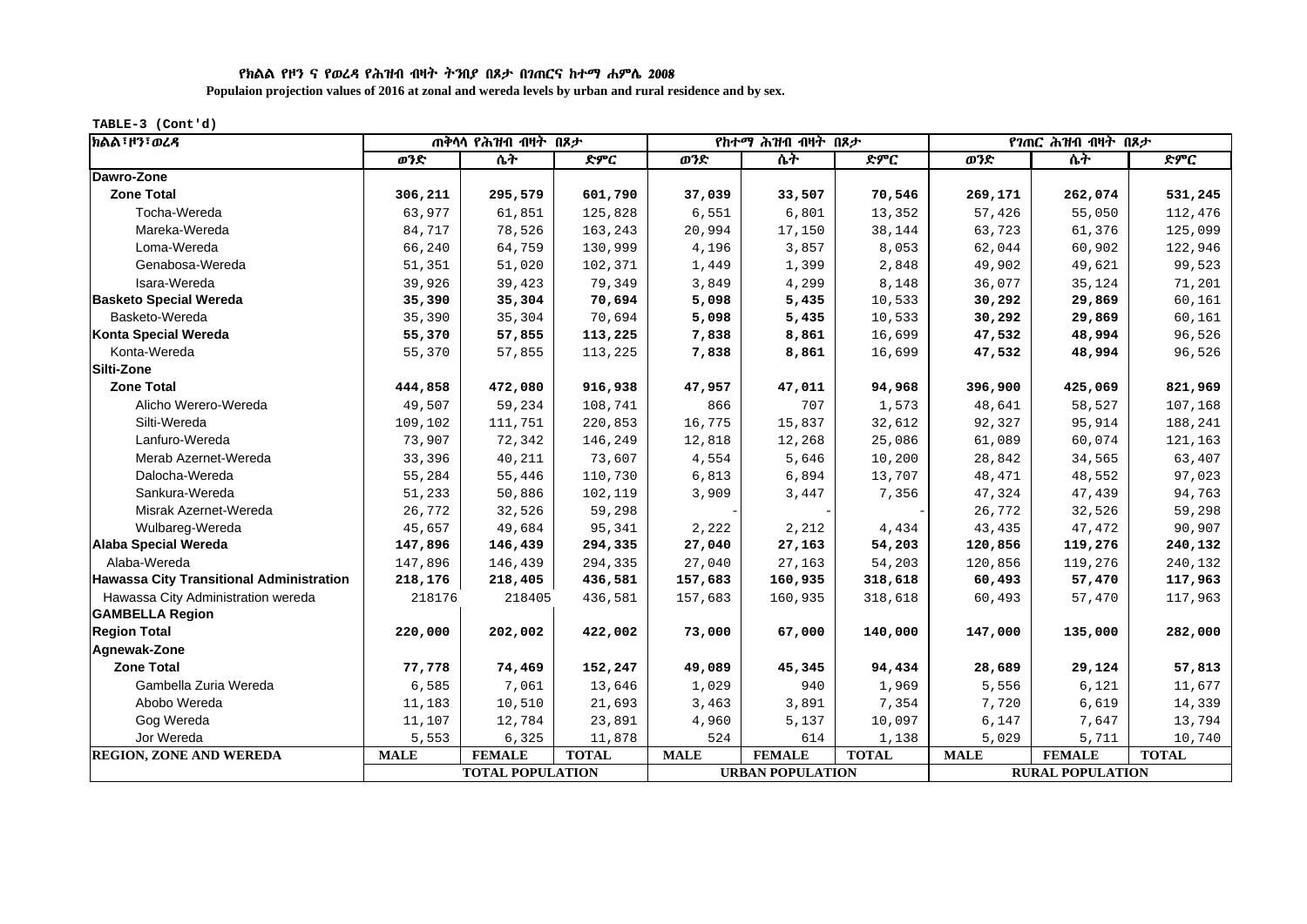### የክልል የዞን ና የወረዳ የሕዝብ ብዛት ትንበያ በጾታ በገጠርና ከተማ ሐምሌ 2008

**Populaion projection values of 2016 at zonal and wereda levels by urban and rural residence and by sex.**

TABLE-3 (Cont'd)

| ክልል፣ዞን፣ወረዳ | ጠቅላላ የሕዝብ ብዛት በጾታ | | | የከተማ ሕዝብ ብዛት በጾታ | | | የገጠር ሕዝብ ብዛት በጾታ | | |
|---|---|---|---|---|---|---|---|---|---|
| | ወንድ | ሴት | ድምር | ወንድ | ሴት | ድምር | ወንድ | ሴት | ድምር |
| **Dawro-Zone** | | | | | | | | | |
| **Zone Total** | **306,211** | **295,579** | **601,790** | **37,039** | **33,507** | **70,546** | **269,171** | **262,074** | **531,245** |
| Tocha-Wereda | 63,977 | 61,851 | 125,828 | 6,551 | 6,801 | 13,352 | 57,426 | 55,050 | 112,476 |
| Mareka-Wereda | 84,717 | 78,526 | 163,243 | 20,994 | 17,150 | 38,144 | 63,723 | 61,376 | 125,099 |
| Loma-Wereda | 66,240 | 64,759 | 130,999 | 4,196 | 3,857 | 8,053 | 62,044 | 60,902 | 122,946 |
| Genabosa-Wereda | 51,351 | 51,020 | 102,371 | 1,449 | 1,399 | 2,848 | 49,902 | 49,621 | 99,523 |
| Isara-Wereda | 39,926 | 39,423 | 79,349 | 3,849 | 4,299 | 8,148 | 36,077 | 35,124 | 71,201 |
| **Basketo Special Wereda** | **35,390** | **35,304** | **70,694** | **5,098** | **5,435** | 10,533 | **30,292** | **29,869** | 60,161 |
| Basketo-Wereda | 35,390 | 35,304 | 70,694 | **5,098** | **5,435** | 10,533 | **30,292** | **29,869** | 60,161 |
| **Konta Special Wereda** | **55,370** | **57,855** | **113,225** | **7,838** | **8,861** | 16,699 | **47,532** | **48,994** | 96,526 |
| Konta-Wereda | 55,370 | 57,855 | 113,225 | **7,838** | **8,861** | 16,699 | **47,532** | **48,994** | 96,526 |
| **Silti-Zone** | | | | | | | | | |
| **Zone Total** | **444,858** | **472,080** | **916,938** | **47,957** | **47,011** | **94,968** | **396,900** | **425,069** | **821,969** |
| Alicho Werero-Wereda | 49,507 | 59,234 | 108,741 | 866 | 707 | 1,573 | 48,641 | 58,527 | 107,168 |
| Silti-Wereda | 109,102 | 111,751 | 220,853 | 16,775 | 15,837 | 32,612 | 92,327 | 95,914 | 188,241 |
| Lanfuro-Wereda | 73,907 | 72,342 | 146,249 | 12,818 | 12,268 | 25,086 | 61,089 | 60,074 | 121,163 |
| Merab Azernet-Wereda | 33,396 | 40,211 | 73,607 | 4,554 | 5,646 | 10,200 | 28,842 | 34,565 | 63,407 |
| Dalocha-Wereda | 55,284 | 55,446 | 110,730 | 6,813 | 6,894 | 13,707 | 48,471 | 48,552 | 97,023 |
| Sankura-Wereda | 51,233 | 50,886 | 102,119 | 3,909 | 3,447 | 7,356 | 47,324 | 47,439 | 94,763 |
| Misrak Azernet-Wereda | 26,772 | 32,526 | 59,298 | - | - | - | 26,772 | 32,526 | 59,298 |
| Wulbareg-Wereda | 45,657 | 49,684 | 95,341 | 2,222 | 2,212 | 4,434 | 43,435 | 47,472 | 90,907 |
| **Alaba Special Wereda** | **147,896** | **146,439** | **294,335** | **27,040** | **27,163** | **54,203** | **120,856** | **119,276** | **240,132** |
| Alaba-Wereda | 147,896 | 146,439 | 294,335 | 27,040 | 27,163 | 54,203 | 120,856 | 119,276 | 240,132 |
| **Hawassa City Transitional Administration** | **218,176** | **218,405** | **436,581** | **157,683** | **160,935** | **318,618** | **60,493** | **57,470** | **117,963** |
| Hawassa City Administration wereda | 218176 | 218405 | 436,581 | 157,683 | 160,935 | 318,618 | 60,493 | 57,470 | 117,963 |
| **GAMBELLA Region** | | | | | | | | | |
| **Region Total** | **220,000** | **202,002** | **422,002** | **73,000** | **67,000** | **140,000** | **147,000** | **135,000** | **282,000** |
| **Agnewak-Zone** | | | | | | | | | |
| **Zone Total** | **77,778** | **74,469** | **152,247** | **49,089** | **45,345** | **94,434** | **28,689** | **29,124** | **57,813** |
| Gambella Zuria Wereda | 6,585 | 7,061 | 13,646 | 1,029 | 940 | 1,969 | 5,556 | 6,121 | 11,677 |
| Abobo Wereda | 11,183 | 10,510 | 21,693 | 3,463 | 3,891 | 7,354 | 7,720 | 6,619 | 14,339 |
| Gog Wereda | 11,107 | 12,784 | 23,891 | 4,960 | 5,137 | 10,097 | 6,147 | 7,647 | 13,794 |
| Jor Wereda | 5,553 | 6,325 | 11,878 | 524 | 614 | 1,138 | 5,029 | 5,711 | 10,740 |
| **REGION, ZONE AND WEREDA** | **MALE** | **FEMALE** | **TOTAL** | **MALE** | **FEMALE** | **TOTAL** | **MALE** | **FEMALE** | **TOTAL** |
| | **TOTAL POPULATION** | | | **URBAN POPULATION** | | | **RURAL POPULATION** | | |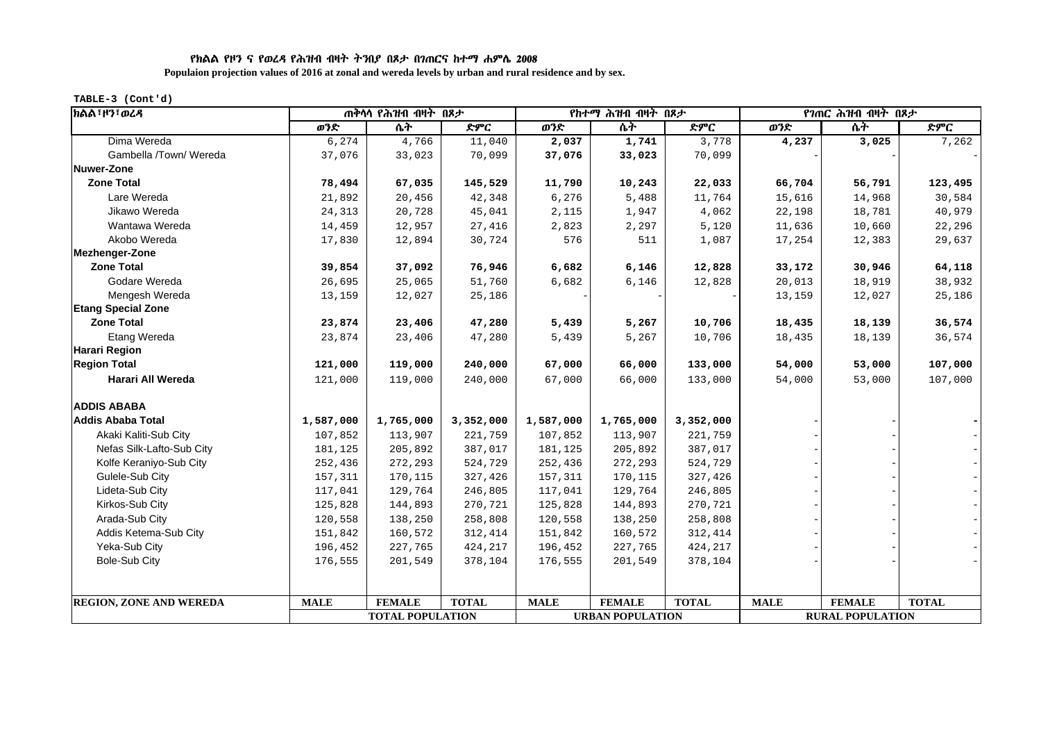**የክልል የዞን ና የወረዳ የሕዝብ ብዛት ትንበያ በጾታ በገጠርና ከተማ ሐምሌ 2008**

**Populaion projection values of 2016 at zonal and wereda levels by urban and rural residence and by sex.**

**TABLE-3 (Cont'd)**

| ክልል፣ዞን፣ወረዳ | ጠቅላላ የሕዝብ ብዛት በጾታ | | | የከተማ ሕዝብ ብዛት በጾታ | | | የገጠር ሕዝብ ብዛት በጾታ | | |
|---|---|---|---|---|---|---|---|---|---|
| | ወንድ | ሴት | ድምር | ወንድ | ሴት | ድምር | ወንድ | ሴት | ድምር |
| Dima Wereda | 6,274 | 4,766 | 11,040 | **2,037** | **1,741** | 3,778 | **4,237** | **3,025** | 7,262 |
| Gambella /Town/ Wereda | 37,076 | 33,023 | 70,099 | **37,076** | **33,023** | 70,099 | - | - | - |
| **Nuwer-Zone** | | | | | | | | | |
| **Zone Total** | **78,494** | **67,035** | **145,529** | **11,790** | **10,243** | **22,033** | **66,704** | **56,791** | **123,495** |
| Lare Wereda | 21,892 | 20,456 | 42,348 | 6,276 | 5,488 | 11,764 | 15,616 | 14,968 | 30,584 |
| Jikawo Wereda | 24,313 | 20,728 | 45,041 | 2,115 | 1,947 | 4,062 | 22,198 | 18,781 | 40,979 |
| Wantawa Wereda | 14,459 | 12,957 | 27,416 | 2,823 | 2,297 | 5,120 | 11,636 | 10,660 | 22,296 |
| Akobo Wereda | 17,830 | 12,894 | 30,724 | 576 | 511 | 1,087 | 17,254 | 12,383 | 29,637 |
| **Mezhenger-Zone** | | | | | | | | | |
| **Zone Total** | **39,854** | **37,092** | **76,946** | **6,682** | **6,146** | **12,828** | **33,172** | **30,946** | **64,118** |
| Godare Wereda | 26,695 | 25,065 | 51,760 | 6,682 | 6,146 | 12,828 | 20,013 | 18,919 | 38,932 |
| Mengesh Wereda | 13,159 | 12,027 | 25,186 | - | - | - | 13,159 | 12,027 | 25,186 |
| **Etang Special Zone** | | | | | | | | | |
| **Zone Total** | **23,874** | **23,406** | **47,280** | **5,439** | **5,267** | **10,706** | **18,435** | **18,139** | **36,574** |
| Etang Wereda | 23,874 | 23,406 | 47,280 | 5,439 | 5,267 | 10,706 | 18,435 | 18,139 | 36,574 |
| **Harari Region** | | | | | | | | | |
| **Region Total** | **121,000** | **119,000** | **240,000** | **67,000** | **66,000** | **133,000** | **54,000** | **53,000** | **107,000** |
| **Harari All Wereda** | 121,000 | 119,000 | 240,000 | 67,000 | 66,000 | 133,000 | 54,000 | 53,000 | 107,000 |
| **ADDIS ABABA** | | | | | | | | | |
| **Addis Ababa Total** | **1,587,000** | **1,765,000** | **3,352,000** | **1,587,000** | **1,765,000** | **3,352,000** | - | - | **-** |
| Akaki Kaliti-Sub City | 107,852 | 113,907 | 221,759 | 107,852 | 113,907 | 221,759 | - | - | - |
| Nefas Silk-Lafto-Sub City | 181,125 | 205,892 | 387,017 | 181,125 | 205,892 | 387,017 | - | - | - |
| Kolfe Keraniyo-Sub City | 252,436 | 272,293 | 524,729 | 252,436 | 272,293 | 524,729 | - | - | - |
| Gulele-Sub City | 157,311 | 170,115 | 327,426 | 157,311 | 170,115 | 327,426 | - | - | - |
| Lideta-Sub City | 117,041 | 129,764 | 246,805 | 117,041 | 129,764 | 246,805 | - | - | - |
| Kirkos-Sub City | 125,828 | 144,893 | 270,721 | 125,828 | 144,893 | 270,721 | - | - | - |
| Arada-Sub City | 120,558 | 138,250 | 258,808 | 120,558 | 138,250 | 258,808 | - | - | - |
| Addis Ketema-Sub City | 151,842 | 160,572 | 312,414 | 151,842 | 160,572 | 312,414 | - | - | - |
| Yeka-Sub City | 196,452 | 227,765 | 424,217 | 196,452 | 227,765 | 424,217 | - | - | - |
| Bole-Sub City | 176,555 | 201,549 | 378,104 | 176,555 | 201,549 | 378,104 | - | - | - |
| **REGION, ZONE AND WEREDA** | **MALE** | **FEMALE** | **TOTAL** | **MALE** | **FEMALE** | **TOTAL** | **MALE** | **FEMALE** | **TOTAL** |
| | **TOTAL POPULATION** | | | **URBAN POPULATION** | | | **RURAL POPULATION** | | |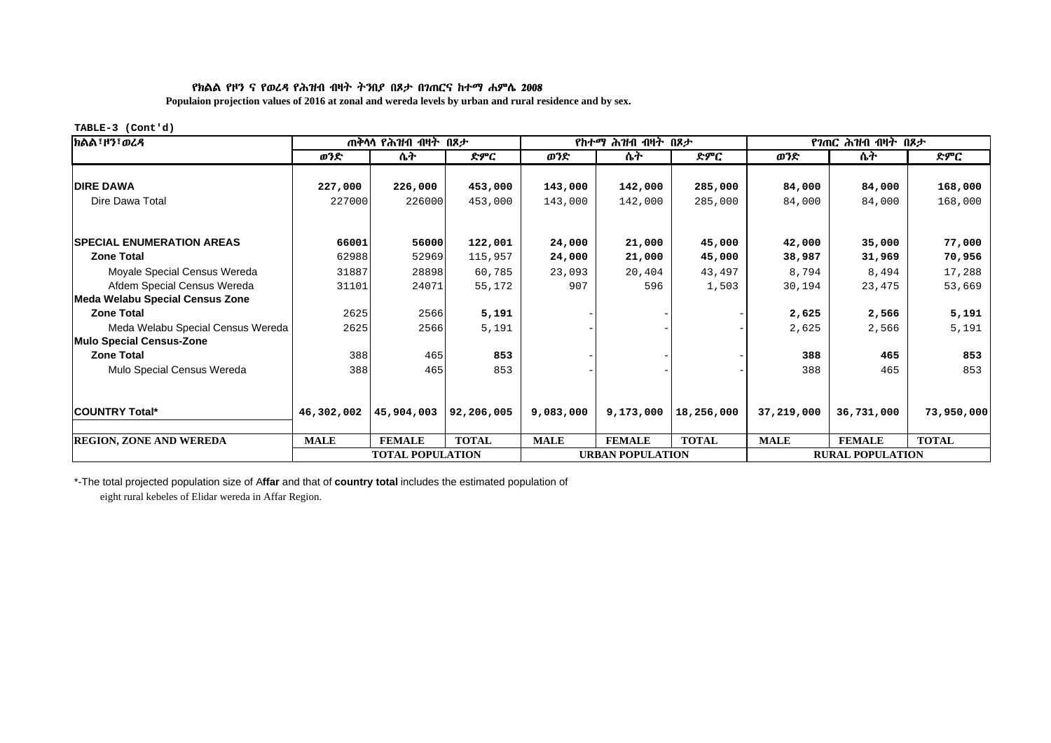የክልል የዞን ና የወረዳ የሕዝብ ብዛት ትንበያ በጾታ በገጠርና ከተማ ሐምሌ 2008

**Populaion projection values of 2016 at zonal and wereda levels by urban and rural residence and by sex.**

**TABLE-3 (Cont'd)**

| ክልል፣ዞን፣ወረዳ | ጠቅላላ የሕዝብ ብዛት በጾታ | | | የከተማ ሕዝብ ብዛት በጾታ | | | የገጠር ሕዝብ ብዛት በጾታ | | |
|---|---|---|---|---|---|---|---|---|---|
| | ወንድ | ሴት | ድምር | ወንድ | ሴት | ድምር | ወንድ | ሴት | ድምር |
| **DIRE DAWA** | **227,000** | **226,000** | **453,000** | **143,000** | **142,000** | **285,000** | **84,000** | **84,000** | **168,000** |
| Dire Dawa Total | 227000 | 226000 | 453,000 | 143,000 | 142,000 | 285,000 | 84,000 | 84,000 | 168,000 |
| **SPECIAL ENUMERATION AREAS** | **66001** | **56000** | **122,001** | **24,000** | **21,000** | **45,000** | **42,000** | **35,000** | **77,000** |
| **Zone Total** | 62988 | 52969 | 115,957 | **24,000** | **21,000** | **45,000** | **38,987** | **31,969** | **70,956** |
| Moyale Special Census Wereda | 31887 | 28898 | 60,785 | 23,093 | 20,404 | 43,497 | 8,794 | 8,494 | 17,288 |
| Afdem Special Census Wereda | 31101 | 24071 | 55,172 | 907 | 596 | 1,503 | 30,194 | 23,475 | 53,669 |
| **Meda Welabu Special Census Zone** | | | | | | | | | |
| **Zone Total** | 2625 | 2566 | **5,191** | - | - | - | **2,625** | **2,566** | **5,191** |
| Meda Welabu Special Census Wereda | 2625 | 2566 | 5,191 | - | - | - | 2,625 | 2,566 | 5,191 |
| **Mulo Special Census-Zone** | | | | | | | | | |
| **Zone Total** | 388 | 465 | **853** | - | - | - | **388** | **465** | **853** |
| Mulo Special Census Wereda | 388 | 465 | 853 | - | - | - | 388 | 465 | 853 |
| **COUNTRY Total*** | **46,302,002** | **45,904,003** | **92,206,005** | **9,083,000** | **9,173,000** | **18,256,000** | **37,219,000** | **36,731,000** | **73,950,000** |
| **REGION, ZONE AND WEREDA** | **MALE** | **FEMALE** | **TOTAL** | **MALE** | **FEMALE** | **TOTAL** | **MALE** | **FEMALE** | **TOTAL** |
| | **TOTAL POPULATION** | | | **URBAN POPULATION** | | | **RURAL POPULATION** | | |

*-The total projected population size of A**ffar** and that of **country total** includes the estimated population of eight rural kebeles of Elidar wereda in Affar Region.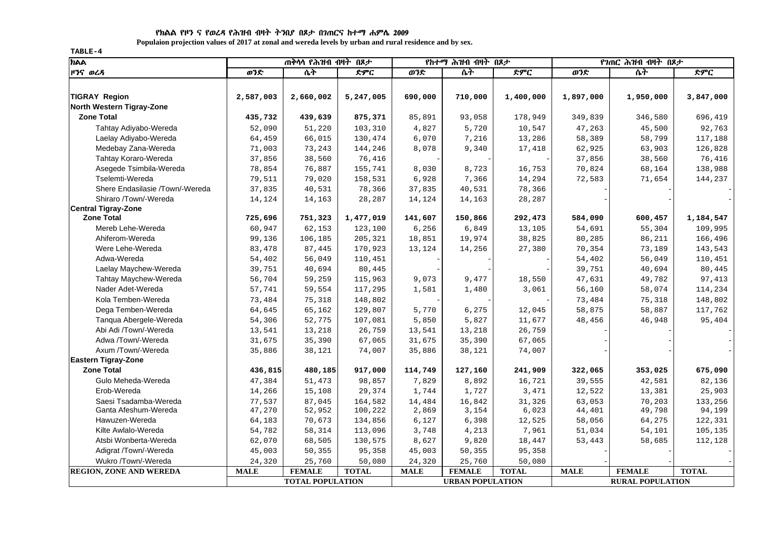**የክልል የዞን ና የወረዳ የሕዝብ ብዛት ትንበያ በጾታ በገጠርና ከተማ ሐምሌ 2009**

**Populaion projection values of 2017 at zonal and wereda levels by urban and rural residence and by sex.**

**TABLE-4**

| ክልል | ጠቅላላ የሕዝብ ብዛት በጾታ | | | የከተማ ሕዝብ ብዛት በጾታ | | | የገጠር ሕዝብ ብዛት በጾታ | | |
|---|---|---|---|---|---|---|---|---|---|
| ዞንና ወረዳ | ወንድ | ሴት | ድምር | ወንድ | ሴት | ድምር | ወንድ | ሴት | ድምር |
| **TIGRAY Region** | **2,587,003** | **2,660,002** | **5,247,005** | **690,000** | **710,000** | **1,400,000** | **1,897,000** | **1,950,000** | **3,847,000** |
| **North Western Tigray-Zone** | | | | | | | | | |
| **Zone Total** | **435,732** | **439,639** | **875,371** | 85,891 | 93,058 | 178,949 | 349,839 | 346,580 | 696,419 |
| Tahtay Adiyabo-Wereda | 52,090 | 51,220 | 103,310 | 4,827 | 5,720 | 10,547 | 47,263 | 45,500 | 92,763 |
| Laelay Adiyabo-Wereda | 64,459 | 66,015 | 130,474 | 6,070 | 7,216 | 13,286 | 58,389 | 58,799 | 117,188 |
| Medebay Zana-Wereda | 71,003 | 73,243 | 144,246 | 8,078 | 9,340 | 17,418 | 62,925 | 63,903 | 126,828 |
| Tahtay Koraro-Wereda | 37,856 | 38,560 | 76,416 | - | - | - | 37,856 | 38,560 | 76,416 |
| Asegede Tsimbila-Wereda | 78,854 | 76,887 | 155,741 | 8,030 | 8,723 | 16,753 | 70,824 | 68,164 | 138,988 |
| Tselemti-Wereda | 79,511 | 79,020 | 158,531 | 6,928 | 7,366 | 14,294 | 72,583 | 71,654 | 144,237 |
| Shere Endasilasie /Town/-Wereda | 37,835 | 40,531 | 78,366 | 37,835 | 40,531 | 78,366 | - | - | - |
| Shiraro /Town/-Wereda | 14,124 | 14,163 | 28,287 | 14,124 | 14,163 | 28,287 | - | - | - |
| **Central Tigray-Zone** | | | | | | | | | |
| **Zone Total** | **725,696** | **751,323** | **1,477,019** | **141,607** | **150,866** | **292,473** | **584,090** | **600,457** | **1,184,547** |
| Mereb Lehe-Wereda | 60,947 | 62,153 | 123,100 | 6,256 | 6,849 | 13,105 | 54,691 | 55,304 | 109,995 |
| Ahiferom-Wereda | 99,136 | 106,185 | 205,321 | 18,851 | 19,974 | 38,825 | 80,285 | 86,211 | 166,496 |
| Were Lehe-Wereda | 83,478 | 87,445 | 170,923 | 13,124 | 14,256 | 27,380 | 70,354 | 73,189 | 143,543 |
| Adwa-Wereda | 54,402 | 56,049 | 110,451 | - | - | - | 54,402 | 56,049 | 110,451 |
| Laelay Maychew-Wereda | 39,751 | 40,694 | 80,445 | - | - | - | 39,751 | 40,694 | 80,445 |
| Tahtay Maychew-Wereda | 56,704 | 59,259 | 115,963 | 9,073 | 9,477 | 18,550 | 47,631 | 49,782 | 97,413 |
| Nader Adet-Wereda | 57,741 | 59,554 | 117,295 | 1,581 | 1,480 | 3,061 | 56,160 | 58,074 | 114,234 |
| Kola Temben-Wereda | 73,484 | 75,318 | 148,802 | - | - | - | 73,484 | 75,318 | 148,802 |
| Dega Temben-Wereda | 64,645 | 65,162 | 129,807 | 5,770 | 6,275 | 12,045 | 58,875 | 58,887 | 117,762 |
| Tanqua Abergele-Wereda | 54,306 | 52,775 | 107,081 | 5,850 | 5,827 | 11,677 | 48,456 | 46,948 | 95,404 |
| Abi Adi /Town/-Wereda | 13,541 | 13,218 | 26,759 | 13,541 | 13,218 | 26,759 | - | - | - |
| Adwa /Town/-Wereda | 31,675 | 35,390 | 67,065 | 31,675 | 35,390 | 67,065 | - | - | - |
| Axum /Town/-Wereda | 35,886 | 38,121 | 74,007 | 35,886 | 38,121 | 74,007 | - | - | - |
| **Eastern Tigray-Zone** | | | | | | | | | |
| **Zone Total** | **436,815** | **480,185** | **917,000** | **114,749** | **127,160** | **241,909** | **322,065** | **353,025** | **675,090** |
| Gulo Meheda-Wereda | 47,384 | 51,473 | 98,857 | 7,829 | 8,892 | 16,721 | 39,555 | 42,581 | 82,136 |
| Erob-Wereda | 14,266 | 15,108 | 29,374 | 1,744 | 1,727 | 3,471 | 12,522 | 13,381 | 25,903 |
| Saesi Tsadamba-Wereda | 77,537 | 87,045 | 164,582 | 14,484 | 16,842 | 31,326 | 63,053 | 70,203 | 133,256 |
| Ganta Afeshum-Wereda | 47,270 | 52,952 | 100,222 | 2,869 | 3,154 | 6,023 | 44,401 | 49,798 | 94,199 |
| Hawuzen-Wereda | 64,183 | 70,673 | 134,856 | 6,127 | 6,398 | 12,525 | 58,056 | 64,275 | 122,331 |
| Kilte Awlalo-Wereda | 54,782 | 58,314 | 113,096 | 3,748 | 4,213 | 7,961 | 51,034 | 54,101 | 105,135 |
| Atsbi Wonberta-Wereda | 62,070 | 68,505 | 130,575 | 8,627 | 9,820 | 18,447 | 53,443 | 58,685 | 112,128 |
| Adigrat /Town/-Wereda | 45,003 | 50,355 | 95,358 | 45,003 | 50,355 | 95,358 | - | - | - |
| Wukro /Town/-Wereda | 24,320 | 25,760 | 50,080 | 24,320 | 25,760 | 50,080 | - | - | - |
| **REGION, ZONE AND WEREDA** | **MALE** | **FEMALE** | **TOTAL** | **MALE** | **FEMALE** | **TOTAL** | **MALE** | **FEMALE** | **TOTAL** |
| | **TOTAL POPULATION** | | | **URBAN POPULATION** | | | **RURAL POPULATION** | | |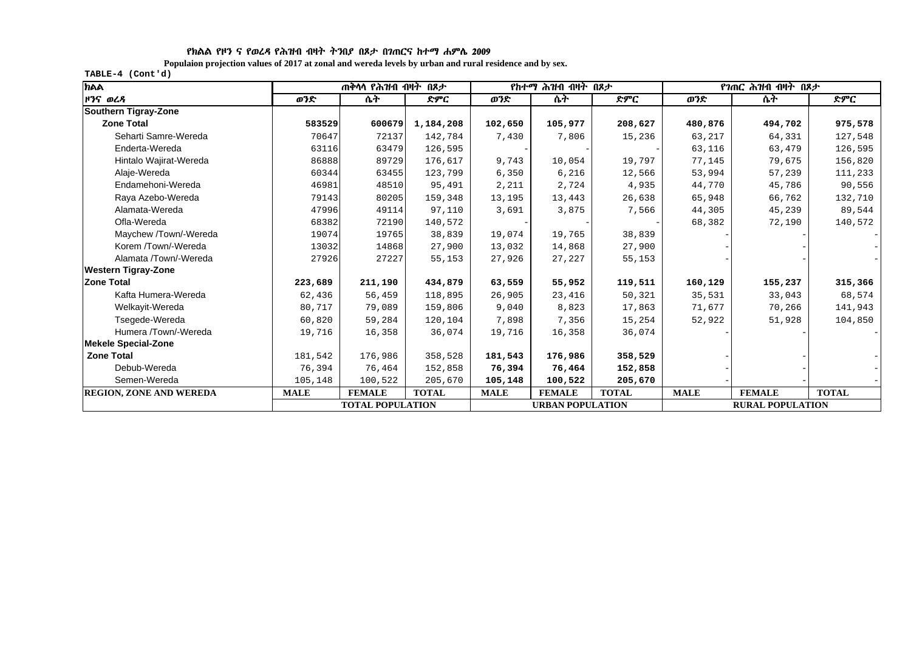የክልል የዞን ና የወረዳ የሕዝብ ብዛት ትንበያ በጾታ በገጠርና ከተማ ሐምሌ 2009

Populaion projection values of 2017 at zonal and wereda levels by urban and rural residence and by sex.

TABLE-4 (Cont'd)

| ክልል | ጠቅላላ የሕዝብ ብዛት በጾታ | | | የከተማ ሕዝብ ብዛት በጾታ | | | የገጠር ሕዝብ ብዛት በጾታ | | |
|---|---|---|---|---|---|---|---|---|---|
| ዞንና ወረዳ | ወንድ | ሴት | ድምር | ወንድ | ሴት | ድምር | ወንድ | ሴት | ድምር |
| **Southern Tigray-Zone** | | | | | | | | | |
| **Zone Total** | **583529** | **600679** | **1,184,208** | **102,650** | **105,977** | **208,627** | **480,876** | **494,702** | **975,578** |
| Seharti Samre-Wereda | 70647 | 72137 | 142,784 | 7,430 | 7,806 | 15,236 | 63,217 | 64,331 | 127,548 |
| Enderta-Wereda | 63116 | 63479 | 126,595 | - | - | - | 63,116 | 63,479 | 126,595 |
| Hintalo Wajirat-Wereda | 86888 | 89729 | 176,617 | 9,743 | 10,054 | 19,797 | 77,145 | 79,675 | 156,820 |
| Alaje-Wereda | 60344 | 63455 | 123,799 | 6,350 | 6,216 | 12,566 | 53,994 | 57,239 | 111,233 |
| Endamehoni-Wereda | 46981 | 48510 | 95,491 | 2,211 | 2,724 | 4,935 | 44,770 | 45,786 | 90,556 |
| Raya Azebo-Wereda | 79143 | 80205 | 159,348 | 13,195 | 13,443 | 26,638 | 65,948 | 66,762 | 132,710 |
| Alamata-Wereda | 47996 | 49114 | 97,110 | 3,691 | 3,875 | 7,566 | 44,305 | 45,239 | 89,544 |
| Ofla-Wereda | 68382 | 72190 | 140,572 | - | - | - | 68,382 | 72,190 | 140,572 |
| Maychew /Town/-Wereda | 19074 | 19765 | 38,839 | 19,074 | 19,765 | 38,839 | - | - | - |
| Korem /Town/-Wereda | 13032 | 14868 | 27,900 | 13,032 | 14,868 | 27,900 | - | - | - |
| Alamata /Town/-Wereda | 27926 | 27227 | 55,153 | 27,926 | 27,227 | 55,153 | - | - | - |
| **Western Tigray-Zone** | | | | | | | | | |
| **Zone Total** | **223,689** | **211,190** | **434,879** | **63,559** | **55,952** | **119,511** | **160,129** | **155,237** | **315,366** |
| Kafta Humera-Wereda | 62,436 | 56,459 | 118,895 | 26,905 | 23,416 | 50,321 | 35,531 | 33,043 | 68,574 |
| Welkayit-Wereda | 80,717 | 79,089 | 159,806 | 9,040 | 8,823 | 17,863 | 71,677 | 70,266 | 141,943 |
| Tsegede-Wereda | 60,820 | 59,284 | 120,104 | 7,898 | 7,356 | 15,254 | 52,922 | 51,928 | 104,850 |
| Humera /Town/-Wereda | 19,716 | 16,358 | 36,074 | 19,716 | 16,358 | 36,074 | - | - | - |
| **Mekele Special-Zone** | | | | | | | | | |
| **Zone Total** | 181,542 | 176,986 | 358,528 | **181,543** | **176,986** | **358,529** | - | - | - |
| Debub-Wereda | 76,394 | 76,464 | 152,858 | **76,394** | **76,464** | **152,858** | - | - | - |
| Semen-Wereda | 105,148 | 100,522 | 205,670 | **105,148** | **100,522** | **205,670** | - | - | - |
| **REGION, ZONE AND WEREDA** | **MALE** | **FEMALE** | **TOTAL** | **MALE** | **FEMALE** | **TOTAL** | **MALE** | **FEMALE** | **TOTAL** |
| | **TOTAL POPULATION** | | | **URBAN POPULATION** | | | **RURAL POPULATION** | | |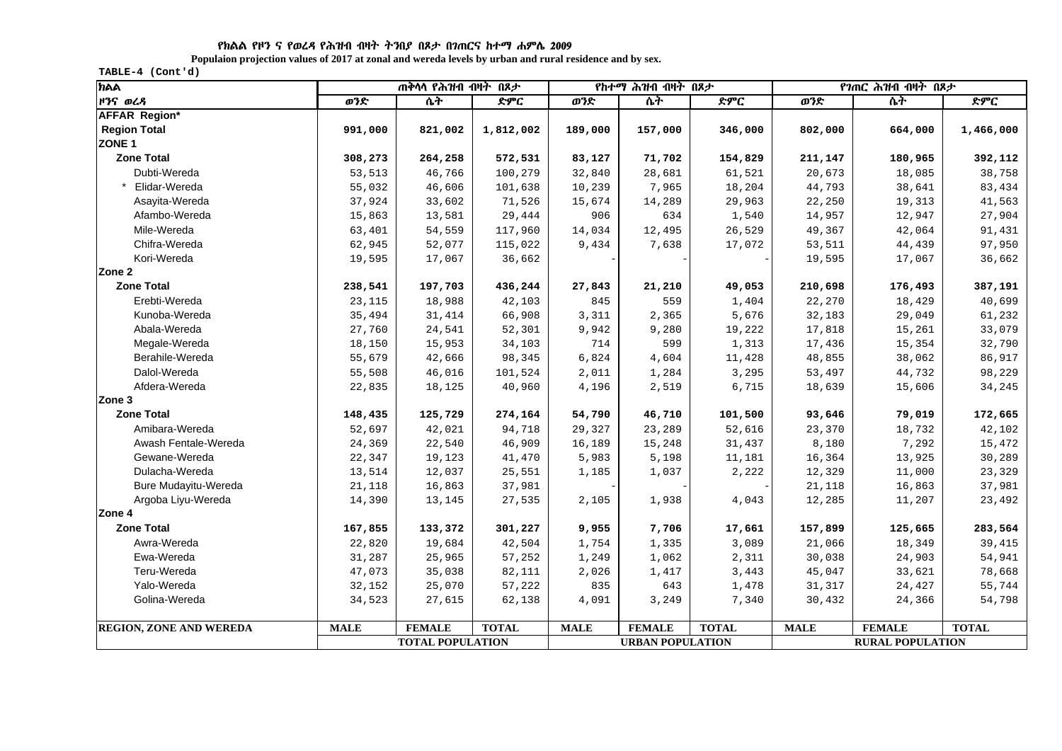የክልል የዞን ና የወረዳ የሕዝብ ብዛት ትንበያ በጾታ በገጠርና ከተማ ሐምሌ 2009

**Populaion projection values of 2017 at zonal and wereda levels by urban and rural residence and by sex.**

TABLE-4 (Cont'd)

| ክልል | ጠቅላላ የሕዝብ ብዛት በጾታ | | | የከተማ ሕዝብ ብዛት በጾታ | | | የገጠር ሕዝብ ብዛት በጾታ | | |
|---|---|---|---|---|---|---|---|---|---|
| ዞንና ወረዳ | ወንድ | ሴት | ድምር | ወንድ | ሴት | ድምር | ወንድ | ሴት | ድምር |
| **AFFAR Region*** | | | | | | | | | |
| **Region Total** | **991,000** | **821,002** | **1,812,002** | **189,000** | **157,000** | **346,000** | **802,000** | **664,000** | **1,466,000** |
| **ZONE 1** | | | | | | | | | |
| **Zone Total** | **308,273** | **264,258** | **572,531** | **83,127** | **71,702** | **154,829** | **211,147** | **180,965** | **392,112** |
| Dubti-Wereda | 53,513 | 46,766 | 100,279 | 32,840 | 28,681 | 61,521 | 20,673 | 18,085 | 38,758 |
| * Elidar-Wereda | 55,032 | 46,606 | 101,638 | 10,239 | 7,965 | 18,204 | 44,793 | 38,641 | 83,434 |
| Asayita-Wereda | 37,924 | 33,602 | 71,526 | 15,674 | 14,289 | 29,963 | 22,250 | 19,313 | 41,563 |
| Afambo-Wereda | 15,863 | 13,581 | 29,444 | 906 | 634 | 1,540 | 14,957 | 12,947 | 27,904 |
| Mile-Wereda | 63,401 | 54,559 | 117,960 | 14,034 | 12,495 | 26,529 | 49,367 | 42,064 | 91,431 |
| Chifra-Wereda | 62,945 | 52,077 | 115,022 | 9,434 | 7,638 | 17,072 | 53,511 | 44,439 | 97,950 |
| Kori-Wereda | 19,595 | 17,067 | 36,662 | - | - | - | 19,595 | 17,067 | 36,662 |
| **Zone 2** | | | | | | | | | |
| **Zone Total** | **238,541** | **197,703** | **436,244** | **27,843** | **21,210** | **49,053** | **210,698** | **176,493** | **387,191** |
| Erebti-Wereda | 23,115 | 18,988 | 42,103 | 845 | 559 | 1,404 | 22,270 | 18,429 | 40,699 |
| Kunoba-Wereda | 35,494 | 31,414 | 66,908 | 3,311 | 2,365 | 5,676 | 32,183 | 29,049 | 61,232 |
| Abala-Wereda | 27,760 | 24,541 | 52,301 | 9,942 | 9,280 | 19,222 | 17,818 | 15,261 | 33,079 |
| Megale-Wereda | 18,150 | 15,953 | 34,103 | 714 | 599 | 1,313 | 17,436 | 15,354 | 32,790 |
| Berahile-Wereda | 55,679 | 42,666 | 98,345 | 6,824 | 4,604 | 11,428 | 48,855 | 38,062 | 86,917 |
| Dalol-Wereda | 55,508 | 46,016 | 101,524 | 2,011 | 1,284 | 3,295 | 53,497 | 44,732 | 98,229 |
| Afdera-Wereda | 22,835 | 18,125 | 40,960 | 4,196 | 2,519 | 6,715 | 18,639 | 15,606 | 34,245 |
| **Zone 3** | | | | | | | | | |
| **Zone Total** | **148,435** | **125,729** | **274,164** | **54,790** | **46,710** | **101,500** | **93,646** | **79,019** | **172,665** |
| Amibara-Wereda | 52,697 | 42,021 | 94,718 | 29,327 | 23,289 | 52,616 | 23,370 | 18,732 | 42,102 |
| Awash Fentale-Wereda | 24,369 | 22,540 | 46,909 | 16,189 | 15,248 | 31,437 | 8,180 | 7,292 | 15,472 |
| Gewane-Wereda | 22,347 | 19,123 | 41,470 | 5,983 | 5,198 | 11,181 | 16,364 | 13,925 | 30,289 |
| Dulacha-Wereda | 13,514 | 12,037 | 25,551 | 1,185 | 1,037 | 2,222 | 12,329 | 11,000 | 23,329 |
| Bure Mudayitu-Wereda | 21,118 | 16,863 | 37,981 | - | - | - | 21,118 | 16,863 | 37,981 |
| Argoba Liyu-Wereda | 14,390 | 13,145 | 27,535 | 2,105 | 1,938 | 4,043 | 12,285 | 11,207 | 23,492 |
| **Zone 4** | | | | | | | | | |
| **Zone Total** | **167,855** | **133,372** | **301,227** | **9,955** | **7,706** | **17,661** | **157,899** | **125,665** | **283,564** |
| Awra-Wereda | 22,820 | 19,684 | 42,504 | 1,754 | 1,335 | 3,089 | 21,066 | 18,349 | 39,415 |
| Ewa-Wereda | 31,287 | 25,965 | 57,252 | 1,249 | 1,062 | 2,311 | 30,038 | 24,903 | 54,941 |
| Teru-Wereda | 47,073 | 35,038 | 82,111 | 2,026 | 1,417 | 3,443 | 45,047 | 33,621 | 78,668 |
| Yalo-Wereda | 32,152 | 25,070 | 57,222 | 835 | 643 | 1,478 | 31,317 | 24,427 | 55,744 |
| Golina-Wereda | 34,523 | 27,615 | 62,138 | 4,091 | 3,249 | 7,340 | 30,432 | 24,366 | 54,798 |
| **REGION, ZONE AND WEREDA** | **MALE** | **FEMALE** | **TOTAL** | **MALE** | **FEMALE** | **TOTAL** | **MALE** | **FEMALE** | **TOTAL** |
| | **TOTAL POPULATION** | | | **URBAN POPULATION** | | | **RURAL POPULATION** | | |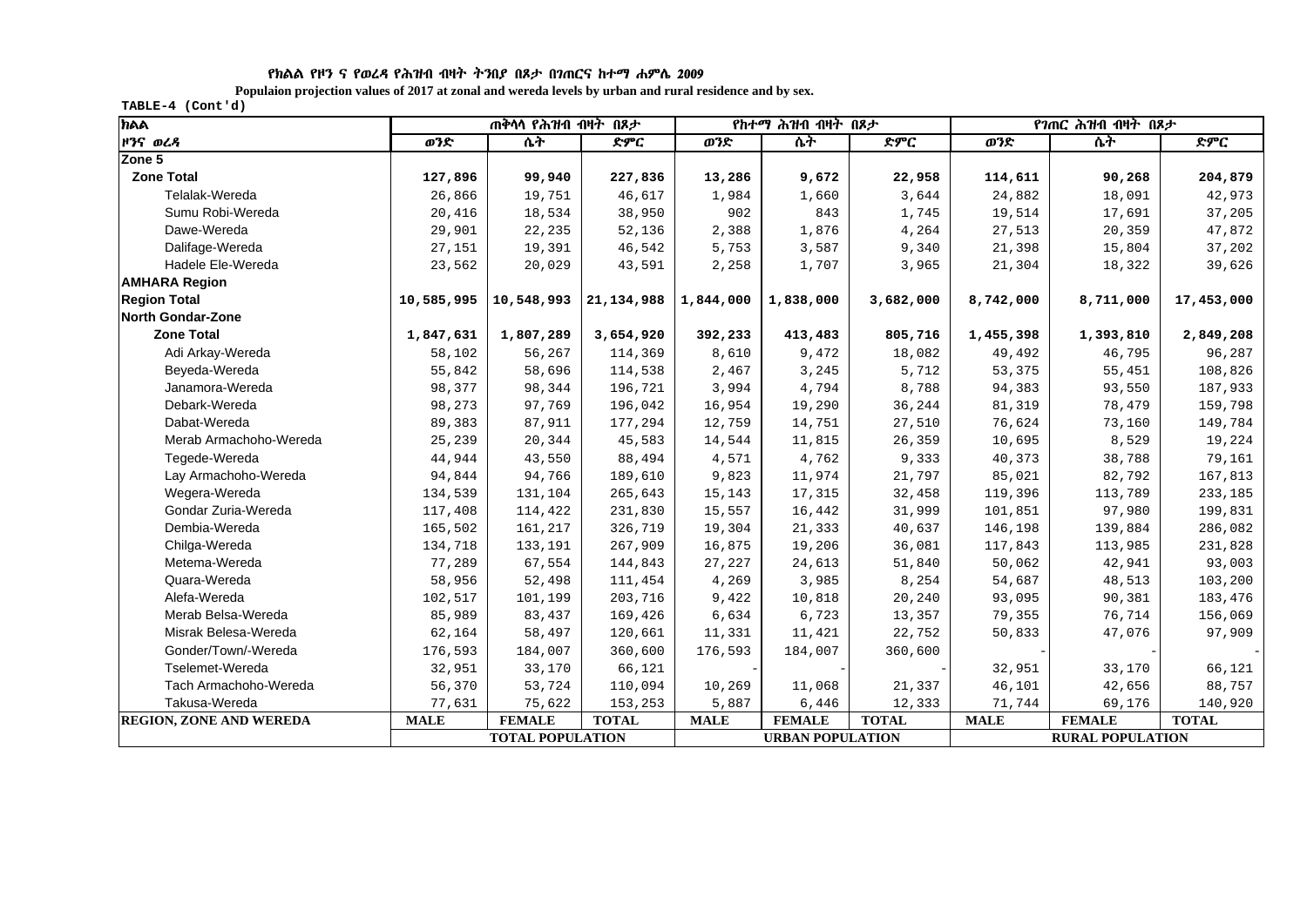**የክልል የዞን ና የወረዳ የሕዝብ ብዛት ትንበያ በጾታ በገጠርና ከተማ ሐምሌ 2009**

**Populaion projection values of 2017 at zonal and wereda levels by urban and rural residence and by sex.**

**TABLE-4 (Cont'd)**

| ክልል | ጠቅላላ የሕዝብ ብዛት በጾታ | | | የከተማ ሕዝብ ብዛት በጾታ | | | የገጠር ሕዝብ ብዛት በጾታ | | |
|---|---|---|---|---|---|---|---|---|---|
| ዞንና ወረዳ | ወንድ | ሴት | ድምር | ወንድ | ሴት | ድምር | ወንድ | ሴት | ድምር |
| **Zone 5** | | | | | | | | | |
| **Zone Total** | **127,896** | **99,940** | **227,836** | **13,286** | **9,672** | **22,958** | **114,611** | **90,268** | **204,879** |
| Telalak-Wereda | 26,866 | 19,751 | 46,617 | 1,984 | 1,660 | 3,644 | 24,882 | 18,091 | 42,973 |
| Sumu Robi-Wereda | 20,416 | 18,534 | 38,950 | 902 | 843 | 1,745 | 19,514 | 17,691 | 37,205 |
| Dawe-Wereda | 29,901 | 22,235 | 52,136 | 2,388 | 1,876 | 4,264 | 27,513 | 20,359 | 47,872 |
| Dalifage-Wereda | 27,151 | 19,391 | 46,542 | 5,753 | 3,587 | 9,340 | 21,398 | 15,804 | 37,202 |
| Hadele Ele-Wereda | 23,562 | 20,029 | 43,591 | 2,258 | 1,707 | 3,965 | 21,304 | 18,322 | 39,626 |
| **AMHARA Region** | | | | | | | | | |
| **Region Total** | **10,585,995** | **10,548,993** | **21,134,988** | **1,844,000** | **1,838,000** | **3,682,000** | **8,742,000** | **8,711,000** | **17,453,000** |
| **North Gondar-Zone** | | | | | | | | | |
| **Zone Total** | **1,847,631** | **1,807,289** | **3,654,920** | **392,233** | **413,483** | **805,716** | **1,455,398** | **1,393,810** | **2,849,208** |
| Adi Arkay-Wereda | 58,102 | 56,267 | 114,369 | 8,610 | 9,472 | 18,082 | 49,492 | 46,795 | 96,287 |
| Beyeda-Wereda | 55,842 | 58,696 | 114,538 | 2,467 | 3,245 | 5,712 | 53,375 | 55,451 | 108,826 |
| Janamora-Wereda | 98,377 | 98,344 | 196,721 | 3,994 | 4,794 | 8,788 | 94,383 | 93,550 | 187,933 |
| Debark-Wereda | 98,273 | 97,769 | 196,042 | 16,954 | 19,290 | 36,244 | 81,319 | 78,479 | 159,798 |
| Dabat-Wereda | 89,383 | 87,911 | 177,294 | 12,759 | 14,751 | 27,510 | 76,624 | 73,160 | 149,784 |
| Merab Armachoho-Wereda | 25,239 | 20,344 | 45,583 | 14,544 | 11,815 | 26,359 | 10,695 | 8,529 | 19,224 |
| Tegede-Wereda | 44,944 | 43,550 | 88,494 | 4,571 | 4,762 | 9,333 | 40,373 | 38,788 | 79,161 |
| Lay Armachoho-Wereda | 94,844 | 94,766 | 189,610 | 9,823 | 11,974 | 21,797 | 85,021 | 82,792 | 167,813 |
| Wegera-Wereda | 134,539 | 131,104 | 265,643 | 15,143 | 17,315 | 32,458 | 119,396 | 113,789 | 233,185 |
| Gondar Zuria-Wereda | 117,408 | 114,422 | 231,830 | 15,557 | 16,442 | 31,999 | 101,851 | 97,980 | 199,831 |
| Dembia-Wereda | 165,502 | 161,217 | 326,719 | 19,304 | 21,333 | 40,637 | 146,198 | 139,884 | 286,082 |
| Chilga-Wereda | 134,718 | 133,191 | 267,909 | 16,875 | 19,206 | 36,081 | 117,843 | 113,985 | 231,828 |
| Metema-Wereda | 77,289 | 67,554 | 144,843 | 27,227 | 24,613 | 51,840 | 50,062 | 42,941 | 93,003 |
| Quara-Wereda | 58,956 | 52,498 | 111,454 | 4,269 | 3,985 | 8,254 | 54,687 | 48,513 | 103,200 |
| Alefa-Wereda | 102,517 | 101,199 | 203,716 | 9,422 | 10,818 | 20,240 | 93,095 | 90,381 | 183,476 |
| Merab Belsa-Wereda | 85,989 | 83,437 | 169,426 | 6,634 | 6,723 | 13,357 | 79,355 | 76,714 | 156,069 |
| Misrak Belesa-Wereda | 62,164 | 58,497 | 120,661 | 11,331 | 11,421 | 22,752 | 50,833 | 47,076 | 97,909 |
| Gonder/Town/-Wereda | 176,593 | 184,007 | 360,600 | 176,593 | 184,007 | 360,600 | - | - | - |
| Tselemet-Wereda | 32,951 | 33,170 | 66,121 | - | - | - | 32,951 | 33,170 | 66,121 |
| Tach Armachoho-Wereda | 56,370 | 53,724 | 110,094 | 10,269 | 11,068 | 21,337 | 46,101 | 42,656 | 88,757 |
| Takusa-Wereda | 77,631 | 75,622 | 153,253 | 5,887 | 6,446 | 12,333 | 71,744 | 69,176 | 140,920 |
| **REGION, ZONE AND WEREDA** | **MALE** | **FEMALE** | **TOTAL** | **MALE** | **FEMALE** | **TOTAL** | **MALE** | **FEMALE** | **TOTAL** |
| | **TOTAL POPULATION** | | | **URBAN POPULATION** | | | **RURAL POPULATION** | | |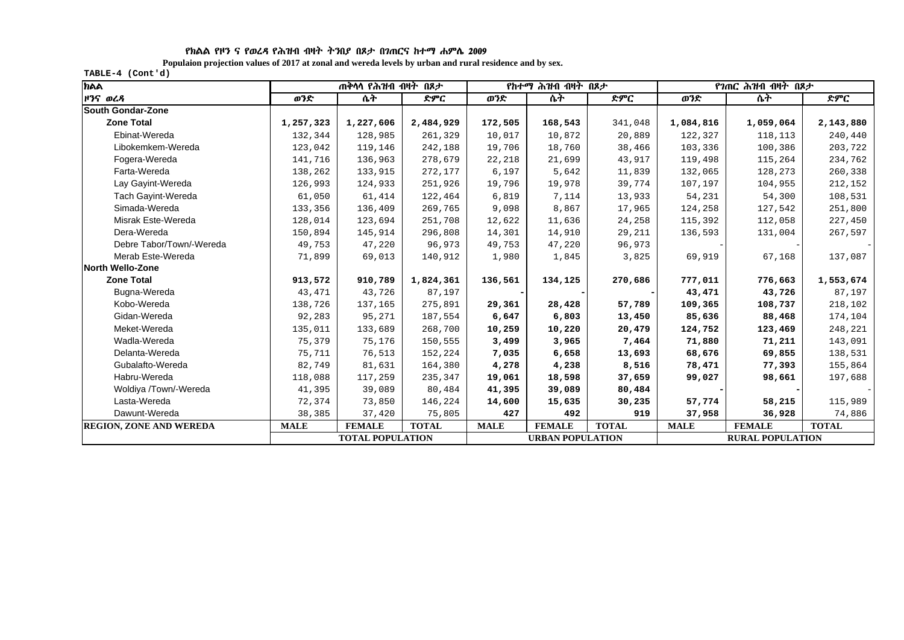**የክልል የዞን ና የወረዳ የሕዝብ ብዛት ትንበያ በጾታ በገጠርና ከተማ ሐምሌ 2009**

**Populaion projection values of 2017 at zonal and wereda levels by urban and rural residence and by sex.**

**TABLE-4 (Cont'd)**

| ክልል | ጠቅላላ የሕዝብ ብዛት በጾታ | | | የከተማ ሕዝብ ብዛት በጾታ | | | የገጠር ሕዝብ ብዛት በጾታ | | |
|---|---|---|---|---|---|---|---|---|---|
| ዞንና ወረዳ | ወንድ | ሴት | ድምር | ወንድ | ሴት | ድምር | ወንድ | ሴት | ድምር |
| **South Gondar-Zone** | | | | | | | | | |
| **Zone Total** | **1,257,323** | **1,227,606** | **2,484,929** | **172,505** | **168,543** | 341,048 | **1,084,816** | **1,059,064** | **2,143,880** |
| Ebinat-Wereda | 132,344 | 128,985 | 261,329 | 10,017 | 10,872 | 20,889 | 122,327 | 118,113 | 240,440 |
| Libokemkem-Wereda | 123,042 | 119,146 | 242,188 | 19,706 | 18,760 | 38,466 | 103,336 | 100,386 | 203,722 |
| Fogera-Wereda | 141,716 | 136,963 | 278,679 | 22,218 | 21,699 | 43,917 | 119,498 | 115,264 | 234,762 |
| Farta-Wereda | 138,262 | 133,915 | 272,177 | 6,197 | 5,642 | 11,839 | 132,065 | 128,273 | 260,338 |
| Lay Gayint-Wereda | 126,993 | 124,933 | 251,926 | 19,796 | 19,978 | 39,774 | 107,197 | 104,955 | 212,152 |
| Tach Gayint-Wereda | 61,050 | 61,414 | 122,464 | 6,819 | 7,114 | 13,933 | 54,231 | 54,300 | 108,531 |
| Simada-Wereda | 133,356 | 136,409 | 269,765 | 9,098 | 8,867 | 17,965 | 124,258 | 127,542 | 251,800 |
| Misrak Este-Wereda | 128,014 | 123,694 | 251,708 | 12,622 | 11,636 | 24,258 | 115,392 | 112,058 | 227,450 |
| Dera-Wereda | 150,894 | 145,914 | 296,808 | 14,301 | 14,910 | 29,211 | 136,593 | 131,004 | 267,597 |
| Debre Tabor/Town/-Wereda | 49,753 | 47,220 | 96,973 | 49,753 | 47,220 | 96,973 | - | - | - |
| Merab Este-Wereda | 71,899 | 69,013 | 140,912 | 1,980 | 1,845 | 3,825 | 69,919 | 67,168 | 137,087 |
| **North Wello-Zone** | | | | | | | | | |
| **Zone Total** | **913,572** | **910,789** | **1,824,361** | **136,561** | **134,125** | **270,686** | **777,011** | **776,663** | **1,553,674** |
| Bugna-Wereda | 43,471 | 43,726 | 87,197 | **-** | **-** | **-** | **43,471** | **43,726** | 87,197 |
| Kobo-Wereda | 138,726 | 137,165 | 275,891 | **29,361** | **28,428** | **57,789** | **109,365** | **108,737** | 218,102 |
| Gidan-Wereda | 92,283 | 95,271 | 187,554 | **6,647** | **6,803** | **13,450** | **85,636** | **88,468** | 174,104 |
| Meket-Wereda | 135,011 | 133,689 | 268,700 | **10,259** | **10,220** | **20,479** | **124,752** | **123,469** | 248,221 |
| Wadla-Wereda | 75,379 | 75,176 | 150,555 | **3,499** | **3,965** | **7,464** | **71,880** | **71,211** | 143,091 |
| Delanta-Wereda | 75,711 | 76,513 | 152,224 | **7,035** | **6,658** | **13,693** | **68,676** | **69,855** | 138,531 |
| Gubalafto-Wereda | 82,749 | 81,631 | 164,380 | **4,278** | **4,238** | **8,516** | **78,471** | **77,393** | 155,864 |
| Habru-Wereda | 118,088 | 117,259 | 235,347 | **19,061** | **18,598** | **37,659** | **99,027** | **98,661** | 197,688 |
| Woldiya /Town/-Wereda | 41,395 | 39,089 | 80,484 | **41,395** | **39,089** | **80,484** | **-** | **-** | - |
| Lasta-Wereda | 72,374 | 73,850 | 146,224 | **14,600** | **15,635** | **30,235** | **57,774** | **58,215** | 115,989 |
| Dawunt-Wereda | 38,385 | 37,420 | 75,805 | **427** | **492** | **919** | **37,958** | **36,928** | 74,886 |
| **REGION, ZONE AND WEREDA** | **MALE** | **FEMALE** | **TOTAL** | **MALE** | **FEMALE** | **TOTAL** | **MALE** | **FEMALE** | **TOTAL** |
| | **TOTAL POPULATION** | | | **URBAN POPULATION** | | | **RURAL POPULATION** | | |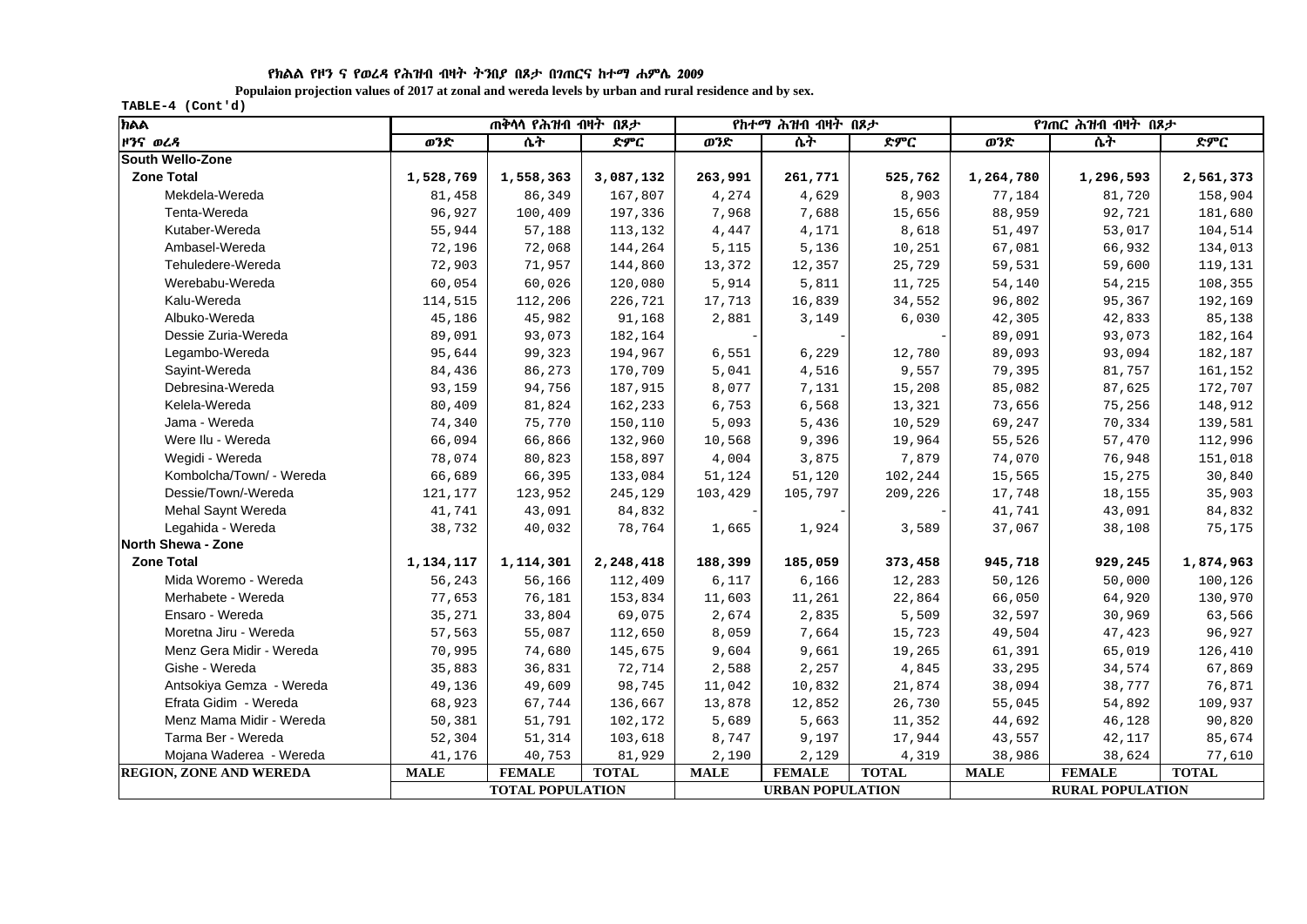**የክልል የዞን ና የወረዳ የሕዝብ ብዛት ትንበያ በጾታ በገጠርና ከተማ ሐምሌ 2009**

**Populaion projection values of 2017 at zonal and wereda levels by urban and rural residence and by sex.**

TABLE-4 (Cont'd)

| ክልል | ጠቅላላ የሕዝብ ብዛት በጾታ | | | የከተማ ሕዝብ ብዛት በጾታ | | | የገጠር ሕዝብ ብዛት በጾታ | | |
|---|---|---|---|---|---|---|---|---|---|
| ዞንና ወረዳ | ወንድ | ሴት | ድምር | ወንድ | ሴት | ድምር | ወንድ | ሴት | ድምር |
| **South Wello-Zone** | | | | | | | | | |
| **Zone Total** | **1,528,769** | **1,558,363** | **3,087,132** | **263,991** | **261,771** | **525,762** | **1,264,780** | **1,296,593** | **2,561,373** |
| Mekdela-Wereda | 81,458 | 86,349 | 167,807 | 4,274 | 4,629 | 8,903 | 77,184 | 81,720 | 158,904 |
| Tenta-Wereda | 96,927 | 100,409 | 197,336 | 7,968 | 7,688 | 15,656 | 88,959 | 92,721 | 181,680 |
| Kutaber-Wereda | 55,944 | 57,188 | 113,132 | 4,447 | 4,171 | 8,618 | 51,497 | 53,017 | 104,514 |
| Ambasel-Wereda | 72,196 | 72,068 | 144,264 | 5,115 | 5,136 | 10,251 | 67,081 | 66,932 | 134,013 |
| Tehuledere-Wereda | 72,903 | 71,957 | 144,860 | 13,372 | 12,357 | 25,729 | 59,531 | 59,600 | 119,131 |
| Werebabu-Wereda | 60,054 | 60,026 | 120,080 | 5,914 | 5,811 | 11,725 | 54,140 | 54,215 | 108,355 |
| Kalu-Wereda | 114,515 | 112,206 | 226,721 | 17,713 | 16,839 | 34,552 | 96,802 | 95,367 | 192,169 |
| Albuko-Wereda | 45,186 | 45,982 | 91,168 | 2,881 | 3,149 | 6,030 | 42,305 | 42,833 | 85,138 |
| Dessie Zuria-Wereda | 89,091 | 93,073 | 182,164 | - | - | - | 89,091 | 93,073 | 182,164 |
| Legambo-Wereda | 95,644 | 99,323 | 194,967 | 6,551 | 6,229 | 12,780 | 89,093 | 93,094 | 182,187 |
| Sayint-Wereda | 84,436 | 86,273 | 170,709 | 5,041 | 4,516 | 9,557 | 79,395 | 81,757 | 161,152 |
| Debresina-Wereda | 93,159 | 94,756 | 187,915 | 8,077 | 7,131 | 15,208 | 85,082 | 87,625 | 172,707 |
| Kelela-Wereda | 80,409 | 81,824 | 162,233 | 6,753 | 6,568 | 13,321 | 73,656 | 75,256 | 148,912 |
| Jama - Wereda | 74,340 | 75,770 | 150,110 | 5,093 | 5,436 | 10,529 | 69,247 | 70,334 | 139,581 |
| Were Ilu - Wereda | 66,094 | 66,866 | 132,960 | 10,568 | 9,396 | 19,964 | 55,526 | 57,470 | 112,996 |
| Wegidi - Wereda | 78,074 | 80,823 | 158,897 | 4,004 | 3,875 | 7,879 | 74,070 | 76,948 | 151,018 |
| Kombolcha/Town/ - Wereda | 66,689 | 66,395 | 133,084 | 51,124 | 51,120 | 102,244 | 15,565 | 15,275 | 30,840 |
| Dessie/Town/-Wereda | 121,177 | 123,952 | 245,129 | 103,429 | 105,797 | 209,226 | 17,748 | 18,155 | 35,903 |
| Mehal Saynt Wereda | 41,741 | 43,091 | 84,832 | - | - | - | 41,741 | 43,091 | 84,832 |
| Legahida - Wereda | 38,732 | 40,032 | 78,764 | 1,665 | 1,924 | 3,589 | 37,067 | 38,108 | 75,175 |
| **North Shewa - Zone** | | | | | | | | | |
| **Zone Total** | **1,134,117** | **1,114,301** | **2,248,418** | **188,399** | **185,059** | **373,458** | **945,718** | **929,245** | **1,874,963** |
| Mida Woremo - Wereda | 56,243 | 56,166 | 112,409 | 6,117 | 6,166 | 12,283 | 50,126 | 50,000 | 100,126 |
| Merhabete - Wereda | 77,653 | 76,181 | 153,834 | 11,603 | 11,261 | 22,864 | 66,050 | 64,920 | 130,970 |
| Ensaro - Wereda | 35,271 | 33,804 | 69,075 | 2,674 | 2,835 | 5,509 | 32,597 | 30,969 | 63,566 |
| Moretna Jiru - Wereda | 57,563 | 55,087 | 112,650 | 8,059 | 7,664 | 15,723 | 49,504 | 47,423 | 96,927 |
| Menz Gera Midir - Wereda | 70,995 | 74,680 | 145,675 | 9,604 | 9,661 | 19,265 | 61,391 | 65,019 | 126,410 |
| Gishe - Wereda | 35,883 | 36,831 | 72,714 | 2,588 | 2,257 | 4,845 | 33,295 | 34,574 | 67,869 |
| Antsokiya Gemza - Wereda | 49,136 | 49,609 | 98,745 | 11,042 | 10,832 | 21,874 | 38,094 | 38,777 | 76,871 |
| Efrata Gidim - Wereda | 68,923 | 67,744 | 136,667 | 13,878 | 12,852 | 26,730 | 55,045 | 54,892 | 109,937 |
| Menz Mama Midir - Wereda | 50,381 | 51,791 | 102,172 | 5,689 | 5,663 | 11,352 | 44,692 | 46,128 | 90,820 |
| Tarma Ber - Wereda | 52,304 | 51,314 | 103,618 | 8,747 | 9,197 | 17,944 | 43,557 | 42,117 | 85,674 |
| Mojana Waderea - Wereda | 41,176 | 40,753 | 81,929 | 2,190 | 2,129 | 4,319 | 38,986 | 38,624 | 77,610 |
| **REGION, ZONE AND WEREDA** | **MALE** | **FEMALE** | **TOTAL** | **MALE** | **FEMALE** | **TOTAL** | **MALE** | **FEMALE** | **TOTAL** |
| | **TOTAL POPULATION** | | | **URBAN POPULATION** | | | **RURAL POPULATION** | | |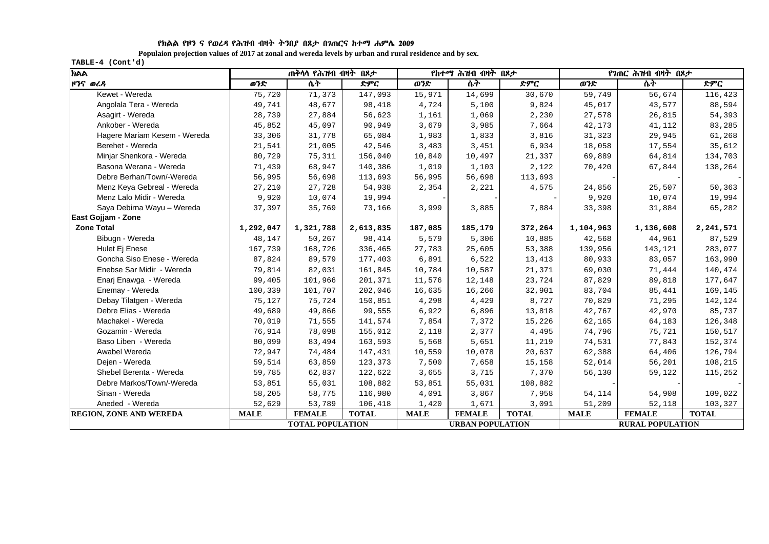የክልል የዞን ና የወረዳ የሕዝብ ብዛት ትንበያ በጾታ በገጠርና ከተማ ሐምሌ 2009

**Populaion projection values of 2017 at zonal and wereda levels by urban and rural residence and by sex.**

**TABLE-4 (Cont'd)**

| ክልል | ጠቅላላ የሕዝብ ብዛት በጾታ | | | የከተማ ሕዝብ ብዛት በጾታ | | | የገጠር ሕዝብ ብዛት በጾታ | | |
|---|---|---|---|---|---|---|---|---|---|
| ዞንና ወረዳ | ወንድ | ሴት | ድምር | ወንድ | ሴት | ድምር | ወንድ | ሴት | ድምር |
| Kewet - Wereda | 75,720 | 71,373 | 147,093 | 15,971 | 14,699 | 30,670 | 59,749 | 56,674 | 116,423 |
| Angolala Tera - Wereda | 49,741 | 48,677 | 98,418 | 4,724 | 5,100 | 9,824 | 45,017 | 43,577 | 88,594 |
| Asagirt - Wereda | 28,739 | 27,884 | 56,623 | 1,161 | 1,069 | 2,230 | 27,578 | 26,815 | 54,393 |
| Ankober - Wereda | 45,852 | 45,097 | 90,949 | 3,679 | 3,985 | 7,664 | 42,173 | 41,112 | 83,285 |
| Hagere Mariam Kesem - Wereda | 33,306 | 31,778 | 65,084 | 1,983 | 1,833 | 3,816 | 31,323 | 29,945 | 61,268 |
| Berehet - Wereda | 21,541 | 21,005 | 42,546 | 3,483 | 3,451 | 6,934 | 18,058 | 17,554 | 35,612 |
| Minjar Shenkora - Wereda | 80,729 | 75,311 | 156,040 | 10,840 | 10,497 | 21,337 | 69,889 | 64,814 | 134,703 |
| Basona Werana - Wereda | 71,439 | 68,947 | 140,386 | 1,019 | 1,103 | 2,122 | 70,420 | 67,844 | 138,264 |
| Debre Berhan/Town/-Wereda | 56,995 | 56,698 | 113,693 | 56,995 | 56,698 | 113,693 | - | - | - |
| Menz Keya Gebreal - Wereda | 27,210 | 27,728 | 54,938 | 2,354 | 2,221 | 4,575 | 24,856 | 25,507 | 50,363 |
| Menz Lalo Midir - Wereda | 9,920 | 10,074 | 19,994 | - | - | - | 9,920 | 10,074 | 19,994 |
| Saya Debirna Wayu – Wereda | 37,397 | 35,769 | 73,166 | 3,999 | 3,885 | 7,884 | 33,398 | 31,884 | 65,282 |
| **East Gojjam - Zone** | | | | | | | | | |
| **Zone Total** | **1,292,047** | **1,321,788** | **2,613,835** | **187,085** | **185,179** | **372,264** | **1,104,963** | **1,136,608** | **2,241,571** |
| Bibugn - Wereda | 48,147 | 50,267 | 98,414 | 5,579 | 5,306 | 10,885 | 42,568 | 44,961 | 87,529 |
| Hulet Ej Enese | 167,739 | 168,726 | 336,465 | 27,783 | 25,605 | 53,388 | 139,956 | 143,121 | 283,077 |
| Goncha Siso Enese - Wereda | 87,824 | 89,579 | 177,403 | 6,891 | 6,522 | 13,413 | 80,933 | 83,057 | 163,990 |
| Enebse Sar Midir - Wereda | 79,814 | 82,031 | 161,845 | 10,784 | 10,587 | 21,371 | 69,030 | 71,444 | 140,474 |
| Enarj Enawga - Wereda | 99,405 | 101,966 | 201,371 | 11,576 | 12,148 | 23,724 | 87,829 | 89,818 | 177,647 |
| Enemay - Wereda | 100,339 | 101,707 | 202,046 | 16,635 | 16,266 | 32,901 | 83,704 | 85,441 | 169,145 |
| Debay Tilatgen - Wereda | 75,127 | 75,724 | 150,851 | 4,298 | 4,429 | 8,727 | 70,829 | 71,295 | 142,124 |
| Debre Elias - Wereda | 49,689 | 49,866 | 99,555 | 6,922 | 6,896 | 13,818 | 42,767 | 42,970 | 85,737 |
| Machakel - Wereda | 70,019 | 71,555 | 141,574 | 7,854 | 7,372 | 15,226 | 62,165 | 64,183 | 126,348 |
| Gozamin - Wereda | 76,914 | 78,098 | 155,012 | 2,118 | 2,377 | 4,495 | 74,796 | 75,721 | 150,517 |
| Baso Liben - Wereda | 80,099 | 83,494 | 163,593 | 5,568 | 5,651 | 11,219 | 74,531 | 77,843 | 152,374 |
| Awabel Wereda | 72,947 | 74,484 | 147,431 | 10,559 | 10,078 | 20,637 | 62,388 | 64,406 | 126,794 |
| Dejen - Wereda | 59,514 | 63,859 | 123,373 | 7,500 | 7,658 | 15,158 | 52,014 | 56,201 | 108,215 |
| Shebel Berenta - Wereda | 59,785 | 62,837 | 122,622 | 3,655 | 3,715 | 7,370 | 56,130 | 59,122 | 115,252 |
| Debre Markos/Town/-Wereda | 53,851 | 55,031 | 108,882 | 53,851 | 55,031 | 108,882 | - | - | - |
| Sinan - Wereda | 58,205 | 58,775 | 116,980 | 4,091 | 3,867 | 7,958 | 54,114 | 54,908 | 109,022 |
| Aneded - Wereda | 52,629 | 53,789 | 106,418 | 1,420 | 1,671 | 3,091 | 51,209 | 52,118 | 103,327 |
| **REGION, ZONE AND WEREDA** | **MALE** | **FEMALE** | **TOTAL** | **MALE** | **FEMALE** | **TOTAL** | **MALE** | **FEMALE** | **TOTAL** |
| | **TOTAL POPULATION** | | | **URBAN POPULATION** | | | **RURAL POPULATION** | | |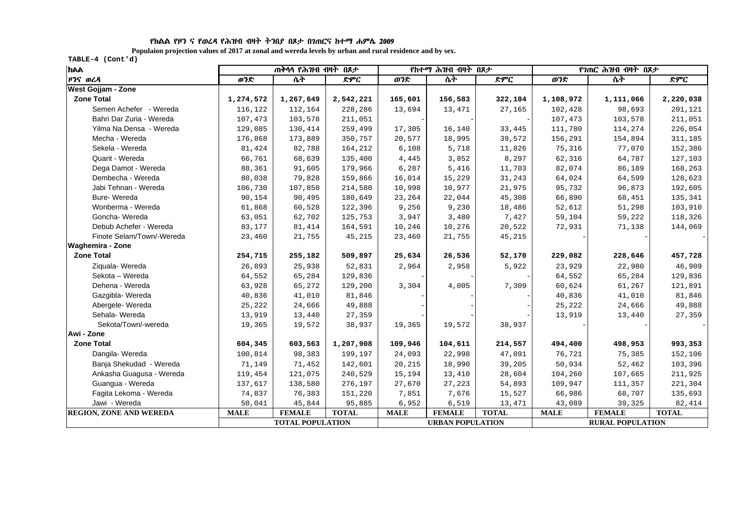የክልል የዞን ና የወረዳ የሕዝብ ብዛት ትንበያ በጾታ በገጠርና ከተማ ሐምሌ 2009

**Populaion projection values of 2017 at zonal and wereda levels by urban and rural residence and by sex.**

TABLE-4 (Cont'd)

| ክልል | ጠቅላላ የሕዝብ ብዛት በጾታ | | | የከተማ ሕዝብ ብዛት በጾታ | | | የገጠር ሕዝብ ብዛት በጾታ | | |
|---|---|---|---|---|---|---|---|---|---|
| ዞንና ወረዳ | ወንድ | ሴት | ድምር | ወንድ | ሴት | ድምር | ወንድ | ሴት | ድምር |
| **West Gojjam - Zone** | | | | | | | | | |
| **Zone Total** | **1,274,572** | **1,267,649** | **2,542,221** | **165,601** | **156,583** | **322,184** | **1,108,972** | **1,111,066** | **2,220,038** |
| Semen Achefer - Wereda | 116,122 | 112,164 | 228,286 | 13,694 | 13,471 | 27,165 | 102,428 | 98,693 | 201,121 |
| Bahri Dar Zuria - Wereda | 107,473 | 103,578 | 211,051 | - | - | - | 107,473 | 103,578 | 211,051 |
| Yilma Na Densa - Wereda | 129,085 | 130,414 | 259,499 | 17,305 | 16,140 | 33,445 | 111,780 | 114,274 | 226,054 |
| Mecha - Wereda | 176,868 | 173,889 | 350,757 | 20,577 | 18,995 | 39,572 | 156,291 | 154,894 | 311,185 |
| Sekela - Wereda | 81,424 | 82,788 | 164,212 | 6,108 | 5,718 | 11,826 | 75,316 | 77,070 | 152,386 |
| Quarit - Wereda | 66,761 | 68,639 | 135,400 | 4,445 | 3,852 | 8,297 | 62,316 | 64,787 | 127,103 |
| Dega Damot - Wereda | 88,361 | 91,605 | 179,966 | 6,287 | 5,416 | 11,703 | 82,074 | 86,189 | 168,263 |
| Dembecha - Wereda | 80,038 | 79,828 | 159,866 | 16,014 | 15,229 | 31,243 | 64,024 | 64,599 | 128,623 |
| Jabi Tehnan - Wereda | 106,730 | 107,850 | 214,580 | 10,998 | 10,977 | 21,975 | 95,732 | 96,873 | 192,605 |
| Bure- Wereda | 90,154 | 90,495 | 180,649 | 23,264 | 22,044 | 45,308 | 66,890 | 68,451 | 135,341 |
| Wonberma - Wereda | 61,868 | 60,528 | 122,396 | 9,256 | 9,230 | 18,486 | 52,612 | 51,298 | 103,910 |
| Goncha- Wereda | 63,051 | 62,702 | 125,753 | 3,947 | 3,480 | 7,427 | 59,104 | 59,222 | 118,326 |
| Debub Achefer - Wereda | 83,177 | 81,414 | 164,591 | 10,246 | 10,276 | 20,522 | 72,931 | 71,138 | 144,069 |
| Finote Selam/Town/-Wereda | 23,460 | 21,755 | 45,215 | 23,460 | 21,755 | 45,215 | - | - | - |
| **Waghemira - Zone** | | | | | | | | | |
| **Zone Total** | **254,715** | **255,182** | **509,897** | **25,634** | **26,536** | **52,170** | **229,082** | **228,646** | **457,728** |
| Ziquala- Wereda | 26,893 | 25,938 | 52,831 | 2,964 | 2,958 | 5,922 | 23,929 | 22,980 | 46,909 |
| Sekota – Wereda | 64,552 | 65,284 | 129,836 | - | - | - | 64,552 | 65,284 | 129,836 |
| Dehena - Wereda | 63,928 | 65,272 | 129,200 | 3,304 | 4,005 | 7,309 | 60,624 | 61,267 | 121,891 |
| Gazgibla- Wereda | 40,836 | 41,010 | 81,846 | - | - | - | 40,836 | 41,010 | 81,846 |
| Abergele- Wereda | 25,222 | 24,666 | 49,888 | - | - | - | 25,222 | 24,666 | 49,888 |
| Sehala- Wereda | 13,919 | 13,440 | 27,359 | - | - | - | 13,919 | 13,440 | 27,359 |
| Sekota/Town/-wereda | 19,365 | 19,572 | 38,937 | 19,365 | 19,572 | 38,937 | - | - | - |
| **Awi - Zone** | | | | | | | | | |
| **Zone Total** | **604,345** | **603,563** | **1,207,908** | **109,946** | **104,611** | **214,557** | **494,400** | **498,953** | **993,353** |
| Dangila- Wereda | 100,814 | 98,383 | 199,197 | 24,093 | 22,998 | 47,091 | 76,721 | 75,385 | 152,106 |
| Banja Shekudad - Wereda | 71,149 | 71,452 | 142,601 | 20,215 | 18,990 | 39,205 | 50,934 | 52,462 | 103,396 |
| Ankasha Guagusa - Wereda | 119,454 | 121,075 | 240,529 | 15,194 | 13,410 | 28,604 | 104,260 | 107,665 | 211,925 |
| Guangua - Wereda | 137,617 | 138,580 | 276,197 | 27,670 | 27,223 | 54,893 | 109,947 | 111,357 | 221,304 |
| Fagita Lekoma - Wereda | 74,837 | 76,383 | 151,220 | 7,851 | 7,676 | 15,527 | 66,986 | 68,707 | 135,693 |
| Jawi - Wereda | 50,041 | 45,844 | 95,885 | 6,952 | 6,519 | 13,471 | 43,089 | 39,325 | 82,414 |
| **REGION, ZONE AND WEREDA** | **MALE** | **FEMALE** | **TOTAL** | **MALE** | **FEMALE** | **TOTAL** | **MALE** | **FEMALE** | **TOTAL** |
| | **TOTAL POPULATION** | | | **URBAN POPULATION** | | | **RURAL POPULATION** | | |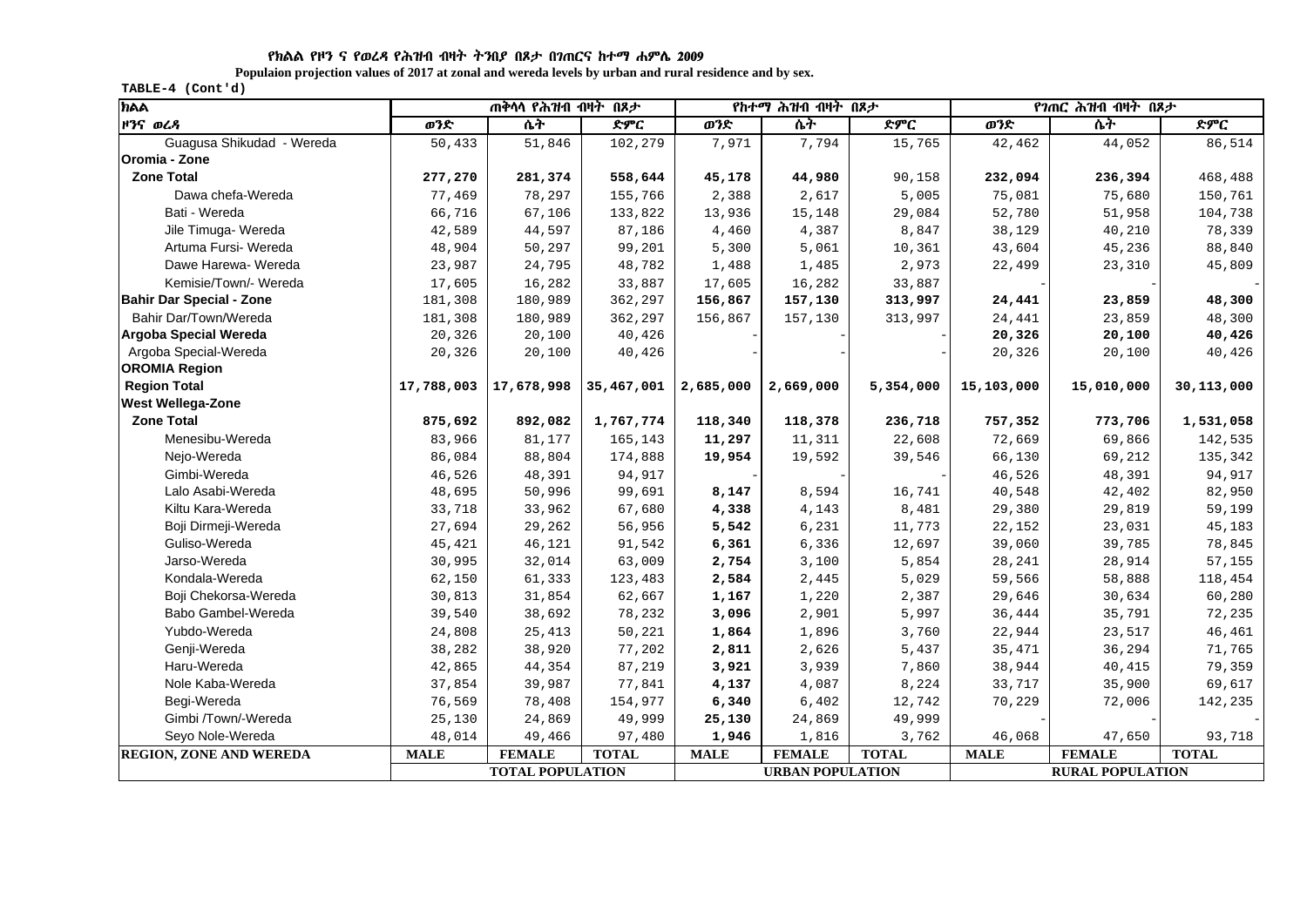የክልል የዞን ና የወረዳ የሕዝብ ብዛት ትንበያ በጾታ በገጠርና ከተማ ሐምሌ 2009

Populaion projection values of 2017 at zonal and wereda levels by urban and rural residence and by sex.

TABLE-4 (Cont'd)

| ክልል | ጠቅላላ የሕዝብ ብዛት በጾታ | | | የከተማ ሕዝብ ብዛት በጾታ | | | የገጠር ሕዝብ ብዛት በጾታ | | |
|---|---|---|---|---|---|---|---|---|---|
| ዞንና ወረዳ | ወንድ | ሴት | ድምር | ወንድ | ሴት | ድምር | ወንድ | ሴት | ድምር |
| Guagusa Shikudad - Wereda | 50,433 | 51,846 | 102,279 | 7,971 | 7,794 | 15,765 | 42,462 | 44,052 | 86,514 |
| **Oromia - Zone** | | | | | | | | | |
| **Zone Total** | **277,270** | **281,374** | **558,644** | **45,178** | **44,980** | 90,158 | **232,094** | **236,394** | 468,488 |
| Dawa chefa-Wereda | 77,469 | 78,297 | 155,766 | 2,388 | 2,617 | 5,005 | 75,081 | 75,680 | 150,761 |
| Bati - Wereda | 66,716 | 67,106 | 133,822 | 13,936 | 15,148 | 29,084 | 52,780 | 51,958 | 104,738 |
| Jile Timuga- Wereda | 42,589 | 44,597 | 87,186 | 4,460 | 4,387 | 8,847 | 38,129 | 40,210 | 78,339 |
| Artuma Fursi- Wereda | 48,904 | 50,297 | 99,201 | 5,300 | 5,061 | 10,361 | 43,604 | 45,236 | 88,840 |
| Dawe Harewa- Wereda | 23,987 | 24,795 | 48,782 | 1,488 | 1,485 | 2,973 | 22,499 | 23,310 | 45,809 |
| Kemisie/Town/- Wereda | 17,605 | 16,282 | 33,887 | 17,605 | 16,282 | 33,887 | - | - | - |
| **Bahir Dar Special - Zone** | 181,308 | 180,989 | 362,297 | **156,867** | **157,130** | **313,997** | **24,441** | **23,859** | **48,300** |
| Bahir Dar/Town/Wereda | 181,308 | 180,989 | 362,297 | 156,867 | 157,130 | 313,997 | 24,441 | 23,859 | 48,300 |
| **Argoba Special Wereda** | 20,326 | 20,100 | 40,426 | - | - | - | **20,326** | **20,100** | **40,426** |
| Argoba Special-Wereda | 20,326 | 20,100 | 40,426 | - | - | - | 20,326 | 20,100 | 40,426 |
| **OROMIA Region** | | | | | | | | | |
| **Region Total** | **17,788,003** | **17,678,998** | **35,467,001** | **2,685,000** | **2,669,000** | **5,354,000** | **15,103,000** | **15,010,000** | **30,113,000** |
| **West Wellega-Zone** | | | | | | | | | |
| **Zone Total** | **875,692** | **892,082** | **1,767,774** | **118,340** | **118,378** | **236,718** | **757,352** | **773,706** | **1,531,058** |
| Menesibu-Wereda | 83,966 | 81,177 | 165,143 | **11,297** | 11,311 | 22,608 | 72,669 | 69,866 | 142,535 |
| Nejo-Wereda | 86,084 | 88,804 | 174,888 | **19,954** | 19,592 | 39,546 | 66,130 | 69,212 | 135,342 |
| Gimbi-Wereda | 46,526 | 48,391 | 94,917 | - | - | - | 46,526 | 48,391 | 94,917 |
| Lalo Asabi-Wereda | 48,695 | 50,996 | 99,691 | **8,147** | 8,594 | 16,741 | 40,548 | 42,402 | 82,950 |
| Kiltu Kara-Wereda | 33,718 | 33,962 | 67,680 | **4,338** | 4,143 | 8,481 | 29,380 | 29,819 | 59,199 |
| Boji Dirmeji-Wereda | 27,694 | 29,262 | 56,956 | **5,542** | 6,231 | 11,773 | 22,152 | 23,031 | 45,183 |
| Guliso-Wereda | 45,421 | 46,121 | 91,542 | **6,361** | 6,336 | 12,697 | 39,060 | 39,785 | 78,845 |
| Jarso-Wereda | 30,995 | 32,014 | 63,009 | **2,754** | 3,100 | 5,854 | 28,241 | 28,914 | 57,155 |
| Kondala-Wereda | 62,150 | 61,333 | 123,483 | **2,584** | 2,445 | 5,029 | 59,566 | 58,888 | 118,454 |
| Boji Chekorsa-Wereda | 30,813 | 31,854 | 62,667 | **1,167** | 1,220 | 2,387 | 29,646 | 30,634 | 60,280 |
| Babo Gambel-Wereda | 39,540 | 38,692 | 78,232 | **3,096** | 2,901 | 5,997 | 36,444 | 35,791 | 72,235 |
| Yubdo-Wereda | 24,808 | 25,413 | 50,221 | **1,864** | 1,896 | 3,760 | 22,944 | 23,517 | 46,461 |
| Genji-Wereda | 38,282 | 38,920 | 77,202 | **2,811** | 2,626 | 5,437 | 35,471 | 36,294 | 71,765 |
| Haru-Wereda | 42,865 | 44,354 | 87,219 | **3,921** | 3,939 | 7,860 | 38,944 | 40,415 | 79,359 |
| Nole Kaba-Wereda | 37,854 | 39,987 | 77,841 | **4,137** | 4,087 | 8,224 | 33,717 | 35,900 | 69,617 |
| Begi-Wereda | 76,569 | 78,408 | 154,977 | **6,340** | 6,402 | 12,742 | 70,229 | 72,006 | 142,235 |
| Gimbi /Town/-Wereda | 25,130 | 24,869 | 49,999 | **25,130** | 24,869 | 49,999 | - | - | - |
| Seyo Nole-Wereda | 48,014 | 49,466 | 97,480 | **1,946** | 1,816 | 3,762 | 46,068 | 47,650 | 93,718 |
| **REGION, ZONE AND WEREDA** | **MALE** | **FEMALE** | **TOTAL** | **MALE** | **FEMALE** | **TOTAL** | **MALE** | **FEMALE** | **TOTAL** |
| | **TOTAL POPULATION** | | | **URBAN POPULATION** | | | **RURAL POPULATION** | | |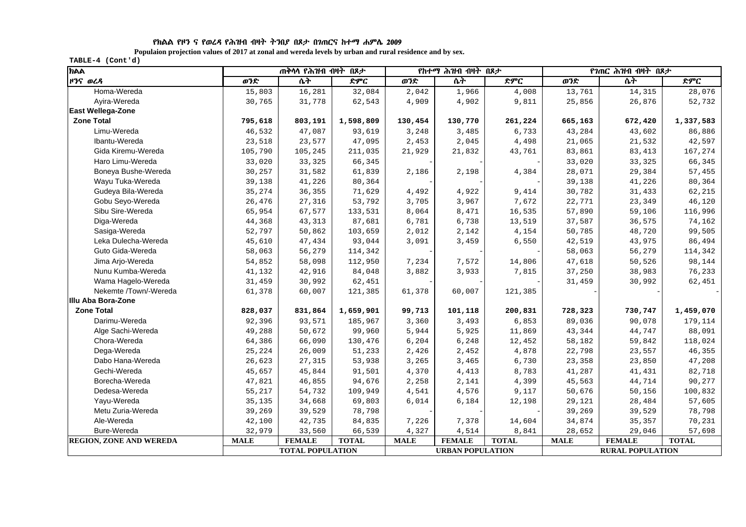የክልል የዞን ና የወረዳ የሕዝብ ብዛት ትንበያ በጾታ በገጠርና ከተማ ሐምሌ 2009

**Populaion projection values of 2017 at zonal and wereda levels by urban and rural residence and by sex.**

TABLE-4 (Cont'd)

| ክልል | ጠቅላላ የሕዝብ ብዛት በጾታ | | | የከተማ ሕዝብ ብዛት በጾታ | | | የገጠር ሕዝብ ብዛት በጾታ | | |
|---|---|---|---|---|---|---|---|---|---|
| ዞንና ወረዳ | ወንድ | ሴት | ድምር | ወንድ | ሴት | ድምር | ወንድ | ሴት | ድምር |
| Homa-Wereda | 15,803 | 16,281 | 32,084 | 2,042 | 1,966 | 4,008 | 13,761 | 14,315 | 28,076 |
| Ayira-Wereda | 30,765 | 31,778 | 62,543 | 4,909 | 4,902 | 9,811 | 25,856 | 26,876 | 52,732 |
| **East Wellega-Zone** | | | | | | | | | |
| **Zone Total** | **795,618** | **803,191** | **1,598,809** | **130,454** | **130,770** | **261,224** | **665,163** | **672,420** | **1,337,583** |
| Limu-Wereda | 46,532 | 47,087 | 93,619 | 3,248 | 3,485 | 6,733 | 43,284 | 43,602 | 86,886 |
| Ibantu-Wereda | 23,518 | 23,577 | 47,095 | 2,453 | 2,045 | 4,498 | 21,065 | 21,532 | 42,597 |
| Gida Kiremu-Wereda | 105,790 | 105,245 | 211,035 | 21,929 | 21,832 | 43,761 | 83,861 | 83,413 | 167,274 |
| Haro Limu-Wereda | 33,020 | 33,325 | 66,345 | - | - | - | 33,020 | 33,325 | 66,345 |
| Boneya Bushe-Wereda | 30,257 | 31,582 | 61,839 | 2,186 | 2,198 | 4,384 | 28,071 | 29,384 | 57,455 |
| Wayu Tuka-Wereda | 39,138 | 41,226 | 80,364 | - | - | - | 39,138 | 41,226 | 80,364 |
| Gudeya Bila-Wereda | 35,274 | 36,355 | 71,629 | 4,492 | 4,922 | 9,414 | 30,782 | 31,433 | 62,215 |
| Gobu Seyo-Wereda | 26,476 | 27,316 | 53,792 | 3,705 | 3,967 | 7,672 | 22,771 | 23,349 | 46,120 |
| Sibu Sire-Wereda | 65,954 | 67,577 | 133,531 | 8,064 | 8,471 | 16,535 | 57,890 | 59,106 | 116,996 |
| Diga-Wereda | 44,368 | 43,313 | 87,681 | 6,781 | 6,738 | 13,519 | 37,587 | 36,575 | 74,162 |
| Sasiga-Wereda | 52,797 | 50,862 | 103,659 | 2,012 | 2,142 | 4,154 | 50,785 | 48,720 | 99,505 |
| Leka Dulecha-Wereda | 45,610 | 47,434 | 93,044 | 3,091 | 3,459 | 6,550 | 42,519 | 43,975 | 86,494 |
| Guto Gida-Wereda | 58,063 | 56,279 | 114,342 | - | - | - | 58,063 | 56,279 | 114,342 |
| Jima Arjo-Wereda | 54,852 | 58,098 | 112,950 | 7,234 | 7,572 | 14,806 | 47,618 | 50,526 | 98,144 |
| Nunu Kumba-Wereda | 41,132 | 42,916 | 84,048 | 3,882 | 3,933 | 7,815 | 37,250 | 38,983 | 76,233 |
| Wama Hagelo-Wereda | 31,459 | 30,992 | 62,451 | - | - | - | 31,459 | 30,992 | 62,451 |
| Nekemte /Town/-Wereda | 61,378 | 60,007 | 121,385 | 61,378 | 60,007 | 121,385 | - | - | - |
| **Illu Aba Bora-Zone** | | | | | | | | | |
| **Zone Total** | **828,037** | **831,864** | **1,659,901** | **99,713** | **101,118** | **200,831** | **728,323** | **730,747** | **1,459,070** |
| Darimu-Wereda | 92,396 | 93,571 | 185,967 | 3,360 | 3,493 | 6,853 | 89,036 | 90,078 | 179,114 |
| Alge Sachi-Wereda | 49,288 | 50,672 | 99,960 | 5,944 | 5,925 | 11,869 | 43,344 | 44,747 | 88,091 |
| Chora-Wereda | 64,386 | 66,090 | 130,476 | 6,204 | 6,248 | 12,452 | 58,182 | 59,842 | 118,024 |
| Dega-Wereda | 25,224 | 26,009 | 51,233 | 2,426 | 2,452 | 4,878 | 22,798 | 23,557 | 46,355 |
| Dabo Hana-Wereda | 26,623 | 27,315 | 53,938 | 3,265 | 3,465 | 6,730 | 23,358 | 23,850 | 47,208 |
| Gechi-Wereda | 45,657 | 45,844 | 91,501 | 4,370 | 4,413 | 8,783 | 41,287 | 41,431 | 82,718 |
| Borecha-Wereda | 47,821 | 46,855 | 94,676 | 2,258 | 2,141 | 4,399 | 45,563 | 44,714 | 90,277 |
| Dedesa-Wereda | 55,217 | 54,732 | 109,949 | 4,541 | 4,576 | 9,117 | 50,676 | 50,156 | 100,832 |
| Yayu-Wereda | 35,135 | 34,668 | 69,803 | 6,014 | 6,184 | 12,198 | 29,121 | 28,484 | 57,605 |
| Metu Zuria-Wereda | 39,269 | 39,529 | 78,798 | - | - | - | 39,269 | 39,529 | 78,798 |
| Ale-Wereda | 42,100 | 42,735 | 84,835 | 7,226 | 7,378 | 14,604 | 34,874 | 35,357 | 70,231 |
| Bure-Wereda | 32,979 | 33,560 | 66,539 | 4,327 | 4,514 | 8,841 | 28,652 | 29,046 | 57,698 |
| **REGION, ZONE AND WEREDA** | **MALE** | **FEMALE** | **TOTAL** | **MALE** | **FEMALE** | **TOTAL** | **MALE** | **FEMALE** | **TOTAL** |
| | **TOTAL POPULATION** | | | **URBAN POPULATION** | | | **RURAL POPULATION** | | |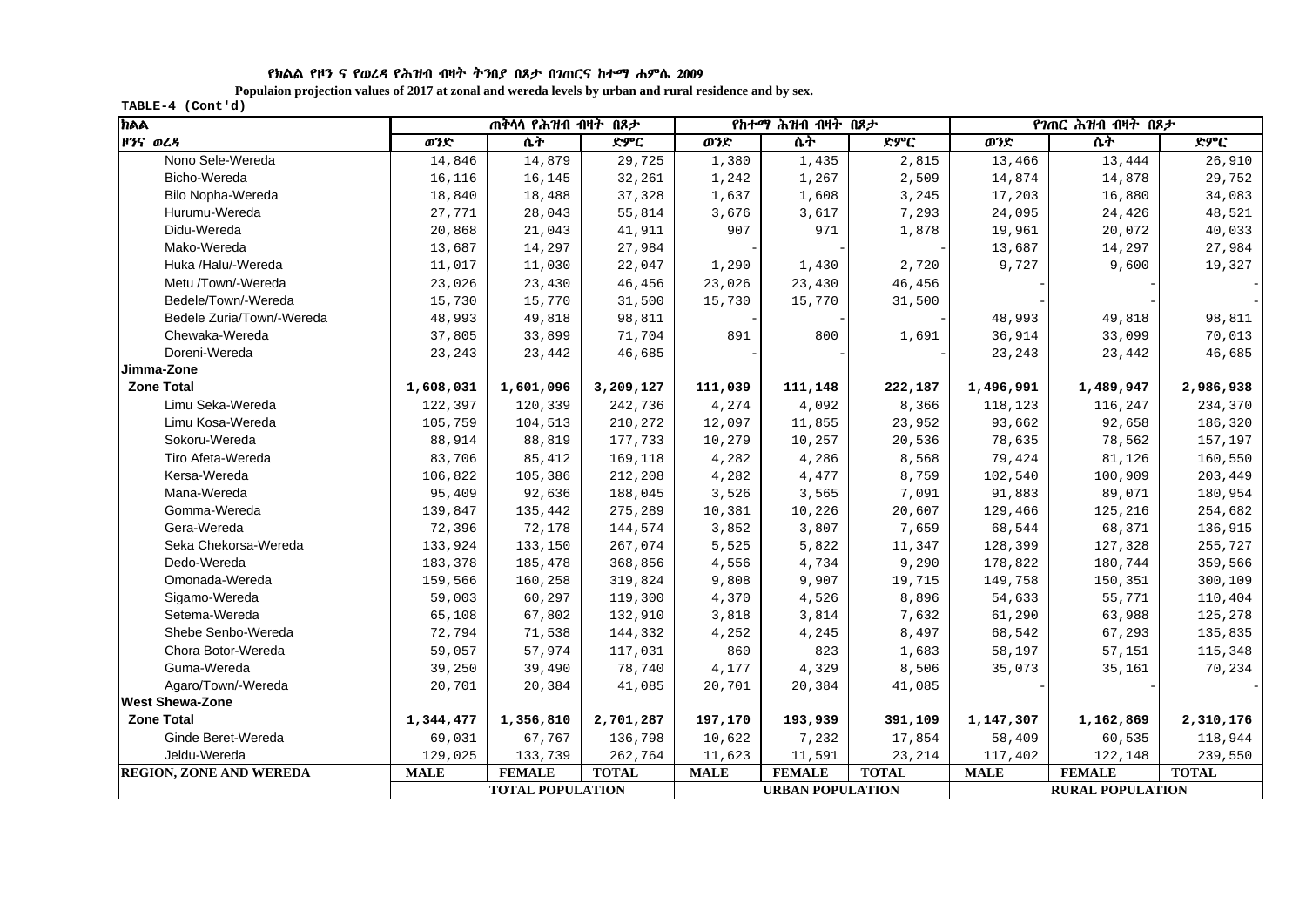የክልል የዞን ና የወረዳ የሕዝብ ብዛት ትንበያ በጾታ በገጠርና ከተማ ሐምሌ 2009

**Populaion projection values of 2017 at zonal and wereda levels by urban and rural residence and by sex.**

TABLE-4 (Cont'd)

| ክልል | ጠቅላላ የሕዝብ ብዛት በጾታ | | | የከተማ ሕዝብ ብዛት በጾታ | | | የገጠር ሕዝብ ብዛት በጾታ | | |
|---|---|---|---|---|---|---|---|---|---|
| ዞንና ወረዳ | ወንድ | ሴት | ድምር | ወንድ | ሴት | ድምር | ወንድ | ሴት | ድምር |
| Nono Sele-Wereda | 14,846 | 14,879 | 29,725 | 1,380 | 1,435 | 2,815 | 13,466 | 13,444 | 26,910 |
| Bicho-Wereda | 16,116 | 16,145 | 32,261 | 1,242 | 1,267 | 2,509 | 14,874 | 14,878 | 29,752 |
| Bilo Nopha-Wereda | 18,840 | 18,488 | 37,328 | 1,637 | 1,608 | 3,245 | 17,203 | 16,880 | 34,083 |
| Hurumu-Wereda | 27,771 | 28,043 | 55,814 | 3,676 | 3,617 | 7,293 | 24,095 | 24,426 | 48,521 |
| Didu-Wereda | 20,868 | 21,043 | 41,911 | 907 | 971 | 1,878 | 19,961 | 20,072 | 40,033 |
| Mako-Wereda | 13,687 | 14,297 | 27,984 | - | - | - | 13,687 | 14,297 | 27,984 |
| Huka /Halu/-Wereda | 11,017 | 11,030 | 22,047 | 1,290 | 1,430 | 2,720 | 9,727 | 9,600 | 19,327 |
| Metu /Town/-Wereda | 23,026 | 23,430 | 46,456 | 23,026 | 23,430 | 46,456 | - | - | - |
| Bedele/Town/-Wereda | 15,730 | 15,770 | 31,500 | 15,730 | 15,770 | 31,500 | - | - | - |
| Bedele Zuria/Town/-Wereda | 48,993 | 49,818 | 98,811 | - | - | - | 48,993 | 49,818 | 98,811 |
| Chewaka-Wereda | 37,805 | 33,899 | 71,704 | 891 | 800 | 1,691 | 36,914 | 33,099 | 70,013 |
| Doreni-Wereda | 23,243 | 23,442 | 46,685 | - | - | - | 23,243 | 23,442 | 46,685 |
| **Jimma-Zone** | | | | | | | | | |
| **Zone Total** | **1,608,031** | **1,601,096** | **3,209,127** | **111,039** | **111,148** | **222,187** | **1,496,991** | **1,489,947** | **2,986,938** |
| Limu Seka-Wereda | 122,397 | 120,339 | 242,736 | 4,274 | 4,092 | 8,366 | 118,123 | 116,247 | 234,370 |
| Limu Kosa-Wereda | 105,759 | 104,513 | 210,272 | 12,097 | 11,855 | 23,952 | 93,662 | 92,658 | 186,320 |
| Sokoru-Wereda | 88,914 | 88,819 | 177,733 | 10,279 | 10,257 | 20,536 | 78,635 | 78,562 | 157,197 |
| Tiro Afeta-Wereda | 83,706 | 85,412 | 169,118 | 4,282 | 4,286 | 8,568 | 79,424 | 81,126 | 160,550 |
| Kersa-Wereda | 106,822 | 105,386 | 212,208 | 4,282 | 4,477 | 8,759 | 102,540 | 100,909 | 203,449 |
| Mana-Wereda | 95,409 | 92,636 | 188,045 | 3,526 | 3,565 | 7,091 | 91,883 | 89,071 | 180,954 |
| Gomma-Wereda | 139,847 | 135,442 | 275,289 | 10,381 | 10,226 | 20,607 | 129,466 | 125,216 | 254,682 |
| Gera-Wereda | 72,396 | 72,178 | 144,574 | 3,852 | 3,807 | 7,659 | 68,544 | 68,371 | 136,915 |
| Seka Chekorsa-Wereda | 133,924 | 133,150 | 267,074 | 5,525 | 5,822 | 11,347 | 128,399 | 127,328 | 255,727 |
| Dedo-Wereda | 183,378 | 185,478 | 368,856 | 4,556 | 4,734 | 9,290 | 178,822 | 180,744 | 359,566 |
| Omonada-Wereda | 159,566 | 160,258 | 319,824 | 9,808 | 9,907 | 19,715 | 149,758 | 150,351 | 300,109 |
| Sigamo-Wereda | 59,003 | 60,297 | 119,300 | 4,370 | 4,526 | 8,896 | 54,633 | 55,771 | 110,404 |
| Setema-Wereda | 65,108 | 67,802 | 132,910 | 3,818 | 3,814 | 7,632 | 61,290 | 63,988 | 125,278 |
| Shebe Senbo-Wereda | 72,794 | 71,538 | 144,332 | 4,252 | 4,245 | 8,497 | 68,542 | 67,293 | 135,835 |
| Chora Botor-Wereda | 59,057 | 57,974 | 117,031 | 860 | 823 | 1,683 | 58,197 | 57,151 | 115,348 |
| Guma-Wereda | 39,250 | 39,490 | 78,740 | 4,177 | 4,329 | 8,506 | 35,073 | 35,161 | 70,234 |
| Agaro/Town/-Wereda | 20,701 | 20,384 | 41,085 | 20,701 | 20,384 | 41,085 | - | - | - |
| **West Shewa-Zone** | | | | | | | | | |
| **Zone Total** | **1,344,477** | **1,356,810** | **2,701,287** | **197,170** | **193,939** | **391,109** | **1,147,307** | **1,162,869** | **2,310,176** |
| Ginde Beret-Wereda | 69,031 | 67,767 | 136,798 | 10,622 | 7,232 | 17,854 | 58,409 | 60,535 | 118,944 |
| Jeldu-Wereda | 129,025 | 133,739 | 262,764 | 11,623 | 11,591 | 23,214 | 117,402 | 122,148 | 239,550 |
| **REGION, ZONE AND WEREDA** | **MALE** | **FEMALE** | **TOTAL** | **MALE** | **FEMALE** | **TOTAL** | **MALE** | **FEMALE** | **TOTAL** |
| | **TOTAL POPULATION** | | | **URBAN POPULATION** | | | **RURAL POPULATION** | | |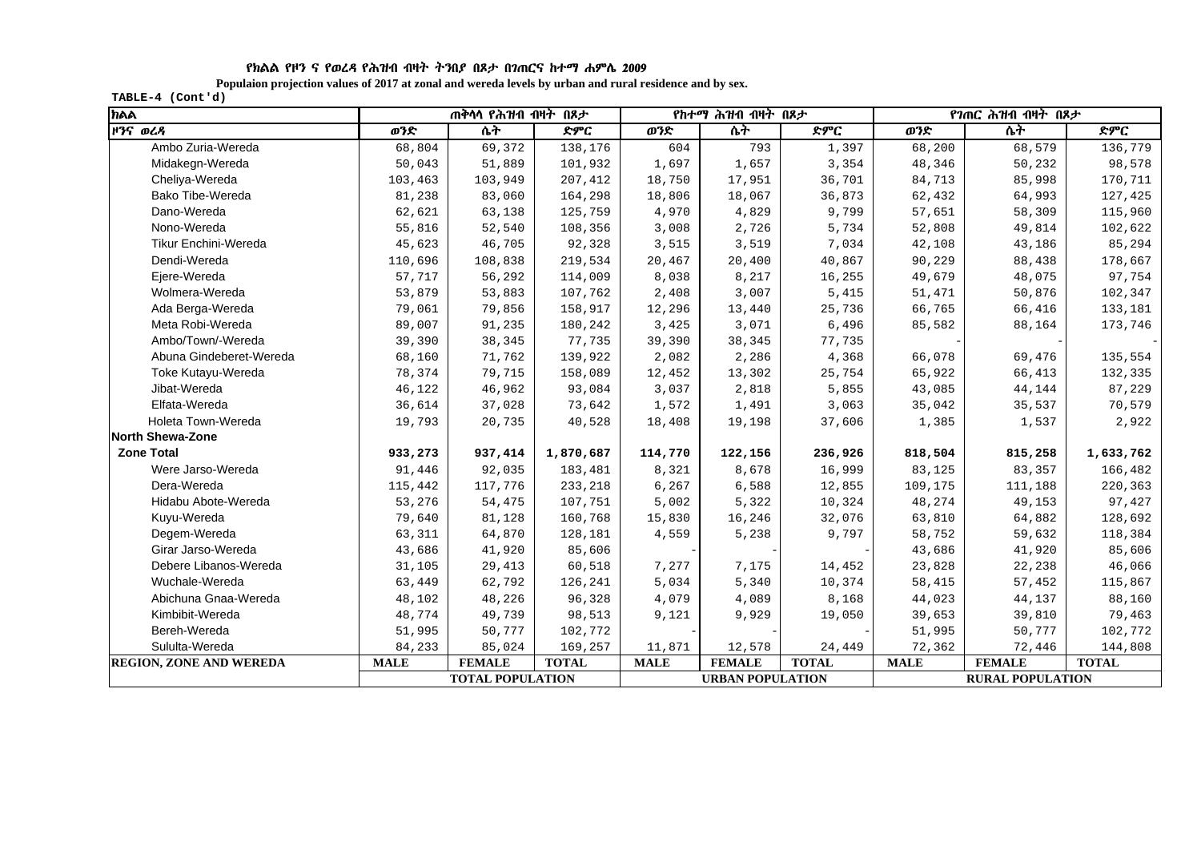**የክልል የዞን ና የወረዳ የሕዝብ ብዛት ትንበያ በጾታ በገጠርና ከተማ ሐምሌ 2009**

**Populaion projection values of 2017 at zonal and wereda levels by urban and rural residence and by sex.**

**TABLE-4 (Cont'd)**

| ክልል | ጠቅላላ የሕዝብ ብዛት በጾታ | | | የከተማ ሕዝብ ብዛት በጾታ | | | የገጠር ሕዝብ ብዛት በጾታ | | |
|---|---|---|---|---|---|---|---|---|---|
| ዞንና ወረዳ | ወንድ | ሴት | ድምር | ወንድ | ሴት | ድምር | ወንድ | ሴት | ድምር |
| Ambo Zuria-Wereda | 68,804 | 69,372 | 138,176 | 604 | 793 | 1,397 | 68,200 | 68,579 | 136,779 |
| Midakegn-Wereda | 50,043 | 51,889 | 101,932 | 1,697 | 1,657 | 3,354 | 48,346 | 50,232 | 98,578 |
| Cheliya-Wereda | 103,463 | 103,949 | 207,412 | 18,750 | 17,951 | 36,701 | 84,713 | 85,998 | 170,711 |
| Bako Tibe-Wereda | 81,238 | 83,060 | 164,298 | 18,806 | 18,067 | 36,873 | 62,432 | 64,993 | 127,425 |
| Dano-Wereda | 62,621 | 63,138 | 125,759 | 4,970 | 4,829 | 9,799 | 57,651 | 58,309 | 115,960 |
| Nono-Wereda | 55,816 | 52,540 | 108,356 | 3,008 | 2,726 | 5,734 | 52,808 | 49,814 | 102,622 |
| Tikur Enchini-Wereda | 45,623 | 46,705 | 92,328 | 3,515 | 3,519 | 7,034 | 42,108 | 43,186 | 85,294 |
| Dendi-Wereda | 110,696 | 108,838 | 219,534 | 20,467 | 20,400 | 40,867 | 90,229 | 88,438 | 178,667 |
| Ejere-Wereda | 57,717 | 56,292 | 114,009 | 8,038 | 8,217 | 16,255 | 49,679 | 48,075 | 97,754 |
| Wolmera-Wereda | 53,879 | 53,883 | 107,762 | 2,408 | 3,007 | 5,415 | 51,471 | 50,876 | 102,347 |
| Ada Berga-Wereda | 79,061 | 79,856 | 158,917 | 12,296 | 13,440 | 25,736 | 66,765 | 66,416 | 133,181 |
| Meta Robi-Wereda | 89,007 | 91,235 | 180,242 | 3,425 | 3,071 | 6,496 | 85,582 | 88,164 | 173,746 |
| Ambo/Town/-Wereda | 39,390 | 38,345 | 77,735 | 39,390 | 38,345 | 77,735 | - | - | - |
| Abuna Gindeberet-Wereda | 68,160 | 71,762 | 139,922 | 2,082 | 2,286 | 4,368 | 66,078 | 69,476 | 135,554 |
| Toke Kutayu-Wereda | 78,374 | 79,715 | 158,089 | 12,452 | 13,302 | 25,754 | 65,922 | 66,413 | 132,335 |
| Jibat-Wereda | 46,122 | 46,962 | 93,084 | 3,037 | 2,818 | 5,855 | 43,085 | 44,144 | 87,229 |
| Elfata-Wereda | 36,614 | 37,028 | 73,642 | 1,572 | 1,491 | 3,063 | 35,042 | 35,537 | 70,579 |
| Holeta Town-Wereda | 19,793 | 20,735 | 40,528 | 18,408 | 19,198 | 37,606 | 1,385 | 1,537 | 2,922 |
| **North Shewa-Zone** | | | | | | | | | |
| **Zone Total** | **933,273** | **937,414** | **1,870,687** | **114,770** | **122,156** | **236,926** | **818,504** | **815,258** | **1,633,762** |
| Were Jarso-Wereda | 91,446 | 92,035 | 183,481 | 8,321 | 8,678 | 16,999 | 83,125 | 83,357 | 166,482 |
| Dera-Wereda | 115,442 | 117,776 | 233,218 | 6,267 | 6,588 | 12,855 | 109,175 | 111,188 | 220,363 |
| Hidabu Abote-Wereda | 53,276 | 54,475 | 107,751 | 5,002 | 5,322 | 10,324 | 48,274 | 49,153 | 97,427 |
| Kuyu-Wereda | 79,640 | 81,128 | 160,768 | 15,830 | 16,246 | 32,076 | 63,810 | 64,882 | 128,692 |
| Degem-Wereda | 63,311 | 64,870 | 128,181 | 4,559 | 5,238 | 9,797 | 58,752 | 59,632 | 118,384 |
| Girar Jarso-Wereda | 43,686 | 41,920 | 85,606 | - | - | - | 43,686 | 41,920 | 85,606 |
| Debere Libanos-Wereda | 31,105 | 29,413 | 60,518 | 7,277 | 7,175 | 14,452 | 23,828 | 22,238 | 46,066 |
| Wuchale-Wereda | 63,449 | 62,792 | 126,241 | 5,034 | 5,340 | 10,374 | 58,415 | 57,452 | 115,867 |
| Abichuna Gnaa-Wereda | 48,102 | 48,226 | 96,328 | 4,079 | 4,089 | 8,168 | 44,023 | 44,137 | 88,160 |
| Kimbibit-Wereda | 48,774 | 49,739 | 98,513 | 9,121 | 9,929 | 19,050 | 39,653 | 39,810 | 79,463 |
| Bereh-Wereda | 51,995 | 50,777 | 102,772 | - | - | - | 51,995 | 50,777 | 102,772 |
| Sululta-Wereda | 84,233 | 85,024 | 169,257 | 11,871 | 12,578 | 24,449 | 72,362 | 72,446 | 144,808 |
| **REGION, ZONE AND WEREDA** | **MALE** | **FEMALE** | **TOTAL** | **MALE** | **FEMALE** | **TOTAL** | **MALE** | **FEMALE** | **TOTAL** |
| | **TOTAL POPULATION** | | | **URBAN POPULATION** | | | **RURAL POPULATION** | | |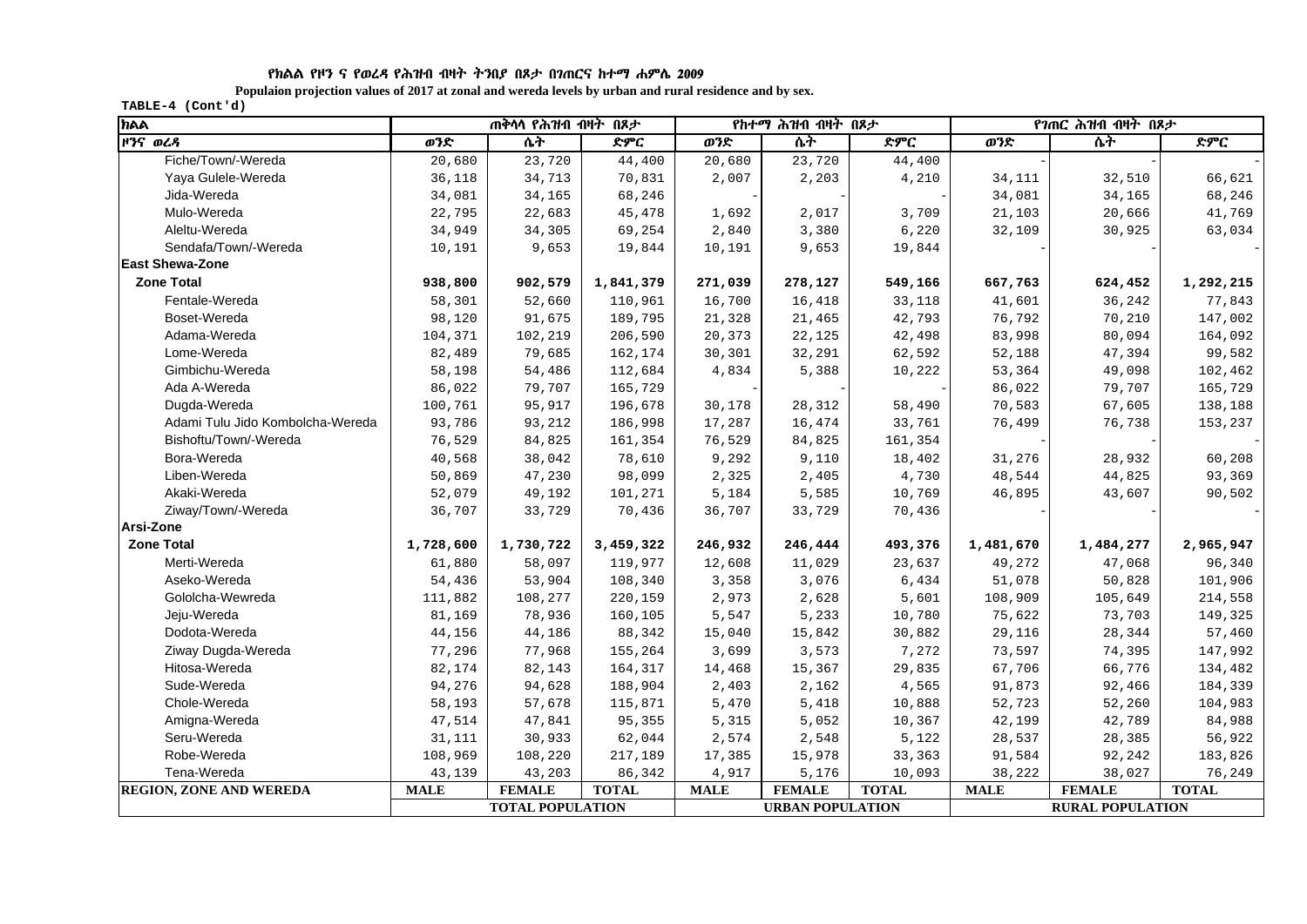የክልል የዞን ና የወረዳ የሕዝብ ብዛት ትንበያ በጾታ በገጠርና ከተማ ሐምሌ 2009

Populaion projection values of 2017 at zonal and wereda levels by urban and rural residence and by sex.

TABLE-4 (Cont'd)

| ክልል | ጠቅላላ የሕዝብ ብዛት በጾታ | | | የከተማ ሕዝብ ብዛት በጾታ | | | የገጠር ሕዝብ ብዛት በጾታ | | |
|---|---|---|---|---|---|---|---|---|---|
| ዞንና ወረዳ | ወንድ | ሴት | ድምር | ወንድ | ሴት | ድምር | ወንድ | ሴት | ድምር |
| Fiche/Town/-Wereda | 20,680 | 23,720 | 44,400 | 20,680 | 23,720 | 44,400 | - | - | - |
| Yaya Gulele-Wereda | 36,118 | 34,713 | 70,831 | 2,007 | 2,203 | 4,210 | 34,111 | 32,510 | 66,621 |
| Jida-Wereda | 34,081 | 34,165 | 68,246 | - | - | - | 34,081 | 34,165 | 68,246 |
| Mulo-Wereda | 22,795 | 22,683 | 45,478 | 1,692 | 2,017 | 3,709 | 21,103 | 20,666 | 41,769 |
| Aleltu-Wereda | 34,949 | 34,305 | 69,254 | 2,840 | 3,380 | 6,220 | 32,109 | 30,925 | 63,034 |
| Sendafa/Town/-Wereda | 10,191 | 9,653 | 19,844 | 10,191 | 9,653 | 19,844 | - | - | - |
| **East Shewa-Zone** | | | | | | | | | |
| **Zone Total** | **938,800** | **902,579** | **1,841,379** | **271,039** | **278,127** | **549,166** | **667,763** | **624,452** | **1,292,215** |
| Fentale-Wereda | 58,301 | 52,660 | 110,961 | 16,700 | 16,418 | 33,118 | 41,601 | 36,242 | 77,843 |
| Boset-Wereda | 98,120 | 91,675 | 189,795 | 21,328 | 21,465 | 42,793 | 76,792 | 70,210 | 147,002 |
| Adama-Wereda | 104,371 | 102,219 | 206,590 | 20,373 | 22,125 | 42,498 | 83,998 | 80,094 | 164,092 |
| Lome-Wereda | 82,489 | 79,685 | 162,174 | 30,301 | 32,291 | 62,592 | 52,188 | 47,394 | 99,582 |
| Gimbichu-Wereda | 58,198 | 54,486 | 112,684 | 4,834 | 5,388 | 10,222 | 53,364 | 49,098 | 102,462 |
| Ada A-Wereda | 86,022 | 79,707 | 165,729 | - | - | - | 86,022 | 79,707 | 165,729 |
| Dugda-Wereda | 100,761 | 95,917 | 196,678 | 30,178 | 28,312 | 58,490 | 70,583 | 67,605 | 138,188 |
| Adami Tulu Jido Kombolcha-Wereda | 93,786 | 93,212 | 186,998 | 17,287 | 16,474 | 33,761 | 76,499 | 76,738 | 153,237 |
| Bishoftu/Town/-Wereda | 76,529 | 84,825 | 161,354 | 76,529 | 84,825 | 161,354 | - | - | - |
| Bora-Wereda | 40,568 | 38,042 | 78,610 | 9,292 | 9,110 | 18,402 | 31,276 | 28,932 | 60,208 |
| Liben-Wereda | 50,869 | 47,230 | 98,099 | 2,325 | 2,405 | 4,730 | 48,544 | 44,825 | 93,369 |
| Akaki-Wereda | 52,079 | 49,192 | 101,271 | 5,184 | 5,585 | 10,769 | 46,895 | 43,607 | 90,502 |
| Ziway/Town/-Wereda | 36,707 | 33,729 | 70,436 | 36,707 | 33,729 | 70,436 | - | - | - |
| **Arsi-Zone** | | | | | | | | | |
| **Zone Total** | **1,728,600** | **1,730,722** | **3,459,322** | **246,932** | **246,444** | **493,376** | **1,481,670** | **1,484,277** | **2,965,947** |
| Merti-Wereda | 61,880 | 58,097 | 119,977 | 12,608 | 11,029 | 23,637 | 49,272 | 47,068 | 96,340 |
| Aseko-Wereda | 54,436 | 53,904 | 108,340 | 3,358 | 3,076 | 6,434 | 51,078 | 50,828 | 101,906 |
| Gololcha-Wewreda | 111,882 | 108,277 | 220,159 | 2,973 | 2,628 | 5,601 | 108,909 | 105,649 | 214,558 |
| Jeju-Wereda | 81,169 | 78,936 | 160,105 | 5,547 | 5,233 | 10,780 | 75,622 | 73,703 | 149,325 |
| Dodota-Wereda | 44,156 | 44,186 | 88,342 | 15,040 | 15,842 | 30,882 | 29,116 | 28,344 | 57,460 |
| Ziway Dugda-Wereda | 77,296 | 77,968 | 155,264 | 3,699 | 3,573 | 7,272 | 73,597 | 74,395 | 147,992 |
| Hitosa-Wereda | 82,174 | 82,143 | 164,317 | 14,468 | 15,367 | 29,835 | 67,706 | 66,776 | 134,482 |
| Sude-Wereda | 94,276 | 94,628 | 188,904 | 2,403 | 2,162 | 4,565 | 91,873 | 92,466 | 184,339 |
| Chole-Wereda | 58,193 | 57,678 | 115,871 | 5,470 | 5,418 | 10,888 | 52,723 | 52,260 | 104,983 |
| Amigna-Wereda | 47,514 | 47,841 | 95,355 | 5,315 | 5,052 | 10,367 | 42,199 | 42,789 | 84,988 |
| Seru-Wereda | 31,111 | 30,933 | 62,044 | 2,574 | 2,548 | 5,122 | 28,537 | 28,385 | 56,922 |
| Robe-Wereda | 108,969 | 108,220 | 217,189 | 17,385 | 15,978 | 33,363 | 91,584 | 92,242 | 183,826 |
| Tena-Wereda | 43,139 | 43,203 | 86,342 | 4,917 | 5,176 | 10,093 | 38,222 | 38,027 | 76,249 |
| **REGION, ZONE AND WEREDA** | **MALE** | **FEMALE** | **TOTAL** | **MALE** | **FEMALE** | **TOTAL** | **MALE** | **FEMALE** | **TOTAL** |
| | **TOTAL POPULATION** | | | **URBAN POPULATION** | | | **RURAL POPULATION** | | |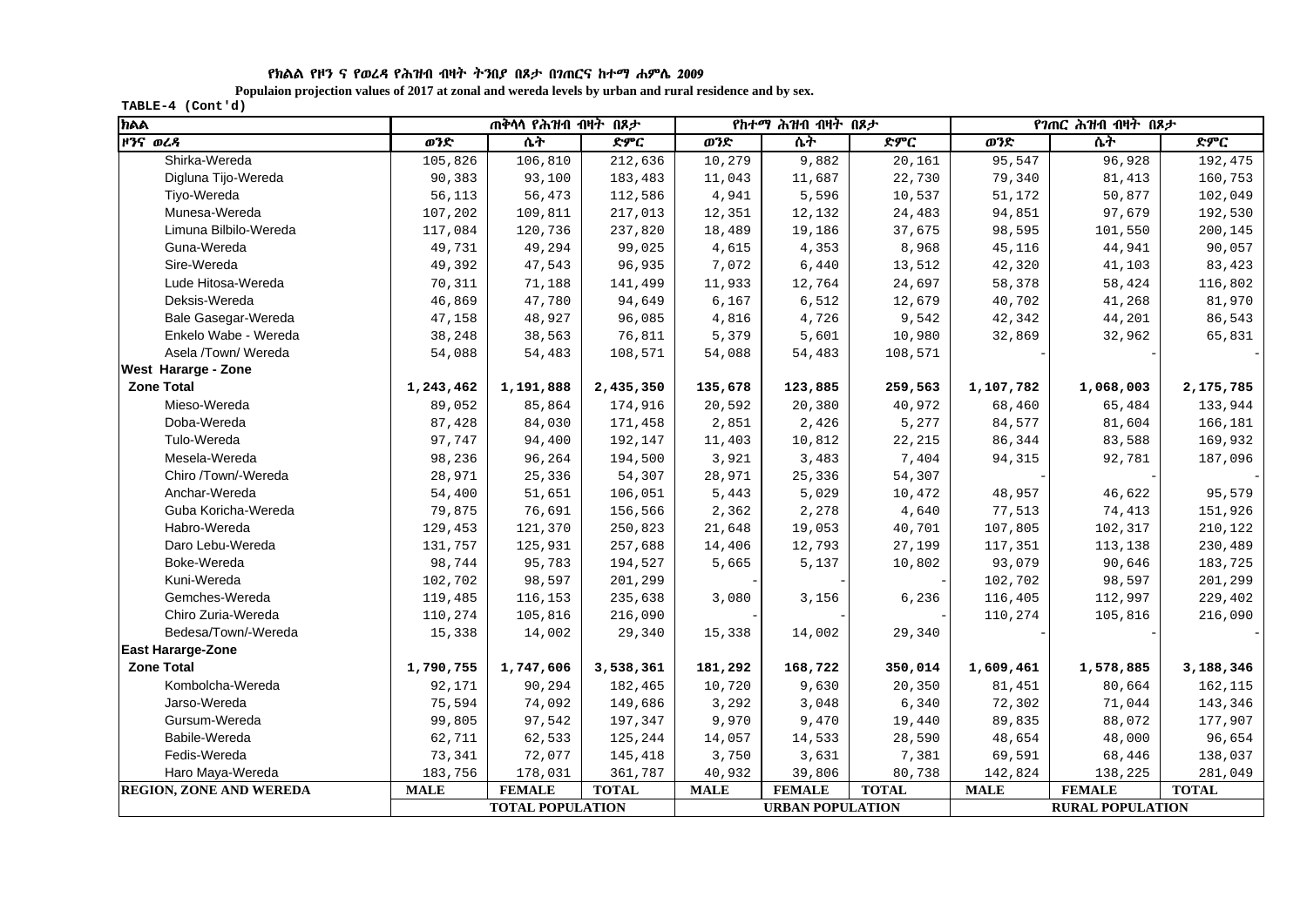የክልል የዞን ና የወረዳ የሕዝብ ብዛት ትንበያ በጾታ በገጠርና ከተማ ሐምሌ 2009

**Populaion projection values of 2017 at zonal and wereda levels by urban and rural residence and by sex.**

TABLE-4 (Cont'd)

| ክልል | ጠቅላላ የሕዝብ ብዛት በጾታ | | | የከተማ ሕዝብ ብዛት በጾታ | | | የገጠር ሕዝብ ብዛት በጾታ | | |
|---|---|---|---|---|---|---|---|---|---|
| ዞንና ወረዳ | ወንድ | ሴት | ድምር | ወንድ | ሴት | ድምር | ወንድ | ሴት | ድምር |
| Shirka-Wereda | 105,826 | 106,810 | 212,636 | 10,279 | 9,882 | 20,161 | 95,547 | 96,928 | 192,475 |
| Digluna Tijo-Wereda | 90,383 | 93,100 | 183,483 | 11,043 | 11,687 | 22,730 | 79,340 | 81,413 | 160,753 |
| Tiyo-Wereda | 56,113 | 56,473 | 112,586 | 4,941 | 5,596 | 10,537 | 51,172 | 50,877 | 102,049 |
| Munesa-Wereda | 107,202 | 109,811 | 217,013 | 12,351 | 12,132 | 24,483 | 94,851 | 97,679 | 192,530 |
| Limuna Bilbilo-Wereda | 117,084 | 120,736 | 237,820 | 18,489 | 19,186 | 37,675 | 98,595 | 101,550 | 200,145 |
| Guna-Wereda | 49,731 | 49,294 | 99,025 | 4,615 | 4,353 | 8,968 | 45,116 | 44,941 | 90,057 |
| Sire-Wereda | 49,392 | 47,543 | 96,935 | 7,072 | 6,440 | 13,512 | 42,320 | 41,103 | 83,423 |
| Lude Hitosa-Wereda | 70,311 | 71,188 | 141,499 | 11,933 | 12,764 | 24,697 | 58,378 | 58,424 | 116,802 |
| Deksis-Wereda | 46,869 | 47,780 | 94,649 | 6,167 | 6,512 | 12,679 | 40,702 | 41,268 | 81,970 |
| Bale Gasegar-Wereda | 47,158 | 48,927 | 96,085 | 4,816 | 4,726 | 9,542 | 42,342 | 44,201 | 86,543 |
| Enkelo Wabe - Wereda | 38,248 | 38,563 | 76,811 | 5,379 | 5,601 | 10,980 | 32,869 | 32,962 | 65,831 |
| Asela /Town/ Wereda | 54,088 | 54,483 | 108,571 | 54,088 | 54,483 | 108,571 | - | - | - |
| **West Hararge - Zone** | | | | | | | | | |
| **Zone Total** | **1,243,462** | **1,191,888** | **2,435,350** | **135,678** | **123,885** | **259,563** | **1,107,782** | **1,068,003** | **2,175,785** |
| Mieso-Wereda | 89,052 | 85,864 | 174,916 | 20,592 | 20,380 | 40,972 | 68,460 | 65,484 | 133,944 |
| Doba-Wereda | 87,428 | 84,030 | 171,458 | 2,851 | 2,426 | 5,277 | 84,577 | 81,604 | 166,181 |
| Tulo-Wereda | 97,747 | 94,400 | 192,147 | 11,403 | 10,812 | 22,215 | 86,344 | 83,588 | 169,932 |
| Mesela-Wereda | 98,236 | 96,264 | 194,500 | 3,921 | 3,483 | 7,404 | 94,315 | 92,781 | 187,096 |
| Chiro /Town/-Wereda | 28,971 | 25,336 | 54,307 | 28,971 | 25,336 | 54,307 | - | - | - |
| Anchar-Wereda | 54,400 | 51,651 | 106,051 | 5,443 | 5,029 | 10,472 | 48,957 | 46,622 | 95,579 |
| Guba Koricha-Wereda | 79,875 | 76,691 | 156,566 | 2,362 | 2,278 | 4,640 | 77,513 | 74,413 | 151,926 |
| Habro-Wereda | 129,453 | 121,370 | 250,823 | 21,648 | 19,053 | 40,701 | 107,805 | 102,317 | 210,122 |
| Daro Lebu-Wereda | 131,757 | 125,931 | 257,688 | 14,406 | 12,793 | 27,199 | 117,351 | 113,138 | 230,489 |
| Boke-Wereda | 98,744 | 95,783 | 194,527 | 5,665 | 5,137 | 10,802 | 93,079 | 90,646 | 183,725 |
| Kuni-Wereda | 102,702 | 98,597 | 201,299 | - | - | - | 102,702 | 98,597 | 201,299 |
| Gemches-Wereda | 119,485 | 116,153 | 235,638 | 3,080 | 3,156 | 6,236 | 116,405 | 112,997 | 229,402 |
| Chiro Zuria-Wereda | 110,274 | 105,816 | 216,090 | - | - | - | 110,274 | 105,816 | 216,090 |
| Bedesa/Town/-Wereda | 15,338 | 14,002 | 29,340 | 15,338 | 14,002 | 29,340 | - | - | - |
| **East Hararge-Zone** | | | | | | | | | |
| **Zone Total** | **1,790,755** | **1,747,606** | **3,538,361** | **181,292** | **168,722** | **350,014** | **1,609,461** | **1,578,885** | **3,188,346** |
| Kombolcha-Wereda | 92,171 | 90,294 | 182,465 | 10,720 | 9,630 | 20,350 | 81,451 | 80,664 | 162,115 |
| Jarso-Wereda | 75,594 | 74,092 | 149,686 | 3,292 | 3,048 | 6,340 | 72,302 | 71,044 | 143,346 |
| Gursum-Wereda | 99,805 | 97,542 | 197,347 | 9,970 | 9,470 | 19,440 | 89,835 | 88,072 | 177,907 |
| Babile-Wereda | 62,711 | 62,533 | 125,244 | 14,057 | 14,533 | 28,590 | 48,654 | 48,000 | 96,654 |
| Fedis-Wereda | 73,341 | 72,077 | 145,418 | 3,750 | 3,631 | 7,381 | 69,591 | 68,446 | 138,037 |
| Haro Maya-Wereda | 183,756 | 178,031 | 361,787 | 40,932 | 39,806 | 80,738 | 142,824 | 138,225 | 281,049 |
| **REGION, ZONE AND WEREDA** | **MALE** | **FEMALE** | **TOTAL** | **MALE** | **FEMALE** | **TOTAL** | **MALE** | **FEMALE** | **TOTAL** |
| | **TOTAL POPULATION** | | | **URBAN POPULATION** | | | **RURAL POPULATION** | | |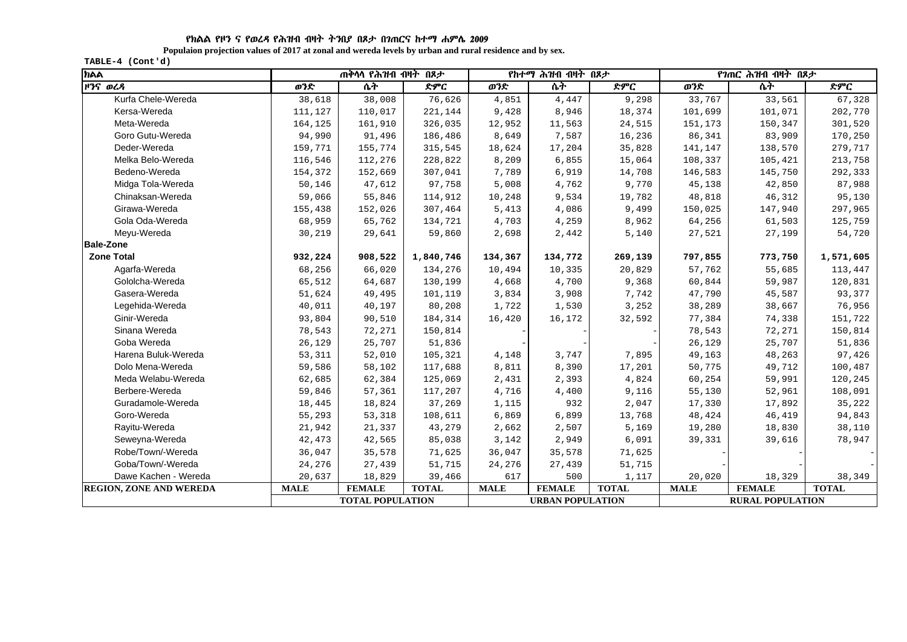የክልል የዞን ና የወረዳ የሕዝብ ብዛት ትንበያ በጾታ በገጠርና ከተማ ሐምሌ 2009

**Populaion projection values of 2017 at zonal and wereda levels by urban and rural residence and by sex.**

TABLE-4 (Cont'd)

| ክልል | ጠቅላላ የሕዝብ ብዛት በጾታ | | | የከተማ ሕዝብ ብዛት በጾታ | | | የገጠር ሕዝብ ብዛት በጾታ | | |
|---|---|---|---|---|---|---|---|---|---|
| ዞንና ወረዳ | ወንድ | ሴት | ድምር | ወንድ | ሴት | ድምር | ወንድ | ሴት | ድምር |
| Kurfa Chele-Wereda | 38,618 | 38,008 | 76,626 | 4,851 | 4,447 | 9,298 | 33,767 | 33,561 | 67,328 |
| Kersa-Wereda | 111,127 | 110,017 | 221,144 | 9,428 | 8,946 | 18,374 | 101,699 | 101,071 | 202,770 |
| Meta-Wereda | 164,125 | 161,910 | 326,035 | 12,952 | 11,563 | 24,515 | 151,173 | 150,347 | 301,520 |
| Goro Gutu-Wereda | 94,990 | 91,496 | 186,486 | 8,649 | 7,587 | 16,236 | 86,341 | 83,909 | 170,250 |
| Deder-Wereda | 159,771 | 155,774 | 315,545 | 18,624 | 17,204 | 35,828 | 141,147 | 138,570 | 279,717 |
| Melka Belo-Wereda | 116,546 | 112,276 | 228,822 | 8,209 | 6,855 | 15,064 | 108,337 | 105,421 | 213,758 |
| Bedeno-Wereda | 154,372 | 152,669 | 307,041 | 7,789 | 6,919 | 14,708 | 146,583 | 145,750 | 292,333 |
| Midga Tola-Wereda | 50,146 | 47,612 | 97,758 | 5,008 | 4,762 | 9,770 | 45,138 | 42,850 | 87,988 |
| Chinaksan-Wereda | 59,066 | 55,846 | 114,912 | 10,248 | 9,534 | 19,782 | 48,818 | 46,312 | 95,130 |
| Girawa-Wereda | 155,438 | 152,026 | 307,464 | 5,413 | 4,086 | 9,499 | 150,025 | 147,940 | 297,965 |
| Gola Oda-Wereda | 68,959 | 65,762 | 134,721 | 4,703 | 4,259 | 8,962 | 64,256 | 61,503 | 125,759 |
| Meyu-Wereda | 30,219 | 29,641 | 59,860 | 2,698 | 2,442 | 5,140 | 27,521 | 27,199 | 54,720 |
| **Bale-Zone** | | | | | | | | | |
| **Zone Total** | **932,224** | **908,522** | **1,840,746** | **134,367** | **134,772** | **269,139** | **797,855** | **773,750** | **1,571,605** |
| Agarfa-Wereda | 68,256 | 66,020 | 134,276 | 10,494 | 10,335 | 20,829 | 57,762 | 55,685 | 113,447 |
| Gololcha-Wereda | 65,512 | 64,687 | 130,199 | 4,668 | 4,700 | 9,368 | 60,844 | 59,987 | 120,831 |
| Gasera-Wereda | 51,624 | 49,495 | 101,119 | 3,834 | 3,908 | 7,742 | 47,790 | 45,587 | 93,377 |
| Legehida-Wereda | 40,011 | 40,197 | 80,208 | 1,722 | 1,530 | 3,252 | 38,289 | 38,667 | 76,956 |
| Ginir-Wereda | 93,804 | 90,510 | 184,314 | 16,420 | 16,172 | 32,592 | 77,384 | 74,338 | 151,722 |
| Sinana Wereda | 78,543 | 72,271 | 150,814 | - | - | - | 78,543 | 72,271 | 150,814 |
| Goba Wereda | 26,129 | 25,707 | 51,836 | - | - | - | 26,129 | 25,707 | 51,836 |
| Harena Buluk-Wereda | 53,311 | 52,010 | 105,321 | 4,148 | 3,747 | 7,895 | 49,163 | 48,263 | 97,426 |
| Dolo Mena-Wereda | 59,586 | 58,102 | 117,688 | 8,811 | 8,390 | 17,201 | 50,775 | 49,712 | 100,487 |
| Meda Welabu-Wereda | 62,685 | 62,384 | 125,069 | 2,431 | 2,393 | 4,824 | 60,254 | 59,991 | 120,245 |
| Berbere-Wereda | 59,846 | 57,361 | 117,207 | 4,716 | 4,400 | 9,116 | 55,130 | 52,961 | 108,091 |
| Guradamole-Wereda | 18,445 | 18,824 | 37,269 | 1,115 | 932 | 2,047 | 17,330 | 17,892 | 35,222 |
| Goro-Wereda | 55,293 | 53,318 | 108,611 | 6,869 | 6,899 | 13,768 | 48,424 | 46,419 | 94,843 |
| Rayitu-Wereda | 21,942 | 21,337 | 43,279 | 2,662 | 2,507 | 5,169 | 19,280 | 18,830 | 38,110 |
| Seweyna-Wereda | 42,473 | 42,565 | 85,038 | 3,142 | 2,949 | 6,091 | 39,331 | 39,616 | 78,947 |
| Robe/Town/-Wereda | 36,047 | 35,578 | 71,625 | 36,047 | 35,578 | 71,625 | - | - | - |
| Goba/Town/-Wereda | 24,276 | 27,439 | 51,715 | 24,276 | 27,439 | 51,715 | - | - | - |
| Dawe Kachen - Wereda | 20,637 | 18,829 | 39,466 | 617 | 500 | 1,117 | 20,020 | 18,329 | 38,349 |
| **REGION, ZONE AND WEREDA** | **MALE** | **FEMALE** | **TOTAL** | **MALE** | **FEMALE** | **TOTAL** | **MALE** | **FEMALE** | **TOTAL** |
| | **TOTAL POPULATION** | | | **URBAN POPULATION** | | | **RURAL POPULATION** | | |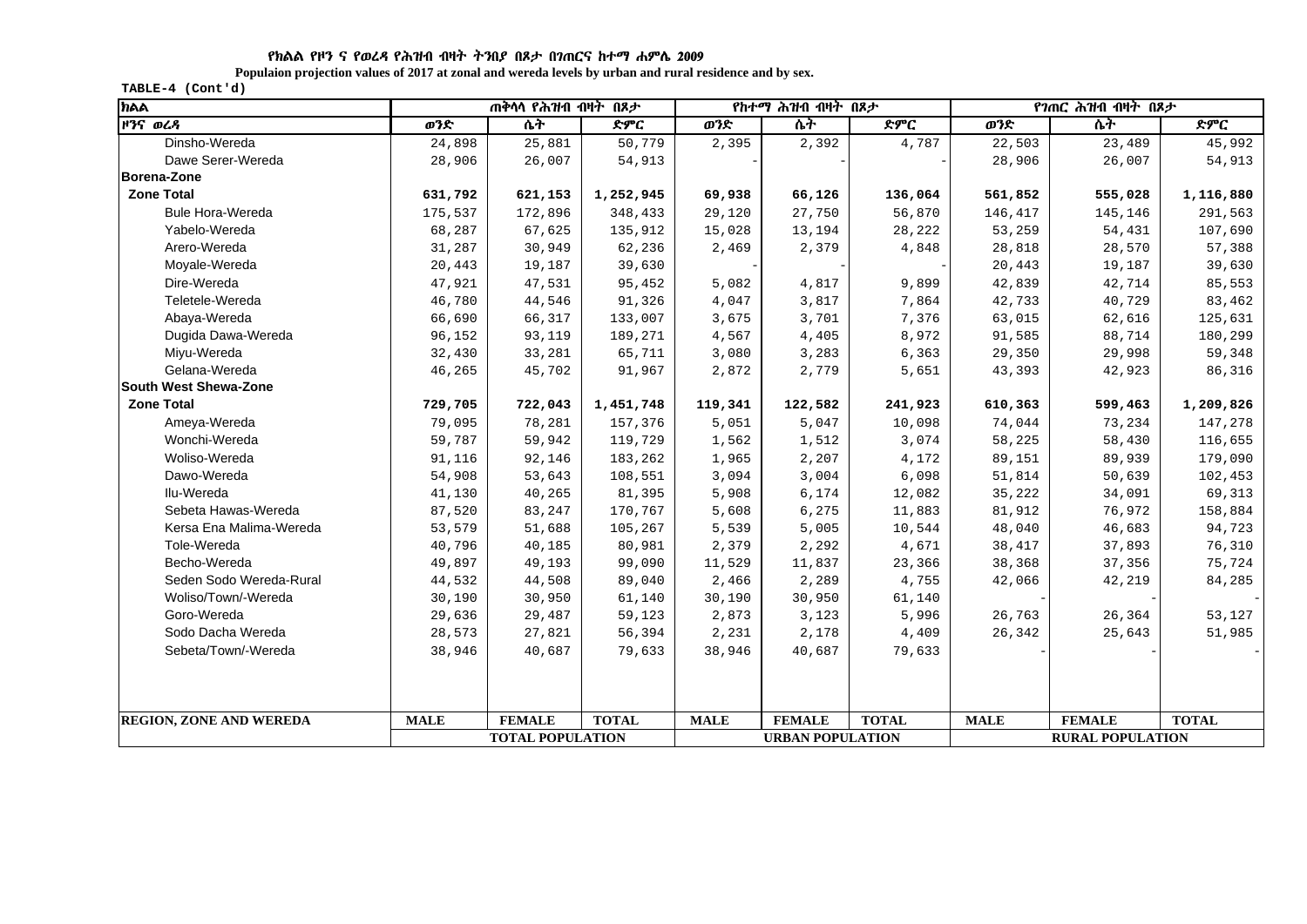የክልል የዞን ና የወረዳ የሕዝብ ብዛት ትንበያ በጾታ በገጠርና ከተማ ሐምሌ 2009

**Populaion projection values of 2017 at zonal and wereda levels by urban and rural residence and by sex.**

TABLE-4 (Cont'd)

| ክልል | ጠቅላላ የሕዝብ ብዛት በጾታ | | | የከተማ ሕዝብ ብዛት በጾታ | | | የገጠር ሕዝብ ብዛት በጾታ | | |
|---|---|---|---|---|---|---|---|---|---|
| ዞንና ወረዳ | ወንድ | ሴት | ድምር | ወንድ | ሴት | ድምር | ወንድ | ሴት | ድምር |
| Dinsho-Wereda | 24,898 | 25,881 | 50,779 | 2,395 | 2,392 | 4,787 | 22,503 | 23,489 | 45,992 |
| Dawe Serer-Wereda | 28,906 | 26,007 | 54,913 | - | - | - | 28,906 | 26,007 | 54,913 |
| **Borena-Zone** | | | | | | | | | |
| **Zone Total** | **631,792** | **621,153** | **1,252,945** | **69,938** | **66,126** | **136,064** | **561,852** | **555,028** | **1,116,880** |
| Bule Hora-Wereda | 175,537 | 172,896 | 348,433 | 29,120 | 27,750 | 56,870 | 146,417 | 145,146 | 291,563 |
| Yabelo-Wereda | 68,287 | 67,625 | 135,912 | 15,028 | 13,194 | 28,222 | 53,259 | 54,431 | 107,690 |
| Arero-Wereda | 31,287 | 30,949 | 62,236 | 2,469 | 2,379 | 4,848 | 28,818 | 28,570 | 57,388 |
| Moyale-Wereda | 20,443 | 19,187 | 39,630 | - | - | - | 20,443 | 19,187 | 39,630 |
| Dire-Wereda | 47,921 | 47,531 | 95,452 | 5,082 | 4,817 | 9,899 | 42,839 | 42,714 | 85,553 |
| Teletele-Wereda | 46,780 | 44,546 | 91,326 | 4,047 | 3,817 | 7,864 | 42,733 | 40,729 | 83,462 |
| Abaya-Wereda | 66,690 | 66,317 | 133,007 | 3,675 | 3,701 | 7,376 | 63,015 | 62,616 | 125,631 |
| Dugida Dawa-Wereda | 96,152 | 93,119 | 189,271 | 4,567 | 4,405 | 8,972 | 91,585 | 88,714 | 180,299 |
| Miyu-Wereda | 32,430 | 33,281 | 65,711 | 3,080 | 3,283 | 6,363 | 29,350 | 29,998 | 59,348 |
| Gelana-Wereda | 46,265 | 45,702 | 91,967 | 2,872 | 2,779 | 5,651 | 43,393 | 42,923 | 86,316 |
| **South West Shewa-Zone** | | | | | | | | | |
| **Zone Total** | **729,705** | **722,043** | **1,451,748** | **119,341** | **122,582** | **241,923** | **610,363** | **599,463** | **1,209,826** |
| Ameya-Wereda | 79,095 | 78,281 | 157,376 | 5,051 | 5,047 | 10,098 | 74,044 | 73,234 | 147,278 |
| Wonchi-Wereda | 59,787 | 59,942 | 119,729 | 1,562 | 1,512 | 3,074 | 58,225 | 58,430 | 116,655 |
| Woliso-Wereda | 91,116 | 92,146 | 183,262 | 1,965 | 2,207 | 4,172 | 89,151 | 89,939 | 179,090 |
| Dawo-Wereda | 54,908 | 53,643 | 108,551 | 3,094 | 3,004 | 6,098 | 51,814 | 50,639 | 102,453 |
| Ilu-Wereda | 41,130 | 40,265 | 81,395 | 5,908 | 6,174 | 12,082 | 35,222 | 34,091 | 69,313 |
| Sebeta Hawas-Wereda | 87,520 | 83,247 | 170,767 | 5,608 | 6,275 | 11,883 | 81,912 | 76,972 | 158,884 |
| Kersa Ena Malima-Wereda | 53,579 | 51,688 | 105,267 | 5,539 | 5,005 | 10,544 | 48,040 | 46,683 | 94,723 |
| Tole-Wereda | 40,796 | 40,185 | 80,981 | 2,379 | 2,292 | 4,671 | 38,417 | 37,893 | 76,310 |
| Becho-Wereda | 49,897 | 49,193 | 99,090 | 11,529 | 11,837 | 23,366 | 38,368 | 37,356 | 75,724 |
| Seden Sodo Wereda-Rural | 44,532 | 44,508 | 89,040 | 2,466 | 2,289 | 4,755 | 42,066 | 42,219 | 84,285 |
| Woliso/Town/-Wereda | 30,190 | 30,950 | 61,140 | 30,190 | 30,950 | 61,140 | - | - | - |
| Goro-Wereda | 29,636 | 29,487 | 59,123 | 2,873 | 3,123 | 5,996 | 26,763 | 26,364 | 53,127 |
| Sodo Dacha Wereda | 28,573 | 27,821 | 56,394 | 2,231 | 2,178 | 4,409 | 26,342 | 25,643 | 51,985 |
| Sebeta/Town/-Wereda | 38,946 | 40,687 | 79,633 | 38,946 | 40,687 | 79,633 | - | - | - |
| **REGION, ZONE AND WEREDA** | **MALE** | **FEMALE** | **TOTAL** | **MALE** | **FEMALE** | **TOTAL** | **MALE** | **FEMALE** | **TOTAL** |
| | **TOTAL POPULATION** | | | **URBAN POPULATION** | | | **RURAL POPULATION** | | |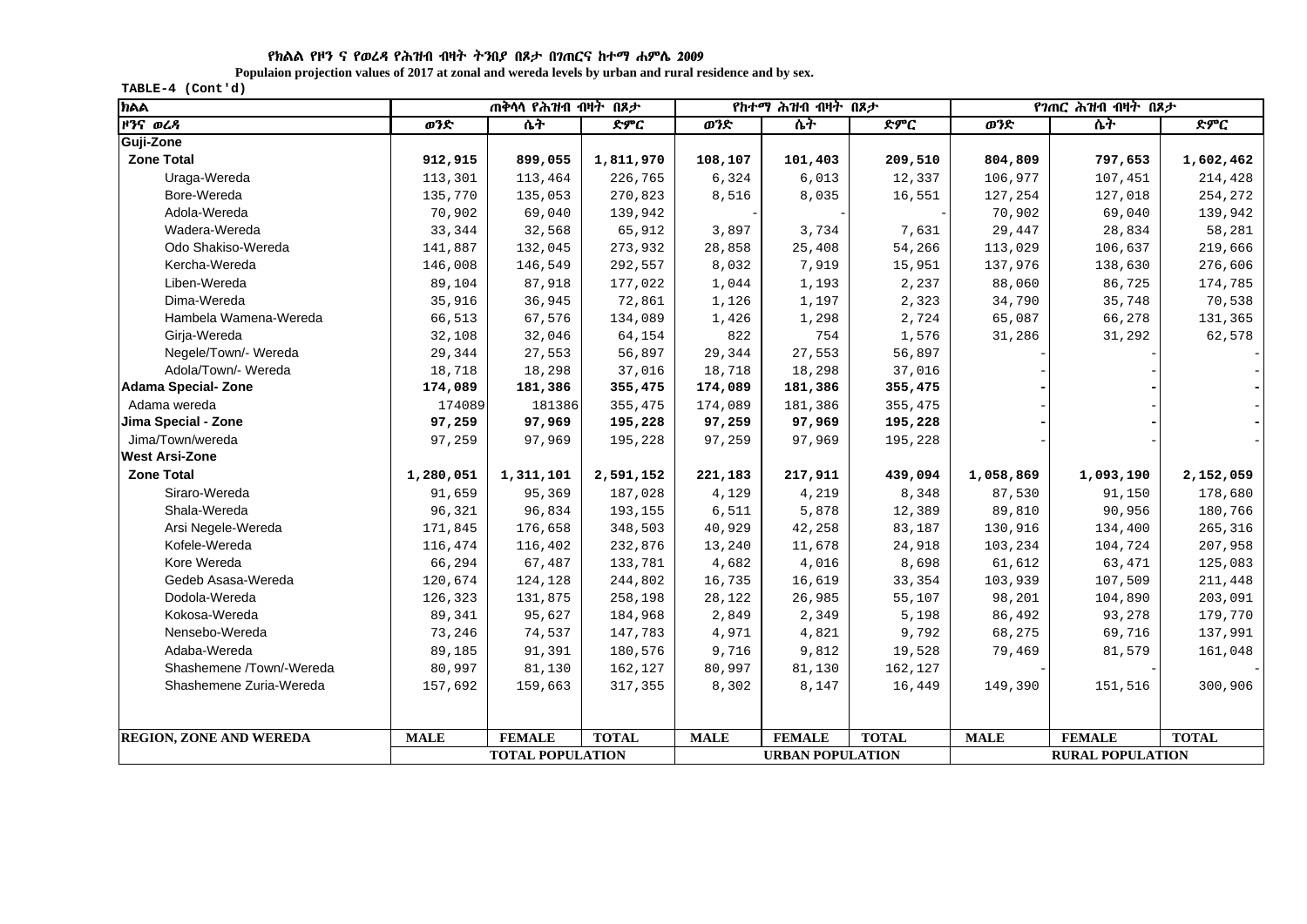**የክልል የዞን ና የወረዳ የሕዝብ ብዛት ትንበያ በጾታ በገጠርና ከተማ ሐምሌ 2009**

**Populaion projection values of 2017 at zonal and wereda levels by urban and rural residence and by sex.**

TABLE-4 (Cont'd)

| ክልል | ጠቅላላ የሕዝብ ብዛት በጾታ | | | የከተማ ሕዝብ ብዛት በጾታ | | | የገጠር ሕዝብ ብዛት በጾታ | | |
|---|---|---|---|---|---|---|---|---|---|
| ዞንና ወረዳ | ወንድ | ሴት | ድምር | ወንድ | ሴት | ድምር | ወንድ | ሴት | ድምር |
| **Guji-Zone** | | | | | | | | | |
| **Zone Total** | **912,915** | **899,055** | **1,811,970** | **108,107** | **101,403** | **209,510** | **804,809** | **797,653** | **1,602,462** |
| Uraga-Wereda | 113,301 | 113,464 | 226,765 | 6,324 | 6,013 | 12,337 | 106,977 | 107,451 | 214,428 |
| Bore-Wereda | 135,770 | 135,053 | 270,823 | 8,516 | 8,035 | 16,551 | 127,254 | 127,018 | 254,272 |
| Adola-Wereda | 70,902 | 69,040 | 139,942 | - | - | - | 70,902 | 69,040 | 139,942 |
| Wadera-Wereda | 33,344 | 32,568 | 65,912 | 3,897 | 3,734 | 7,631 | 29,447 | 28,834 | 58,281 |
| Odo Shakiso-Wereda | 141,887 | 132,045 | 273,932 | 28,858 | 25,408 | 54,266 | 113,029 | 106,637 | 219,666 |
| Kercha-Wereda | 146,008 | 146,549 | 292,557 | 8,032 | 7,919 | 15,951 | 137,976 | 138,630 | 276,606 |
| Liben-Wereda | 89,104 | 87,918 | 177,022 | 1,044 | 1,193 | 2,237 | 88,060 | 86,725 | 174,785 |
| Dima-Wereda | 35,916 | 36,945 | 72,861 | 1,126 | 1,197 | 2,323 | 34,790 | 35,748 | 70,538 |
| Hambela Wamena-Wereda | 66,513 | 67,576 | 134,089 | 1,426 | 1,298 | 2,724 | 65,087 | 66,278 | 131,365 |
| Girja-Wereda | 32,108 | 32,046 | 64,154 | 822 | 754 | 1,576 | 31,286 | 31,292 | 62,578 |
| Negele/Town/- Wereda | 29,344 | 27,553 | 56,897 | 29,344 | 27,553 | 56,897 | - | - | - |
| Adola/Town/- Wereda | 18,718 | 18,298 | 37,016 | 18,718 | 18,298 | 37,016 | - | - | - |
| **Adama Special- Zone** | **174,089** | **181,386** | **355,475** | **174,089** | **181,386** | **355,475** | **-** | **-** | **-** |
| Adama wereda | 174089 | 181386 | 355,475 | 174,089 | 181,386 | 355,475 | - | - | - |
| **Jima Special - Zone** | **97,259** | **97,969** | **195,228** | **97,259** | **97,969** | **195,228** | **-** | **-** | **-** |
| Jima/Town/wereda | 97,259 | 97,969 | 195,228 | 97,259 | 97,969 | 195,228 | - | - | - |
| **West Arsi-Zone** | | | | | | | | | |
| **Zone Total** | **1,280,051** | **1,311,101** | **2,591,152** | **221,183** | **217,911** | **439,094** | **1,058,869** | **1,093,190** | **2,152,059** |
| Siraro-Wereda | 91,659 | 95,369 | 187,028 | 4,129 | 4,219 | 8,348 | 87,530 | 91,150 | 178,680 |
| Shala-Wereda | 96,321 | 96,834 | 193,155 | 6,511 | 5,878 | 12,389 | 89,810 | 90,956 | 180,766 |
| Arsi Negele-Wereda | 171,845 | 176,658 | 348,503 | 40,929 | 42,258 | 83,187 | 130,916 | 134,400 | 265,316 |
| Kofele-Wereda | 116,474 | 116,402 | 232,876 | 13,240 | 11,678 | 24,918 | 103,234 | 104,724 | 207,958 |
| Kore Wereda | 66,294 | 67,487 | 133,781 | 4,682 | 4,016 | 8,698 | 61,612 | 63,471 | 125,083 |
| Gedeb Asasa-Wereda | 120,674 | 124,128 | 244,802 | 16,735 | 16,619 | 33,354 | 103,939 | 107,509 | 211,448 |
| Dodola-Wereda | 126,323 | 131,875 | 258,198 | 28,122 | 26,985 | 55,107 | 98,201 | 104,890 | 203,091 |
| Kokosa-Wereda | 89,341 | 95,627 | 184,968 | 2,849 | 2,349 | 5,198 | 86,492 | 93,278 | 179,770 |
| Nensebo-Wereda | 73,246 | 74,537 | 147,783 | 4,971 | 4,821 | 9,792 | 68,275 | 69,716 | 137,991 |
| Adaba-Wereda | 89,185 | 91,391 | 180,576 | 9,716 | 9,812 | 19,528 | 79,469 | 81,579 | 161,048 |
| Shashemene /Town/-Wereda | 80,997 | 81,130 | 162,127 | 80,997 | 81,130 | 162,127 | - | - | - |
| Shashemene Zuria-Wereda | 157,692 | 159,663 | 317,355 | 8,302 | 8,147 | 16,449 | 149,390 | 151,516 | 300,906 |
| **REGION, ZONE AND WEREDA** | **MALE** | **FEMALE** | **TOTAL** | **MALE** | **FEMALE** | **TOTAL** | **MALE** | **FEMALE** | **TOTAL** |
| | **TOTAL POPULATION** | | | **URBAN POPULATION** | | | **RURAL POPULATION** | | |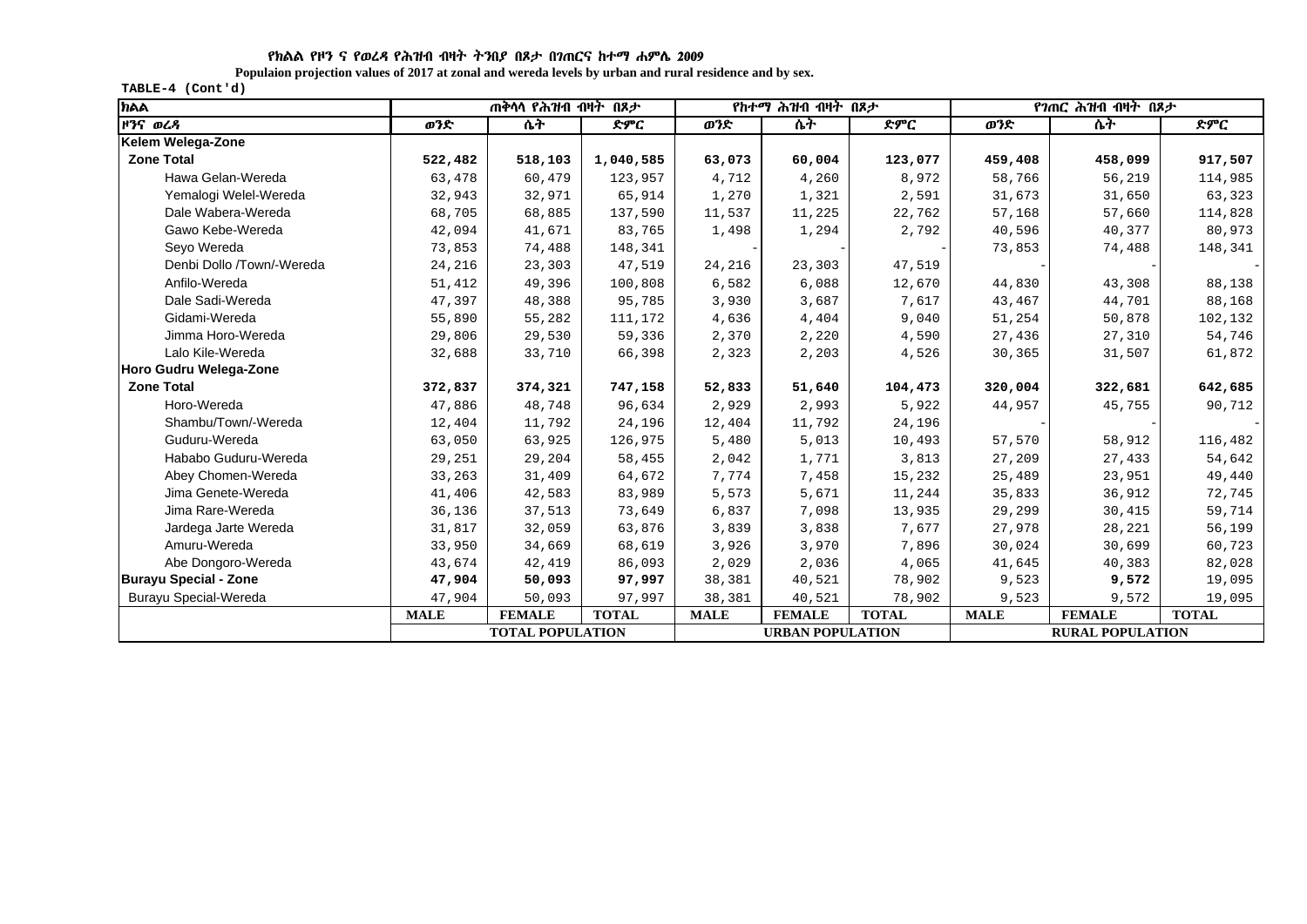የክልል የዞን ና የወረዳ የሕዝብ ብዛት ትንበያ በጾታ በገጠርና ከተማ ሐምሌ 2009

**Populaion projection values of 2017 at zonal and wereda levels by urban and rural residence and by sex.**

TABLE-4 (Cont'd)

| ክልል | ጠቅላላ የሕዝብ ብዛት በጾታ | | | የከተማ ሕዝብ ብዛት በጾታ | | | የገጠር ሕዝብ ብዛት በጾታ | | |
|---|---|---|---|---|---|---|---|---|---|
| ዞንና ወረዳ | ወንድ | ሴት | ድምር | ወንድ | ሴት | ድምር | ወንድ | ሴት | ድምር |
| **Kelem Welega-Zone** | | | | | | | | | |
| **Zone Total** | **522,482** | **518,103** | **1,040,585** | **63,073** | **60,004** | **123,077** | **459,408** | **458,099** | **917,507** |
| Hawa Gelan-Wereda | 63,478 | 60,479 | 123,957 | 4,712 | 4,260 | 8,972 | 58,766 | 56,219 | 114,985 |
| Yemalogi Welel-Wereda | 32,943 | 32,971 | 65,914 | 1,270 | 1,321 | 2,591 | 31,673 | 31,650 | 63,323 |
| Dale Wabera-Wereda | 68,705 | 68,885 | 137,590 | 11,537 | 11,225 | 22,762 | 57,168 | 57,660 | 114,828 |
| Gawo Kebe-Wereda | 42,094 | 41,671 | 83,765 | 1,498 | 1,294 | 2,792 | 40,596 | 40,377 | 80,973 |
| Seyo Wereda | 73,853 | 74,488 | 148,341 | - | - | - | 73,853 | 74,488 | 148,341 |
| Denbi Dollo /Town/-Wereda | 24,216 | 23,303 | 47,519 | 24,216 | 23,303 | 47,519 | - | - | - |
| Anfilo-Wereda | 51,412 | 49,396 | 100,808 | 6,582 | 6,088 | 12,670 | 44,830 | 43,308 | 88,138 |
| Dale Sadi-Wereda | 47,397 | 48,388 | 95,785 | 3,930 | 3,687 | 7,617 | 43,467 | 44,701 | 88,168 |
| Gidami-Wereda | 55,890 | 55,282 | 111,172 | 4,636 | 4,404 | 9,040 | 51,254 | 50,878 | 102,132 |
| Jimma Horo-Wereda | 29,806 | 29,530 | 59,336 | 2,370 | 2,220 | 4,590 | 27,436 | 27,310 | 54,746 |
| Lalo Kile-Wereda | 32,688 | 33,710 | 66,398 | 2,323 | 2,203 | 4,526 | 30,365 | 31,507 | 61,872 |
| **Horo Gudru Welega-Zone** | | | | | | | | | |
| **Zone Total** | **372,837** | **374,321** | **747,158** | **52,833** | **51,640** | **104,473** | **320,004** | **322,681** | **642,685** |
| Horo-Wereda | 47,886 | 48,748 | 96,634 | 2,929 | 2,993 | 5,922 | 44,957 | 45,755 | 90,712 |
| Shambu/Town/-Wereda | 12,404 | 11,792 | 24,196 | 12,404 | 11,792 | 24,196 | - | - | - |
| Guduru-Wereda | 63,050 | 63,925 | 126,975 | 5,480 | 5,013 | 10,493 | 57,570 | 58,912 | 116,482 |
| Hababo Guduru-Wereda | 29,251 | 29,204 | 58,455 | 2,042 | 1,771 | 3,813 | 27,209 | 27,433 | 54,642 |
| Abey Chomen-Wereda | 33,263 | 31,409 | 64,672 | 7,774 | 7,458 | 15,232 | 25,489 | 23,951 | 49,440 |
| Jima Genete-Wereda | 41,406 | 42,583 | 83,989 | 5,573 | 5,671 | 11,244 | 35,833 | 36,912 | 72,745 |
| Jima Rare-Wereda | 36,136 | 37,513 | 73,649 | 6,837 | 7,098 | 13,935 | 29,299 | 30,415 | 59,714 |
| Jardega Jarte Wereda | 31,817 | 32,059 | 63,876 | 3,839 | 3,838 | 7,677 | 27,978 | 28,221 | 56,199 |
| Amuru-Wereda | 33,950 | 34,669 | 68,619 | 3,926 | 3,970 | 7,896 | 30,024 | 30,699 | 60,723 |
| Abe Dongoro-Wereda | 43,674 | 42,419 | 86,093 | 2,029 | 2,036 | 4,065 | 41,645 | 40,383 | 82,028 |
| **Burayu Special - Zone** | **47,904** | **50,093** | **97,997** | 38,381 | 40,521 | 78,902 | 9,523 | **9,572** | 19,095 |
| Burayu Special-Wereda | 47,904 | 50,093 | 97,997 | 38,381 | 40,521 | 78,902 | 9,523 | 9,572 | 19,095 |
| | **MALE** | **FEMALE** | **TOTAL** | **MALE** | **FEMALE** | **TOTAL** | **MALE** | **FEMALE** | **TOTAL** |
| | **TOTAL POPULATION** | | | **URBAN POPULATION** | | | **RURAL POPULATION** | | |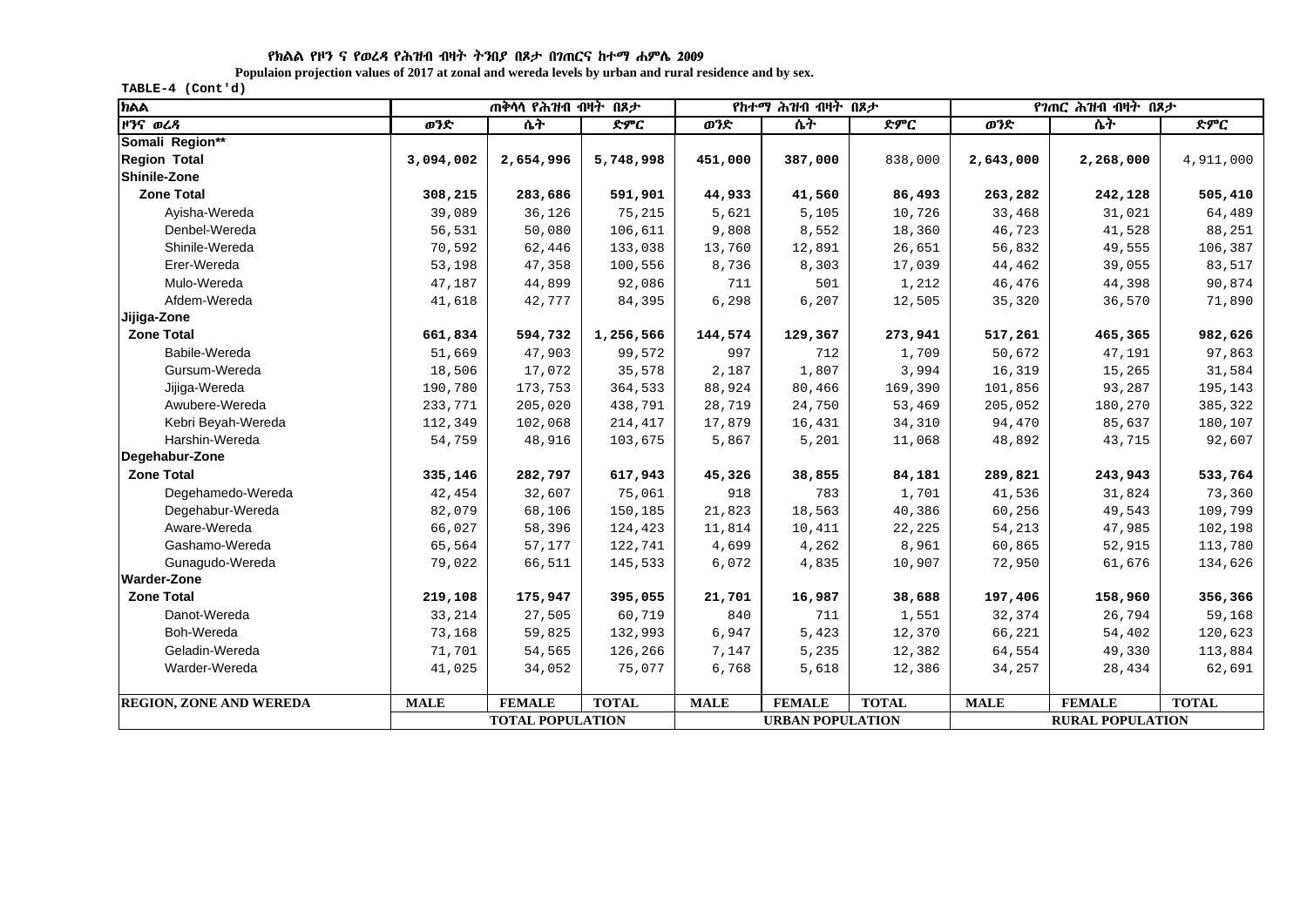**የክልል የዞን ና የወረዳ የሕዝብ ብዛት ትንበያ በጾታ በገጠርና ከተማ ሐምሌ 2009**

**Populaion projection values of 2017 at zonal and wereda levels by urban and rural residence and by sex.**

TABLE-4 (Cont'd)

| ክልል | ጠቅላላ የሕዝብ ብዛት በጾታ | | | የከተማ ሕዝብ ብዛት በጾታ | | | የገጠር ሕዝብ ብዛት በጾታ | | |
|---|---|---|---|---|---|---|---|---|---|
| ዞንና ወረዳ | ወንድ | ሴት | ድምር | ወንድ | ሴት | ድምር | ወንድ | ሴት | ድምር |
| **Somali Region\*\*** | | | | | | | | | |
| **Region Total** | **3,094,002** | **2,654,996** | **5,748,998** | **451,000** | **387,000** | 838,000 | **2,643,000** | **2,268,000** | 4,911,000 |
| **Shinile-Zone** | | | | | | | | | |
| **Zone Total** | **308,215** | **283,686** | **591,901** | **44,933** | **41,560** | **86,493** | **263,282** | **242,128** | **505,410** |
| Ayisha-Wereda | 39,089 | 36,126 | 75,215 | 5,621 | 5,105 | 10,726 | 33,468 | 31,021 | 64,489 |
| Denbel-Wereda | 56,531 | 50,080 | 106,611 | 9,808 | 8,552 | 18,360 | 46,723 | 41,528 | 88,251 |
| Shinile-Wereda | 70,592 | 62,446 | 133,038 | 13,760 | 12,891 | 26,651 | 56,832 | 49,555 | 106,387 |
| Erer-Wereda | 53,198 | 47,358 | 100,556 | 8,736 | 8,303 | 17,039 | 44,462 | 39,055 | 83,517 |
| Mulo-Wereda | 47,187 | 44,899 | 92,086 | 711 | 501 | 1,212 | 46,476 | 44,398 | 90,874 |
| Afdem-Wereda | 41,618 | 42,777 | 84,395 | 6,298 | 6,207 | 12,505 | 35,320 | 36,570 | 71,890 |
| **Jijiga-Zone** | | | | | | | | | |
| **Zone Total** | **661,834** | **594,732** | **1,256,566** | **144,574** | **129,367** | **273,941** | **517,261** | **465,365** | **982,626** |
| Babile-Wereda | 51,669 | 47,903 | 99,572 | 997 | 712 | 1,709 | 50,672 | 47,191 | 97,863 |
| Gursum-Wereda | 18,506 | 17,072 | 35,578 | 2,187 | 1,807 | 3,994 | 16,319 | 15,265 | 31,584 |
| Jijiga-Wereda | 190,780 | 173,753 | 364,533 | 88,924 | 80,466 | 169,390 | 101,856 | 93,287 | 195,143 |
| Awubere-Wereda | 233,771 | 205,020 | 438,791 | 28,719 | 24,750 | 53,469 | 205,052 | 180,270 | 385,322 |
| Kebri Beyah-Wereda | 112,349 | 102,068 | 214,417 | 17,879 | 16,431 | 34,310 | 94,470 | 85,637 | 180,107 |
| Harshin-Wereda | 54,759 | 48,916 | 103,675 | 5,867 | 5,201 | 11,068 | 48,892 | 43,715 | 92,607 |
| **Degehabur-Zone** | | | | | | | | | |
| **Zone Total** | **335,146** | **282,797** | **617,943** | **45,326** | **38,855** | **84,181** | **289,821** | **243,943** | **533,764** |
| Degehamedo-Wereda | 42,454 | 32,607 | 75,061 | 918 | 783 | 1,701 | 41,536 | 31,824 | 73,360 |
| Degehabur-Wereda | 82,079 | 68,106 | 150,185 | 21,823 | 18,563 | 40,386 | 60,256 | 49,543 | 109,799 |
| Aware-Wereda | 66,027 | 58,396 | 124,423 | 11,814 | 10,411 | 22,225 | 54,213 | 47,985 | 102,198 |
| Gashamo-Wereda | 65,564 | 57,177 | 122,741 | 4,699 | 4,262 | 8,961 | 60,865 | 52,915 | 113,780 |
| Gunagudo-Wereda | 79,022 | 66,511 | 145,533 | 6,072 | 4,835 | 10,907 | 72,950 | 61,676 | 134,626 |
| **Warder-Zone** | | | | | | | | | |
| **Zone Total** | **219,108** | **175,947** | **395,055** | **21,701** | **16,987** | **38,688** | **197,406** | **158,960** | **356,366** |
| Danot-Wereda | 33,214 | 27,505 | 60,719 | 840 | 711 | 1,551 | 32,374 | 26,794 | 59,168 |
| Boh-Wereda | 73,168 | 59,825 | 132,993 | 6,947 | 5,423 | 12,370 | 66,221 | 54,402 | 120,623 |
| Geladin-Wereda | 71,701 | 54,565 | 126,266 | 7,147 | 5,235 | 12,382 | 64,554 | 49,330 | 113,884 |
| Warder-Wereda | 41,025 | 34,052 | 75,077 | 6,768 | 5,618 | 12,386 | 34,257 | 28,434 | 62,691 |
| **REGION, ZONE AND WEREDA** | **MALE** | **FEMALE** | **TOTAL** | **MALE** | **FEMALE** | **TOTAL** | **MALE** | **FEMALE** | **TOTAL** |
| | **TOTAL POPULATION** | | | **URBAN POPULATION** | | | **RURAL POPULATION** | | |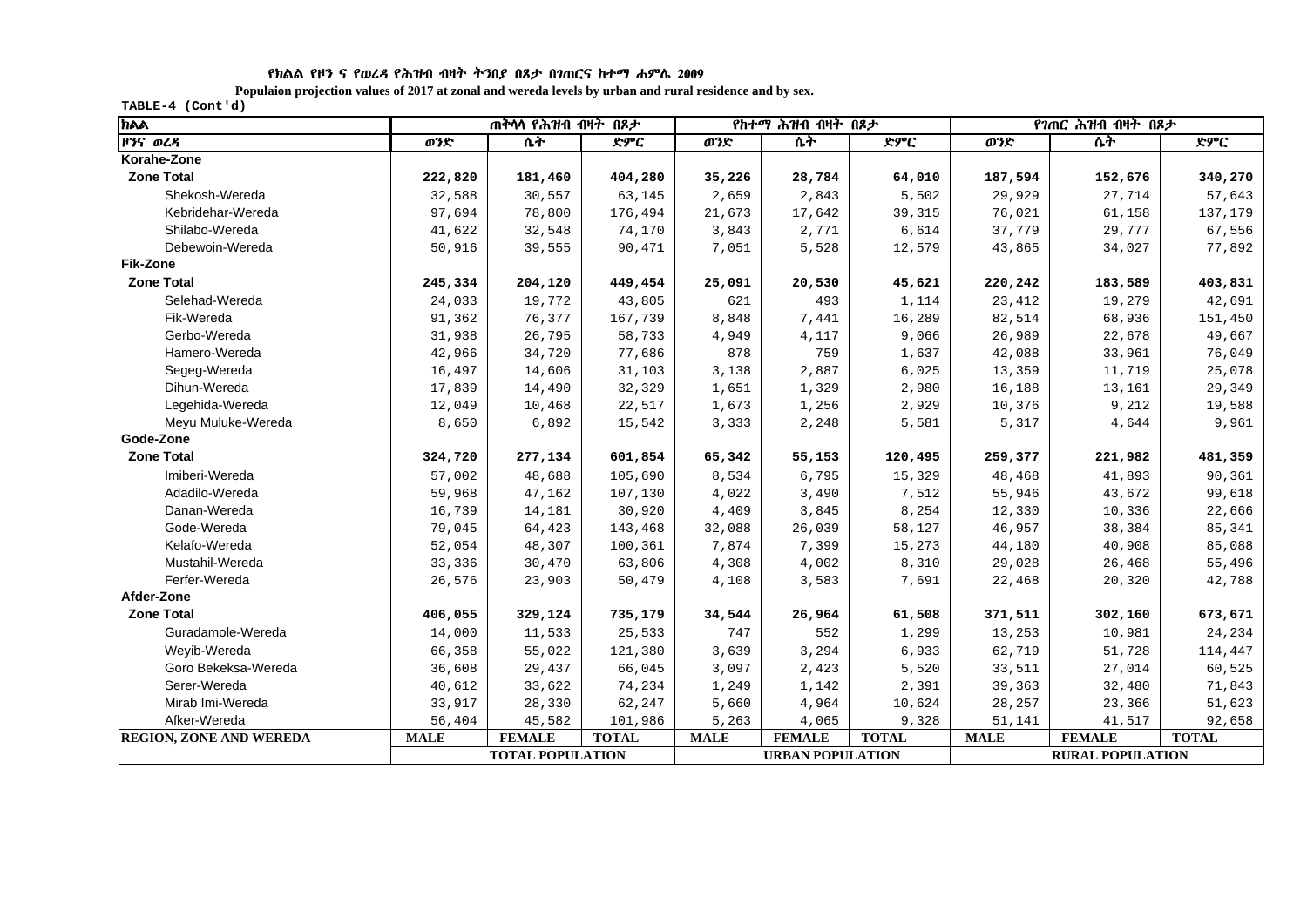የክልል የዞን ና የወረዳ የሕዝብ ብዛት ትንበያ በጾታ በገጠርና ከተማ ሐምሌ 2009

**Populaion projection values of 2017 at zonal and wereda levels by urban and rural residence and by sex.**

TABLE-4 (Cont'd)

| ክልል | ጠቅላላ የሕዝብ ብዛት በጾታ | | | የከተማ ሕዝብ ብዛት በጾታ | | | የገጠር ሕዝብ ብዛት በጾታ | | |
|---|---|---|---|---|---|---|---|---|---|
| ዞንና ወረዳ | ወንድ | ሴት | ድምር | ወንድ | ሴት | ድምር | ወንድ | ሴት | ድምር |
| **Korahe-Zone** | | | | | | | | | |
| **Zone Total** | **222,820** | **181,460** | **404,280** | **35,226** | **28,784** | **64,010** | **187,594** | **152,676** | **340,270** |
| Shekosh-Wereda | 32,588 | 30,557 | 63,145 | 2,659 | 2,843 | 5,502 | 29,929 | 27,714 | 57,643 |
| Kebridehar-Wereda | 97,694 | 78,800 | 176,494 | 21,673 | 17,642 | 39,315 | 76,021 | 61,158 | 137,179 |
| Shilabo-Wereda | 41,622 | 32,548 | 74,170 | 3,843 | 2,771 | 6,614 | 37,779 | 29,777 | 67,556 |
| Debewoin-Wereda | 50,916 | 39,555 | 90,471 | 7,051 | 5,528 | 12,579 | 43,865 | 34,027 | 77,892 |
| **Fik-Zone** | | | | | | | | | |
| **Zone Total** | **245,334** | **204,120** | **449,454** | **25,091** | **20,530** | **45,621** | **220,242** | **183,589** | **403,831** |
| Selehad-Wereda | 24,033 | 19,772 | 43,805 | 621 | 493 | 1,114 | 23,412 | 19,279 | 42,691 |
| Fik-Wereda | 91,362 | 76,377 | 167,739 | 8,848 | 7,441 | 16,289 | 82,514 | 68,936 | 151,450 |
| Gerbo-Wereda | 31,938 | 26,795 | 58,733 | 4,949 | 4,117 | 9,066 | 26,989 | 22,678 | 49,667 |
| Hamero-Wereda | 42,966 | 34,720 | 77,686 | 878 | 759 | 1,637 | 42,088 | 33,961 | 76,049 |
| Segeg-Wereda | 16,497 | 14,606 | 31,103 | 3,138 | 2,887 | 6,025 | 13,359 | 11,719 | 25,078 |
| Dihun-Wereda | 17,839 | 14,490 | 32,329 | 1,651 | 1,329 | 2,980 | 16,188 | 13,161 | 29,349 |
| Legehida-Wereda | 12,049 | 10,468 | 22,517 | 1,673 | 1,256 | 2,929 | 10,376 | 9,212 | 19,588 |
| Meyu Muluke-Wereda | 8,650 | 6,892 | 15,542 | 3,333 | 2,248 | 5,581 | 5,317 | 4,644 | 9,961 |
| **Gode-Zone** | | | | | | | | | |
| **Zone Total** | **324,720** | **277,134** | **601,854** | **65,342** | **55,153** | **120,495** | **259,377** | **221,982** | **481,359** |
| Imiberi-Wereda | 57,002 | 48,688 | 105,690 | 8,534 | 6,795 | 15,329 | 48,468 | 41,893 | 90,361 |
| Adadilo-Wereda | 59,968 | 47,162 | 107,130 | 4,022 | 3,490 | 7,512 | 55,946 | 43,672 | 99,618 |
| Danan-Wereda | 16,739 | 14,181 | 30,920 | 4,409 | 3,845 | 8,254 | 12,330 | 10,336 | 22,666 |
| Gode-Wereda | 79,045 | 64,423 | 143,468 | 32,088 | 26,039 | 58,127 | 46,957 | 38,384 | 85,341 |
| Kelafo-Wereda | 52,054 | 48,307 | 100,361 | 7,874 | 7,399 | 15,273 | 44,180 | 40,908 | 85,088 |
| Mustahil-Wereda | 33,336 | 30,470 | 63,806 | 4,308 | 4,002 | 8,310 | 29,028 | 26,468 | 55,496 |
| Ferfer-Wereda | 26,576 | 23,903 | 50,479 | 4,108 | 3,583 | 7,691 | 22,468 | 20,320 | 42,788 |
| **Afder-Zone** | | | | | | | | | |
| **Zone Total** | **406,055** | **329,124** | **735,179** | **34,544** | **26,964** | **61,508** | **371,511** | **302,160** | **673,671** |
| Guradamole-Wereda | 14,000 | 11,533 | 25,533 | 747 | 552 | 1,299 | 13,253 | 10,981 | 24,234 |
| Weyib-Wereda | 66,358 | 55,022 | 121,380 | 3,639 | 3,294 | 6,933 | 62,719 | 51,728 | 114,447 |
| Goro Bekeksa-Wereda | 36,608 | 29,437 | 66,045 | 3,097 | 2,423 | 5,520 | 33,511 | 27,014 | 60,525 |
| Serer-Wereda | 40,612 | 33,622 | 74,234 | 1,249 | 1,142 | 2,391 | 39,363 | 32,480 | 71,843 |
| Mirab Imi-Wereda | 33,917 | 28,330 | 62,247 | 5,660 | 4,964 | 10,624 | 28,257 | 23,366 | 51,623 |
| Afker-Wereda | 56,404 | 45,582 | 101,986 | 5,263 | 4,065 | 9,328 | 51,141 | 41,517 | 92,658 |
| **REGION, ZONE AND WEREDA** | **MALE** | **FEMALE** | **TOTAL** | **MALE** | **FEMALE** | **TOTAL** | **MALE** | **FEMALE** | **TOTAL** |
| | **TOTAL POPULATION** | | | **URBAN POPULATION** | | | **RURAL POPULATION** | | |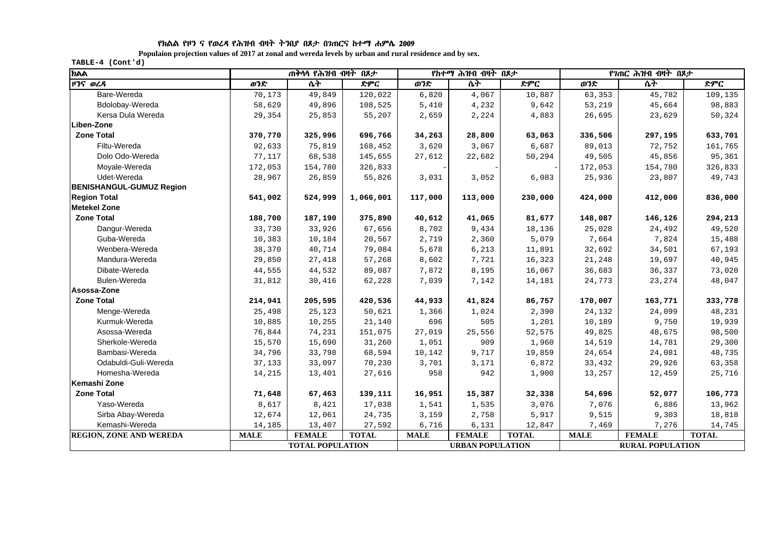የክልል የዞን ና የወረዳ የሕዝብ ብዛት ትንበያ በጾታ በገጠርና ከተማ ሐምሌ 2009

**Populaion projection values of 2017 at zonal and wereda levels by urban and rural residence and by sex.**

TABLE-4 (Cont'd)

| ክልል | ጠቅላላ የሕዝብ ብዛት በጾታ | | | የከተማ ሕዝብ ብዛት በጾታ | | | የገጠር ሕዝብ ብዛት በጾታ | | |
|---|---|---|---|---|---|---|---|---|---|
| ዞንና ወረዳ | ወንድ | ሴት | ድምር | ወንድ | ሴት | ድምር | ወንድ | ሴት | ድምር |
| Bare-Wereda | 70,173 | 49,849 | 120,022 | 6,820 | 4,067 | 10,887 | 63,353 | 45,782 | 109,135 |
| Bdolobay-Wereda | 58,629 | 49,896 | 108,525 | 5,410 | 4,232 | 9,642 | 53,219 | 45,664 | 98,883 |
| Kersa Dula Wereda | 29,354 | 25,853 | 55,207 | 2,659 | 2,224 | 4,883 | 26,695 | 23,629 | 50,324 |
| **Liben-Zone** | | | | | | | | | |
| **Zone Total** | **370,770** | **325,996** | **696,766** | **34,263** | **28,800** | **63,063** | **336,506** | **297,195** | **633,701** |
| Filtu-Wereda | 92,633 | 75,819 | 168,452 | 3,620 | 3,067 | 6,687 | 89,013 | 72,752 | 161,765 |
| Dolo Odo-Wereda | 77,117 | 68,538 | 145,655 | 27,612 | 22,682 | 50,294 | 49,505 | 45,856 | 95,361 |
| Moyale-Wereda | 172,053 | 154,780 | 326,833 | - | - | - | 172,053 | 154,780 | 326,833 |
| Udet-Wereda | 28,967 | 26,859 | 55,826 | 3,031 | 3,052 | 6,083 | 25,936 | 23,807 | 49,743 |
| **BENISHANGUL-GUMUZ Region** | | | | | | | | | |
| **Region Total** | **541,002** | **524,999** | **1,066,001** | **117,000** | **113,000** | **230,000** | **424,000** | **412,000** | **836,000** |
| **Metekel Zone** | | | | | | | | | |
| **Zone Total** | **188,700** | **187,190** | **375,890** | **40,612** | **41,065** | **81,677** | **148,087** | **146,126** | **294,213** |
| Dangur-Wereda | 33,730 | 33,926 | 67,656 | 8,702 | 9,434 | 18,136 | 25,028 | 24,492 | 49,520 |
| Guba-Wereda | 10,383 | 10,184 | 20,567 | 2,719 | 2,360 | 5,079 | 7,664 | 7,824 | 15,488 |
| Wenbera-Wereda | 38,370 | 40,714 | 79,084 | 5,678 | 6,213 | 11,891 | 32,692 | 34,501 | 67,193 |
| Mandura-Wereda | 29,850 | 27,418 | 57,268 | 8,602 | 7,721 | 16,323 | 21,248 | 19,697 | 40,945 |
| Dibate-Wereda | 44,555 | 44,532 | 89,087 | 7,872 | 8,195 | 16,067 | 36,683 | 36,337 | 73,020 |
| Bulen-Wereda | 31,812 | 30,416 | 62,228 | 7,039 | 7,142 | 14,181 | 24,773 | 23,274 | 48,047 |
| **Asossa-Zone** | | | | | | | | | |
| **Zone Total** | **214,941** | **205,595** | **420,536** | **44,933** | **41,824** | **86,757** | **170,007** | **163,771** | **333,778** |
| Menge-Wereda | 25,498 | 25,123 | 50,621 | 1,366 | 1,024 | 2,390 | 24,132 | 24,099 | 48,231 |
| Kurmuk-Wereda | 10,885 | 10,255 | 21,140 | 696 | 505 | 1,201 | 10,189 | 9,750 | 19,939 |
| Asossa-Wereda | 76,844 | 74,231 | 151,075 | 27,019 | 25,556 | 52,575 | 49,825 | 48,675 | 98,500 |
| Sherkole-Wereda | 15,570 | 15,690 | 31,260 | 1,051 | 909 | 1,960 | 14,519 | 14,781 | 29,300 |
| Bambasi-Wereda | 34,796 | 33,798 | 68,594 | 10,142 | 9,717 | 19,859 | 24,654 | 24,081 | 48,735 |
| Odabuldi-Guli-Wereda | 37,133 | 33,097 | 70,230 | 3,701 | 3,171 | 6,872 | 33,432 | 29,926 | 63,358 |
| Homesha-Wereda | 14,215 | 13,401 | 27,616 | 958 | 942 | 1,900 | 13,257 | 12,459 | 25,716 |
| **Kemashi Zone** | | | | | | | | | |
| **Zone Total** | **71,648** | **67,463** | **139,111** | **16,951** | **15,387** | **32,338** | **54,696** | **52,077** | **106,773** |
| Yaso-Wereda | 8,617 | 8,421 | 17,038 | 1,541 | 1,535 | 3,076 | 7,076 | 6,886 | 13,962 |
| Sirba Abay-Wereda | 12,674 | 12,061 | 24,735 | 3,159 | 2,758 | 5,917 | 9,515 | 9,303 | 18,818 |
| Kemashi-Wereda | 14,185 | 13,407 | 27,592 | 6,716 | 6,131 | 12,847 | 7,469 | 7,276 | 14,745 |
| **REGION, ZONE AND WEREDA** | **MALE** | **FEMALE** | **TOTAL** | **MALE** | **FEMALE** | **TOTAL** | **MALE** | **FEMALE** | **TOTAL** |
| | **TOTAL POPULATION** | | | **URBAN POPULATION** | | | **RURAL POPULATION** | | |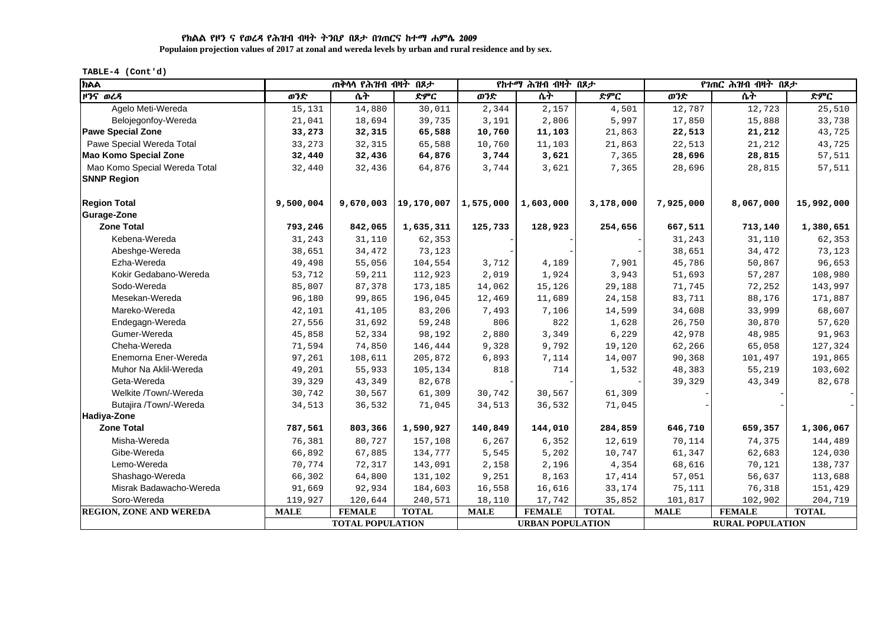**የክልል የዞን ና የወረዳ የሕዝብ ብዛት ትንበያ በጾታ በገጠርና ከተማ ሐምሌ 2009**

**Populaion projection values of 2017 at zonal and wereda levels by urban and rural residence and by sex.**

TABLE-4 (Cont'd)

| ክልል | ጠቅላላ የሕዝብ ብዛት በጾታ | | | የከተማ ሕዝብ ብዛት በጾታ | | | የገጠር ሕዝብ ብዛት በጾታ | | |
|---|---|---|---|---|---|---|---|---|---|
| ዞንና ወረዳ | ወንድ | ሴት | ድምር | ወንድ | ሴት | ድምር | ወንድ | ሴት | ድምር |
| Agelo Meti-Wereda | 15,131 | 14,880 | 30,011 | 2,344 | 2,157 | 4,501 | 12,787 | 12,723 | 25,510 |
| Belojegonfoy-Wereda | 21,041 | 18,694 | 39,735 | 3,191 | 2,806 | 5,997 | 17,850 | 15,888 | 33,738 |
| **Pawe Special Zone** | **33,273** | **32,315** | **65,588** | **10,760** | **11,103** | 21,863 | **22,513** | **21,212** | 43,725 |
| Pawe Special Wereda Total | 33,273 | 32,315 | 65,588 | 10,760 | 11,103 | 21,863 | 22,513 | 21,212 | 43,725 |
| **Mao Komo Special Zone** | **32,440** | **32,436** | **64,876** | **3,744** | **3,621** | 7,365 | **28,696** | **28,815** | 57,511 |
| Mao Komo Special Wereda Total | 32,440 | 32,436 | 64,876 | 3,744 | 3,621 | 7,365 | 28,696 | 28,815 | 57,511 |
| **SNNP Region** | | | | | | | | | |
| **Region Total** | **9,500,004** | **9,670,003** | **19,170,007** | **1,575,000** | **1,603,000** | **3,178,000** | **7,925,000** | **8,067,000** | **15,992,000** |
| **Gurage-Zone** | | | | | | | | | |
| **Zone Total** | **793,246** | **842,065** | **1,635,311** | **125,733** | **128,923** | **254,656** | **667,511** | **713,140** | **1,380,651** |
| Kebena-Wereda | 31,243 | 31,110 | 62,353 | - | - | - | 31,243 | 31,110 | 62,353 |
| Abeshge-Wereda | 38,651 | 34,472 | 73,123 | - | - | - | 38,651 | 34,472 | 73,123 |
| Ezha-Wereda | 49,498 | 55,056 | 104,554 | 3,712 | 4,189 | 7,901 | 45,786 | 50,867 | 96,653 |
| Kokir Gedabano-Wereda | 53,712 | 59,211 | 112,923 | 2,019 | 1,924 | 3,943 | 51,693 | 57,287 | 108,980 |
| Sodo-Wereda | 85,807 | 87,378 | 173,185 | 14,062 | 15,126 | 29,188 | 71,745 | 72,252 | 143,997 |
| Mesekan-Wereda | 96,180 | 99,865 | 196,045 | 12,469 | 11,689 | 24,158 | 83,711 | 88,176 | 171,887 |
| Mareko-Wereda | 42,101 | 41,105 | 83,206 | 7,493 | 7,106 | 14,599 | 34,608 | 33,999 | 68,607 |
| Endegagn-Wereda | 27,556 | 31,692 | 59,248 | 806 | 822 | 1,628 | 26,750 | 30,870 | 57,620 |
| Gumer-Wereda | 45,858 | 52,334 | 98,192 | 2,880 | 3,349 | 6,229 | 42,978 | 48,985 | 91,963 |
| Cheha-Wereda | 71,594 | 74,850 | 146,444 | 9,328 | 9,792 | 19,120 | 62,266 | 65,058 | 127,324 |
| Enemorna Ener-Wereda | 97,261 | 108,611 | 205,872 | 6,893 | 7,114 | 14,007 | 90,368 | 101,497 | 191,865 |
| Muhor Na Aklil-Wereda | 49,201 | 55,933 | 105,134 | 818 | 714 | 1,532 | 48,383 | 55,219 | 103,602 |
| Geta-Wereda | 39,329 | 43,349 | 82,678 | - | - | - | 39,329 | 43,349 | 82,678 |
| Welkite /Town/-Wereda | 30,742 | 30,567 | 61,309 | 30,742 | 30,567 | 61,309 | - | - | - |
| Butajira /Town/-Wereda | 34,513 | 36,532 | 71,045 | 34,513 | 36,532 | 71,045 | - | - | - |
| **Hadiya-Zone** | | | | | | | | | |
| **Zone Total** | **787,561** | **803,366** | **1,590,927** | **140,849** | **144,010** | **284,859** | **646,710** | **659,357** | **1,306,067** |
| Misha-Wereda | 76,381 | 80,727 | 157,108 | 6,267 | 6,352 | 12,619 | 70,114 | 74,375 | 144,489 |
| Gibe-Wereda | 66,892 | 67,885 | 134,777 | 5,545 | 5,202 | 10,747 | 61,347 | 62,683 | 124,030 |
| Lemo-Wereda | 70,774 | 72,317 | 143,091 | 2,158 | 2,196 | 4,354 | 68,616 | 70,121 | 138,737 |
| Shashago-Wereda | 66,302 | 64,800 | 131,102 | 9,251 | 8,163 | 17,414 | 57,051 | 56,637 | 113,688 |
| Misrak Badawacho-Wereda | 91,669 | 92,934 | 184,603 | 16,558 | 16,616 | 33,174 | 75,111 | 76,318 | 151,429 |
| Soro-Wereda | 119,927 | 120,644 | 240,571 | 18,110 | 17,742 | 35,852 | 101,817 | 102,902 | 204,719 |
| **REGION, ZONE AND WEREDA** | **MALE** | **FEMALE** | **TOTAL** | **MALE** | **FEMALE** | **TOTAL** | **MALE** | **FEMALE** | **TOTAL** |
| | **TOTAL POPULATION** | | | **URBAN POPULATION** | | | **RURAL POPULATION** | | |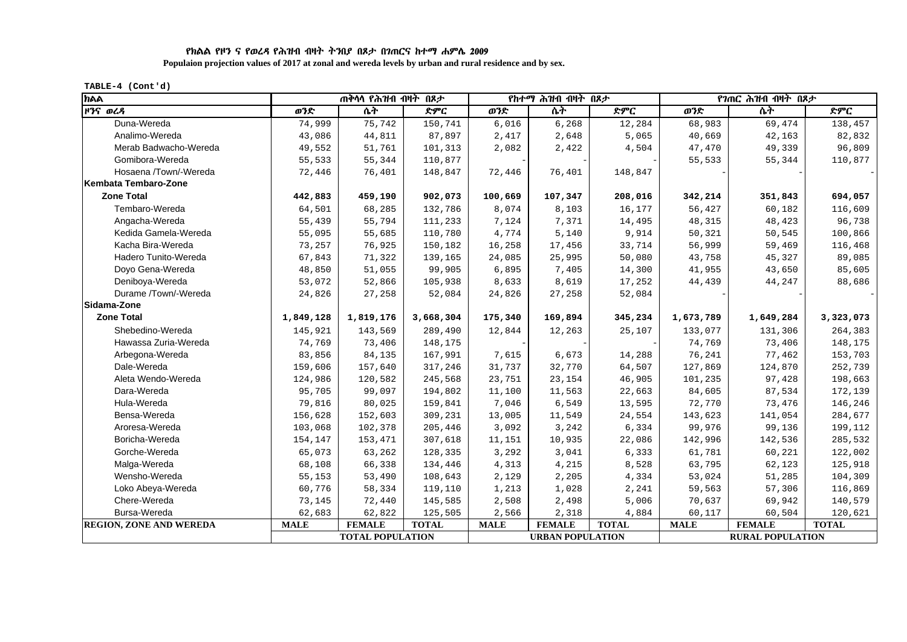የክልል የዞን ና የወረዳ የሕዝብ ብዛት ትንበያ በጾታ በገጠርና ከተማ ሐምሌ 2009

**Populaion projection values of 2017 at zonal and wereda levels by urban and rural residence and by sex.**

TABLE-4 (Cont'd)

| ክልል | ጠቅላላ የሕዝብ ብዛት በጾታ | | | የከተማ ሕዝብ ብዛት በጾታ | | | የገጠር ሕዝብ ብዛት በጾታ | | |
|---|---|---|---|---|---|---|---|---|---|
| ዞንና ወረዳ | ወንድ | ሴት | ድምር | ወንድ | ሴት | ድምር | ወንድ | ሴት | ድምር |
| Duna-Wereda | 74,999 | 75,742 | 150,741 | 6,016 | 6,268 | 12,284 | 68,983 | 69,474 | 138,457 |
| Analimo-Wereda | 43,086 | 44,811 | 87,897 | 2,417 | 2,648 | 5,065 | 40,669 | 42,163 | 82,832 |
| Merab Badwacho-Wereda | 49,552 | 51,761 | 101,313 | 2,082 | 2,422 | 4,504 | 47,470 | 49,339 | 96,809 |
| Gomibora-Wereda | 55,533 | 55,344 | 110,877 | - | - | - | 55,533 | 55,344 | 110,877 |
| Hosaena /Town/-Wereda | 72,446 | 76,401 | 148,847 | 72,446 | 76,401 | 148,847 | - | - | - |
| **Kembata Tembaro-Zone** | | | | | | | | | |
| **Zone Total** | **442,883** | **459,190** | **902,073** | **100,669** | **107,347** | **208,016** | **342,214** | **351,843** | **694,057** |
| Tembaro-Wereda | 64,501 | 68,285 | 132,786 | 8,074 | 8,103 | 16,177 | 56,427 | 60,182 | 116,609 |
| Angacha-Wereda | 55,439 | 55,794 | 111,233 | 7,124 | 7,371 | 14,495 | 48,315 | 48,423 | 96,738 |
| Kedida Gamela-Wereda | 55,095 | 55,685 | 110,780 | 4,774 | 5,140 | 9,914 | 50,321 | 50,545 | 100,866 |
| Kacha Bira-Wereda | 73,257 | 76,925 | 150,182 | 16,258 | 17,456 | 33,714 | 56,999 | 59,469 | 116,468 |
| Hadero Tunito-Wereda | 67,843 | 71,322 | 139,165 | 24,085 | 25,995 | 50,080 | 43,758 | 45,327 | 89,085 |
| Doyo Gena-Wereda | 48,850 | 51,055 | 99,905 | 6,895 | 7,405 | 14,300 | 41,955 | 43,650 | 85,605 |
| Deniboya-Wereda | 53,072 | 52,866 | 105,938 | 8,633 | 8,619 | 17,252 | 44,439 | 44,247 | 88,686 |
| Durame /Town/-Wereda | 24,826 | 27,258 | 52,084 | 24,826 | 27,258 | 52,084 | - | - | - |
| **Sidama-Zone** | | | | | | | | | |
| **Zone Total** | **1,849,128** | **1,819,176** | **3,668,304** | **175,340** | **169,894** | **345,234** | **1,673,789** | **1,649,284** | **3,323,073** |
| Shebedino-Wereda | 145,921 | 143,569 | 289,490 | 12,844 | 12,263 | 25,107 | 133,077 | 131,306 | 264,383 |
| Hawassa Zuria-Wereda | 74,769 | 73,406 | 148,175 | - | - | - | 74,769 | 73,406 | 148,175 |
| Arbegona-Wereda | 83,856 | 84,135 | 167,991 | 7,615 | 6,673 | 14,288 | 76,241 | 77,462 | 153,703 |
| Dale-Wereda | 159,606 | 157,640 | 317,246 | 31,737 | 32,770 | 64,507 | 127,869 | 124,870 | 252,739 |
| Aleta Wendo-Wereda | 124,986 | 120,582 | 245,568 | 23,751 | 23,154 | 46,905 | 101,235 | 97,428 | 198,663 |
| Dara-Wereda | 95,705 | 99,097 | 194,802 | 11,100 | 11,563 | 22,663 | 84,605 | 87,534 | 172,139 |
| Hula-Wereda | 79,816 | 80,025 | 159,841 | 7,046 | 6,549 | 13,595 | 72,770 | 73,476 | 146,246 |
| Bensa-Wereda | 156,628 | 152,603 | 309,231 | 13,005 | 11,549 | 24,554 | 143,623 | 141,054 | 284,677 |
| Aroresa-Wereda | 103,068 | 102,378 | 205,446 | 3,092 | 3,242 | 6,334 | 99,976 | 99,136 | 199,112 |
| Boricha-Wereda | 154,147 | 153,471 | 307,618 | 11,151 | 10,935 | 22,086 | 142,996 | 142,536 | 285,532 |
| Gorche-Wereda | 65,073 | 63,262 | 128,335 | 3,292 | 3,041 | 6,333 | 61,781 | 60,221 | 122,002 |
| Malga-Wereda | 68,108 | 66,338 | 134,446 | 4,313 | 4,215 | 8,528 | 63,795 | 62,123 | 125,918 |
| Wensho-Wereda | 55,153 | 53,490 | 108,643 | 2,129 | 2,205 | 4,334 | 53,024 | 51,285 | 104,309 |
| Loko Abeya-Wereda | 60,776 | 58,334 | 119,110 | 1,213 | 1,028 | 2,241 | 59,563 | 57,306 | 116,869 |
| Chere-Wereda | 73,145 | 72,440 | 145,585 | 2,508 | 2,498 | 5,006 | 70,637 | 69,942 | 140,579 |
| Bursa-Wereda | 62,683 | 62,822 | 125,505 | 2,566 | 2,318 | 4,884 | 60,117 | 60,504 | 120,621 |
| **REGION, ZONE AND WEREDA** | **MALE** | **FEMALE** | **TOTAL** | **MALE** | **FEMALE** | **TOTAL** | **MALE** | **FEMALE** | **TOTAL** |
| | **TOTAL POPULATION** | | | **URBAN POPULATION** | | | **RURAL POPULATION** | | |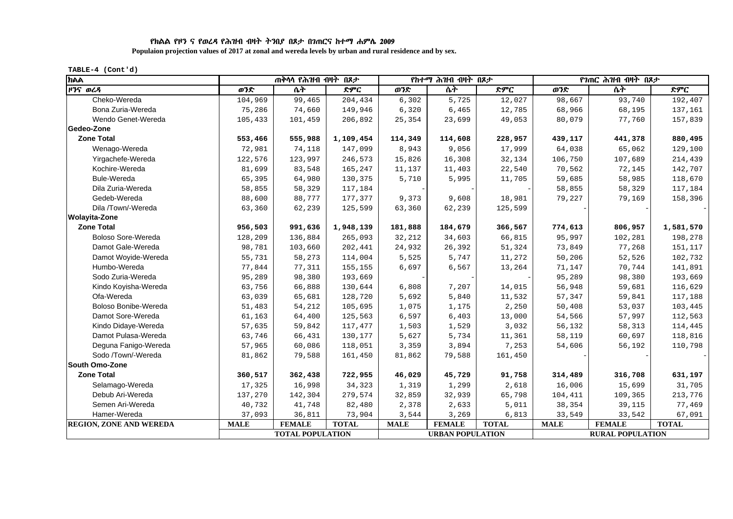የክልል የዞን ና የወረዳ የሕዝብ ብዛት ትንበያ በጾታ በገጠርና ከተማ ሐምሌ 2009

**Populaion projection values of 2017 at zonal and wereda levels by urban and rural residence and by sex.**

TABLE-4 (Cont'd)

| ክልል | ጠቅላላ የሕዝብ ብዛት በጾታ | | | የከተማ ሕዝብ ብዛት በጾታ | | | የገጠር ሕዝብ ብዛት በጾታ | | |
|---|---|---|---|---|---|---|---|---|---|
| ዞንና ወረዳ | ወንድ | ሴት | ድምር | ወንድ | ሴት | ድምር | ወንድ | ሴት | ድምር |
| Cheko-Wereda | 104,969 | 99,465 | 204,434 | 6,302 | 5,725 | 12,027 | 98,667 | 93,740 | 192,407 |
| Bona Zuria-Wereda | 75,286 | 74,660 | 149,946 | 6,320 | 6,465 | 12,785 | 68,966 | 68,195 | 137,161 |
| Wendo Genet-Wereda | 105,433 | 101,459 | 206,892 | 25,354 | 23,699 | 49,053 | 80,079 | 77,760 | 157,839 |
| **Gedeo-Zone** | | | | | | | | | |
| **Zone Total** | **553,466** | **555,988** | **1,109,454** | **114,349** | **114,608** | **228,957** | **439,117** | **441,378** | **880,495** |
| Wenago-Wereda | 72,981 | 74,118 | 147,099 | 8,943 | 9,056 | 17,999 | 64,038 | 65,062 | 129,100 |
| Yirgachefe-Wereda | 122,576 | 123,997 | 246,573 | 15,826 | 16,308 | 32,134 | 106,750 | 107,689 | 214,439 |
| Kochire-Wereda | 81,699 | 83,548 | 165,247 | 11,137 | 11,403 | 22,540 | 70,562 | 72,145 | 142,707 |
| Bule-Wereda | 65,395 | 64,980 | 130,375 | 5,710 | 5,995 | 11,705 | 59,685 | 58,985 | 118,670 |
| Dila Zuria-Wereda | 58,855 | 58,329 | 117,184 | - | - | - | 58,855 | 58,329 | 117,184 |
| Gedeb-Wereda | 88,600 | 88,777 | 177,377 | 9,373 | 9,608 | 18,981 | 79,227 | 79,169 | 158,396 |
| Dila /Town/-Wereda | 63,360 | 62,239 | 125,599 | 63,360 | 62,239 | 125,599 | - | - | - |
| **Wolayita-Zone** | | | | | | | | | |
| **Zone Total** | **956,503** | **991,636** | **1,948,139** | **181,888** | **184,679** | **366,567** | **774,613** | **806,957** | **1,581,570** |
| Boloso Sore-Wereda | 128,209 | 136,884 | 265,093 | 32,212 | 34,603 | 66,815 | 95,997 | 102,281 | 198,278 |
| Damot Gale-Wereda | 98,781 | 103,660 | 202,441 | 24,932 | 26,392 | 51,324 | 73,849 | 77,268 | 151,117 |
| Damot Woyide-Wereda | 55,731 | 58,273 | 114,004 | 5,525 | 5,747 | 11,272 | 50,206 | 52,526 | 102,732 |
| Humbo-Wereda | 77,844 | 77,311 | 155,155 | 6,697 | 6,567 | 13,264 | 71,147 | 70,744 | 141,891 |
| Sodo Zuria-Wereda | 95,289 | 98,380 | 193,669 | - | - | - | 95,289 | 98,380 | 193,669 |
| Kindo Koyisha-Wereda | 63,756 | 66,888 | 130,644 | 6,808 | 7,207 | 14,015 | 56,948 | 59,681 | 116,629 |
| Ofa-Wereda | 63,039 | 65,681 | 128,720 | 5,692 | 5,840 | 11,532 | 57,347 | 59,841 | 117,188 |
| Boloso Bonibe-Wereda | 51,483 | 54,212 | 105,695 | 1,075 | 1,175 | 2,250 | 50,408 | 53,037 | 103,445 |
| Damot Sore-Wereda | 61,163 | 64,400 | 125,563 | 6,597 | 6,403 | 13,000 | 54,566 | 57,997 | 112,563 |
| Kindo Didaye-Wereda | 57,635 | 59,842 | 117,477 | 1,503 | 1,529 | 3,032 | 56,132 | 58,313 | 114,445 |
| Damot Pulasa-Wereda | 63,746 | 66,431 | 130,177 | 5,627 | 5,734 | 11,361 | 58,119 | 60,697 | 118,816 |
| Deguna Fanigo-Wereda | 57,965 | 60,086 | 118,051 | 3,359 | 3,894 | 7,253 | 54,606 | 56,192 | 110,798 |
| Sodo /Town/-Wereda | 81,862 | 79,588 | 161,450 | 81,862 | 79,588 | 161,450 | - | - | - |
| **South Omo-Zone** | | | | | | | | | |
| **Zone Total** | **360,517** | **362,438** | **722,955** | **46,029** | **45,729** | **91,758** | **314,489** | **316,708** | **631,197** |
| Selamago-Wereda | 17,325 | 16,998 | 34,323 | 1,319 | 1,299 | 2,618 | 16,006 | 15,699 | 31,705 |
| Debub Ari-Wereda | 137,270 | 142,304 | 279,574 | 32,859 | 32,939 | 65,798 | 104,411 | 109,365 | 213,776 |
| Semen Ari-Wereda | 40,732 | 41,748 | 82,480 | 2,378 | 2,633 | 5,011 | 38,354 | 39,115 | 77,469 |
| Hamer-Wereda | 37,093 | 36,811 | 73,904 | 3,544 | 3,269 | 6,813 | 33,549 | 33,542 | 67,091 |
| **REGION, ZONE AND WEREDA** | **MALE** | **FEMALE** | **TOTAL** | **MALE** | **FEMALE** | **TOTAL** | **MALE** | **FEMALE** | **TOTAL** |
| | **TOTAL POPULATION** | | | **URBAN POPULATION** | | | **RURAL POPULATION** | | |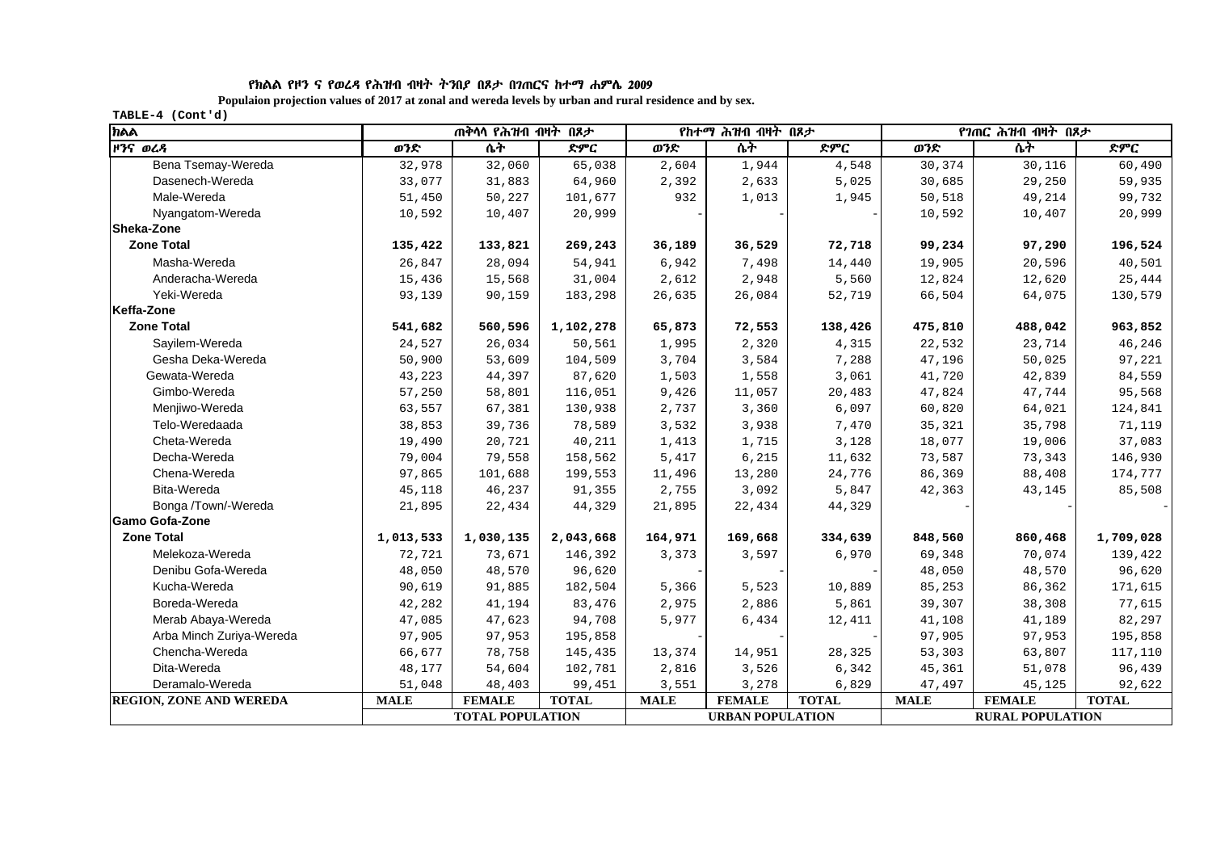የክልል የዞን ና የወረዳ የሕዝብ ብዛት ትንበያ በጾታ በገጠርና ከተማ ሐምሌ 2009

**Populaion projection values of 2017 at zonal and wereda levels by urban and rural residence and by sex.**

TABLE-4 (Cont'd)

| ክልል | ጠቅላላ የሕዝብ ብዛት በጾታ | | | የከተማ ሕዝብ ብዛት በጾታ | | | የገጠር ሕዝብ ብዛት በጾታ | | |
|---|---|---|---|---|---|---|---|---|---|
| ዞንና ወረዳ | ወንድ | ሴት | ድምር | ወንድ | ሴት | ድምር | ወንድ | ሴት | ድምር |
| Bena Tsemay-Wereda | 32,978 | 32,060 | 65,038 | 2,604 | 1,944 | 4,548 | 30,374 | 30,116 | 60,490 |
| Dasenech-Wereda | 33,077 | 31,883 | 64,960 | 2,392 | 2,633 | 5,025 | 30,685 | 29,250 | 59,935 |
| Male-Wereda | 51,450 | 50,227 | 101,677 | 932 | 1,013 | 1,945 | 50,518 | 49,214 | 99,732 |
| Nyangatom-Wereda | 10,592 | 10,407 | 20,999 | - | - | - | 10,592 | 10,407 | 20,999 |
| **Sheka-Zone** | | | | | | | | | |
| **Zone Total** | **135,422** | **133,821** | **269,243** | **36,189** | **36,529** | **72,718** | **99,234** | **97,290** | **196,524** |
| Masha-Wereda | 26,847 | 28,094 | 54,941 | 6,942 | 7,498 | 14,440 | 19,905 | 20,596 | 40,501 |
| Anderacha-Wereda | 15,436 | 15,568 | 31,004 | 2,612 | 2,948 | 5,560 | 12,824 | 12,620 | 25,444 |
| Yeki-Wereda | 93,139 | 90,159 | 183,298 | 26,635 | 26,084 | 52,719 | 66,504 | 64,075 | 130,579 |
| **Keffa-Zone** | | | | | | | | | |
| **Zone Total** | **541,682** | **560,596** | **1,102,278** | **65,873** | **72,553** | **138,426** | **475,810** | **488,042** | **963,852** |
| Sayilem-Wereda | 24,527 | 26,034 | 50,561 | 1,995 | 2,320 | 4,315 | 22,532 | 23,714 | 46,246 |
| Gesha Deka-Wereda | 50,900 | 53,609 | 104,509 | 3,704 | 3,584 | 7,288 | 47,196 | 50,025 | 97,221 |
| Gewata-Wereda | 43,223 | 44,397 | 87,620 | 1,503 | 1,558 | 3,061 | 41,720 | 42,839 | 84,559 |
| Gimbo-Wereda | 57,250 | 58,801 | 116,051 | 9,426 | 11,057 | 20,483 | 47,824 | 47,744 | 95,568 |
| Menjiwo-Wereda | 63,557 | 67,381 | 130,938 | 2,737 | 3,360 | 6,097 | 60,820 | 64,021 | 124,841 |
| Telo-Weredaada | 38,853 | 39,736 | 78,589 | 3,532 | 3,938 | 7,470 | 35,321 | 35,798 | 71,119 |
| Cheta-Wereda | 19,490 | 20,721 | 40,211 | 1,413 | 1,715 | 3,128 | 18,077 | 19,006 | 37,083 |
| Decha-Wereda | 79,004 | 79,558 | 158,562 | 5,417 | 6,215 | 11,632 | 73,587 | 73,343 | 146,930 |
| Chena-Wereda | 97,865 | 101,688 | 199,553 | 11,496 | 13,280 | 24,776 | 86,369 | 88,408 | 174,777 |
| Bita-Wereda | 45,118 | 46,237 | 91,355 | 2,755 | 3,092 | 5,847 | 42,363 | 43,145 | 85,508 |
| Bonga /Town/-Wereda | 21,895 | 22,434 | 44,329 | 21,895 | 22,434 | 44,329 | - | - | - |
| **Gamo Gofa-Zone** | | | | | | | | | |
| **Zone Total** | **1,013,533** | **1,030,135** | **2,043,668** | **164,971** | **169,668** | **334,639** | **848,560** | **860,468** | **1,709,028** |
| Melekoza-Wereda | 72,721 | 73,671 | 146,392 | 3,373 | 3,597 | 6,970 | 69,348 | 70,074 | 139,422 |
| Denibu Gofa-Wereda | 48,050 | 48,570 | 96,620 | - | - | - | 48,050 | 48,570 | 96,620 |
| Kucha-Wereda | 90,619 | 91,885 | 182,504 | 5,366 | 5,523 | 10,889 | 85,253 | 86,362 | 171,615 |
| Boreda-Wereda | 42,282 | 41,194 | 83,476 | 2,975 | 2,886 | 5,861 | 39,307 | 38,308 | 77,615 |
| Merab Abaya-Wereda | 47,085 | 47,623 | 94,708 | 5,977 | 6,434 | 12,411 | 41,108 | 41,189 | 82,297 |
| Arba Minch Zuriya-Wereda | 97,905 | 97,953 | 195,858 | - | - | - | 97,905 | 97,953 | 195,858 |
| Chencha-Wereda | 66,677 | 78,758 | 145,435 | 13,374 | 14,951 | 28,325 | 53,303 | 63,807 | 117,110 |
| Dita-Wereda | 48,177 | 54,604 | 102,781 | 2,816 | 3,526 | 6,342 | 45,361 | 51,078 | 96,439 |
| Deramalo-Wereda | 51,048 | 48,403 | 99,451 | 3,551 | 3,278 | 6,829 | 47,497 | 45,125 | 92,622 |
| **REGION, ZONE AND WEREDA** | **MALE** | **FEMALE** | **TOTAL** | **MALE** | **FEMALE** | **TOTAL** | **MALE** | **FEMALE** | **TOTAL** |
| | **TOTAL POPULATION** | | | **URBAN POPULATION** | | | **RURAL POPULATION** | | |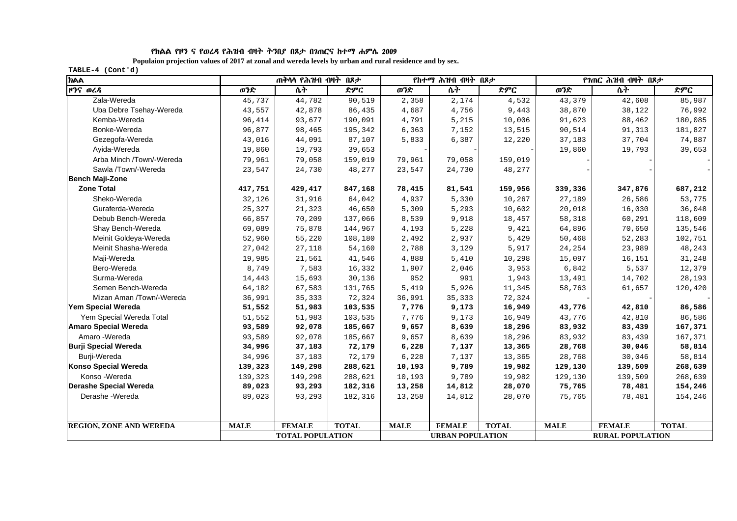የክልል የዞን ና የወረዳ የሕዝብ ብዛት ትንበያ በጾታ በገጠርና ከተማ ሐምሌ 2009

**Populaion projection values of 2017 at zonal and wereda levels by urban and rural residence and by sex.**

TABLE-4 (Cont'd)

| ክልል | ጠቅላላ የሕዝብ ብዛት በጾታ | | | የከተማ ሕዝብ ብዛት በጾታ | | | የገጠር ሕዝብ ብዛት በጾታ | | |
|---|---|---|---|---|---|---|---|---|---|
| ዞንና ወረዳ | ወንድ | ሴት | ድምር | ወንድ | ሴት | ድምር | ወንድ | ሴት | ድምር |
| Zala-Wereda | 45,737 | 44,782 | 90,519 | 2,358 | 2,174 | 4,532 | 43,379 | 42,608 | 85,987 |
| Uba Debre Tsehay-Wereda | 43,557 | 42,878 | 86,435 | 4,687 | 4,756 | 9,443 | 38,870 | 38,122 | 76,992 |
| Kemba-Wereda | 96,414 | 93,677 | 190,091 | 4,791 | 5,215 | 10,006 | 91,623 | 88,462 | 180,085 |
| Bonke-Wereda | 96,877 | 98,465 | 195,342 | 6,363 | 7,152 | 13,515 | 90,514 | 91,313 | 181,827 |
| Gezegofa-Wereda | 43,016 | 44,091 | 87,107 | 5,833 | 6,387 | 12,220 | 37,183 | 37,704 | 74,887 |
| Ayida-Wereda | 19,860 | 19,793 | 39,653 | - | - | - | 19,860 | 19,793 | 39,653 |
| Arba Minch /Town/-Wereda | 79,961 | 79,058 | 159,019 | 79,961 | 79,058 | 159,019 | - | - | - |
| Sawla /Town/-Wereda | 23,547 | 24,730 | 48,277 | 23,547 | 24,730 | 48,277 | - | - | - |
| **Bench Maji-Zone** | | | | | | | | | |
| **Zone Total** | **417,751** | **429,417** | **847,168** | **78,415** | **81,541** | **159,956** | **339,336** | **347,876** | **687,212** |
| Sheko-Wereda | 32,126 | 31,916 | 64,042 | 4,937 | 5,330 | 10,267 | 27,189 | 26,586 | 53,775 |
| Guraferda-Wereda | 25,327 | 21,323 | 46,650 | 5,309 | 5,293 | 10,602 | 20,018 | 16,030 | 36,048 |
| Debub Bench-Wereda | 66,857 | 70,209 | 137,066 | 8,539 | 9,918 | 18,457 | 58,318 | 60,291 | 118,609 |
| Shay Bench-Wereda | 69,089 | 75,878 | 144,967 | 4,193 | 5,228 | 9,421 | 64,896 | 70,650 | 135,546 |
| Meinit Goldeya-Wereda | 52,960 | 55,220 | 108,180 | 2,492 | 2,937 | 5,429 | 50,468 | 52,283 | 102,751 |
| Meinit Shasha-Wereda | 27,042 | 27,118 | 54,160 | 2,788 | 3,129 | 5,917 | 24,254 | 23,989 | 48,243 |
| Maji-Wereda | 19,985 | 21,561 | 41,546 | 4,888 | 5,410 | 10,298 | 15,097 | 16,151 | 31,248 |
| Bero-Wereda | 8,749 | 7,583 | 16,332 | 1,907 | 2,046 | 3,953 | 6,842 | 5,537 | 12,379 |
| Surma-Wereda | 14,443 | 15,693 | 30,136 | 952 | 991 | 1,943 | 13,491 | 14,702 | 28,193 |
| Semen Bench-Wereda | 64,182 | 67,583 | 131,765 | 5,419 | 5,926 | 11,345 | 58,763 | 61,657 | 120,420 |
| Mizan Aman /Town/-Wereda | 36,991 | 35,333 | 72,324 | 36,991 | 35,333 | 72,324 | - | - | - |
| **Yem Special Wereda** | **51,552** | **51,983** | **103,535** | **7,776** | **9,173** | **16,949** | **43,776** | **42,810** | **86,586** |
| Yem Special Wereda Total | 51,552 | 51,983 | 103,535 | 7,776 | 9,173 | 16,949 | 43,776 | 42,810 | 86,586 |
| **Amaro Special Wereda** | **93,589** | **92,078** | **185,667** | **9,657** | **8,639** | **18,296** | **83,932** | **83,439** | **167,371** |
| Amaro -Wereda | 93,589 | 92,078 | 185,667 | 9,657 | 8,639 | 18,296 | 83,932 | 83,439 | 167,371 |
| **Burji Special Wereda** | **34,996** | **37,183** | **72,179** | **6,228** | **7,137** | **13,365** | **28,768** | **30,046** | **58,814** |
| Burji-Wereda | 34,996 | 37,183 | 72,179 | 6,228 | 7,137 | 13,365 | 28,768 | 30,046 | 58,814 |
| **Konso Special Wereda** | **139,323** | **149,298** | **288,621** | **10,193** | **9,789** | **19,982** | **129,130** | **139,509** | **268,639** |
| Konso -Wereda | 139,323 | 149,298 | 288,621 | 10,193 | 9,789 | 19,982 | 129,130 | 139,509 | 268,639 |
| **Derashe Special Wereda** | **89,023** | **93,293** | **182,316** | **13,258** | **14,812** | **28,070** | **75,765** | **78,481** | **154,246** |
| Derashe -Wereda | 89,023 | 93,293 | 182,316 | 13,258 | 14,812 | 28,070 | 75,765 | 78,481 | 154,246 |
| **REGION, ZONE AND WEREDA** | **MALE** | **FEMALE** | **TOTAL** | **MALE** | **FEMALE** | **TOTAL** | **MALE** | **FEMALE** | **TOTAL** |
| | **TOTAL POPULATION** | | | **URBAN POPULATION** | | | **RURAL POPULATION** | | |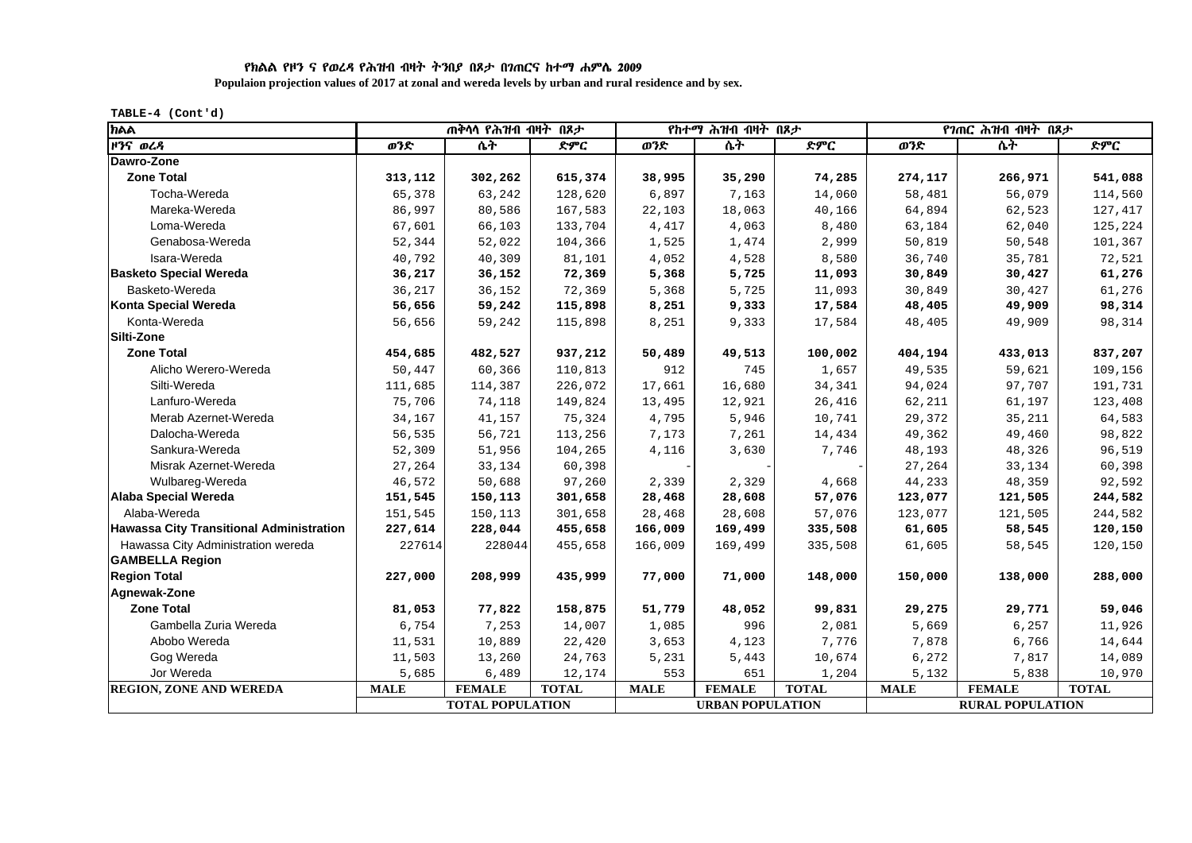**የክልል የዞን ና የወረዳ የሕዝብ ብዛት ትንበያ በጾታ በገጠርና ከተማ ሐምሌ 2009**

**Populaion projection values of 2017 at zonal and wereda levels by urban and rural residence and by sex.**

**TABLE-4 (Cont'd)**

| ክልል | ጠቅላላ የሕዝብ ብዛት በጾታ | | | የከተማ ሕዝብ ብዛት በጾታ | | | የገጠር ሕዝብ ብዛት በጾታ | | |
|---|---|---|---|---|---|---|---|---|---|
| ዞንና ወረዳ | ወንድ | ሴት | ድምር | ወንድ | ሴት | ድምር | ወንድ | ሴት | ድምር |
| **Dawro-Zone** | | | | | | | | | |
| **Zone Total** | **313,112** | **302,262** | **615,374** | **38,995** | **35,290** | **74,285** | **274,117** | **266,971** | **541,088** |
| Tocha-Wereda | 65,378 | 63,242 | 128,620 | 6,897 | 7,163 | 14,060 | 58,481 | 56,079 | 114,560 |
| Mareka-Wereda | 86,997 | 80,586 | 167,583 | 22,103 | 18,063 | 40,166 | 64,894 | 62,523 | 127,417 |
| Loma-Wereda | 67,601 | 66,103 | 133,704 | 4,417 | 4,063 | 8,480 | 63,184 | 62,040 | 125,224 |
| Genabosa-Wereda | 52,344 | 52,022 | 104,366 | 1,525 | 1,474 | 2,999 | 50,819 | 50,548 | 101,367 |
| Isara-Wereda | 40,792 | 40,309 | 81,101 | 4,052 | 4,528 | 8,580 | 36,740 | 35,781 | 72,521 |
| **Basketo Special Wereda** | **36,217** | **36,152** | **72,369** | **5,368** | **5,725** | **11,093** | **30,849** | **30,427** | **61,276** |
| Basketo-Wereda | 36,217 | 36,152 | 72,369 | 5,368 | 5,725 | 11,093 | 30,849 | 30,427 | 61,276 |
| **Konta Special Wereda** | **56,656** | **59,242** | **115,898** | **8,251** | **9,333** | **17,584** | **48,405** | **49,909** | **98,314** |
| Konta-Wereda | 56,656 | 59,242 | 115,898 | 8,251 | 9,333 | 17,584 | 48,405 | 49,909 | 98,314 |
| **Silti-Zone** | | | | | | | | | |
| **Zone Total** | **454,685** | **482,527** | **937,212** | **50,489** | **49,513** | **100,002** | **404,194** | **433,013** | **837,207** |
| Alicho Werero-Wereda | 50,447 | 60,366 | 110,813 | 912 | 745 | 1,657 | 49,535 | 59,621 | 109,156 |
| Silti-Wereda | 111,685 | 114,387 | 226,072 | 17,661 | 16,680 | 34,341 | 94,024 | 97,707 | 191,731 |
| Lanfuro-Wereda | 75,706 | 74,118 | 149,824 | 13,495 | 12,921 | 26,416 | 62,211 | 61,197 | 123,408 |
| Merab Azernet-Wereda | 34,167 | 41,157 | 75,324 | 4,795 | 5,946 | 10,741 | 29,372 | 35,211 | 64,583 |
| Dalocha-Wereda | 56,535 | 56,721 | 113,256 | 7,173 | 7,261 | 14,434 | 49,362 | 49,460 | 98,822 |
| Sankura-Wereda | 52,309 | 51,956 | 104,265 | 4,116 | 3,630 | 7,746 | 48,193 | 48,326 | 96,519 |
| Misrak Azernet-Wereda | 27,264 | 33,134 | 60,398 | - | - | - | 27,264 | 33,134 | 60,398 |
| Wulbareg-Wereda | 46,572 | 50,688 | 97,260 | 2,339 | 2,329 | 4,668 | 44,233 | 48,359 | 92,592 |
| **Alaba Special Wereda** | **151,545** | **150,113** | **301,658** | **28,468** | **28,608** | **57,076** | **123,077** | **121,505** | **244,582** |
| Alaba-Wereda | 151,545 | 150,113 | 301,658 | 28,468 | 28,608 | 57,076 | 123,077 | 121,505 | 244,582 |
| **Hawassa City Transitional Administration** | **227,614** | **228,044** | **455,658** | **166,009** | **169,499** | **335,508** | **61,605** | **58,545** | **120,150** |
| Hawassa City Administration wereda | 227614 | 228044 | 455,658 | 166,009 | 169,499 | 335,508 | 61,605 | 58,545 | 120,150 |
| **GAMBELLA Region** | | | | | | | | | |
| **Region Total** | **227,000** | **208,999** | **435,999** | **77,000** | **71,000** | **148,000** | **150,000** | **138,000** | **288,000** |
| **Agnewak-Zone** | | | | | | | | | |
| **Zone Total** | **81,053** | **77,822** | **158,875** | **51,779** | **48,052** | **99,831** | **29,275** | **29,771** | **59,046** |
| Gambella Zuria Wereda | 6,754 | 7,253 | 14,007 | 1,085 | 996 | 2,081 | 5,669 | 6,257 | 11,926 |
| Abobo Wereda | 11,531 | 10,889 | 22,420 | 3,653 | 4,123 | 7,776 | 7,878 | 6,766 | 14,644 |
| Gog Wereda | 11,503 | 13,260 | 24,763 | 5,231 | 5,443 | 10,674 | 6,272 | 7,817 | 14,089 |
| Jor Wereda | 5,685 | 6,489 | 12,174 | 553 | 651 | 1,204 | 5,132 | 5,838 | 10,970 |
| **REGION, ZONE AND WEREDA** | **MALE** | **FEMALE** | **TOTAL** | **MALE** | **FEMALE** | **TOTAL** | **MALE** | **FEMALE** | **TOTAL** |
| | **TOTAL POPULATION** | | | **URBAN POPULATION** | | | **RURAL POPULATION** | | |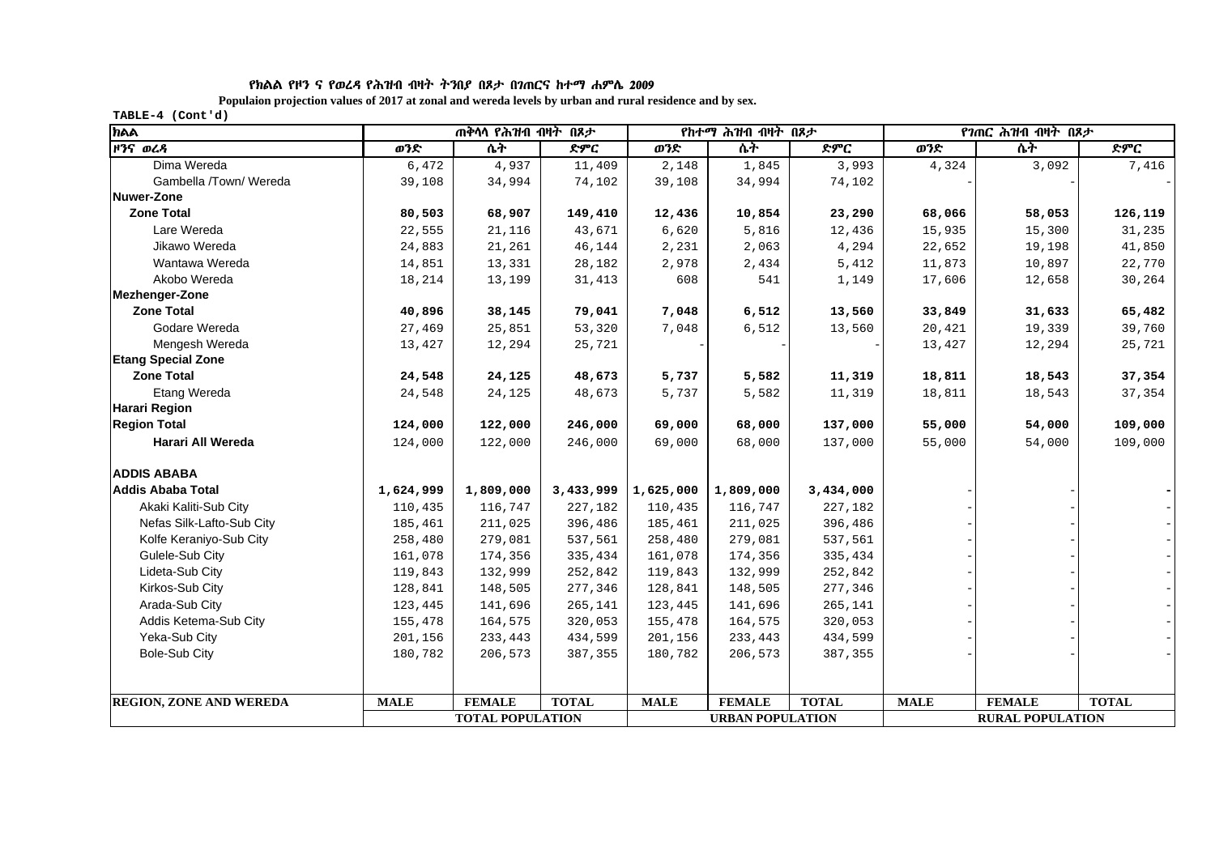የክልል የዞን ና የወረዳ የሕዝብ ብዛት ትንበያ በጾታ በገጠርና ከተማ ሐምሌ 2009

**Populaion projection values of 2017 at zonal and wereda levels by urban and rural residence and by sex.**

TABLE-4 (Cont'd)

| ክልል | ጠቅላላ የሕዝብ ብዛት በጾታ | | | የከተማ ሕዝብ ብዛት በጾታ | | | የገጠር ሕዝብ ብዛት በጾታ | | |
|---|---|---|---|---|---|---|---|---|---|
| ዞንና ወረዳ | ወንድ | ሴት | ድምር | ወንድ | ሴት | ድምር | ወንድ | ሴት | ድምር |
| Dima Wereda | 6,472 | 4,937 | 11,409 | 2,148 | 1,845 | 3,993 | 4,324 | 3,092 | 7,416 |
| Gambella /Town/ Wereda | 39,108 | 34,994 | 74,102 | 39,108 | 34,994 | 74,102 | - | - | - |
| **Nuwer-Zone** | | | | | | | | | |
| **Zone Total** | **80,503** | **68,907** | **149,410** | **12,436** | **10,854** | **23,290** | **68,066** | **58,053** | **126,119** |
| Lare Wereda | 22,555 | 21,116 | 43,671 | 6,620 | 5,816 | 12,436 | 15,935 | 15,300 | 31,235 |
| Jikawo Wereda | 24,883 | 21,261 | 46,144 | 2,231 | 2,063 | 4,294 | 22,652 | 19,198 | 41,850 |
| Wantawa Wereda | 14,851 | 13,331 | 28,182 | 2,978 | 2,434 | 5,412 | 11,873 | 10,897 | 22,770 |
| Akobo Wereda | 18,214 | 13,199 | 31,413 | 608 | 541 | 1,149 | 17,606 | 12,658 | 30,264 |
| **Mezhenger-Zone** | | | | | | | | | |
| **Zone Total** | **40,896** | **38,145** | **79,041** | **7,048** | **6,512** | **13,560** | **33,849** | **31,633** | **65,482** |
| Godare Wereda | 27,469 | 25,851 | 53,320 | 7,048 | 6,512 | 13,560 | 20,421 | 19,339 | 39,760 |
| Mengesh Wereda | 13,427 | 12,294 | 25,721 | - | - | - | 13,427 | 12,294 | 25,721 |
| **Etang Special Zone** | | | | | | | | | |
| **Zone Total** | **24,548** | **24,125** | **48,673** | **5,737** | **5,582** | **11,319** | **18,811** | **18,543** | **37,354** |
| Etang Wereda | 24,548 | 24,125 | 48,673 | 5,737 | 5,582 | 11,319 | 18,811 | 18,543 | 37,354 |
| **Harari Region** | | | | | | | | | |
| **Region Total** | **124,000** | **122,000** | **246,000** | **69,000** | **68,000** | **137,000** | **55,000** | **54,000** | **109,000** |
| **Harari All Wereda** | 124,000 | 122,000 | 246,000 | 69,000 | 68,000 | 137,000 | 55,000 | 54,000 | 109,000 |
| **ADDIS ABABA** | | | | | | | | | |
| **Addis Ababa Total** | **1,624,999** | **1,809,000** | **3,433,999** | **1,625,000** | **1,809,000** | **3,434,000** | - | - | **-** |
| Akaki Kaliti-Sub City | 110,435 | 116,747 | 227,182 | 110,435 | 116,747 | 227,182 | - | - | - |
| Nefas Silk-Lafto-Sub City | 185,461 | 211,025 | 396,486 | 185,461 | 211,025 | 396,486 | - | - | - |
| Kolfe Keraniyo-Sub City | 258,480 | 279,081 | 537,561 | 258,480 | 279,081 | 537,561 | - | - | - |
| Gulele-Sub City | 161,078 | 174,356 | 335,434 | 161,078 | 174,356 | 335,434 | - | - | - |
| Lideta-Sub City | 119,843 | 132,999 | 252,842 | 119,843 | 132,999 | 252,842 | - | - | - |
| Kirkos-Sub City | 128,841 | 148,505 | 277,346 | 128,841 | 148,505 | 277,346 | - | - | - |
| Arada-Sub City | 123,445 | 141,696 | 265,141 | 123,445 | 141,696 | 265,141 | - | - | - |
| Addis Ketema-Sub City | 155,478 | 164,575 | 320,053 | 155,478 | 164,575 | 320,053 | - | - | - |
| Yeka-Sub City | 201,156 | 233,443 | 434,599 | 201,156 | 233,443 | 434,599 | - | - | - |
| Bole-Sub City | 180,782 | 206,573 | 387,355 | 180,782 | 206,573 | 387,355 | - | - | - |
| **REGION, ZONE AND WEREDA** | **MALE** | **FEMALE** | **TOTAL** | **MALE** | **FEMALE** | **TOTAL** | **MALE** | **FEMALE** | **TOTAL** |
| | **TOTAL POPULATION** | | | **URBAN POPULATION** | | | **RURAL POPULATION** | | |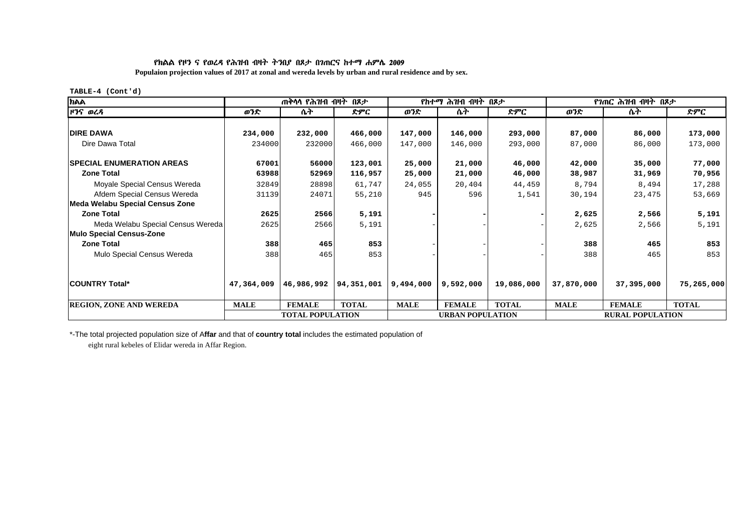**የክልል የዞን ና የወረዳ የሕዝብ ብዛት ትንበያ በጾታ በገጠርና ከተማ ሐምሌ 2009**

**Populaion projection values of 2017 at zonal and wereda levels by urban and rural residence and by sex.**

TABLE-4 (Cont'd)

| ክልል | ጠቅላላ የሕዝብ ብዛት በጾታ | | | የከተማ ሕዝብ ብዛት በጾታ | | | የገጠር ሕዝብ ብዛት በጾታ | | |
|---|---|---|---|---|---|---|---|---|---|
| ዞንና ወረዳ | ወንድ | ሴት | ድምር | ወንድ | ሴት | ድምር | ወንድ | ሴት | ድምር |
| **DIRE DAWA** | **234,000** | **232,000** | **466,000** | **147,000** | **146,000** | **293,000** | **87,000** | **86,000** | **173,000** |
| Dire Dawa Total | 234000 | 232000 | 466,000 | 147,000 | 146,000 | 293,000 | 87,000 | 86,000 | 173,000 |
| **SPECIAL ENUMERATION AREAS** | **67001** | **56000** | **123,001** | **25,000** | **21,000** | **46,000** | **42,000** | **35,000** | **77,000** |
| **Zone Total** | **63988** | **52969** | **116,957** | **25,000** | **21,000** | **46,000** | **38,987** | **31,969** | **70,956** |
| Moyale Special Census Wereda | 32849 | 28898 | 61,747 | 24,055 | 20,404 | 44,459 | 8,794 | 8,494 | 17,288 |
| Afdem Special Census Wereda | 31139 | 24071 | 55,210 | 945 | 596 | 1,541 | 30,194 | 23,475 | 53,669 |
| **Meda Welabu Special Census Zone** | | | | | | | | | |
| **Zone Total** | **2625** | **2566** | **5,191** | **-** | **-** | **-** | **2,625** | **2,566** | **5,191** |
| Meda Welabu Special Census Wereda | 2625 | 2566 | 5,191 | - | - | - | 2,625 | 2,566 | 5,191 |
| **Mulo Special Census-Zone** | | | | | | | | | |
| **Zone Total** | **388** | **465** | **853** | - | - | - | **388** | **465** | **853** |
| Mulo Special Census Wereda | 388 | 465 | 853 | - | - | - | 388 | 465 | 853 |
| **COUNTRY Total*** | **47,364,009** | **46,986,992** | **94,351,001** | **9,494,000** | **9,592,000** | **19,086,000** | **37,870,000** | **37,395,000** | **75,265,000** |
| **REGION, ZONE AND WEREDA** | **MALE** | **FEMALE** | **TOTAL** | **MALE** | **FEMALE** | **TOTAL** | **MALE** | **FEMALE** | **TOTAL** |
| | **TOTAL POPULATION** | | | **URBAN POPULATION** | | | **RURAL POPULATION** | | |

*-The total projected population size of A**ffar** and that of **country total** includes the estimated population of eight rural kebeles of Elidar wereda in Affar Region.